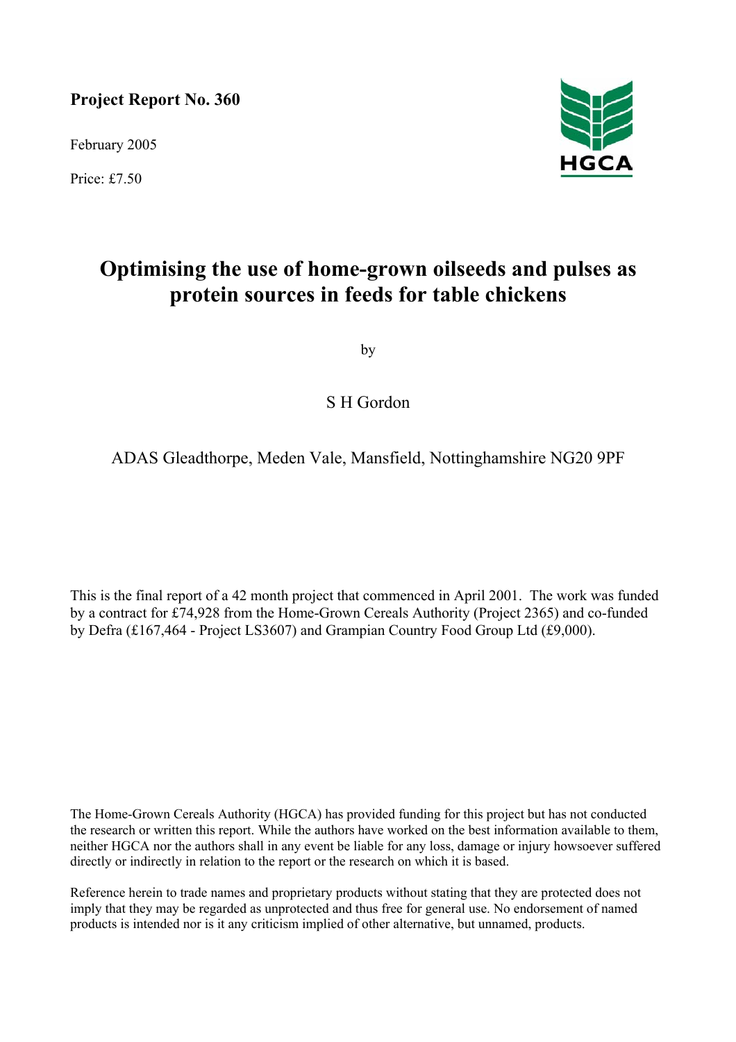**Project Report No. 360**

February 2005

Price: £7.50

HGCA

# Optimising the use of home-grown oilseeds and pulses as protein sources in feeds for table chickens

by

S H Gordon

ADAS Gleadthorpe, Meden Vale, Mansfield, Nottinghamshire NG20 9PF

This is the final report of a 42 month project that commenced in April 2001. The work was funded by a contract for £74,928 from the Home-Grown Cereals Authority (Project 2365) and co-funded by Defra (£167,464 - Project LS3607) and Grampian Country Food Group Ltd (£9,000).

The Home-Grown Cereals Authority (HGCA) has provided funding for this project but has not conducted the research or written this report. While the authors have worked on the best information available to them, neither HGCA nor the authors shall in any event be liable for any loss, damage or injury howsoever suffered directly or indirectly in relation to the report or the research on which it is based.

Reference herein to trade names and proprietary products without stating that they are protected does not imply that they may be regarded as unprotected and thus free for general use. No endorsement of named products is intended nor is it any criticism implied of other alternative, but unnamed, products.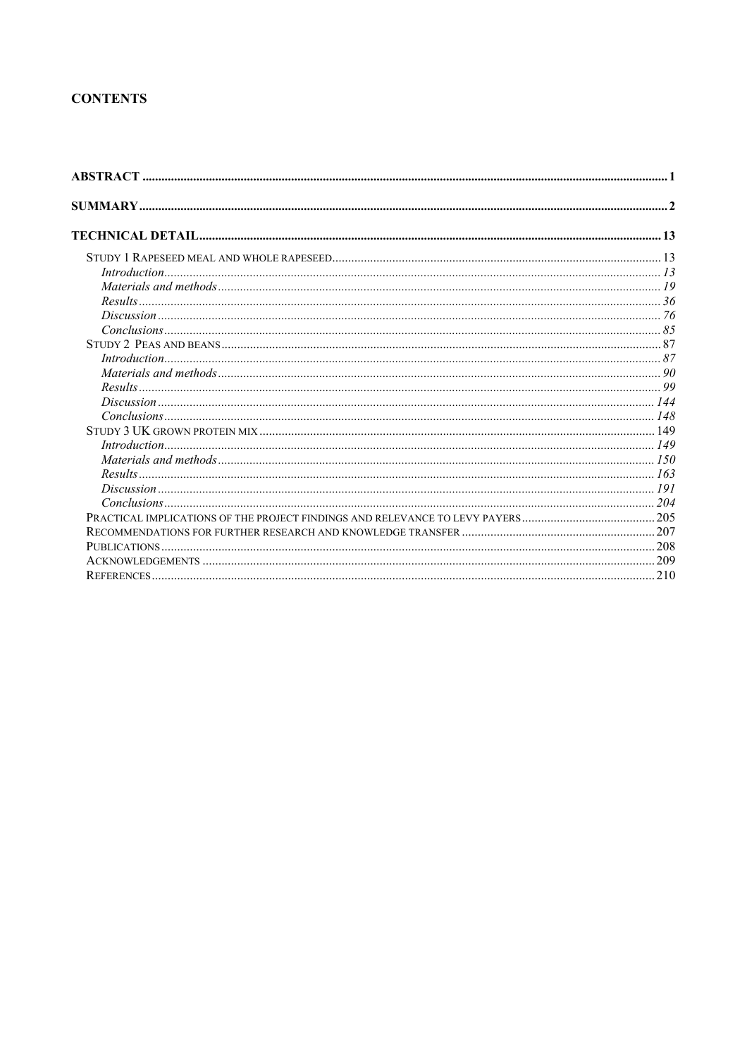## CONTENTS

**ABSTRACT** ........................................................................................................................................................ 1

**SUMMARY** ........................................................................................................................................................ 2

**TECHNICAL DETAIL** ........................................................................................................................................ 13

- STUDY 1 RAPESEED MEAL AND WHOLE RAPESEED ........................................................................................ 13
  - *Introduction* ........................................................................................................................................ 13
  - *Materials and methods* ........................................................................................................................ 19
  - *Results* ................................................................................................................................................ 36
  - *Discussion* .......................................................................................................................................... 76
  - *Conclusions* ........................................................................................................................................ 85
- STUDY 2 PEAS AND BEANS .............................................................................................................................. 87
  - *Introduction* ........................................................................................................................................ 87
  - *Materials and methods* ........................................................................................................................ 90
  - *Results* ................................................................................................................................................ 99
  - *Discussion* .......................................................................................................................................... 144
  - *Conclusions* ........................................................................................................................................ 148
- STUDY 3 UK GROWN PROTEIN MIX ................................................................................................................ 149
  - *Introduction* ........................................................................................................................................ 149
  - *Materials and methods* ........................................................................................................................ 150
  - *Results* ................................................................................................................................................ 163
  - *Discussion* .......................................................................................................................................... 191
  - *Conclusions* ........................................................................................................................................ 204
- PRACTICAL IMPLICATIONS OF THE PROJECT FINDINGS AND RELEVANCE TO LEVY PAYERS ................................ 205
- RECOMMENDATIONS FOR FURTHER RESEARCH AND KNOWLEDGE TRANSFER ................................................ 207
- PUBLICATIONS .................................................................................................................................................. 208
- ACKNOWLEDGEMENTS ...................................................................................................................................... 209
- REFERENCES .................................................................................................................................................... 210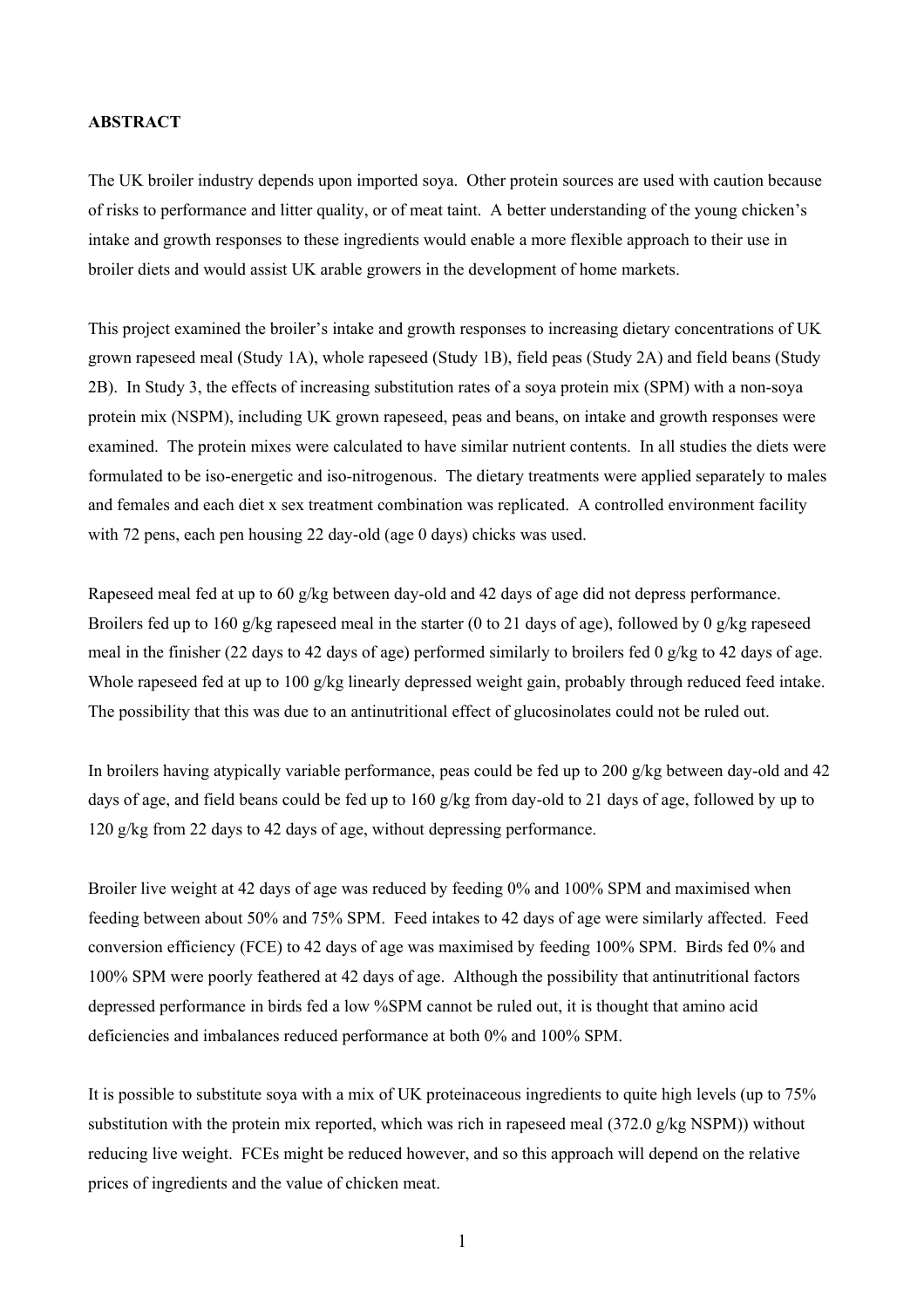**ABSTRACT**

The UK broiler industry depends upon imported soya. Other protein sources are used with caution because of risks to performance and litter quality, or of meat taint. A better understanding of the young chicken's intake and growth responses to these ingredients would enable a more flexible approach to their use in broiler diets and would assist UK arable growers in the development of home markets.

This project examined the broiler's intake and growth responses to increasing dietary concentrations of UK grown rapeseed meal (Study 1A), whole rapeseed (Study 1B), field peas (Study 2A) and field beans (Study 2B). In Study 3, the effects of increasing substitution rates of a soya protein mix (SPM) with a non-soya protein mix (NSPM), including UK grown rapeseed, peas and beans, on intake and growth responses were examined. The protein mixes were calculated to have similar nutrient contents. In all studies the diets were formulated to be iso-energetic and iso-nitrogenous. The dietary treatments were applied separately to males and females and each diet x sex treatment combination was replicated. A controlled environment facility with 72 pens, each pen housing 22 day-old (age 0 days) chicks was used.

Rapeseed meal fed at up to 60 g/kg between day-old and 42 days of age did not depress performance. Broilers fed up to 160 g/kg rapeseed meal in the starter (0 to 21 days of age), followed by 0 g/kg rapeseed meal in the finisher (22 days to 42 days of age) performed similarly to broilers fed 0 g/kg to 42 days of age. Whole rapeseed fed at up to 100 g/kg linearly depressed weight gain, probably through reduced feed intake. The possibility that this was due to an antinutritional effect of glucosinolates could not be ruled out.

In broilers having atypically variable performance, peas could be fed up to 200 g/kg between day-old and 42 days of age, and field beans could be fed up to 160 g/kg from day-old to 21 days of age, followed by up to 120 g/kg from 22 days to 42 days of age, without depressing performance.

Broiler live weight at 42 days of age was reduced by feeding 0% and 100% SPM and maximised when feeding between about 50% and 75% SPM. Feed intakes to 42 days of age were similarly affected. Feed conversion efficiency (FCE) to 42 days of age was maximised by feeding 100% SPM. Birds fed 0% and 100% SPM were poorly feathered at 42 days of age. Although the possibility that antinutritional factors depressed performance in birds fed a low %SPM cannot be ruled out, it is thought that amino acid deficiencies and imbalances reduced performance at both 0% and 100% SPM.

It is possible to substitute soya with a mix of UK proteinaceous ingredients to quite high levels (up to 75% substitution with the protein mix reported, which was rich in rapeseed meal (372.0 g/kg NSPM)) without reducing live weight. FCEs might be reduced however, and so this approach will depend on the relative prices of ingredients and the value of chicken meat.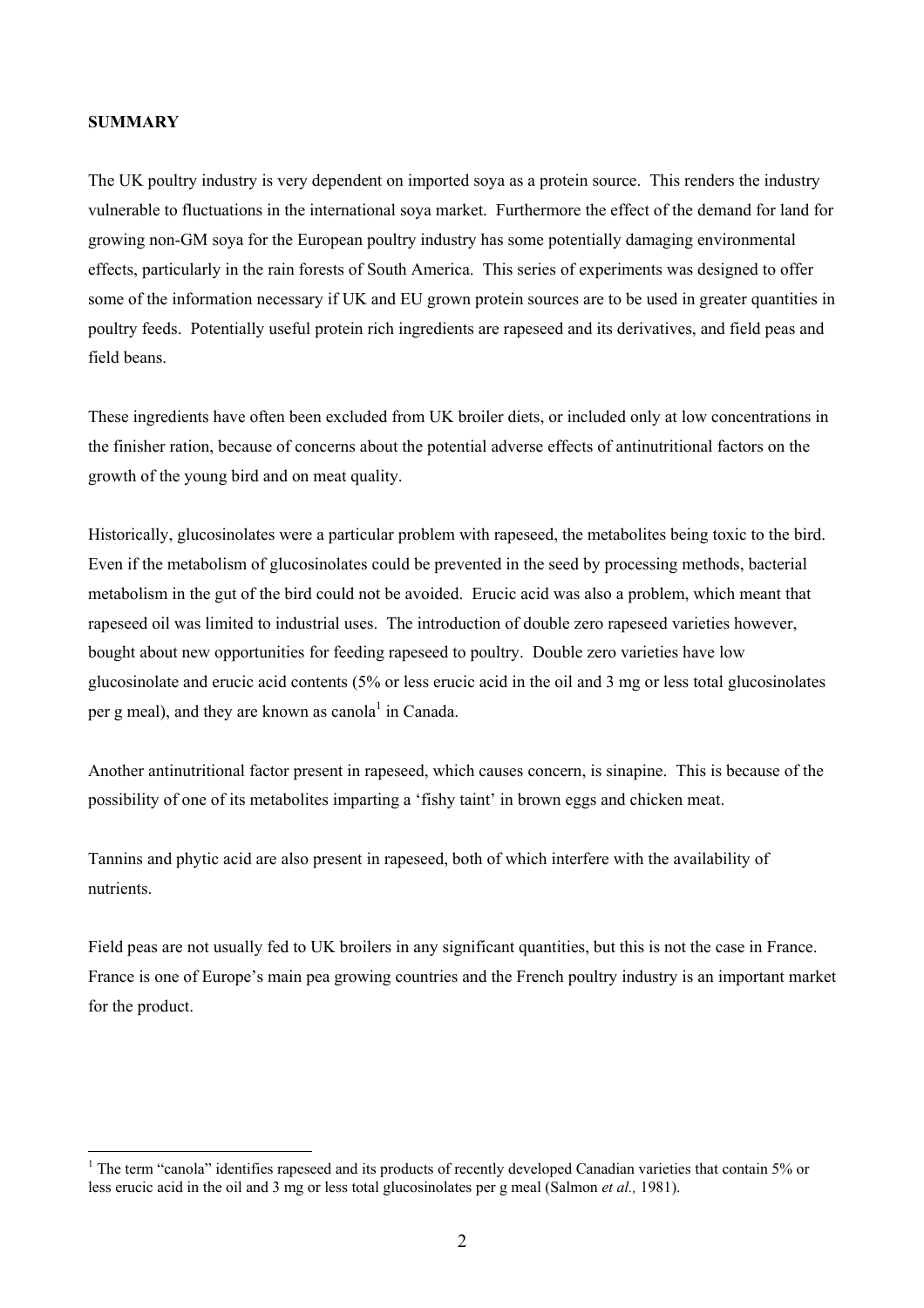**SUMMARY**

The UK poultry industry is very dependent on imported soya as a protein source. This renders the industry vulnerable to fluctuations in the international soya market. Furthermore the effect of the demand for land for growing non-GM soya for the European poultry industry has some potentially damaging environmental effects, particularly in the rain forests of South America. This series of experiments was designed to offer some of the information necessary if UK and EU grown protein sources are to be used in greater quantities in poultry feeds. Potentially useful protein rich ingredients are rapeseed and its derivatives, and field peas and field beans.

These ingredients have often been excluded from UK broiler diets, or included only at low concentrations in the finisher ration, because of concerns about the potential adverse effects of antinutritional factors on the growth of the young bird and on meat quality.

Historically, glucosinolates were a particular problem with rapeseed, the metabolites being toxic to the bird. Even if the metabolism of glucosinolates could be prevented in the seed by processing methods, bacterial metabolism in the gut of the bird could not be avoided. Erucic acid was also a problem, which meant that rapeseed oil was limited to industrial uses. The introduction of double zero rapeseed varieties however, bought about new opportunities for feeding rapeseed to poultry. Double zero varieties have low glucosinolate and erucic acid contents (5% or less erucic acid in the oil and 3 mg or less total glucosinolates per g meal), and they are known as canola[1] in Canada.

Another antinutritional factor present in rapeseed, which causes concern, is sinapine. This is because of the possibility of one of its metabolites imparting a 'fishy taint' in brown eggs and chicken meat.

Tannins and phytic acid are also present in rapeseed, both of which interfere with the availability of nutrients.

Field peas are not usually fed to UK broilers in any significant quantities, but this is not the case in France. France is one of Europe's main pea growing countries and the French poultry industry is an important market for the product.

[1] The term "canola" identifies rapeseed and its products of recently developed Canadian varieties that contain 5% or less erucic acid in the oil and 3 mg or less total glucosinolates per g meal (Salmon *et al.,* 1981).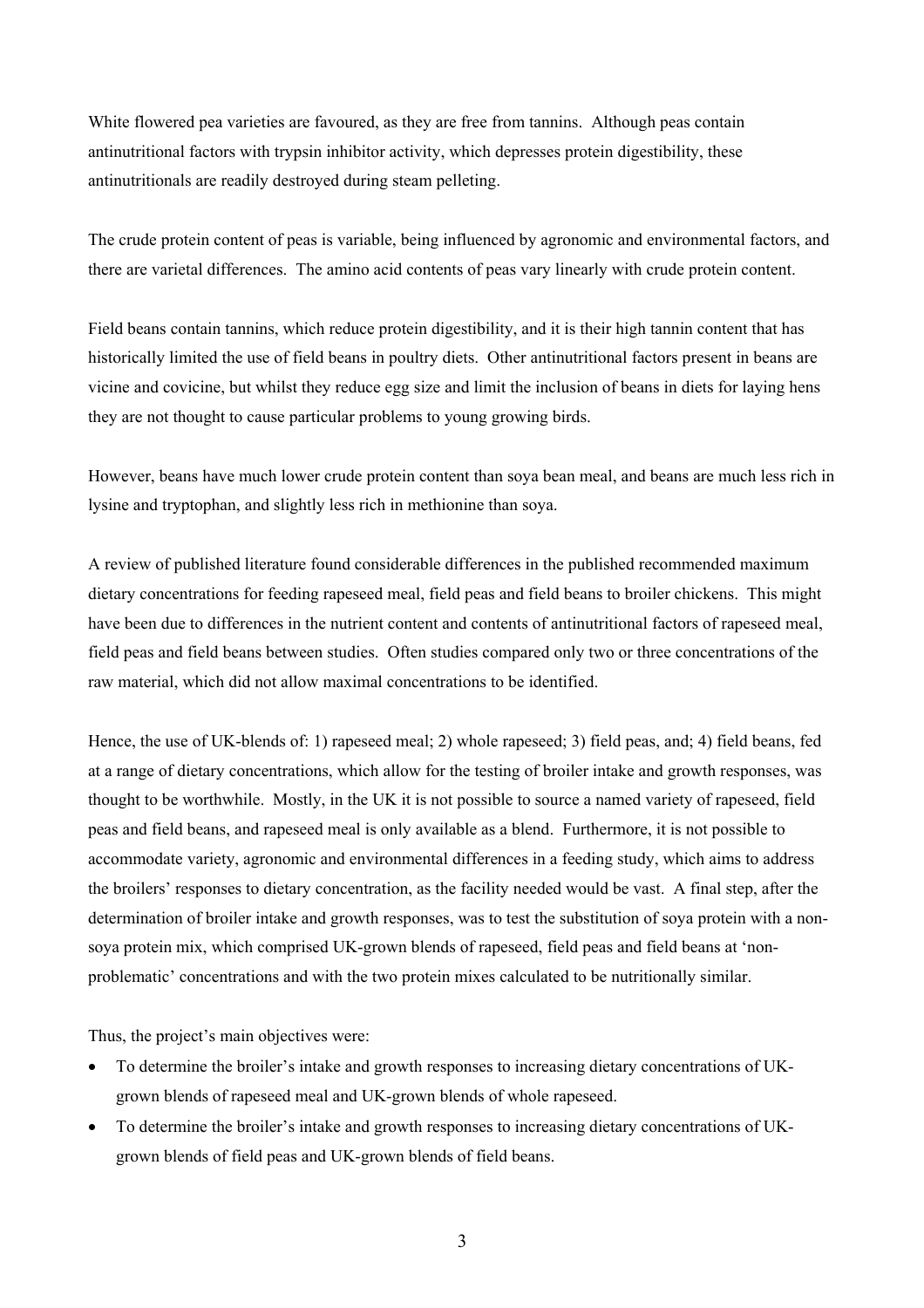White flowered pea varieties are favoured, as they are free from tannins. Although peas contain antinutritional factors with trypsin inhibitor activity, which depresses protein digestibility, these antinutritionals are readily destroyed during steam pelleting.

The crude protein content of peas is variable, being influenced by agronomic and environmental factors, and there are varietal differences. The amino acid contents of peas vary linearly with crude protein content.

Field beans contain tannins, which reduce protein digestibility, and it is their high tannin content that has historically limited the use of field beans in poultry diets. Other antinutritional factors present in beans are vicine and covicine, but whilst they reduce egg size and limit the inclusion of beans in diets for laying hens they are not thought to cause particular problems to young growing birds.

However, beans have much lower crude protein content than soya bean meal, and beans are much less rich in lysine and tryptophan, and slightly less rich in methionine than soya.

A review of published literature found considerable differences in the published recommended maximum dietary concentrations for feeding rapeseed meal, field peas and field beans to broiler chickens. This might have been due to differences in the nutrient content and contents of antinutritional factors of rapeseed meal, field peas and field beans between studies. Often studies compared only two or three concentrations of the raw material, which did not allow maximal concentrations to be identified.

Hence, the use of UK-blends of: 1) rapeseed meal; 2) whole rapeseed; 3) field peas, and; 4) field beans, fed at a range of dietary concentrations, which allow for the testing of broiler intake and growth responses, was thought to be worthwhile. Mostly, in the UK it is not possible to source a named variety of rapeseed, field peas and field beans, and rapeseed meal is only available as a blend. Furthermore, it is not possible to accommodate variety, agronomic and environmental differences in a feeding study, which aims to address the broilers' responses to dietary concentration, as the facility needed would be vast. A final step, after the determination of broiler intake and growth responses, was to test the substitution of soya protein with a non-soya protein mix, which comprised UK-grown blends of rapeseed, field peas and field beans at 'non-problematic' concentrations and with the two protein mixes calculated to be nutritionally similar.

Thus, the project's main objectives were:

- To determine the broiler's intake and growth responses to increasing dietary concentrations of UK-grown blends of rapeseed meal and UK-grown blends of whole rapeseed.
- To determine the broiler's intake and growth responses to increasing dietary concentrations of UK-grown blends of field peas and UK-grown blends of field beans.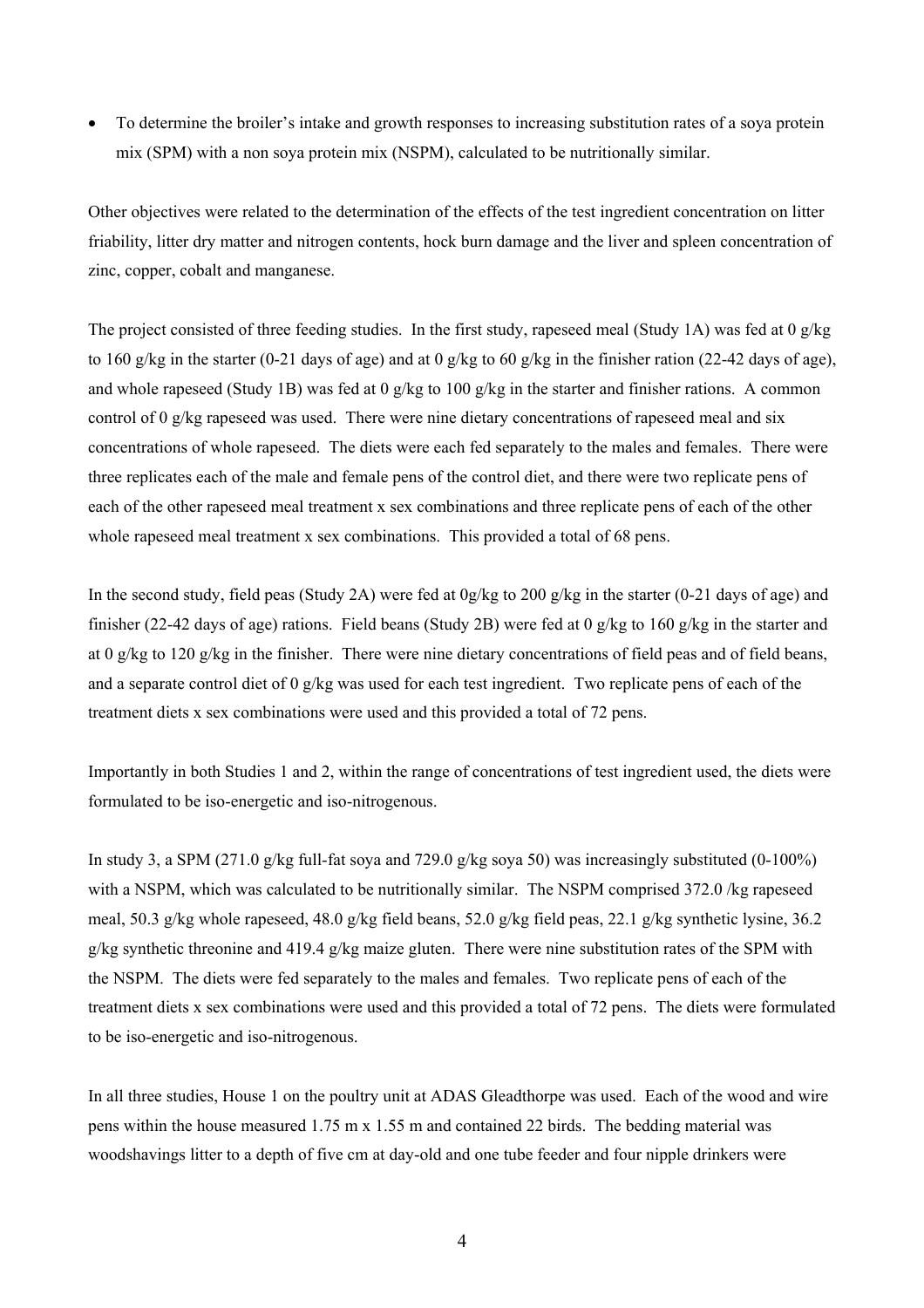- To determine the broiler's intake and growth responses to increasing substitution rates of a soya protein mix (SPM) with a non soya protein mix (NSPM), calculated to be nutritionally similar.

Other objectives were related to the determination of the effects of the test ingredient concentration on litter friability, litter dry matter and nitrogen contents, hock burn damage and the liver and spleen concentration of zinc, copper, cobalt and manganese.

The project consisted of three feeding studies. In the first study, rapeseed meal (Study 1A) was fed at 0 g/kg to 160 g/kg in the starter (0-21 days of age) and at 0 g/kg to 60 g/kg in the finisher ration (22-42 days of age), and whole rapeseed (Study 1B) was fed at 0 g/kg to 100 g/kg in the starter and finisher rations. A common control of 0 g/kg rapeseed was used. There were nine dietary concentrations of rapeseed meal and six concentrations of whole rapeseed. The diets were each fed separately to the males and females. There were three replicates each of the male and female pens of the control diet, and there were two replicate pens of each of the other rapeseed meal treatment x sex combinations and three replicate pens of each of the other whole rapeseed meal treatment x sex combinations. This provided a total of 68 pens.

In the second study, field peas (Study 2A) were fed at 0g/kg to 200 g/kg in the starter (0-21 days of age) and finisher (22-42 days of age) rations. Field beans (Study 2B) were fed at 0 g/kg to 160 g/kg in the starter and at 0 g/kg to 120 g/kg in the finisher. There were nine dietary concentrations of field peas and of field beans, and a separate control diet of 0 g/kg was used for each test ingredient. Two replicate pens of each of the treatment diets x sex combinations were used and this provided a total of 72 pens.

Importantly in both Studies 1 and 2, within the range of concentrations of test ingredient used, the diets were formulated to be iso-energetic and iso-nitrogenous.

In study 3, a SPM (271.0 g/kg full-fat soya and 729.0 g/kg soya 50) was increasingly substituted (0-100%) with a NSPM, which was calculated to be nutritionally similar. The NSPM comprised 372.0 /kg rapeseed meal, 50.3 g/kg whole rapeseed, 48.0 g/kg field beans, 52.0 g/kg field peas, 22.1 g/kg synthetic lysine, 36.2 g/kg synthetic threonine and 419.4 g/kg maize gluten. There were nine substitution rates of the SPM with the NSPM. The diets were fed separately to the males and females. Two replicate pens of each of the treatment diets x sex combinations were used and this provided a total of 72 pens. The diets were formulated to be iso-energetic and iso-nitrogenous.

In all three studies, House 1 on the poultry unit at ADAS Gleadthorpe was used. Each of the wood and wire pens within the house measured 1.75 m x 1.55 m and contained 22 birds. The bedding material was woodshavings litter to a depth of five cm at day-old and one tube feeder and four nipple drinkers were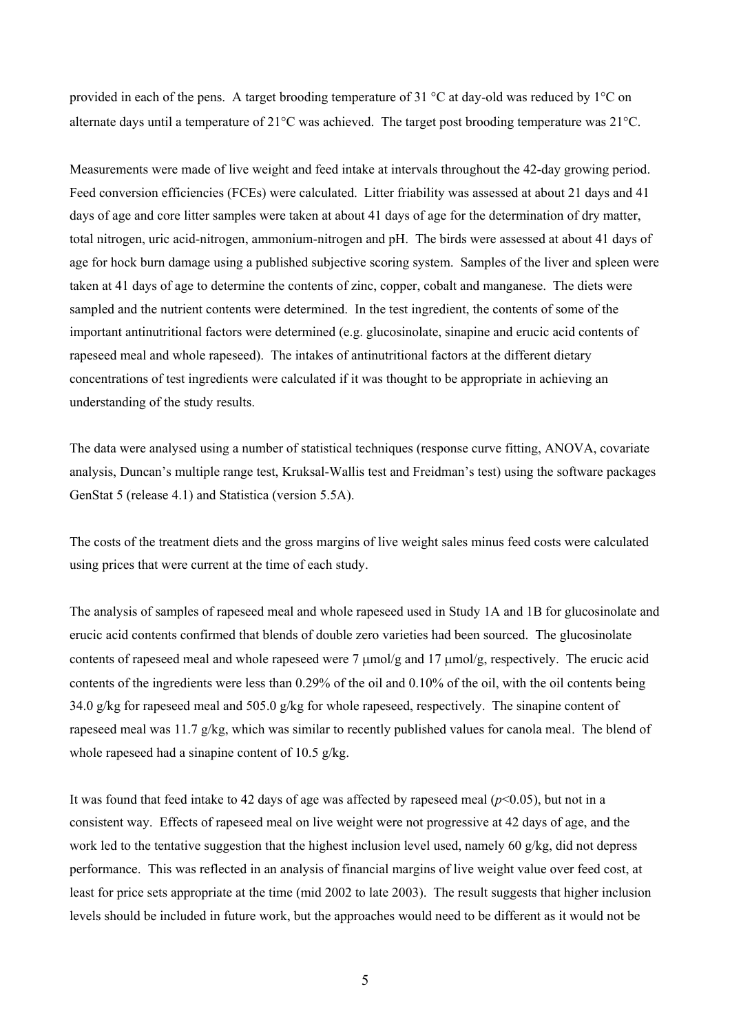provided in each of the pens. A target brooding temperature of 31 °C at day-old was reduced by 1°C on alternate days until a temperature of 21°C was achieved. The target post brooding temperature was 21°C.

Measurements were made of live weight and feed intake at intervals throughout the 42-day growing period. Feed conversion efficiencies (FCEs) were calculated. Litter friability was assessed at about 21 days and 41 days of age and core litter samples were taken at about 41 days of age for the determination of dry matter, total nitrogen, uric acid-nitrogen, ammonium-nitrogen and pH. The birds were assessed at about 41 days of age for hock burn damage using a published subjective scoring system. Samples of the liver and spleen were taken at 41 days of age to determine the contents of zinc, copper, cobalt and manganese. The diets were sampled and the nutrient contents were determined. In the test ingredient, the contents of some of the important antinutritional factors were determined (e.g. glucosinolate, sinapine and erucic acid contents of rapeseed meal and whole rapeseed). The intakes of antinutritional factors at the different dietary concentrations of test ingredients were calculated if it was thought to be appropriate in achieving an understanding of the study results.

The data were analysed using a number of statistical techniques (response curve fitting, ANOVA, covariate analysis, Duncan's multiple range test, Kruksal-Wallis test and Freidman's test) using the software packages GenStat 5 (release 4.1) and Statistica (version 5.5A).

The costs of the treatment diets and the gross margins of live weight sales minus feed costs were calculated using prices that were current at the time of each study.

The analysis of samples of rapeseed meal and whole rapeseed used in Study 1A and 1B for glucosinolate and erucic acid contents confirmed that blends of double zero varieties had been sourced. The glucosinolate contents of rapeseed meal and whole rapeseed were 7 μmol/g and 17 μmol/g, respectively. The erucic acid contents of the ingredients were less than 0.29% of the oil and 0.10% of the oil, with the oil contents being 34.0 g/kg for rapeseed meal and 505.0 g/kg for whole rapeseed, respectively. The sinapine content of rapeseed meal was 11.7 g/kg, which was similar to recently published values for canola meal. The blend of whole rapeseed had a sinapine content of 10.5 g/kg.

It was found that feed intake to 42 days of age was affected by rapeseed meal ($p$<0.05), but not in a consistent way. Effects of rapeseed meal on live weight were not progressive at 42 days of age, and the work led to the tentative suggestion that the highest inclusion level used, namely 60 g/kg, did not depress performance. This was reflected in an analysis of financial margins of live weight value over feed cost, at least for price sets appropriate at the time (mid 2002 to late 2003). The result suggests that higher inclusion levels should be included in future work, but the approaches would need to be different as it would not be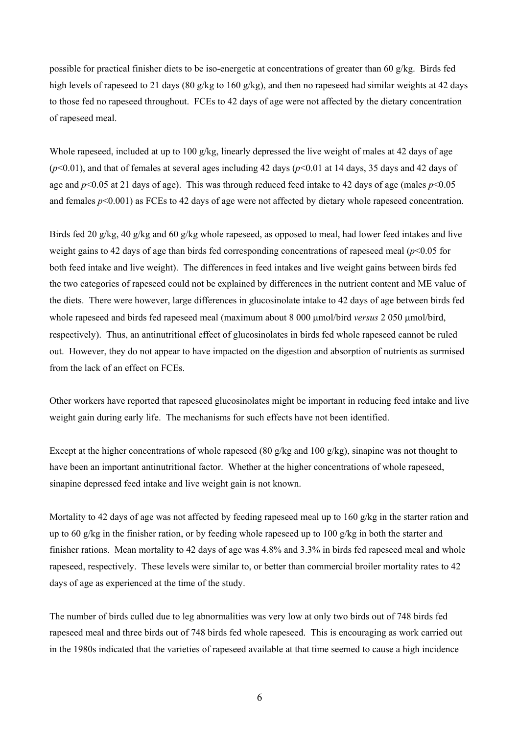possible for practical finisher diets to be iso-energetic at concentrations of greater than 60 g/kg. Birds fed high levels of rapeseed to 21 days (80 g/kg to 160 g/kg), and then no rapeseed had similar weights at 42 days to those fed no rapeseed throughout. FCEs to 42 days of age were not affected by the dietary concentration of rapeseed meal.

Whole rapeseed, included at up to 100 g/kg, linearly depressed the live weight of males at 42 days of age ($p<0.01$), and that of females at several ages including 42 days ($p<0.01$ at 14 days, 35 days and 42 days of age and $p<0.05$ at 21 days of age). This was through reduced feed intake to 42 days of age (males $p<0.05$ and females $p<0.001$) as FCEs to 42 days of age were not affected by dietary whole rapeseed concentration.

Birds fed 20 g/kg, 40 g/kg and 60 g/kg whole rapeseed, as opposed to meal, had lower feed intakes and live weight gains to 42 days of age than birds fed corresponding concentrations of rapeseed meal ($p<0.05$ for both feed intake and live weight). The differences in feed intakes and live weight gains between birds fed the two categories of rapeseed could not be explained by differences in the nutrient content and ME value of the diets. There were however, large differences in glucosinolate intake to 42 days of age between birds fed whole rapeseed and birds fed rapeseed meal (maximum about 8 000 μmol/bird *versus* 2 050 μmol/bird, respectively). Thus, an antinutritional effect of glucosinolates in birds fed whole rapeseed cannot be ruled out. However, they do not appear to have impacted on the digestion and absorption of nutrients as surmised from the lack of an effect on FCEs.

Other workers have reported that rapeseed glucosinolates might be important in reducing feed intake and live weight gain during early life. The mechanisms for such effects have not been identified.

Except at the higher concentrations of whole rapeseed (80 g/kg and 100 g/kg), sinapine was not thought to have been an important antinutritional factor. Whether at the higher concentrations of whole rapeseed, sinapine depressed feed intake and live weight gain is not known.

Mortality to 42 days of age was not affected by feeding rapeseed meal up to 160 g/kg in the starter ration and up to 60 g/kg in the finisher ration, or by feeding whole rapeseed up to 100 g/kg in both the starter and finisher rations. Mean mortality to 42 days of age was 4.8% and 3.3% in birds fed rapeseed meal and whole rapeseed, respectively. These levels were similar to, or better than commercial broiler mortality rates to 42 days of age as experienced at the time of the study.

The number of birds culled due to leg abnormalities was very low at only two birds out of 748 birds fed rapeseed meal and three birds out of 748 birds fed whole rapeseed. This is encouraging as work carried out in the 1980s indicated that the varieties of rapeseed available at that time seemed to cause a high incidence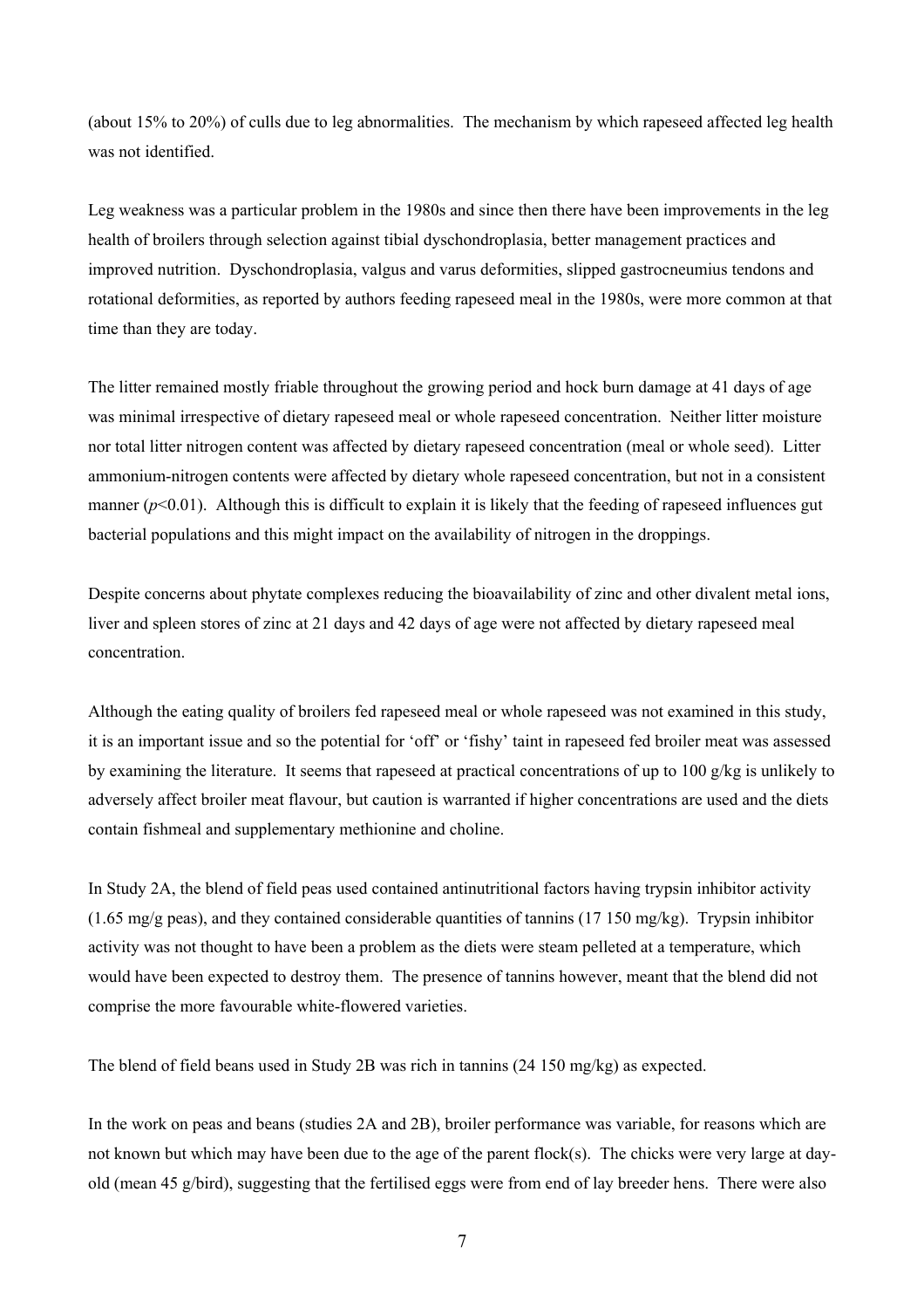(about 15% to 20%) of culls due to leg abnormalities. The mechanism by which rapeseed affected leg health was not identified.

Leg weakness was a particular problem in the 1980s and since then there have been improvements in the leg health of broilers through selection against tibial dyschondroplasia, better management practices and improved nutrition. Dyschondroplasia, valgus and varus deformities, slipped gastrocneumius tendons and rotational deformities, as reported by authors feeding rapeseed meal in the 1980s, were more common at that time than they are today.

The litter remained mostly friable throughout the growing period and hock burn damage at 41 days of age was minimal irrespective of dietary rapeseed meal or whole rapeseed concentration. Neither litter moisture nor total litter nitrogen content was affected by dietary rapeseed concentration (meal or whole seed). Litter ammonium-nitrogen contents were affected by dietary whole rapeseed concentration, but not in a consistent manner ($p$<0.01). Although this is difficult to explain it is likely that the feeding of rapeseed influences gut bacterial populations and this might impact on the availability of nitrogen in the droppings.

Despite concerns about phytate complexes reducing the bioavailability of zinc and other divalent metal ions, liver and spleen stores of zinc at 21 days and 42 days of age were not affected by dietary rapeseed meal concentration.

Although the eating quality of broilers fed rapeseed meal or whole rapeseed was not examined in this study, it is an important issue and so the potential for 'off' or 'fishy' taint in rapeseed fed broiler meat was assessed by examining the literature. It seems that rapeseed at practical concentrations of up to 100 g/kg is unlikely to adversely affect broiler meat flavour, but caution is warranted if higher concentrations are used and the diets contain fishmeal and supplementary methionine and choline.

In Study 2A, the blend of field peas used contained antinutritional factors having trypsin inhibitor activity (1.65 mg/g peas), and they contained considerable quantities of tannins (17 150 mg/kg). Trypsin inhibitor activity was not thought to have been a problem as the diets were steam pelleted at a temperature, which would have been expected to destroy them. The presence of tannins however, meant that the blend did not comprise the more favourable white-flowered varieties.

The blend of field beans used in Study 2B was rich in tannins (24 150 mg/kg) as expected.

In the work on peas and beans (studies 2A and 2B), broiler performance was variable, for reasons which are not known but which may have been due to the age of the parent flock(s). The chicks were very large at day-old (mean 45 g/bird), suggesting that the fertilised eggs were from end of lay breeder hens. There were also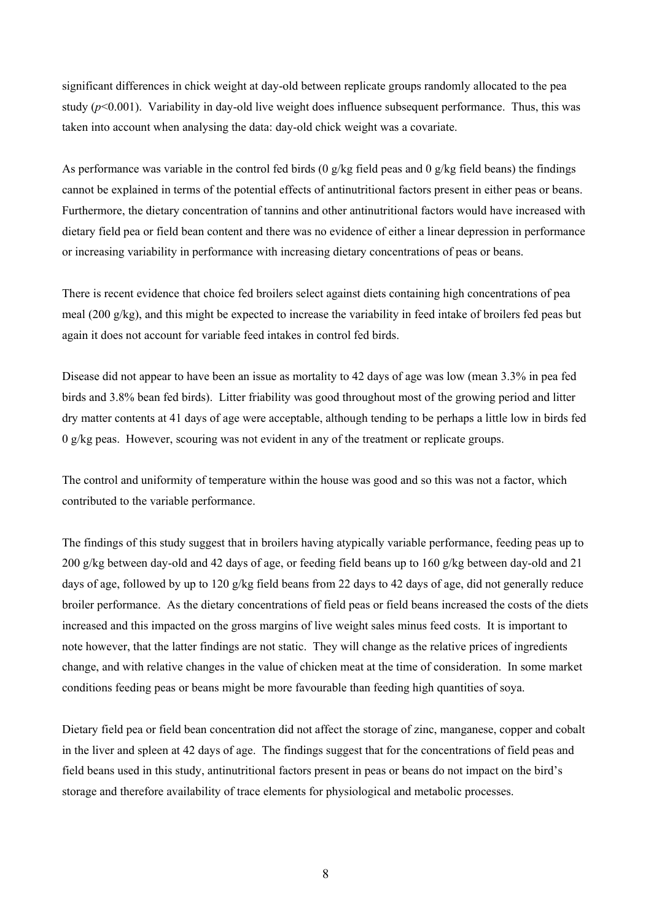significant differences in chick weight at day-old between replicate groups randomly allocated to the pea study ($p<0.001$). Variability in day-old live weight does influence subsequent performance. Thus, this was taken into account when analysing the data: day-old chick weight was a covariate.

As performance was variable in the control fed birds (0 g/kg field peas and 0 g/kg field beans) the findings cannot be explained in terms of the potential effects of antinutritional factors present in either peas or beans. Furthermore, the dietary concentration of tannins and other antinutritional factors would have increased with dietary field pea or field bean content and there was no evidence of either a linear depression in performance or increasing variability in performance with increasing dietary concentrations of peas or beans.

There is recent evidence that choice fed broilers select against diets containing high concentrations of pea meal (200 g/kg), and this might be expected to increase the variability in feed intake of broilers fed peas but again it does not account for variable feed intakes in control fed birds.

Disease did not appear to have been an issue as mortality to 42 days of age was low (mean 3.3% in pea fed birds and 3.8% bean fed birds). Litter friability was good throughout most of the growing period and litter dry matter contents at 41 days of age were acceptable, although tending to be perhaps a little low in birds fed 0 g/kg peas. However, scouring was not evident in any of the treatment or replicate groups.

The control and uniformity of temperature within the house was good and so this was not a factor, which contributed to the variable performance.

The findings of this study suggest that in broilers having atypically variable performance, feeding peas up to 200 g/kg between day-old and 42 days of age, or feeding field beans up to 160 g/kg between day-old and 21 days of age, followed by up to 120 g/kg field beans from 22 days to 42 days of age, did not generally reduce broiler performance. As the dietary concentrations of field peas or field beans increased the costs of the diets increased and this impacted on the gross margins of live weight sales minus feed costs. It is important to note however, that the latter findings are not static. They will change as the relative prices of ingredients change, and with relative changes in the value of chicken meat at the time of consideration. In some market conditions feeding peas or beans might be more favourable than feeding high quantities of soya.

Dietary field pea or field bean concentration did not affect the storage of zinc, manganese, copper and cobalt in the liver and spleen at 42 days of age. The findings suggest that for the concentrations of field peas and field beans used in this study, antinutritional factors present in peas or beans do not impact on the bird's storage and therefore availability of trace elements for physiological and metabolic processes.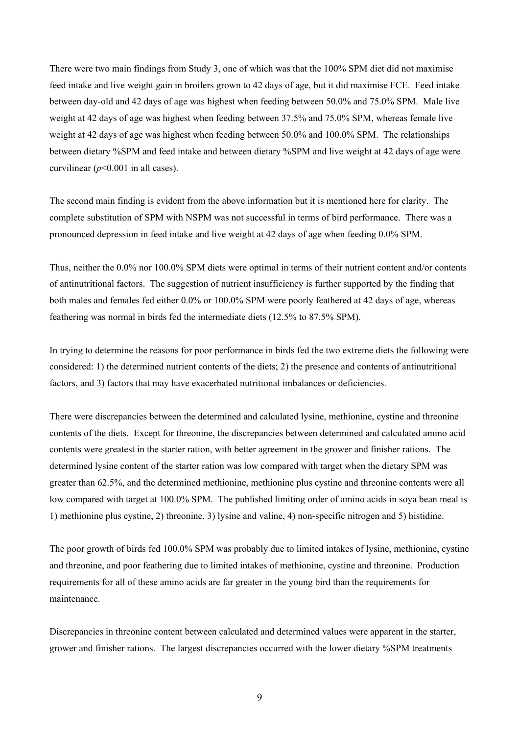There were two main findings from Study 3, one of which was that the 100% SPM diet did not maximise feed intake and live weight gain in broilers grown to 42 days of age, but it did maximise FCE. Feed intake between day-old and 42 days of age was highest when feeding between 50.0% and 75.0% SPM. Male live weight at 42 days of age was highest when feeding between 37.5% and 75.0% SPM, whereas female live weight at 42 days of age was highest when feeding between 50.0% and 100.0% SPM. The relationships between dietary %SPM and feed intake and between dietary %SPM and live weight at 42 days of age were curvilinear ($p<0.001$ in all cases).

The second main finding is evident from the above information but it is mentioned here for clarity. The complete substitution of SPM with NSPM was not successful in terms of bird performance. There was a pronounced depression in feed intake and live weight at 42 days of age when feeding 0.0% SPM.

Thus, neither the 0.0% nor 100.0% SPM diets were optimal in terms of their nutrient content and/or contents of antinutritional factors. The suggestion of nutrient insufficiency is further supported by the finding that both males and females fed either 0.0% or 100.0% SPM were poorly feathered at 42 days of age, whereas feathering was normal in birds fed the intermediate diets (12.5% to 87.5% SPM).

In trying to determine the reasons for poor performance in birds fed the two extreme diets the following were considered: 1) the determined nutrient contents of the diets; 2) the presence and contents of antinutritional factors, and 3) factors that may have exacerbated nutritional imbalances or deficiencies.

There were discrepancies between the determined and calculated lysine, methionine, cystine and threonine contents of the diets. Except for threonine, the discrepancies between determined and calculated amino acid contents were greatest in the starter ration, with better agreement in the grower and finisher rations. The determined lysine content of the starter ration was low compared with target when the dietary SPM was greater than 62.5%, and the determined methionine, methionine plus cystine and threonine contents were all low compared with target at 100.0% SPM. The published limiting order of amino acids in soya bean meal is 1) methionine plus cystine, 2) threonine, 3) lysine and valine, 4) non-specific nitrogen and 5) histidine.

The poor growth of birds fed 100.0% SPM was probably due to limited intakes of lysine, methionine, cystine and threonine, and poor feathering due to limited intakes of methionine, cystine and threonine. Production requirements for all of these amino acids are far greater in the young bird than the requirements for maintenance.

Discrepancies in threonine content between calculated and determined values were apparent in the starter, grower and finisher rations. The largest discrepancies occurred with the lower dietary %SPM treatments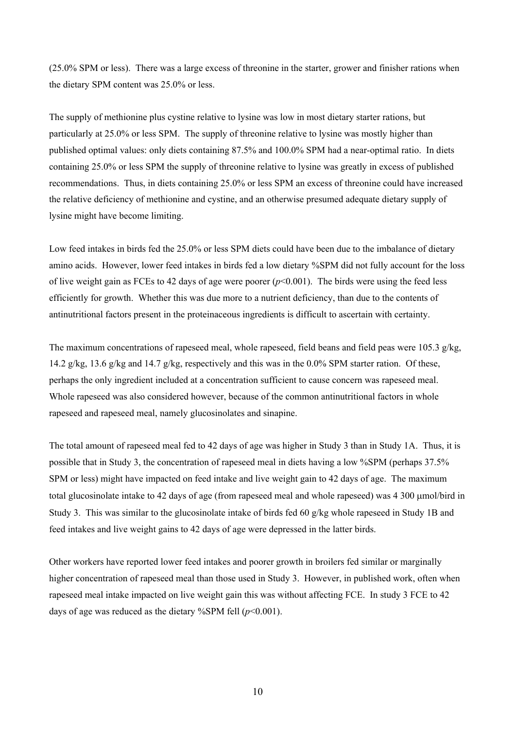(25.0% SPM or less). There was a large excess of threonine in the starter, grower and finisher rations when the dietary SPM content was 25.0% or less.

The supply of methionine plus cystine relative to lysine was low in most dietary starter rations, but particularly at 25.0% or less SPM. The supply of threonine relative to lysine was mostly higher than published optimal values: only diets containing 87.5% and 100.0% SPM had a near-optimal ratio. In diets containing 25.0% or less SPM the supply of threonine relative to lysine was greatly in excess of published recommendations. Thus, in diets containing 25.0% or less SPM an excess of threonine could have increased the relative deficiency of methionine and cystine, and an otherwise presumed adequate dietary supply of lysine might have become limiting.

Low feed intakes in birds fed the 25.0% or less SPM diets could have been due to the imbalance of dietary amino acids. However, lower feed intakes in birds fed a low dietary %SPM did not fully account for the loss of live weight gain as FCEs to 42 days of age were poorer ($p$<0.001). The birds were using the feed less efficiently for growth. Whether this was due more to a nutrient deficiency, than due to the contents of antinutritional factors present in the proteinaceous ingredients is difficult to ascertain with certainty.

The maximum concentrations of rapeseed meal, whole rapeseed, field beans and field peas were 105.3 g/kg, 14.2 g/kg, 13.6 g/kg and 14.7 g/kg, respectively and this was in the 0.0% SPM starter ration. Of these, perhaps the only ingredient included at a concentration sufficient to cause concern was rapeseed meal. Whole rapeseed was also considered however, because of the common antinutritional factors in whole rapeseed and rapeseed meal, namely glucosinolates and sinapine.

The total amount of rapeseed meal fed to 42 days of age was higher in Study 3 than in Study 1A. Thus, it is possible that in Study 3, the concentration of rapeseed meal in diets having a low %SPM (perhaps 37.5% SPM or less) might have impacted on feed intake and live weight gain to 42 days of age. The maximum total glucosinolate intake to 42 days of age (from rapeseed meal and whole rapeseed) was 4 300 μmol/bird in Study 3. This was similar to the glucosinolate intake of birds fed 60 g/kg whole rapeseed in Study 1B and feed intakes and live weight gains to 42 days of age were depressed in the latter birds.

Other workers have reported lower feed intakes and poorer growth in broilers fed similar or marginally higher concentration of rapeseed meal than those used in Study 3. However, in published work, often when rapeseed meal intake impacted on live weight gain this was without affecting FCE. In study 3 FCE to 42 days of age was reduced as the dietary %SPM fell ($p$<0.001).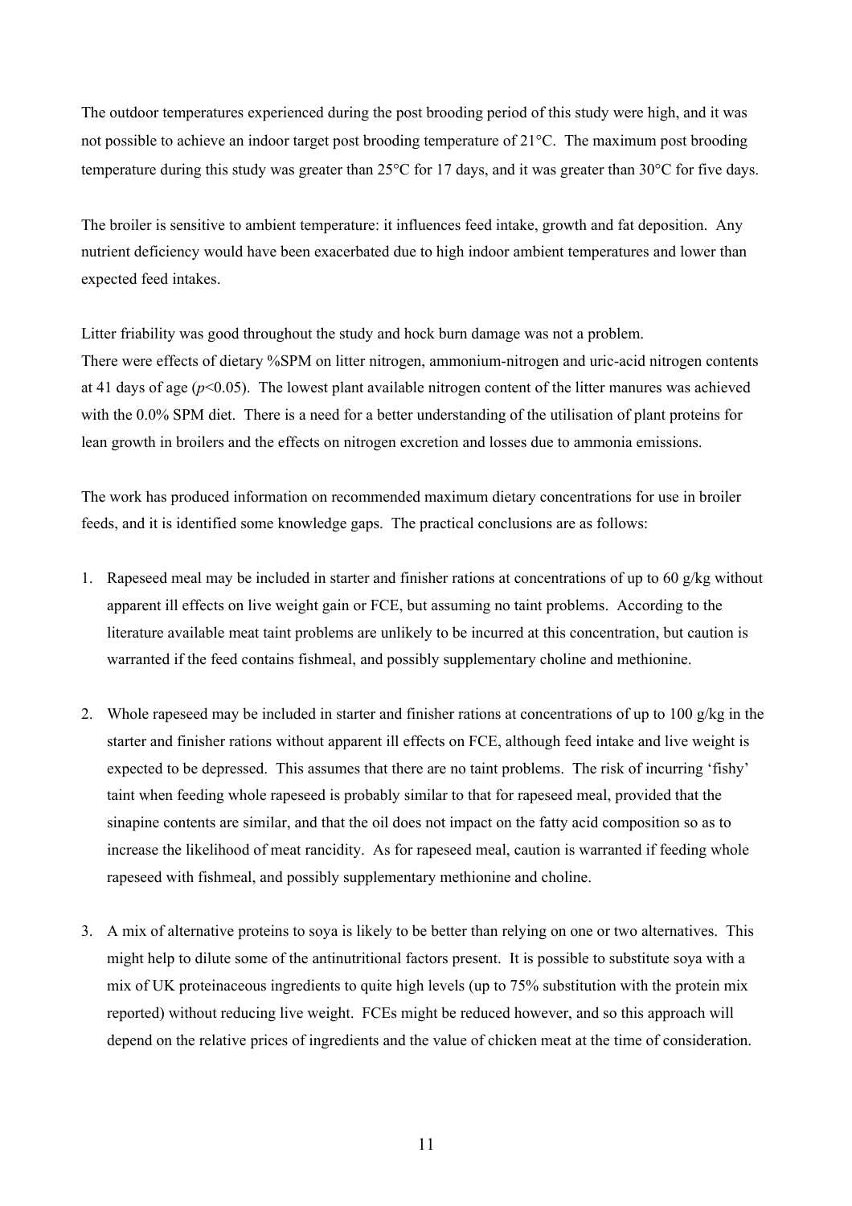The outdoor temperatures experienced during the post brooding period of this study were high, and it was not possible to achieve an indoor target post brooding temperature of 21°C. The maximum post brooding temperature during this study was greater than 25°C for 17 days, and it was greater than 30°C for five days.

The broiler is sensitive to ambient temperature: it influences feed intake, growth and fat deposition. Any nutrient deficiency would have been exacerbated due to high indoor ambient temperatures and lower than expected feed intakes.

Litter friability was good throughout the study and hock burn damage was not a problem.
There were effects of dietary %SPM on litter nitrogen, ammonium-nitrogen and uric-acid nitrogen contents at 41 days of age ($p<0.05$). The lowest plant available nitrogen content of the litter manures was achieved with the 0.0% SPM diet. There is a need for a better understanding of the utilisation of plant proteins for lean growth in broilers and the effects on nitrogen excretion and losses due to ammonia emissions.

The work has produced information on recommended maximum dietary concentrations for use in broiler feeds, and it is identified some knowledge gaps. The practical conclusions are as follows:

1. Rapeseed meal may be included in starter and finisher rations at concentrations of up to 60 g/kg without apparent ill effects on live weight gain or FCE, but assuming no taint problems. According to the literature available meat taint problems are unlikely to be incurred at this concentration, but caution is warranted if the feed contains fishmeal, and possibly supplementary choline and methionine.

2. Whole rapeseed may be included in starter and finisher rations at concentrations of up to 100 g/kg in the starter and finisher rations without apparent ill effects on FCE, although feed intake and live weight is expected to be depressed. This assumes that there are no taint problems. The risk of incurring 'fishy' taint when feeding whole rapeseed is probably similar to that for rapeseed meal, provided that the sinapine contents are similar, and that the oil does not impact on the fatty acid composition so as to increase the likelihood of meat rancidity. As for rapeseed meal, caution is warranted if feeding whole rapeseed with fishmeal, and possibly supplementary methionine and choline.

3. A mix of alternative proteins to soya is likely to be better than relying on one or two alternatives. This might help to dilute some of the antinutritional factors present. It is possible to substitute soya with a mix of UK proteinaceous ingredients to quite high levels (up to 75% substitution with the protein mix reported) without reducing live weight. FCEs might be reduced however, and so this approach will depend on the relative prices of ingredients and the value of chicken meat at the time of consideration.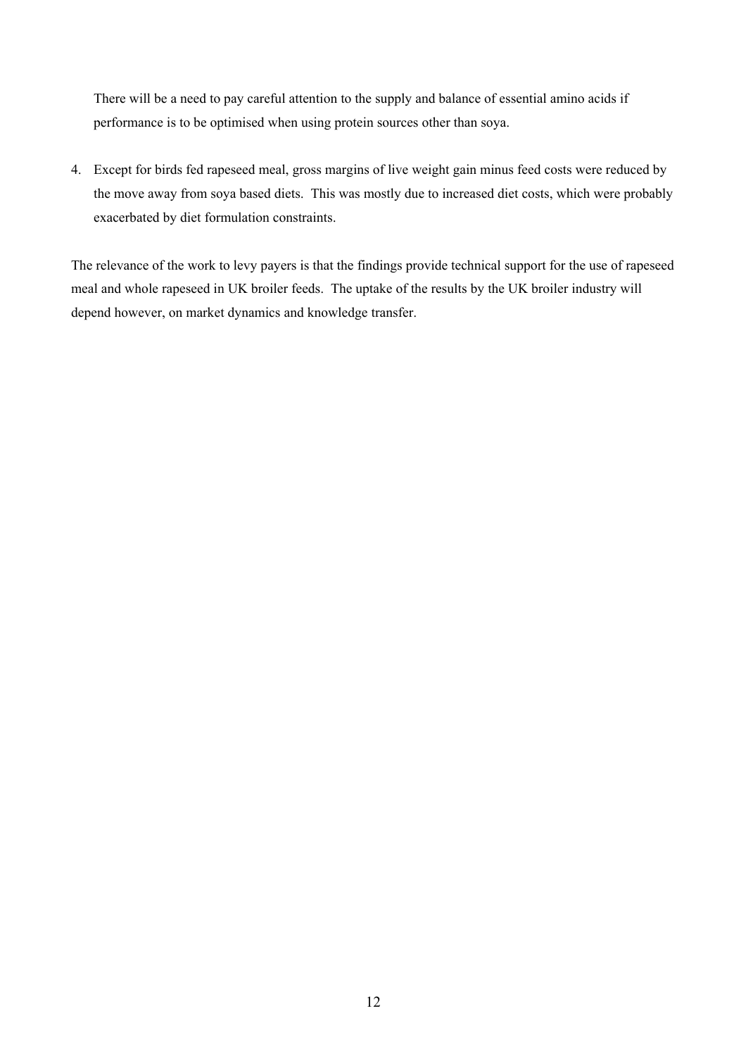There will be a need to pay careful attention to the supply and balance of essential amino acids if performance is to be optimised when using protein sources other than soya.

4. Except for birds fed rapeseed meal, gross margins of live weight gain minus feed costs were reduced by the move away from soya based diets. This was mostly due to increased diet costs, which were probably exacerbated by diet formulation constraints.

The relevance of the work to levy payers is that the findings provide technical support for the use of rapeseed meal and whole rapeseed in UK broiler feeds. The uptake of the results by the UK broiler industry will depend however, on market dynamics and knowledge transfer.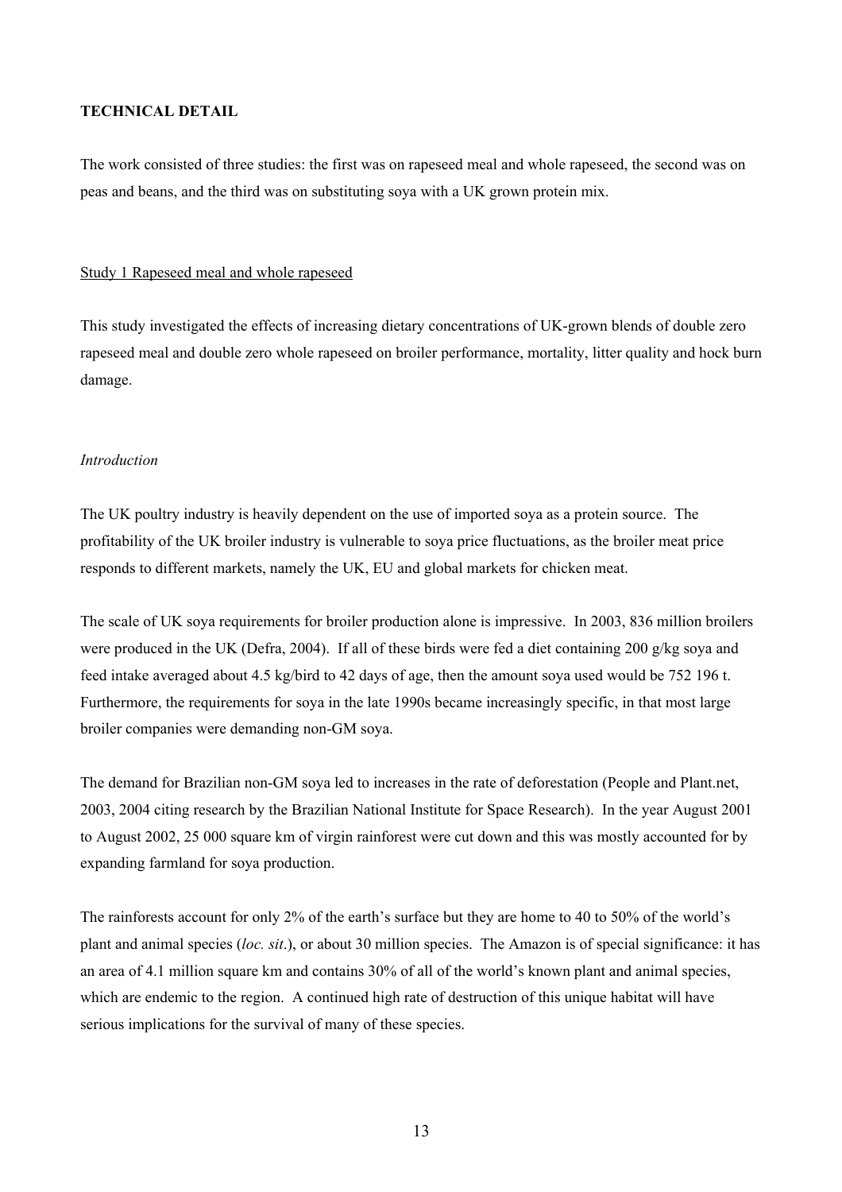**TECHNICAL DETAIL**

The work consisted of three studies: the first was on rapeseed meal and whole rapeseed, the second was on peas and beans, and the third was on substituting soya with a UK grown protein mix.

Study 1 Rapeseed meal and whole rapeseed

This study investigated the effects of increasing dietary concentrations of UK-grown blends of double zero rapeseed meal and double zero whole rapeseed on broiler performance, mortality, litter quality and hock burn damage.

*Introduction*

The UK poultry industry is heavily dependent on the use of imported soya as a protein source. The profitability of the UK broiler industry is vulnerable to soya price fluctuations, as the broiler meat price responds to different markets, namely the UK, EU and global markets for chicken meat.

The scale of UK soya requirements for broiler production alone is impressive. In 2003, 836 million broilers were produced in the UK (Defra, 2004). If all of these birds were fed a diet containing 200 g/kg soya and feed intake averaged about 4.5 kg/bird to 42 days of age, then the amount soya used would be 752 196 t. Furthermore, the requirements for soya in the late 1990s became increasingly specific, in that most large broiler companies were demanding non-GM soya.

The demand for Brazilian non-GM soya led to increases in the rate of deforestation (People and Plant.net, 2003, 2004 citing research by the Brazilian National Institute for Space Research). In the year August 2001 to August 2002, 25 000 square km of virgin rainforest were cut down and this was mostly accounted for by expanding farmland for soya production.

The rainforests account for only 2% of the earth's surface but they are home to 40 to 50% of the world's plant and animal species (*loc. sit*.), or about 30 million species. The Amazon is of special significance: it has an area of 4.1 million square km and contains 30% of all of the world's known plant and animal species, which are endemic to the region. A continued high rate of destruction of this unique habitat will have serious implications for the survival of many of these species.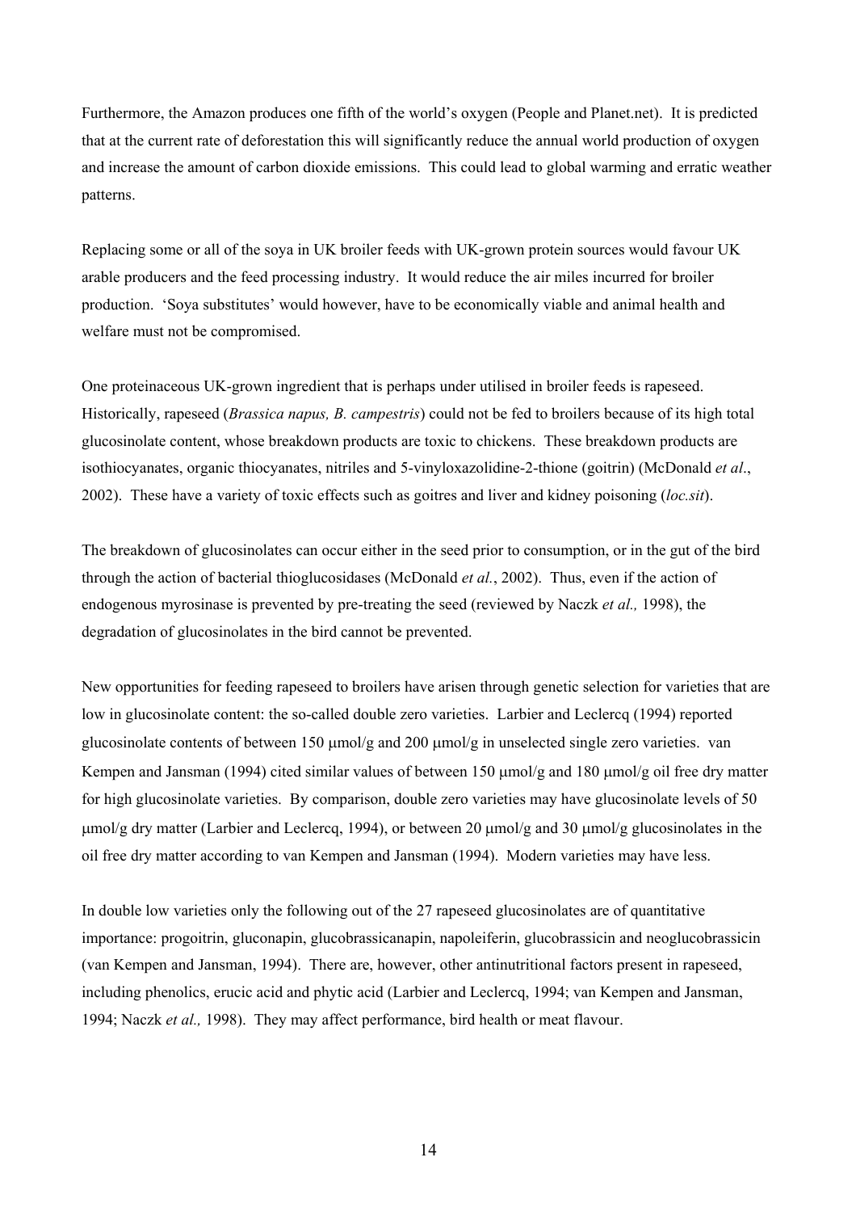Furthermore, the Amazon produces one fifth of the world's oxygen (People and Planet.net). It is predicted that at the current rate of deforestation this will significantly reduce the annual world production of oxygen and increase the amount of carbon dioxide emissions. This could lead to global warming and erratic weather patterns.

Replacing some or all of the soya in UK broiler feeds with UK-grown protein sources would favour UK arable producers and the feed processing industry. It would reduce the air miles incurred for broiler production. 'Soya substitutes' would however, have to be economically viable and animal health and welfare must not be compromised.

One proteinaceous UK-grown ingredient that is perhaps under utilised in broiler feeds is rapeseed. Historically, rapeseed (*Brassica napus, B. campestris*) could not be fed to broilers because of its high total glucosinolate content, whose breakdown products are toxic to chickens. These breakdown products are isothiocyanates, organic thiocyanates, nitriles and 5-vinyloxazolidine-2-thione (goitrin) (McDonald *et al*., 2002). These have a variety of toxic effects such as goitres and liver and kidney poisoning (*loc.sit*).

The breakdown of glucosinolates can occur either in the seed prior to consumption, or in the gut of the bird through the action of bacterial thioglucosidases (McDonald *et al.*, 2002). Thus, even if the action of endogenous myrosinase is prevented by pre-treating the seed (reviewed by Naczk *et al.,* 1998), the degradation of glucosinolates in the bird cannot be prevented.

New opportunities for feeding rapeseed to broilers have arisen through genetic selection for varieties that are low in glucosinolate content: the so-called double zero varieties. Larbier and Leclercq (1994) reported glucosinolate contents of between 150 μmol/g and 200 μmol/g in unselected single zero varieties. van Kempen and Jansman (1994) cited similar values of between 150 μmol/g and 180 μmol/g oil free dry matter for high glucosinolate varieties. By comparison, double zero varieties may have glucosinolate levels of 50 μmol/g dry matter (Larbier and Leclercq, 1994), or between 20 μmol/g and 30 μmol/g glucosinolates in the oil free dry matter according to van Kempen and Jansman (1994). Modern varieties may have less.

In double low varieties only the following out of the 27 rapeseed glucosinolates are of quantitative importance: progoitrin, gluconapin, glucobrassicanapin, napoleiferin, glucobrassicin and neoglucobrassicin (van Kempen and Jansman, 1994). There are, however, other antinutritional factors present in rapeseed, including phenolics, erucic acid and phytic acid (Larbier and Leclercq, 1994; van Kempen and Jansman, 1994; Naczk *et al.,* 1998). They may affect performance, bird health or meat flavour.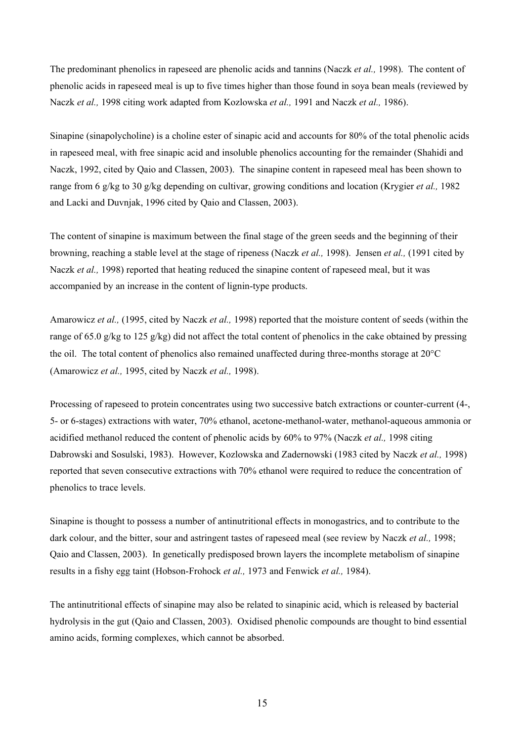The predominant phenolics in rapeseed are phenolic acids and tannins (Naczk *et al.,* 1998). The content of phenolic acids in rapeseed meal is up to five times higher than those found in soya bean meals (reviewed by Naczk *et al.,* 1998 citing work adapted from Kozlowska *et al.,* 1991 and Naczk *et al.,* 1986).

Sinapine (sinapolycholine) is a choline ester of sinapic acid and accounts for 80% of the total phenolic acids in rapeseed meal, with free sinapic acid and insoluble phenolics accounting for the remainder (Shahidi and Naczk, 1992, cited by Qaio and Classen, 2003). The sinapine content in rapeseed meal has been shown to range from 6 g/kg to 30 g/kg depending on cultivar, growing conditions and location (Krygier *et al.,* 1982 and Lacki and Duvnjak, 1996 cited by Qaio and Classen, 2003).

The content of sinapine is maximum between the final stage of the green seeds and the beginning of their browning, reaching a stable level at the stage of ripeness (Naczk *et al.,* 1998). Jensen *et al.,* (1991 cited by Naczk *et al.,* 1998) reported that heating reduced the sinapine content of rapeseed meal, but it was accompanied by an increase in the content of lignin-type products.

Amarowicz *et al.,* (1995, cited by Naczk *et al.,* 1998) reported that the moisture content of seeds (within the range of 65.0 g/kg to 125 g/kg) did not affect the total content of phenolics in the cake obtained by pressing the oil. The total content of phenolics also remained unaffected during three-months storage at 20°C (Amarowicz *et al.,* 1995, cited by Naczk *et al.,* 1998).

Processing of rapeseed to protein concentrates using two successive batch extractions or counter-current (4-, 5- or 6-stages) extractions with water, 70% ethanol, acetone-methanol-water, methanol-aqueous ammonia or acidified methanol reduced the content of phenolic acids by 60% to 97% (Naczk *et al.,* 1998 citing Dabrowski and Sosulski, 1983). However, Kozlowska and Zadernowski (1983 cited by Naczk *et al.,* 1998) reported that seven consecutive extractions with 70% ethanol were required to reduce the concentration of phenolics to trace levels.

Sinapine is thought to possess a number of antinutritional effects in monogastrics, and to contribute to the dark colour, and the bitter, sour and astringent tastes of rapeseed meal (see review by Naczk *et al.,* 1998; Qaio and Classen, 2003). In genetically predisposed brown layers the incomplete metabolism of sinapine results in a fishy egg taint (Hobson-Frohock *et al.,* 1973 and Fenwick *et al.,* 1984).

The antinutritional effects of sinapine may also be related to sinapinic acid, which is released by bacterial hydrolysis in the gut (Qaio and Classen, 2003). Oxidised phenolic compounds are thought to bind essential amino acids, forming complexes, which cannot be absorbed.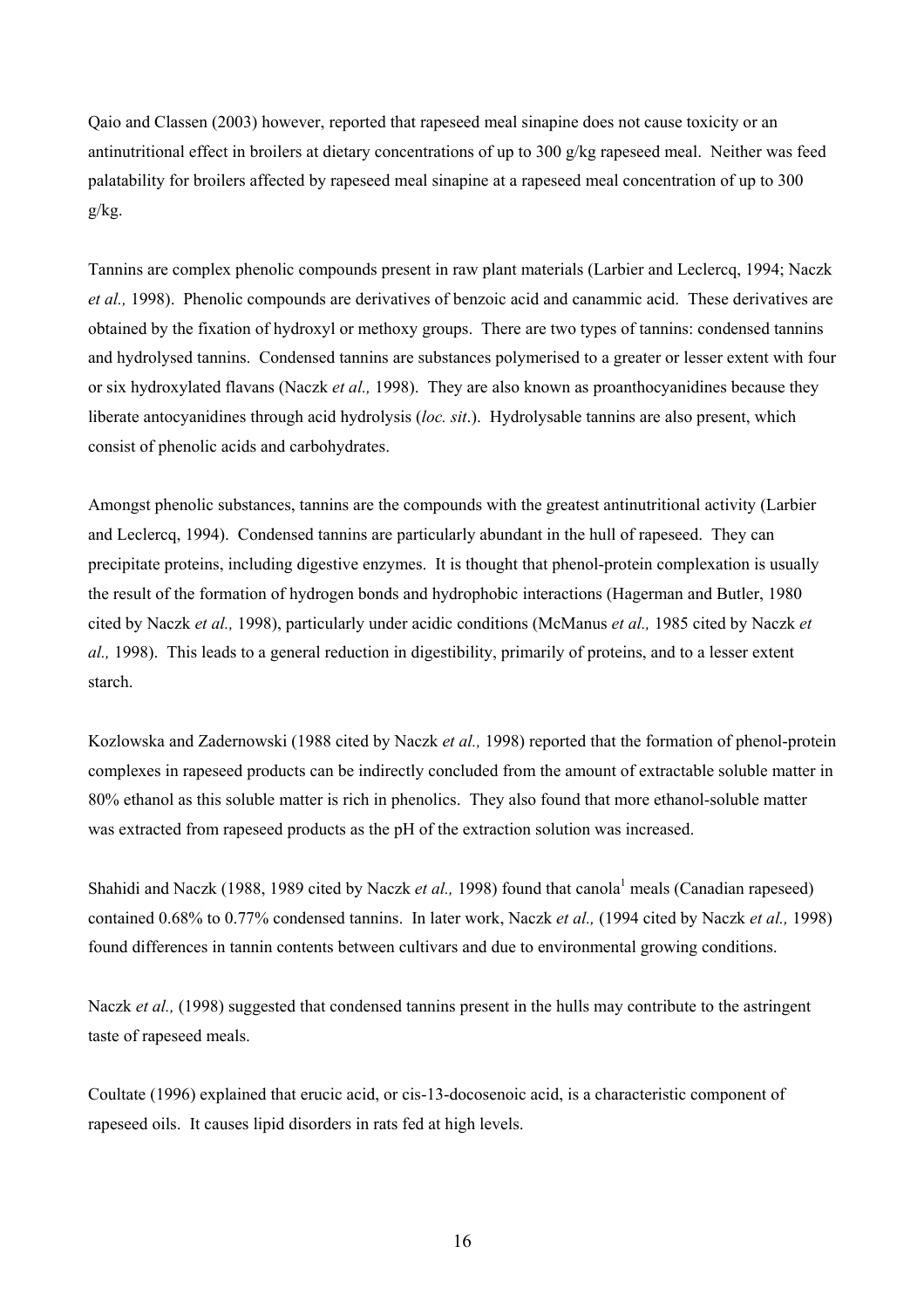Qaio and Classen (2003) however, reported that rapeseed meal sinapine does not cause toxicity or an antinutritional effect in broilers at dietary concentrations of up to 300 g/kg rapeseed meal. Neither was feed palatability for broilers affected by rapeseed meal sinapine at a rapeseed meal concentration of up to 300 g/kg.

Tannins are complex phenolic compounds present in raw plant materials (Larbier and Leclercq, 1994; Naczk *et al.,* 1998). Phenolic compounds are derivatives of benzoic acid and canammic acid. These derivatives are obtained by the fixation of hydroxyl or methoxy groups. There are two types of tannins: condensed tannins and hydrolysed tannins. Condensed tannins are substances polymerised to a greater or lesser extent with four or six hydroxylated flavans (Naczk *et al.,* 1998). They are also known as proanthocyanidines because they liberate antocyanidines through acid hydrolysis (*loc. sit*.). Hydrolysable tannins are also present, which consist of phenolic acids and carbohydrates.

Amongst phenolic substances, tannins are the compounds with the greatest antinutritional activity (Larbier and Leclercq, 1994). Condensed tannins are particularly abundant in the hull of rapeseed. They can precipitate proteins, including digestive enzymes. It is thought that phenol-protein complexation is usually the result of the formation of hydrogen bonds and hydrophobic interactions (Hagerman and Butler, 1980 cited by Naczk *et al.,* 1998), particularly under acidic conditions (McManus *et al.,* 1985 cited by Naczk *et al.,* 1998). This leads to a general reduction in digestibility, primarily of proteins, and to a lesser extent starch.

Kozlowska and Zadernowski (1988 cited by Naczk *et al.,* 1998) reported that the formation of phenol-protein complexes in rapeseed products can be indirectly concluded from the amount of extractable soluble matter in 80% ethanol as this soluble matter is rich in phenolics. They also found that more ethanol-soluble matter was extracted from rapeseed products as the pH of the extraction solution was increased.

Shahidi and Naczk (1988, 1989 cited by Naczk *et al.,* 1998) found that canola[1] meals (Canadian rapeseed) contained 0.68% to 0.77% condensed tannins. In later work, Naczk *et al.,* (1994 cited by Naczk *et al.,* 1998) found differences in tannin contents between cultivars and due to environmental growing conditions.

Naczk *et al.,* (1998) suggested that condensed tannins present in the hulls may contribute to the astringent taste of rapeseed meals.

Coultate (1996) explained that erucic acid, or cis-13-docosenoic acid, is a characteristic component of rapeseed oils. It causes lipid disorders in rats fed at high levels.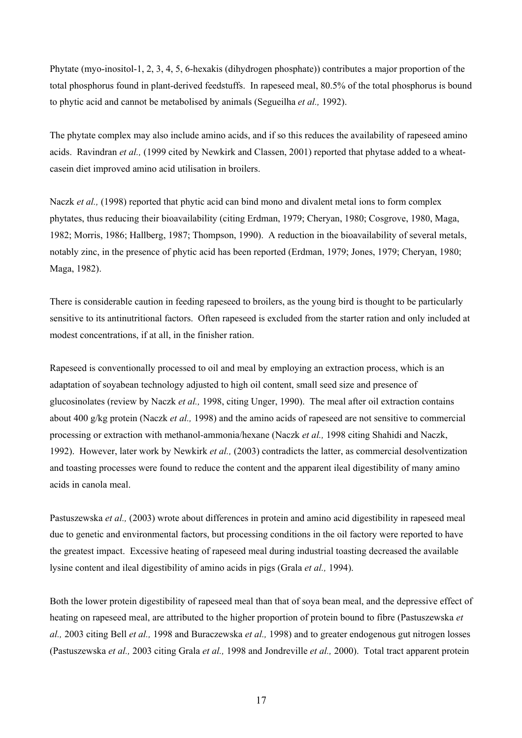Phytate (myo-inositol-1, 2, 3, 4, 5, 6-hexakis (dihydrogen phosphate)) contributes a major proportion of the total phosphorus found in plant-derived feedstuffs. In rapeseed meal, 80.5% of the total phosphorus is bound to phytic acid and cannot be metabolised by animals (Segueilha *et al.,* 1992).

The phytate complex may also include amino acids, and if so this reduces the availability of rapeseed amino acids. Ravindran *et al.,* (1999 cited by Newkirk and Classen, 2001) reported that phytase added to a wheat-casein diet improved amino acid utilisation in broilers.

Naczk *et al.,* (1998) reported that phytic acid can bind mono and divalent metal ions to form complex phytates, thus reducing their bioavailability (citing Erdman, 1979; Cheryan, 1980; Cosgrove, 1980, Maga, 1982; Morris, 1986; Hallberg, 1987; Thompson, 1990). A reduction in the bioavailability of several metals, notably zinc, in the presence of phytic acid has been reported (Erdman, 1979; Jones, 1979; Cheryan, 1980; Maga, 1982).

There is considerable caution in feeding rapeseed to broilers, as the young bird is thought to be particularly sensitive to its antinutritional factors. Often rapeseed is excluded from the starter ration and only included at modest concentrations, if at all, in the finisher ration.

Rapeseed is conventionally processed to oil and meal by employing an extraction process, which is an adaptation of soyabean technology adjusted to high oil content, small seed size and presence of glucosinolates (review by Naczk *et al.,* 1998, citing Unger, 1990). The meal after oil extraction contains about 400 g/kg protein (Naczk *et al.,* 1998) and the amino acids of rapeseed are not sensitive to commercial processing or extraction with methanol-ammonia/hexane (Naczk *et al.,* 1998 citing Shahidi and Naczk, 1992). However, later work by Newkirk *et al.,* (2003) contradicts the latter, as commercial desolventization and toasting processes were found to reduce the content and the apparent ileal digestibility of many amino acids in canola meal.

Pastuszewska *et al.,* (2003) wrote about differences in protein and amino acid digestibility in rapeseed meal due to genetic and environmental factors, but processing conditions in the oil factory were reported to have the greatest impact. Excessive heating of rapeseed meal during industrial toasting decreased the available lysine content and ileal digestibility of amino acids in pigs (Grala *et al.,* 1994).

Both the lower protein digestibility of rapeseed meal than that of soya bean meal, and the depressive effect of heating on rapeseed meal, are attributed to the higher proportion of protein bound to fibre (Pastuszewska *et al.,* 2003 citing Bell *et al.,* 1998 and Buraczewska *et al.,* 1998) and to greater endogenous gut nitrogen losses (Pastuszewska *et al.,* 2003 citing Grala *et al.,* 1998 and Jondreville *et al.,* 2000). Total tract apparent protein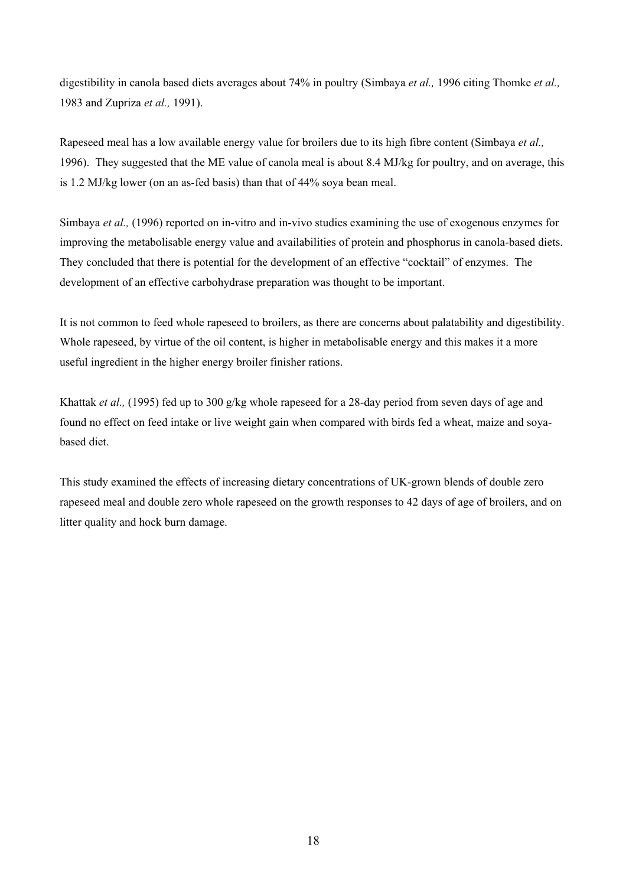digestibility in canola based diets averages about 74% in poultry (Simbaya *et al.,* 1996 citing Thomke *et al.,* 1983 and Zupriza *et al.,* 1991).

Rapeseed meal has a low available energy value for broilers due to its high fibre content (Simbaya *et al.,* 1996). They suggested that the ME value of canola meal is about 8.4 MJ/kg for poultry, and on average, this is 1.2 MJ/kg lower (on an as-fed basis) than that of 44% soya bean meal.

Simbaya *et al.,* (1996) reported on in-vitro and in-vivo studies examining the use of exogenous enzymes for improving the metabolisable energy value and availabilities of protein and phosphorus in canola-based diets. They concluded that there is potential for the development of an effective "cocktail" of enzymes. The development of an effective carbohydrase preparation was thought to be important.

It is not common to feed whole rapeseed to broilers, as there are concerns about palatability and digestibility. Whole rapeseed, by virtue of the oil content, is higher in metabolisable energy and this makes it a more useful ingredient in the higher energy broiler finisher rations.

Khattak *et al.,* (1995) fed up to 300 g/kg whole rapeseed for a 28-day period from seven days of age and found no effect on feed intake or live weight gain when compared with birds fed a wheat, maize and soya-based diet.

This study examined the effects of increasing dietary concentrations of UK-grown blends of double zero rapeseed meal and double zero whole rapeseed on the growth responses to 42 days of age of broilers, and on litter quality and hock burn damage.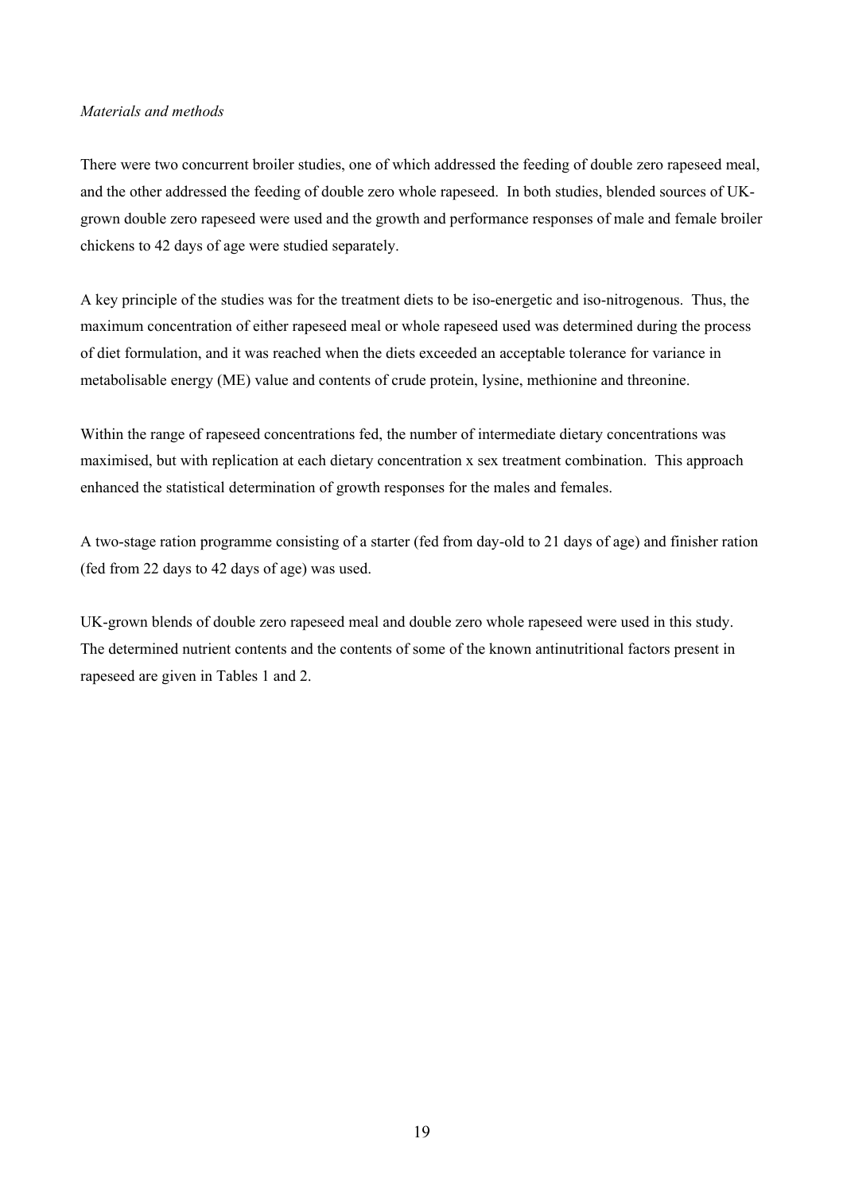*Materials and methods*

There were two concurrent broiler studies, one of which addressed the feeding of double zero rapeseed meal, and the other addressed the feeding of double zero whole rapeseed. In both studies, blended sources of UK-grown double zero rapeseed were used and the growth and performance responses of male and female broiler chickens to 42 days of age were studied separately.

A key principle of the studies was for the treatment diets to be iso-energetic and iso-nitrogenous. Thus, the maximum concentration of either rapeseed meal or whole rapeseed used was determined during the process of diet formulation, and it was reached when the diets exceeded an acceptable tolerance for variance in metabolisable energy (ME) value and contents of crude protein, lysine, methionine and threonine.

Within the range of rapeseed concentrations fed, the number of intermediate dietary concentrations was maximised, but with replication at each dietary concentration x sex treatment combination. This approach enhanced the statistical determination of growth responses for the males and females.

A two-stage ration programme consisting of a starter (fed from day-old to 21 days of age) and finisher ration (fed from 22 days to 42 days of age) was used.

UK-grown blends of double zero rapeseed meal and double zero whole rapeseed were used in this study. The determined nutrient contents and the contents of some of the known antinutritional factors present in rapeseed are given in Tables 1 and 2.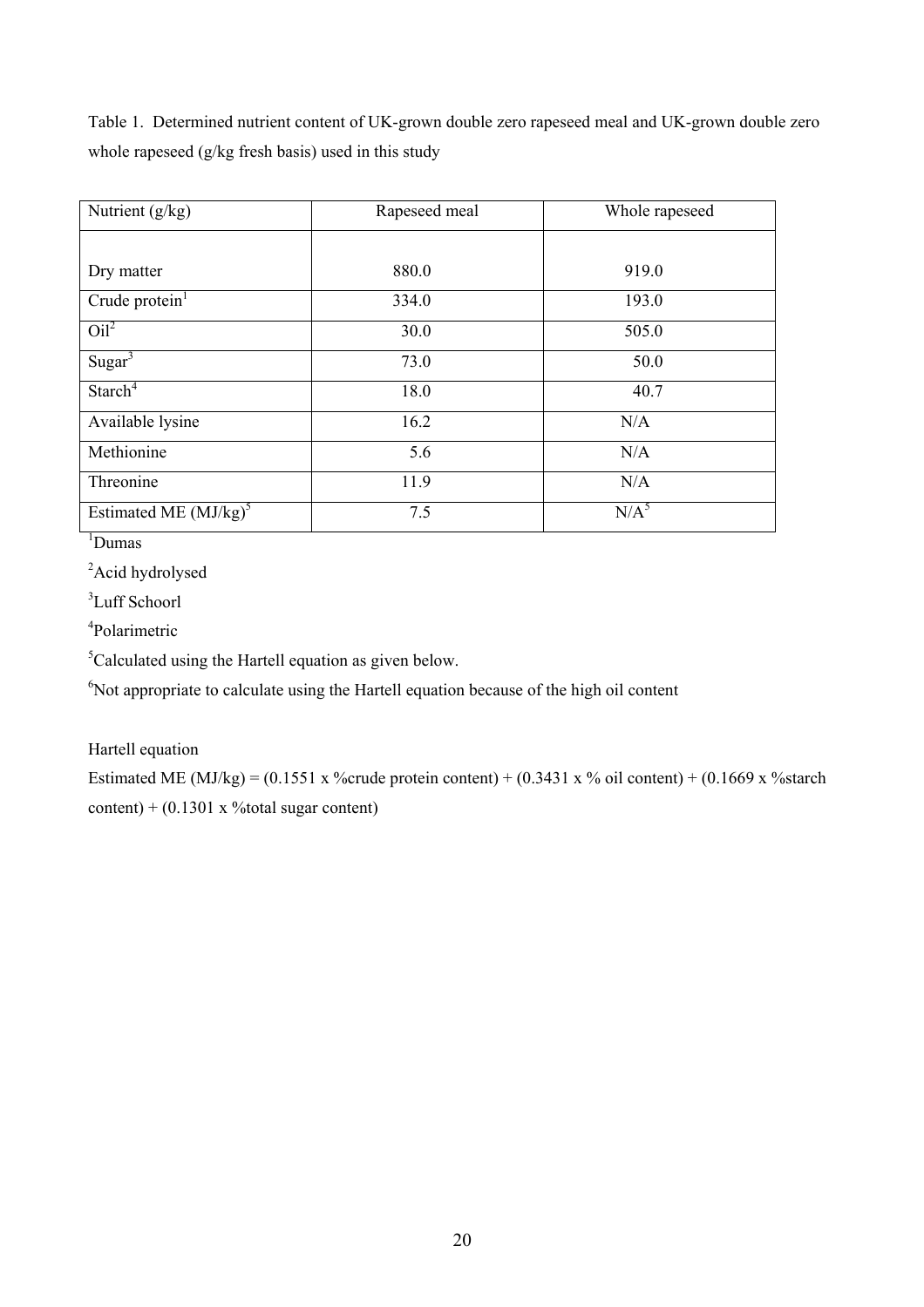Table 1. Determined nutrient content of UK-grown double zero rapeseed meal and UK-grown double zero whole rapeseed (g/kg fresh basis) used in this study

| Nutrient (g/kg) | Rapeseed meal | Whole rapeseed |
| --- | --- | --- |
| Dry matter | 880.0 | 919.0 |
| Crude protein[1] | 334.0 | 193.0 |
| Oil[2] | 30.0 | 505.0 |
| Sugar[3] | 73.0 | 50.0 |
| Starch[4] | 18.0 | 40.7 |
| Available lysine | 16.2 | N/A |
| Methionine | 5.6 | N/A |
| Threonine | 11.9 | N/A |
| Estimated ME (MJ/kg)[5] | 7.5 | N/A[5] |

[1]Dumas

[2]Acid hydrolysed

[3]Luff Schoorl

[4]Polarimetric

[5]Calculated using the Hartell equation as given below.

[6]Not appropriate to calculate using the Hartell equation because of the high oil content

Hartell equation

Estimated ME (MJ/kg) = (0.1551 x %crude protein content) + (0.3431 x % oil content) + (0.1669 x %starch content) + (0.1301 x %total sugar content)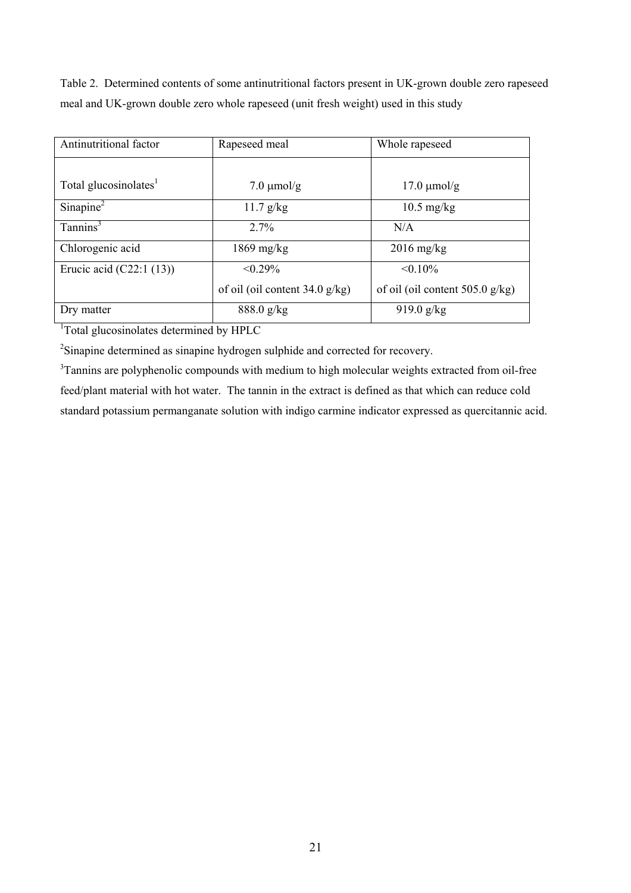Table 2. Determined contents of some antinutritional factors present in UK-grown double zero rapeseed meal and UK-grown double zero whole rapeseed (unit fresh weight) used in this study

| Antinutritional factor | Rapeseed meal | Whole rapeseed |
|---|---|---|
| Total glucosinolates[1] | 7.0 μmol/g | 17.0 μmol/g |
| Sinapine[2] | 11.7 g/kg | 10.5 mg/kg |
| Tannins[3] | 2.7% | N/A |
| Chlorogenic acid | 1869 mg/kg | 2016 mg/kg |
| Erucic acid (C22:1 (13)) | <0.29% of oil (oil content 34.0 g/kg) | <0.10% of oil (oil content 505.0 g/kg) |
| Dry matter | 888.0 g/kg | 919.0 g/kg |

[1]Total glucosinolates determined by HPLC

[2]Sinapine determined as sinapine hydrogen sulphide and corrected for recovery.

[3]Tannins are polyphenolic compounds with medium to high molecular weights extracted from oil-free feed/plant material with hot water. The tannin in the extract is defined as that which can reduce cold standard potassium permanganate solution with indigo carmine indicator expressed as quercitannic acid.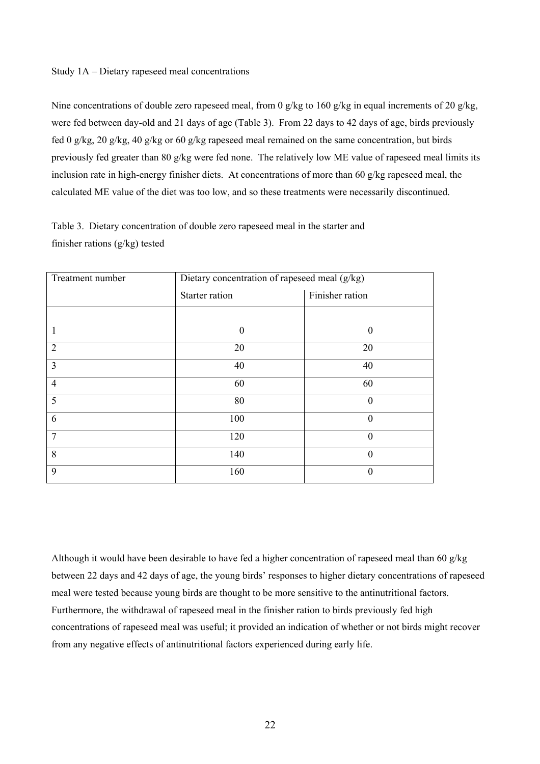Study 1A – Dietary rapeseed meal concentrations

Nine concentrations of double zero rapeseed meal, from 0 g/kg to 160 g/kg in equal increments of 20 g/kg, were fed between day-old and 21 days of age (Table 3). From 22 days to 42 days of age, birds previously fed 0 g/kg, 20 g/kg, 40 g/kg or 60 g/kg rapeseed meal remained on the same concentration, but birds previously fed greater than 80 g/kg were fed none. The relatively low ME value of rapeseed meal limits its inclusion rate in high-energy finisher diets. At concentrations of more than 60 g/kg rapeseed meal, the calculated ME value of the diet was too low, and so these treatments were necessarily discontinued.

Table 3. Dietary concentration of double zero rapeseed meal in the starter and finisher rations (g/kg) tested

| Treatment number | Dietary concentration of rapeseed meal (g/kg) | |
|---|---|---|
| | Starter ration | Finisher ration |
| 1 | 0 | 0 |
| 2 | 20 | 20 |
| 3 | 40 | 40 |
| 4 | 60 | 60 |
| 5 | 80 | 0 |
| 6 | 100 | 0 |
| 7 | 120 | 0 |
| 8 | 140 | 0 |
| 9 | 160 | 0 |

Although it would have been desirable to have fed a higher concentration of rapeseed meal than 60 g/kg between 22 days and 42 days of age, the young birds' responses to higher dietary concentrations of rapeseed meal were tested because young birds are thought to be more sensitive to the antinutritional factors. Furthermore, the withdrawal of rapeseed meal in the finisher ration to birds previously fed high concentrations of rapeseed meal was useful; it provided an indication of whether or not birds might recover from any negative effects of antinutritional factors experienced during early life.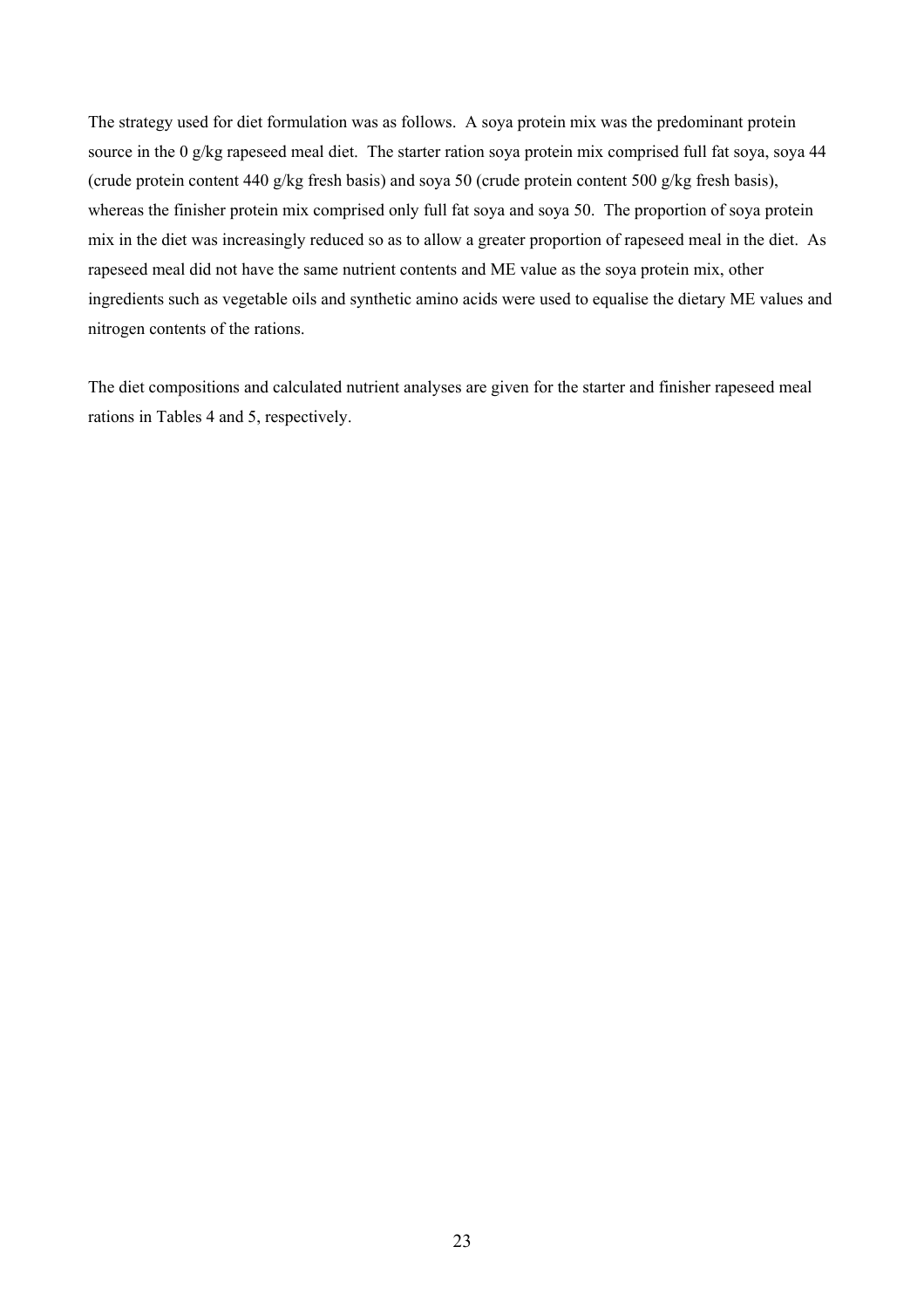The strategy used for diet formulation was as follows. A soya protein mix was the predominant protein source in the 0 g/kg rapeseed meal diet. The starter ration soya protein mix comprised full fat soya, soya 44 (crude protein content 440 g/kg fresh basis) and soya 50 (crude protein content 500 g/kg fresh basis), whereas the finisher protein mix comprised only full fat soya and soya 50. The proportion of soya protein mix in the diet was increasingly reduced so as to allow a greater proportion of rapeseed meal in the diet. As rapeseed meal did not have the same nutrient contents and ME value as the soya protein mix, other ingredients such as vegetable oils and synthetic amino acids were used to equalise the dietary ME values and nitrogen contents of the rations.

The diet compositions and calculated nutrient analyses are given for the starter and finisher rapeseed meal rations in Tables 4 and 5, respectively.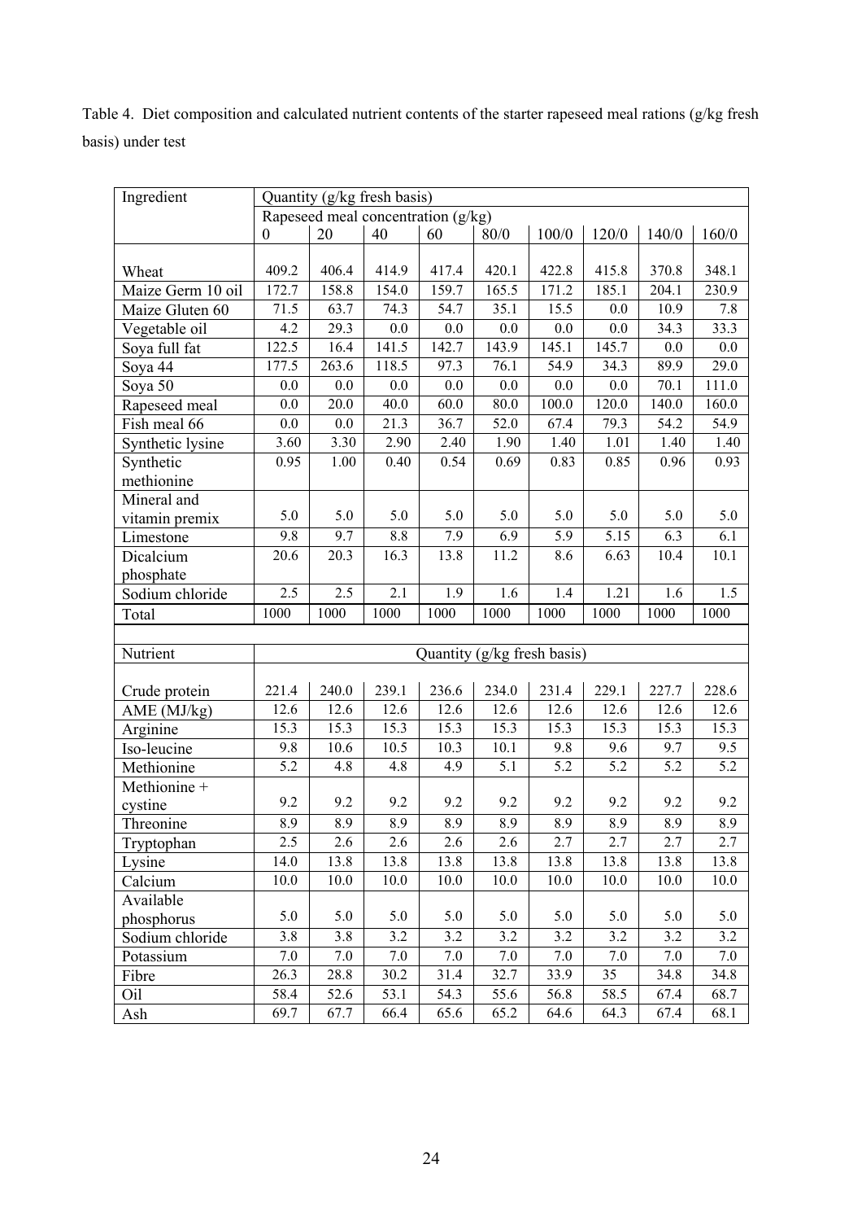Table 4. Diet composition and calculated nutrient contents of the starter rapeseed meal rations (g/kg fresh basis) under test

| Ingredient | Quantity (g/kg fresh basis) | | | | | | | | |
|---|---|---|---|---|---|---|---|---|---|
| | Rapeseed meal concentration (g/kg) | | | | | | | | |
| | 0 | 20 | 40 | 60 | 80/0 | 100/0 | 120/0 | 140/0 | 160/0 |
| Wheat | 409.2 | 406.4 | 414.9 | 417.4 | 420.1 | 422.8 | 415.8 | 370.8 | 348.1 |
| Maize Germ 10 oil | 172.7 | 158.8 | 154.0 | 159.7 | 165.5 | 171.2 | 185.1 | 204.1 | 230.9 |
| Maize Gluten 60 | 71.5 | 63.7 | 74.3 | 54.7 | 35.1 | 15.5 | 0.0 | 10.9 | 7.8 |
| Vegetable oil | 4.2 | 29.3 | 0.0 | 0.0 | 0.0 | 0.0 | 0.0 | 34.3 | 33.3 |
| Soya full fat | 122.5 | 16.4 | 141.5 | 142.7 | 143.9 | 145.1 | 145.7 | 0.0 | 0.0 |
| Soya 44 | 177.5 | 263.6 | 118.5 | 97.3 | 76.1 | 54.9 | 34.3 | 89.9 | 29.0 |
| Soya 50 | 0.0 | 0.0 | 0.0 | 0.0 | 0.0 | 0.0 | 0.0 | 70.1 | 111.0 |
| Rapeseed meal | 0.0 | 20.0 | 40.0 | 60.0 | 80.0 | 100.0 | 120.0 | 140.0 | 160.0 |
| Fish meal 66 | 0.0 | 0.0 | 21.3 | 36.7 | 52.0 | 67.4 | 79.3 | 54.2 | 54.9 |
| Synthetic lysine | 3.60 | 3.30 | 2.90 | 2.40 | 1.90 | 1.40 | 1.01 | 1.40 | 1.40 |
| Synthetic methionine | 0.95 | 1.00 | 0.40 | 0.54 | 0.69 | 0.83 | 0.85 | 0.96 | 0.93 |
| Mineral and vitamin premix | 5.0 | 5.0 | 5.0 | 5.0 | 5.0 | 5.0 | 5.0 | 5.0 | 5.0 |
| Limestone | 9.8 | 9.7 | 8.8 | 7.9 | 6.9 | 5.9 | 5.15 | 6.3 | 6.1 |
| Dicalcium phosphate | 20.6 | 20.3 | 16.3 | 13.8 | 11.2 | 8.6 | 6.63 | 10.4 | 10.1 |
| Sodium chloride | 2.5 | 2.5 | 2.1 | 1.9 | 1.6 | 1.4 | 1.21 | 1.6 | 1.5 |
| Total | 1000 | 1000 | 1000 | 1000 | 1000 | 1000 | 1000 | 1000 | 1000 |
| | | | | | | | | | |
| Nutrient | Quantity (g/kg fresh basis) | | | | | | | | |
| Crude protein | 221.4 | 240.0 | 239.1 | 236.6 | 234.0 | 231.4 | 229.1 | 227.7 | 228.6 |
| AME (MJ/kg) | 12.6 | 12.6 | 12.6 | 12.6 | 12.6 | 12.6 | 12.6 | 12.6 | 12.6 |
| Arginine | 15.3 | 15.3 | 15.3 | 15.3 | 15.3 | 15.3 | 15.3 | 15.3 | 15.3 |
| Iso-leucine | 9.8 | 10.6 | 10.5 | 10.3 | 10.1 | 9.8 | 9.6 | 9.7 | 9.5 |
| Methionine | 5.2 | 4.8 | 4.8 | 4.9 | 5.1 | 5.2 | 5.2 | 5.2 | 5.2 |
| Methionine + cystine | 9.2 | 9.2 | 9.2 | 9.2 | 9.2 | 9.2 | 9.2 | 9.2 | 9.2 |
| Threonine | 8.9 | 8.9 | 8.9 | 8.9 | 8.9 | 8.9 | 8.9 | 8.9 | 8.9 |
| Tryptophan | 2.5 | 2.6 | 2.6 | 2.6 | 2.6 | 2.7 | 2.7 | 2.7 | 2.7 |
| Lysine | 14.0 | 13.8 | 13.8 | 13.8 | 13.8 | 13.8 | 13.8 | 13.8 | 13.8 |
| Calcium | 10.0 | 10.0 | 10.0 | 10.0 | 10.0 | 10.0 | 10.0 | 10.0 | 10.0 |
| Available phosphorus | 5.0 | 5.0 | 5.0 | 5.0 | 5.0 | 5.0 | 5.0 | 5.0 | 5.0 |
| Sodium chloride | 3.8 | 3.8 | 3.2 | 3.2 | 3.2 | 3.2 | 3.2 | 3.2 | 3.2 |
| Potassium | 7.0 | 7.0 | 7.0 | 7.0 | 7.0 | 7.0 | 7.0 | 7.0 | 7.0 |
| Fibre | 26.3 | 28.8 | 30.2 | 31.4 | 32.7 | 33.9 | 35 | 34.8 | 34.8 |
| Oil | 58.4 | 52.6 | 53.1 | 54.3 | 55.6 | 56.8 | 58.5 | 67.4 | 68.7 |
| Ash | 69.7 | 67.7 | 66.4 | 65.6 | 65.2 | 64.6 | 64.3 | 67.4 | 68.1 |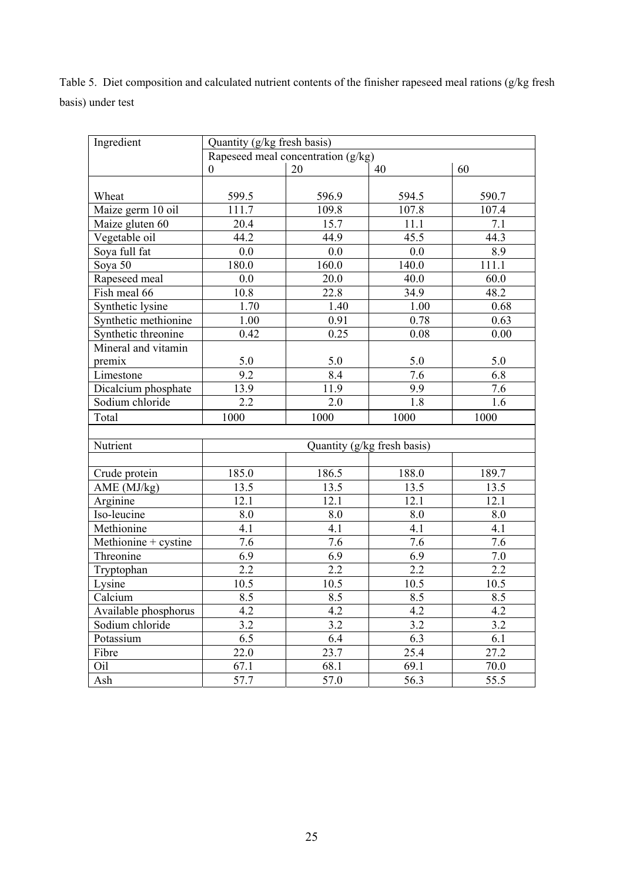Table 5. Diet composition and calculated nutrient contents of the finisher rapeseed meal rations (g/kg fresh basis) under test

| Ingredient | Quantity (g/kg fresh basis) | | | |
|---|---|---|---|---|
| | Rapeseed meal concentration (g/kg) | | | |
| | 0 | 20 | 40 | 60 |
| Wheat | 599.5 | 596.9 | 594.5 | 590.7 |
| Maize germ 10 oil | 111.7 | 109.8 | 107.8 | 107.4 |
| Maize gluten 60 | 20.4 | 15.7 | 11.1 | 7.1 |
| Vegetable oil | 44.2 | 44.9 | 45.5 | 44.3 |
| Soya full fat | 0.0 | 0.0 | 0.0 | 8.9 |
| Soya 50 | 180.0 | 160.0 | 140.0 | 111.1 |
| Rapeseed meal | 0.0 | 20.0 | 40.0 | 60.0 |
| Fish meal 66 | 10.8 | 22.8 | 34.9 | 48.2 |
| Synthetic lysine | 1.70 | 1.40 | 1.00 | 0.68 |
| Synthetic methionine | 1.00 | 0.91 | 0.78 | 0.63 |
| Synthetic threonine | 0.42 | 0.25 | 0.08 | 0.00 |
| Mineral and vitamin premix | 5.0 | 5.0 | 5.0 | 5.0 |
| Limestone | 9.2 | 8.4 | 7.6 | 6.8 |
| Dicalcium phosphate | 13.9 | 11.9 | 9.9 | 7.6 |
| Sodium chloride | 2.2 | 2.0 | 1.8 | 1.6 |
| Total | 1000 | 1000 | 1000 | 1000 |
| | | | | |
| Nutrient | Quantity (g/kg fresh basis) | | | |
| Crude protein | 185.0 | 186.5 | 188.0 | 189.7 |
| AME (MJ/kg) | 13.5 | 13.5 | 13.5 | 13.5 |
| Arginine | 12.1 | 12.1 | 12.1 | 12.1 |
| Iso-leucine | 8.0 | 8.0 | 8.0 | 8.0 |
| Methionine | 4.1 | 4.1 | 4.1 | 4.1 |
| Methionine + cystine | 7.6 | 7.6 | 7.6 | 7.6 |
| Threonine | 6.9 | 6.9 | 6.9 | 7.0 |
| Tryptophan | 2.2 | 2.2 | 2.2 | 2.2 |
| Lysine | 10.5 | 10.5 | 10.5 | 10.5 |
| Calcium | 8.5 | 8.5 | 8.5 | 8.5 |
| Available phosphorus | 4.2 | 4.2 | 4.2 | 4.2 |
| Sodium chloride | 3.2 | 3.2 | 3.2 | 3.2 |
| Potassium | 6.5 | 6.4 | 6.3 | 6.1 |
| Fibre | 22.0 | 23.7 | 25.4 | 27.2 |
| Oil | 67.1 | 68.1 | 69.1 | 70.0 |
| Ash | 57.7 | 57.0 | 56.3 | 55.5 |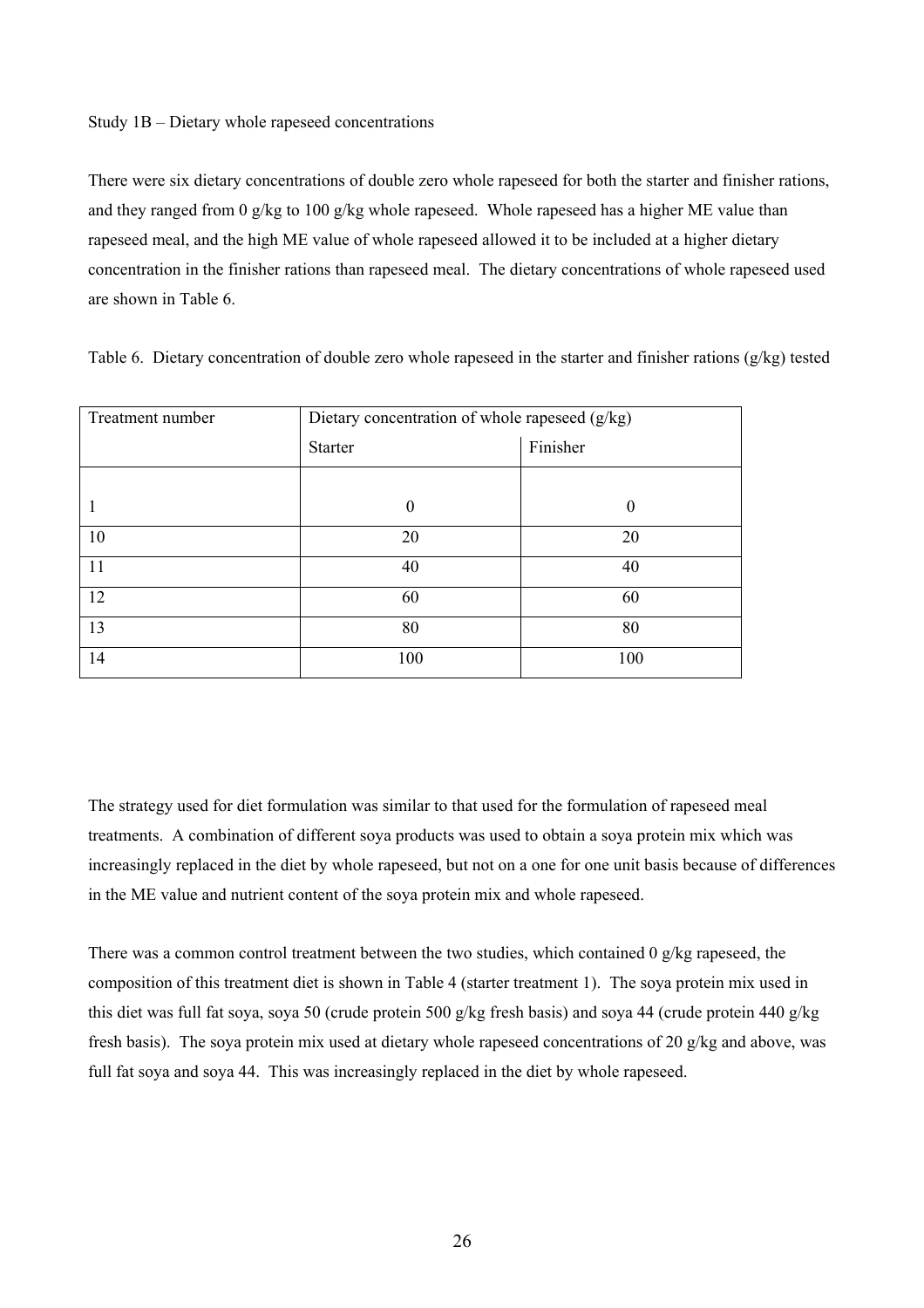Study 1B – Dietary whole rapeseed concentrations

There were six dietary concentrations of double zero whole rapeseed for both the starter and finisher rations, and they ranged from 0 g/kg to 100 g/kg whole rapeseed. Whole rapeseed has a higher ME value than rapeseed meal, and the high ME value of whole rapeseed allowed it to be included at a higher dietary concentration in the finisher rations than rapeseed meal. The dietary concentrations of whole rapeseed used are shown in Table 6.

Table 6. Dietary concentration of double zero whole rapeseed in the starter and finisher rations (g/kg) tested

| Treatment number | Dietary concentration of whole rapeseed (g/kg) | |
|---|---|---|
| | Starter | Finisher |
| 1 | 0 | 0 |
| 10 | 20 | 20 |
| 11 | 40 | 40 |
| 12 | 60 | 60 |
| 13 | 80 | 80 |
| 14 | 100 | 100 |

The strategy used for diet formulation was similar to that used for the formulation of rapeseed meal treatments. A combination of different soya products was used to obtain a soya protein mix which was increasingly replaced in the diet by whole rapeseed, but not on a one for one unit basis because of differences in the ME value and nutrient content of the soya protein mix and whole rapeseed.

There was a common control treatment between the two studies, which contained 0 g/kg rapeseed, the composition of this treatment diet is shown in Table 4 (starter treatment 1). The soya protein mix used in this diet was full fat soya, soya 50 (crude protein 500 g/kg fresh basis) and soya 44 (crude protein 440 g/kg fresh basis). The soya protein mix used at dietary whole rapeseed concentrations of 20 g/kg and above, was full fat soya and soya 44. This was increasingly replaced in the diet by whole rapeseed.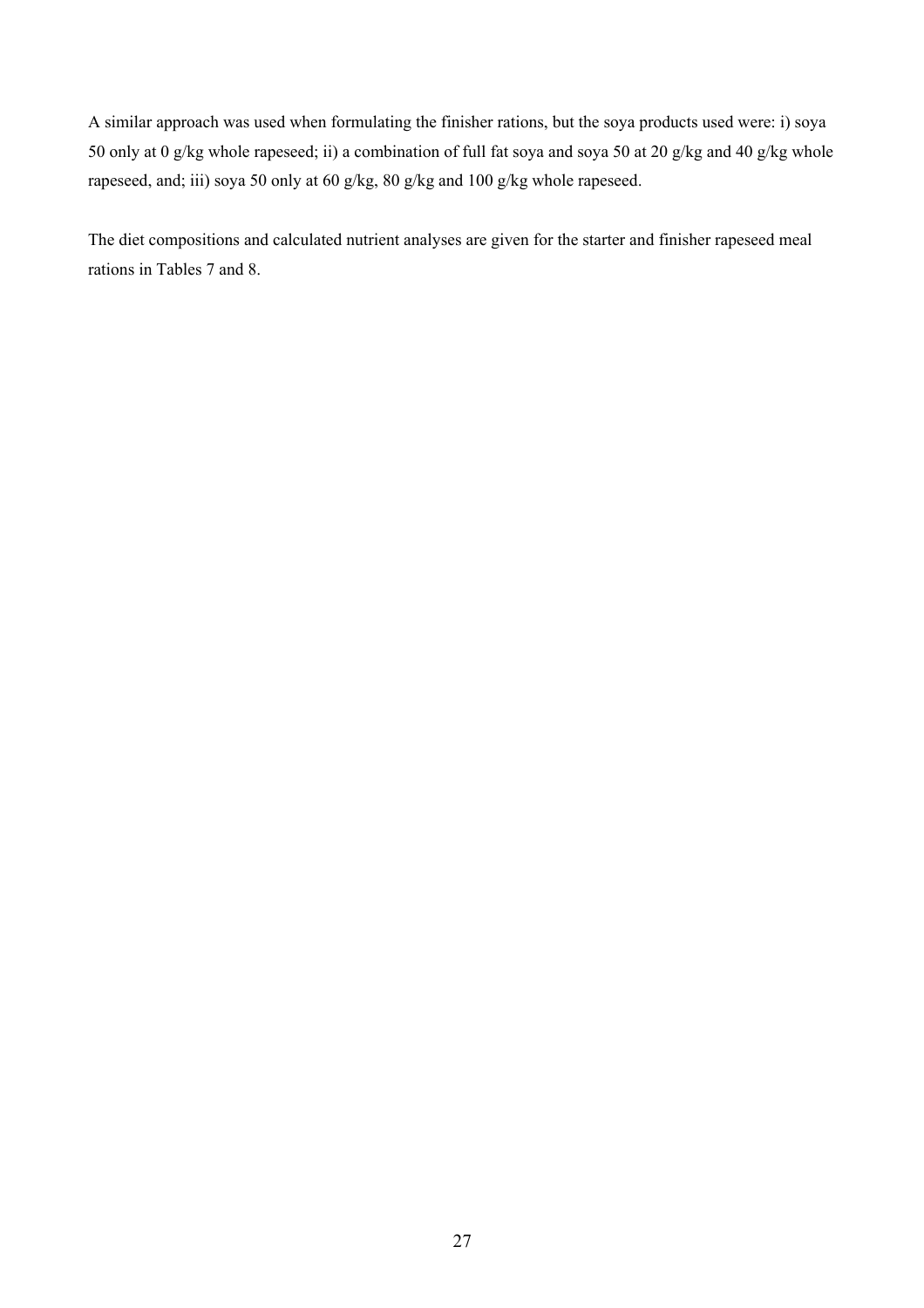A similar approach was used when formulating the finisher rations, but the soya products used were: i) soya 50 only at 0 g/kg whole rapeseed; ii) a combination of full fat soya and soya 50 at 20 g/kg and 40 g/kg whole rapeseed, and; iii) soya 50 only at 60 g/kg, 80 g/kg and 100 g/kg whole rapeseed.

The diet compositions and calculated nutrient analyses are given for the starter and finisher rapeseed meal rations in Tables 7 and 8.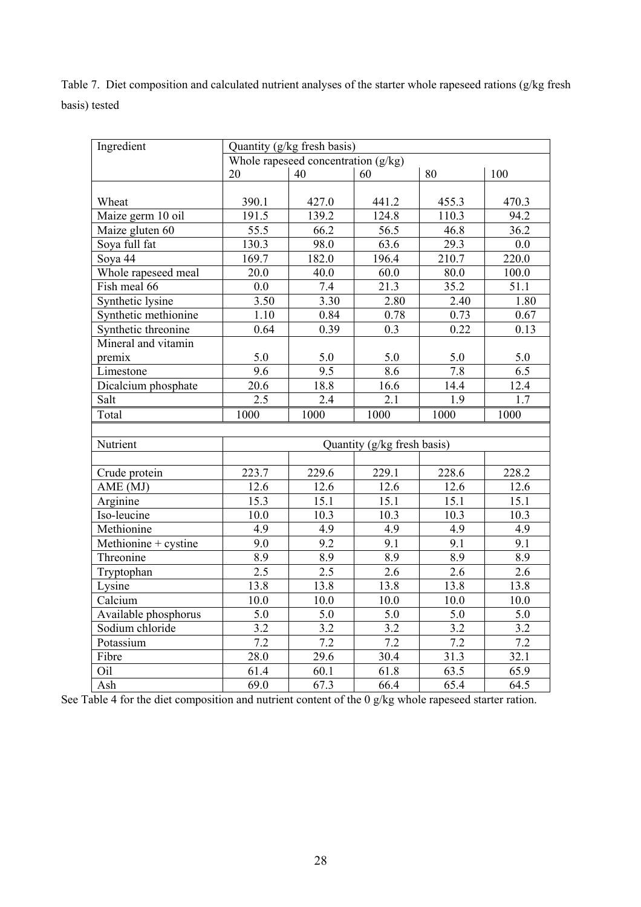Table 7. Diet composition and calculated nutrient analyses of the starter whole rapeseed rations (g/kg fresh basis) tested

| Ingredient | Quantity (g/kg fresh basis) | | | | |
|---|---|---|---|---|---|
| | Whole rapeseed concentration (g/kg) | | | | |
| | 20 | 40 | 60 | 80 | 100 |
| Wheat | 390.1 | 427.0 | 441.2 | 455.3 | 470.3 |
| Maize germ 10 oil | 191.5 | 139.2 | 124.8 | 110.3 | 94.2 |
| Maize gluten 60 | 55.5 | 66.2 | 56.5 | 46.8 | 36.2 |
| Soya full fat | 130.3 | 98.0 | 63.6 | 29.3 | 0.0 |
| Soya 44 | 169.7 | 182.0 | 196.4 | 210.7 | 220.0 |
| Whole rapeseed meal | 20.0 | 40.0 | 60.0 | 80.0 | 100.0 |
| Fish meal 66 | 0.0 | 7.4 | 21.3 | 35.2 | 51.1 |
| Synthetic lysine | 3.50 | 3.30 | 2.80 | 2.40 | 1.80 |
| Synthetic methionine | 1.10 | 0.84 | 0.78 | 0.73 | 0.67 |
| Synthetic threonine | 0.64 | 0.39 | 0.3 | 0.22 | 0.13 |
| Mineral and vitamin premix | 5.0 | 5.0 | 5.0 | 5.0 | 5.0 |
| Limestone | 9.6 | 9.5 | 8.6 | 7.8 | 6.5 |
| Dicalcium phosphate | 20.6 | 18.8 | 16.6 | 14.4 | 12.4 |
| Salt | 2.5 | 2.4 | 2.1 | 1.9 | 1.7 |
| Total | 1000 | 1000 | 1000 | 1000 | 1000 |
| | | | | | |
| Nutrient | Quantity (g/kg fresh basis) | | | | |
| Crude protein | 223.7 | 229.6 | 229.1 | 228.6 | 228.2 |
| AME (MJ) | 12.6 | 12.6 | 12.6 | 12.6 | 12.6 |
| Arginine | 15.3 | 15.1 | 15.1 | 15.1 | 15.1 |
| Iso-leucine | 10.0 | 10.3 | 10.3 | 10.3 | 10.3 |
| Methionine | 4.9 | 4.9 | 4.9 | 4.9 | 4.9 |
| Methionine + cystine | 9.0 | 9.2 | 9.1 | 9.1 | 9.1 |
| Threonine | 8.9 | 8.9 | 8.9 | 8.9 | 8.9 |
| Tryptophan | 2.5 | 2.5 | 2.6 | 2.6 | 2.6 |
| Lysine | 13.8 | 13.8 | 13.8 | 13.8 | 13.8 |
| Calcium | 10.0 | 10.0 | 10.0 | 10.0 | 10.0 |
| Available phosphorus | 5.0 | 5.0 | 5.0 | 5.0 | 5.0 |
| Sodium chloride | 3.2 | 3.2 | 3.2 | 3.2 | 3.2 |
| Potassium | 7.2 | 7.2 | 7.2 | 7.2 | 7.2 |
| Fibre | 28.0 | 29.6 | 30.4 | 31.3 | 32.1 |
| Oil | 61.4 | 60.1 | 61.8 | 63.5 | 65.9 |
| Ash | 69.0 | 67.3 | 66.4 | 65.4 | 64.5 |

See Table 4 for the diet composition and nutrient content of the 0 g/kg whole rapeseed starter ration.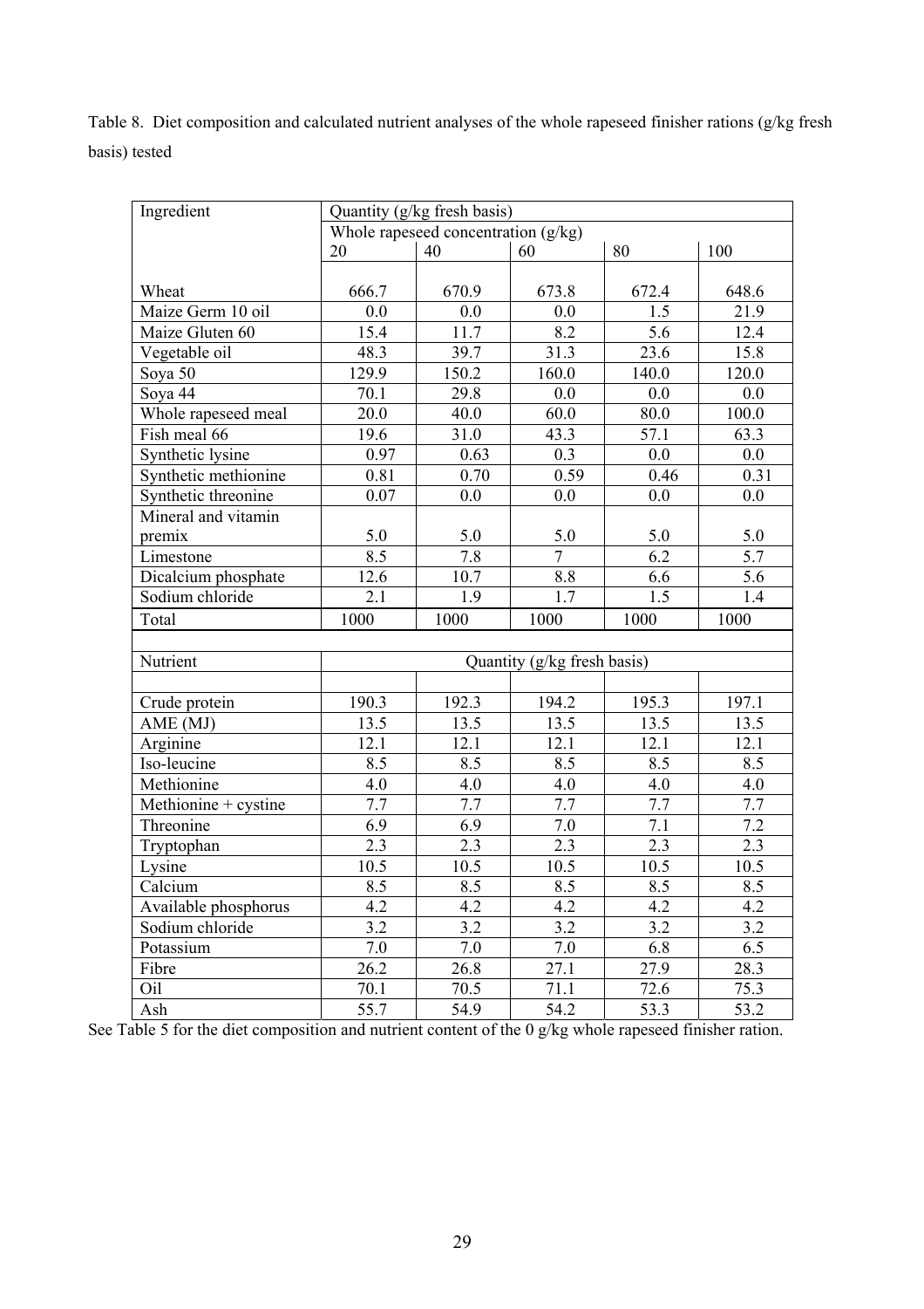Table 8. Diet composition and calculated nutrient analyses of the whole rapeseed finisher rations (g/kg fresh basis) tested

| Ingredient | Quantity (g/kg fresh basis) | | | | |
|---|---|---|---|---|---|
| | Whole rapeseed concentration (g/kg) | | | | |
| | 20 | 40 | 60 | 80 | 100 |
| Wheat | 666.7 | 670.9 | 673.8 | 672.4 | 648.6 |
| Maize Germ 10 oil | 0.0 | 0.0 | 0.0 | 1.5 | 21.9 |
| Maize Gluten 60 | 15.4 | 11.7 | 8.2 | 5.6 | 12.4 |
| Vegetable oil | 48.3 | 39.7 | 31.3 | 23.6 | 15.8 |
| Soya 50 | 129.9 | 150.2 | 160.0 | 140.0 | 120.0 |
| Soya 44 | 70.1 | 29.8 | 0.0 | 0.0 | 0.0 |
| Whole rapeseed meal | 20.0 | 40.0 | 60.0 | 80.0 | 100.0 |
| Fish meal 66 | 19.6 | 31.0 | 43.3 | 57.1 | 63.3 |
| Synthetic lysine | 0.97 | 0.63 | 0.3 | 0.0 | 0.0 |
| Synthetic methionine | 0.81 | 0.70 | 0.59 | 0.46 | 0.31 |
| Synthetic threonine | 0.07 | 0.0 | 0.0 | 0.0 | 0.0 |
| Mineral and vitamin premix | 5.0 | 5.0 | 5.0 | 5.0 | 5.0 |
| Limestone | 8.5 | 7.8 | 7 | 6.2 | 5.7 |
| Dicalcium phosphate | 12.6 | 10.7 | 8.8 | 6.6 | 5.6 |
| Sodium chloride | 2.1 | 1.9 | 1.7 | 1.5 | 1.4 |
| Total | 1000 | 1000 | 1000 | 1000 | 1000 |
| | | | | | |
| Nutrient | Quantity (g/kg fresh basis) | | | | |
| Crude protein | 190.3 | 192.3 | 194.2 | 195.3 | 197.1 |
| AME (MJ) | 13.5 | 13.5 | 13.5 | 13.5 | 13.5 |
| Arginine | 12.1 | 12.1 | 12.1 | 12.1 | 12.1 |
| Iso-leucine | 8.5 | 8.5 | 8.5 | 8.5 | 8.5 |
| Methionine | 4.0 | 4.0 | 4.0 | 4.0 | 4.0 |
| Methionine + cystine | 7.7 | 7.7 | 7.7 | 7.7 | 7.7 |
| Threonine | 6.9 | 6.9 | 7.0 | 7.1 | 7.2 |
| Tryptophan | 2.3 | 2.3 | 2.3 | 2.3 | 2.3 |
| Lysine | 10.5 | 10.5 | 10.5 | 10.5 | 10.5 |
| Calcium | 8.5 | 8.5 | 8.5 | 8.5 | 8.5 |
| Available phosphorus | 4.2 | 4.2 | 4.2 | 4.2 | 4.2 |
| Sodium chloride | 3.2 | 3.2 | 3.2 | 3.2 | 3.2 |
| Potassium | 7.0 | 7.0 | 7.0 | 6.8 | 6.5 |
| Fibre | 26.2 | 26.8 | 27.1 | 27.9 | 28.3 |
| Oil | 70.1 | 70.5 | 71.1 | 72.6 | 75.3 |
| Ash | 55.7 | 54.9 | 54.2 | 53.3 | 53.2 |

See Table 5 for the diet composition and nutrient content of the 0 g/kg whole rapeseed finisher ration.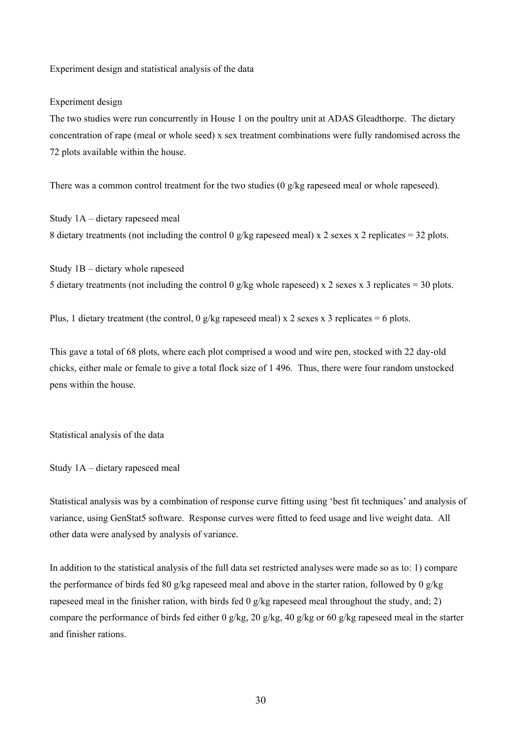Experiment design and statistical analysis of the data

Experiment design

The two studies were run concurrently in House 1 on the poultry unit at ADAS Gleadthorpe. The dietary concentration of rape (meal or whole seed) x sex treatment combinations were fully randomised across the 72 plots available within the house.

There was a common control treatment for the two studies (0 g/kg rapeseed meal or whole rapeseed).

Study 1A – dietary rapeseed meal

8 dietary treatments (not including the control 0 g/kg rapeseed meal) x 2 sexes x 2 replicates = 32 plots.

Study 1B – dietary whole rapeseed

5 dietary treatments (not including the control 0 g/kg whole rapeseed) x 2 sexes x 3 replicates = 30 plots.

Plus, 1 dietary treatment (the control, 0 g/kg rapeseed meal) x 2 sexes x 3 replicates = 6 plots.

This gave a total of 68 plots, where each plot comprised a wood and wire pen, stocked with 22 day-old chicks, either male or female to give a total flock size of 1 496. Thus, there were four random unstocked pens within the house.

Statistical analysis of the data

Study 1A – dietary rapeseed meal

Statistical analysis was by a combination of response curve fitting using 'best fit techniques' and analysis of variance, using GenStat5 software. Response curves were fitted to feed usage and live weight data. All other data were analysed by analysis of variance.

In addition to the statistical analysis of the full data set restricted analyses were made so as to: 1) compare the performance of birds fed 80 g/kg rapeseed meal and above in the starter ration, followed by 0 g/kg rapeseed meal in the finisher ration, with birds fed 0 g/kg rapeseed meal throughout the study, and; 2) compare the performance of birds fed either 0 g/kg, 20 g/kg, 40 g/kg or 60 g/kg rapeseed meal in the starter and finisher rations.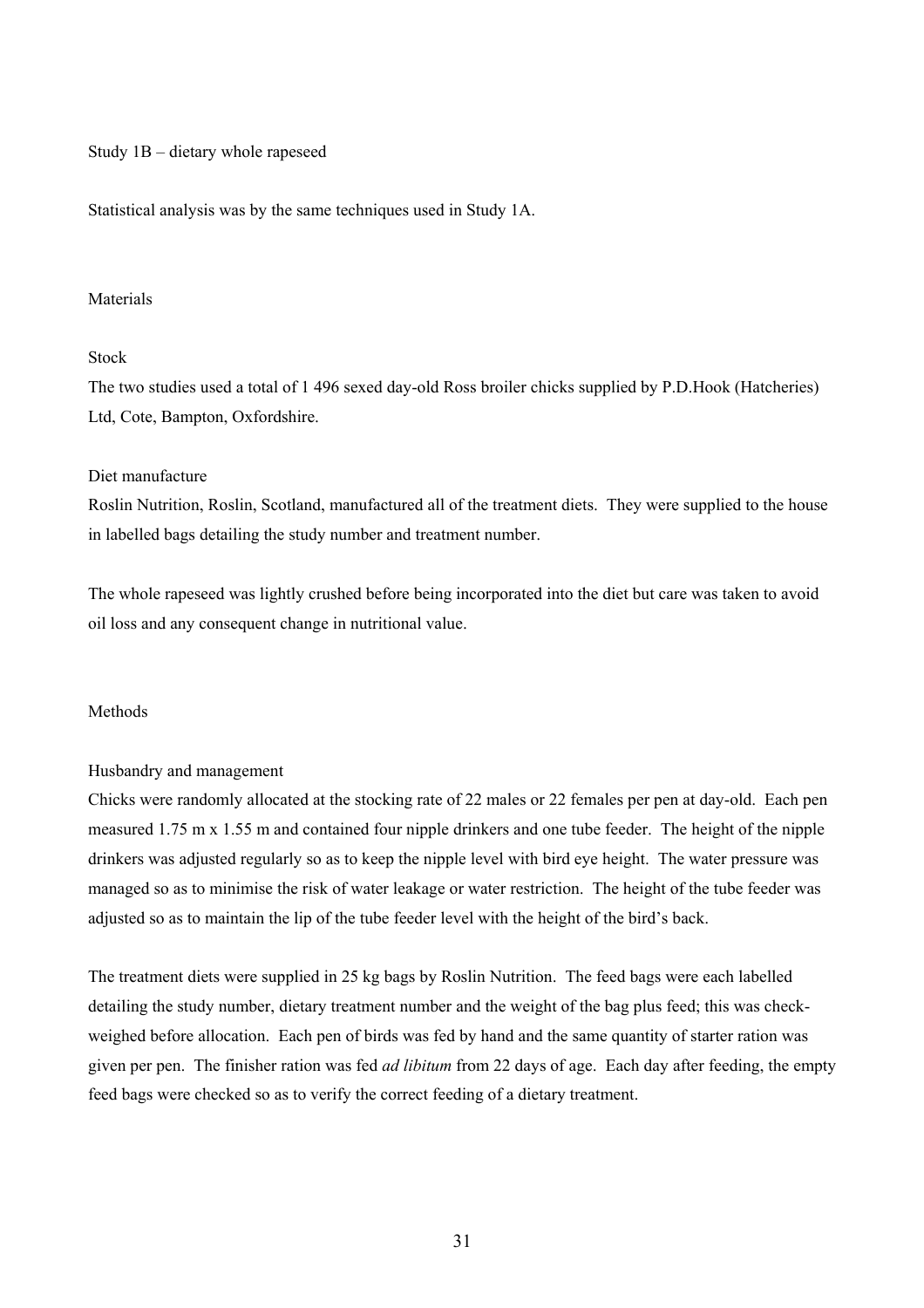Study 1B – dietary whole rapeseed

Statistical analysis was by the same techniques used in Study 1A.

## Materials

### Stock

The two studies used a total of 1 496 sexed day-old Ross broiler chicks supplied by P.D.Hook (Hatcheries) Ltd, Cote, Bampton, Oxfordshire.

### Diet manufacture

Roslin Nutrition, Roslin, Scotland, manufactured all of the treatment diets. They were supplied to the house in labelled bags detailing the study number and treatment number.

The whole rapeseed was lightly crushed before being incorporated into the diet but care was taken to avoid oil loss and any consequent change in nutritional value.

## Methods

### Husbandry and management

Chicks were randomly allocated at the stocking rate of 22 males or 22 females per pen at day-old. Each pen measured 1.75 m x 1.55 m and contained four nipple drinkers and one tube feeder. The height of the nipple drinkers was adjusted regularly so as to keep the nipple level with bird eye height. The water pressure was managed so as to minimise the risk of water leakage or water restriction. The height of the tube feeder was adjusted so as to maintain the lip of the tube feeder level with the height of the bird's back.

The treatment diets were supplied in 25 kg bags by Roslin Nutrition. The feed bags were each labelled detailing the study number, dietary treatment number and the weight of the bag plus feed; this was check-weighed before allocation. Each pen of birds was fed by hand and the same quantity of starter ration was given per pen. The finisher ration was fed *ad libitum* from 22 days of age. Each day after feeding, the empty feed bags were checked so as to verify the correct feeding of a dietary treatment.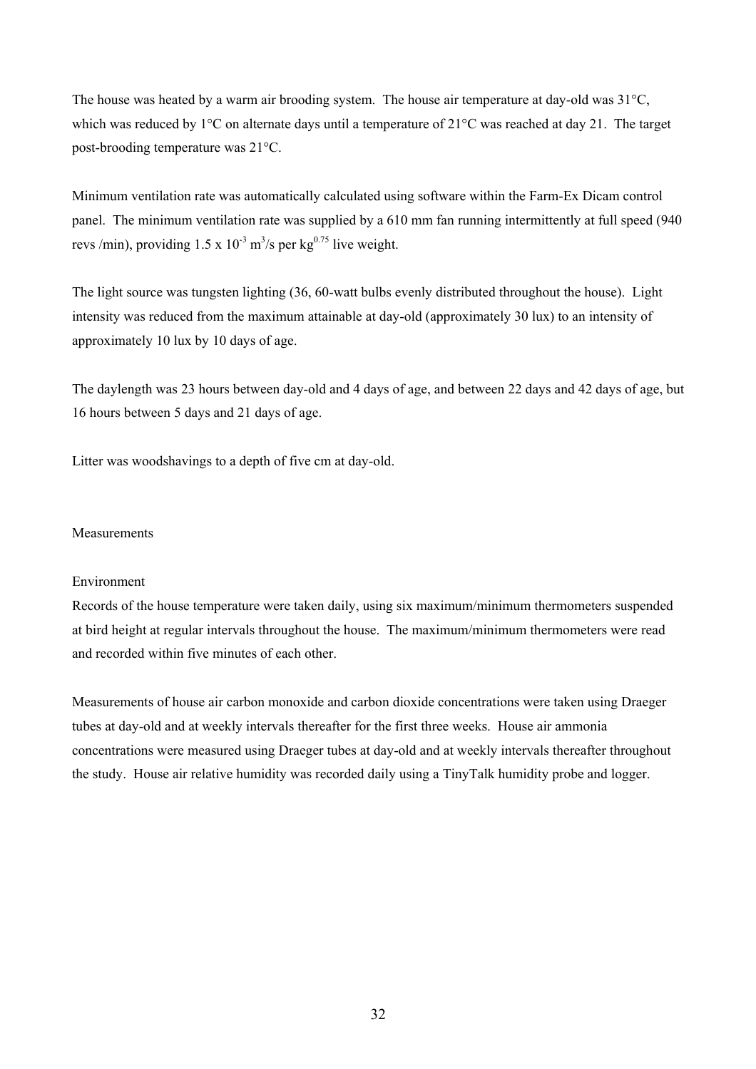The house was heated by a warm air brooding system. The house air temperature at day-old was 31°C, which was reduced by 1°C on alternate days until a temperature of 21°C was reached at day 21. The target post-brooding temperature was 21°C.

Minimum ventilation rate was automatically calculated using software within the Farm-Ex Dicam control panel. The minimum ventilation rate was supplied by a 610 mm fan running intermittently at full speed (940 revs /min), providing $1.5 \times 10^{-3}$ $m^3/s$ per $kg^{0.75}$ live weight.

The light source was tungsten lighting (36, 60-watt bulbs evenly distributed throughout the house). Light intensity was reduced from the maximum attainable at day-old (approximately 30 lux) to an intensity of approximately 10 lux by 10 days of age.

The daylength was 23 hours between day-old and 4 days of age, and between 22 days and 42 days of age, but 16 hours between 5 days and 21 days of age.

Litter was woodshavings to a depth of five cm at day-old.

Measurements

Environment

Records of the house temperature were taken daily, using six maximum/minimum thermometers suspended at bird height at regular intervals throughout the house. The maximum/minimum thermometers were read and recorded within five minutes of each other.

Measurements of house air carbon monoxide and carbon dioxide concentrations were taken using Draeger tubes at day-old and at weekly intervals thereafter for the first three weeks. House air ammonia concentrations were measured using Draeger tubes at day-old and at weekly intervals thereafter throughout the study. House air relative humidity was recorded daily using a TinyTalk humidity probe and logger.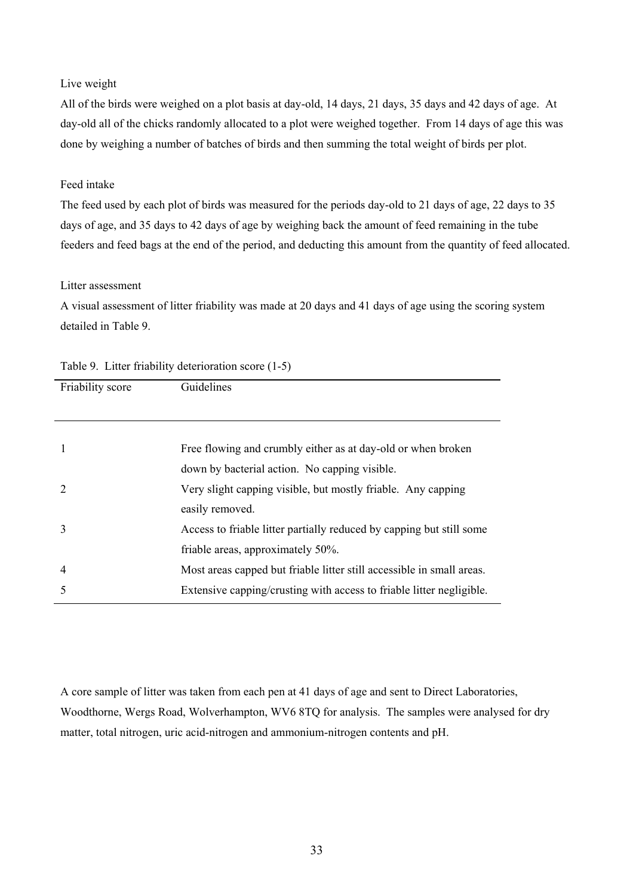Live weight

All of the birds were weighed on a plot basis at day-old, 14 days, 21 days, 35 days and 42 days of age. At day-old all of the chicks randomly allocated to a plot were weighed together. From 14 days of age this was done by weighing a number of batches of birds and then summing the total weight of birds per plot.

Feed intake

The feed used by each plot of birds was measured for the periods day-old to 21 days of age, 22 days to 35 days of age, and 35 days to 42 days of age by weighing back the amount of feed remaining in the tube feeders and feed bags at the end of the period, and deducting this amount from the quantity of feed allocated.

Litter assessment

A visual assessment of litter friability was made at 20 days and 41 days of age using the scoring system detailed in Table 9.

Table 9. Litter friability deterioration score (1-5)

| Friability score | Guidelines |
|---|---|
| 1 | Free flowing and crumbly either as at day-old or when broken down by bacterial action. No capping visible. |
| 2 | Very slight capping visible, but mostly friable. Any capping easily removed. |
| 3 | Access to friable litter partially reduced by capping but still some friable areas, approximately 50%. |
| 4 | Most areas capped but friable litter still accessible in small areas. |
| 5 | Extensive capping/crusting with access to friable litter negligible. |

A core sample of litter was taken from each pen at 41 days of age and sent to Direct Laboratories, Woodthorne, Wergs Road, Wolverhampton, WV6 8TQ for analysis. The samples were analysed for dry matter, total nitrogen, uric acid-nitrogen and ammonium-nitrogen contents and pH.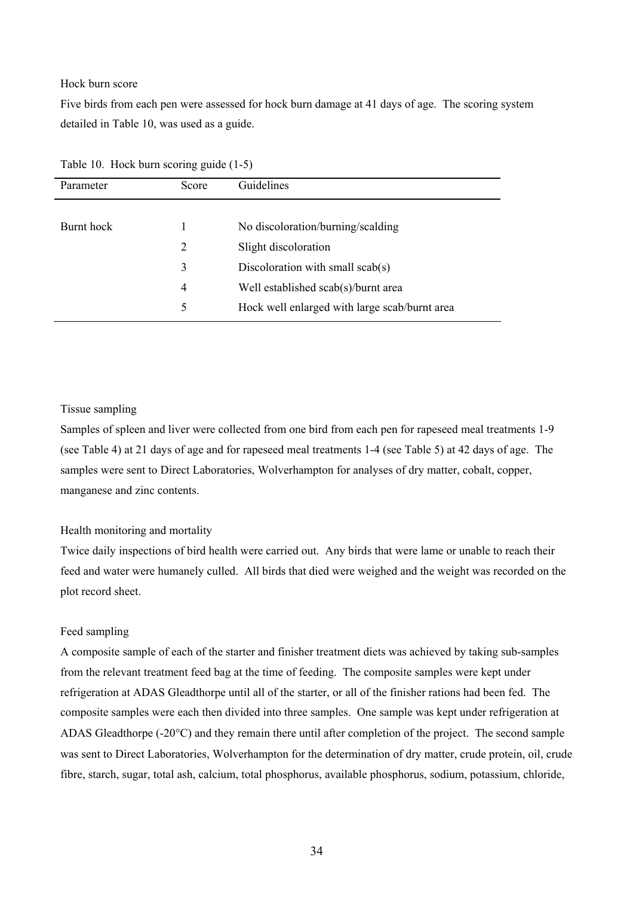Hock burn score

Five birds from each pen were assessed for hock burn damage at 41 days of age. The scoring system detailed in Table 10, was used as a guide.

Table 10. Hock burn scoring guide (1-5)

| Parameter | Score | Guidelines |
|---|---|---|
| Burnt hock | 1 | No discoloration/burning/scalding |
| | 2 | Slight discoloration |
| | 3 | Discoloration with small scab(s) |
| | 4 | Well established scab(s)/burnt area |
| | 5 | Hock well enlarged with large scab/burnt area |

Tissue sampling

Samples of spleen and liver were collected from one bird from each pen for rapeseed meal treatments 1-9 (see Table 4) at 21 days of age and for rapeseed meal treatments 1-4 (see Table 5) at 42 days of age. The samples were sent to Direct Laboratories, Wolverhampton for analyses of dry matter, cobalt, copper, manganese and zinc contents.

Health monitoring and mortality

Twice daily inspections of bird health were carried out. Any birds that were lame or unable to reach their feed and water were humanely culled. All birds that died were weighed and the weight was recorded on the plot record sheet.

Feed sampling

A composite sample of each of the starter and finisher treatment diets was achieved by taking sub-samples from the relevant treatment feed bag at the time of feeding. The composite samples were kept under refrigeration at ADAS Gleadthorpe until all of the starter, or all of the finisher rations had been fed. The composite samples were each then divided into three samples. One sample was kept under refrigeration at ADAS Gleadthorpe (-20°C) and they remain there until after completion of the project. The second sample was sent to Direct Laboratories, Wolverhampton for the determination of dry matter, crude protein, oil, crude fibre, starch, sugar, total ash, calcium, total phosphorus, available phosphorus, sodium, potassium, chloride,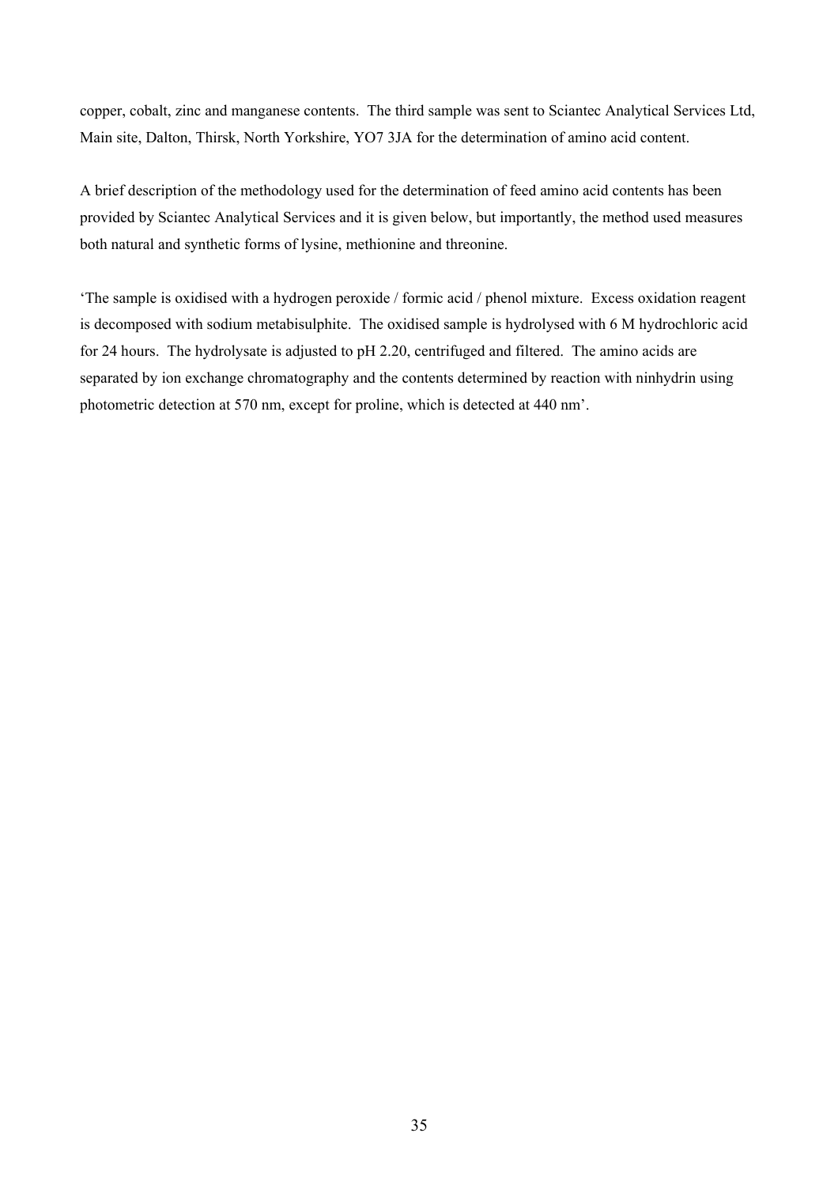copper, cobalt, zinc and manganese contents. The third sample was sent to Sciantec Analytical Services Ltd, Main site, Dalton, Thirsk, North Yorkshire, YO7 3JA for the determination of amino acid content.

A brief description of the methodology used for the determination of feed amino acid contents has been provided by Sciantec Analytical Services and it is given below, but importantly, the method used measures both natural and synthetic forms of lysine, methionine and threonine.

'The sample is oxidised with a hydrogen peroxide / formic acid / phenol mixture. Excess oxidation reagent is decomposed with sodium metabisulphite. The oxidised sample is hydrolysed with 6 M hydrochloric acid for 24 hours. The hydrolysate is adjusted to pH 2.20, centrifuged and filtered. The amino acids are separated by ion exchange chromatography and the contents determined by reaction with ninhydrin using photometric detection at 570 nm, except for proline, which is detected at 440 nm'.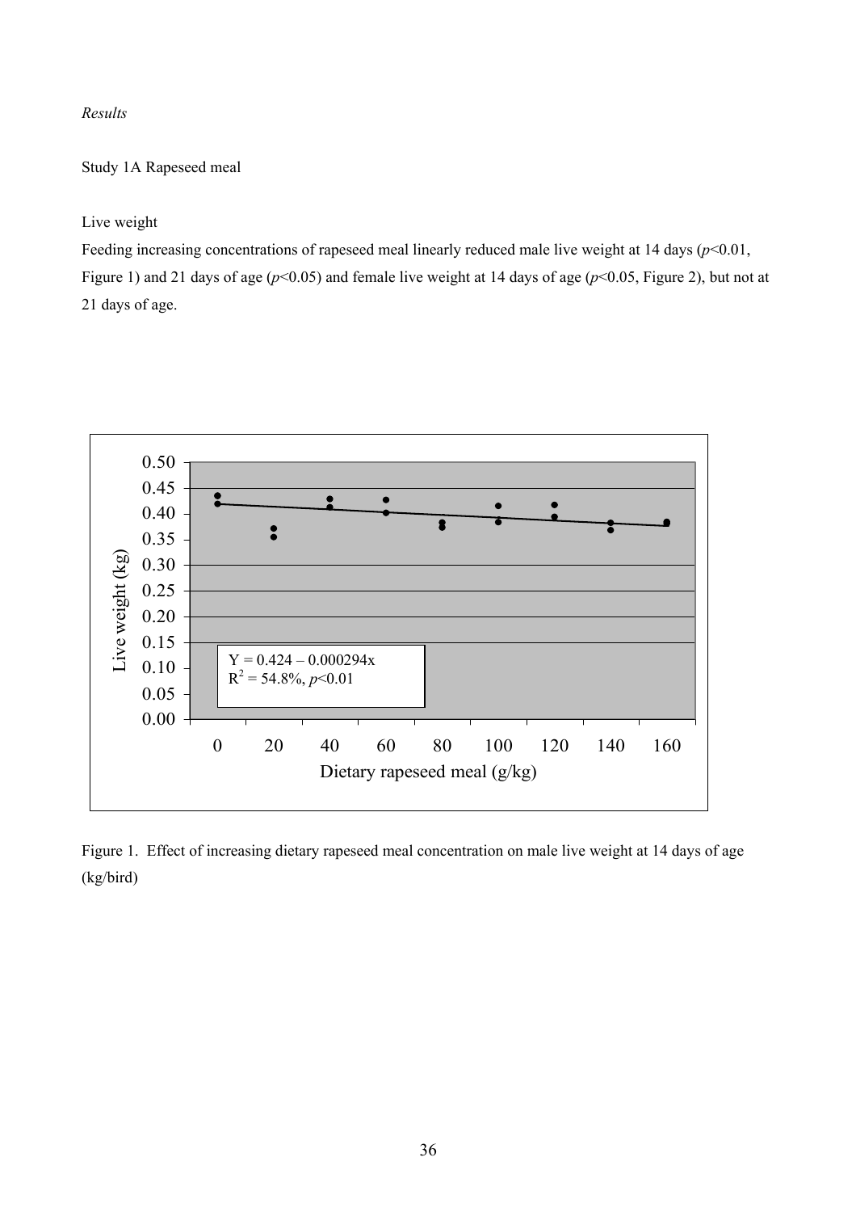*Results*

Study 1A Rapeseed meal

Live weight

Feeding increasing concentrations of rapeseed meal linearly reduced male live weight at 14 days ($p$<0.01, Figure 1) and 21 days of age ($p$<0.05) and female live weight at 14 days of age ($p$<0.05, Figure 2), but not at 21 days of age.

0.50
0.45
0.40
0.35
0.30
0.25
0.20
0.15
0.10
0.05
0.00

Live weight (kg)

$Y = 0.424 – 0.000294x$
$R^2 = 54.8\%$, $p$<0.01

0 20 40 60 80 100 120 140 160

Dietary rapeseed meal (g/kg)

Figure 1. Effect of increasing dietary rapeseed meal concentration on male live weight at 14 days of age (kg/bird)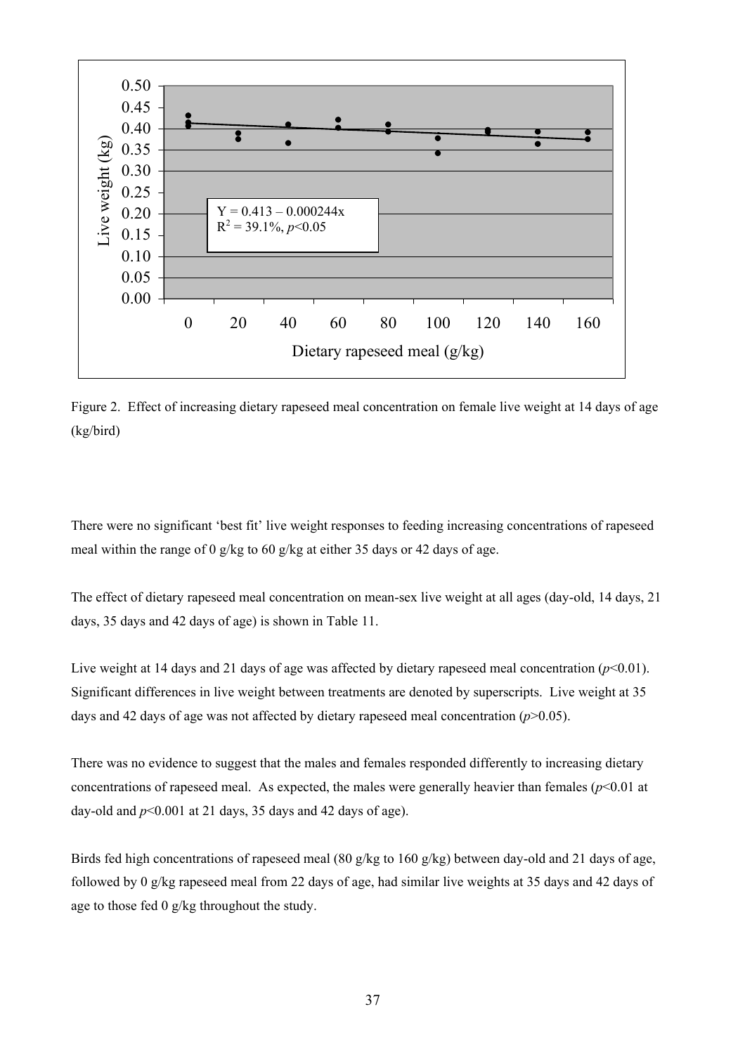0.50
0.45
0.40
0.35
0.30
0.25
0.20
0.15
0.10
0.05
0.00

Live weight (kg)

$Y = 0.413 – 0.000244x$
$R^2 = 39.1\%$, $p<0.05$

0 20 40 60 80 100 120 140 160

Dietary rapeseed meal (g/kg)

Figure 2. Effect of increasing dietary rapeseed meal concentration on female live weight at 14 days of age (kg/bird)

There were no significant 'best fit' live weight responses to feeding increasing concentrations of rapeseed meal within the range of 0 g/kg to 60 g/kg at either 35 days or 42 days of age.

The effect of dietary rapeseed meal concentration on mean-sex live weight at all ages (day-old, 14 days, 21 days, 35 days and 42 days of age) is shown in Table 11.

Live weight at 14 days and 21 days of age was affected by dietary rapeseed meal concentration ($p<0.01$). Significant differences in live weight between treatments are denoted by superscripts. Live weight at 35 days and 42 days of age was not affected by dietary rapeseed meal concentration ($p>0.05$).

There was no evidence to suggest that the males and females responded differently to increasing dietary concentrations of rapeseed meal. As expected, the males were generally heavier than females ($p<0.01$ at day-old and $p<0.001$ at 21 days, 35 days and 42 days of age).

Birds fed high concentrations of rapeseed meal (80 g/kg to 160 g/kg) between day-old and 21 days of age, followed by 0 g/kg rapeseed meal from 22 days of age, had similar live weights at 35 days and 42 days of age to those fed 0 g/kg throughout the study.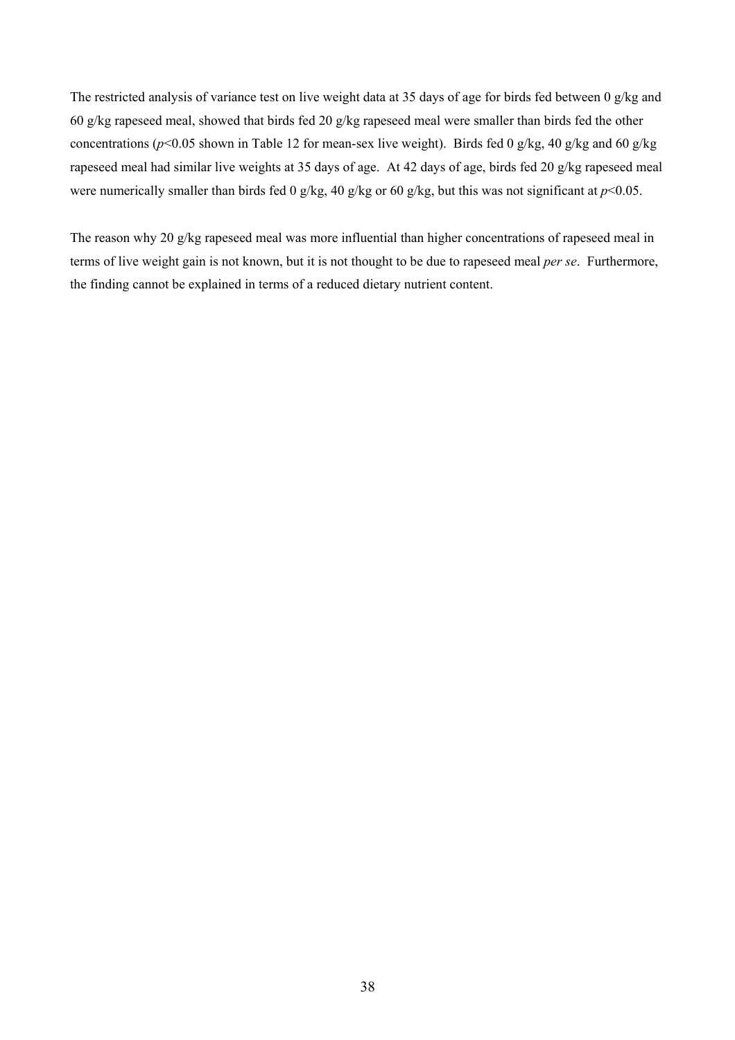The restricted analysis of variance test on live weight data at 35 days of age for birds fed between 0 g/kg and 60 g/kg rapeseed meal, showed that birds fed 20 g/kg rapeseed meal were smaller than birds fed the other concentrations ($p<0.05$ shown in Table 12 for mean-sex live weight). Birds fed 0 g/kg, 40 g/kg and 60 g/kg rapeseed meal had similar live weights at 35 days of age. At 42 days of age, birds fed 20 g/kg rapeseed meal were numerically smaller than birds fed 0 g/kg, 40 g/kg or 60 g/kg, but this was not significant at $p<0.05$.

The reason why 20 g/kg rapeseed meal was more influential than higher concentrations of rapeseed meal in terms of live weight gain is not known, but it is not thought to be due to rapeseed meal *per se*. Furthermore, the finding cannot be explained in terms of a reduced dietary nutrient content.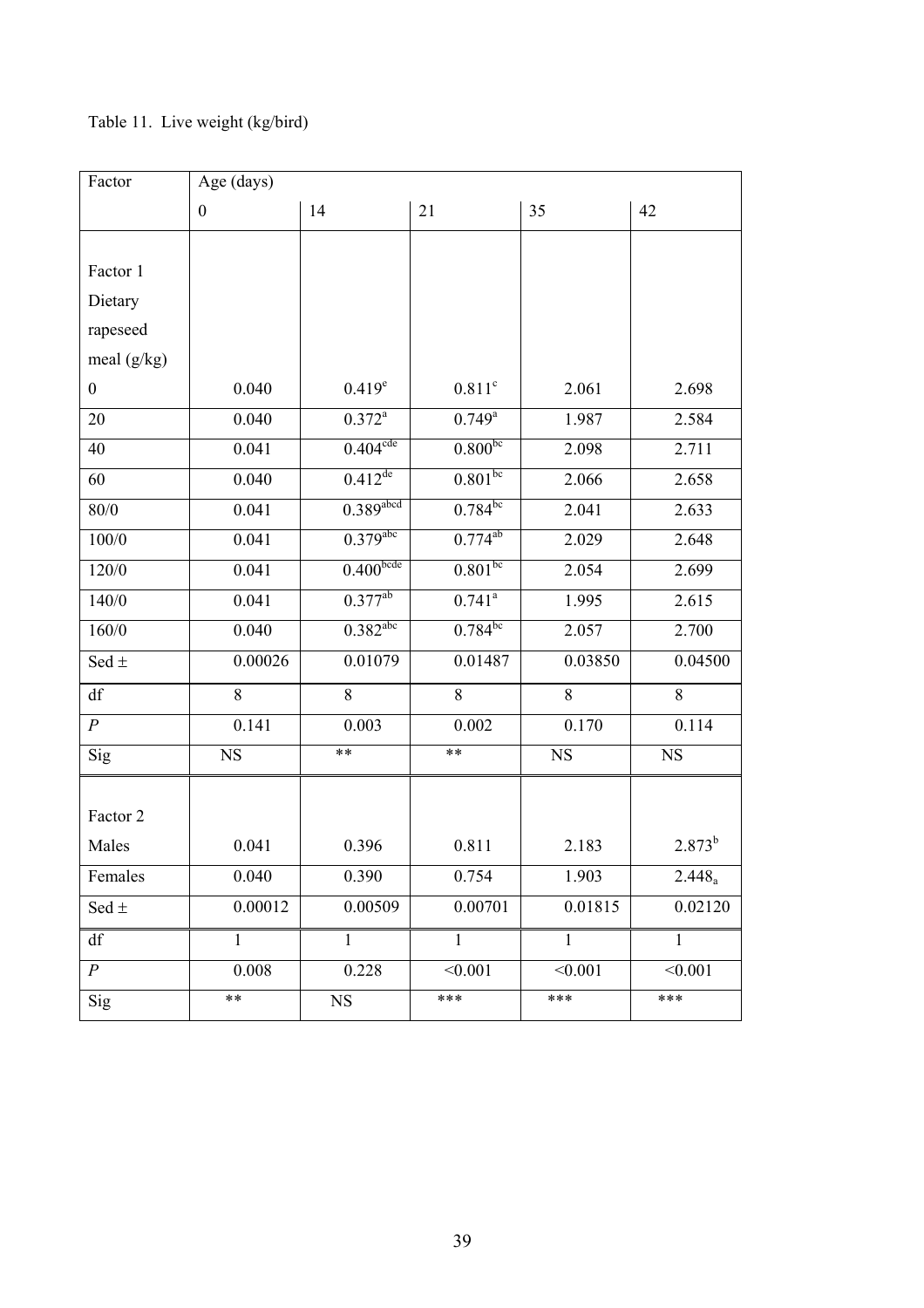Table 11. Live weight (kg/bird)

| Factor | Age (days) | | | | |
|---|---|---|---|---|---|
| | 0 | 14 | 21 | 35 | 42 |
| Factor 1 Dietary rapeseed meal (g/kg) | | | | | |
| 0 | 0.040 | $0.419^{e}$ | $0.811^{c}$ | 2.061 | 2.698 |
| 20 | 0.040 | $0.372^{a}$ | $0.749^{a}$ | 1.987 | 2.584 |
| 40 | 0.041 | $0.404^{cde}$ | $0.800^{bc}$ | 2.098 | 2.711 |
| 60 | 0.040 | $0.412^{de}$ | $0.801^{bc}$ | 2.066 | 2.658 |
| 80/0 | 0.041 | $0.389^{abcd}$ | $0.784^{bc}$ | 2.041 | 2.633 |
| 100/0 | 0.041 | $0.379^{abc}$ | $0.774^{ab}$ | 2.029 | 2.648 |
| 120/0 | 0.041 | $0.400^{bcde}$ | $0.801^{bc}$ | 2.054 | 2.699 |
| 140/0 | 0.041 | $0.377^{ab}$ | $0.741^{a}$ | 1.995 | 2.615 |
| 160/0 | 0.040 | $0.382^{abc}$ | $0.784^{bc}$ | 2.057 | 2.700 |
| Sed ± | 0.00026 | 0.01079 | 0.01487 | 0.03850 | 0.04500 |
| df | 8 | 8 | 8 | 8 | 8 |
| $P$ | 0.141 | 0.003 | 0.002 | 0.170 | 0.114 |
| Sig | NS | ** | ** | NS | NS |
| Factor 2 | | | | | |
| Males | 0.041 | 0.396 | 0.811 | 2.183 | $2.873^{b}$ |
| Females | 0.040 | 0.390 | 0.754 | 1.903 | $2.448_{a}$ |
| Sed ± | 0.00012 | 0.00509 | 0.00701 | 0.01815 | 0.02120 |
| df | 1 | 1 | 1 | 1 | 1 |
| $P$ | 0.008 | 0.228 | <0.001 | <0.001 | <0.001 |
| Sig | ** | NS | *** | *** | *** |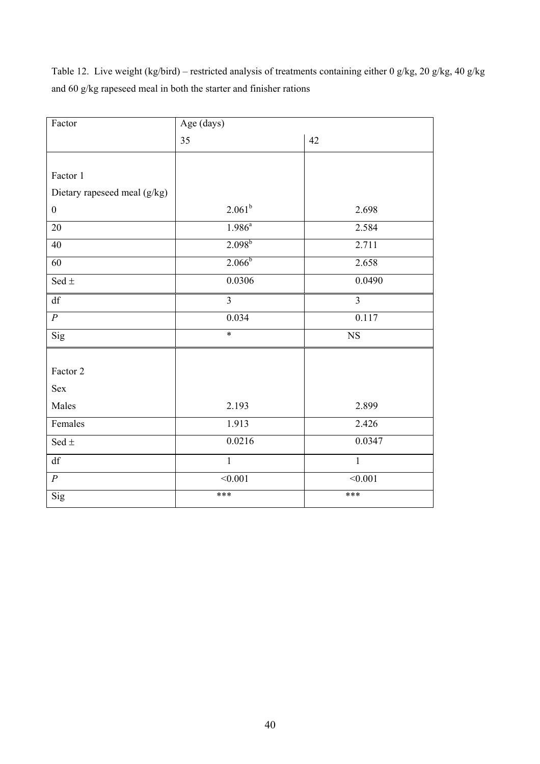Table 12. Live weight (kg/bird) – restricted analysis of treatments containing either 0 g/kg, 20 g/kg, 40 g/kg and 60 g/kg rapeseed meal in both the starter and finisher rations

| Factor | Age (days) | |
|---|---|---|
| | 35 | 42 |
| Factor 1 | | |
| Dietary rapeseed meal (g/kg) | | |
| 0 | 2.061[b] | 2.698 |
| 20 | 1.986[a] | 2.584 |
| 40 | 2.098[b] | 2.711 |
| 60 | 2.066[b] | 2.658 |
| Sed ± | 0.0306 | 0.0490 |
| df | 3 | 3 |
| *P* | 0.034 | 0.117 |
| Sig | * | NS |
| Factor 2 | | |
| Sex | | |
| Males | 2.193 | 2.899 |
| Females | 1.913 | 2.426 |
| Sed ± | 0.0216 | 0.0347 |
| df | 1 | 1 |
| *P* | <0.001 | <0.001 |
| Sig | *** | *** |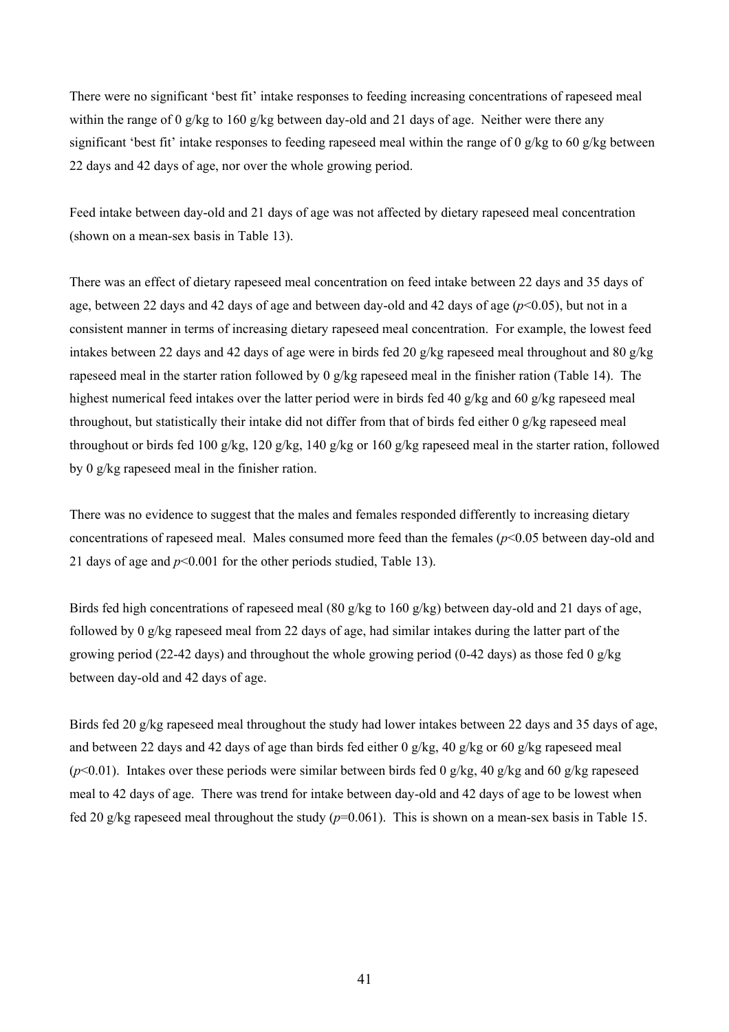There were no significant 'best fit' intake responses to feeding increasing concentrations of rapeseed meal within the range of 0 g/kg to 160 g/kg between day-old and 21 days of age. Neither were there any significant 'best fit' intake responses to feeding rapeseed meal within the range of 0 g/kg to 60 g/kg between 22 days and 42 days of age, nor over the whole growing period.

Feed intake between day-old and 21 days of age was not affected by dietary rapeseed meal concentration (shown on a mean-sex basis in Table 13).

There was an effect of dietary rapeseed meal concentration on feed intake between 22 days and 35 days of age, between 22 days and 42 days of age and between day-old and 42 days of age ($p<0.05$), but not in a consistent manner in terms of increasing dietary rapeseed meal concentration. For example, the lowest feed intakes between 22 days and 42 days of age were in birds fed 20 g/kg rapeseed meal throughout and 80 g/kg rapeseed meal in the starter ration followed by 0 g/kg rapeseed meal in the finisher ration (Table 14). The highest numerical feed intakes over the latter period were in birds fed 40 g/kg and 60 g/kg rapeseed meal throughout, but statistically their intake did not differ from that of birds fed either 0 g/kg rapeseed meal throughout or birds fed 100 g/kg, 120 g/kg, 140 g/kg or 160 g/kg rapeseed meal in the starter ration, followed by 0 g/kg rapeseed meal in the finisher ration.

There was no evidence to suggest that the males and females responded differently to increasing dietary concentrations of rapeseed meal. Males consumed more feed than the females ($p<0.05$ between day-old and 21 days of age and $p<0.001$ for the other periods studied, Table 13).

Birds fed high concentrations of rapeseed meal (80 g/kg to 160 g/kg) between day-old and 21 days of age, followed by 0 g/kg rapeseed meal from 22 days of age, had similar intakes during the latter part of the growing period (22-42 days) and throughout the whole growing period (0-42 days) as those fed 0 g/kg between day-old and 42 days of age.

Birds fed 20 g/kg rapeseed meal throughout the study had lower intakes between 22 days and 35 days of age, and between 22 days and 42 days of age than birds fed either 0 g/kg, 40 g/kg or 60 g/kg rapeseed meal ($p<0.01$). Intakes over these periods were similar between birds fed 0 g/kg, 40 g/kg and 60 g/kg rapeseed meal to 42 days of age. There was trend for intake between day-old and 42 days of age to be lowest when fed 20 g/kg rapeseed meal throughout the study ($p=0.061$). This is shown on a mean-sex basis in Table 15.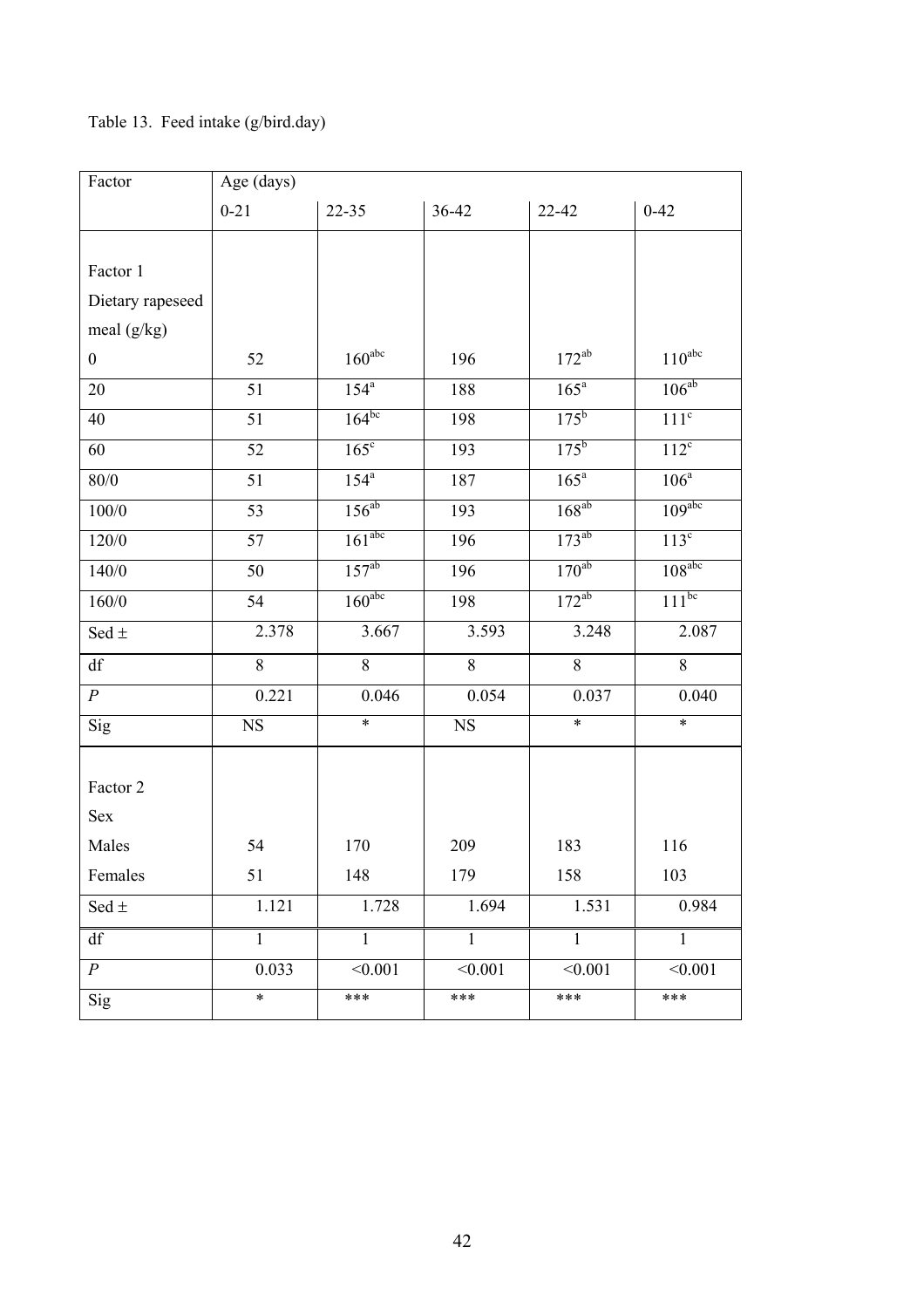Table 13. Feed intake (g/bird.day)

| Factor | Age (days) | | | | |
|---|---|---|---|---|---|
| | 0-21 | 22-35 | 36-42 | 22-42 | 0-42 |
| Factor 1<br>Dietary rapeseed meal (g/kg) | | | | | |
| 0 | 52 | $160^{abc}$ | 196 | $172^{ab}$ | $110^{abc}$ |
| 20 | 51 | $154^{a}$ | 188 | $165^{a}$ | $106^{ab}$ |
| 40 | 51 | $164^{bc}$ | 198 | $175^{b}$ | $111^{c}$ |
| 60 | 52 | $165^{c}$ | 193 | $175^{b}$ | $112^{c}$ |
| 80/0 | 51 | $154^{a}$ | 187 | $165^{a}$ | $106^{a}$ |
| 100/0 | 53 | $156^{ab}$ | 193 | $168^{ab}$ | $109^{abc}$ |
| 120/0 | 57 | $161^{abc}$ | 196 | $173^{ab}$ | $113^{c}$ |
| 140/0 | 50 | $157^{ab}$ | 196 | $170^{ab}$ | $108^{abc}$ |
| 160/0 | 54 | $160^{abc}$ | 198 | $172^{ab}$ | $111^{bc}$ |
| Sed ± | 2.378 | 3.667 | 3.593 | 3.248 | 2.087 |
| df | 8 | 8 | 8 | 8 | 8 |
| $P$ | 0.221 | 0.046 | 0.054 | 0.037 | 0.040 |
| Sig | NS | * | NS | * | * |
| Factor 2<br>Sex | | | | | |
| Males | 54 | 170 | 209 | 183 | 116 |
| Females | 51 | 148 | 179 | 158 | 103 |
| Sed ± | 1.121 | 1.728 | 1.694 | 1.531 | 0.984 |
| df | 1 | 1 | 1 | 1 | 1 |
| $P$ | 0.033 | <0.001 | <0.001 | <0.001 | <0.001 |
| Sig | * | *** | *** | *** | *** |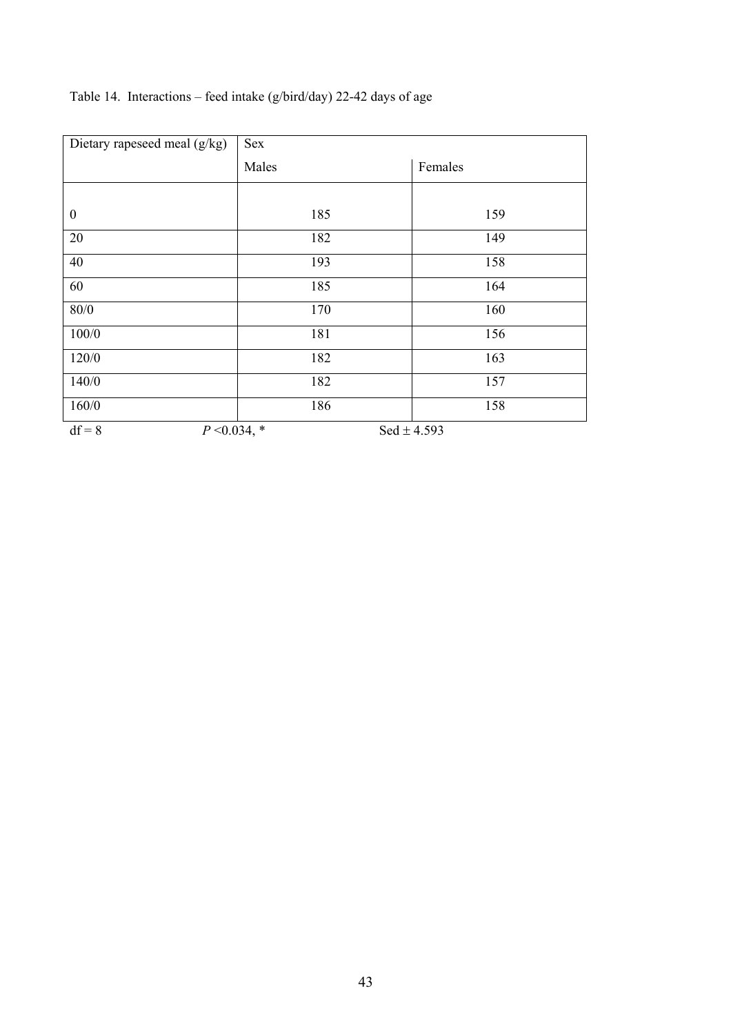Table 14. Interactions – feed intake (g/bird/day) 22-42 days of age

| Dietary rapeseed meal (g/kg) | Sex | |
|---|---|---|
| | Males | Females |
| 0 | 185 | 159 |
| 20 | 182 | 149 |
| 40 | 193 | 158 |
| 60 | 185 | 164 |
| 80/0 | 170 | 160 |
| 100/0 | 181 | 156 |
| 120/0 | 182 | 163 |
| 140/0 | 182 | 157 |
| 160/0 | 186 | 158 |

df = 8 $P$ <0.034, * Sed ± 4.593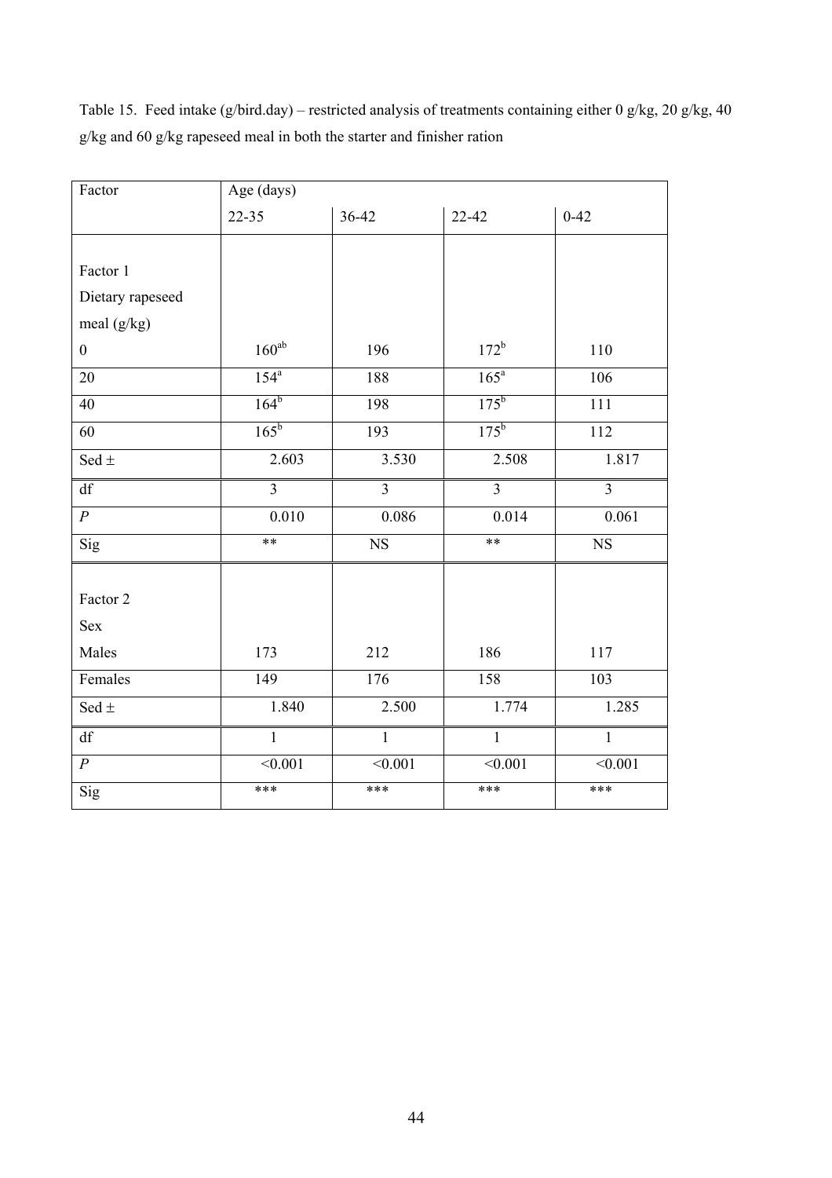Table 15. Feed intake (g/bird.day) – restricted analysis of treatments containing either 0 g/kg, 20 g/kg, 40 g/kg and 60 g/kg rapeseed meal in both the starter and finisher ration

| Factor | Age (days) | | | |
|---|---|---|---|---|
| | 22-35 | 36-42 | 22-42 | 0-42 |
| Factor 1 Dietary rapeseed meal (g/kg) | | | | |
| 0 | 160[ab] | 196 | 172[b] | 110 |
| 20 | 154[a] | 188 | 165[a] | 106 |
| 40 | 164[b] | 198 | 175[b] | 111 |
| 60 | 165[b] | 193 | 175[b] | 112 |
| Sed ± | 2.603 | 3.530 | 2.508 | 1.817 |
| df | 3 | 3 | 3 | 3 |
| *P* | 0.010 | 0.086 | 0.014 | 0.061 |
| Sig | ** | NS | ** | NS |
| Factor 2 Sex | | | | |
| Males | 173 | 212 | 186 | 117 |
| Females | 149 | 176 | 158 | 103 |
| Sed ± | 1.840 | 2.500 | 1.774 | 1.285 |
| df | 1 | 1 | 1 | 1 |
| *P* | <0.001 | <0.001 | <0.001 | <0.001 |
| Sig | *** | *** | *** | *** |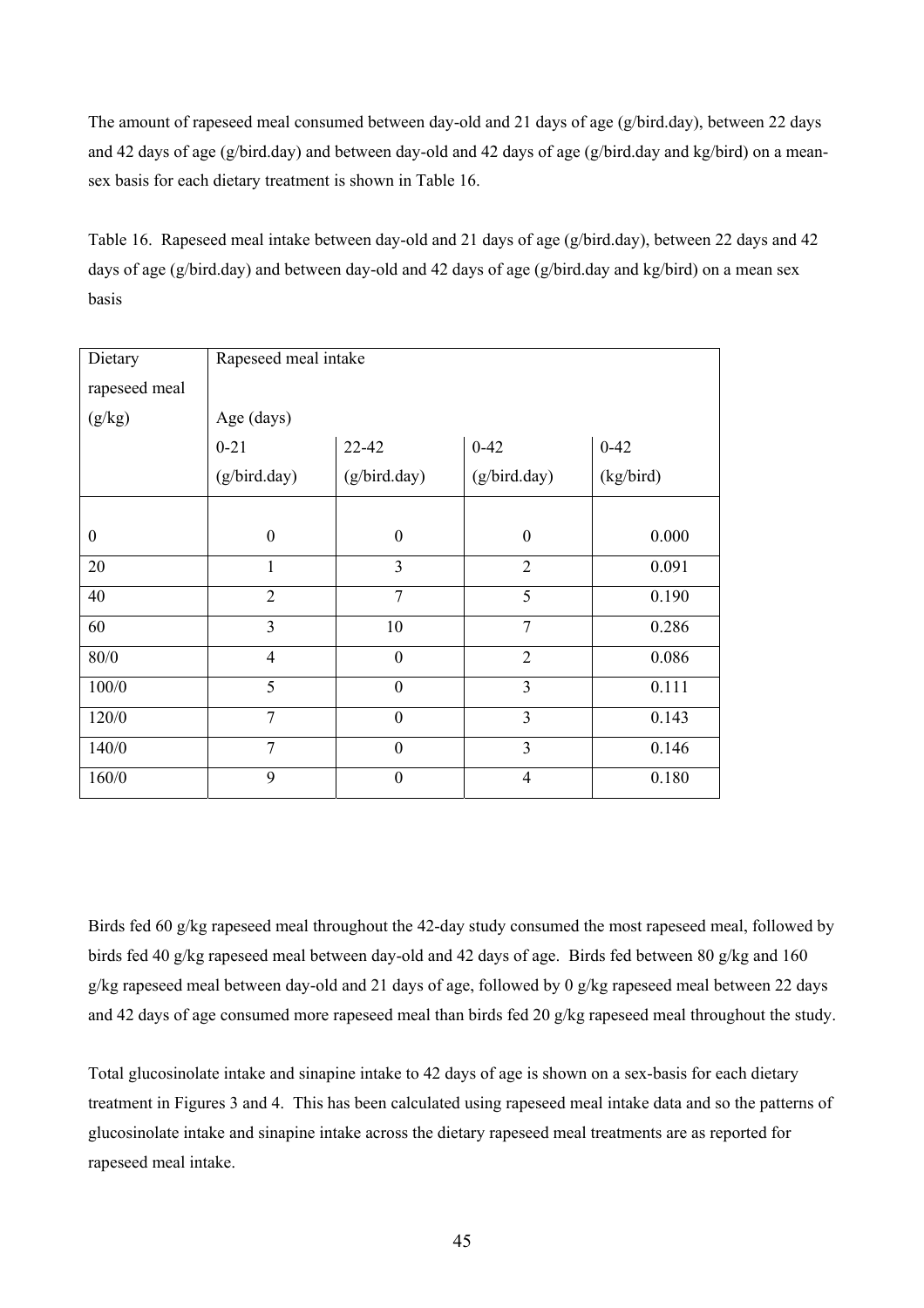The amount of rapeseed meal consumed between day-old and 21 days of age (g/bird.day), between 22 days and 42 days of age (g/bird.day) and between day-old and 42 days of age (g/bird.day and kg/bird) on a mean-sex basis for each dietary treatment is shown in Table 16.

Table 16. Rapeseed meal intake between day-old and 21 days of age (g/bird.day), between 22 days and 42 days of age (g/bird.day) and between day-old and 42 days of age (g/bird.day and kg/bird) on a mean sex basis

| Dietary rapeseed meal (g/kg) | Rapeseed meal intake | | | |
|---|---|---|---|---|
| | Age (days) | | | |
| | 0-21 (g/bird.day) | 22-42 (g/bird.day) | 0-42 (g/bird.day) | 0-42 (kg/bird) |
| 0 | 0 | 0 | 0 | 0.000 |
| 20 | 1 | 3 | 2 | 0.091 |
| 40 | 2 | 7 | 5 | 0.190 |
| 60 | 3 | 10 | 7 | 0.286 |
| 80/0 | 4 | 0 | 2 | 0.086 |
| 100/0 | 5 | 0 | 3 | 0.111 |
| 120/0 | 7 | 0 | 3 | 0.143 |
| 140/0 | 7 | 0 | 3 | 0.146 |
| 160/0 | 9 | 0 | 4 | 0.180 |

Birds fed 60 g/kg rapeseed meal throughout the 42-day study consumed the most rapeseed meal, followed by birds fed 40 g/kg rapeseed meal between day-old and 42 days of age. Birds fed between 80 g/kg and 160 g/kg rapeseed meal between day-old and 21 days of age, followed by 0 g/kg rapeseed meal between 22 days and 42 days of age consumed more rapeseed meal than birds fed 20 g/kg rapeseed meal throughout the study.

Total glucosinolate intake and sinapine intake to 42 days of age is shown on a sex-basis for each dietary treatment in Figures 3 and 4. This has been calculated using rapeseed meal intake data and so the patterns of glucosinolate intake and sinapine intake across the dietary rapeseed meal treatments are as reported for rapeseed meal intake.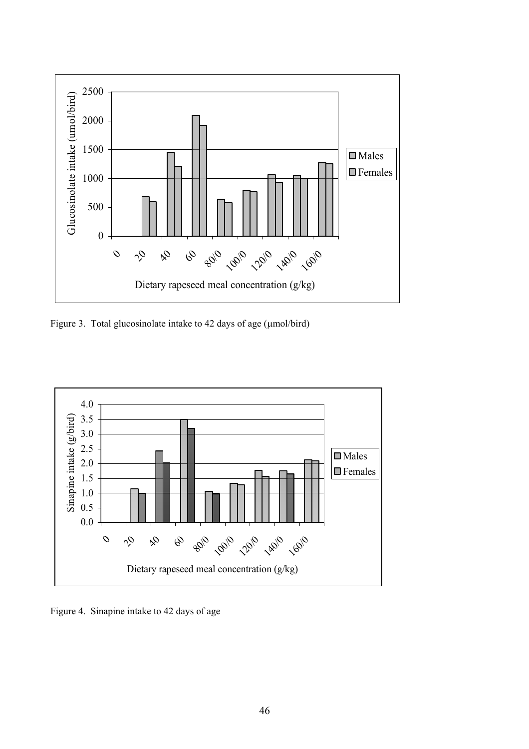Glucosinolate intake (umol/bird)

2500
2000
1500
1000
500
0

0 20 40 60 80/0 100/0 120/0 140/0 160/0

Dietary rapeseed meal concentration (g/kg)

Males
Females

Figure 3. Total glucosinolate intake to 42 days of age (μmol/bird)

Sinapine intake (g/bird)

4.0
3.5
3.0
2.5
2.0
1.5
1.0
0.5
0.0

0 20 40 60 80/0 100/0 120/0 140/0 160/0

Dietary rapeseed meal concentration (g/kg)

Males
Females

Figure 4. Sinapine intake to 42 days of age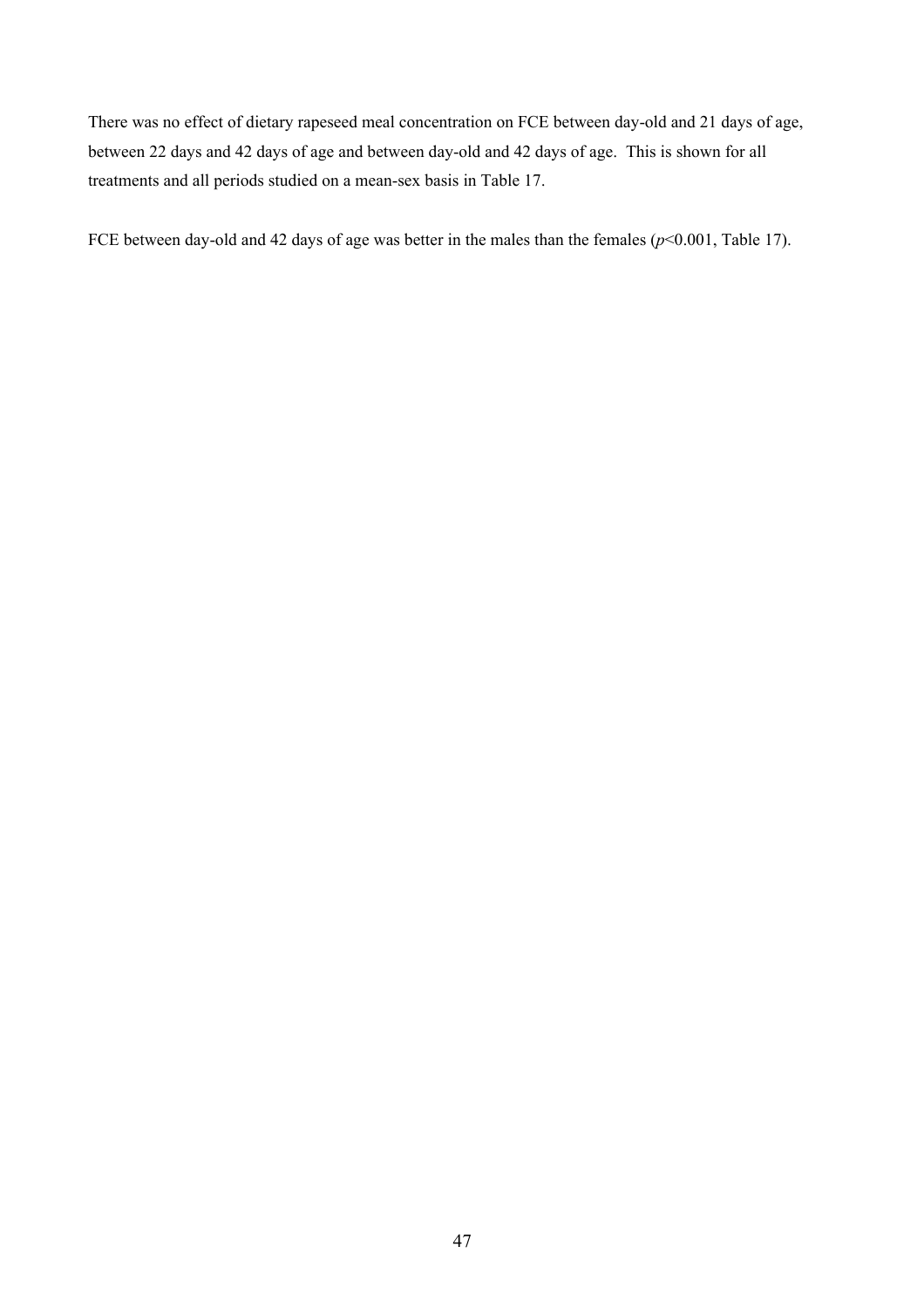There was no effect of dietary rapeseed meal concentration on FCE between day-old and 21 days of age, between 22 days and 42 days of age and between day-old and 42 days of age. This is shown for all treatments and all periods studied on a mean-sex basis in Table 17.

FCE between day-old and 42 days of age was better in the males than the females ($p<0.001$, Table 17).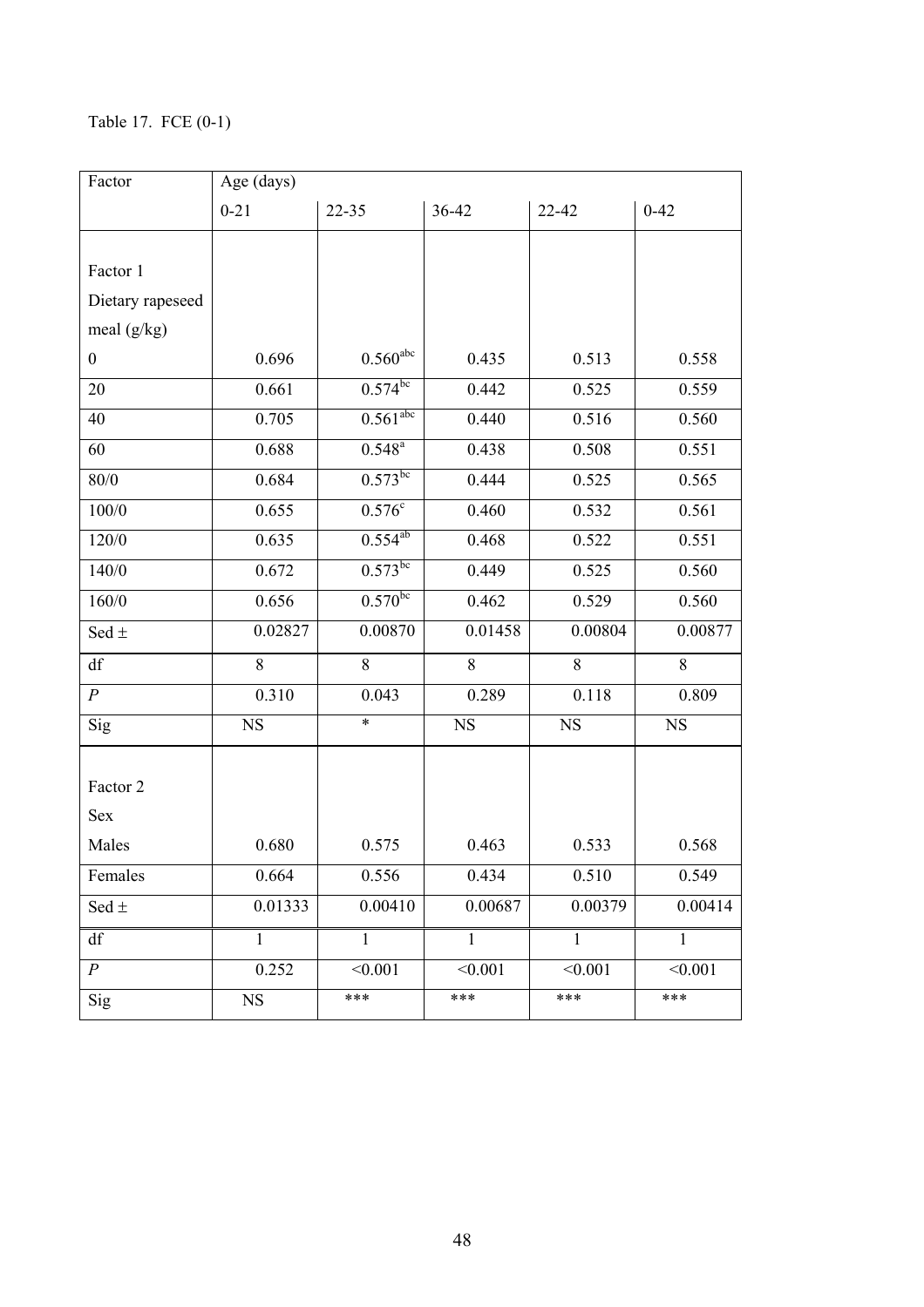Table 17. FCE (0-1)

| Factor | Age (days) | | | | |
|---|---|---|---|---|---|
| | 0-21 | 22-35 | 36-42 | 22-42 | 0-42 |
| Factor 1 Dietary rapeseed meal (g/kg) | | | | | |
| 0 | 0.696 | $0.560^{abc}$ | 0.435 | 0.513 | 0.558 |
| 20 | 0.661 | $0.574^{bc}$ | 0.442 | 0.525 | 0.559 |
| 40 | 0.705 | $0.561^{abc}$ | 0.440 | 0.516 | 0.560 |
| 60 | 0.688 | $0.548^{a}$ | 0.438 | 0.508 | 0.551 |
| 80/0 | 0.684 | $0.573^{bc}$ | 0.444 | 0.525 | 0.565 |
| 100/0 | 0.655 | $0.576^{c}$ | 0.460 | 0.532 | 0.561 |
| 120/0 | 0.635 | $0.554^{ab}$ | 0.468 | 0.522 | 0.551 |
| 140/0 | 0.672 | $0.573^{bc}$ | 0.449 | 0.525 | 0.560 |
| 160/0 | 0.656 | $0.570^{bc}$ | 0.462 | 0.529 | 0.560 |
| Sed ± | 0.02827 | 0.00870 | 0.01458 | 0.00804 | 0.00877 |
| df | 8 | 8 | 8 | 8 | 8 |
| *P* | 0.310 | 0.043 | 0.289 | 0.118 | 0.809 |
| Sig | NS | * | NS | NS | NS |
| Factor 2 Sex | | | | | |
| Males | 0.680 | 0.575 | 0.463 | 0.533 | 0.568 |
| Females | 0.664 | 0.556 | 0.434 | 0.510 | 0.549 |
| Sed ± | 0.01333 | 0.00410 | 0.00687 | 0.00379 | 0.00414 |
| df | 1 | 1 | 1 | 1 | 1 |
| *P* | 0.252 | <0.001 | <0.001 | <0.001 | <0.001 |
| Sig | NS | *** | *** | *** | *** |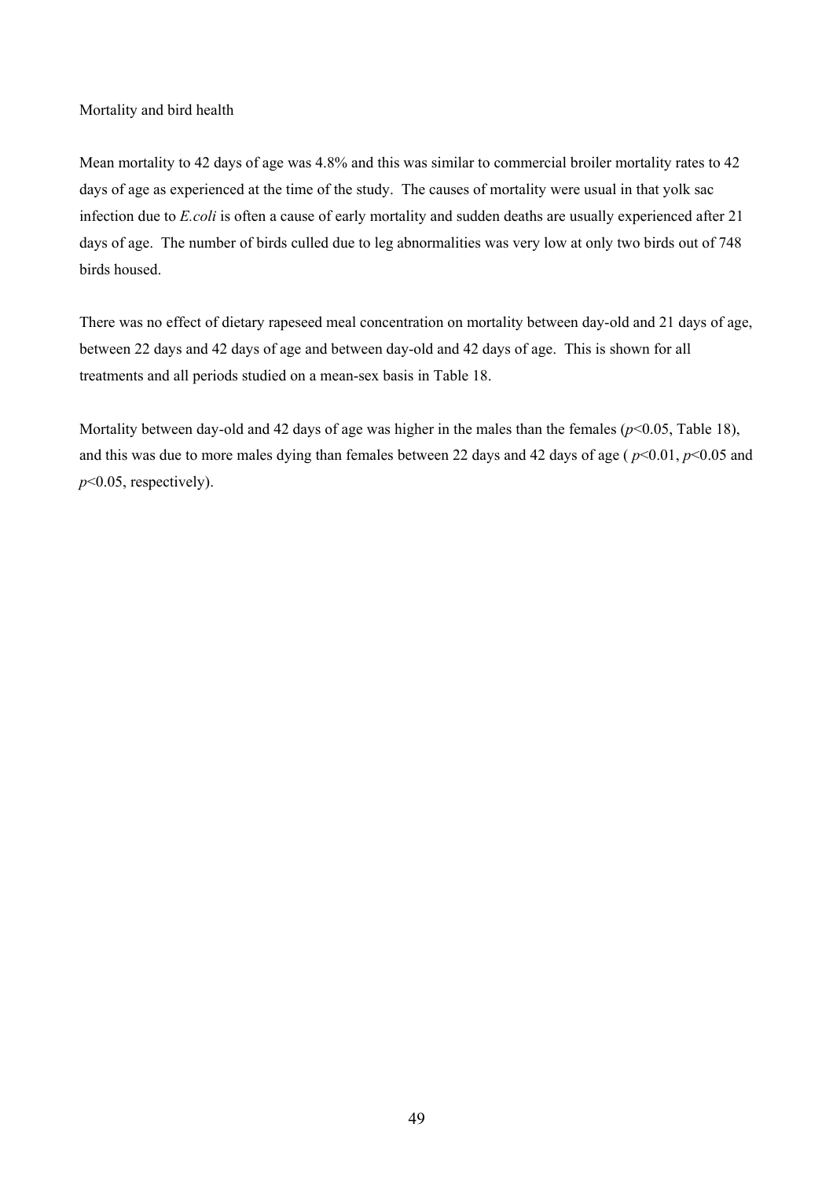Mortality and bird health

Mean mortality to 42 days of age was 4.8% and this was similar to commercial broiler mortality rates to 42 days of age as experienced at the time of the study. The causes of mortality were usual in that yolk sac infection due to *E.coli* is often a cause of early mortality and sudden deaths are usually experienced after 21 days of age. The number of birds culled due to leg abnormalities was very low at only two birds out of 748 birds housed.

There was no effect of dietary rapeseed meal concentration on mortality between day-old and 21 days of age, between 22 days and 42 days of age and between day-old and 42 days of age. This is shown for all treatments and all periods studied on a mean-sex basis in Table 18.

Mortality between day-old and 42 days of age was higher in the males than the females ($p$<0.05, Table 18), and this was due to more males dying than females between 22 days and 42 days of age ( $p$<0.01, $p$<0.05 and $p$<0.05, respectively).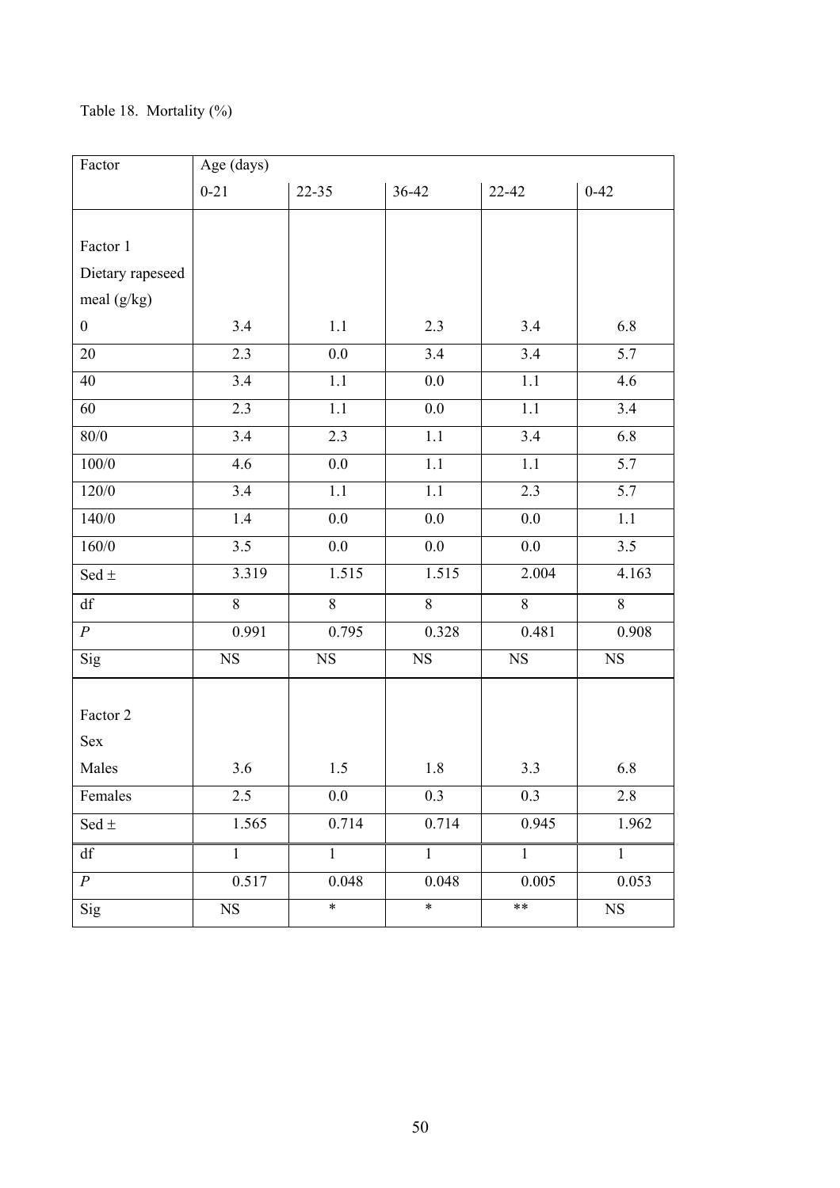Table 18. Mortality (%)

| Factor | Age (days) | | | | |
|---|---|---|---|---|---|
| | 0-21 | 22-35 | 36-42 | 22-42 | 0-42 |
| Factor 1 Dietary rapeseed meal (g/kg) | | | | | |
| 0 | 3.4 | 1.1 | 2.3 | 3.4 | 6.8 |
| 20 | 2.3 | 0.0 | 3.4 | 3.4 | 5.7 |
| 40 | 3.4 | 1.1 | 0.0 | 1.1 | 4.6 |
| 60 | 2.3 | 1.1 | 0.0 | 1.1 | 3.4 |
| 80/0 | 3.4 | 2.3 | 1.1 | 3.4 | 6.8 |
| 100/0 | 4.6 | 0.0 | 1.1 | 1.1 | 5.7 |
| 120/0 | 3.4 | 1.1 | 1.1 | 2.3 | 5.7 |
| 140/0 | 1.4 | 0.0 | 0.0 | 0.0 | 1.1 |
| 160/0 | 3.5 | 0.0 | 0.0 | 0.0 | 3.5 |
| Sed ± | 3.319 | 1.515 | 1.515 | 2.004 | 4.163 |
| df | 8 | 8 | 8 | 8 | 8 |
| $P$ | 0.991 | 0.795 | 0.328 | 0.481 | 0.908 |
| Sig | NS | NS | NS | NS | NS |
| Factor 2 Sex | | | | | |
| Males | 3.6 | 1.5 | 1.8 | 3.3 | 6.8 |
| Females | 2.5 | 0.0 | 0.3 | 0.3 | 2.8 |
| Sed ± | 1.565 | 0.714 | 0.714 | 0.945 | 1.962 |
| df | 1 | 1 | 1 | 1 | 1 |
| $P$ | 0.517 | 0.048 | 0.048 | 0.005 | 0.053 |
| Sig | NS | * | * | ** | NS |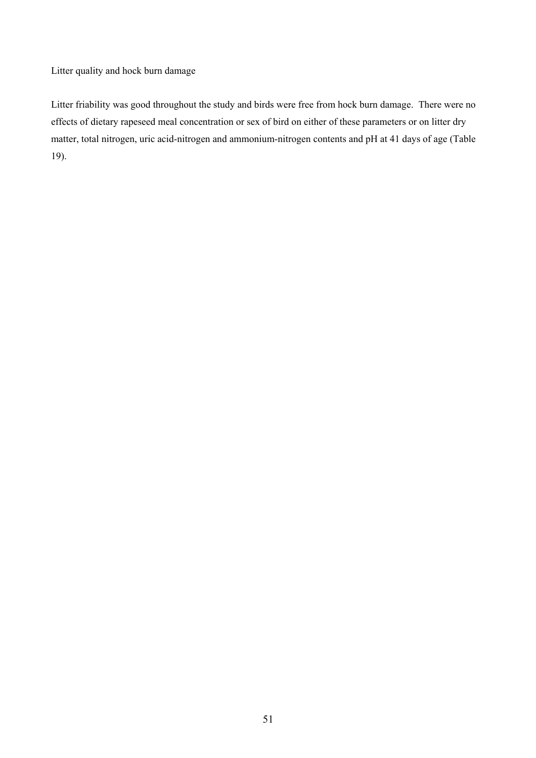Litter quality and hock burn damage

Litter friability was good throughout the study and birds were free from hock burn damage. There were no effects of dietary rapeseed meal concentration or sex of bird on either of these parameters or on litter dry matter, total nitrogen, uric acid-nitrogen and ammonium-nitrogen contents and pH at 41 days of age (Table 19).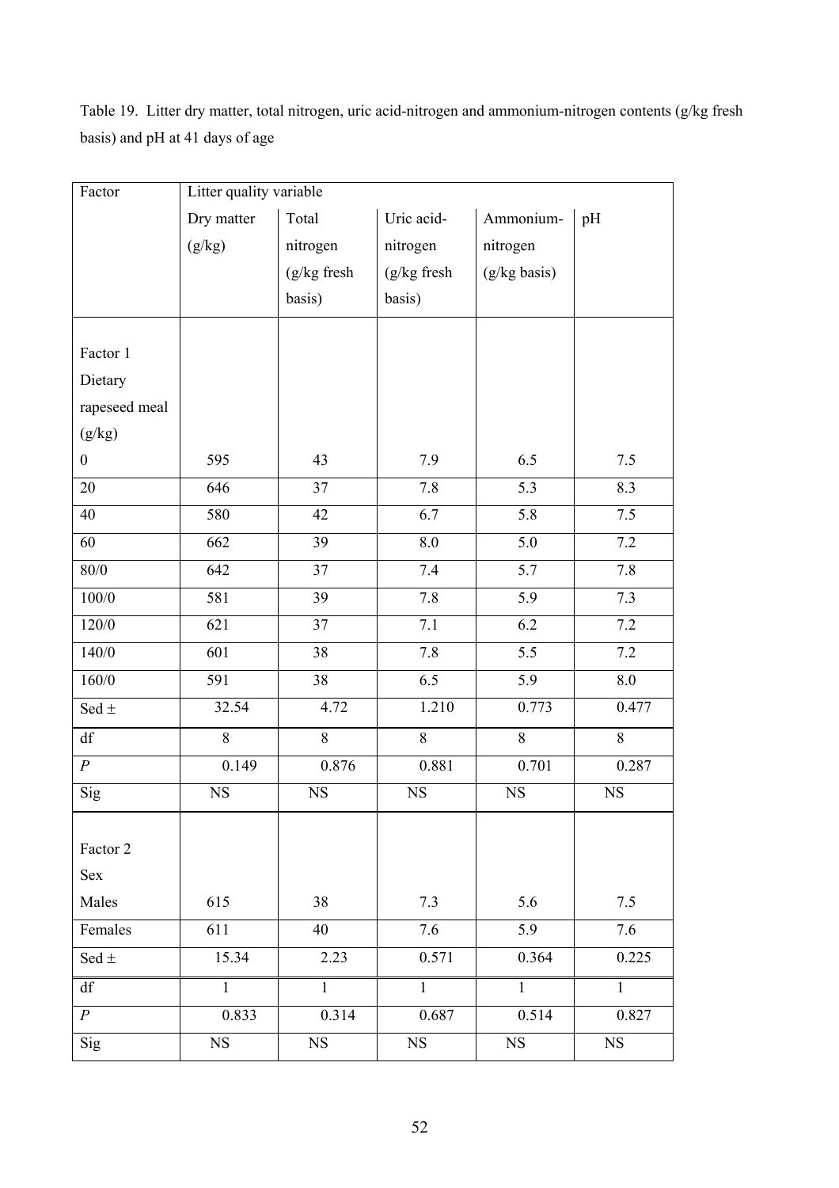Table 19. Litter dry matter, total nitrogen, uric acid-nitrogen and ammonium-nitrogen contents (g/kg fresh basis) and pH at 41 days of age

| Factor | Litter quality variable | | | | |
|---|---|---|---|---|---|
| | Dry matter (g/kg) | Total nitrogen (g/kg fresh basis) | Uric acid-nitrogen (g/kg fresh basis) | Ammonium-nitrogen (g/kg basis) | pH |
| Factor 1 Dietary rapeseed meal (g/kg) | | | | | |
| 0 | 595 | 43 | 7.9 | 6.5 | 7.5 |
| 20 | 646 | 37 | 7.8 | 5.3 | 8.3 |
| 40 | 580 | 42 | 6.7 | 5.8 | 7.5 |
| 60 | 662 | 39 | 8.0 | 5.0 | 7.2 |
| 80/0 | 642 | 37 | 7.4 | 5.7 | 7.8 |
| 100/0 | 581 | 39 | 7.8 | 5.9 | 7.3 |
| 120/0 | 621 | 37 | 7.1 | 6.2 | 7.2 |
| 140/0 | 601 | 38 | 7.8 | 5.5 | 7.2 |
| 160/0 | 591 | 38 | 6.5 | 5.9 | 8.0 |
| Sed ± | 32.54 | 4.72 | 1.210 | 0.773 | 0.477 |
| df | 8 | 8 | 8 | 8 | 8 |
| *P* | 0.149 | 0.876 | 0.881 | 0.701 | 0.287 |
| Sig | NS | NS | NS | NS | NS |
| Factor 2 Sex | | | | | |
| Males | 615 | 38 | 7.3 | 5.6 | 7.5 |
| Females | 611 | 40 | 7.6 | 5.9 | 7.6 |
| Sed ± | 15.34 | 2.23 | 0.571 | 0.364 | 0.225 |
| df | 1 | 1 | 1 | 1 | 1 |
| *P* | 0.833 | 0.314 | 0.687 | 0.514 | 0.827 |
| Sig | NS | NS | NS | NS | NS |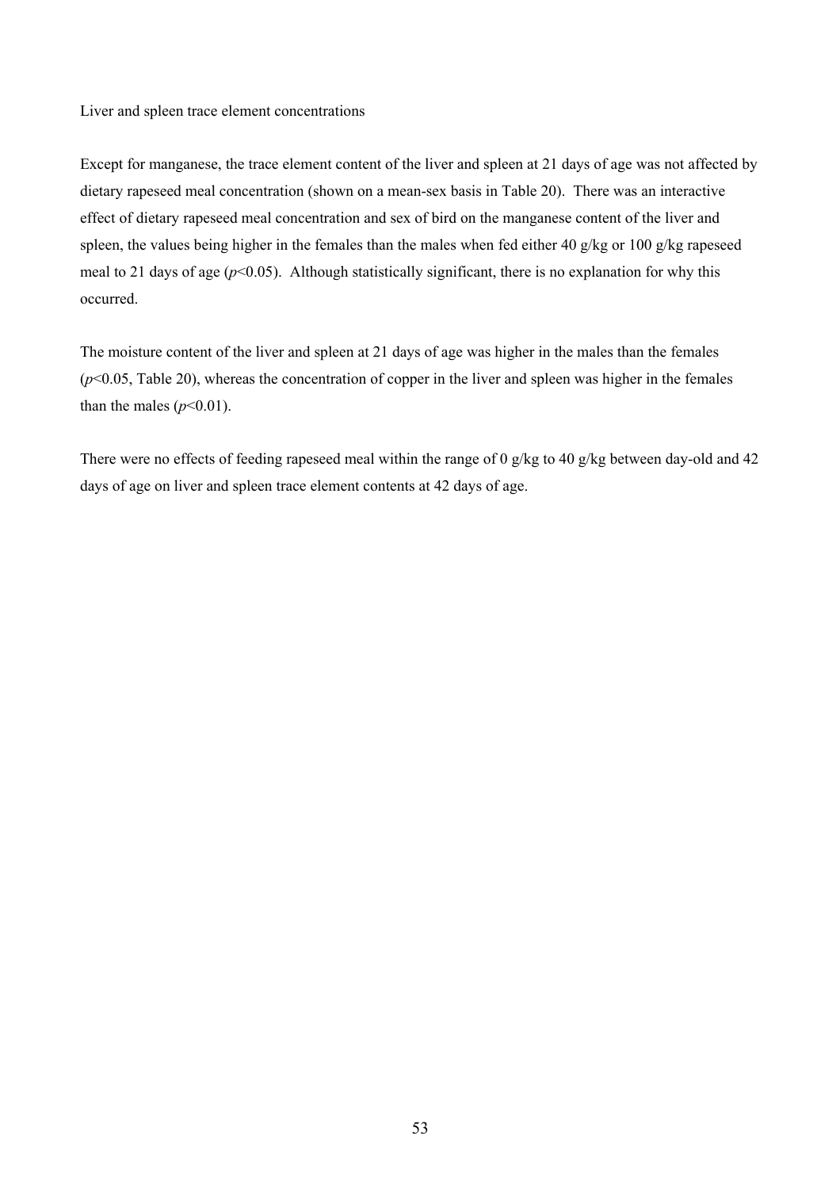Liver and spleen trace element concentrations

Except for manganese, the trace element content of the liver and spleen at 21 days of age was not affected by dietary rapeseed meal concentration (shown on a mean-sex basis in Table 20). There was an interactive effect of dietary rapeseed meal concentration and sex of bird on the manganese content of the liver and spleen, the values being higher in the females than the males when fed either 40 g/kg or 100 g/kg rapeseed meal to 21 days of age ($p<0.05$). Although statistically significant, there is no explanation for why this occurred.

The moisture content of the liver and spleen at 21 days of age was higher in the males than the females ($p<0.05$, Table 20), whereas the concentration of copper in the liver and spleen was higher in the females than the males ($p<0.01$).

There were no effects of feeding rapeseed meal within the range of 0 g/kg to 40 g/kg between day-old and 42 days of age on liver and spleen trace element contents at 42 days of age.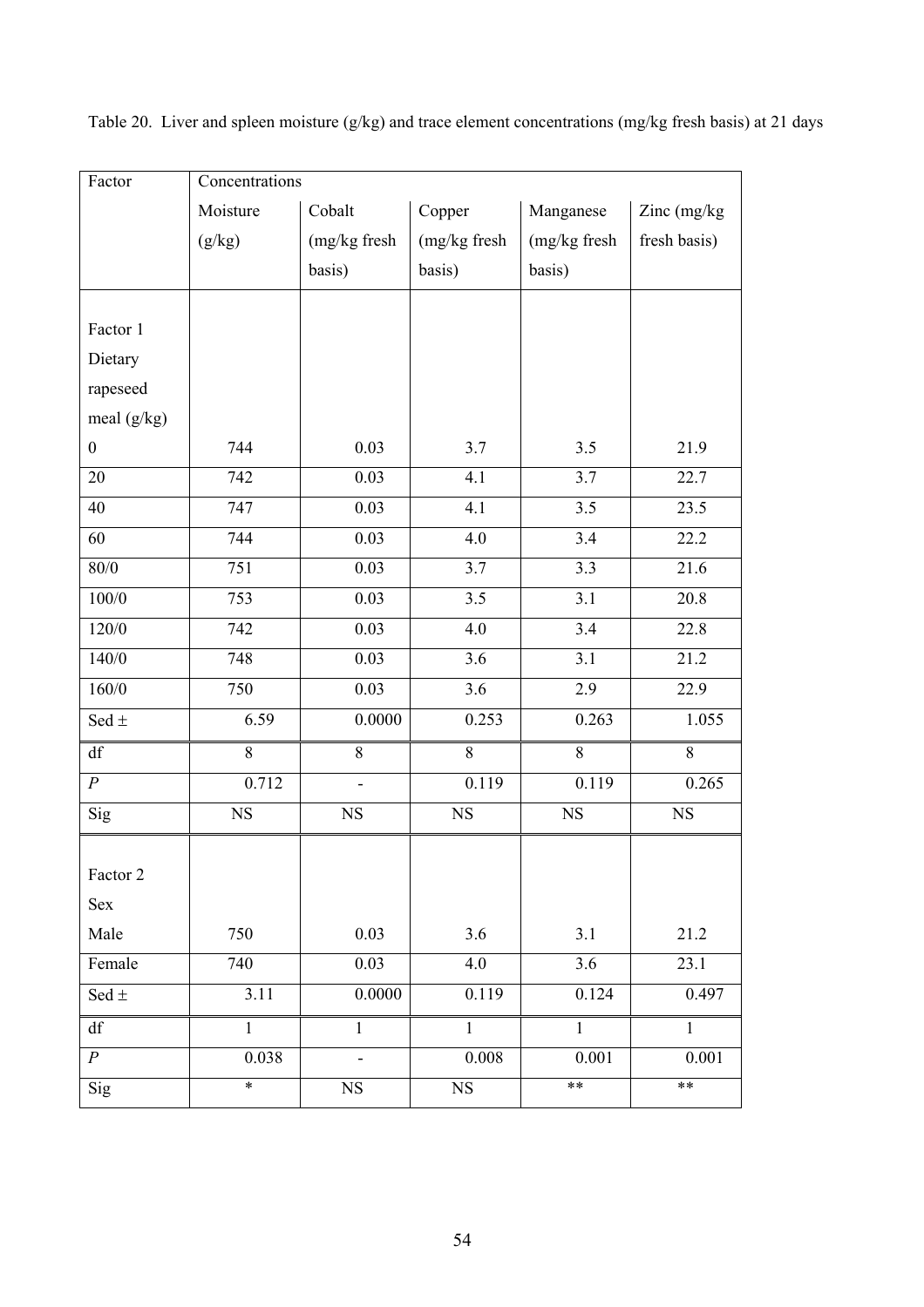Table 20. Liver and spleen moisture (g/kg) and trace element concentrations (mg/kg fresh basis) at 21 days

| Factor | Concentrations | | | | |
|---|---|---|---|---|---|
| | Moisture (g/kg) | Cobalt (mg/kg fresh basis) | Copper (mg/kg fresh basis) | Manganese (mg/kg fresh basis) | Zinc (mg/kg fresh basis) |
| Factor 1 Dietary rapeseed meal (g/kg) | | | | | |
| 0 | 744 | 0.03 | 3.7 | 3.5 | 21.9 |
| 20 | 742 | 0.03 | 4.1 | 3.7 | 22.7 |
| 40 | 747 | 0.03 | 4.1 | 3.5 | 23.5 |
| 60 | 744 | 0.03 | 4.0 | 3.4 | 22.2 |
| 80/0 | 751 | 0.03 | 3.7 | 3.3 | 21.6 |
| 100/0 | 753 | 0.03 | 3.5 | 3.1 | 20.8 |
| 120/0 | 742 | 0.03 | 4.0 | 3.4 | 22.8 |
| 140/0 | 748 | 0.03 | 3.6 | 3.1 | 21.2 |
| 160/0 | 750 | 0.03 | 3.6 | 2.9 | 22.9 |
| Sed ± | 6.59 | 0.0000 | 0.253 | 0.263 | 1.055 |
| df | 8 | 8 | 8 | 8 | 8 |
| *P* | 0.712 | - | 0.119 | 0.119 | 0.265 |
| Sig | NS | NS | NS | NS | NS |
| Factor 2 Sex | | | | | |
| Male | 750 | 0.03 | 3.6 | 3.1 | 21.2 |
| Female | 740 | 0.03 | 4.0 | 3.6 | 23.1 |
| Sed ± | 3.11 | 0.0000 | 0.119 | 0.124 | 0.497 |
| df | 1 | 1 | 1 | 1 | 1 |
| *P* | 0.038 | - | 0.008 | 0.001 | 0.001 |
| Sig | * | NS | NS | ** | ** |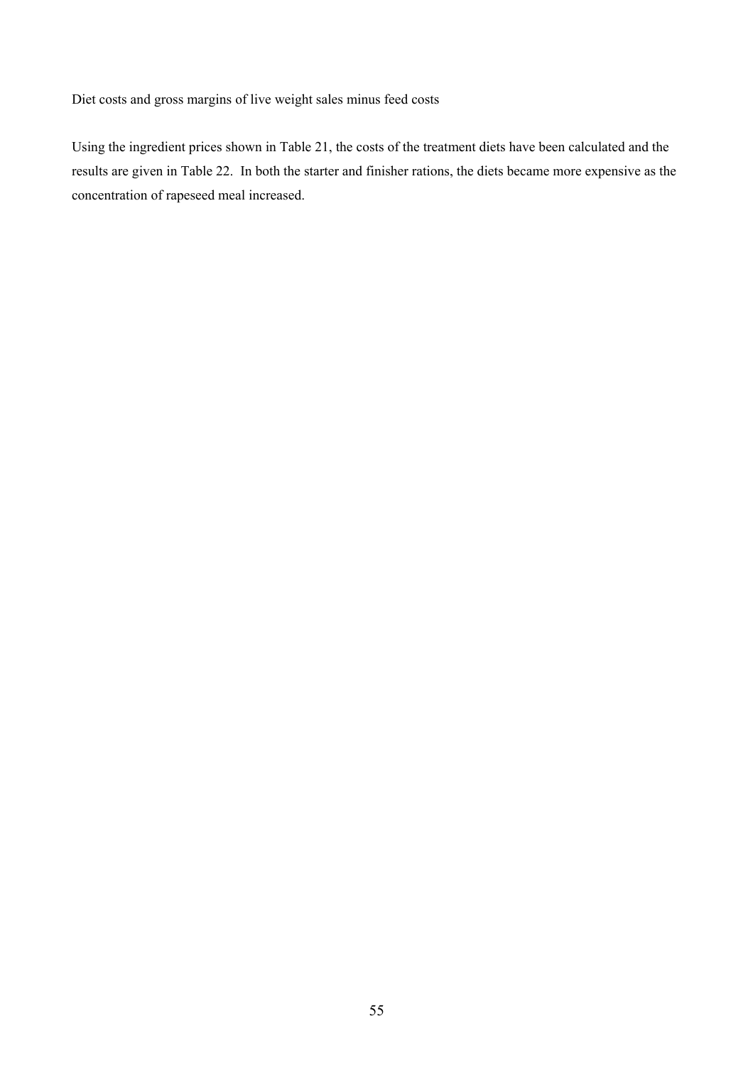Diet costs and gross margins of live weight sales minus feed costs

Using the ingredient prices shown in Table 21, the costs of the treatment diets have been calculated and the results are given in Table 22. In both the starter and finisher rations, the diets became more expensive as the concentration of rapeseed meal increased.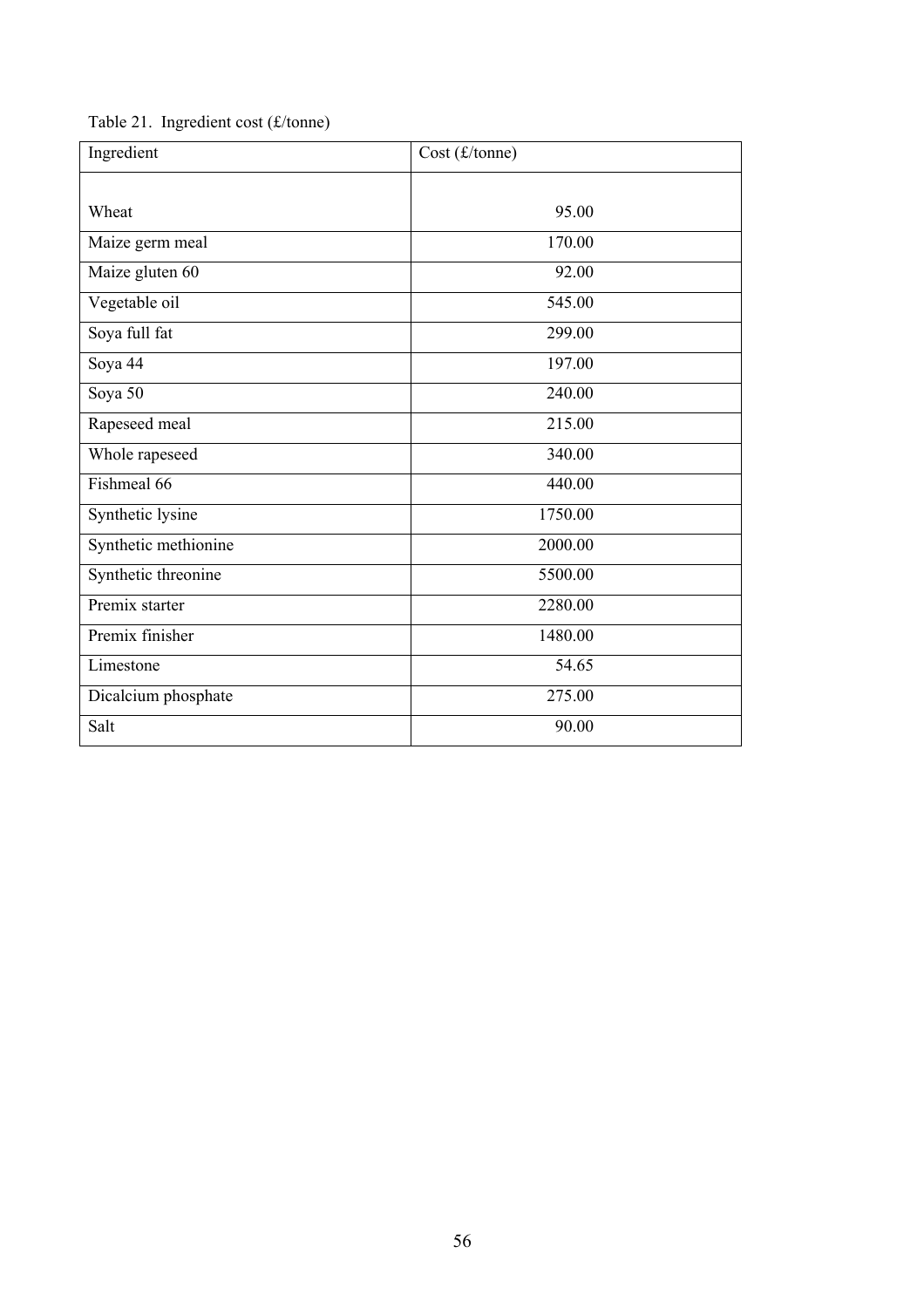Table 21. Ingredient cost (£/tonne)

| Ingredient | Cost (£/tonne) |
|---|---|
| Wheat | 95.00 |
| Maize germ meal | 170.00 |
| Maize gluten 60 | 92.00 |
| Vegetable oil | 545.00 |
| Soya full fat | 299.00 |
| Soya 44 | 197.00 |
| Soya 50 | 240.00 |
| Rapeseed meal | 215.00 |
| Whole rapeseed | 340.00 |
| Fishmeal 66 | 440.00 |
| Synthetic lysine | 1750.00 |
| Synthetic methionine | 2000.00 |
| Synthetic threonine | 5500.00 |
| Premix starter | 2280.00 |
| Premix finisher | 1480.00 |
| Limestone | 54.65 |
| Dicalcium phosphate | 275.00 |
| Salt | 90.00 |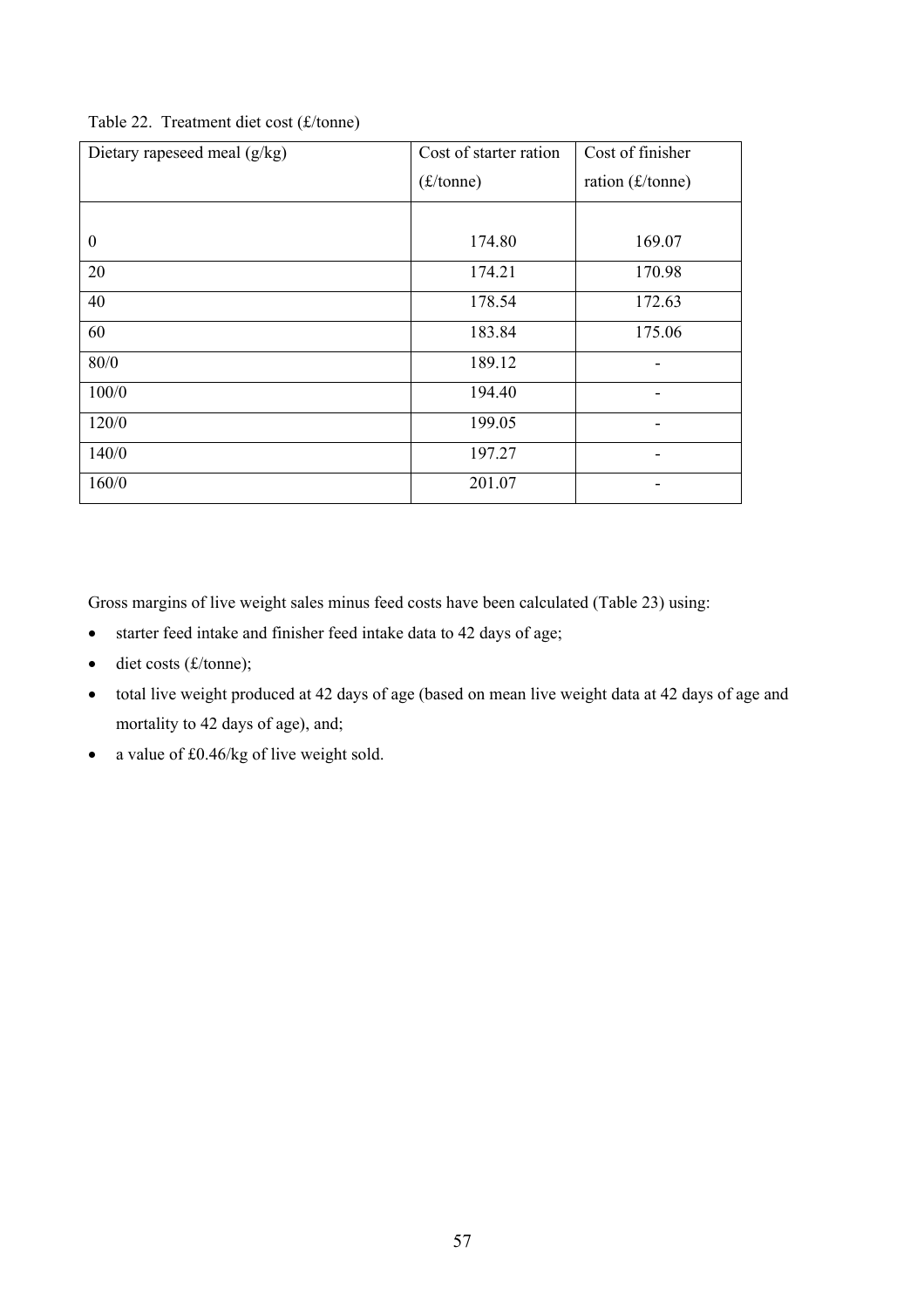Table 22. Treatment diet cost (£/tonne)

| Dietary rapeseed meal (g/kg) | Cost of starter ration (£/tonne) | Cost of finisher ration (£/tonne) |
|---|---|---|
| 0 | 174.80 | 169.07 |
| 20 | 174.21 | 170.98 |
| 40 | 178.54 | 172.63 |
| 60 | 183.84 | 175.06 |
| 80/0 | 189.12 | - |
| 100/0 | 194.40 | - |
| 120/0 | 199.05 | - |
| 140/0 | 197.27 | - |
| 160/0 | 201.07 | - |

Gross margins of live weight sales minus feed costs have been calculated (Table 23) using:

- starter feed intake and finisher feed intake data to 42 days of age;
- diet costs (£/tonne);
- total live weight produced at 42 days of age (based on mean live weight data at 42 days of age and mortality to 42 days of age), and;
- a value of £0.46/kg of live weight sold.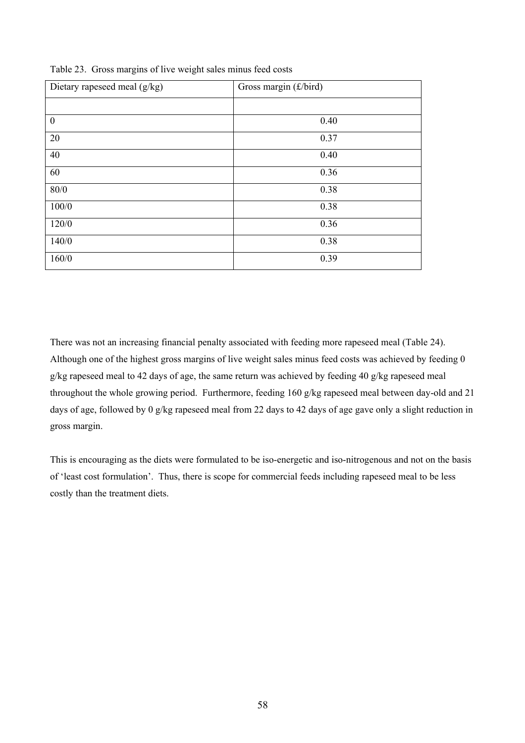Table 23. Gross margins of live weight sales minus feed costs

| Dietary rapeseed meal (g/kg) | Gross margin (£/bird) |
|---|---|
| | |
| 0 | 0.40 |
| 20 | 0.37 |
| 40 | 0.40 |
| 60 | 0.36 |
| 80/0 | 0.38 |
| 100/0 | 0.38 |
| 120/0 | 0.36 |
| 140/0 | 0.38 |
| 160/0 | 0.39 |

There was not an increasing financial penalty associated with feeding more rapeseed meal (Table 24). Although one of the highest gross margins of live weight sales minus feed costs was achieved by feeding 0 g/kg rapeseed meal to 42 days of age, the same return was achieved by feeding 40 g/kg rapeseed meal throughout the whole growing period. Furthermore, feeding 160 g/kg rapeseed meal between day-old and 21 days of age, followed by 0 g/kg rapeseed meal from 22 days to 42 days of age gave only a slight reduction in gross margin.

This is encouraging as the diets were formulated to be iso-energetic and iso-nitrogenous and not on the basis of 'least cost formulation'. Thus, there is scope for commercial feeds including rapeseed meal to be less costly than the treatment diets.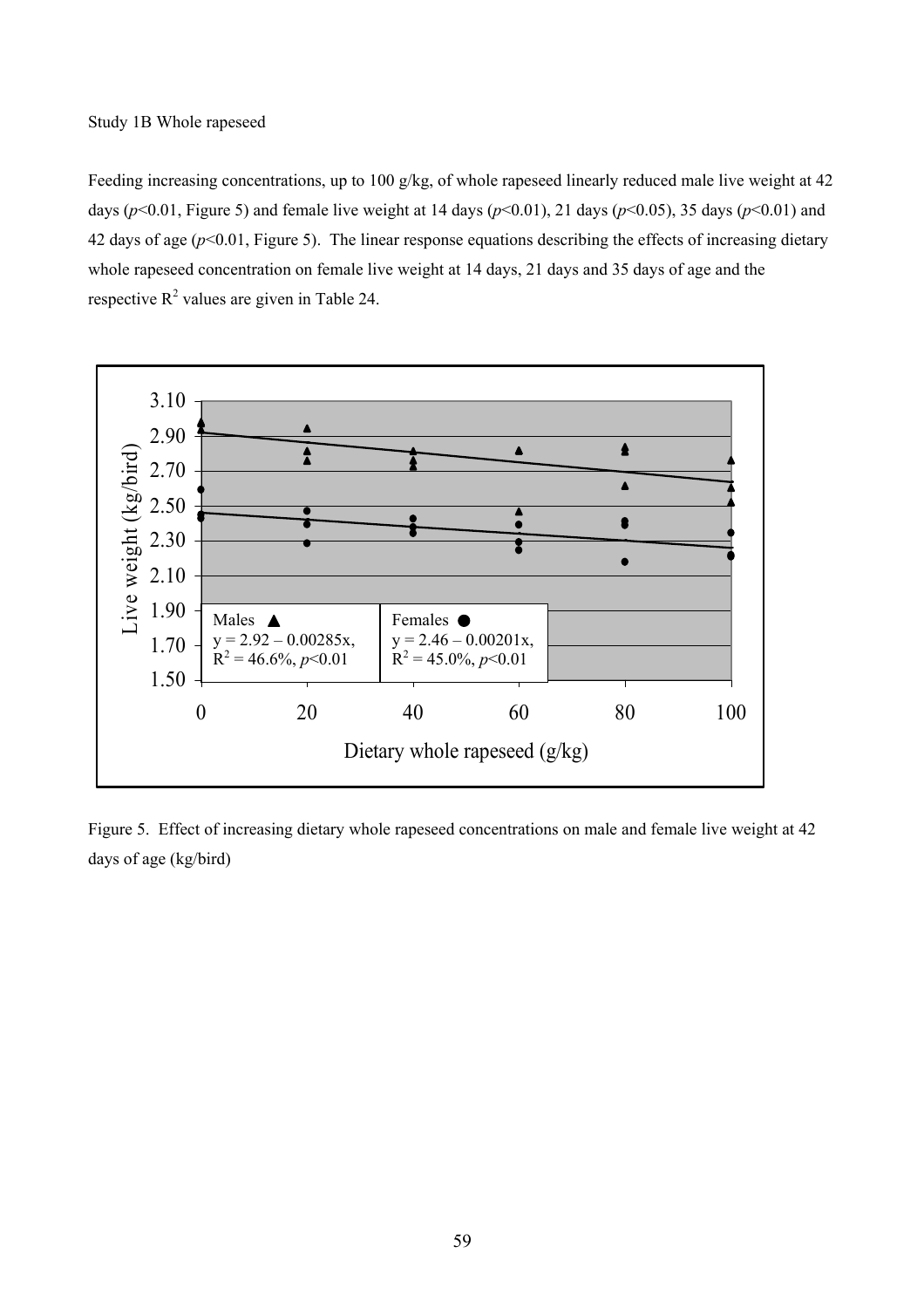Study 1B Whole rapeseed

Feeding increasing concentrations, up to 100 g/kg, of whole rapeseed linearly reduced male live weight at 42 days ($p$<0.01, Figure 5) and female live weight at 14 days ($p$<0.01), 21 days ($p$<0.05), 35 days ($p$<0.01) and 42 days of age ($p$<0.01, Figure 5). The linear response equations describing the effects of increasing dietary whole rapeseed concentration on female live weight at 14 days, 21 days and 35 days of age and the respective $R^2$ values are given in Table 24.

Live weight (kg/bird)
3.10
2.90
2.70
2.50
2.30
2.10
1.90
1.70
1.50

0 20 40 60 80 100

Dietary whole rapeseed (g/kg)

Males ▲
$y = 2.92 – 0.00285x$,
$R^2 = 46.6\%$, $p$<0.01

Females ●
$y = 2.46 – 0.00201x$,
$R^2 = 45.0\%$, $p$<0.01

Figure 5. Effect of increasing dietary whole rapeseed concentrations on male and female live weight at 42 days of age (kg/bird)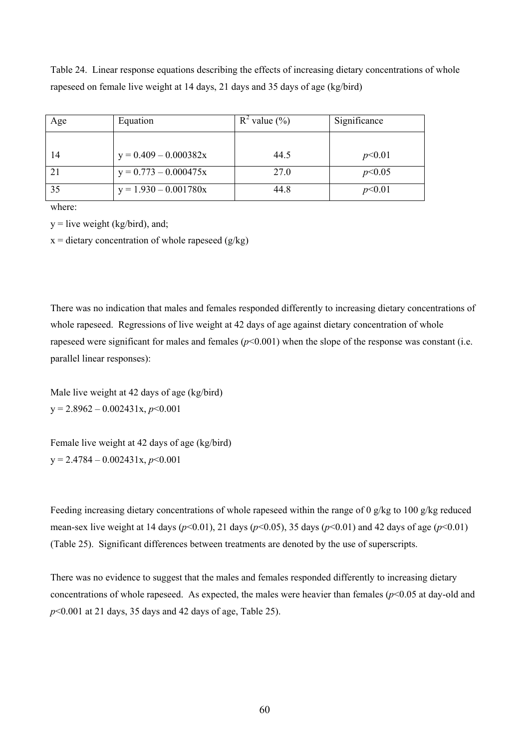Table 24. Linear response equations describing the effects of increasing dietary concentrations of whole rapeseed on female live weight at 14 days, 21 days and 35 days of age (kg/bird)

| Age | Equation | $R^2$ value (%) | Significance |
|---|---|---|---|
| 14 | $y = 0.409 - 0.000382x$ | 44.5 | $p<0.01$ |
| 21 | $y = 0.773 - 0.000475x$ | 27.0 | $p<0.05$ |
| 35 | $y = 1.930 - 0.001780x$ | 44.8 | $p<0.01$ |

where:

y = live weight (kg/bird), and;

x = dietary concentration of whole rapeseed (g/kg)

There was no indication that males and females responded differently to increasing dietary concentrations of whole rapeseed. Regressions of live weight at 42 days of age against dietary concentration of whole rapeseed were significant for males and females ($p<0.001$) when the slope of the response was constant (i.e. parallel linear responses):

Male live weight at 42 days of age (kg/bird)
$y = 2.8962 - 0.002431x$, $p<0.001$

Female live weight at 42 days of age (kg/bird)
$y = 2.4784 - 0.002431x$, $p<0.001$

Feeding increasing dietary concentrations of whole rapeseed within the range of 0 g/kg to 100 g/kg reduced mean-sex live weight at 14 days ($p<0.01$), 21 days ($p<0.05$), 35 days ($p<0.01$) and 42 days of age ($p<0.01$) (Table 25). Significant differences between treatments are denoted by the use of superscripts.

There was no evidence to suggest that the males and females responded differently to increasing dietary concentrations of whole rapeseed. As expected, the males were heavier than females ($p<0.05$ at day-old and $p<0.001$ at 21 days, 35 days and 42 days of age, Table 25).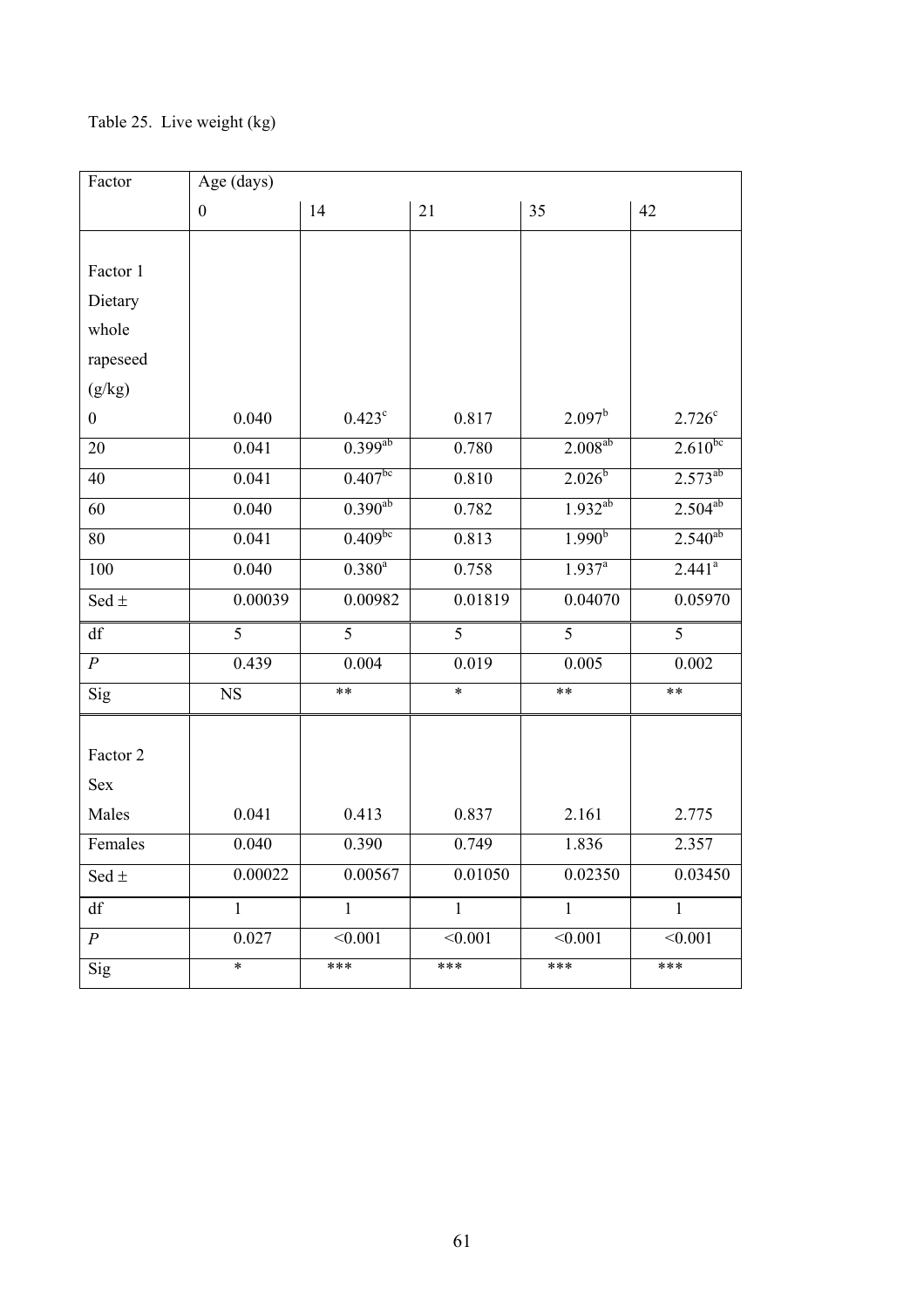Table 25. Live weight (kg)

| Factor | Age (days) | | | | |
|---|---|---|---|---|---|
| | 0 | 14 | 21 | 35 | 42 |
| Factor 1 Dietary whole rapeseed (g/kg) | | | | | |
| 0 | 0.040 | 0.423[c] | 0.817 | 2.097[b] | 2.726[c] |
| 20 | 0.041 | 0.399[ab] | 0.780 | 2.008[ab] | 2.610[bc] |
| 40 | 0.041 | 0.407[bc] | 0.810 | 2.026[b] | 2.573[ab] |
| 60 | 0.040 | 0.390[ab] | 0.782 | 1.932[ab] | 2.504[ab] |
| 80 | 0.041 | 0.409[bc] | 0.813 | 1.990[b] | 2.540[ab] |
| 100 | 0.040 | 0.380[a] | 0.758 | 1.937[a] | 2.441[a] |
| Sed ± | 0.00039 | 0.00982 | 0.01819 | 0.04070 | 0.05970 |
| df | 5 | 5 | 5 | 5 | 5 |
| *P* | 0.439 | 0.004 | 0.019 | 0.005 | 0.002 |
| Sig | NS | ** | * | ** | ** |
| Factor 2 Sex | | | | | |
| Males | 0.041 | 0.413 | 0.837 | 2.161 | 2.775 |
| Females | 0.040 | 0.390 | 0.749 | 1.836 | 2.357 |
| Sed ± | 0.00022 | 0.00567 | 0.01050 | 0.02350 | 0.03450 |
| df | 1 | 1 | 1 | 1 | 1 |
| *P* | 0.027 | <0.001 | <0.001 | <0.001 | <0.001 |
| Sig | * | *** | *** | *** | *** |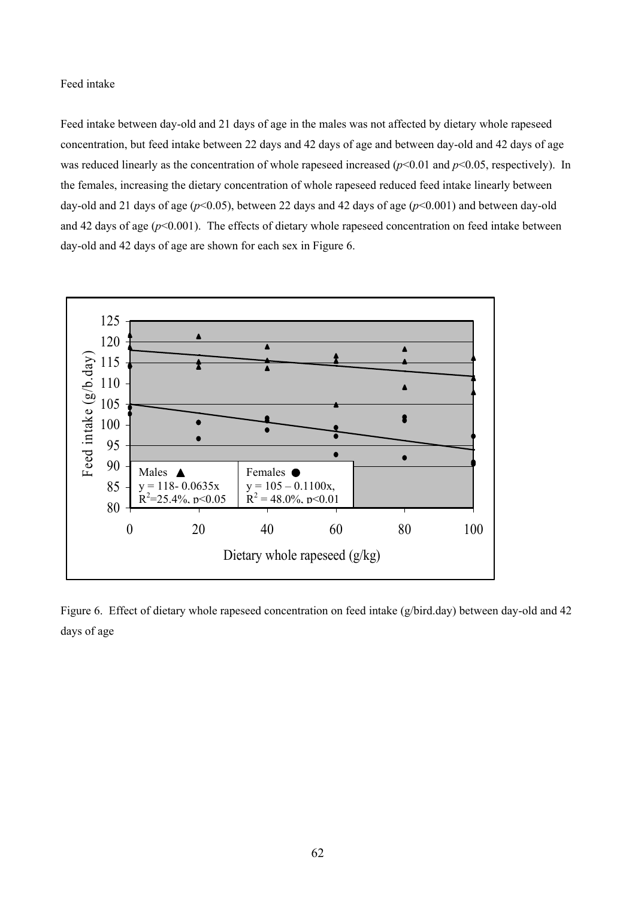Feed intake

Feed intake between day-old and 21 days of age in the males was not affected by dietary whole rapeseed concentration, but feed intake between 22 days and 42 days of age and between day-old and 42 days of age was reduced linearly as the concentration of whole rapeseed increased ($p<0.01$ and $p<0.05$, respectively). In the females, increasing the dietary concentration of whole rapeseed reduced feed intake linearly between day-old and 21 days of age ($p<0.05$), between 22 days and 42 days of age ($p<0.001$) and between day-old and 42 days of age ($p<0.001$). The effects of dietary whole rapeseed concentration on feed intake between day-old and 42 days of age are shown for each sex in Figure 6.

Feed intake (g/b.day)

125
120
115
110
105
100
95
90
85
80

Males ▲
$y = 118 - 0.0635x$
$R^2=25.4\%$, $p<0.05$

Females ●
$y = 105 – 0.1100x$,
$R^2 = 48.0\%$, $p<0.01$

0 20 40 60 80 100

Dietary whole rapeseed (g/kg)

Figure 6. Effect of dietary whole rapeseed concentration on feed intake (g/bird.day) between day-old and 42 days of age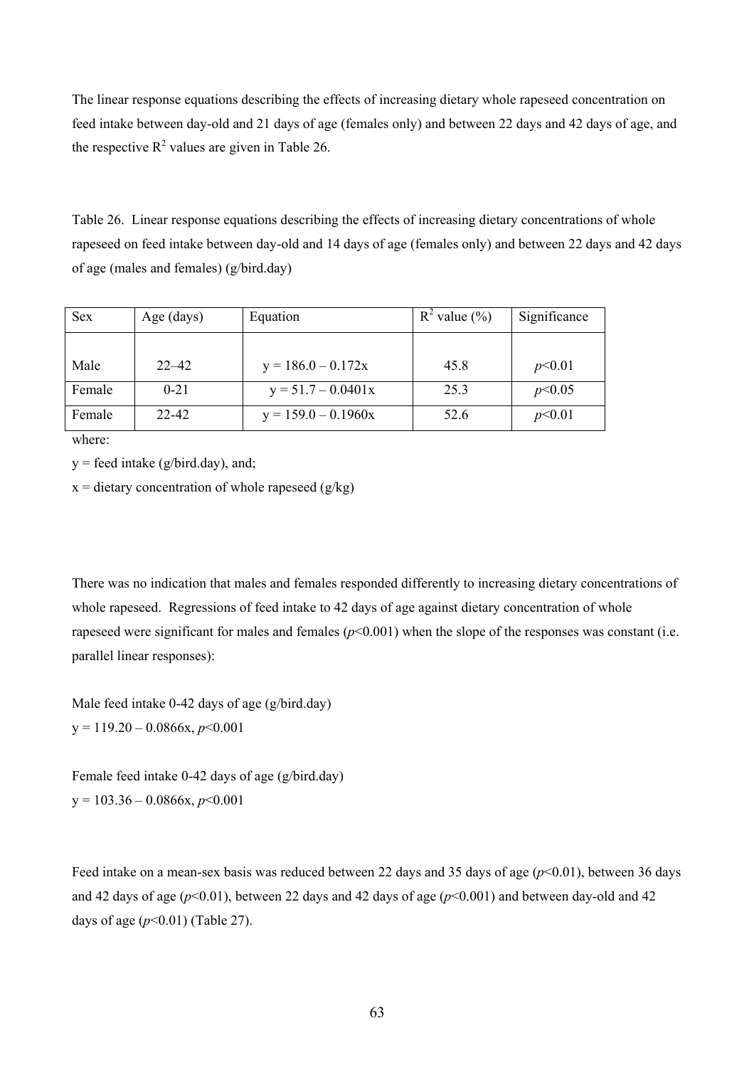The linear response equations describing the effects of increasing dietary whole rapeseed concentration on feed intake between day-old and 21 days of age (females only) and between 22 days and 42 days of age, and the respective $R^2$ values are given in Table 26.

Table 26. Linear response equations describing the effects of increasing dietary concentrations of whole rapeseed on feed intake between day-old and 14 days of age (females only) and between 22 days and 42 days of age (males and females) (g/bird.day)

| Sex | Age (days) | Equation | $R^2$ value (%) | Significance |
|---|---|---|---|---|
| Male | 22–42 | $y = 186.0 – 0.172x$ | 45.8 | $p<0.01$ |
| Female | 0-21 | $y = 51.7 – 0.0401x$ | 25.3 | $p<0.05$ |
| Female | 22-42 | $y = 159.0 – 0.1960x$ | 52.6 | $p<0.01$ |

where:

y = feed intake (g/bird.day), and;

x = dietary concentration of whole rapeseed (g/kg)

There was no indication that males and females responded differently to increasing dietary concentrations of whole rapeseed. Regressions of feed intake to 42 days of age against dietary concentration of whole rapeseed were significant for males and females ($p<0.001$) when the slope of the responses was constant (i.e. parallel linear responses):

Male feed intake 0-42 days of age (g/bird.day)
$y = 119.20 – 0.0866x$, $p<0.001$

Female feed intake 0-42 days of age (g/bird.day)
$y = 103.36 – 0.0866x$, $p<0.001$

Feed intake on a mean-sex basis was reduced between 22 days and 35 days of age ($p<0.01$), between 36 days and 42 days of age ($p<0.01$), between 22 days and 42 days of age ($p<0.001$) and between day-old and 42 days of age ($p<0.01$) (Table 27).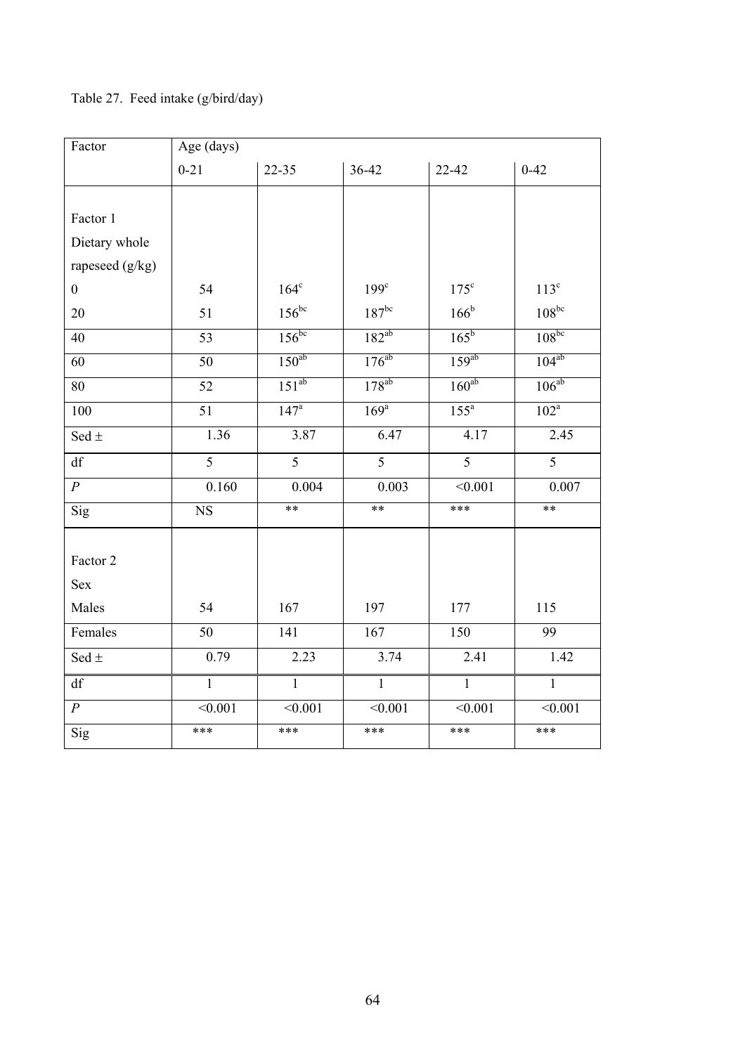Table 27. Feed intake (g/bird/day)

| Factor | Age (days) | | | | |
|---|---|---|---|---|---|
| | 0-21 | 22-35 | 36-42 | 22-42 | 0-42 |
| Factor 1 Dietary whole rapeseed (g/kg) | | | | | |
| 0 | 54 | $164^{c}$ | $199^{c}$ | $175^{c}$ | $113^{c}$ |
| 20 | 51 | $156^{bc}$ | $187^{bc}$ | $166^{b}$ | $108^{bc}$ |
| 40 | 53 | $156^{bc}$ | $182^{ab}$ | $165^{b}$ | $108^{bc}$ |
| 60 | 50 | $150^{ab}$ | $176^{ab}$ | $159^{ab}$ | $104^{ab}$ |
| 80 | 52 | $151^{ab}$ | $178^{ab}$ | $160^{ab}$ | $106^{ab}$ |
| 100 | 51 | $147^{a}$ | $169^{a}$ | $155^{a}$ | $102^{a}$ |
| Sed ± | 1.36 | 3.87 | 6.47 | 4.17 | 2.45 |
| df | 5 | 5 | 5 | 5 | 5 |
| *P* | 0.160 | 0.004 | 0.003 | <0.001 | 0.007 |
| Sig | NS | ** | ** | *** | ** |
| Factor 2 Sex | | | | | |
| Males | 54 | 167 | 197 | 177 | 115 |
| Females | 50 | 141 | 167 | 150 | 99 |
| Sed ± | 0.79 | 2.23 | 3.74 | 2.41 | 1.42 |
| df | 1 | 1 | 1 | 1 | 1 |
| *P* | <0.001 | <0.001 | <0.001 | <0.001 | <0.001 |
| Sig | *** | *** | *** | *** | *** |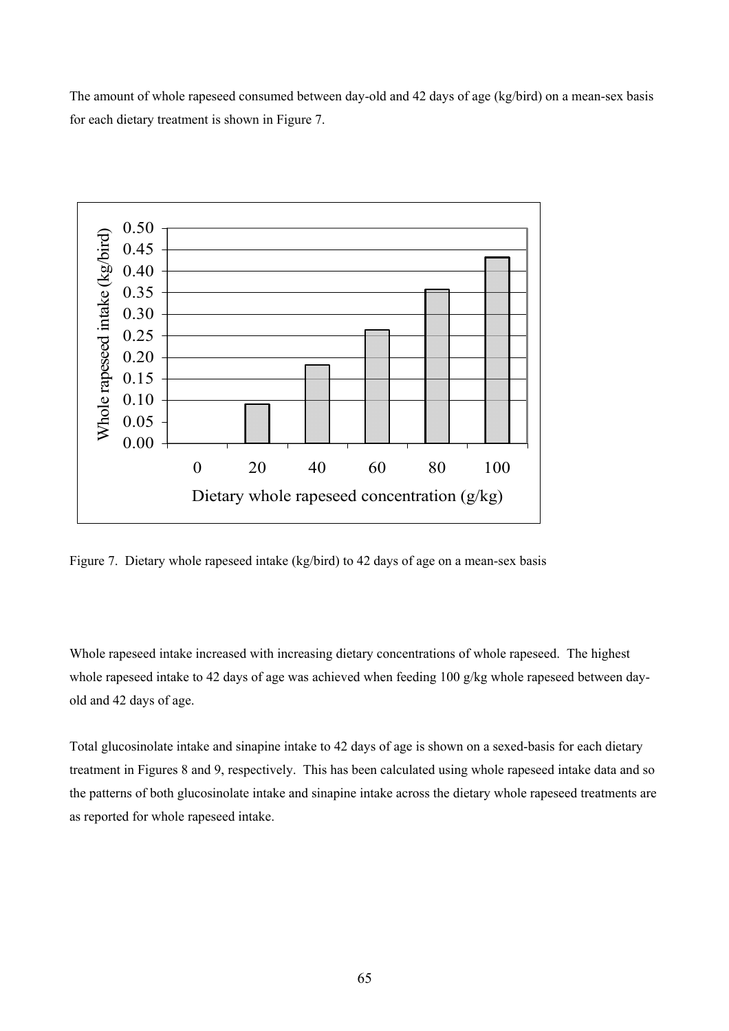The amount of whole rapeseed consumed between day-old and 42 days of age (kg/bird) on a mean-sex basis for each dietary treatment is shown in Figure 7.

Whole rapeseed intake (kg/bird)

0.50
0.45
0.40
0.35
0.30
0.25
0.20
0.15
0.10
0.05
0.00

0 20 40 60 80 100

Dietary whole rapeseed concentration (g/kg)

Figure 7. Dietary whole rapeseed intake (kg/bird) to 42 days of age on a mean-sex basis

Whole rapeseed intake increased with increasing dietary concentrations of whole rapeseed. The highest whole rapeseed intake to 42 days of age was achieved when feeding 100 g/kg whole rapeseed between day-old and 42 days of age.

Total glucosinolate intake and sinapine intake to 42 days of age is shown on a sexed-basis for each dietary treatment in Figures 8 and 9, respectively. This has been calculated using whole rapeseed intake data and so the patterns of both glucosinolate intake and sinapine intake across the dietary whole rapeseed treatments are as reported for whole rapeseed intake.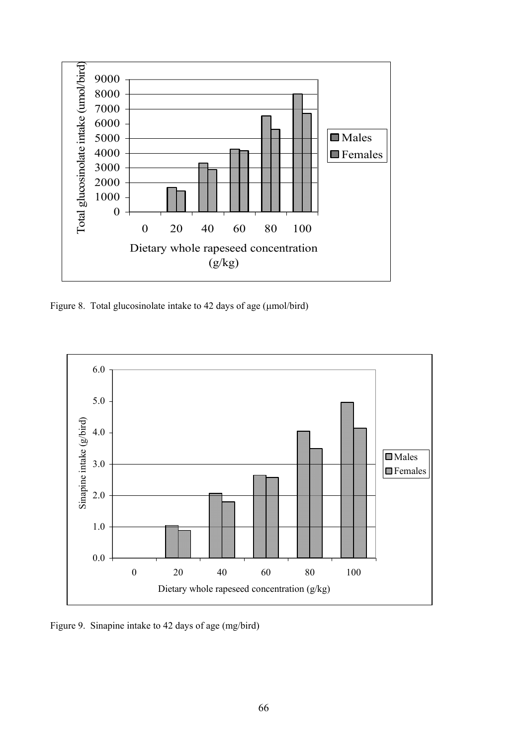Total glucosinolate intake (umol/bird)

9000
8000
7000
6000
5000
4000
3000
2000
1000
0

0 20 40 60 80 100

Dietary whole rapeseed concentration (g/kg)

Males
Females

Figure 8. Total glucosinolate intake to 42 days of age (μmol/bird)

Sinapine intake (g/bird)

6.0
5.0
4.0
3.0
2.0
1.0
0.0

0 20 40 60 80 100

Dietary whole rapeseed concentration (g/kg)

Males
Females

Figure 9. Sinapine intake to 42 days of age (mg/bird)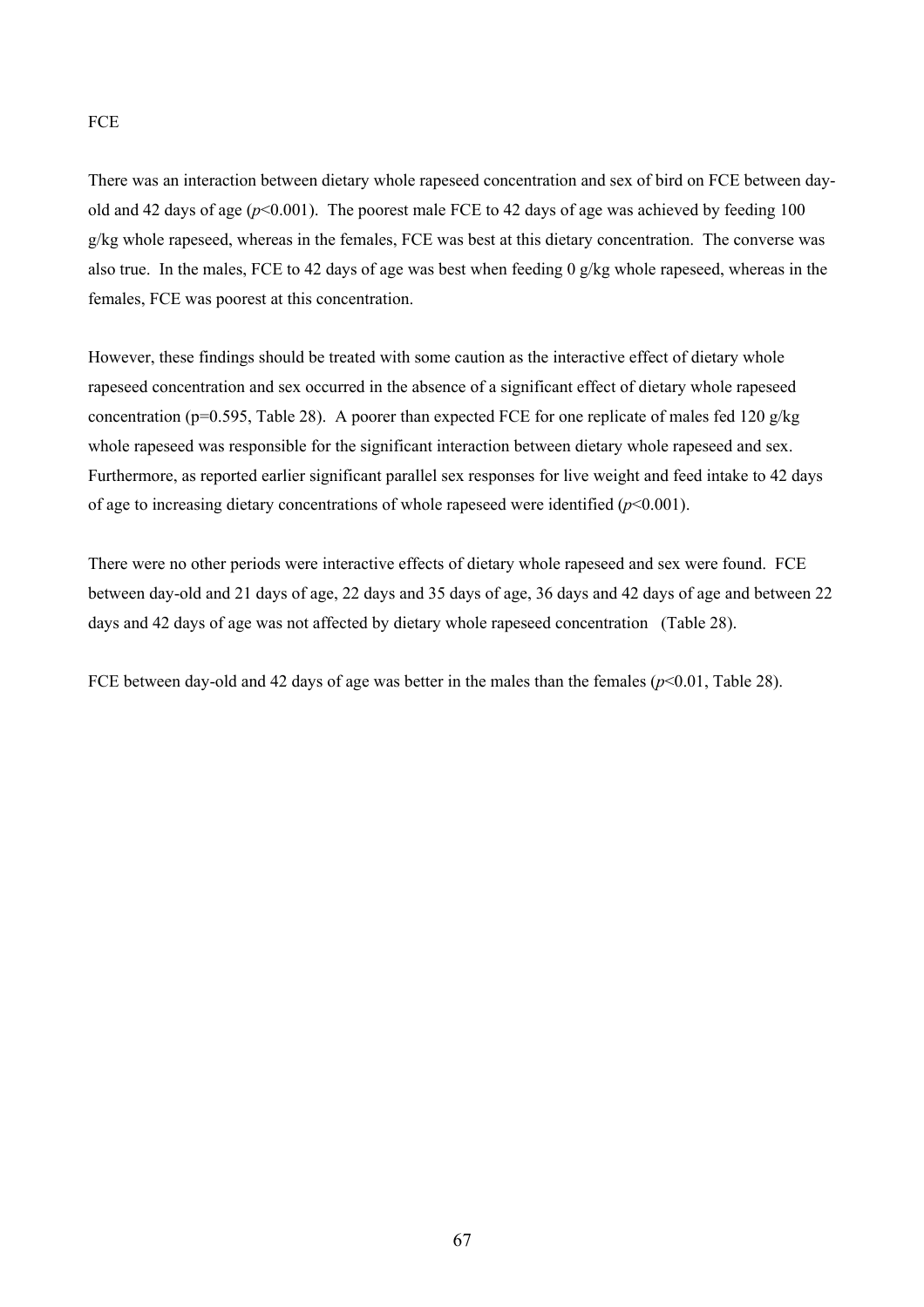FCE

There was an interaction between dietary whole rapeseed concentration and sex of bird on FCE between day-old and 42 days of age ($p$<0.001). The poorest male FCE to 42 days of age was achieved by feeding 100 g/kg whole rapeseed, whereas in the females, FCE was best at this dietary concentration. The converse was also true. In the males, FCE to 42 days of age was best when feeding 0 g/kg whole rapeseed, whereas in the females, FCE was poorest at this concentration.

However, these findings should be treated with some caution as the interactive effect of dietary whole rapeseed concentration and sex occurred in the absence of a significant effect of dietary whole rapeseed concentration (p=0.595, Table 28). A poorer than expected FCE for one replicate of males fed 120 g/kg whole rapeseed was responsible for the significant interaction between dietary whole rapeseed and sex. Furthermore, as reported earlier significant parallel sex responses for live weight and feed intake to 42 days of age to increasing dietary concentrations of whole rapeseed were identified ($p$<0.001).

There were no other periods were interactive effects of dietary whole rapeseed and sex were found. FCE between day-old and 21 days of age, 22 days and 35 days of age, 36 days and 42 days of age and between 22 days and 42 days of age was not affected by dietary whole rapeseed concentration (Table 28).

FCE between day-old and 42 days of age was better in the males than the females ($p$<0.01, Table 28).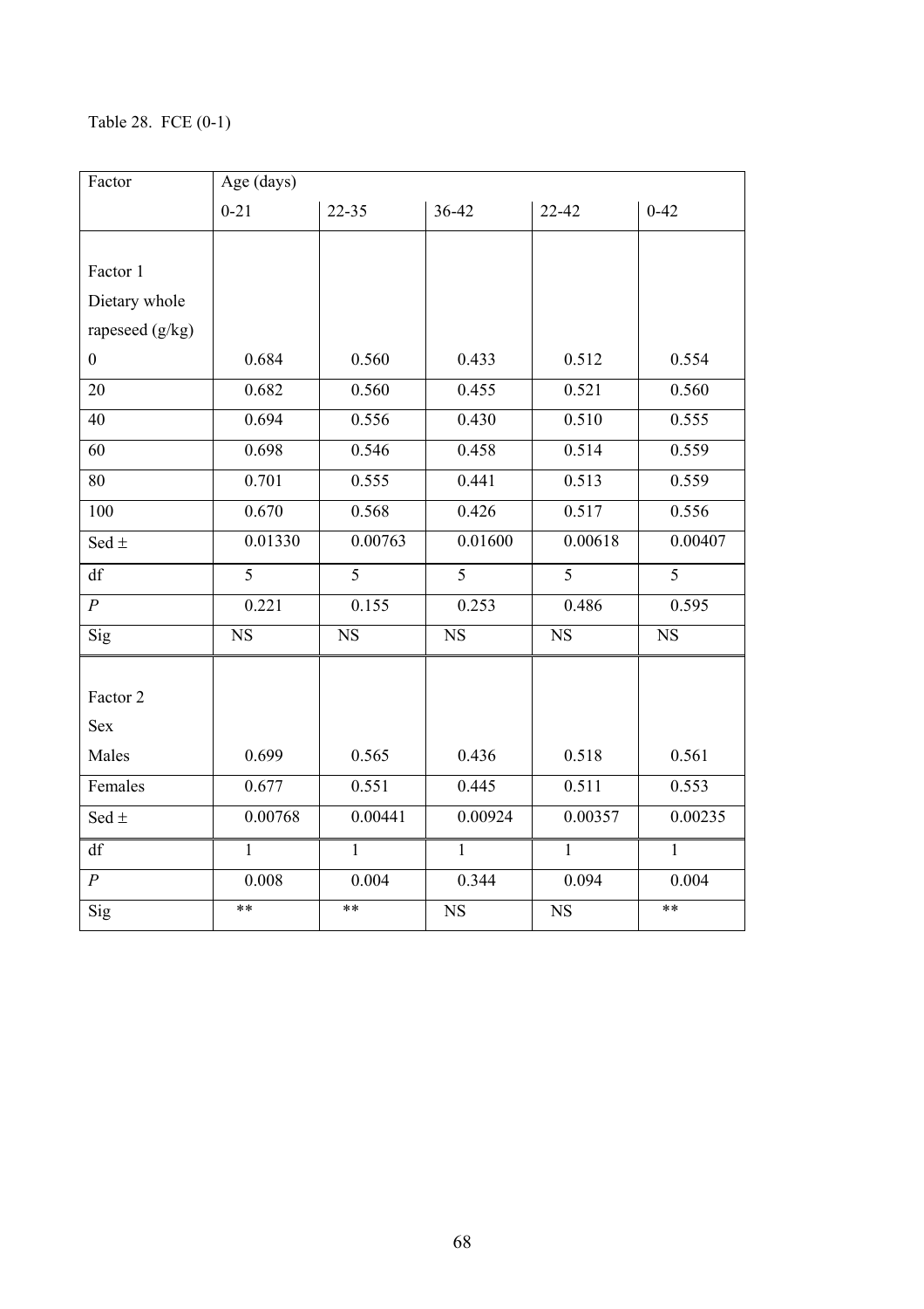Table 28. FCE (0-1)

| Factor | Age (days) | | | | |
|---|---|---|---|---|---|
| | 0-21 | 22-35 | 36-42 | 22-42 | 0-42 |
| Factor 1<br>Dietary whole rapeseed (g/kg) | | | | | |
| 0 | 0.684 | 0.560 | 0.433 | 0.512 | 0.554 |
| 20 | 0.682 | 0.560 | 0.455 | 0.521 | 0.560 |
| 40 | 0.694 | 0.556 | 0.430 | 0.510 | 0.555 |
| 60 | 0.698 | 0.546 | 0.458 | 0.514 | 0.559 |
| 80 | 0.701 | 0.555 | 0.441 | 0.513 | 0.559 |
| 100 | 0.670 | 0.568 | 0.426 | 0.517 | 0.556 |
| Sed ± | 0.01330 | 0.00763 | 0.01600 | 0.00618 | 0.00407 |
| df | 5 | 5 | 5 | 5 | 5 |
| *P* | 0.221 | 0.155 | 0.253 | 0.486 | 0.595 |
| Sig | NS | NS | NS | NS | NS |
| Factor 2<br>Sex | | | | | |
| Males | 0.699 | 0.565 | 0.436 | 0.518 | 0.561 |
| Females | 0.677 | 0.551 | 0.445 | 0.511 | 0.553 |
| Sed ± | 0.00768 | 0.00441 | 0.00924 | 0.00357 | 0.00235 |
| df | 1 | 1 | 1 | 1 | 1 |
| *P* | 0.008 | 0.004 | 0.344 | 0.094 | 0.004 |
| Sig | ** | ** | NS | NS | ** |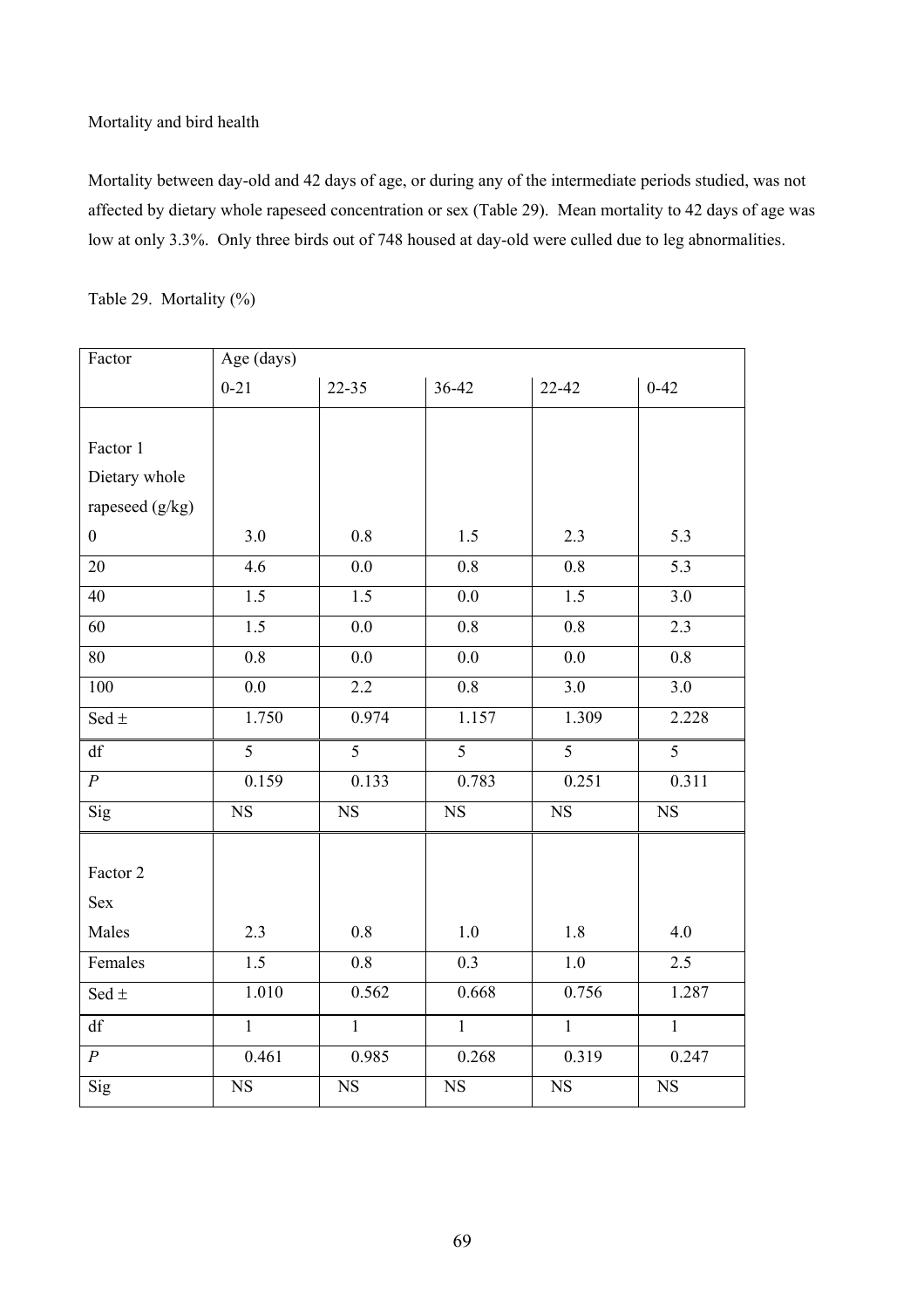Mortality and bird health

Mortality between day-old and 42 days of age, or during any of the intermediate periods studied, was not affected by dietary whole rapeseed concentration or sex (Table 29). Mean mortality to 42 days of age was low at only 3.3%. Only three birds out of 748 housed at day-old were culled due to leg abnormalities.

Table 29. Mortality (%)

| Factor | Age (days) | | | | |
|---|---|---|---|---|---|
| | 0-21 | 22-35 | 36-42 | 22-42 | 0-42 |
| Factor 1<br>Dietary whole rapeseed (g/kg) | | | | | |
| 0 | 3.0 | 0.8 | 1.5 | 2.3 | 5.3 |
| 20 | 4.6 | 0.0 | 0.8 | 0.8 | 5.3 |
| 40 | 1.5 | 1.5 | 0.0 | 1.5 | 3.0 |
| 60 | 1.5 | 0.0 | 0.8 | 0.8 | 2.3 |
| 80 | 0.8 | 0.0 | 0.0 | 0.0 | 0.8 |
| 100 | 0.0 | 2.2 | 0.8 | 3.0 | 3.0 |
| Sed ± | 1.750 | 0.974 | 1.157 | 1.309 | 2.228 |
| df | 5 | 5 | 5 | 5 | 5 |
| *P* | 0.159 | 0.133 | 0.783 | 0.251 | 0.311 |
| Sig | NS | NS | NS | NS | NS |
| Factor 2<br>Sex | | | | | |
| Males | 2.3 | 0.8 | 1.0 | 1.8 | 4.0 |
| Females | 1.5 | 0.8 | 0.3 | 1.0 | 2.5 |
| Sed ± | 1.010 | 0.562 | 0.668 | 0.756 | 1.287 |
| df | 1 | 1 | 1 | 1 | 1 |
| *P* | 0.461 | 0.985 | 0.268 | 0.319 | 0.247 |
| Sig | NS | NS | NS | NS | NS |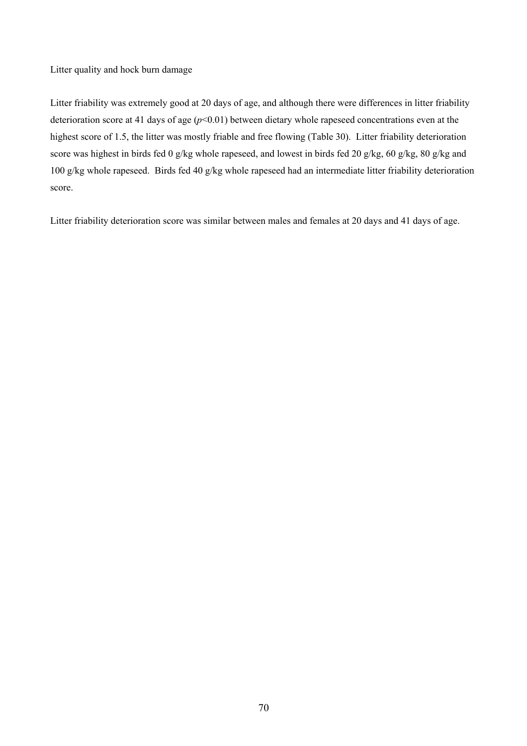Litter quality and hock burn damage

Litter friability was extremely good at 20 days of age, and although there were differences in litter friability deterioration score at 41 days of age ($p<0.01$) between dietary whole rapeseed concentrations even at the highest score of 1.5, the litter was mostly friable and free flowing (Table 30). Litter friability deterioration score was highest in birds fed 0 g/kg whole rapeseed, and lowest in birds fed 20 g/kg, 60 g/kg, 80 g/kg and 100 g/kg whole rapeseed. Birds fed 40 g/kg whole rapeseed had an intermediate litter friability deterioration score.

Litter friability deterioration score was similar between males and females at 20 days and 41 days of age.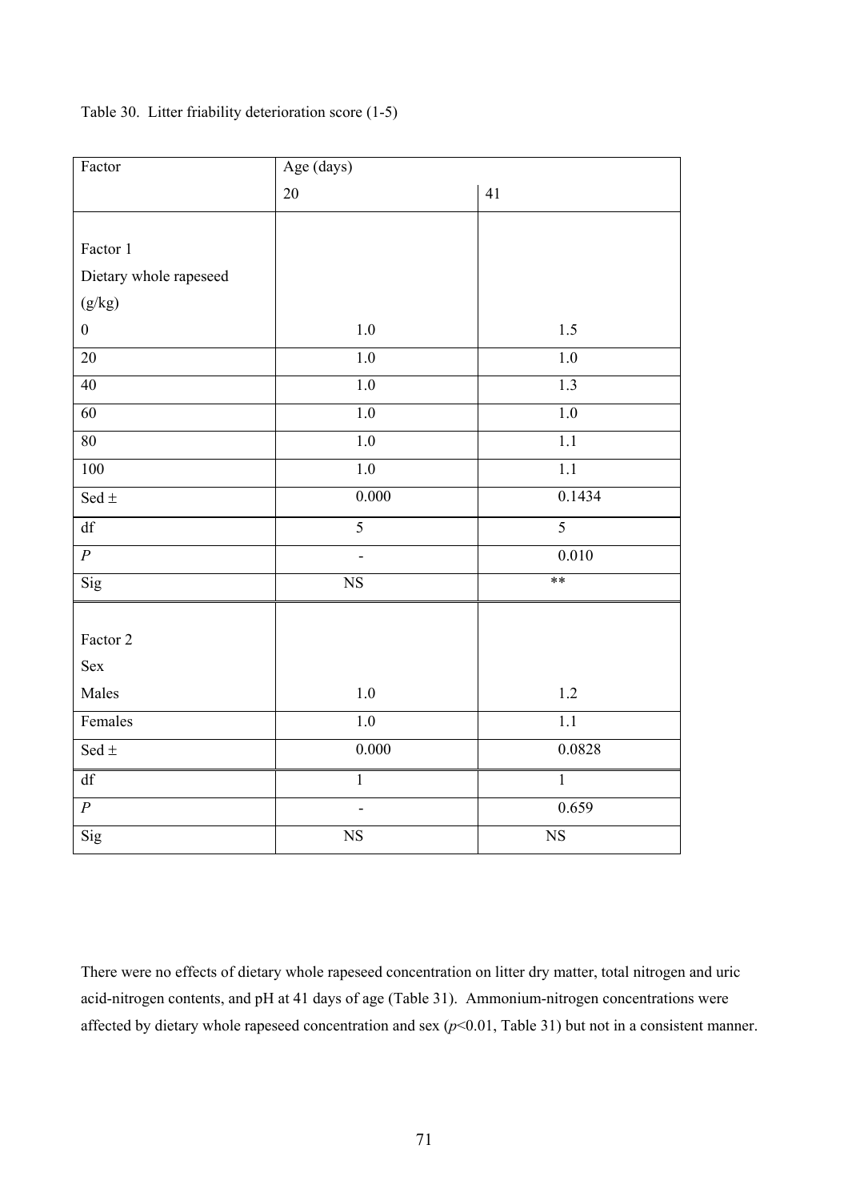Table 30. Litter friability deterioration score (1-5)

| Factor | Age (days) | |
|---|---|---|
| | 20 | 41 |
| Factor 1 | | |
| Dietary whole rapeseed (g/kg) | | |
| 0 | 1.0 | 1.5 |
| 20 | 1.0 | 1.0 |
| 40 | 1.0 | 1.3 |
| 60 | 1.0 | 1.0 |
| 80 | 1.0 | 1.1 |
| 100 | 1.0 | 1.1 |
| Sed ± | 0.000 | 0.1434 |
| df | 5 | 5 |
| *P* | - | 0.010 |
| Sig | NS | ** |
| Factor 2 | | |
| Sex | | |
| Males | 1.0 | 1.2 |
| Females | 1.0 | 1.1 |
| Sed ± | 0.000 | 0.0828 |
| df | 1 | 1 |
| *P* | - | 0.659 |
| Sig | NS | NS |

There were no effects of dietary whole rapeseed concentration on litter dry matter, total nitrogen and uric acid-nitrogen contents, and pH at 41 days of age (Table 31). Ammonium-nitrogen concentrations were affected by dietary whole rapeseed concentration and sex ($p<0.01$, Table 31) but not in a consistent manner.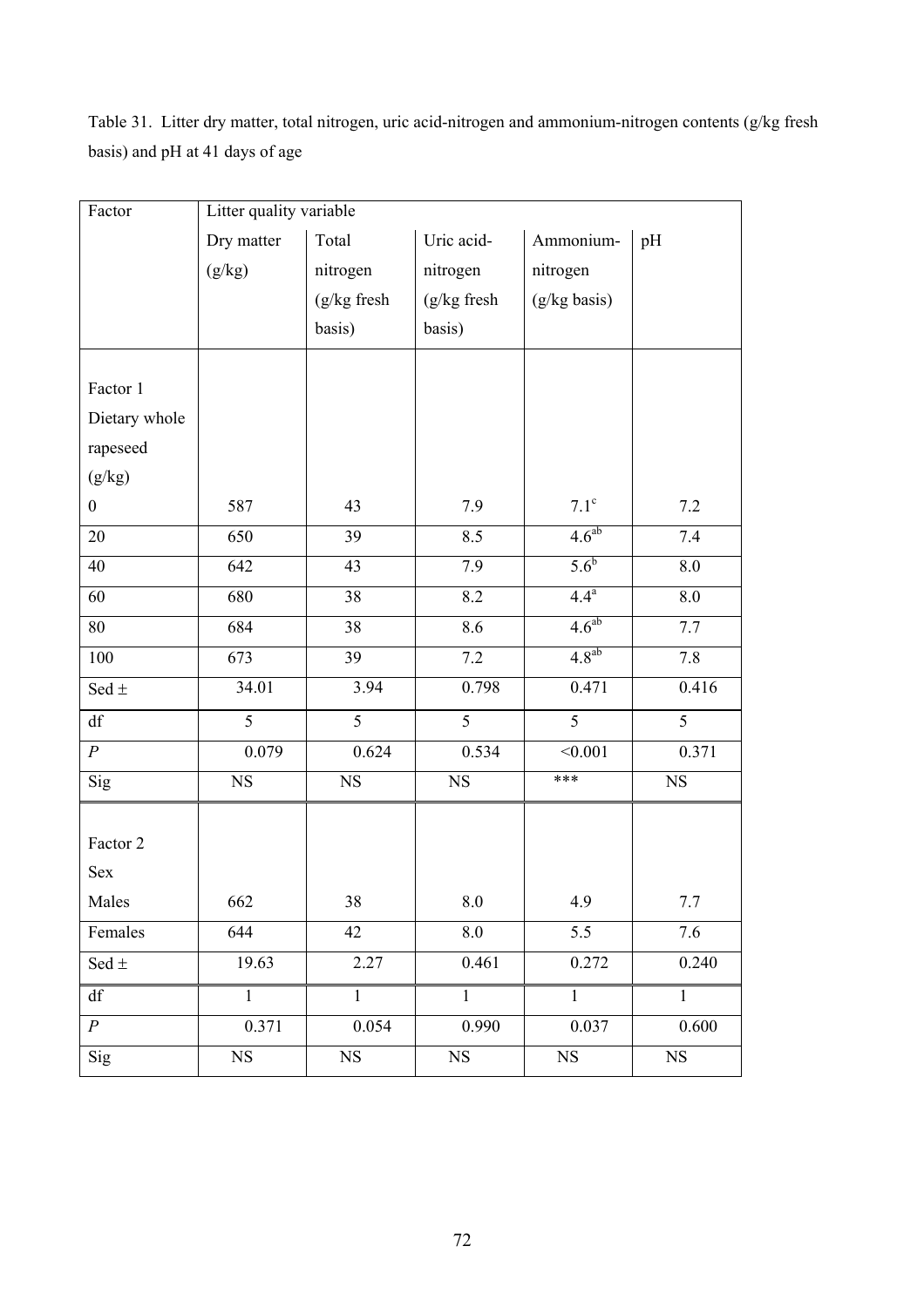Table 31. Litter dry matter, total nitrogen, uric acid-nitrogen and ammonium-nitrogen contents (g/kg fresh basis) and pH at 41 days of age

| Factor | Litter quality variable | | | | |
|---|---|---|---|---|---|
| | Dry matter (g/kg) | Total nitrogen (g/kg fresh basis) | Uric acid-nitrogen (g/kg fresh basis) | Ammonium-nitrogen (g/kg basis) | pH |
| Factor 1 Dietary whole rapeseed (g/kg) | | | | | |
| 0 | 587 | 43 | 7.9 | 7.1[c] | 7.2 |
| 20 | 650 | 39 | 8.5 | 4.6[ab] | 7.4 |
| 40 | 642 | 43 | 7.9 | 5.6[b] | 8.0 |
| 60 | 680 | 38 | 8.2 | 4.4[a] | 8.0 |
| 80 | 684 | 38 | 8.6 | 4.6[ab] | 7.7 |
| 100 | 673 | 39 | 7.2 | 4.8[ab] | 7.8 |
| Sed ± | 34.01 | 3.94 | 0.798 | 0.471 | 0.416 |
| df | 5 | 5 | 5 | 5 | 5 |
| *P* | 0.079 | 0.624 | 0.534 | <0.001 | 0.371 |
| Sig | NS | NS | NS | *** | NS |
| Factor 2 Sex | | | | | |
| Males | 662 | 38 | 8.0 | 4.9 | 7.7 |
| Females | 644 | 42 | 8.0 | 5.5 | 7.6 |
| Sed ± | 19.63 | 2.27 | 0.461 | 0.272 | 0.240 |
| df | 1 | 1 | 1 | 1 | 1 |
| *P* | 0.371 | 0.054 | 0.990 | 0.037 | 0.600 |
| Sig | NS | NS | NS | NS | NS |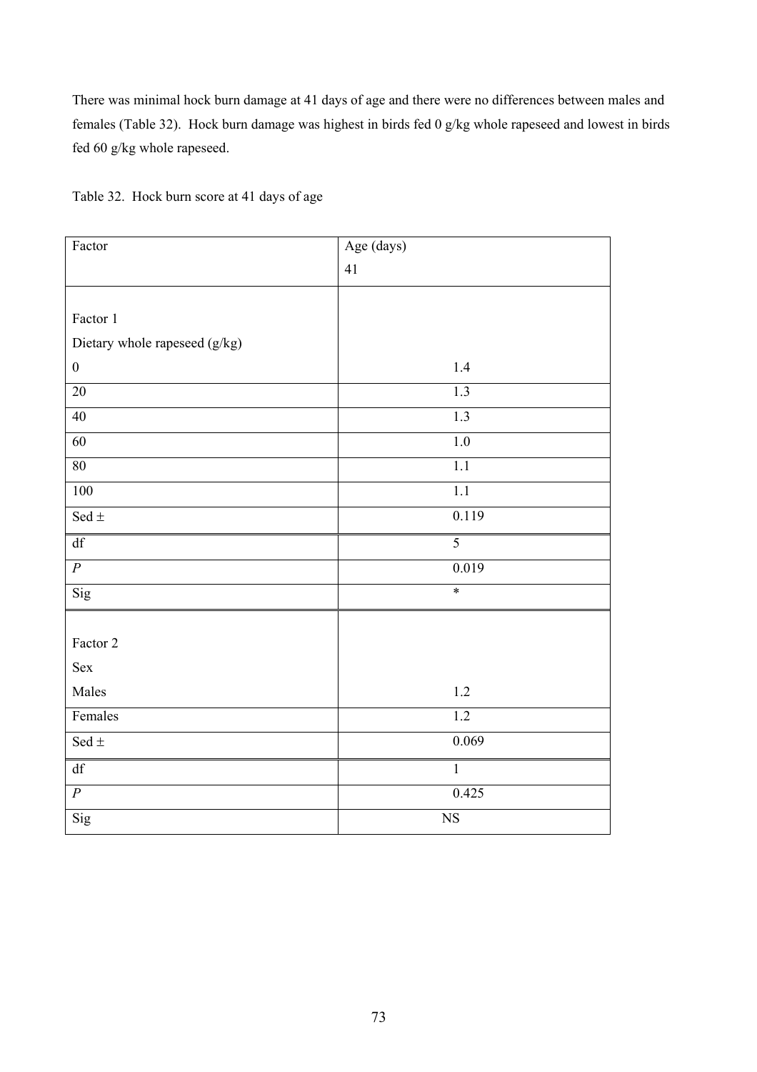There was minimal hock burn damage at 41 days of age and there were no differences between males and females (Table 32). Hock burn damage was highest in birds fed 0 g/kg whole rapeseed and lowest in birds fed 60 g/kg whole rapeseed.

Table 32. Hock burn score at 41 days of age

| Factor | Age (days)<br>41 |
|---|---|
| Factor 1<br>Dietary whole rapeseed (g/kg) | |
| 0 | 1.4 |
| 20 | 1.3 |
| 40 | 1.3 |
| 60 | 1.0 |
| 80 | 1.1 |
| 100 | 1.1 |
| Sed ± | 0.119 |
| df | 5 |
| *P* | 0.019 |
| Sig | * |
| Factor 2<br>Sex | |
| Males | 1.2 |
| Females | 1.2 |
| Sed ± | 0.069 |
| df | 1 |
| *P* | 0.425 |
| Sig | NS |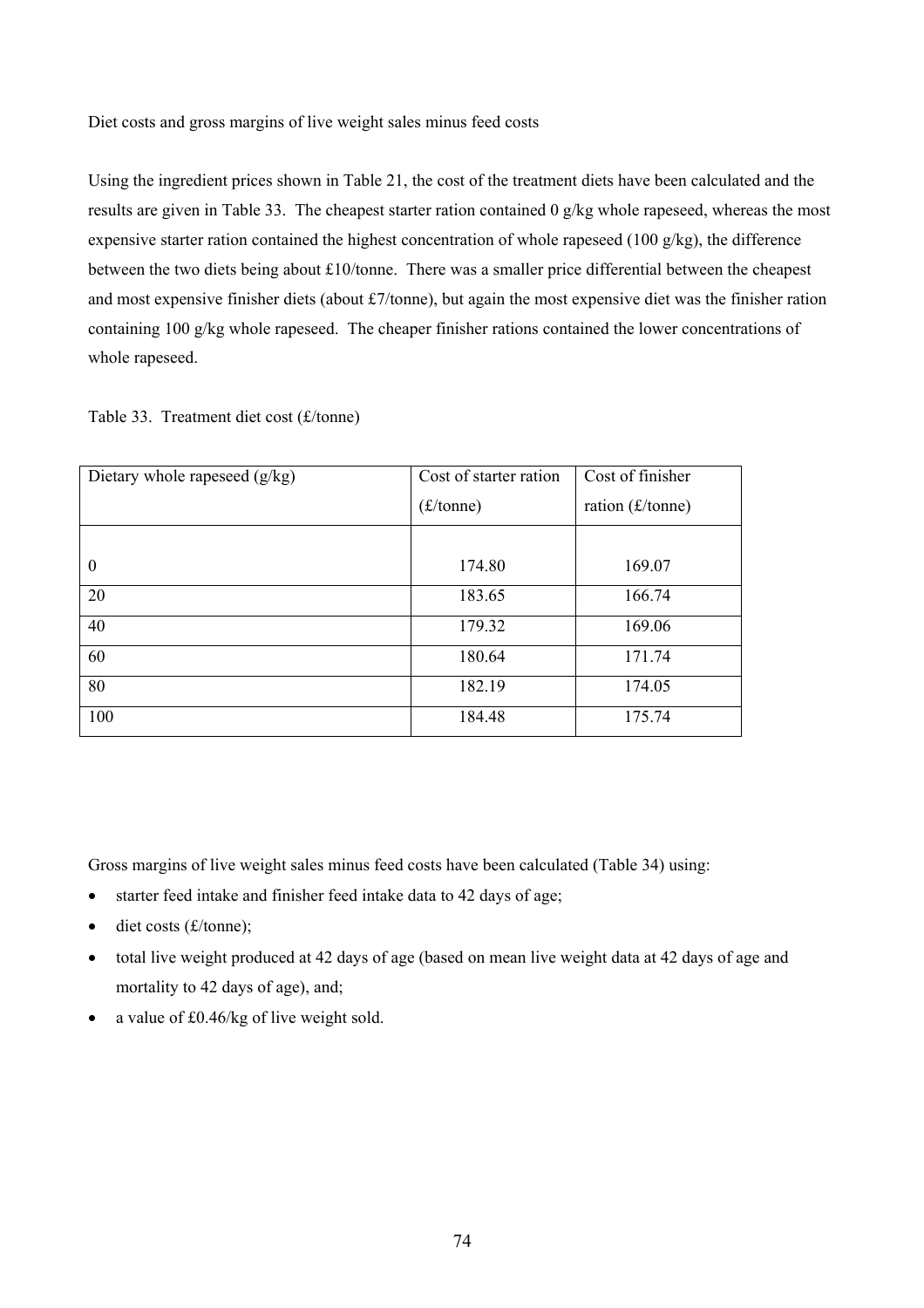Diet costs and gross margins of live weight sales minus feed costs

Using the ingredient prices shown in Table 21, the cost of the treatment diets have been calculated and the results are given in Table 33. The cheapest starter ration contained 0 g/kg whole rapeseed, whereas the most expensive starter ration contained the highest concentration of whole rapeseed (100 g/kg), the difference between the two diets being about £10/tonne. There was a smaller price differential between the cheapest and most expensive finisher diets (about £7/tonne), but again the most expensive diet was the finisher ration containing 100 g/kg whole rapeseed. The cheaper finisher rations contained the lower concentrations of whole rapeseed.

Table 33. Treatment diet cost (£/tonne)

| Dietary whole rapeseed (g/kg) | Cost of starter ration (£/tonne) | Cost of finisher ration (£/tonne) |
|---|---|---|
| 0 | 174.80 | 169.07 |
| 20 | 183.65 | 166.74 |
| 40 | 179.32 | 169.06 |
| 60 | 180.64 | 171.74 |
| 80 | 182.19 | 174.05 |
| 100 | 184.48 | 175.74 |

Gross margins of live weight sales minus feed costs have been calculated (Table 34) using:

- starter feed intake and finisher feed intake data to 42 days of age;
- diet costs (£/tonne);
- total live weight produced at 42 days of age (based on mean live weight data at 42 days of age and mortality to 42 days of age), and;
- a value of £0.46/kg of live weight sold.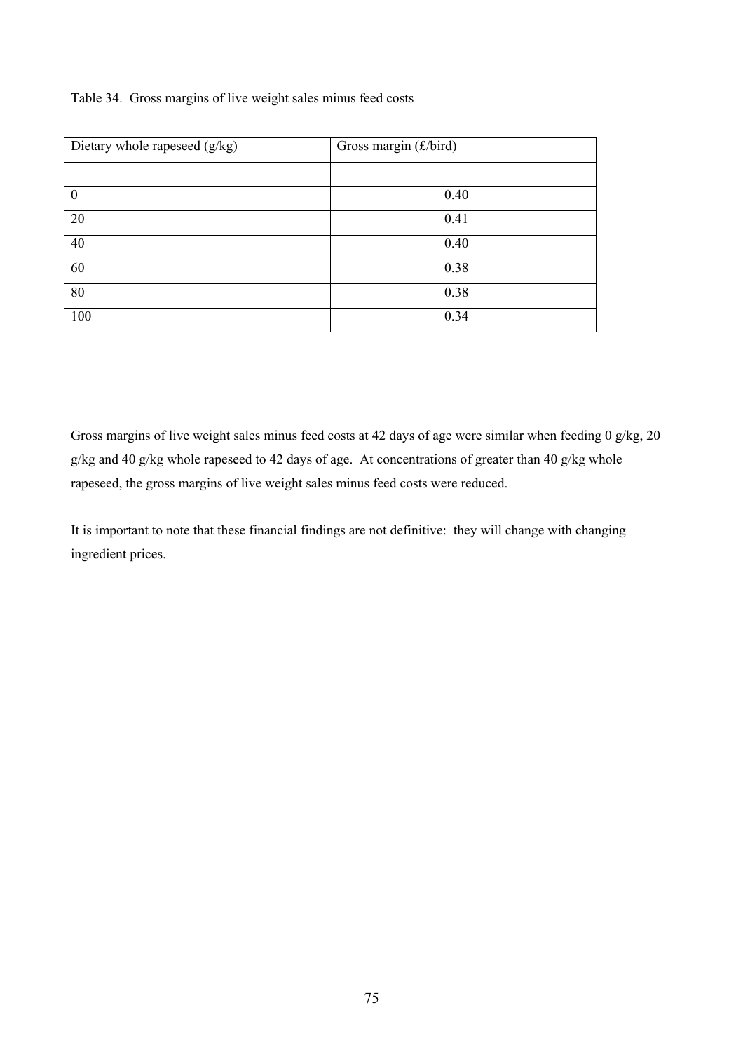Table 34. Gross margins of live weight sales minus feed costs

| Dietary whole rapeseed (g/kg) | Gross margin (£/bird) |
|---|---|
| | |
| 0 | 0.40 |
| 20 | 0.41 |
| 40 | 0.40 |
| 60 | 0.38 |
| 80 | 0.38 |
| 100 | 0.34 |

Gross margins of live weight sales minus feed costs at 42 days of age were similar when feeding 0 g/kg, 20 g/kg and 40 g/kg whole rapeseed to 42 days of age. At concentrations of greater than 40 g/kg whole rapeseed, the gross margins of live weight sales minus feed costs were reduced.

It is important to note that these financial findings are not definitive: they will change with changing ingredient prices.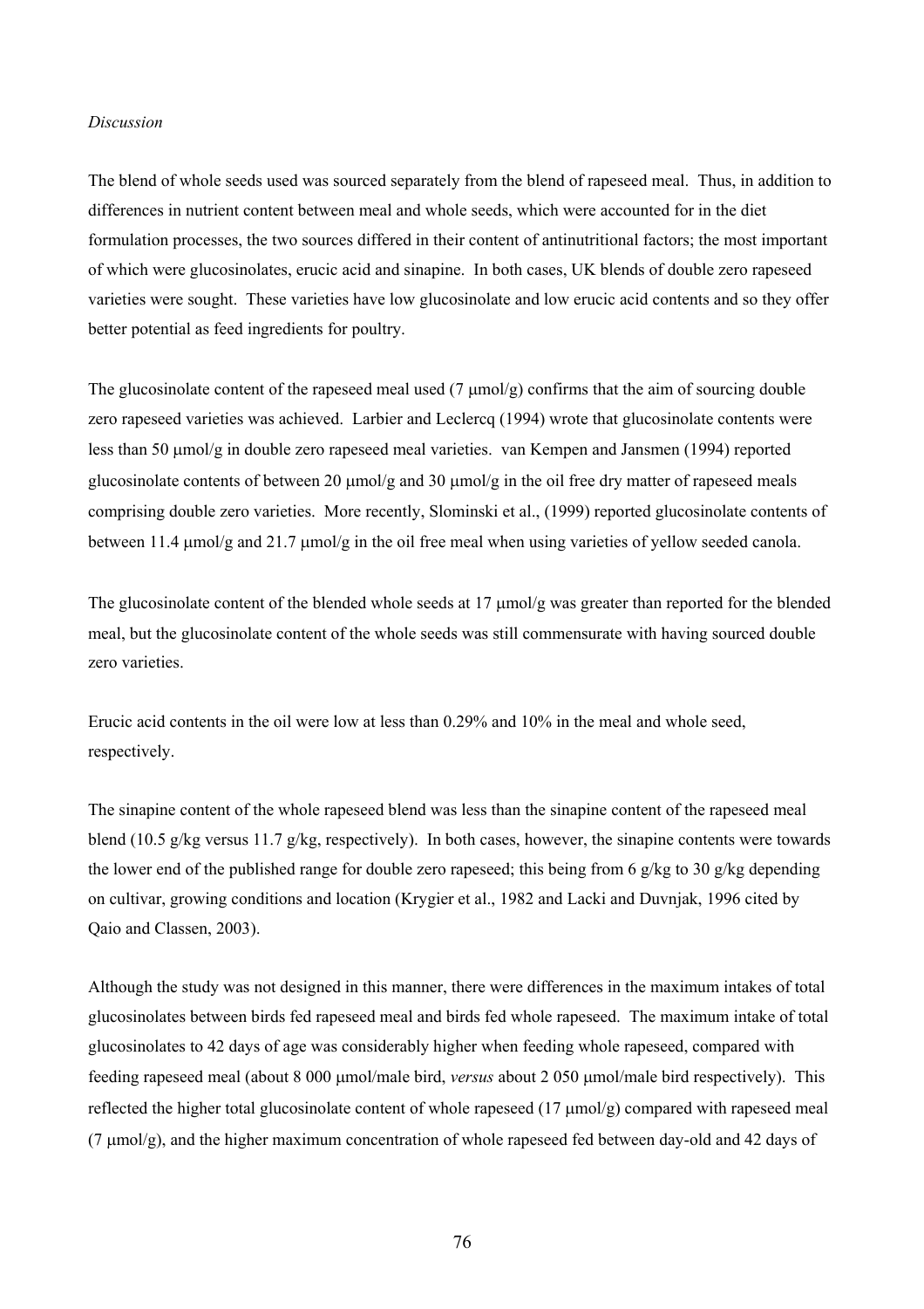*Discussion*

The blend of whole seeds used was sourced separately from the blend of rapeseed meal. Thus, in addition to differences in nutrient content between meal and whole seeds, which were accounted for in the diet formulation processes, the two sources differed in their content of antinutritional factors; the most important of which were glucosinolates, erucic acid and sinapine. In both cases, UK blends of double zero rapeseed varieties were sought. These varieties have low glucosinolate and low erucic acid contents and so they offer better potential as feed ingredients for poultry.

The glucosinolate content of the rapeseed meal used (7 μmol/g) confirms that the aim of sourcing double zero rapeseed varieties was achieved. Larbier and Leclercq (1994) wrote that glucosinolate contents were less than 50 μmol/g in double zero rapeseed meal varieties. van Kempen and Jansmen (1994) reported glucosinolate contents of between 20 μmol/g and 30 μmol/g in the oil free dry matter of rapeseed meals comprising double zero varieties. More recently, Slominski et al., (1999) reported glucosinolate contents of between 11.4 μmol/g and 21.7 μmol/g in the oil free meal when using varieties of yellow seeded canola.

The glucosinolate content of the blended whole seeds at 17 μmol/g was greater than reported for the blended meal, but the glucosinolate content of the whole seeds was still commensurate with having sourced double zero varieties.

Erucic acid contents in the oil were low at less than 0.29% and 10% in the meal and whole seed, respectively.

The sinapine content of the whole rapeseed blend was less than the sinapine content of the rapeseed meal blend (10.5 g/kg versus 11.7 g/kg, respectively). In both cases, however, the sinapine contents were towards the lower end of the published range for double zero rapeseed; this being from 6 g/kg to 30 g/kg depending on cultivar, growing conditions and location (Krygier et al., 1982 and Lacki and Duvnjak, 1996 cited by Qaio and Classen, 2003).

Although the study was not designed in this manner, there were differences in the maximum intakes of total glucosinolates between birds fed rapeseed meal and birds fed whole rapeseed. The maximum intake of total glucosinolates to 42 days of age was considerably higher when feeding whole rapeseed, compared with feeding rapeseed meal (about 8 000 μmol/male bird, *versus* about 2 050 μmol/male bird respectively). This reflected the higher total glucosinolate content of whole rapeseed (17 μmol/g) compared with rapeseed meal (7 μmol/g), and the higher maximum concentration of whole rapeseed fed between day-old and 42 days of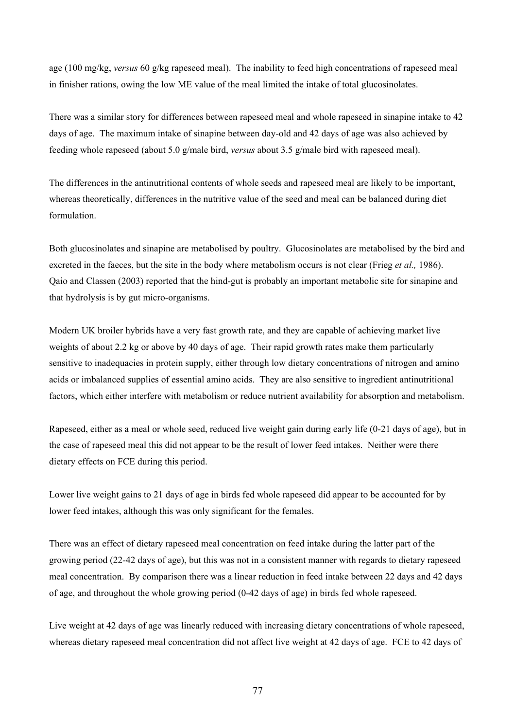age (100 mg/kg, *versus* 60 g/kg rapeseed meal). The inability to feed high concentrations of rapeseed meal in finisher rations, owing the low ME value of the meal limited the intake of total glucosinolates.

There was a similar story for differences between rapeseed meal and whole rapeseed in sinapine intake to 42 days of age. The maximum intake of sinapine between day-old and 42 days of age was also achieved by feeding whole rapeseed (about 5.0 g/male bird, *versus* about 3.5 g/male bird with rapeseed meal).

The differences in the antinutritional contents of whole seeds and rapeseed meal are likely to be important, whereas theoretically, differences in the nutritive value of the seed and meal can be balanced during diet formulation.

Both glucosinolates and sinapine are metabolised by poultry. Glucosinolates are metabolised by the bird and excreted in the faeces, but the site in the body where metabolism occurs is not clear (Frieg *et al.,* 1986). Qaio and Classen (2003) reported that the hind-gut is probably an important metabolic site for sinapine and that hydrolysis is by gut micro-organisms.

Modern UK broiler hybrids have a very fast growth rate, and they are capable of achieving market live weights of about 2.2 kg or above by 40 days of age. Their rapid growth rates make them particularly sensitive to inadequacies in protein supply, either through low dietary concentrations of nitrogen and amino acids or imbalanced supplies of essential amino acids. They are also sensitive to ingredient antinutritional factors, which either interfere with metabolism or reduce nutrient availability for absorption and metabolism.

Rapeseed, either as a meal or whole seed, reduced live weight gain during early life (0-21 days of age), but in the case of rapeseed meal this did not appear to be the result of lower feed intakes. Neither were there dietary effects on FCE during this period.

Lower live weight gains to 21 days of age in birds fed whole rapeseed did appear to be accounted for by lower feed intakes, although this was only significant for the females.

There was an effect of dietary rapeseed meal concentration on feed intake during the latter part of the growing period (22-42 days of age), but this was not in a consistent manner with regards to dietary rapeseed meal concentration. By comparison there was a linear reduction in feed intake between 22 days and 42 days of age, and throughout the whole growing period (0-42 days of age) in birds fed whole rapeseed.

Live weight at 42 days of age was linearly reduced with increasing dietary concentrations of whole rapeseed, whereas dietary rapeseed meal concentration did not affect live weight at 42 days of age. FCE to 42 days of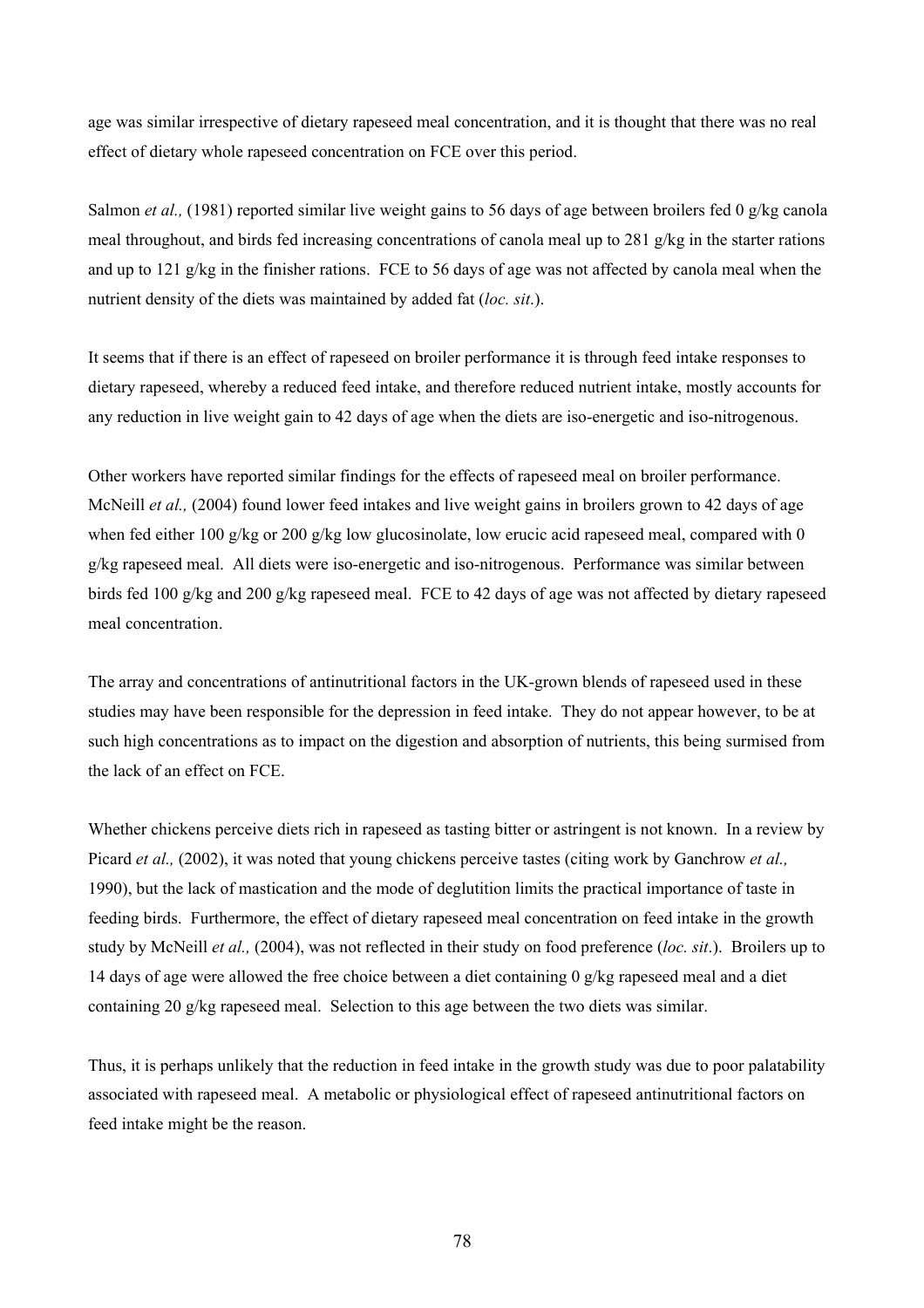age was similar irrespective of dietary rapeseed meal concentration, and it is thought that there was no real effect of dietary whole rapeseed concentration on FCE over this period.

Salmon *et al.,* (1981) reported similar live weight gains to 56 days of age between broilers fed 0 g/kg canola meal throughout, and birds fed increasing concentrations of canola meal up to 281 g/kg in the starter rations and up to 121 g/kg in the finisher rations. FCE to 56 days of age was not affected by canola meal when the nutrient density of the diets was maintained by added fat (*loc. sit*.).

It seems that if there is an effect of rapeseed on broiler performance it is through feed intake responses to dietary rapeseed, whereby a reduced feed intake, and therefore reduced nutrient intake, mostly accounts for any reduction in live weight gain to 42 days of age when the diets are iso-energetic and iso-nitrogenous.

Other workers have reported similar findings for the effects of rapeseed meal on broiler performance. McNeill *et al.,* (2004) found lower feed intakes and live weight gains in broilers grown to 42 days of age when fed either 100 g/kg or 200 g/kg low glucosinolate, low erucic acid rapeseed meal, compared with 0 g/kg rapeseed meal. All diets were iso-energetic and iso-nitrogenous. Performance was similar between birds fed 100 g/kg and 200 g/kg rapeseed meal. FCE to 42 days of age was not affected by dietary rapeseed meal concentration.

The array and concentrations of antinutritional factors in the UK-grown blends of rapeseed used in these studies may have been responsible for the depression in feed intake. They do not appear however, to be at such high concentrations as to impact on the digestion and absorption of nutrients, this being surmised from the lack of an effect on FCE.

Whether chickens perceive diets rich in rapeseed as tasting bitter or astringent is not known. In a review by Picard *et al.,* (2002), it was noted that young chickens perceive tastes (citing work by Ganchrow *et al.,* 1990), but the lack of mastication and the mode of deglutition limits the practical importance of taste in feeding birds. Furthermore, the effect of dietary rapeseed meal concentration on feed intake in the growth study by McNeill *et al.,* (2004), was not reflected in their study on food preference (*loc. sit*.). Broilers up to 14 days of age were allowed the free choice between a diet containing 0 g/kg rapeseed meal and a diet containing 20 g/kg rapeseed meal. Selection to this age between the two diets was similar.

Thus, it is perhaps unlikely that the reduction in feed intake in the growth study was due to poor palatability associated with rapeseed meal. A metabolic or physiological effect of rapeseed antinutritional factors on feed intake might be the reason.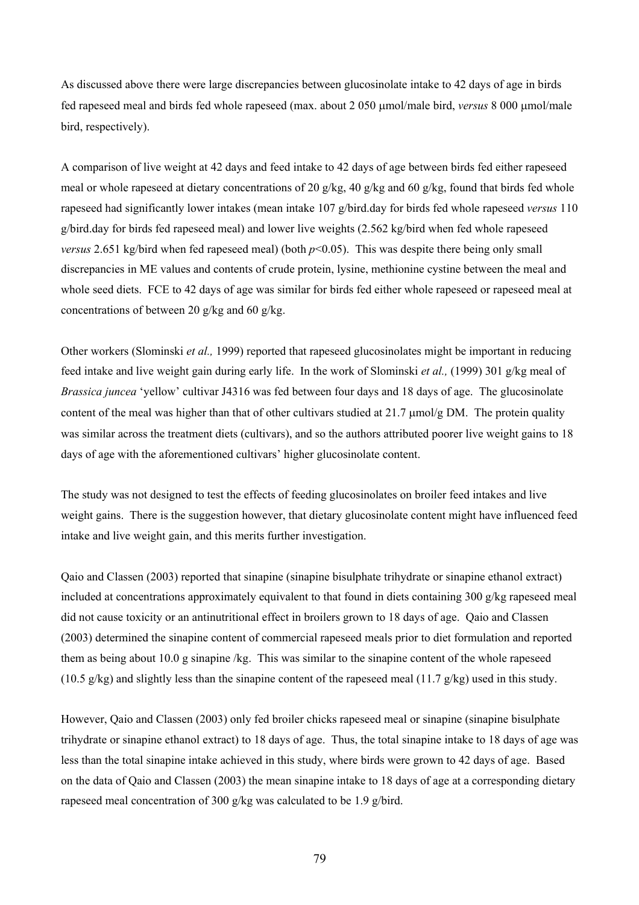As discussed above there were large discrepancies between glucosinolate intake to 42 days of age in birds fed rapeseed meal and birds fed whole rapeseed (max. about 2 050 μmol/male bird, *versus* 8 000 μmol/male bird, respectively).

A comparison of live weight at 42 days and feed intake to 42 days of age between birds fed either rapeseed meal or whole rapeseed at dietary concentrations of 20 g/kg, 40 g/kg and 60 g/kg, found that birds fed whole rapeseed had significantly lower intakes (mean intake 107 g/bird.day for birds fed whole rapeseed *versus* 110 g/bird.day for birds fed rapeseed meal) and lower live weights (2.562 kg/bird when fed whole rapeseed *versus* 2.651 kg/bird when fed rapeseed meal) (both $p<0.05$). This was despite there being only small discrepancies in ME values and contents of crude protein, lysine, methionine cystine between the meal and whole seed diets. FCE to 42 days of age was similar for birds fed either whole rapeseed or rapeseed meal at concentrations of between 20 g/kg and 60 g/kg.

Other workers (Slominski *et al.,* 1999) reported that rapeseed glucosinolates might be important in reducing feed intake and live weight gain during early life. In the work of Slominski *et al.,* (1999) 301 g/kg meal of *Brassica juncea* 'yellow' cultivar J4316 was fed between four days and 18 days of age. The glucosinolate content of the meal was higher than that of other cultivars studied at 21.7 μmol/g DM. The protein quality was similar across the treatment diets (cultivars), and so the authors attributed poorer live weight gains to 18 days of age with the aforementioned cultivars' higher glucosinolate content.

The study was not designed to test the effects of feeding glucosinolates on broiler feed intakes and live weight gains. There is the suggestion however, that dietary glucosinolate content might have influenced feed intake and live weight gain, and this merits further investigation.

Qaio and Classen (2003) reported that sinapine (sinapine bisulphate trihydrate or sinapine ethanol extract) included at concentrations approximately equivalent to that found in diets containing 300 g/kg rapeseed meal did not cause toxicity or an antinutritional effect in broilers grown to 18 days of age. Qaio and Classen (2003) determined the sinapine content of commercial rapeseed meals prior to diet formulation and reported them as being about 10.0 g sinapine /kg. This was similar to the sinapine content of the whole rapeseed (10.5 g/kg) and slightly less than the sinapine content of the rapeseed meal (11.7 g/kg) used in this study.

However, Qaio and Classen (2003) only fed broiler chicks rapeseed meal or sinapine (sinapine bisulphate trihydrate or sinapine ethanol extract) to 18 days of age. Thus, the total sinapine intake to 18 days of age was less than the total sinapine intake achieved in this study, where birds were grown to 42 days of age. Based on the data of Qaio and Classen (2003) the mean sinapine intake to 18 days of age at a corresponding dietary rapeseed meal concentration of 300 g/kg was calculated to be 1.9 g/bird.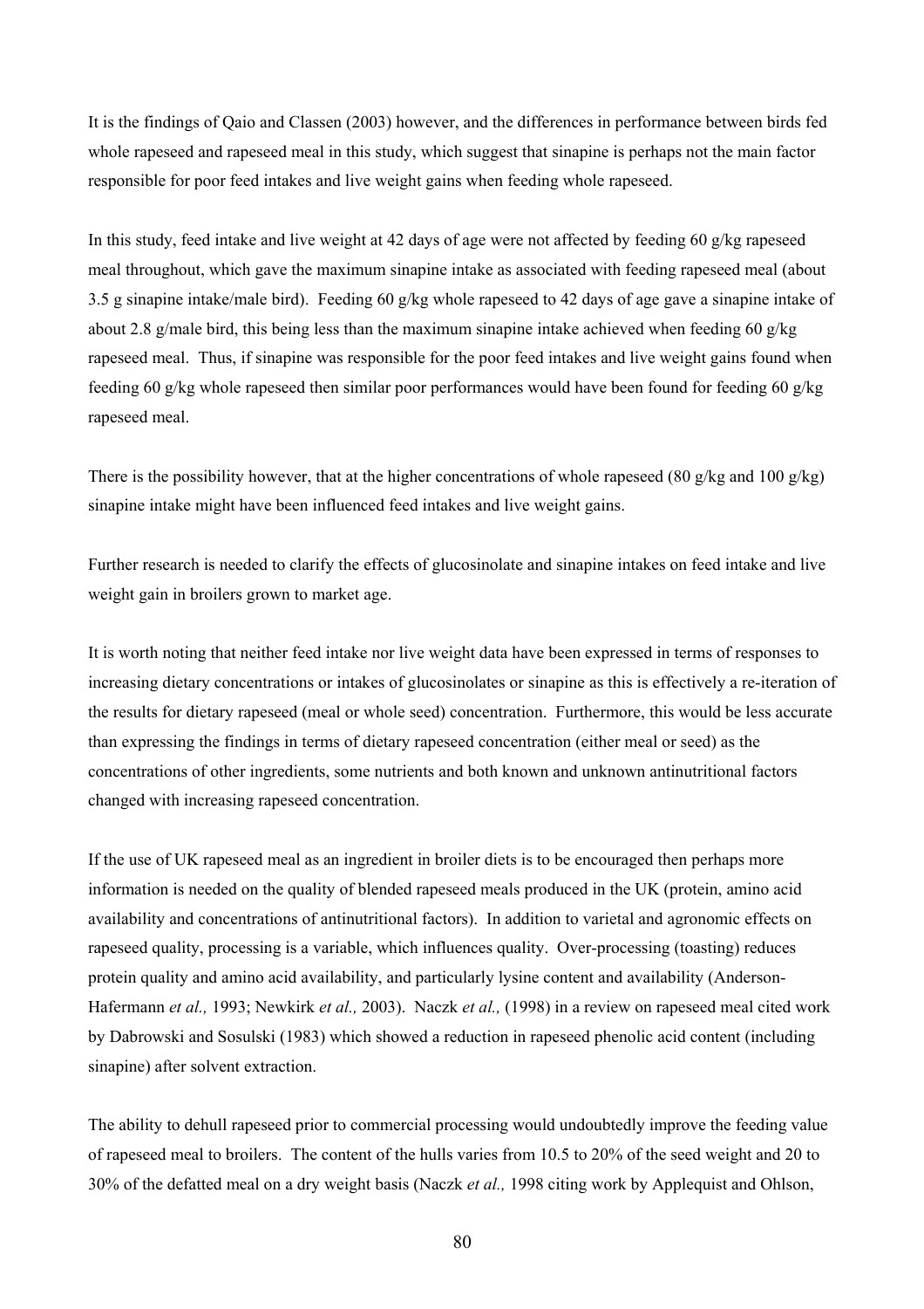It is the findings of Qaio and Classen (2003) however, and the differences in performance between birds fed whole rapeseed and rapeseed meal in this study, which suggest that sinapine is perhaps not the main factor responsible for poor feed intakes and live weight gains when feeding whole rapeseed.

In this study, feed intake and live weight at 42 days of age were not affected by feeding 60 g/kg rapeseed meal throughout, which gave the maximum sinapine intake as associated with feeding rapeseed meal (about 3.5 g sinapine intake/male bird). Feeding 60 g/kg whole rapeseed to 42 days of age gave a sinapine intake of about 2.8 g/male bird, this being less than the maximum sinapine intake achieved when feeding 60 g/kg rapeseed meal. Thus, if sinapine was responsible for the poor feed intakes and live weight gains found when feeding 60 g/kg whole rapeseed then similar poor performances would have been found for feeding 60 g/kg rapeseed meal.

There is the possibility however, that at the higher concentrations of whole rapeseed (80 g/kg and 100 g/kg) sinapine intake might have been influenced feed intakes and live weight gains.

Further research is needed to clarify the effects of glucosinolate and sinapine intakes on feed intake and live weight gain in broilers grown to market age.

It is worth noting that neither feed intake nor live weight data have been expressed in terms of responses to increasing dietary concentrations or intakes of glucosinolates or sinapine as this is effectively a re-iteration of the results for dietary rapeseed (meal or whole seed) concentration. Furthermore, this would be less accurate than expressing the findings in terms of dietary rapeseed concentration (either meal or seed) as the concentrations of other ingredients, some nutrients and both known and unknown antinutritional factors changed with increasing rapeseed concentration.

If the use of UK rapeseed meal as an ingredient in broiler diets is to be encouraged then perhaps more information is needed on the quality of blended rapeseed meals produced in the UK (protein, amino acid availability and concentrations of antinutritional factors). In addition to varietal and agronomic effects on rapeseed quality, processing is a variable, which influences quality. Over-processing (toasting) reduces protein quality and amino acid availability, and particularly lysine content and availability (Anderson-Hafermann *et al.,* 1993; Newkirk *et al.,* 2003). Naczk *et al.,* (1998) in a review on rapeseed meal cited work by Dabrowski and Sosulski (1983) which showed a reduction in rapeseed phenolic acid content (including sinapine) after solvent extraction.

The ability to dehull rapeseed prior to commercial processing would undoubtedly improve the feeding value of rapeseed meal to broilers. The content of the hulls varies from 10.5 to 20% of the seed weight and 20 to 30% of the defatted meal on a dry weight basis (Naczk *et al.,* 1998 citing work by Applequist and Ohlson,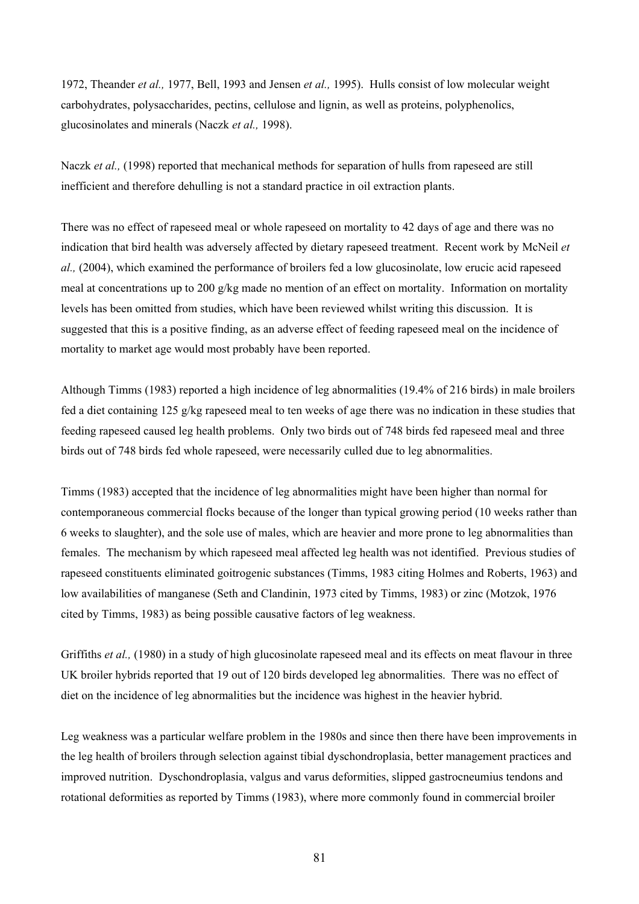1972, Theander *et al.,* 1977, Bell, 1993 and Jensen *et al.,* 1995). Hulls consist of low molecular weight carbohydrates, polysaccharides, pectins, cellulose and lignin, as well as proteins, polyphenolics, glucosinolates and minerals (Naczk *et al.,* 1998).

Naczk *et al.,* (1998) reported that mechanical methods for separation of hulls from rapeseed are still inefficient and therefore dehulling is not a standard practice in oil extraction plants.

There was no effect of rapeseed meal or whole rapeseed on mortality to 42 days of age and there was no indication that bird health was adversely affected by dietary rapeseed treatment. Recent work by McNeil *et al.,* (2004), which examined the performance of broilers fed a low glucosinolate, low erucic acid rapeseed meal at concentrations up to 200 g/kg made no mention of an effect on mortality. Information on mortality levels has been omitted from studies, which have been reviewed whilst writing this discussion. It is suggested that this is a positive finding, as an adverse effect of feeding rapeseed meal on the incidence of mortality to market age would most probably have been reported.

Although Timms (1983) reported a high incidence of leg abnormalities (19.4% of 216 birds) in male broilers fed a diet containing 125 g/kg rapeseed meal to ten weeks of age there was no indication in these studies that feeding rapeseed caused leg health problems. Only two birds out of 748 birds fed rapeseed meal and three birds out of 748 birds fed whole rapeseed, were necessarily culled due to leg abnormalities.

Timms (1983) accepted that the incidence of leg abnormalities might have been higher than normal for contemporaneous commercial flocks because of the longer than typical growing period (10 weeks rather than 6 weeks to slaughter), and the sole use of males, which are heavier and more prone to leg abnormalities than females. The mechanism by which rapeseed meal affected leg health was not identified. Previous studies of rapeseed constituents eliminated goitrogenic substances (Timms, 1983 citing Holmes and Roberts, 1963) and low availabilities of manganese (Seth and Clandinin, 1973 cited by Timms, 1983) or zinc (Motzok, 1976 cited by Timms, 1983) as being possible causative factors of leg weakness.

Griffiths *et al.,* (1980) in a study of high glucosinolate rapeseed meal and its effects on meat flavour in three UK broiler hybrids reported that 19 out of 120 birds developed leg abnormalities. There was no effect of diet on the incidence of leg abnormalities but the incidence was highest in the heavier hybrid.

Leg weakness was a particular welfare problem in the 1980s and since then there have been improvements in the leg health of broilers through selection against tibial dyschondroplasia, better management practices and improved nutrition. Dyschondroplasia, valgus and varus deformities, slipped gastrocneumius tendons and rotational deformities as reported by Timms (1983), where more commonly found in commercial broiler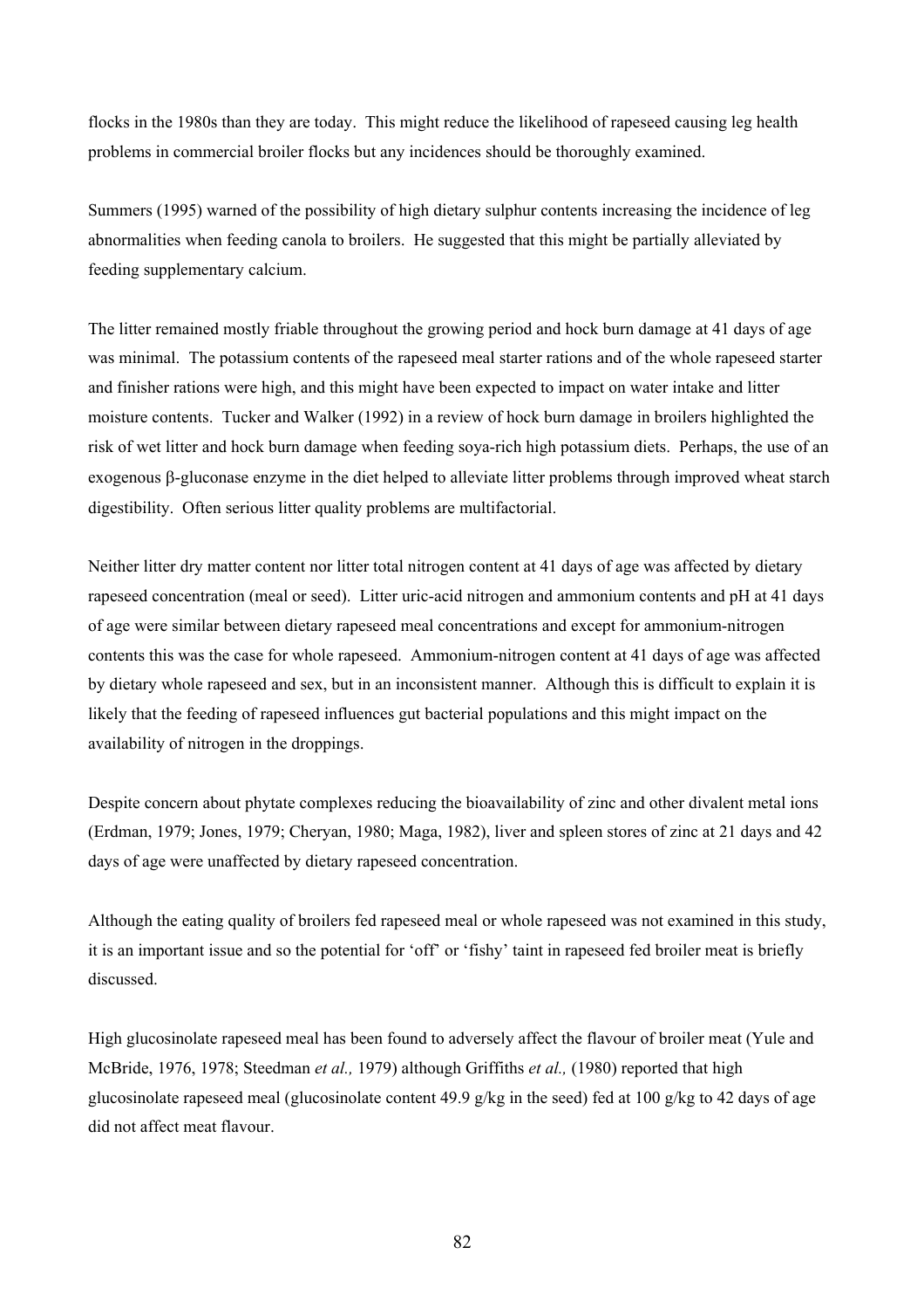flocks in the 1980s than they are today. This might reduce the likelihood of rapeseed causing leg health problems in commercial broiler flocks but any incidences should be thoroughly examined.

Summers (1995) warned of the possibility of high dietary sulphur contents increasing the incidence of leg abnormalities when feeding canola to broilers. He suggested that this might be partially alleviated by feeding supplementary calcium.

The litter remained mostly friable throughout the growing period and hock burn damage at 41 days of age was minimal. The potassium contents of the rapeseed meal starter rations and of the whole rapeseed starter and finisher rations were high, and this might have been expected to impact on water intake and litter moisture contents. Tucker and Walker (1992) in a review of hock burn damage in broilers highlighted the risk of wet litter and hock burn damage when feeding soya-rich high potassium diets. Perhaps, the use of an exogenous β-gluconase enzyme in the diet helped to alleviate litter problems through improved wheat starch digestibility. Often serious litter quality problems are multifactorial.

Neither litter dry matter content nor litter total nitrogen content at 41 days of age was affected by dietary rapeseed concentration (meal or seed). Litter uric-acid nitrogen and ammonium contents and pH at 41 days of age were similar between dietary rapeseed meal concentrations and except for ammonium-nitrogen contents this was the case for whole rapeseed. Ammonium-nitrogen content at 41 days of age was affected by dietary whole rapeseed and sex, but in an inconsistent manner. Although this is difficult to explain it is likely that the feeding of rapeseed influences gut bacterial populations and this might impact on the availability of nitrogen in the droppings.

Despite concern about phytate complexes reducing the bioavailability of zinc and other divalent metal ions (Erdman, 1979; Jones, 1979; Cheryan, 1980; Maga, 1982), liver and spleen stores of zinc at 21 days and 42 days of age were unaffected by dietary rapeseed concentration.

Although the eating quality of broilers fed rapeseed meal or whole rapeseed was not examined in this study, it is an important issue and so the potential for 'off' or 'fishy' taint in rapeseed fed broiler meat is briefly discussed.

High glucosinolate rapeseed meal has been found to adversely affect the flavour of broiler meat (Yule and McBride, 1976, 1978; Steedman *et al.,* 1979) although Griffiths *et al.,* (1980) reported that high glucosinolate rapeseed meal (glucosinolate content 49.9 g/kg in the seed) fed at 100 g/kg to 42 days of age did not affect meat flavour.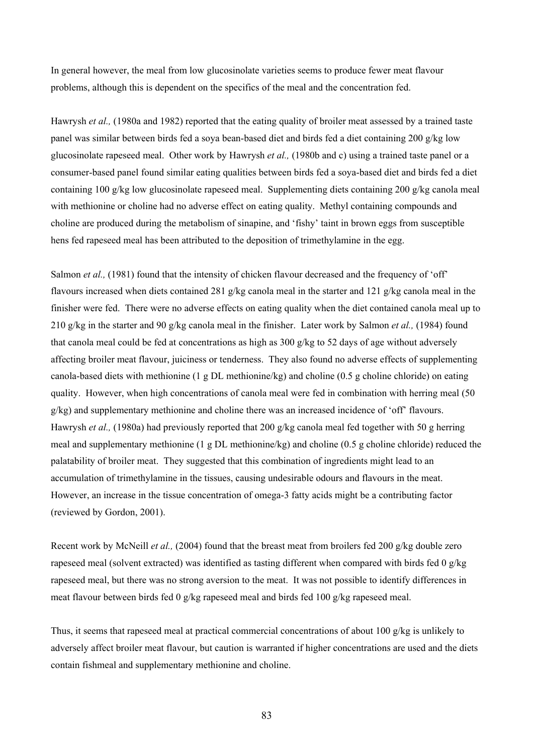In general however, the meal from low glucosinolate varieties seems to produce fewer meat flavour problems, although this is dependent on the specifics of the meal and the concentration fed.

Hawrysh *et al.,* (1980a and 1982) reported that the eating quality of broiler meat assessed by a trained taste panel was similar between birds fed a soya bean-based diet and birds fed a diet containing 200 g/kg low glucosinolate rapeseed meal. Other work by Hawrysh *et al.,* (1980b and c) using a trained taste panel or a consumer-based panel found similar eating qualities between birds fed a soya-based diet and birds fed a diet containing 100 g/kg low glucosinolate rapeseed meal. Supplementing diets containing 200 g/kg canola meal with methionine or choline had no adverse effect on eating quality. Methyl containing compounds and choline are produced during the metabolism of sinapine, and 'fishy' taint in brown eggs from susceptible hens fed rapeseed meal has been attributed to the deposition of trimethylamine in the egg.

Salmon *et al.,* (1981) found that the intensity of chicken flavour decreased and the frequency of 'off' flavours increased when diets contained 281 g/kg canola meal in the starter and 121 g/kg canola meal in the finisher were fed. There were no adverse effects on eating quality when the diet contained canola meal up to 210 g/kg in the starter and 90 g/kg canola meal in the finisher. Later work by Salmon *et al.,* (1984) found that canola meal could be fed at concentrations as high as 300 g/kg to 52 days of age without adversely affecting broiler meat flavour, juiciness or tenderness. They also found no adverse effects of supplementing canola-based diets with methionine (1 g DL methionine/kg) and choline (0.5 g choline chloride) on eating quality. However, when high concentrations of canola meal were fed in combination with herring meal (50 g/kg) and supplementary methionine and choline there was an increased incidence of 'off' flavours. Hawrysh *et al.,* (1980a) had previously reported that 200 g/kg canola meal fed together with 50 g herring meal and supplementary methionine (1 g DL methionine/kg) and choline (0.5 g choline chloride) reduced the palatability of broiler meat. They suggested that this combination of ingredients might lead to an accumulation of trimethylamine in the tissues, causing undesirable odours and flavours in the meat. However, an increase in the tissue concentration of omega-3 fatty acids might be a contributing factor (reviewed by Gordon, 2001).

Recent work by McNeill *et al.,* (2004) found that the breast meat from broilers fed 200 g/kg double zero rapeseed meal (solvent extracted) was identified as tasting different when compared with birds fed 0 g/kg rapeseed meal, but there was no strong aversion to the meat. It was not possible to identify differences in meat flavour between birds fed 0 g/kg rapeseed meal and birds fed 100 g/kg rapeseed meal.

Thus, it seems that rapeseed meal at practical commercial concentrations of about 100 g/kg is unlikely to adversely affect broiler meat flavour, but caution is warranted if higher concentrations are used and the diets contain fishmeal and supplementary methionine and choline.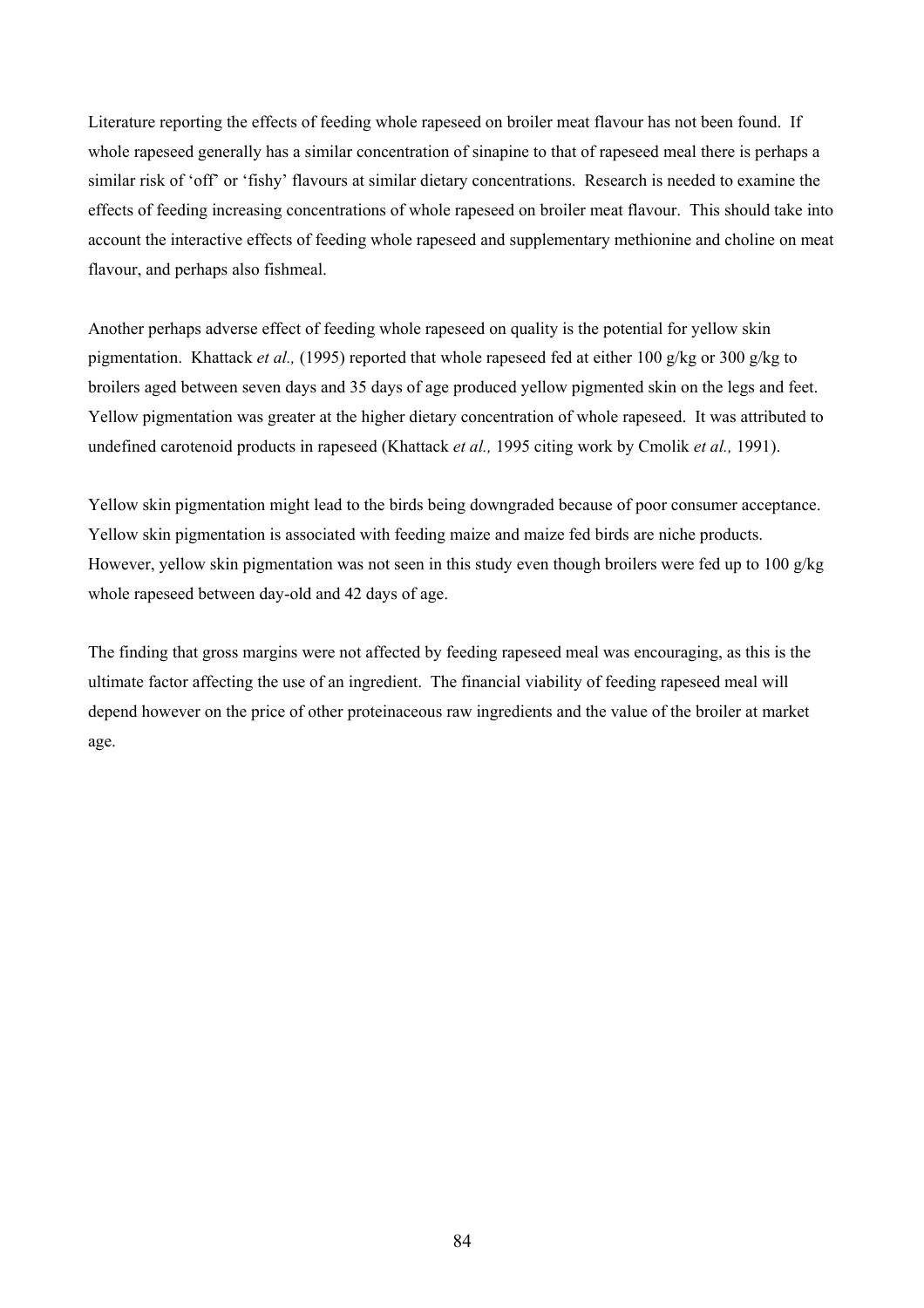Literature reporting the effects of feeding whole rapeseed on broiler meat flavour has not been found. If whole rapeseed generally has a similar concentration of sinapine to that of rapeseed meal there is perhaps a similar risk of 'off' or 'fishy' flavours at similar dietary concentrations. Research is needed to examine the effects of feeding increasing concentrations of whole rapeseed on broiler meat flavour. This should take into account the interactive effects of feeding whole rapeseed and supplementary methionine and choline on meat flavour, and perhaps also fishmeal.

Another perhaps adverse effect of feeding whole rapeseed on quality is the potential for yellow skin pigmentation. Khattack *et al.,* (1995) reported that whole rapeseed fed at either 100 g/kg or 300 g/kg to broilers aged between seven days and 35 days of age produced yellow pigmented skin on the legs and feet. Yellow pigmentation was greater at the higher dietary concentration of whole rapeseed. It was attributed to undefined carotenoid products in rapeseed (Khattack *et al.,* 1995 citing work by Cmolik *et al.,* 1991).

Yellow skin pigmentation might lead to the birds being downgraded because of poor consumer acceptance. Yellow skin pigmentation is associated with feeding maize and maize fed birds are niche products. However, yellow skin pigmentation was not seen in this study even though broilers were fed up to 100 g/kg whole rapeseed between day-old and 42 days of age.

The finding that gross margins were not affected by feeding rapeseed meal was encouraging, as this is the ultimate factor affecting the use of an ingredient. The financial viability of feeding rapeseed meal will depend however on the price of other proteinaceous raw ingredients and the value of the broiler at market age.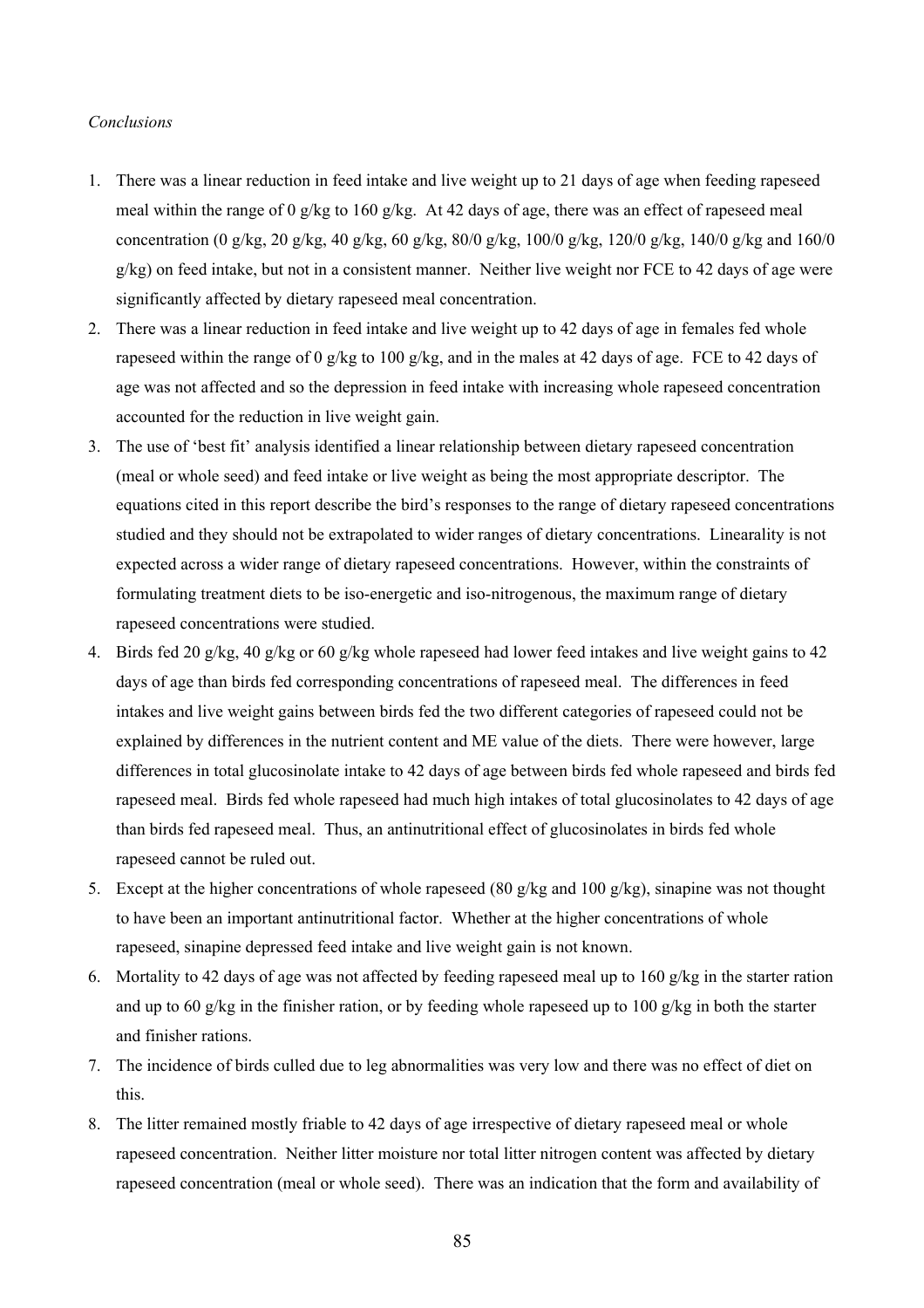*Conclusions*

1. There was a linear reduction in feed intake and live weight up to 21 days of age when feeding rapeseed meal within the range of 0 g/kg to 160 g/kg. At 42 days of age, there was an effect of rapeseed meal concentration (0 g/kg, 20 g/kg, 40 g/kg, 60 g/kg, 80/0 g/kg, 100/0 g/kg, 120/0 g/kg, 140/0 g/kg and 160/0 g/kg) on feed intake, but not in a consistent manner. Neither live weight nor FCE to 42 days of age were significantly affected by dietary rapeseed meal concentration.
2. There was a linear reduction in feed intake and live weight up to 42 days of age in females fed whole rapeseed within the range of 0 g/kg to 100 g/kg, and in the males at 42 days of age. FCE to 42 days of age was not affected and so the depression in feed intake with increasing whole rapeseed concentration accounted for the reduction in live weight gain.
3. The use of 'best fit' analysis identified a linear relationship between dietary rapeseed concentration (meal or whole seed) and feed intake or live weight as being the most appropriate descriptor. The equations cited in this report describe the bird's responses to the range of dietary rapeseed concentrations studied and they should not be extrapolated to wider ranges of dietary concentrations. Linearality is not expected across a wider range of dietary rapeseed concentrations. However, within the constraints of formulating treatment diets to be iso-energetic and iso-nitrogenous, the maximum range of dietary rapeseed concentrations were studied.
4. Birds fed 20 g/kg, 40 g/kg or 60 g/kg whole rapeseed had lower feed intakes and live weight gains to 42 days of age than birds fed corresponding concentrations of rapeseed meal. The differences in feed intakes and live weight gains between birds fed the two different categories of rapeseed could not be explained by differences in the nutrient content and ME value of the diets. There were however, large differences in total glucosinolate intake to 42 days of age between birds fed whole rapeseed and birds fed rapeseed meal. Birds fed whole rapeseed had much high intakes of total glucosinolates to 42 days of age than birds fed rapeseed meal. Thus, an antinutritional effect of glucosinolates in birds fed whole rapeseed cannot be ruled out.
5. Except at the higher concentrations of whole rapeseed (80 g/kg and 100 g/kg), sinapine was not thought to have been an important antinutritional factor. Whether at the higher concentrations of whole rapeseed, sinapine depressed feed intake and live weight gain is not known.
6. Mortality to 42 days of age was not affected by feeding rapeseed meal up to 160 g/kg in the starter ration and up to 60 g/kg in the finisher ration, or by feeding whole rapeseed up to 100 g/kg in both the starter and finisher rations.
7. The incidence of birds culled due to leg abnormalities was very low and there was no effect of diet on this.
8. The litter remained mostly friable to 42 days of age irrespective of dietary rapeseed meal or whole rapeseed concentration. Neither litter moisture nor total litter nitrogen content was affected by dietary rapeseed concentration (meal or whole seed). There was an indication that the form and availability of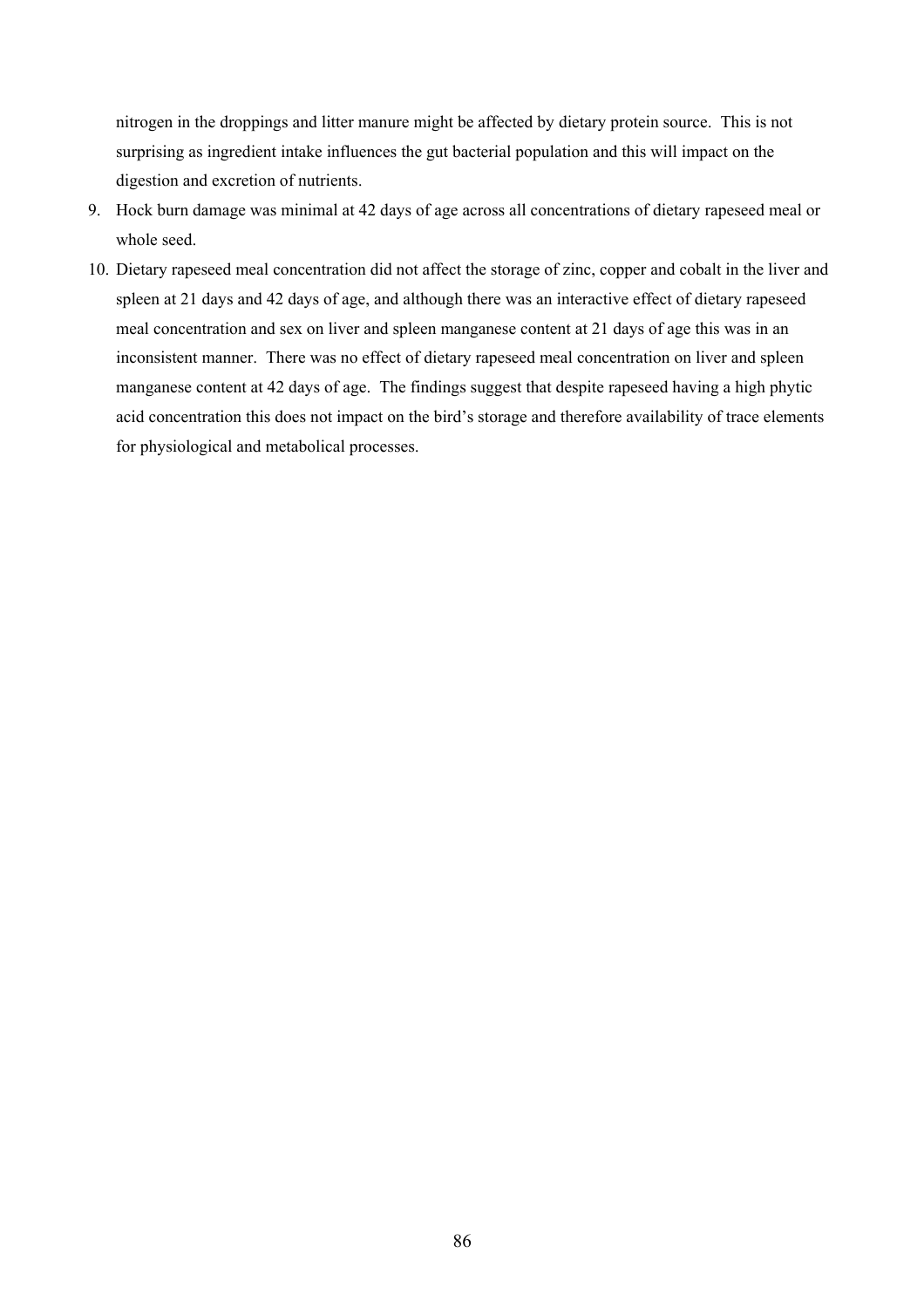nitrogen in the droppings and litter manure might be affected by dietary protein source. This is not surprising as ingredient intake influences the gut bacterial population and this will impact on the digestion and excretion of nutrients.

9. Hock burn damage was minimal at 42 days of age across all concentrations of dietary rapeseed meal or whole seed.
10. Dietary rapeseed meal concentration did not affect the storage of zinc, copper and cobalt in the liver and spleen at 21 days and 42 days of age, and although there was an interactive effect of dietary rapeseed meal concentration and sex on liver and spleen manganese content at 21 days of age this was in an inconsistent manner. There was no effect of dietary rapeseed meal concentration on liver and spleen manganese content at 42 days of age. The findings suggest that despite rapeseed having a high phytic acid concentration this does not impact on the bird's storage and therefore availability of trace elements for physiological and metabolical processes.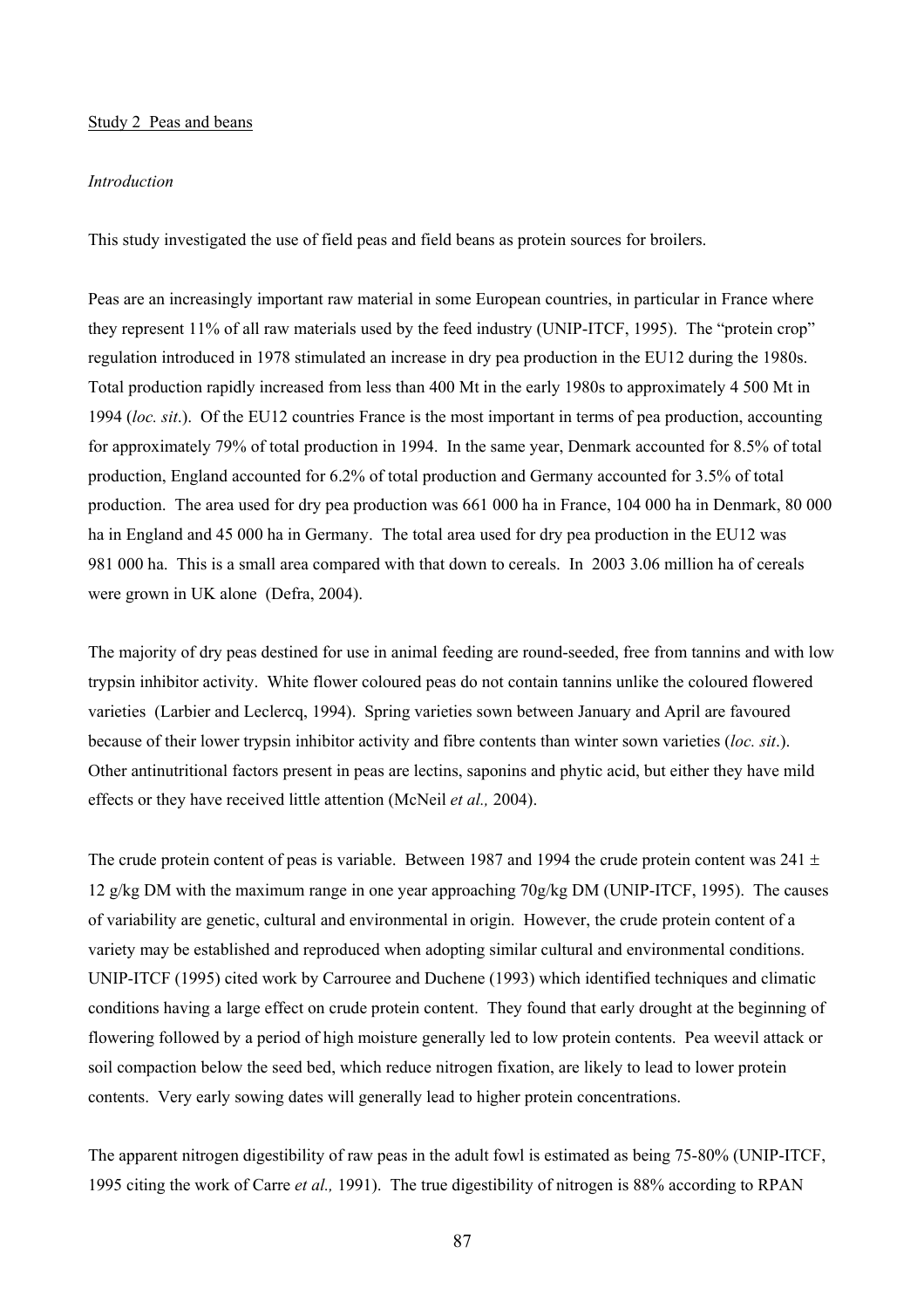Study 2 Peas and beans

*Introduction*

This study investigated the use of field peas and field beans as protein sources for broilers.

Peas are an increasingly important raw material in some European countries, in particular in France where they represent 11% of all raw materials used by the feed industry (UNIP-ITCF, 1995). The "protein crop" regulation introduced in 1978 stimulated an increase in dry pea production in the EU12 during the 1980s. Total production rapidly increased from less than 400 Mt in the early 1980s to approximately 4 500 Mt in 1994 (*loc. sit*.). Of the EU12 countries France is the most important in terms of pea production, accounting for approximately 79% of total production in 1994. In the same year, Denmark accounted for 8.5% of total production, England accounted for 6.2% of total production and Germany accounted for 3.5% of total production. The area used for dry pea production was 661 000 ha in France, 104 000 ha in Denmark, 80 000 ha in England and 45 000 ha in Germany. The total area used for dry pea production in the EU12 was 981 000 ha. This is a small area compared with that down to cereals. In 2003 3.06 million ha of cereals were grown in UK alone (Defra, 2004).

The majority of dry peas destined for use in animal feeding are round-seeded, free from tannins and with low trypsin inhibitor activity. White flower coloured peas do not contain tannins unlike the coloured flowered varieties (Larbier and Leclercq, 1994). Spring varieties sown between January and April are favoured because of their lower trypsin inhibitor activity and fibre contents than winter sown varieties (*loc. sit*.). Other antinutritional factors present in peas are lectins, saponins and phytic acid, but either they have mild effects or they have received little attention (McNeil *et al.,* 2004).

The crude protein content of peas is variable. Between 1987 and 1994 the crude protein content was 241 ± 12 g/kg DM with the maximum range in one year approaching 70g/kg DM (UNIP-ITCF, 1995). The causes of variability are genetic, cultural and environmental in origin. However, the crude protein content of a variety may be established and reproduced when adopting similar cultural and environmental conditions. UNIP-ITCF (1995) cited work by Carrouree and Duchene (1993) which identified techniques and climatic conditions having a large effect on crude protein content. They found that early drought at the beginning of flowering followed by a period of high moisture generally led to low protein contents. Pea weevil attack or soil compaction below the seed bed, which reduce nitrogen fixation, are likely to lead to lower protein contents. Very early sowing dates will generally lead to higher protein concentrations.

The apparent nitrogen digestibility of raw peas in the adult fowl is estimated as being 75-80% (UNIP-ITCF, 1995 citing the work of Carre *et al.,* 1991). The true digestibility of nitrogen is 88% according to RPAN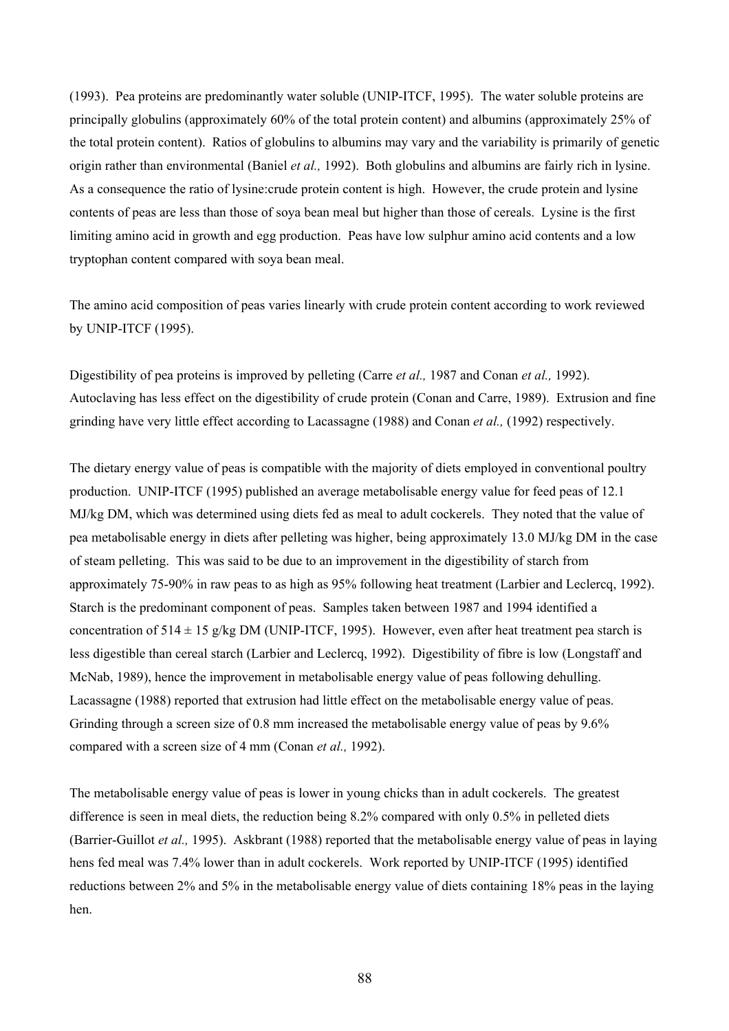(1993). Pea proteins are predominantly water soluble (UNIP-ITCF, 1995). The water soluble proteins are principally globulins (approximately 60% of the total protein content) and albumins (approximately 25% of the total protein content). Ratios of globulins to albumins may vary and the variability is primarily of genetic origin rather than environmental (Baniel *et al.,* 1992). Both globulins and albumins are fairly rich in lysine. As a consequence the ratio of lysine:crude protein content is high. However, the crude protein and lysine contents of peas are less than those of soya bean meal but higher than those of cereals. Lysine is the first limiting amino acid in growth and egg production. Peas have low sulphur amino acid contents and a low tryptophan content compared with soya bean meal.

The amino acid composition of peas varies linearly with crude protein content according to work reviewed by UNIP-ITCF (1995).

Digestibility of pea proteins is improved by pelleting (Carre *et al.,* 1987 and Conan *et al.,* 1992). Autoclaving has less effect on the digestibility of crude protein (Conan and Carre, 1989). Extrusion and fine grinding have very little effect according to Lacassagne (1988) and Conan *et al.,* (1992) respectively.

The dietary energy value of peas is compatible with the majority of diets employed in conventional poultry production. UNIP-ITCF (1995) published an average metabolisable energy value for feed peas of 12.1 MJ/kg DM, which was determined using diets fed as meal to adult cockerels. They noted that the value of pea metabolisable energy in diets after pelleting was higher, being approximately 13.0 MJ/kg DM in the case of steam pelleting. This was said to be due to an improvement in the digestibility of starch from approximately 75-90% in raw peas to as high as 95% following heat treatment (Larbier and Leclercq, 1992). Starch is the predominant component of peas. Samples taken between 1987 and 1994 identified a concentration of $514 \pm 15$ g/kg DM (UNIP-ITCF, 1995). However, even after heat treatment pea starch is less digestible than cereal starch (Larbier and Leclercq, 1992). Digestibility of fibre is low (Longstaff and McNab, 1989), hence the improvement in metabolisable energy value of peas following dehulling. Lacassagne (1988) reported that extrusion had little effect on the metabolisable energy value of peas. Grinding through a screen size of 0.8 mm increased the metabolisable energy value of peas by 9.6% compared with a screen size of 4 mm (Conan *et al.,* 1992).

The metabolisable energy value of peas is lower in young chicks than in adult cockerels. The greatest difference is seen in meal diets, the reduction being 8.2% compared with only 0.5% in pelleted diets (Barrier-Guillot *et al.,* 1995). Askbrant (1988) reported that the metabolisable energy value of peas in laying hens fed meal was 7.4% lower than in adult cockerels. Work reported by UNIP-ITCF (1995) identified reductions between 2% and 5% in the metabolisable energy value of diets containing 18% peas in the laying hen.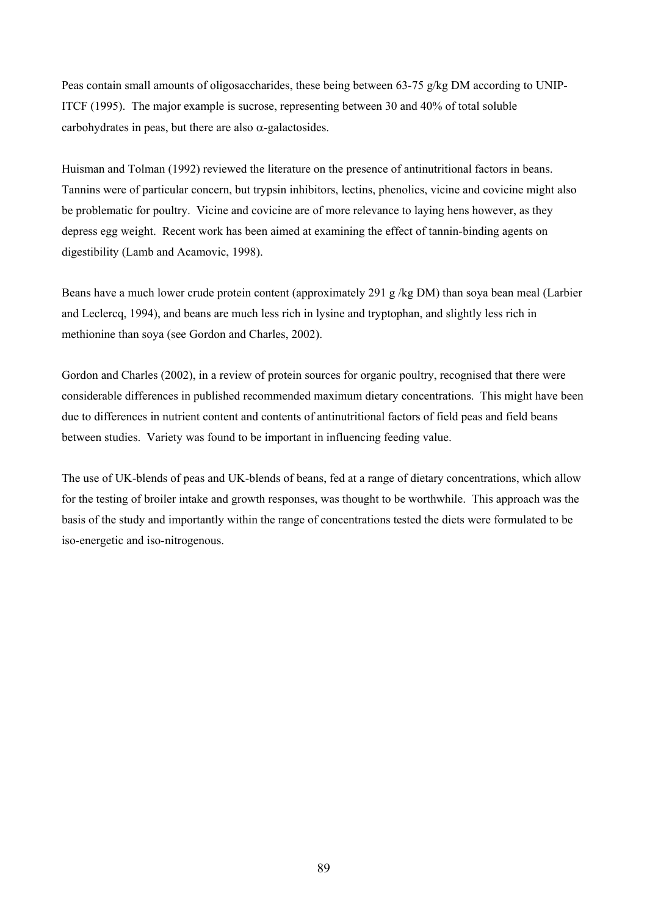Peas contain small amounts of oligosaccharides, these being between 63-75 g/kg DM according to UNIP-ITCF (1995). The major example is sucrose, representing between 30 and 40% of total soluble carbohydrates in peas, but there are also $\alpha$-galactosides.

Huisman and Tolman (1992) reviewed the literature on the presence of antinutritional factors in beans. Tannins were of particular concern, but trypsin inhibitors, lectins, phenolics, vicine and covicine might also be problematic for poultry. Vicine and covicine are of more relevance to laying hens however, as they depress egg weight. Recent work has been aimed at examining the effect of tannin-binding agents on digestibility (Lamb and Acamovic, 1998).

Beans have a much lower crude protein content (approximately 291 g /kg DM) than soya bean meal (Larbier and Leclercq, 1994), and beans are much less rich in lysine and tryptophan, and slightly less rich in methionine than soya (see Gordon and Charles, 2002).

Gordon and Charles (2002), in a review of protein sources for organic poultry, recognised that there were considerable differences in published recommended maximum dietary concentrations. This might have been due to differences in nutrient content and contents of antinutritional factors of field peas and field beans between studies. Variety was found to be important in influencing feeding value.

The use of UK-blends of peas and UK-blends of beans, fed at a range of dietary concentrations, which allow for the testing of broiler intake and growth responses, was thought to be worthwhile. This approach was the basis of the study and importantly within the range of concentrations tested the diets were formulated to be iso-energetic and iso-nitrogenous.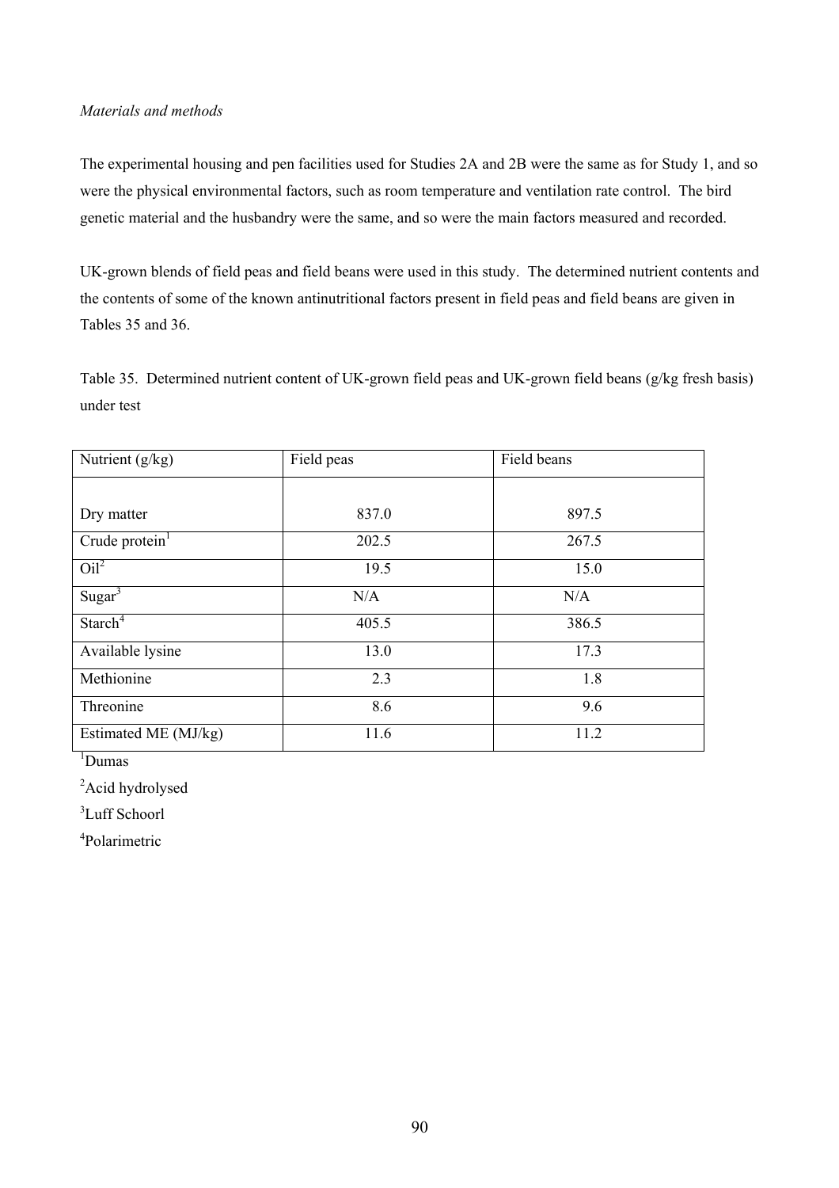*Materials and methods*

The experimental housing and pen facilities used for Studies 2A and 2B were the same as for Study 1, and so were the physical environmental factors, such as room temperature and ventilation rate control. The bird genetic material and the husbandry were the same, and so were the main factors measured and recorded.

UK-grown blends of field peas and field beans were used in this study. The determined nutrient contents and the contents of some of the known antinutritional factors present in field peas and field beans are given in Tables 35 and 36.

Table 35. Determined nutrient content of UK-grown field peas and UK-grown field beans (g/kg fresh basis) under test

| Nutrient (g/kg) | Field peas | Field beans |
|---|---|---|
| Dry matter | 837.0 | 897.5 |
| Crude protein[1] | 202.5 | 267.5 |
| Oil[2] | 19.5 | 15.0 |
| Sugar[3] | N/A | N/A |
| Starch[4] | 405.5 | 386.5 |
| Available lysine | 13.0 | 17.3 |
| Methionine | 2.3 | 1.8 |
| Threonine | 8.6 | 9.6 |
| Estimated ME (MJ/kg) | 11.6 | 11.2 |

[1]Dumas

[2]Acid hydrolysed

[3]Luff Schoorl

[4]Polarimetric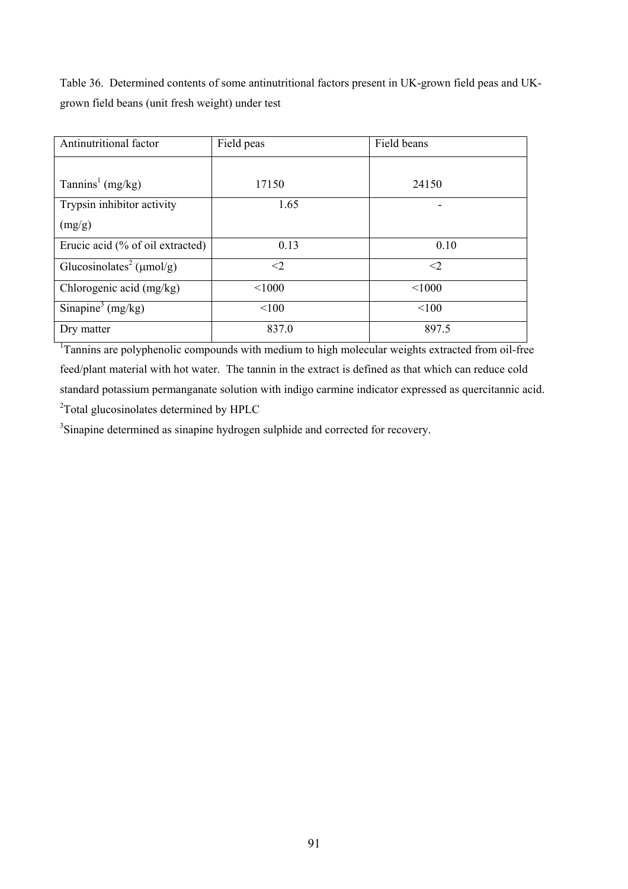Table 36. Determined contents of some antinutritional factors present in UK-grown field peas and UK-grown field beans (unit fresh weight) under test

| Antinutritional factor | Field peas | Field beans |
|---|---|---|
| Tannins[1] (mg/kg) | 17150 | 24150 |
| Trypsin inhibitor activity (mg/g) | 1.65 | - |
| Erucic acid (% of oil extracted) | 0.13 | 0.10 |
| Glucosinolates[2] (µmol/g) | <2 | <2 |
| Chlorogenic acid (mg/kg) | <1000 | <1000 |
| Sinapine[3] (mg/kg) | <100 | <100 |
| Dry matter | 837.0 | 897.5 |

[1]Tannins are polyphenolic compounds with medium to high molecular weights extracted from oil-free feed/plant material with hot water. The tannin in the extract is defined as that which can reduce cold standard potassium permanganate solution with indigo carmine indicator expressed as quercitannic acid.

[2]Total glucosinolates determined by HPLC

[3]Sinapine determined as sinapine hydrogen sulphide and corrected for recovery.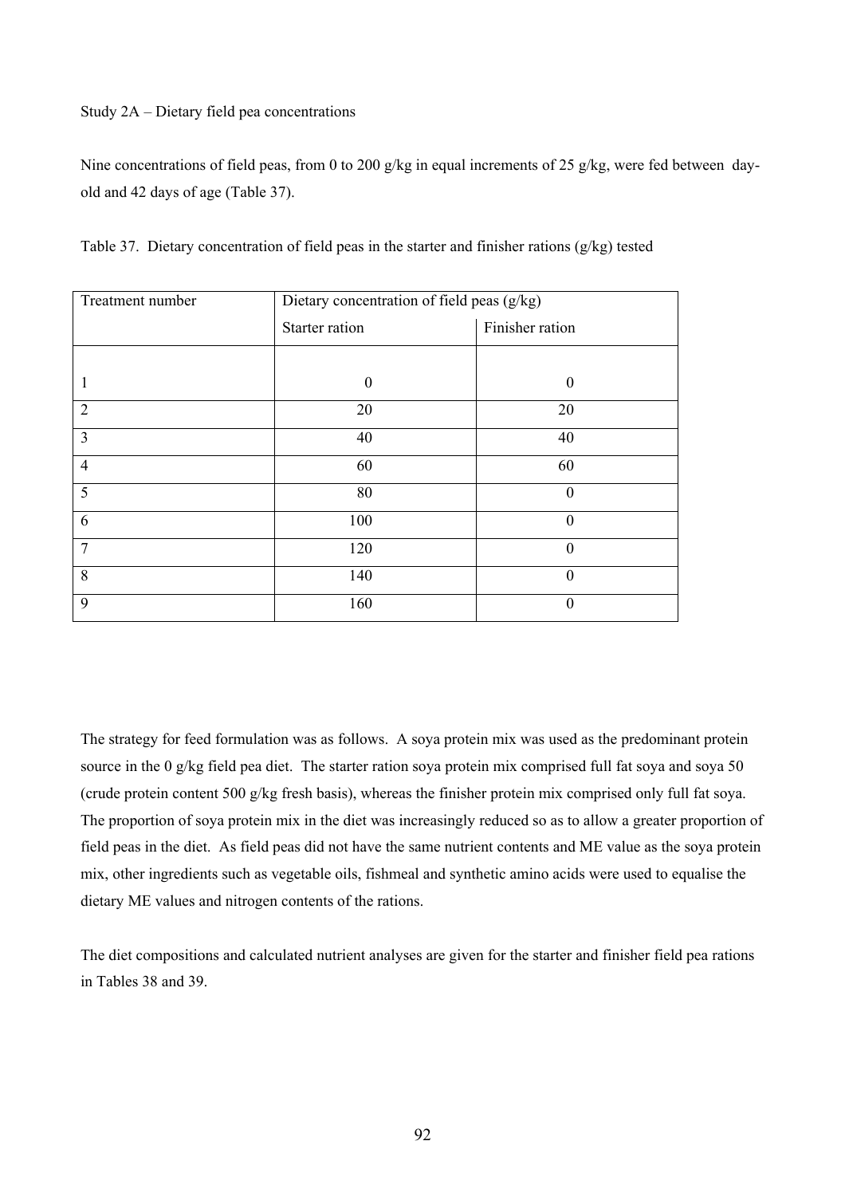Study 2A – Dietary field pea concentrations

Nine concentrations of field peas, from 0 to 200 g/kg in equal increments of 25 g/kg, were fed between day-old and 42 days of age (Table 37).

Table 37. Dietary concentration of field peas in the starter and finisher rations (g/kg) tested

| Treatment number | Dietary concentration of field peas (g/kg) | |
|---|---|---|
| | Starter ration | Finisher ration |
| 1 | 0 | 0 |
| 2 | 20 | 20 |
| 3 | 40 | 40 |
| 4 | 60 | 60 |
| 5 | 80 | 0 |
| 6 | 100 | 0 |
| 7 | 120 | 0 |
| 8 | 140 | 0 |
| 9 | 160 | 0 |

The strategy for feed formulation was as follows. A soya protein mix was used as the predominant protein source in the 0 g/kg field pea diet. The starter ration soya protein mix comprised full fat soya and soya 50 (crude protein content 500 g/kg fresh basis), whereas the finisher protein mix comprised only full fat soya. The proportion of soya protein mix in the diet was increasingly reduced so as to allow a greater proportion of field peas in the diet. As field peas did not have the same nutrient contents and ME value as the soya protein mix, other ingredients such as vegetable oils, fishmeal and synthetic amino acids were used to equalise the dietary ME values and nitrogen contents of the rations.

The diet compositions and calculated nutrient analyses are given for the starter and finisher field pea rations in Tables 38 and 39.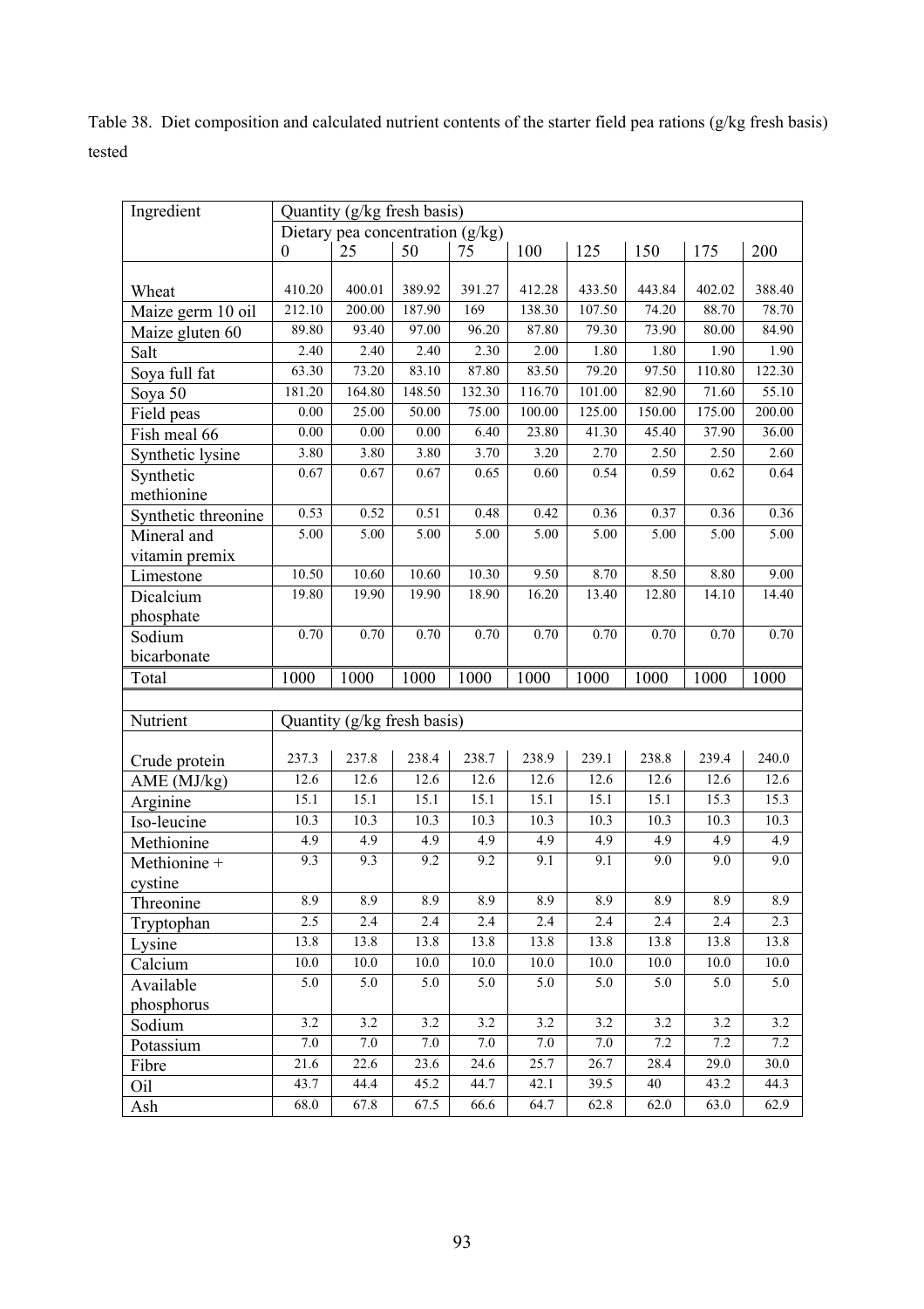Table 38. Diet composition and calculated nutrient contents of the starter field pea rations (g/kg fresh basis) tested

| Ingredient | Quantity (g/kg fresh basis) | | | | | | | | |
|---|---|---|---|---|---|---|---|---|---|
| | Dietary pea concentration (g/kg) | | | | | | | | |
| | 0 | 25 | 50 | 75 | 100 | 125 | 150 | 175 | 200 |
| Wheat | 410.20 | 400.01 | 389.92 | 391.27 | 412.28 | 433.50 | 443.84 | 402.02 | 388.40 |
| Maize germ 10 oil | 212.10 | 200.00 | 187.90 | 169 | 138.30 | 107.50 | 74.20 | 88.70 | 78.70 |
| Maize gluten 60 | 89.80 | 93.40 | 97.00 | 96.20 | 87.80 | 79.30 | 73.90 | 80.00 | 84.90 |
| Salt | 2.40 | 2.40 | 2.40 | 2.30 | 2.00 | 1.80 | 1.80 | 1.90 | 1.90 |
| Soya full fat | 63.30 | 73.20 | 83.10 | 87.80 | 83.50 | 79.20 | 97.50 | 110.80 | 122.30 |
| Soya 50 | 181.20 | 164.80 | 148.50 | 132.30 | 116.70 | 101.00 | 82.90 | 71.60 | 55.10 |
| Field peas | 0.00 | 25.00 | 50.00 | 75.00 | 100.00 | 125.00 | 150.00 | 175.00 | 200.00 |
| Fish meal 66 | 0.00 | 0.00 | 0.00 | 6.40 | 23.80 | 41.30 | 45.40 | 37.90 | 36.00 |
| Synthetic lysine | 3.80 | 3.80 | 3.80 | 3.70 | 3.20 | 2.70 | 2.50 | 2.50 | 2.60 |
| Synthetic methionine | 0.67 | 0.67 | 0.67 | 0.65 | 0.60 | 0.54 | 0.59 | 0.62 | 0.64 |
| Synthetic threonine | 0.53 | 0.52 | 0.51 | 0.48 | 0.42 | 0.36 | 0.37 | 0.36 | 0.36 |
| Mineral and vitamin premix | 5.00 | 5.00 | 5.00 | 5.00 | 5.00 | 5.00 | 5.00 | 5.00 | 5.00 |
| Limestone | 10.50 | 10.60 | 10.60 | 10.30 | 9.50 | 8.70 | 8.50 | 8.80 | 9.00 |
| Dicalcium phosphate | 19.80 | 19.90 | 19.90 | 18.90 | 16.20 | 13.40 | 12.80 | 14.10 | 14.40 |
| Sodium bicarbonate | 0.70 | 0.70 | 0.70 | 0.70 | 0.70 | 0.70 | 0.70 | 0.70 | 0.70 |
| Total | 1000 | 1000 | 1000 | 1000 | 1000 | 1000 | 1000 | 1000 | 1000 |
| | | | | | | | | | |
| Nutrient | Quantity (g/kg fresh basis) | | | | | | | | |
| Crude protein | 237.3 | 237.8 | 238.4 | 238.7 | 238.9 | 239.1 | 238.8 | 239.4 | 240.0 |
| AME (MJ/kg) | 12.6 | 12.6 | 12.6 | 12.6 | 12.6 | 12.6 | 12.6 | 12.6 | 12.6 |
| Arginine | 15.1 | 15.1 | 15.1 | 15.1 | 15.1 | 15.1 | 15.1 | 15.3 | 15.3 |
| Iso-leucine | 10.3 | 10.3 | 10.3 | 10.3 | 10.3 | 10.3 | 10.3 | 10.3 | 10.3 |
| Methionine | 4.9 | 4.9 | 4.9 | 4.9 | 4.9 | 4.9 | 4.9 | 4.9 | 4.9 |
| Methionine + cystine | 9.3 | 9.3 | 9.2 | 9.2 | 9.1 | 9.1 | 9.0 | 9.0 | 9.0 |
| Threonine | 8.9 | 8.9 | 8.9 | 8.9 | 8.9 | 8.9 | 8.9 | 8.9 | 8.9 |
| Tryptophan | 2.5 | 2.4 | 2.4 | 2.4 | 2.4 | 2.4 | 2.4 | 2.4 | 2.3 |
| Lysine | 13.8 | 13.8 | 13.8 | 13.8 | 13.8 | 13.8 | 13.8 | 13.8 | 13.8 |
| Calcium | 10.0 | 10.0 | 10.0 | 10.0 | 10.0 | 10.0 | 10.0 | 10.0 | 10.0 |
| Available phosphorus | 5.0 | 5.0 | 5.0 | 5.0 | 5.0 | 5.0 | 5.0 | 5.0 | 5.0 |
| Sodium | 3.2 | 3.2 | 3.2 | 3.2 | 3.2 | 3.2 | 3.2 | 3.2 | 3.2 |
| Potassium | 7.0 | 7.0 | 7.0 | 7.0 | 7.0 | 7.0 | 7.2 | 7.2 | 7.2 |
| Fibre | 21.6 | 22.6 | 23.6 | 24.6 | 25.7 | 26.7 | 28.4 | 29.0 | 30.0 |
| Oil | 43.7 | 44.4 | 45.2 | 44.7 | 42.1 | 39.5 | 40 | 43.2 | 44.3 |
| Ash | 68.0 | 67.8 | 67.5 | 66.6 | 64.7 | 62.8 | 62.0 | 63.0 | 62.9 |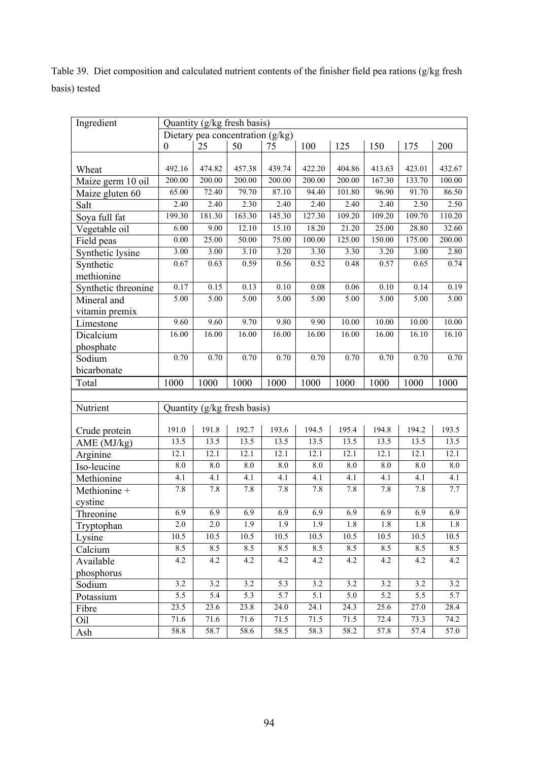Table 39. Diet composition and calculated nutrient contents of the finisher field pea rations (g/kg fresh basis) tested

| Ingredient | Quantity (g/kg fresh basis) | | | | | | | | |
|---|---|---|---|---|---|---|---|---|---|
| | Dietary pea concentration (g/kg) | | | | | | | | |
| | 0 | 25 | 50 | 75 | 100 | 125 | 150 | 175 | 200 |
| Wheat | 492.16 | 474.82 | 457.38 | 439.74 | 422.20 | 404.86 | 413.63 | 423.01 | 432.67 |
| Maize germ 10 oil | 200.00 | 200.00 | 200.00 | 200.00 | 200.00 | 200.00 | 167.30 | 133.70 | 100.00 |
| Maize gluten 60 | 65.00 | 72.40 | 79.70 | 87.10 | 94.40 | 101.80 | 96.90 | 91.70 | 86.50 |
| Salt | 2.40 | 2.40 | 2.30 | 2.40 | 2.40 | 2.40 | 2.40 | 2.50 | 2.50 |
| Soya full fat | 199.30 | 181.30 | 163.30 | 145.30 | 127.30 | 109.20 | 109.20 | 109.70 | 110.20 |
| Vegetable oil | 6.00 | 9.00 | 12.10 | 15.10 | 18.20 | 21.20 | 25.00 | 28.80 | 32.60 |
| Field peas | 0.00 | 25.00 | 50.00 | 75.00 | 100.00 | 125.00 | 150.00 | 175.00 | 200.00 |
| Synthetic lysine | 3.00 | 3.00 | 3.10 | 3.20 | 3.30 | 3.30 | 3.20 | 3.00 | 2.80 |
| Synthetic methionine | 0.67 | 0.63 | 0.59 | 0.56 | 0.52 | 0.48 | 0.57 | 0.65 | 0.74 |
| Synthetic threonine | 0.17 | 0.15 | 0.13 | 0.10 | 0.08 | 0.06 | 0.10 | 0.14 | 0.19 |
| Mineral and vitamin premix | 5.00 | 5.00 | 5.00 | 5.00 | 5.00 | 5.00 | 5.00 | 5.00 | 5.00 |
| Limestone | 9.60 | 9.60 | 9.70 | 9.80 | 9.90 | 10.00 | 10.00 | 10.00 | 10.00 |
| Dicalcium phosphate | 16.00 | 16.00 | 16.00 | 16.00 | 16.00 | 16.00 | 16.00 | 16.10 | 16.10 |
| Sodium bicarbonate | 0.70 | 0.70 | 0.70 | 0.70 | 0.70 | 0.70 | 0.70 | 0.70 | 0.70 |
| Total | 1000 | 1000 | 1000 | 1000 | 1000 | 1000 | 1000 | 1000 | 1000 |
| | | | | | | | | | |
| Nutrient | Quantity (g/kg fresh basis) | | | | | | | | |
| Crude protein | 191.0 | 191.8 | 192.7 | 193.6 | 194.5 | 195.4 | 194.8 | 194.2 | 193.5 |
| AME (MJ/kg) | 13.5 | 13.5 | 13.5 | 13.5 | 13.5 | 13.5 | 13.5 | 13.5 | 13.5 |
| Arginine | 12.1 | 12.1 | 12.1 | 12.1 | 12.1 | 12.1 | 12.1 | 12.1 | 12.1 |
| Iso-leucine | 8.0 | 8.0 | 8.0 | 8.0 | 8.0 | 8.0 | 8.0 | 8.0 | 8.0 |
| Methionine | 4.1 | 4.1 | 4.1 | 4.1 | 4.1 | 4.1 | 4.1 | 4.1 | 4.1 |
| Methionine + cystine | 7.8 | 7.8 | 7.8 | 7.8 | 7.8 | 7.8 | 7.8 | 7.8 | 7.7 |
| Threonine | 6.9 | 6.9 | 6.9 | 6.9 | 6.9 | 6.9 | 6.9 | 6.9 | 6.9 |
| Tryptophan | 2.0 | 2.0 | 1.9 | 1.9 | 1.9 | 1.8 | 1.8 | 1.8 | 1.8 |
| Lysine | 10.5 | 10.5 | 10.5 | 10.5 | 10.5 | 10.5 | 10.5 | 10.5 | 10.5 |
| Calcium | 8.5 | 8.5 | 8.5 | 8.5 | 8.5 | 8.5 | 8.5 | 8.5 | 8.5 |
| Available phosphorus | 4.2 | 4.2 | 4.2 | 4.2 | 4.2 | 4.2 | 4.2 | 4.2 | 4.2 |
| Sodium | 3.2 | 3.2 | 3.2 | 5.3 | 3.2 | 3.2 | 3.2 | 3.2 | 3.2 |
| Potassium | 5.5 | 5.4 | 5.3 | 5.7 | 5.1 | 5.0 | 5.2 | 5.5 | 5.7 |
| Fibre | 23.5 | 23.6 | 23.8 | 24.0 | 24.1 | 24.3 | 25.6 | 27.0 | 28.4 |
| Oil | 71.6 | 71.6 | 71.6 | 71.5 | 71.5 | 71.5 | 72.4 | 73.3 | 74.2 |
| Ash | 58.8 | 58.7 | 58.6 | 58.5 | 58.3 | 58.2 | 57.8 | 57.4 | 57.0 |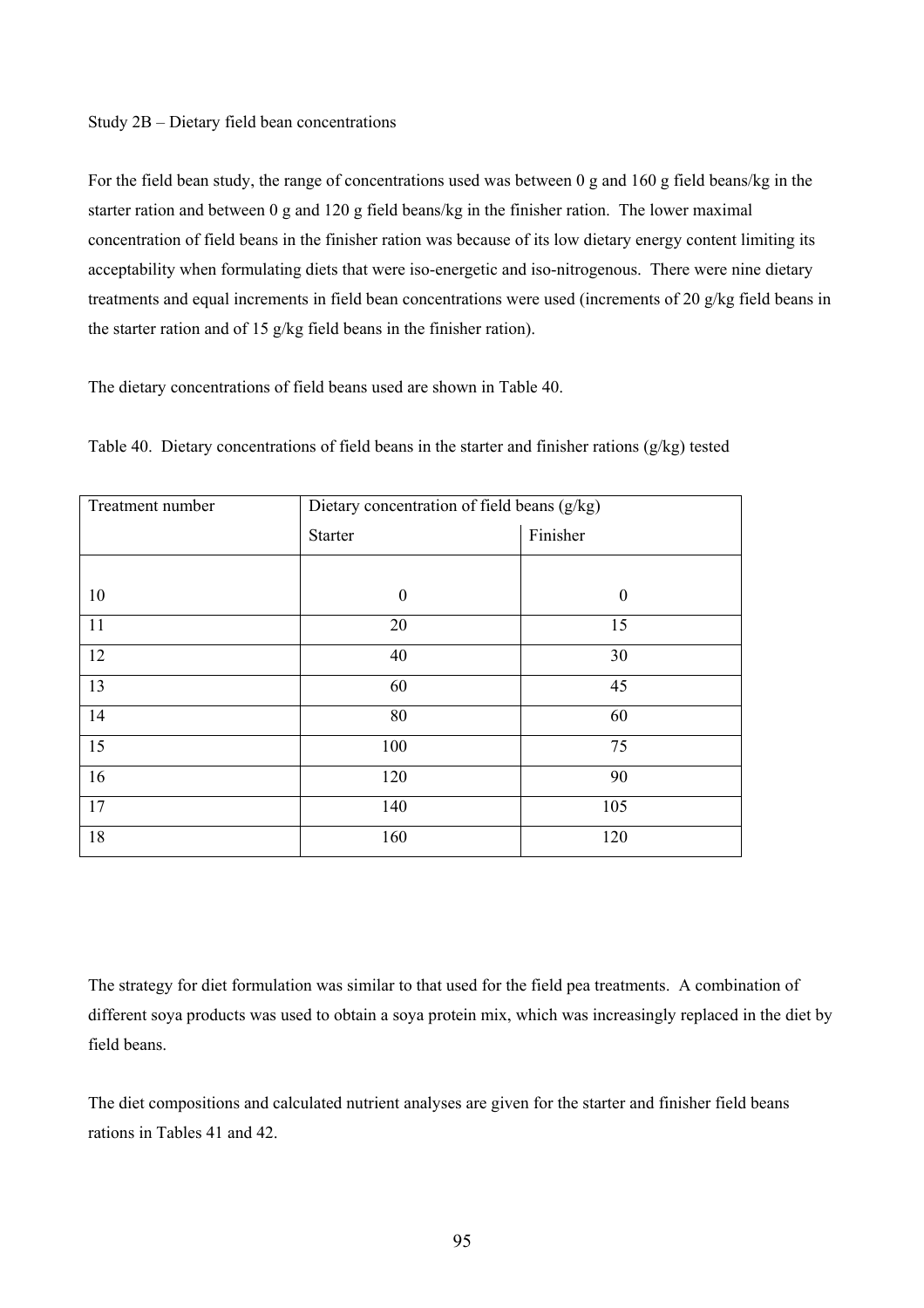Study 2B – Dietary field bean concentrations

For the field bean study, the range of concentrations used was between 0 g and 160 g field beans/kg in the starter ration and between 0 g and 120 g field beans/kg in the finisher ration. The lower maximal concentration of field beans in the finisher ration was because of its low dietary energy content limiting its acceptability when formulating diets that were iso-energetic and iso-nitrogenous. There were nine dietary treatments and equal increments in field bean concentrations were used (increments of 20 g/kg field beans in the starter ration and of 15 g/kg field beans in the finisher ration).

The dietary concentrations of field beans used are shown in Table 40.

Table 40. Dietary concentrations of field beans in the starter and finisher rations (g/kg) tested

| Treatment number | Dietary concentration of field beans (g/kg) | |
|---|---|---|
| | Starter | Finisher |
| 10 | 0 | 0 |
| 11 | 20 | 15 |
| 12 | 40 | 30 |
| 13 | 60 | 45 |
| 14 | 80 | 60 |
| 15 | 100 | 75 |
| 16 | 120 | 90 |
| 17 | 140 | 105 |
| 18 | 160 | 120 |

The strategy for diet formulation was similar to that used for the field pea treatments. A combination of different soya products was used to obtain a soya protein mix, which was increasingly replaced in the diet by field beans.

The diet compositions and calculated nutrient analyses are given for the starter and finisher field beans rations in Tables 41 and 42.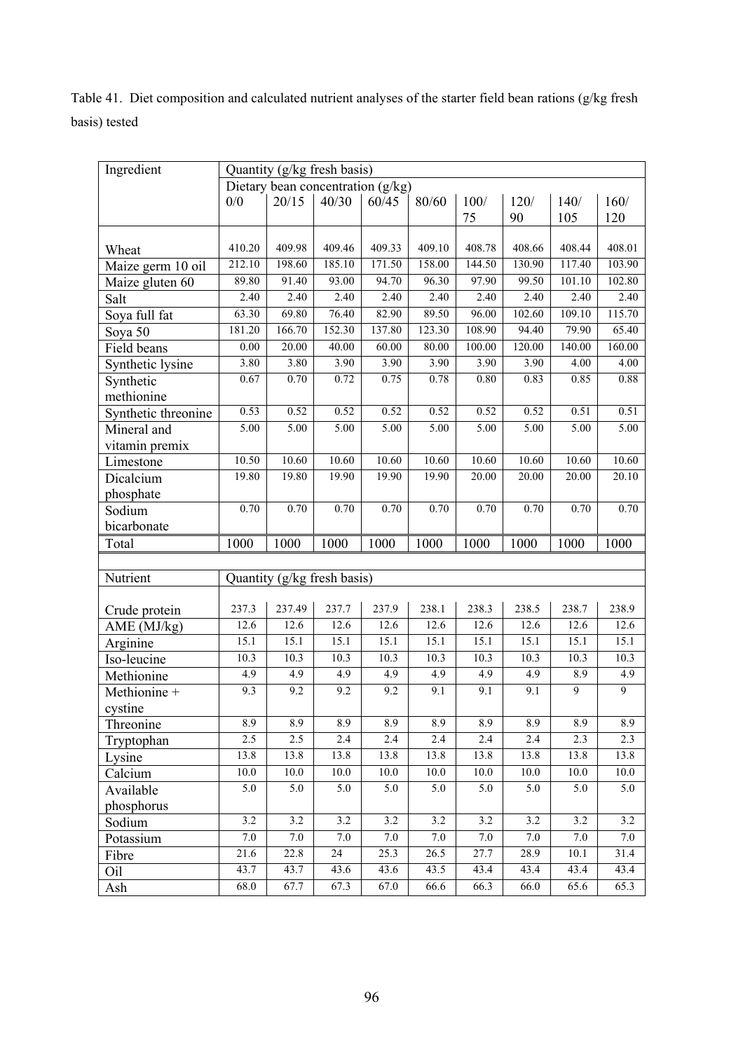Table 41. Diet composition and calculated nutrient analyses of the starter field bean rations (g/kg fresh basis) tested

| Ingredient | Quantity (g/kg fresh basis) | | | | | | | | |
|---|---|---|---|---|---|---|---|---|---|
| | Dietary bean concentration (g/kg) | | | | | | | | |
| | 0/0 | 20/15 | 40/30 | 60/45 | 80/60 | 100/ 75 | 120/ 90 | 140/ 105 | 160/ 120 |
| Wheat | 410.20 | 409.98 | 409.46 | 409.33 | 409.10 | 408.78 | 408.66 | 408.44 | 408.01 |
| Maize germ 10 oil | 212.10 | 198.60 | 185.10 | 171.50 | 158.00 | 144.50 | 130.90 | 117.40 | 103.90 |
| Maize gluten 60 | 89.80 | 91.40 | 93.00 | 94.70 | 96.30 | 97.90 | 99.50 | 101.10 | 102.80 |
| Salt | 2.40 | 2.40 | 2.40 | 2.40 | 2.40 | 2.40 | 2.40 | 2.40 | 2.40 |
| Soya full fat | 63.30 | 69.80 | 76.40 | 82.90 | 89.50 | 96.00 | 102.60 | 109.10 | 115.70 |
| Soya 50 | 181.20 | 166.70 | 152.30 | 137.80 | 123.30 | 108.90 | 94.40 | 79.90 | 65.40 |
| Field beans | 0.00 | 20.00 | 40.00 | 60.00 | 80.00 | 100.00 | 120.00 | 140.00 | 160.00 |
| Synthetic lysine | 3.80 | 3.80 | 3.90 | 3.90 | 3.90 | 3.90 | 3.90 | 4.00 | 4.00 |
| Synthetic methionine | 0.67 | 0.70 | 0.72 | 0.75 | 0.78 | 0.80 | 0.83 | 0.85 | 0.88 |
| Synthetic threonine | 0.53 | 0.52 | 0.52 | 0.52 | 0.52 | 0.52 | 0.52 | 0.51 | 0.51 |
| Mineral and vitamin premix | 5.00 | 5.00 | 5.00 | 5.00 | 5.00 | 5.00 | 5.00 | 5.00 | 5.00 |
| Limestone | 10.50 | 10.60 | 10.60 | 10.60 | 10.60 | 10.60 | 10.60 | 10.60 | 10.60 |
| Dicalcium phosphate | 19.80 | 19.80 | 19.90 | 19.90 | 19.90 | 20.00 | 20.00 | 20.00 | 20.10 |
| Sodium bicarbonate | 0.70 | 0.70 | 0.70 | 0.70 | 0.70 | 0.70 | 0.70 | 0.70 | 0.70 |
| Total | 1000 | 1000 | 1000 | 1000 | 1000 | 1000 | 1000 | 1000 | 1000 |
| | | | | | | | | | |
| Nutrient | Quantity (g/kg fresh basis) | | | | | | | | |
| Crude protein | 237.3 | 237.49 | 237.7 | 237.9 | 238.1 | 238.3 | 238.5 | 238.7 | 238.9 |
| AME (MJ/kg) | 12.6 | 12.6 | 12.6 | 12.6 | 12.6 | 12.6 | 12.6 | 12.6 | 12.6 |
| Arginine | 15.1 | 15.1 | 15.1 | 15.1 | 15.1 | 15.1 | 15.1 | 15.1 | 15.1 |
| Iso-leucine | 10.3 | 10.3 | 10.3 | 10.3 | 10.3 | 10.3 | 10.3 | 10.3 | 10.3 |
| Methionine | 4.9 | 4.9 | 4.9 | 4.9 | 4.9 | 4.9 | 4.9 | 8.9 | 4.9 |
| Methionine + cystine | 9.3 | 9.2 | 9.2 | 9.2 | 9.1 | 9.1 | 9.1 | 9 | 9 |
| Threonine | 8.9 | 8.9 | 8.9 | 8.9 | 8.9 | 8.9 | 8.9 | 8.9 | 8.9 |
| Tryptophan | 2.5 | 2.5 | 2.4 | 2.4 | 2.4 | 2.4 | 2.4 | 2.3 | 2.3 |
| Lysine | 13.8 | 13.8 | 13.8 | 13.8 | 13.8 | 13.8 | 13.8 | 13.8 | 13.8 |
| Calcium | 10.0 | 10.0 | 10.0 | 10.0 | 10.0 | 10.0 | 10.0 | 10.0 | 10.0 |
| Available phosphorus | 5.0 | 5.0 | 5.0 | 5.0 | 5.0 | 5.0 | 5.0 | 5.0 | 5.0 |
| Sodium | 3.2 | 3.2 | 3.2 | 3.2 | 3.2 | 3.2 | 3.2 | 3.2 | 3.2 |
| Potassium | 7.0 | 7.0 | 7.0 | 7.0 | 7.0 | 7.0 | 7.0 | 7.0 | 7.0 |
| Fibre | 21.6 | 22.8 | 24 | 25.3 | 26.5 | 27.7 | 28.9 | 10.1 | 31.4 |
| Oil | 43.7 | 43.7 | 43.6 | 43.6 | 43.5 | 43.4 | 43.4 | 43.4 | 43.4 |
| Ash | 68.0 | 67.7 | 67.3 | 67.0 | 66.6 | 66.3 | 66.0 | 65.6 | 65.3 |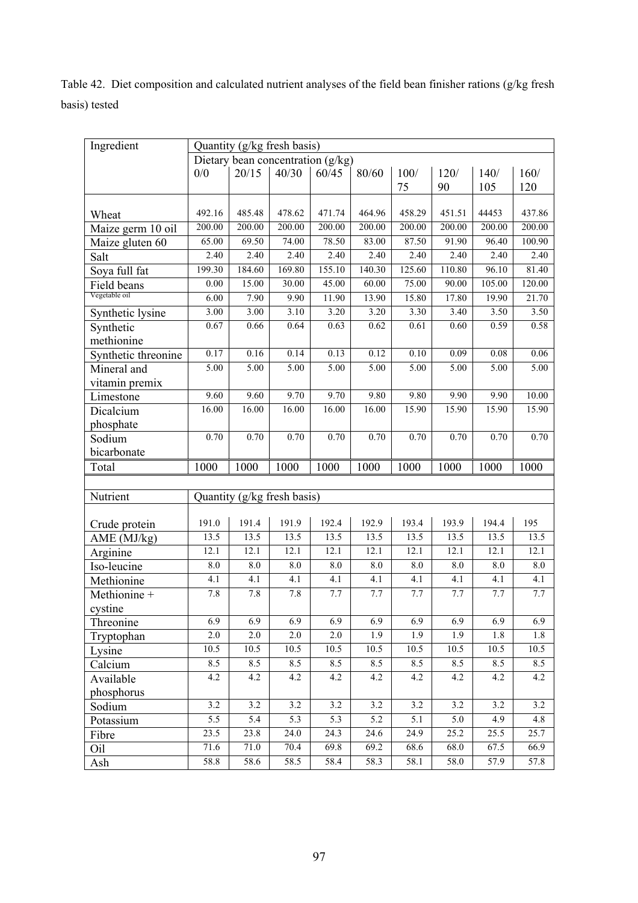Table 42. Diet composition and calculated nutrient analyses of the field bean finisher rations (g/kg fresh basis) tested

| Ingredient | Quantity (g/kg fresh basis) | | | | | | | | |
|---|---|---|---|---|---|---|---|---|---|
| | Dietary bean concentration (g/kg) | | | | | | | | |
| | 0/0 | 20/15 | 40/30 | 60/45 | 80/60 | 100/75 | 120/90 | 140/105 | 160/120 |
| Wheat | 492.16 | 485.48 | 478.62 | 471.74 | 464.96 | 458.29 | 451.51 | 44453 | 437.86 |
| Maize germ 10 oil | 200.00 | 200.00 | 200.00 | 200.00 | 200.00 | 200.00 | 200.00 | 200.00 | 200.00 |
| Maize gluten 60 | 65.00 | 69.50 | 74.00 | 78.50 | 83.00 | 87.50 | 91.90 | 96.40 | 100.90 |
| Salt | 2.40 | 2.40 | 2.40 | 2.40 | 2.40 | 2.40 | 2.40 | 2.40 | 2.40 |
| Soya full fat | 199.30 | 184.60 | 169.80 | 155.10 | 140.30 | 125.60 | 110.80 | 96.10 | 81.40 |
| Field beans | 0.00 | 15.00 | 30.00 | 45.00 | 60.00 | 75.00 | 90.00 | 105.00 | 120.00 |
| Vegetable oil | 6.00 | 7.90 | 9.90 | 11.90 | 13.90 | 15.80 | 17.80 | 19.90 | 21.70 |
| Synthetic lysine | 3.00 | 3.00 | 3.10 | 3.20 | 3.20 | 3.30 | 3.40 | 3.50 | 3.50 |
| Synthetic methionine | 0.67 | 0.66 | 0.64 | 0.63 | 0.62 | 0.61 | 0.60 | 0.59 | 0.58 |
| Synthetic threonine | 0.17 | 0.16 | 0.14 | 0.13 | 0.12 | 0.10 | 0.09 | 0.08 | 0.06 |
| Mineral and vitamin premix | 5.00 | 5.00 | 5.00 | 5.00 | 5.00 | 5.00 | 5.00 | 5.00 | 5.00 |
| Limestone | 9.60 | 9.60 | 9.70 | 9.70 | 9.80 | 9.80 | 9.90 | 9.90 | 10.00 |
| Dicalcium phosphate | 16.00 | 16.00 | 16.00 | 16.00 | 16.00 | 15.90 | 15.90 | 15.90 | 15.90 |
| Sodium bicarbonate | 0.70 | 0.70 | 0.70 | 0.70 | 0.70 | 0.70 | 0.70 | 0.70 | 0.70 |
| Total | 1000 | 1000 | 1000 | 1000 | 1000 | 1000 | 1000 | 1000 | 1000 |
| | | | | | | | | | |
| **Nutrient** | Quantity (g/kg fresh basis) | | | | | | | | |
| Crude protein | 191.0 | 191.4 | 191.9 | 192.4 | 192.9 | 193.4 | 193.9 | 194.4 | 195 |
| AME (MJ/kg) | 13.5 | 13.5 | 13.5 | 13.5 | 13.5 | 13.5 | 13.5 | 13.5 | 13.5 |
| Arginine | 12.1 | 12.1 | 12.1 | 12.1 | 12.1 | 12.1 | 12.1 | 12.1 | 12.1 |
| Iso-leucine | 8.0 | 8.0 | 8.0 | 8.0 | 8.0 | 8.0 | 8.0 | 8.0 | 8.0 |
| Methionine | 4.1 | 4.1 | 4.1 | 4.1 | 4.1 | 4.1 | 4.1 | 4.1 | 4.1 |
| Methionine + cystine | 7.8 | 7.8 | 7.8 | 7.7 | 7.7 | 7.7 | 7.7 | 7.7 | 7.7 |
| Threonine | 6.9 | 6.9 | 6.9 | 6.9 | 6.9 | 6.9 | 6.9 | 6.9 | 6.9 |
| Tryptophan | 2.0 | 2.0 | 2.0 | 2.0 | 1.9 | 1.9 | 1.9 | 1.8 | 1.8 |
| Lysine | 10.5 | 10.5 | 10.5 | 10.5 | 10.5 | 10.5 | 10.5 | 10.5 | 10.5 |
| Calcium | 8.5 | 8.5 | 8.5 | 8.5 | 8.5 | 8.5 | 8.5 | 8.5 | 8.5 |
| Available phosphorus | 4.2 | 4.2 | 4.2 | 4.2 | 4.2 | 4.2 | 4.2 | 4.2 | 4.2 |
| Sodium | 3.2 | 3.2 | 3.2 | 3.2 | 3.2 | 3.2 | 3.2 | 3.2 | 3.2 |
| Potassium | 5.5 | 5.4 | 5.3 | 5.3 | 5.2 | 5.1 | 5.0 | 4.9 | 4.8 |
| Fibre | 23.5 | 23.8 | 24.0 | 24.3 | 24.6 | 24.9 | 25.2 | 25.5 | 25.7 |
| Oil | 71.6 | 71.0 | 70.4 | 69.8 | 69.2 | 68.6 | 68.0 | 67.5 | 66.9 |
| Ash | 58.8 | 58.6 | 58.5 | 58.4 | 58.3 | 58.1 | 58.0 | 57.9 | 57.8 |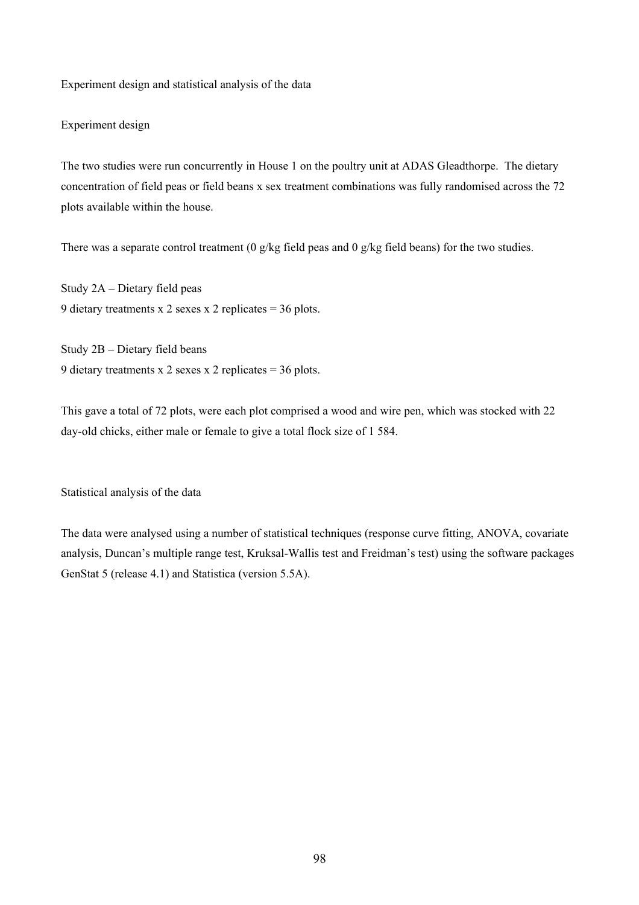## Experiment design and statistical analysis of the data

### Experiment design

The two studies were run concurrently in House 1 on the poultry unit at ADAS Gleadthorpe. The dietary concentration of field peas or field beans x sex treatment combinations was fully randomised across the 72 plots available within the house.

There was a separate control treatment (0 g/kg field peas and 0 g/kg field beans) for the two studies.

Study 2A – Dietary field peas
9 dietary treatments x 2 sexes x 2 replicates = 36 plots.

Study 2B – Dietary field beans
9 dietary treatments x 2 sexes x 2 replicates = 36 plots.

This gave a total of 72 plots, were each plot comprised a wood and wire pen, which was stocked with 22 day-old chicks, either male or female to give a total flock size of 1 584.

### Statistical analysis of the data

The data were analysed using a number of statistical techniques (response curve fitting, ANOVA, covariate analysis, Duncan's multiple range test, Kruksal-Wallis test and Freidman's test) using the software packages GenStat 5 (release 4.1) and Statistica (version 5.5A).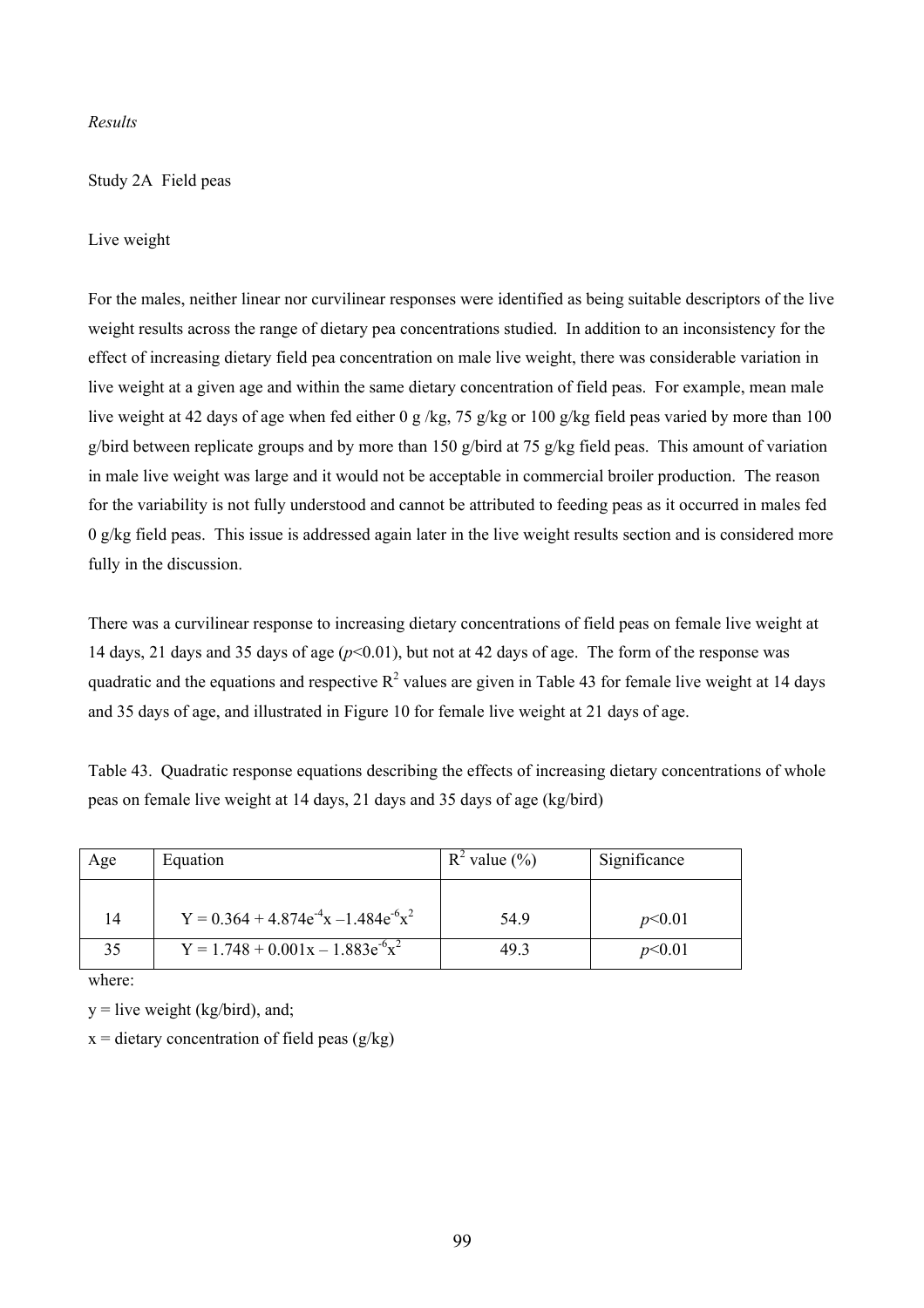*Results*

Study 2A Field peas

Live weight

For the males, neither linear nor curvilinear responses were identified as being suitable descriptors of the live weight results across the range of dietary pea concentrations studied. In addition to an inconsistency for the effect of increasing dietary field pea concentration on male live weight, there was considerable variation in live weight at a given age and within the same dietary concentration of field peas. For example, mean male live weight at 42 days of age when fed either 0 g /kg, 75 g/kg or 100 g/kg field peas varied by more than 100 g/bird between replicate groups and by more than 150 g/bird at 75 g/kg field peas. This amount of variation in male live weight was large and it would not be acceptable in commercial broiler production. The reason for the variability is not fully understood and cannot be attributed to feeding peas as it occurred in males fed 0 g/kg field peas. This issue is addressed again later in the live weight results section and is considered more fully in the discussion.

There was a curvilinear response to increasing dietary concentrations of field peas on female live weight at 14 days, 21 days and 35 days of age ($p<0.01$), but not at 42 days of age. The form of the response was quadratic and the equations and respective $R^2$ values are given in Table 43 for female live weight at 14 days and 35 days of age, and illustrated in Figure 10 for female live weight at 21 days of age.

Table 43. Quadratic response equations describing the effects of increasing dietary concentrations of whole peas on female live weight at 14 days, 21 days and 35 days of age (kg/bird)

| Age | Equation | $R^2$ value (%) | Significance |
|---|---|---|---|
| 14 | $Y = 0.364 + 4.874e^{-4}x - 1.484e^{-6}x^2$ | 54.9 | $p<0.01$ |
| 35 | $Y = 1.748 + 0.001x - 1.883e^{-6}x^2$ | 49.3 | $p<0.01$ |

where:

y = live weight (kg/bird), and;

x = dietary concentration of field peas (g/kg)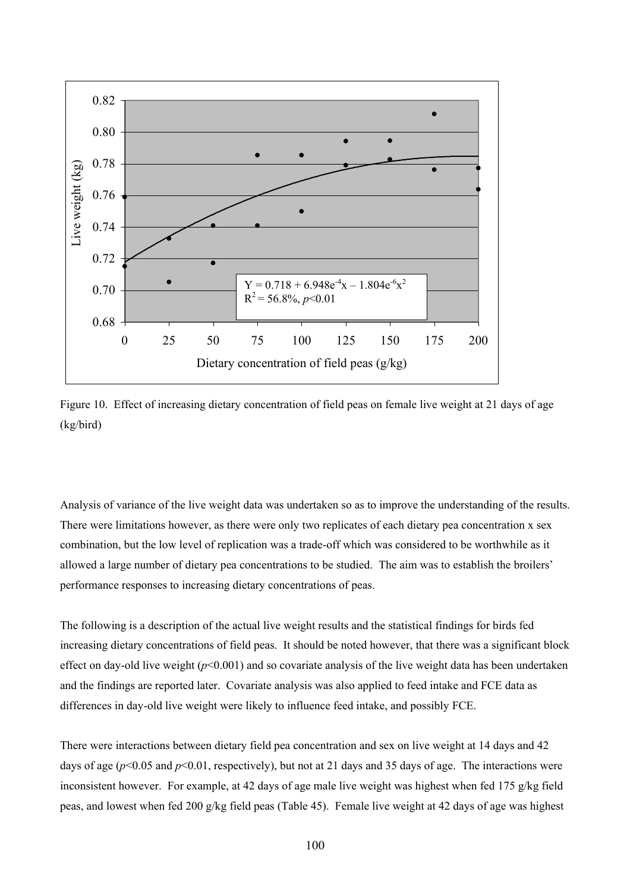Figure 10. Effect of increasing dietary concentration of field peas on female live weight at 21 days of age (kg/bird)

Analysis of variance of the live weight data was undertaken so as to improve the understanding of the results. There were limitations however, as there were only two replicates of each dietary pea concentration x sex combination, but the low level of replication was a trade-off which was considered to be worthwhile as it allowed a large number of dietary pea concentrations to be studied. The aim was to establish the broilers' performance responses to increasing dietary concentrations of peas.

The following is a description of the actual live weight results and the statistical findings for birds fed increasing dietary concentrations of field peas. It should be noted however, that there was a significant block effect on day-old live weight ($p<0.001$) and so covariate analysis of the live weight data has been undertaken and the findings are reported later. Covariate analysis was also applied to feed intake and FCE data as differences in day-old live weight were likely to influence feed intake, and possibly FCE.

There were interactions between dietary field pea concentration and sex on live weight at 14 days and 42 days of age ($p<0.05$ and $p<0.01$, respectively), but not at 21 days and 35 days of age. The interactions were inconsistent however. For example, at 42 days of age male live weight was highest when fed 175 g/kg field peas, and lowest when fed 200 g/kg field peas (Table 45). Female live weight at 42 days of age was highest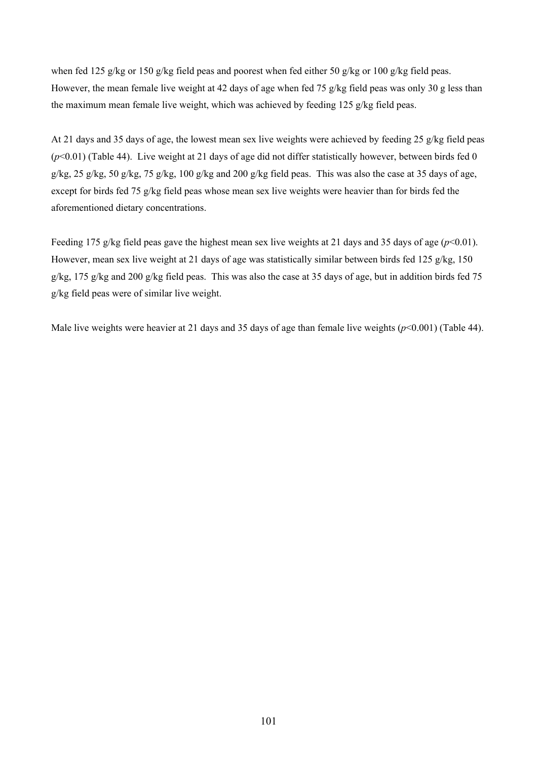when fed 125 g/kg or 150 g/kg field peas and poorest when fed either 50 g/kg or 100 g/kg field peas. However, the mean female live weight at 42 days of age when fed 75 g/kg field peas was only 30 g less than the maximum mean female live weight, which was achieved by feeding 125 g/kg field peas.

At 21 days and 35 days of age, the lowest mean sex live weights were achieved by feeding 25 g/kg field peas ($p$<0.01) (Table 44). Live weight at 21 days of age did not differ statistically however, between birds fed 0 g/kg, 25 g/kg, 50 g/kg, 75 g/kg, 100 g/kg and 200 g/kg field peas. This was also the case at 35 days of age, except for birds fed 75 g/kg field peas whose mean sex live weights were heavier than for birds fed the aforementioned dietary concentrations.

Feeding 175 g/kg field peas gave the highest mean sex live weights at 21 days and 35 days of age ($p$<0.01). However, mean sex live weight at 21 days of age was statistically similar between birds fed 125 g/kg, 150 g/kg, 175 g/kg and 200 g/kg field peas. This was also the case at 35 days of age, but in addition birds fed 75 g/kg field peas were of similar live weight.

Male live weights were heavier at 21 days and 35 days of age than female live weights ($p$<0.001) (Table 44).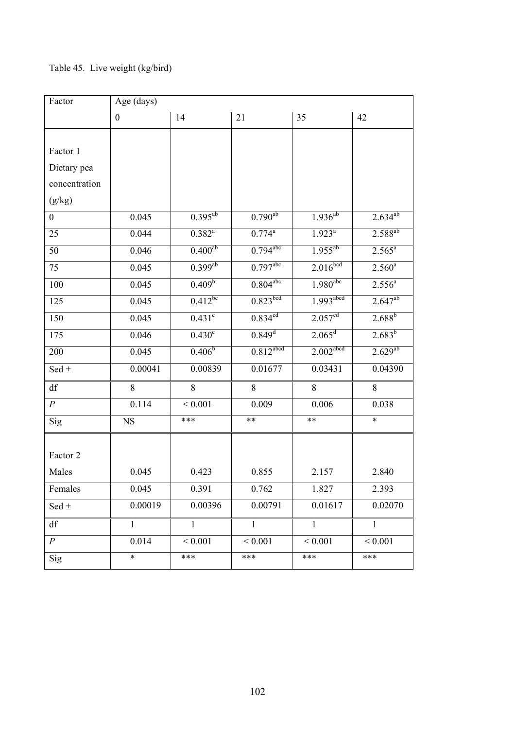Table 45. Live weight (kg/bird)

| Factor | Age (days) | | | | |
|---|---|---|---|---|---|
| | 0 | 14 | 21 | 35 | 42 |
| Factor 1 Dietary pea concentration (g/kg) | | | | | |
| 0 | 0.045 | 0.395[ab] | 0.790[ab] | 1.936[ab] | 2.634[ab] |
| 25 | 0.044 | 0.382[a] | 0.774[a] | 1.923[a] | 2.588[ab] |
| 50 | 0.046 | 0.400[ab] | 0.794[abc] | 1.955[ab] | 2.565[a] |
| 75 | 0.045 | 0.399[ab] | 0.797[abc] | 2.016[bcd] | 2.560[a] |
| 100 | 0.045 | 0.409[b] | 0.804[abc] | 1.980[abc] | 2.556[a] |
| 125 | 0.045 | 0.412[bc] | 0.823[bcd] | 1.993[abcd] | 2.647[ab] |
| 150 | 0.045 | 0.431[c] | 0.834[cd] | 2.057[cd] | 2.688[b] |
| 175 | 0.046 | 0.430[c] | 0.849[d] | 2.065[d] | 2.683[b] |
| 200 | 0.045 | 0.406[b] | 0.812[abcd] | 2.002[abcd] | 2.629[ab] |
| Sed ± | 0.00041 | 0.00839 | 0.01677 | 0.03431 | 0.04390 |
| df | 8 | 8 | 8 | 8 | 8 |
| *P* | 0.114 | < 0.001 | 0.009 | 0.006 | 0.038 |
| Sig | NS | *** | ** | ** | * |
| Factor 2 | | | | | |
| Males | 0.045 | 0.423 | 0.855 | 2.157 | 2.840 |
| Females | 0.045 | 0.391 | 0.762 | 1.827 | 2.393 |
| Sed ± | 0.00019 | 0.00396 | 0.00791 | 0.01617 | 0.02070 |
| df | 1 | 1 | 1 | 1 | 1 |
| *P* | 0.014 | < 0.001 | < 0.001 | < 0.001 | < 0.001 |
| Sig | * | *** | *** | *** | *** |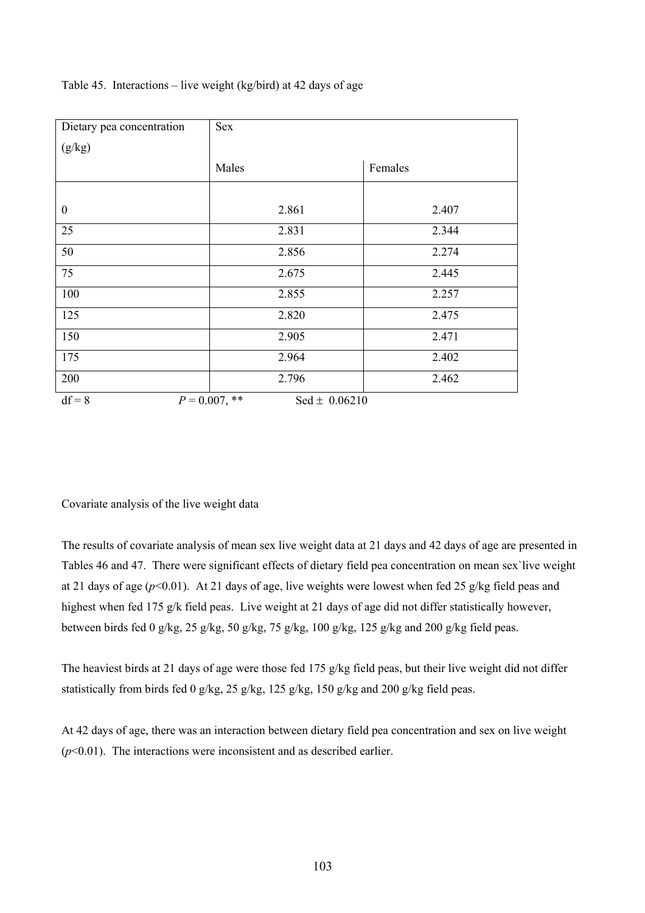Table 45. Interactions – live weight (kg/bird) at 42 days of age

| Dietary pea concentration (g/kg) | Sex | |
|---|---|---|
| | Males | Females |
| 0 | 2.861 | 2.407 |
| 25 | 2.831 | 2.344 |
| 50 | 2.856 | 2.274 |
| 75 | 2.675 | 2.445 |
| 100 | 2.855 | 2.257 |
| 125 | 2.820 | 2.475 |
| 150 | 2.905 | 2.471 |
| 175 | 2.964 | 2.402 |
| 200 | 2.796 | 2.462 |

df = 8 $P = 0.007$, ** Sed ± 0.06210

Covariate analysis of the live weight data

The results of covariate analysis of mean sex live weight data at 21 days and 42 days of age are presented in Tables 46 and 47. There were significant effects of dietary field pea concentration on mean sex`live weight at 21 days of age ($p$<0.01). At 21 days of age, live weights were lowest when fed 25 g/kg field peas and highest when fed 175 g/k field peas. Live weight at 21 days of age did not differ statistically however, between birds fed 0 g/kg, 25 g/kg, 50 g/kg, 75 g/kg, 100 g/kg, 125 g/kg and 200 g/kg field peas.

The heaviest birds at 21 days of age were those fed 175 g/kg field peas, but their live weight did not differ statistically from birds fed 0 g/kg, 25 g/kg, 125 g/kg, 150 g/kg and 200 g/kg field peas.

At 42 days of age, there was an interaction between dietary field pea concentration and sex on live weight ($p$<0.01). The interactions were inconsistent and as described earlier.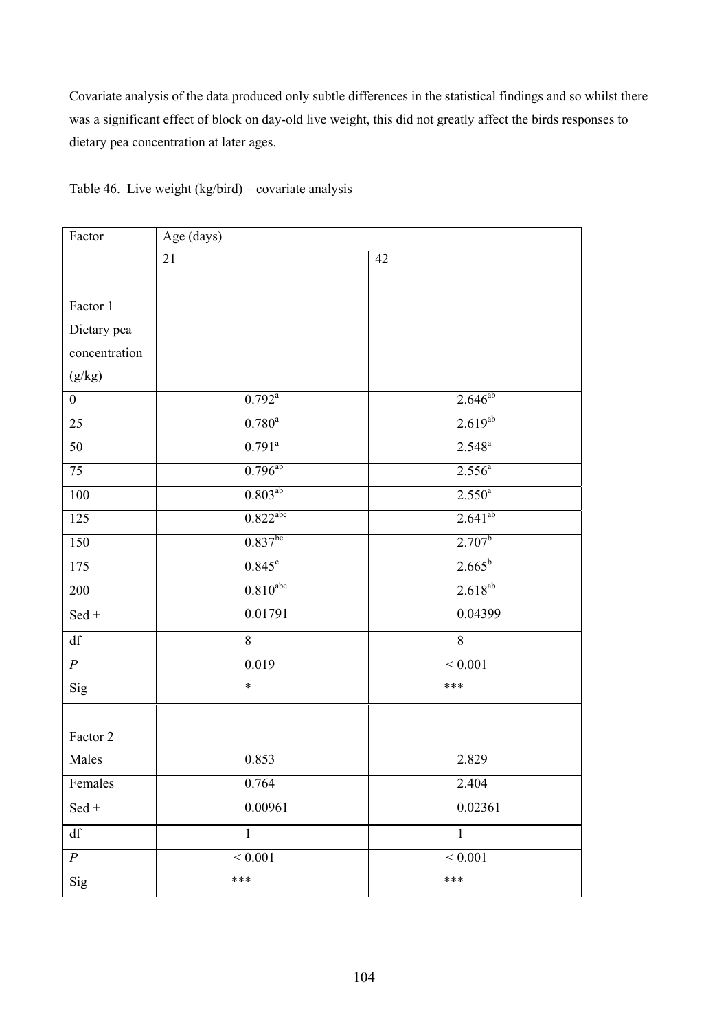Covariate analysis of the data produced only subtle differences in the statistical findings and so whilst there was a significant effect of block on day-old live weight, this did not greatly affect the birds responses to dietary pea concentration at later ages.

Table 46. Live weight (kg/bird) – covariate analysis

| Factor | Age (days) | |
|---|---|---|
| | 21 | 42 |
| Factor 1 Dietary pea concentration (g/kg) | | |
| 0 | 0.792[a] | 2.646[ab] |
| 25 | 0.780[a] | 2.619[ab] |
| 50 | 0.791[a] | 2.548[a] |
| 75 | 0.796[ab] | 2.556[a] |
| 100 | 0.803[ab] | 2.550[a] |
| 125 | 0.822[abc] | 2.641[ab] |
| 150 | 0.837[bc] | 2.707[b] |
| 175 | 0.845[c] | 2.665[b] |
| 200 | 0.810[abc] | 2.618[ab] |
| Sed ± | 0.01791 | 0.04399 |
| df | 8 | 8 |
| $P$ | 0.019 | < 0.001 |
| Sig | * | *** |
| Factor 2 | | |
| Males | 0.853 | 2.829 |
| Females | 0.764 | 2.404 |
| Sed ± | 0.00961 | 0.02361 |
| df | 1 | 1 |
| $P$ | < 0.001 | < 0.001 |
| Sig | *** | *** |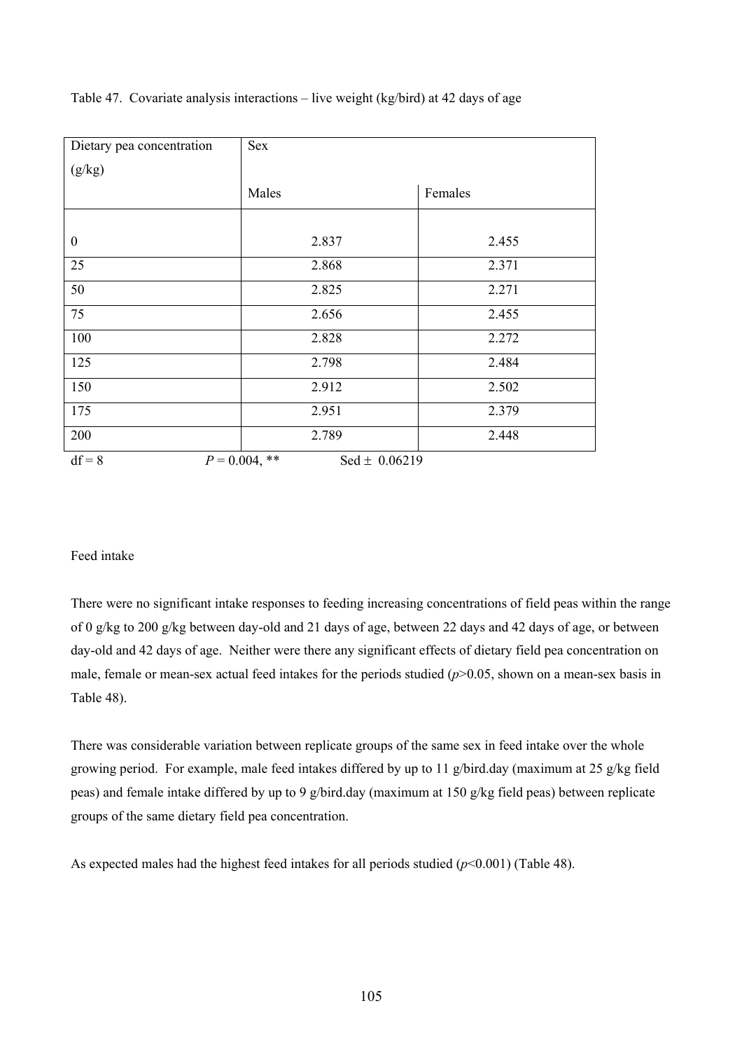Table 47. Covariate analysis interactions – live weight (kg/bird) at 42 days of age

| Dietary pea concentration (g/kg) | Sex | |
|---|---|---|
| | Males | Females |
| 0 | 2.837 | 2.455 |
| 25 | 2.868 | 2.371 |
| 50 | 2.825 | 2.271 |
| 75 | 2.656 | 2.455 |
| 100 | 2.828 | 2.272 |
| 125 | 2.798 | 2.484 |
| 150 | 2.912 | 2.502 |
| 175 | 2.951 | 2.379 |
| 200 | 2.789 | 2.448 |

df = 8 $P = 0.004$, ** Sed ± 0.06219

Feed intake

There were no significant intake responses to feeding increasing concentrations of field peas within the range of 0 g/kg to 200 g/kg between day-old and 21 days of age, between 22 days and 42 days of age, or between day-old and 42 days of age. Neither were there any significant effects of dietary field pea concentration on male, female or mean-sex actual feed intakes for the periods studied ($p$>0.05, shown on a mean-sex basis in Table 48).

There was considerable variation between replicate groups of the same sex in feed intake over the whole growing period. For example, male feed intakes differed by up to 11 g/bird.day (maximum at 25 g/kg field peas) and female intake differed by up to 9 g/bird.day (maximum at 150 g/kg field peas) between replicate groups of the same dietary field pea concentration.

As expected males had the highest feed intakes for all periods studied ($p$<0.001) (Table 48).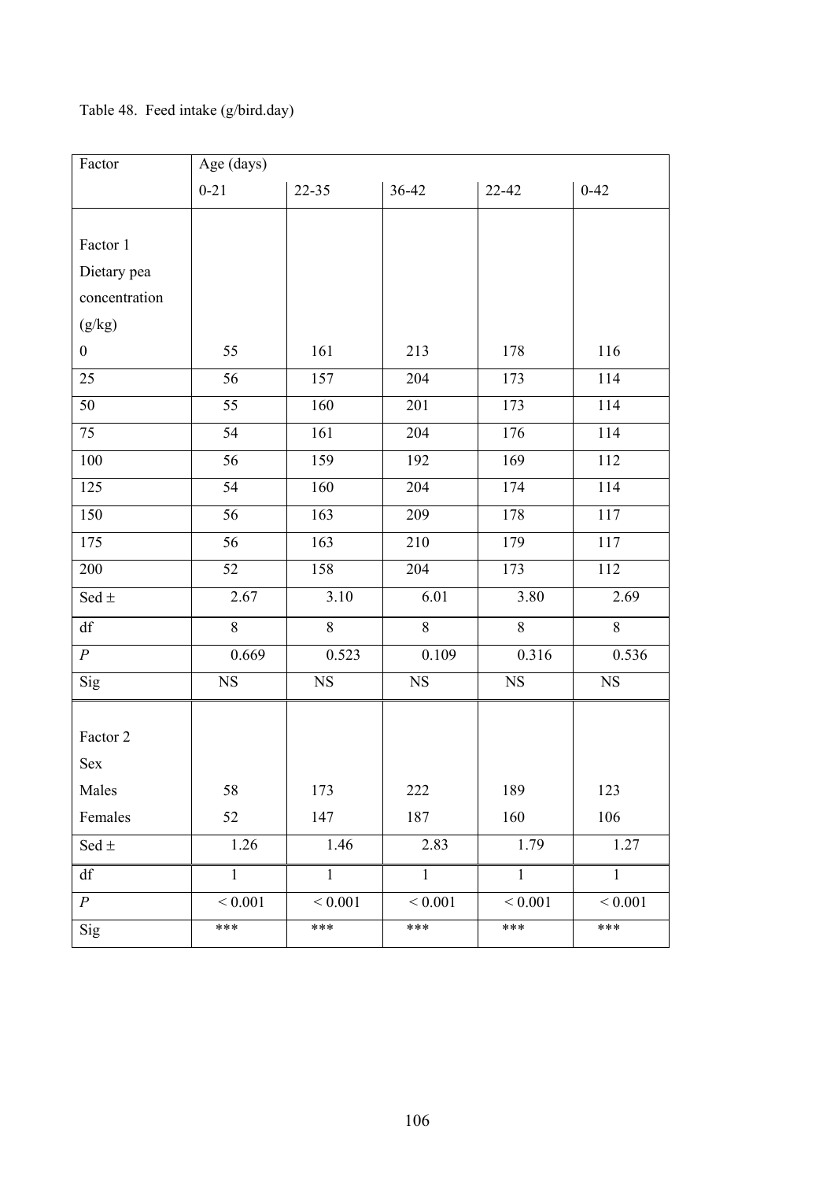Table 48. Feed intake (g/bird.day)

| Factor | Age (days) | | | | |
|---|---|---|---|---|---|
| | 0-21 | 22-35 | 36-42 | 22-42 | 0-42 |
| Factor 1 Dietary pea concentration (g/kg) | | | | | |
| 0 | 55 | 161 | 213 | 178 | 116 |
| 25 | 56 | 157 | 204 | 173 | 114 |
| 50 | 55 | 160 | 201 | 173 | 114 |
| 75 | 54 | 161 | 204 | 176 | 114 |
| 100 | 56 | 159 | 192 | 169 | 112 |
| 125 | 54 | 160 | 204 | 174 | 114 |
| 150 | 56 | 163 | 209 | 178 | 117 |
| 175 | 56 | 163 | 210 | 179 | 117 |
| 200 | 52 | 158 | 204 | 173 | 112 |
| Sed ± | 2.67 | 3.10 | 6.01 | 3.80 | 2.69 |
| df | 8 | 8 | 8 | 8 | 8 |
| *P* | 0.669 | 0.523 | 0.109 | 0.316 | 0.536 |
| Sig | NS | NS | NS | NS | NS |
| Factor 2 Sex | | | | | |
| Males | 58 | 173 | 222 | 189 | 123 |
| Females | 52 | 147 | 187 | 160 | 106 |
| Sed ± | 1.26 | 1.46 | 2.83 | 1.79 | 1.27 |
| df | 1 | 1 | 1 | 1 | 1 |
| *P* | < 0.001 | < 0.001 | < 0.001 | < 0.001 | < 0.001 |
| Sig | *** | *** | *** | *** | *** |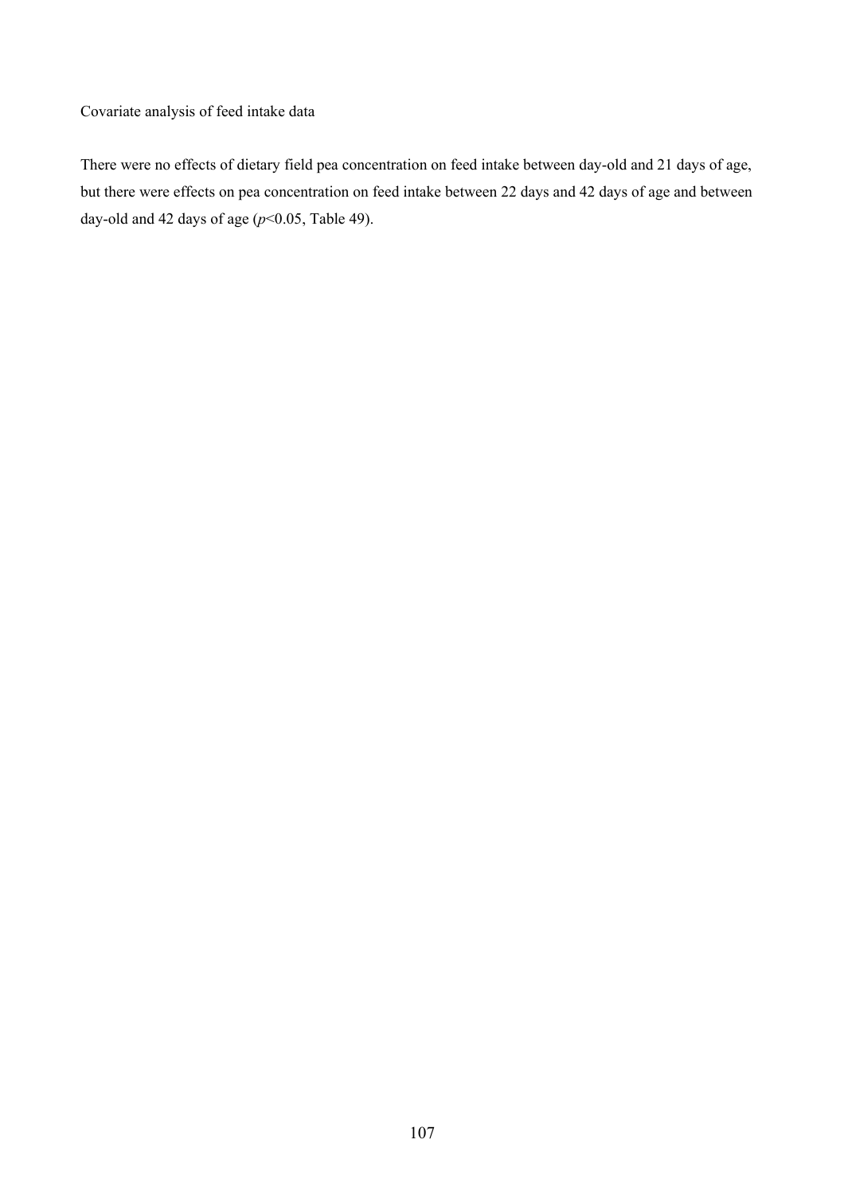Covariate analysis of feed intake data

There were no effects of dietary field pea concentration on feed intake between day-old and 21 days of age, but there were effects on pea concentration on feed intake between 22 days and 42 days of age and between day-old and 42 days of age ($p$<0.05, Table 49).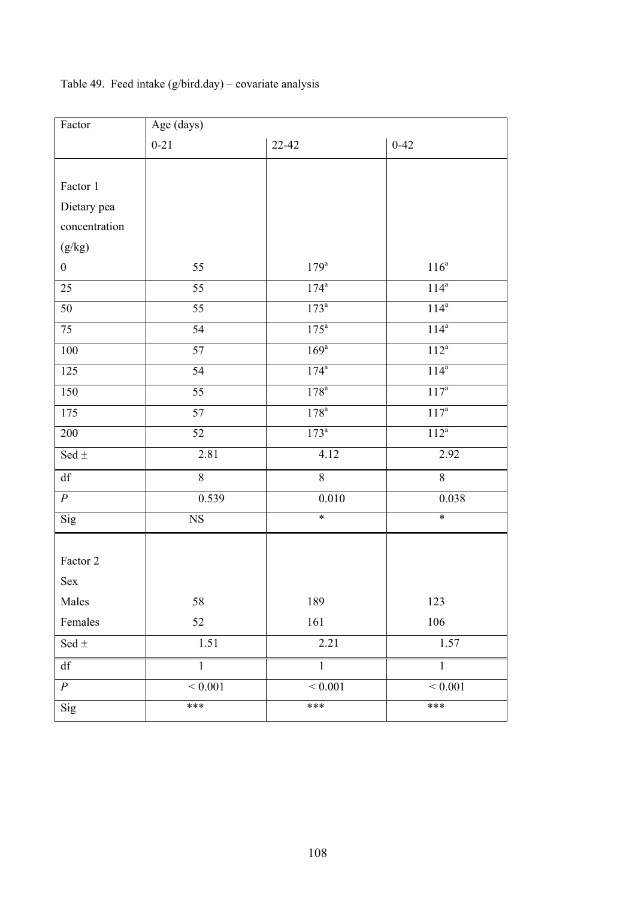Table 49. Feed intake (g/bird.day) – covariate analysis

| Factor | Age (days) | | |
|---|---|---|---|
| | 0-21 | 22-42 | 0-42 |
| Factor 1 Dietary pea concentration (g/kg) | | | |
| 0 | 55 | 179[a] | 116[a] |
| 25 | 55 | 174[a] | 114[a] |
| 50 | 55 | 173[a] | 114[a] |
| 75 | 54 | 175[a] | 114[a] |
| 100 | 57 | 169[a] | 112[a] |
| 125 | 54 | 174[a] | 114[a] |
| 150 | 55 | 178[a] | 117[a] |
| 175 | 57 | 178[a] | 117[a] |
| 200 | 52 | 173[a] | 112[a] |
| Sed ± | 2.81 | 4.12 | 2.92 |
| df | 8 | 8 | 8 |
| *P* | 0.539 | 0.010 | 0.038 |
| Sig | NS | * | * |
| Factor 2 Sex | | | |
| Males | 58 | 189 | 123 |
| Females | 52 | 161 | 106 |
| Sed ± | 1.51 | 2.21 | 1.57 |
| df | 1 | 1 | 1 |
| *P* | < 0.001 | < 0.001 | < 0.001 |
| Sig | *** | *** | *** |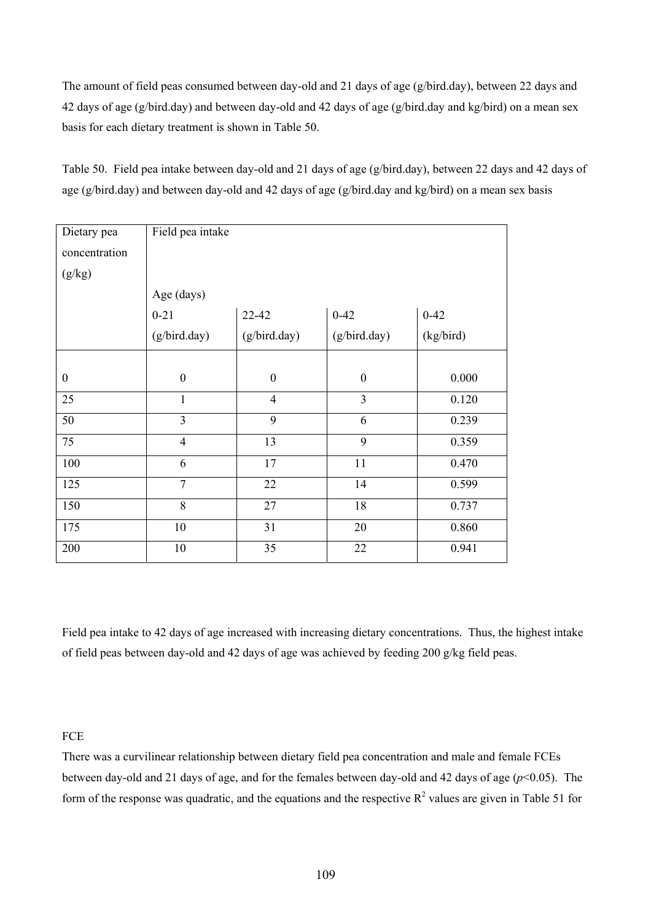The amount of field peas consumed between day-old and 21 days of age (g/bird.day), between 22 days and 42 days of age (g/bird.day) and between day-old and 42 days of age (g/bird.day and kg/bird) on a mean sex basis for each dietary treatment is shown in Table 50.

Table 50. Field pea intake between day-old and 21 days of age (g/bird.day), between 22 days and 42 days of age (g/bird.day) and between day-old and 42 days of age (g/bird.day and kg/bird) on a mean sex basis

| Dietary pea concentration (g/kg) | Field pea intake | | | |
|---|---|---|---|---|
| | Age (days) | | | |
| | 0-21 (g/bird.day) | 22-42 (g/bird.day) | 0-42 (g/bird.day) | 0-42 (kg/bird) |
| 0 | 0 | 0 | 0 | 0.000 |
| 25 | 1 | 4 | 3 | 0.120 |
| 50 | 3 | 9 | 6 | 0.239 |
| 75 | 4 | 13 | 9 | 0.359 |
| 100 | 6 | 17 | 11 | 0.470 |
| 125 | 7 | 22 | 14 | 0.599 |
| 150 | 8 | 27 | 18 | 0.737 |
| 175 | 10 | 31 | 20 | 0.860 |
| 200 | 10 | 35 | 22 | 0.941 |

Field pea intake to 42 days of age increased with increasing dietary concentrations. Thus, the highest intake of field peas between day-old and 42 days of age was achieved by feeding 200 g/kg field peas.

FCE

There was a curvilinear relationship between dietary field pea concentration and male and female FCEs between day-old and 21 days of age, and for the females between day-old and 42 days of age ($p<0.05$). The form of the response was quadratic, and the equations and the respective $R^2$ values are given in Table 51 for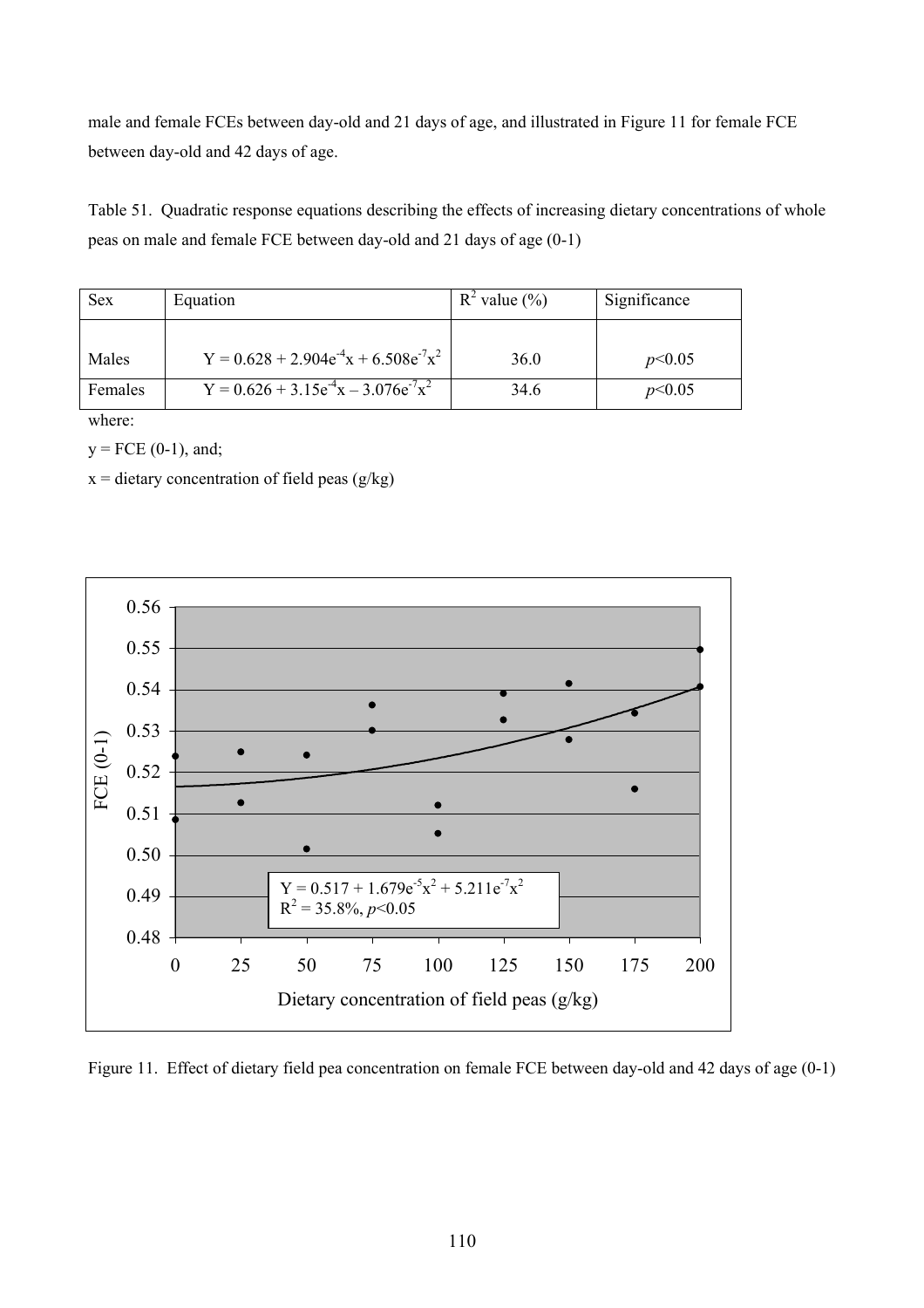male and female FCEs between day-old and 21 days of age, and illustrated in Figure 11 for female FCE between day-old and 42 days of age.

Table 51. Quadratic response equations describing the effects of increasing dietary concentrations of whole peas on male and female FCE between day-old and 21 days of age (0-1)

| Sex | Equation | $R^2$ value (%) | Significance |
|---|---|---|---|
| Males | $Y = 0.628 + 2.904e^{-4}x + 6.508e^{-7}x^2$ | 36.0 | $p<0.05$ |
| Females | $Y = 0.626 + 3.15e^{-4}x - 3.076e^{-7}x^2$ | 34.6 | $p<0.05$ |

where:

$y$ = FCE (0-1), and;

$x$ = dietary concentration of field peas (g/kg)

FCE (0-1)

0.56
0.55
0.54
0.53
0.52
0.51
0.50
0.49
0.48

$Y = 0.517 + 1.679e^{-5}x^2 + 5.211e^{-7}x^2$

$R^2 = 35.8\%$, $p<0.05$

0 25 50 75 100 125 150 175 200

Dietary concentration of field peas (g/kg)

Figure 11. Effect of dietary field pea concentration on female FCE between day-old and 42 days of age (0-1)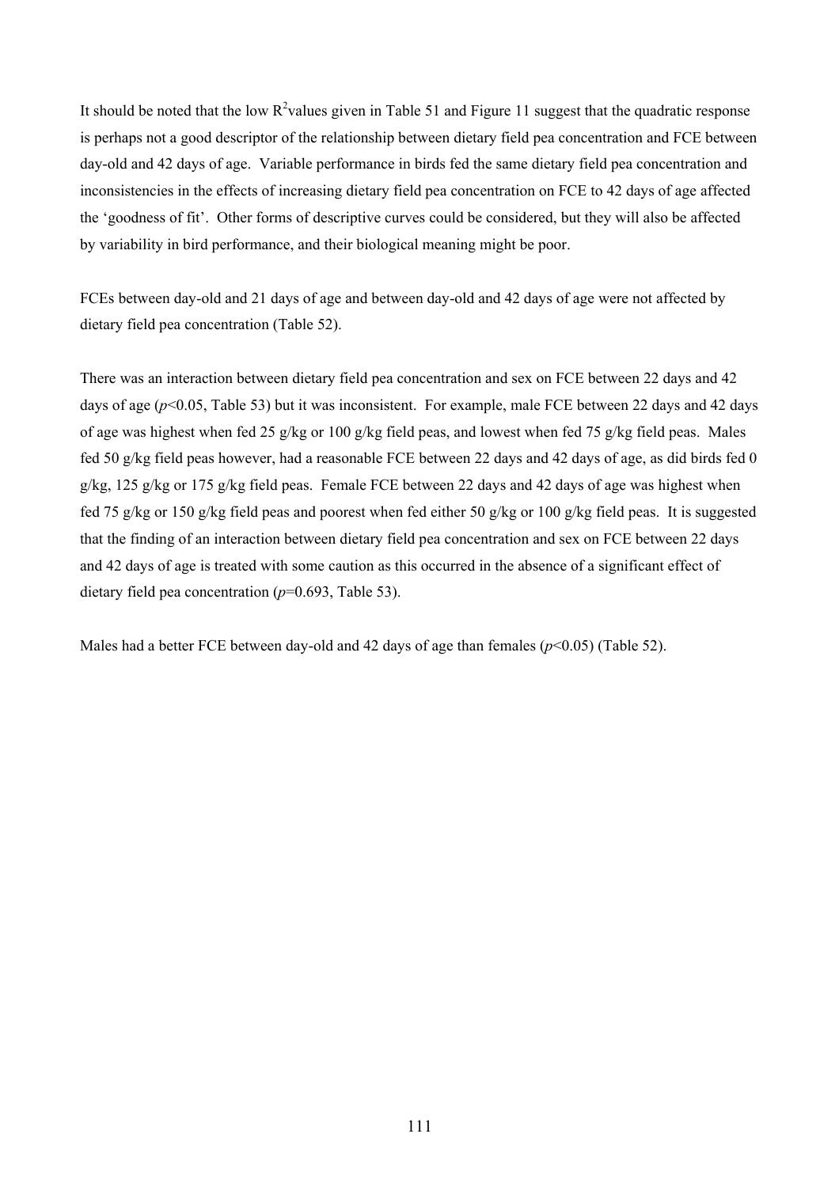It should be noted that the low $R^2$values given in Table 51 and Figure 11 suggest that the quadratic response is perhaps not a good descriptor of the relationship between dietary field pea concentration and FCE between day-old and 42 days of age. Variable performance in birds fed the same dietary field pea concentration and inconsistencies in the effects of increasing dietary field pea concentration on FCE to 42 days of age affected the 'goodness of fit'. Other forms of descriptive curves could be considered, but they will also be affected by variability in bird performance, and their biological meaning might be poor.

FCEs between day-old and 21 days of age and between day-old and 42 days of age were not affected by dietary field pea concentration (Table 52).

There was an interaction between dietary field pea concentration and sex on FCE between 22 days and 42 days of age ($p<0.05$, Table 53) but it was inconsistent. For example, male FCE between 22 days and 42 days of age was highest when fed 25 g/kg or 100 g/kg field peas, and lowest when fed 75 g/kg field peas. Males fed 50 g/kg field peas however, had a reasonable FCE between 22 days and 42 days of age, as did birds fed 0 g/kg, 125 g/kg or 175 g/kg field peas. Female FCE between 22 days and 42 days of age was highest when fed 75 g/kg or 150 g/kg field peas and poorest when fed either 50 g/kg or 100 g/kg field peas. It is suggested that the finding of an interaction between dietary field pea concentration and sex on FCE between 22 days and 42 days of age is treated with some caution as this occurred in the absence of a significant effect of dietary field pea concentration ($p=0.693$, Table 53).

Males had a better FCE between day-old and 42 days of age than females ($p<0.05$) (Table 52).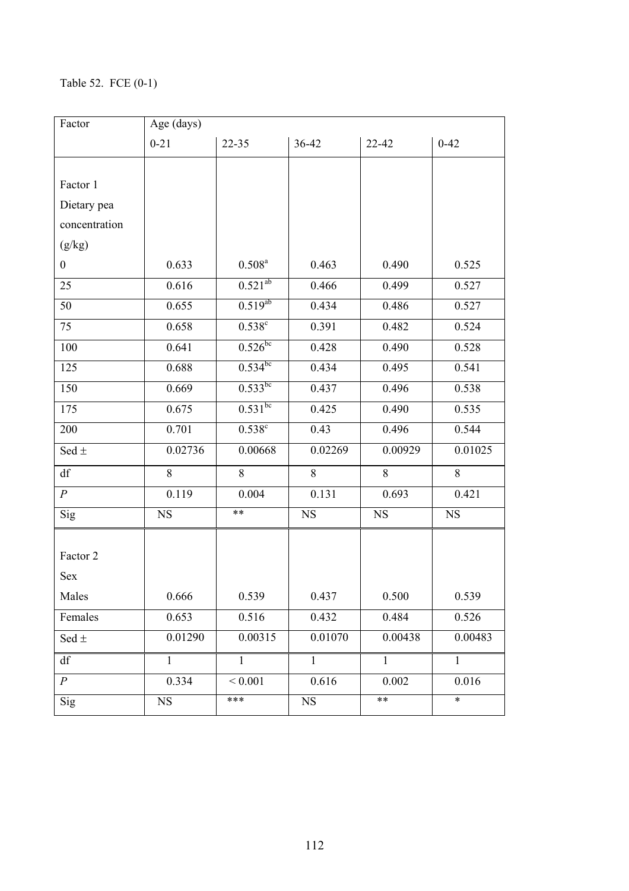Table 52. FCE (0-1)

| Factor | Age (days) | | | | |
|---|---|---|---|---|---|
| | 0-21 | 22-35 | 36-42 | 22-42 | 0-42 |
| Factor 1 Dietary pea concentration (g/kg) | | | | | |
| 0 | 0.633 | 0.508[a] | 0.463 | 0.490 | 0.525 |
| 25 | 0.616 | 0.521[ab] | 0.466 | 0.499 | 0.527 |
| 50 | 0.655 | 0.519[ab] | 0.434 | 0.486 | 0.527 |
| 75 | 0.658 | 0.538[c] | 0.391 | 0.482 | 0.524 |
| 100 | 0.641 | 0.526[bc] | 0.428 | 0.490 | 0.528 |
| 125 | 0.688 | 0.534[bc] | 0.434 | 0.495 | 0.541 |
| 150 | 0.669 | 0.533[bc] | 0.437 | 0.496 | 0.538 |
| 175 | 0.675 | 0.531[bc] | 0.425 | 0.490 | 0.535 |
| 200 | 0.701 | 0.538[c] | 0.43 | 0.496 | 0.544 |
| Sed ± | 0.02736 | 0.00668 | 0.02269 | 0.00929 | 0.01025 |
| df | 8 | 8 | 8 | 8 | 8 |
| *P* | 0.119 | 0.004 | 0.131 | 0.693 | 0.421 |
| Sig | NS | ** | NS | NS | NS |
| Factor 2 Sex | | | | | |
| Males | 0.666 | 0.539 | 0.437 | 0.500 | 0.539 |
| Females | 0.653 | 0.516 | 0.432 | 0.484 | 0.526 |
| Sed ± | 0.01290 | 0.00315 | 0.01070 | 0.00438 | 0.00483 |
| df | 1 | 1 | 1 | 1 | 1 |
| *P* | 0.334 | < 0.001 | 0.616 | 0.002 | 0.016 |
| Sig | NS | *** | NS | ** | * |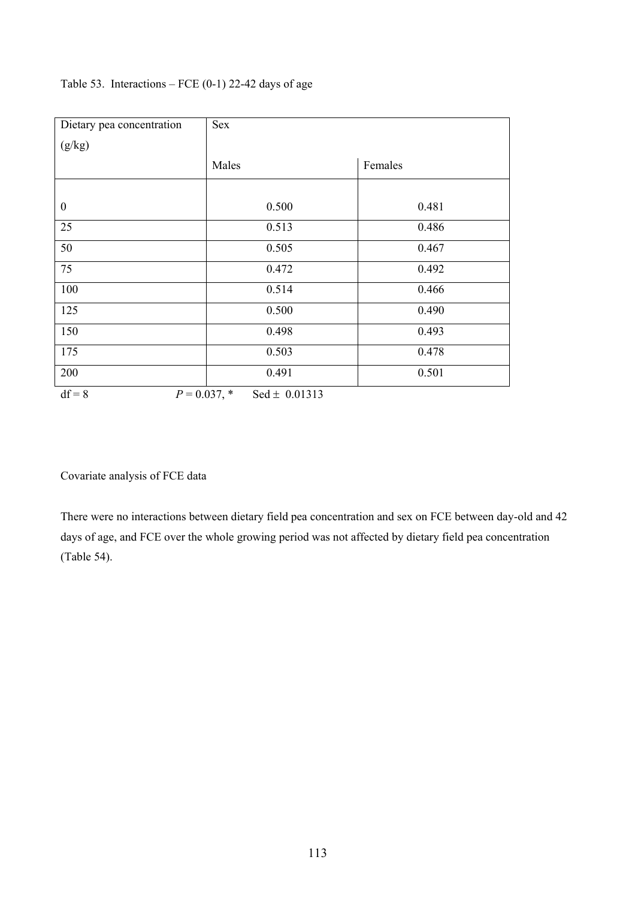Table 53. Interactions – FCE (0-1) 22-42 days of age

| Dietary pea concentration (g/kg) | Sex | |
|---|---|---|
| | Males | Females |
| 0 | 0.500 | 0.481 |
| 25 | 0.513 | 0.486 |
| 50 | 0.505 | 0.467 |
| 75 | 0.472 | 0.492 |
| 100 | 0.514 | 0.466 |
| 125 | 0.500 | 0.490 |
| 150 | 0.498 | 0.493 |
| 175 | 0.503 | 0.478 |
| 200 | 0.491 | 0.501 |

df = 8 $P = 0.037$, * Sed ± 0.01313

Covariate analysis of FCE data

There were no interactions between dietary field pea concentration and sex on FCE between day-old and 42 days of age, and FCE over the whole growing period was not affected by dietary field pea concentration (Table 54).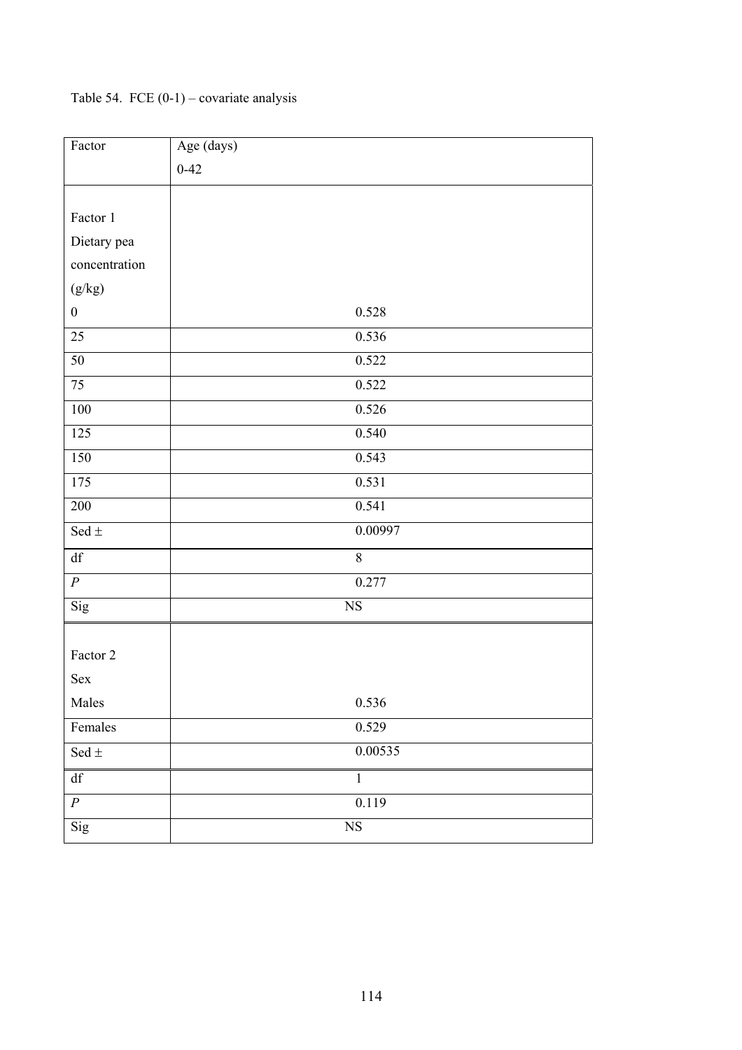Table 54. FCE (0-1) – covariate analysis

| Factor | Age (days) |
|---|---|
| | 0-42 |
| Factor 1 Dietary pea concentration (g/kg) | |
| 0 | 0.528 |
| 25 | 0.536 |
| 50 | 0.522 |
| 75 | 0.522 |
| 100 | 0.526 |
| 125 | 0.540 |
| 150 | 0.543 |
| 175 | 0.531 |
| 200 | 0.541 |
| Sed ± | 0.00997 |
| df | 8 |
| *P* | 0.277 |
| Sig | NS |
| Factor 2 Sex | |
| Males | 0.536 |
| Females | 0.529 |
| Sed ± | 0.00535 |
| df | 1 |
| *P* | 0.119 |
| Sig | NS |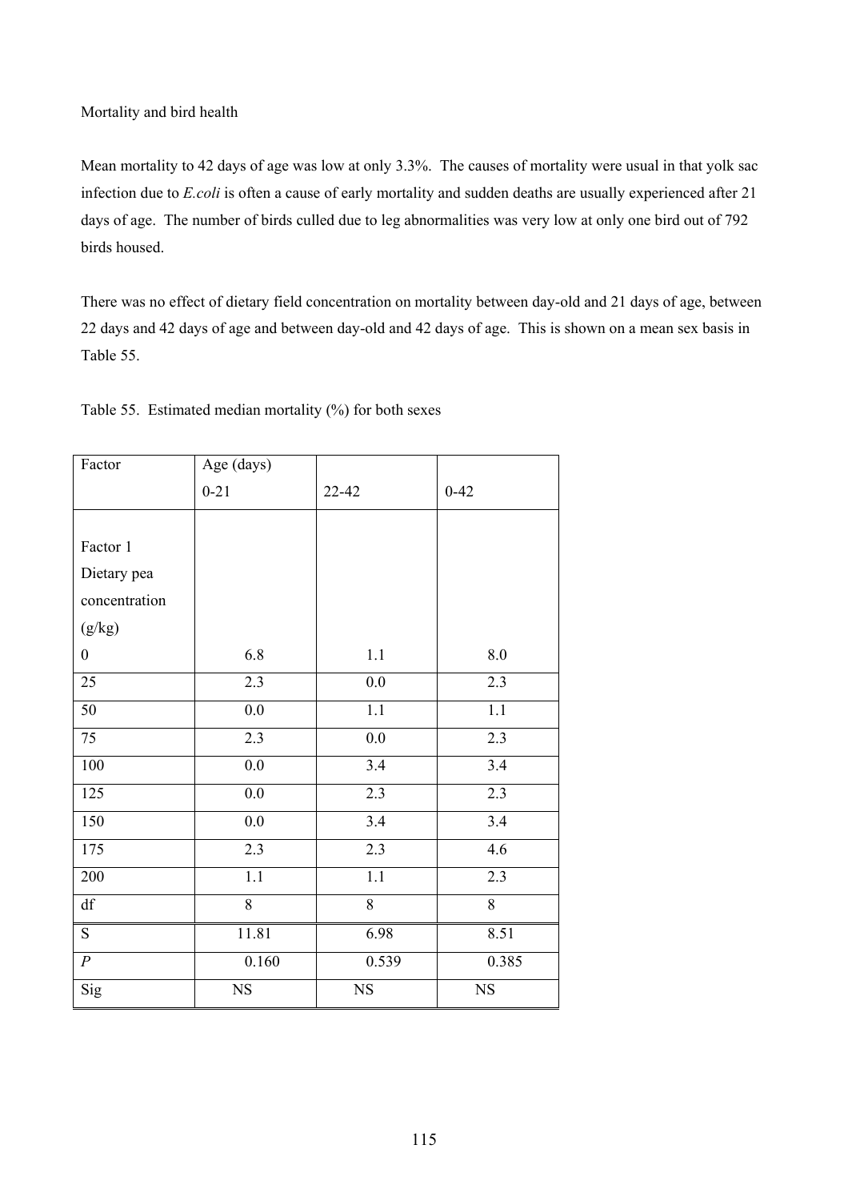Mortality and bird health

Mean mortality to 42 days of age was low at only 3.3%. The causes of mortality were usual in that yolk sac infection due to *E.coli* is often a cause of early mortality and sudden deaths are usually experienced after 21 days of age. The number of birds culled due to leg abnormalities was very low at only one bird out of 792 birds housed.

There was no effect of dietary field concentration on mortality between day-old and 21 days of age, between 22 days and 42 days of age and between day-old and 42 days of age. This is shown on a mean sex basis in Table 55.

Table 55. Estimated median mortality (%) for both sexes

| Factor | Age (days) 0-21 | 22-42 | 0-42 |
|---|---|---|---|
| Factor 1 Dietary pea concentration (g/kg) | | | |
| 0 | 6.8 | 1.1 | 8.0 |
| 25 | 2.3 | 0.0 | 2.3 |
| 50 | 0.0 | 1.1 | 1.1 |
| 75 | 2.3 | 0.0 | 2.3 |
| 100 | 0.0 | 3.4 | 3.4 |
| 125 | 0.0 | 2.3 | 2.3 |
| 150 | 0.0 | 3.4 | 3.4 |
| 175 | 2.3 | 2.3 | 4.6 |
| 200 | 1.1 | 1.1 | 2.3 |
| df | 8 | 8 | 8 |
| S | 11.81 | 6.98 | 8.51 |
| *P* | 0.160 | 0.539 | 0.385 |
| Sig | NS | NS | NS |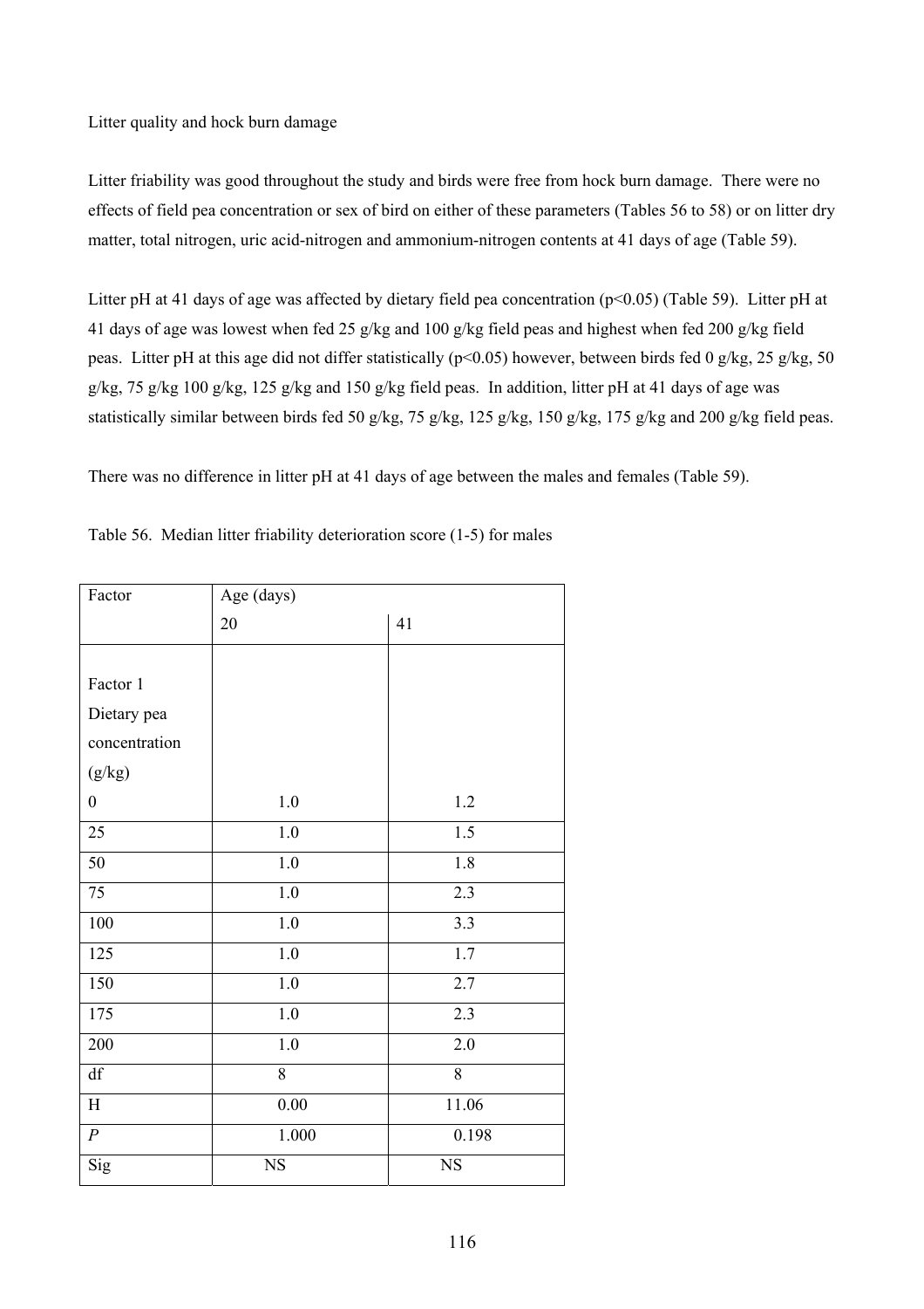Litter quality and hock burn damage

Litter friability was good throughout the study and birds were free from hock burn damage. There were no effects of field pea concentration or sex of bird on either of these parameters (Tables 56 to 58) or on litter dry matter, total nitrogen, uric acid-nitrogen and ammonium-nitrogen contents at 41 days of age (Table 59).

Litter pH at 41 days of age was affected by dietary field pea concentration ($p<0.05$) (Table 59). Litter pH at 41 days of age was lowest when fed 25 g/kg and 100 g/kg field peas and highest when fed 200 g/kg field peas. Litter pH at this age did not differ statistically ($p<0.05$) however, between birds fed 0 g/kg, 25 g/kg, 50 g/kg, 75 g/kg 100 g/kg, 125 g/kg and 150 g/kg field peas. In addition, litter pH at 41 days of age was statistically similar between birds fed 50 g/kg, 75 g/kg, 125 g/kg, 150 g/kg, 175 g/kg and 200 g/kg field peas.

There was no difference in litter pH at 41 days of age between the males and females (Table 59).

Table 56. Median litter friability deterioration score (1-5) for males

| Factor | Age (days) | |
|---|---|---|
| | 20 | 41 |
| Factor 1 Dietary pea concentration (g/kg) | | |
| 0 | 1.0 | 1.2 |
| 25 | 1.0 | 1.5 |
| 50 | 1.0 | 1.8 |
| 75 | 1.0 | 2.3 |
| 100 | 1.0 | 3.3 |
| 125 | 1.0 | 1.7 |
| 150 | 1.0 | 2.7 |
| 175 | 1.0 | 2.3 |
| 200 | 1.0 | 2.0 |
| df | 8 | 8 |
| H | 0.00 | 11.06 |
| *P* | 1.000 | 0.198 |
| Sig | NS | NS |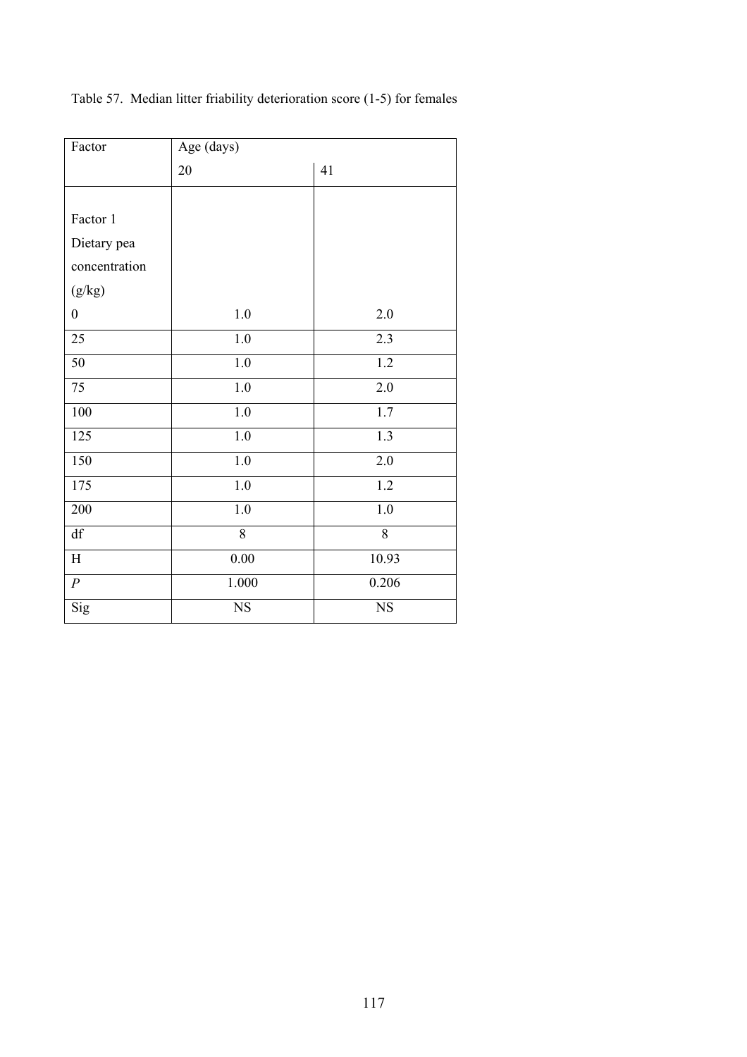Table 57. Median litter friability deterioration score (1-5) for females

| Factor | Age (days) | |
|---|---|---|
| | 20 | 41 |
| Factor 1 Dietary pea concentration (g/kg) | | |
| 0 | 1.0 | 2.0 |
| 25 | 1.0 | 2.3 |
| 50 | 1.0 | 1.2 |
| 75 | 1.0 | 2.0 |
| 100 | 1.0 | 1.7 |
| 125 | 1.0 | 1.3 |
| 150 | 1.0 | 2.0 |
| 175 | 1.0 | 1.2 |
| 200 | 1.0 | 1.0 |
| df | 8 | 8 |
| H | 0.00 | 10.93 |
| *P* | 1.000 | 0.206 |
| Sig | NS | NS |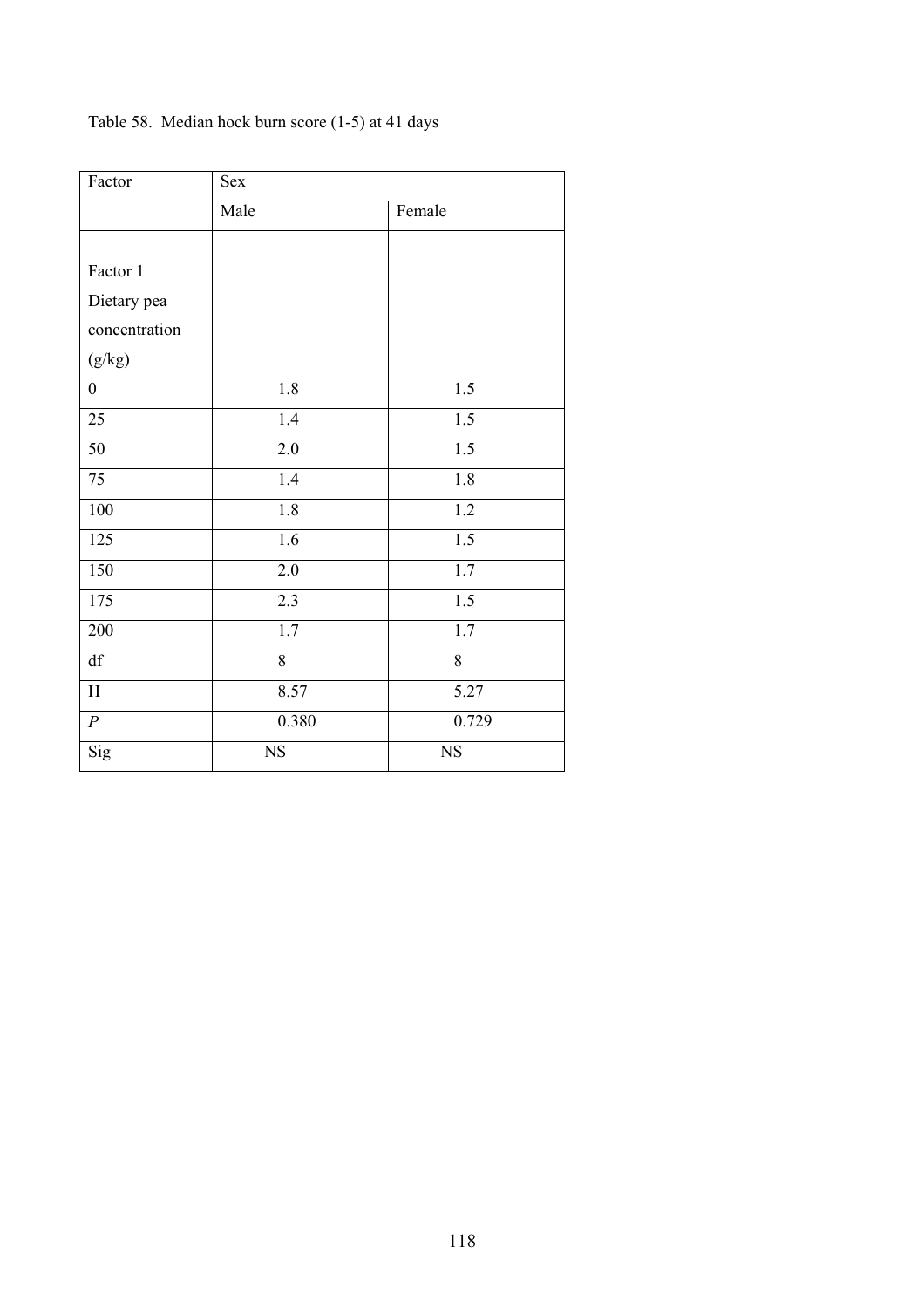Table 58. Median hock burn score (1-5) at 41 days

| Factor | Sex | |
|---|---|---|
| | Male | Female |
| Factor 1 Dietary pea concentration (g/kg) | | |
| 0 | 1.8 | 1.5 |
| 25 | 1.4 | 1.5 |
| 50 | 2.0 | 1.5 |
| 75 | 1.4 | 1.8 |
| 100 | 1.8 | 1.2 |
| 125 | 1.6 | 1.5 |
| 150 | 2.0 | 1.7 |
| 175 | 2.3 | 1.5 |
| 200 | 1.7 | 1.7 |
| df | 8 | 8 |
| H | 8.57 | 5.27 |
| *P* | 0.380 | 0.729 |
| Sig | NS | NS |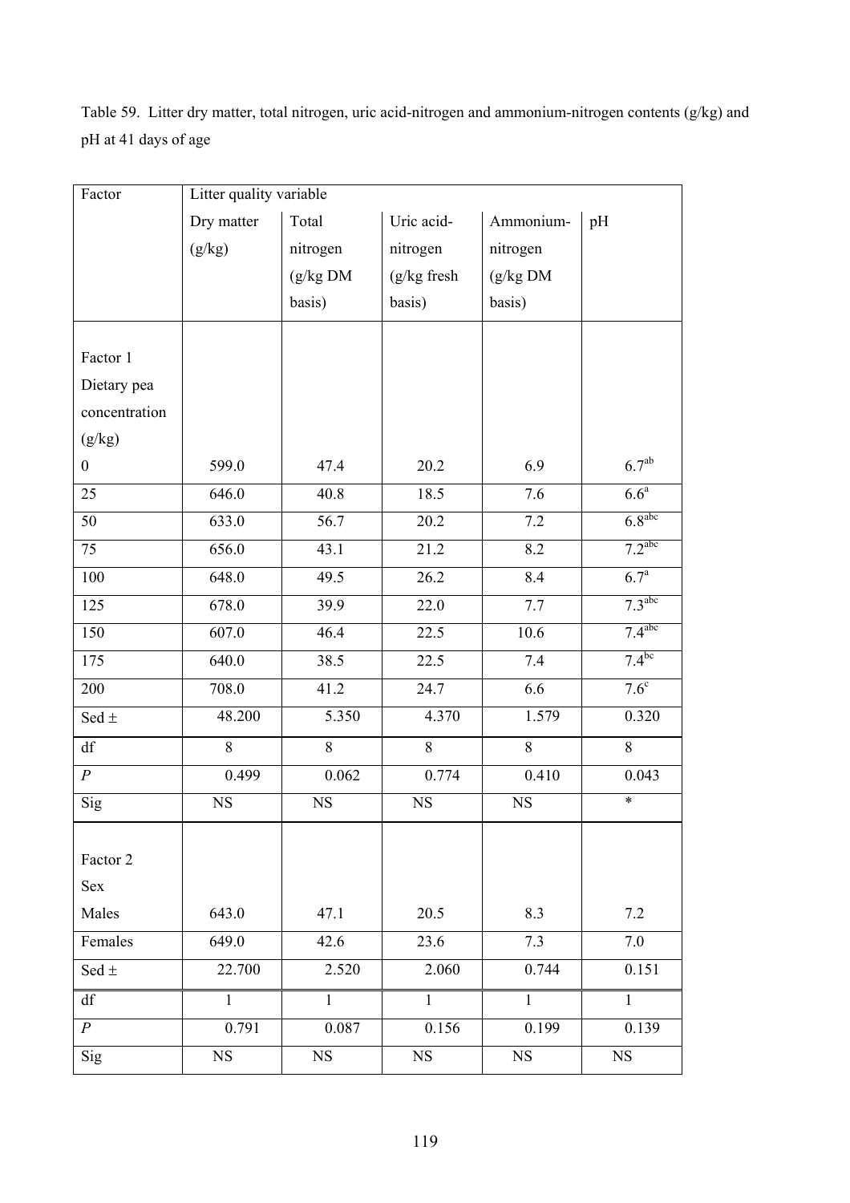Table 59. Litter dry matter, total nitrogen, uric acid-nitrogen and ammonium-nitrogen contents (g/kg) and pH at 41 days of age

| Factor | Litter quality variable | | | | |
|---|---|---|---|---|---|
| | Dry matter (g/kg) | Total nitrogen (g/kg DM basis) | Uric acid-nitrogen (g/kg fresh basis) | Ammonium-nitrogen (g/kg DM basis) | pH |
| Factor 1 Dietary pea concentration (g/kg) | | | | | |
| 0 | 599.0 | 47.4 | 20.2 | 6.9 | $6.7^{ab}$ |
| 25 | 646.0 | 40.8 | 18.5 | 7.6 | $6.6^{a}$ |
| 50 | 633.0 | 56.7 | 20.2 | 7.2 | $6.8^{abc}$ |
| 75 | 656.0 | 43.1 | 21.2 | 8.2 | $7.2^{abc}$ |
| 100 | 648.0 | 49.5 | 26.2 | 8.4 | $6.7^{a}$ |
| 125 | 678.0 | 39.9 | 22.0 | 7.7 | $7.3^{abc}$ |
| 150 | 607.0 | 46.4 | 22.5 | 10.6 | $7.4^{abc}$ |
| 175 | 640.0 | 38.5 | 22.5 | 7.4 | $7.4^{bc}$ |
| 200 | 708.0 | 41.2 | 24.7 | 6.6 | $7.6^{c}$ |
| Sed ± | 48.200 | 5.350 | 4.370 | 1.579 | 0.320 |
| df | 8 | 8 | 8 | 8 | 8 |
| *P* | 0.499 | 0.062 | 0.774 | 0.410 | 0.043 |
| Sig | NS | NS | NS | NS | * |
| Factor 2 Sex | | | | | |
| Males | 643.0 | 47.1 | 20.5 | 8.3 | 7.2 |
| Females | 649.0 | 42.6 | 23.6 | 7.3 | 7.0 |
| Sed ± | 22.700 | 2.520 | 2.060 | 0.744 | 0.151 |
| df | 1 | 1 | 1 | 1 | 1 |
| *P* | 0.791 | 0.087 | 0.156 | 0.199 | 0.139 |
| Sig | NS | NS | NS | NS | NS |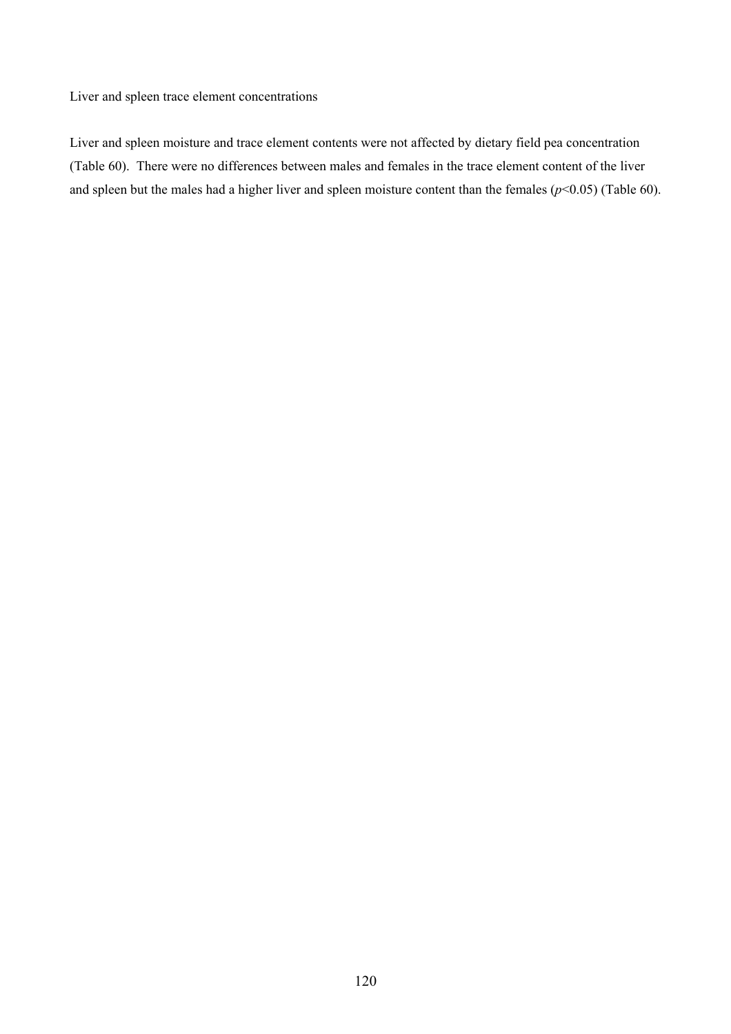Liver and spleen trace element concentrations

Liver and spleen moisture and trace element contents were not affected by dietary field pea concentration (Table 60). There were no differences between males and females in the trace element content of the liver and spleen but the males had a higher liver and spleen moisture content than the females ($p$<0.05) (Table 60).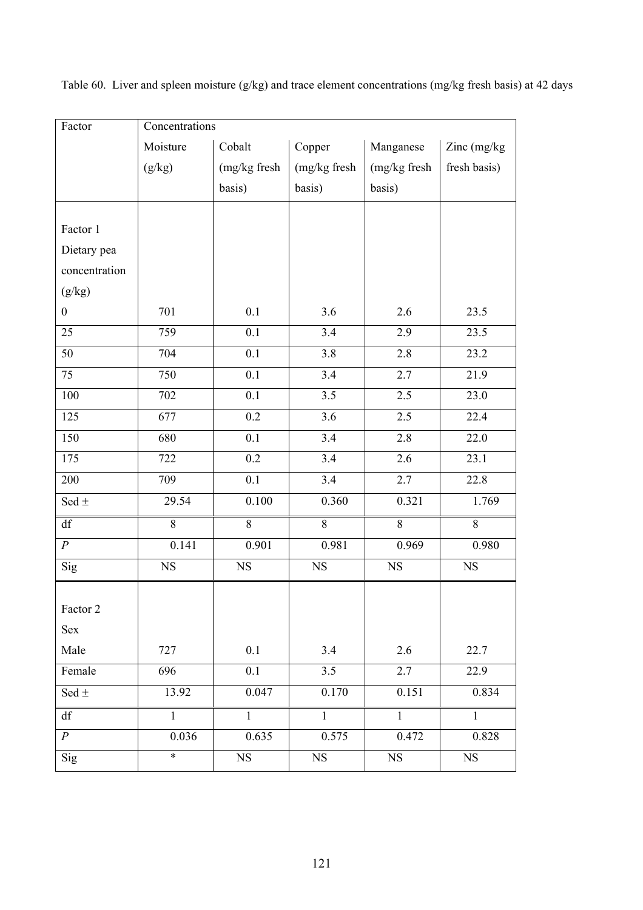Table 60. Liver and spleen moisture (g/kg) and trace element concentrations (mg/kg fresh basis) at 42 days

| Factor | Concentrations | | | | |
|---|---|---|---|---|---|
| | Moisture (g/kg) | Cobalt (mg/kg fresh basis) | Copper (mg/kg fresh basis) | Manganese (mg/kg fresh basis) | Zinc (mg/kg fresh basis) |
| Factor 1 Dietary pea concentration (g/kg) | | | | | |
| 0 | 701 | 0.1 | 3.6 | 2.6 | 23.5 |
| 25 | 759 | 0.1 | 3.4 | 2.9 | 23.5 |
| 50 | 704 | 0.1 | 3.8 | 2.8 | 23.2 |
| 75 | 750 | 0.1 | 3.4 | 2.7 | 21.9 |
| 100 | 702 | 0.1 | 3.5 | 2.5 | 23.0 |
| 125 | 677 | 0.2 | 3.6 | 2.5 | 22.4 |
| 150 | 680 | 0.1 | 3.4 | 2.8 | 22.0 |
| 175 | 722 | 0.2 | 3.4 | 2.6 | 23.1 |
| 200 | 709 | 0.1 | 3.4 | 2.7 | 22.8 |
| Sed ± | 29.54 | 0.100 | 0.360 | 0.321 | 1.769 |
| df | 8 | 8 | 8 | 8 | 8 |
| *P* | 0.141 | 0.901 | 0.981 | 0.969 | 0.980 |
| Sig | NS | NS | NS | NS | NS |
| Factor 2 Sex | | | | | |
| Male | 727 | 0.1 | 3.4 | 2.6 | 22.7 |
| Female | 696 | 0.1 | 3.5 | 2.7 | 22.9 |
| Sed ± | 13.92 | 0.047 | 0.170 | 0.151 | 0.834 |
| df | 1 | 1 | 1 | 1 | 1 |
| *P* | 0.036 | 0.635 | 0.575 | 0.472 | 0.828 |
| Sig | * | NS | NS | NS | NS |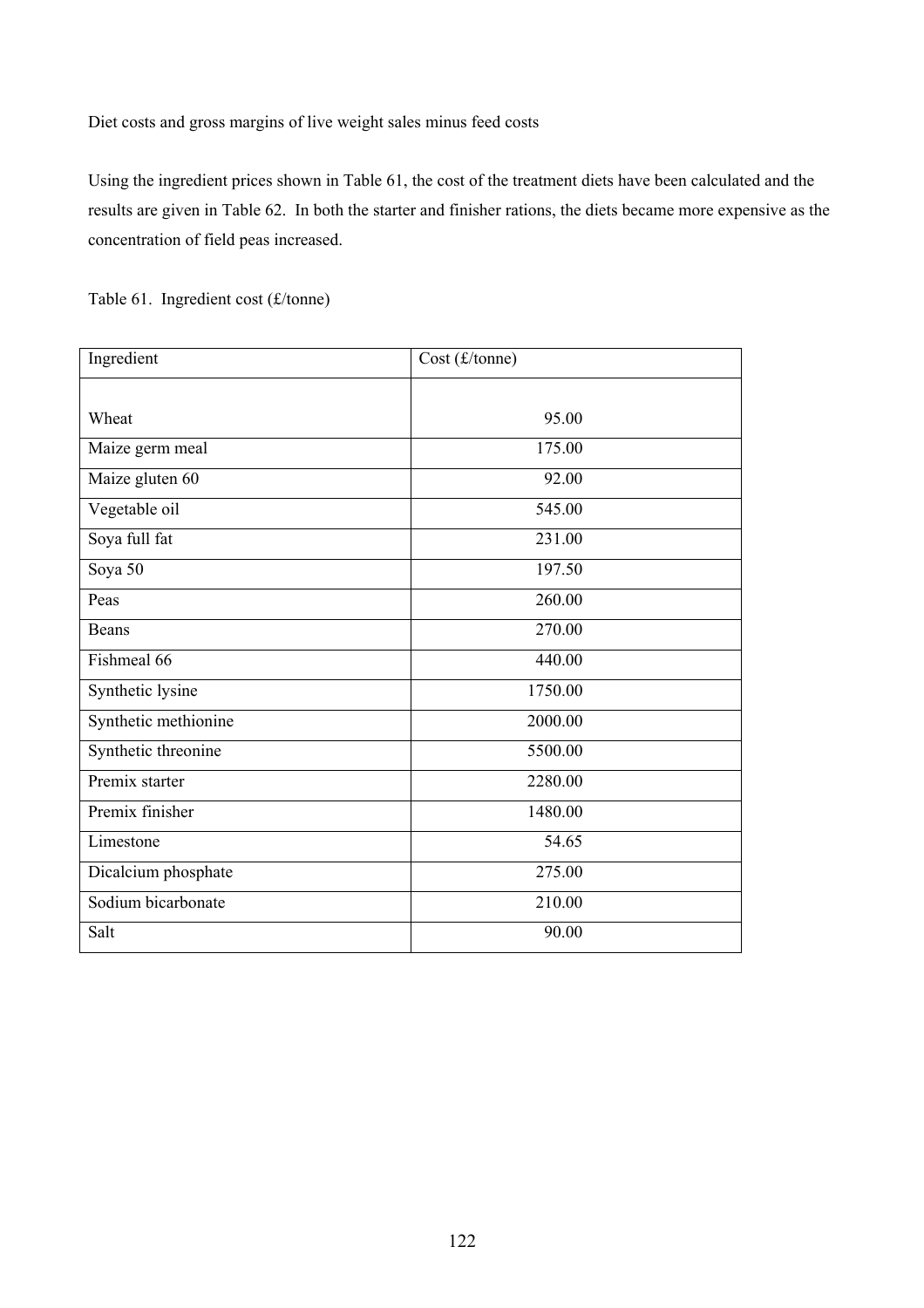Diet costs and gross margins of live weight sales minus feed costs

Using the ingredient prices shown in Table 61, the cost of the treatment diets have been calculated and the results are given in Table 62. In both the starter and finisher rations, the diets became more expensive as the concentration of field peas increased.

Table 61. Ingredient cost (£/tonne)

| Ingredient | Cost (£/tonne) |
|---|---|
| Wheat | 95.00 |
| Maize germ meal | 175.00 |
| Maize gluten 60 | 92.00 |
| Vegetable oil | 545.00 |
| Soya full fat | 231.00 |
| Soya 50 | 197.50 |
| Peas | 260.00 |
| Beans | 270.00 |
| Fishmeal 66 | 440.00 |
| Synthetic lysine | 1750.00 |
| Synthetic methionine | 2000.00 |
| Synthetic threonine | 5500.00 |
| Premix starter | 2280.00 |
| Premix finisher | 1480.00 |
| Limestone | 54.65 |
| Dicalcium phosphate | 275.00 |
| Sodium bicarbonate | 210.00 |
| Salt | 90.00 |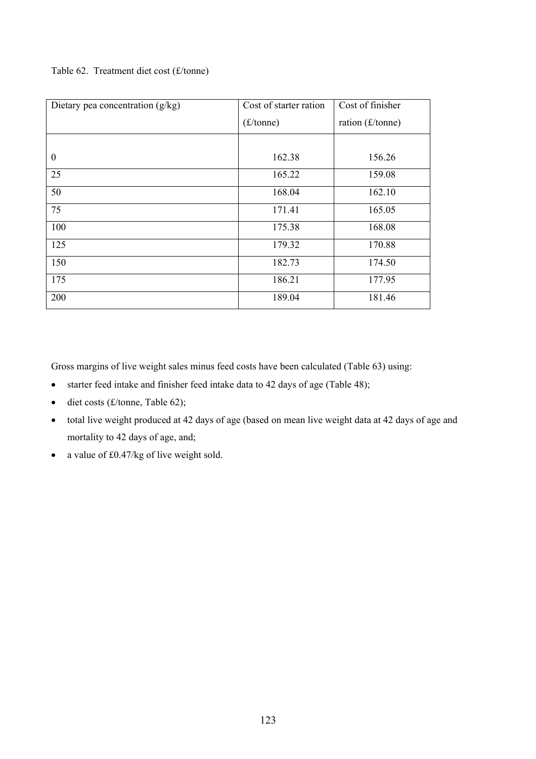Table 62. Treatment diet cost (£/tonne)

| Dietary pea concentration (g/kg) | Cost of starter ration (£/tonne) | Cost of finisher ration (£/tonne) |
|---|---|---|
| 0 | 162.38 | 156.26 |
| 25 | 165.22 | 159.08 |
| 50 | 168.04 | 162.10 |
| 75 | 171.41 | 165.05 |
| 100 | 175.38 | 168.08 |
| 125 | 179.32 | 170.88 |
| 150 | 182.73 | 174.50 |
| 175 | 186.21 | 177.95 |
| 200 | 189.04 | 181.46 |

Gross margins of live weight sales minus feed costs have been calculated (Table 63) using:

- starter feed intake and finisher feed intake data to 42 days of age (Table 48);
- diet costs (£/tonne, Table 62);
- total live weight produced at 42 days of age (based on mean live weight data at 42 days of age and mortality to 42 days of age, and;
- a value of £0.47/kg of live weight sold.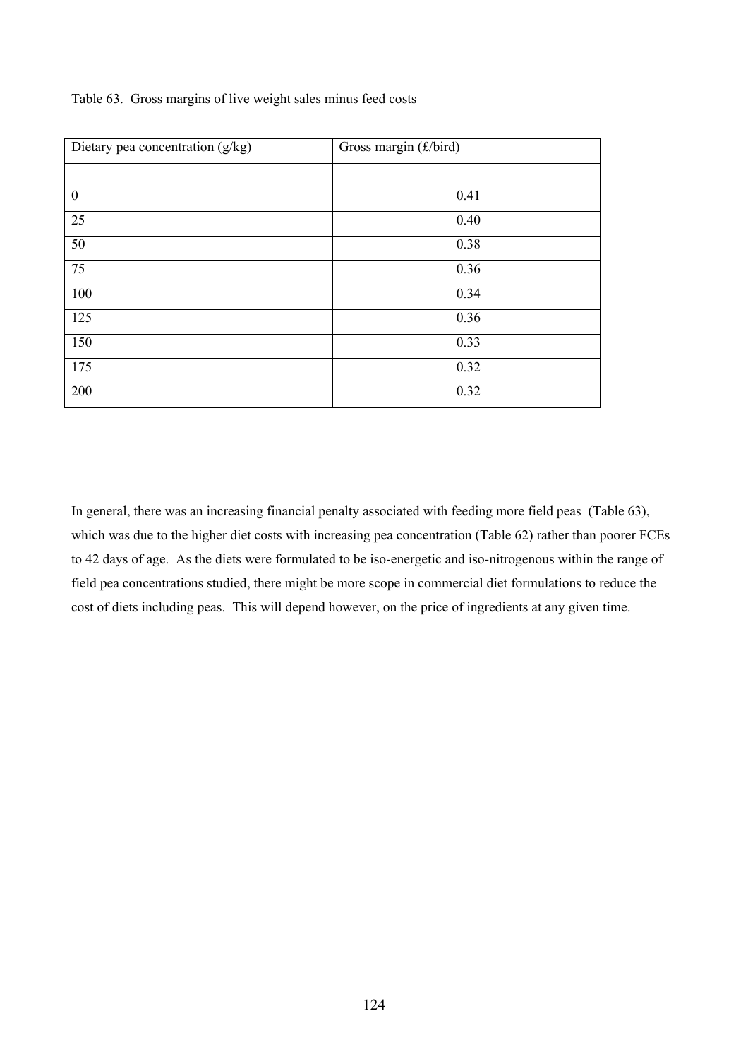Table 63. Gross margins of live weight sales minus feed costs

| Dietary pea concentration (g/kg) | Gross margin (£/bird) |
|---|---|
| 0 | 0.41 |
| 25 | 0.40 |
| 50 | 0.38 |
| 75 | 0.36 |
| 100 | 0.34 |
| 125 | 0.36 |
| 150 | 0.33 |
| 175 | 0.32 |
| 200 | 0.32 |

In general, there was an increasing financial penalty associated with feeding more field peas (Table 63), which was due to the higher diet costs with increasing pea concentration (Table 62) rather than poorer FCEs to 42 days of age. As the diets were formulated to be iso-energetic and iso-nitrogenous within the range of field pea concentrations studied, there might be more scope in commercial diet formulations to reduce the cost of diets including peas. This will depend however, on the price of ingredients at any given time.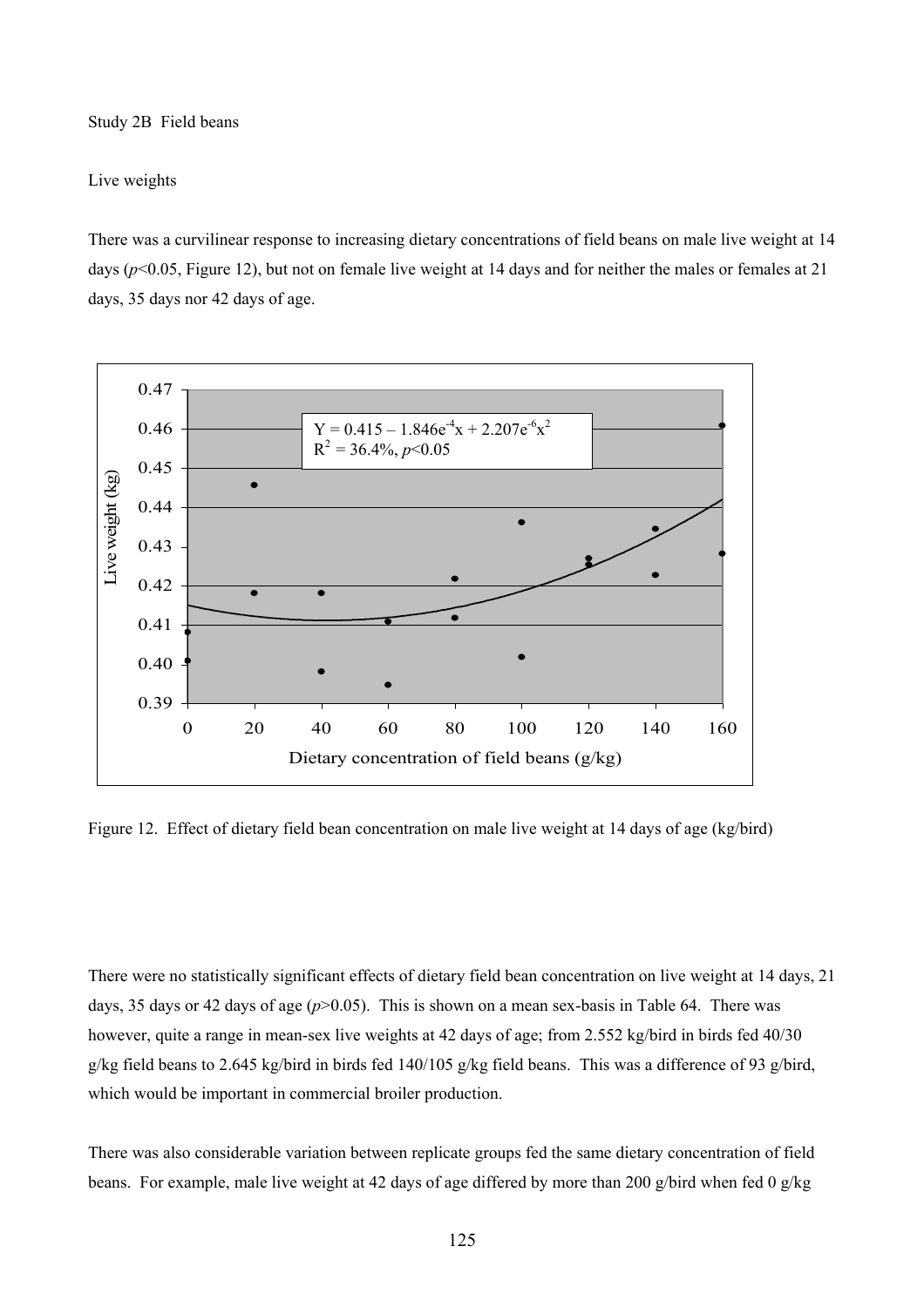Study 2B Field beans

Live weights

There was a curvilinear response to increasing dietary concentrations of field beans on male live weight at 14 days ($p<0.05$, Figure 12), but not on female live weight at 14 days and for neither the males or females at 21 days, 35 days nor 42 days of age.

$Y = 0.415 – 1.846e^{-4}x + 2.207e^{-6}x^2$
$R^2 = 36.4\%$, $p<0.05$

Live weight (kg)

0.47
0.46
0.45
0.44
0.43
0.42
0.41
0.40
0.39

0 20 40 60 80 100 120 140 160

Dietary concentration of field beans (g/kg)

Figure 12. Effect of dietary field bean concentration on male live weight at 14 days of age (kg/bird)

There were no statistically significant effects of dietary field bean concentration on live weight at 14 days, 21 days, 35 days or 42 days of age ($p>0.05$). This is shown on a mean sex-basis in Table 64. There was however, quite a range in mean-sex live weights at 42 days of age; from 2.552 kg/bird in birds fed 40/30 g/kg field beans to 2.645 kg/bird in birds fed 140/105 g/kg field beans. This was a difference of 93 g/bird, which would be important in commercial broiler production.

There was also considerable variation between replicate groups fed the same dietary concentration of field beans. For example, male live weight at 42 days of age differed by more than 200 g/bird when fed 0 g/kg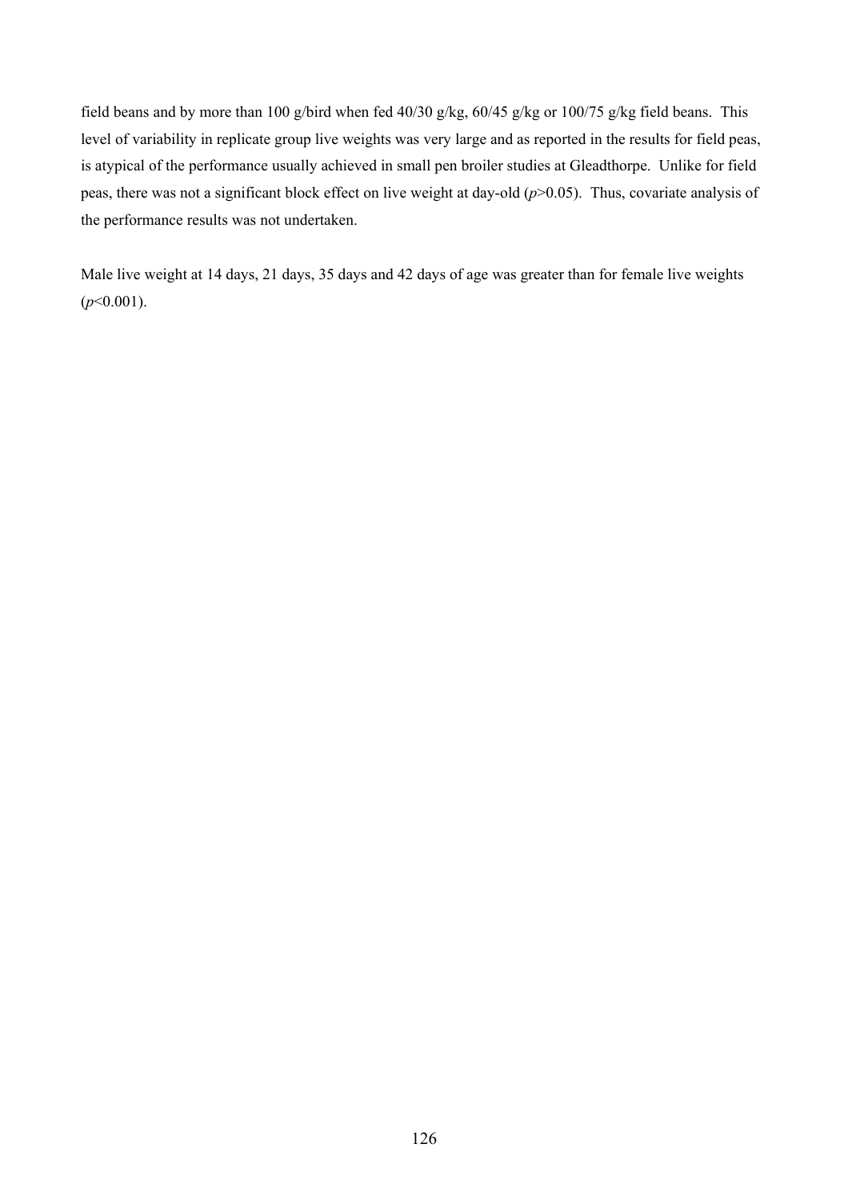field beans and by more than 100 g/bird when fed 40/30 g/kg, 60/45 g/kg or 100/75 g/kg field beans. This level of variability in replicate group live weights was very large and as reported in the results for field peas, is atypical of the performance usually achieved in small pen broiler studies at Gleadthorpe. Unlike for field peas, there was not a significant block effect on live weight at day-old ($p>0.05$). Thus, covariate analysis of the performance results was not undertaken.

Male live weight at 14 days, 21 days, 35 days and 42 days of age was greater than for female live weights ($p<0.001$).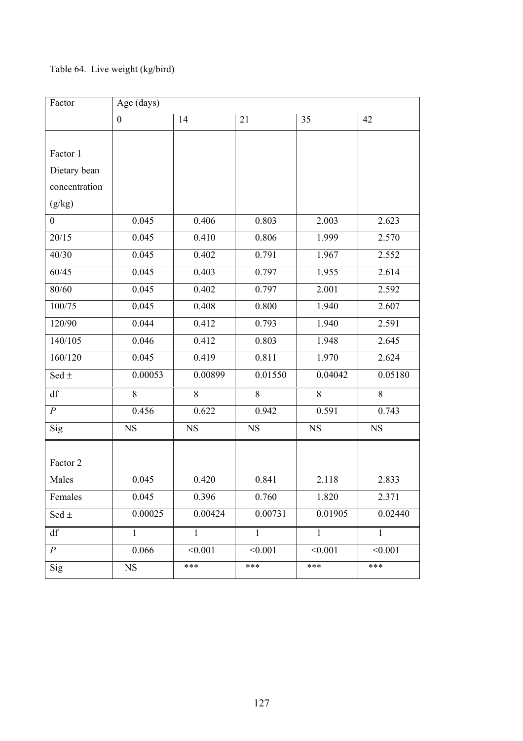Table 64. Live weight (kg/bird)

| Factor | Age (days) | | | | |
|---|---|---|---|---|---|
| | 0 | 14 | 21 | 35 | 42 |
| Factor 1 Dietary bean concentration (g/kg) | | | | | |
| 0 | 0.045 | 0.406 | 0.803 | 2.003 | 2.623 |
| 20/15 | 0.045 | 0.410 | 0.806 | 1.999 | 2.570 |
| 40/30 | 0.045 | 0.402 | 0.791 | 1.967 | 2.552 |
| 60/45 | 0.045 | 0.403 | 0.797 | 1.955 | 2.614 |
| 80/60 | 0.045 | 0.402 | 0.797 | 2.001 | 2.592 |
| 100/75 | 0.045 | 0.408 | 0.800 | 1.940 | 2.607 |
| 120/90 | 0.044 | 0.412 | 0.793 | 1.940 | 2.591 |
| 140/105 | 0.046 | 0.412 | 0.803 | 1.948 | 2.645 |
| 160/120 | 0.045 | 0.419 | 0.811 | 1.970 | 2.624 |
| Sed ± | 0.00053 | 0.00899 | 0.01550 | 0.04042 | 0.05180 |
| df | 8 | 8 | 8 | 8 | 8 |
| *P* | 0.456 | 0.622 | 0.942 | 0.591 | 0.743 |
| Sig | NS | NS | NS | NS | NS |
| Factor 2 | | | | | |
| Males | 0.045 | 0.420 | 0.841 | 2.118 | 2.833 |
| Females | 0.045 | 0.396 | 0.760 | 1.820 | 2.371 |
| Sed ± | 0.00025 | 0.00424 | 0.00731 | 0.01905 | 0.02440 |
| df | 1 | 1 | 1 | 1 | 1 |
| *P* | 0.066 | <0.001 | <0.001 | <0.001 | <0.001 |
| Sig | NS | *** | *** | *** | *** |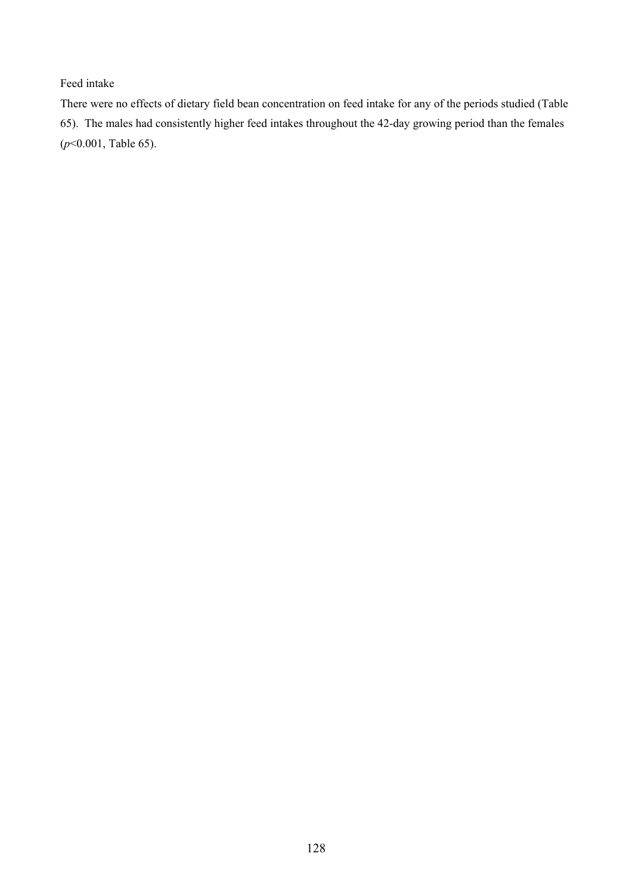Feed intake

There were no effects of dietary field bean concentration on feed intake for any of the periods studied (Table 65). The males had consistently higher feed intakes throughout the 42-day growing period than the females ($p$<0.001, Table 65).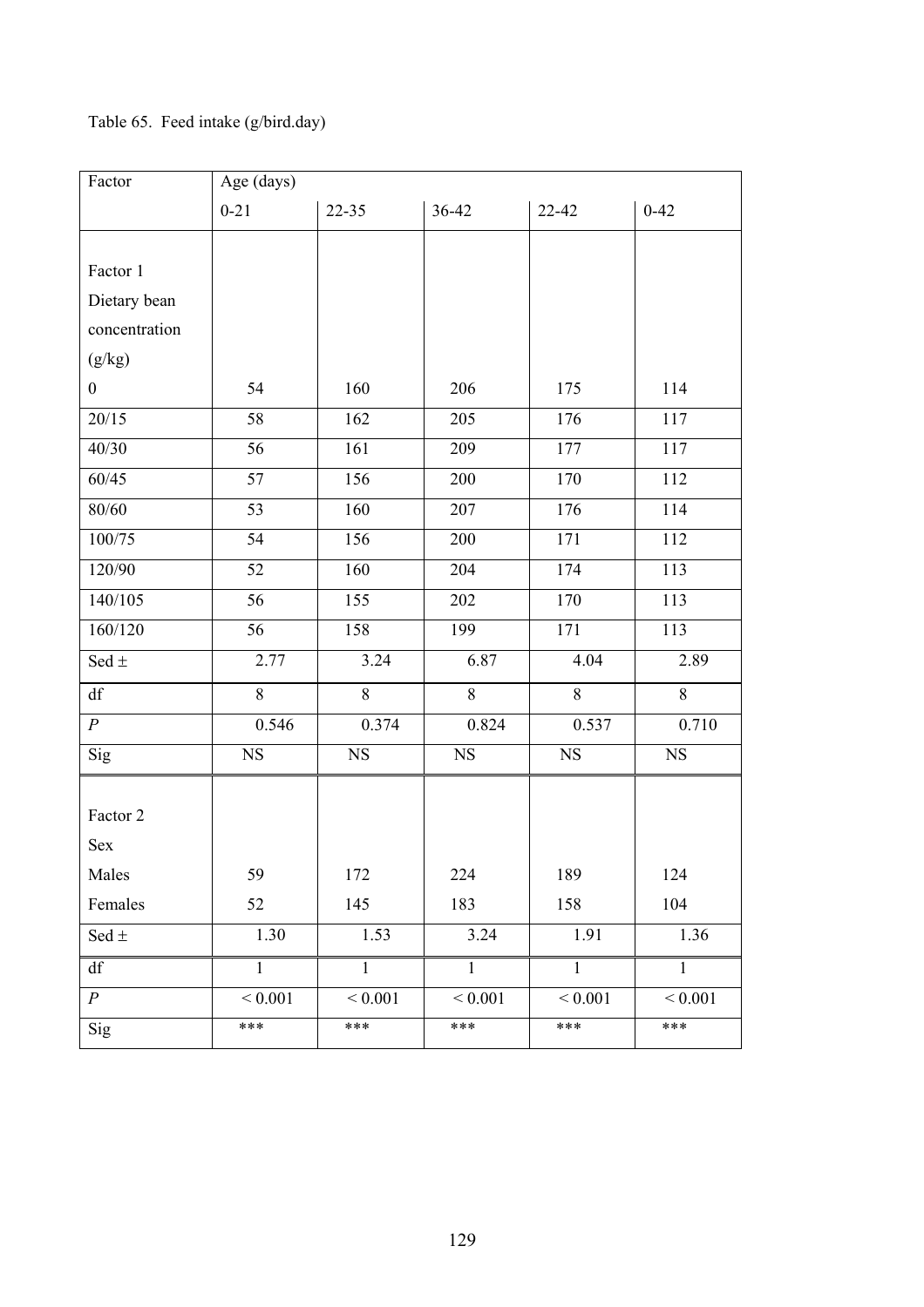Table 65. Feed intake (g/bird.day)

| Factor | Age (days) | | | | |
|---|---|---|---|---|---|
| | 0-21 | 22-35 | 36-42 | 22-42 | 0-42 |
| Factor 1 Dietary bean concentration (g/kg) | | | | | |
| 0 | 54 | 160 | 206 | 175 | 114 |
| 20/15 | 58 | 162 | 205 | 176 | 117 |
| 40/30 | 56 | 161 | 209 | 177 | 117 |
| 60/45 | 57 | 156 | 200 | 170 | 112 |
| 80/60 | 53 | 160 | 207 | 176 | 114 |
| 100/75 | 54 | 156 | 200 | 171 | 112 |
| 120/90 | 52 | 160 | 204 | 174 | 113 |
| 140/105 | 56 | 155 | 202 | 170 | 113 |
| 160/120 | 56 | 158 | 199 | 171 | 113 |
| Sed ± | 2.77 | 3.24 | 6.87 | 4.04 | 2.89 |
| df | 8 | 8 | 8 | 8 | 8 |
| $P$ | 0.546 | 0.374 | 0.824 | 0.537 | 0.710 |
| Sig | NS | NS | NS | NS | NS |
| Factor 2 Sex | | | | | |
| Males | 59 | 172 | 224 | 189 | 124 |
| Females | 52 | 145 | 183 | 158 | 104 |
| Sed ± | 1.30 | 1.53 | 3.24 | 1.91 | 1.36 |
| df | 1 | 1 | 1 | 1 | 1 |
| $P$ | < 0.001 | < 0.001 | < 0.001 | < 0.001 | < 0.001 |
| Sig | *** | *** | *** | *** | *** |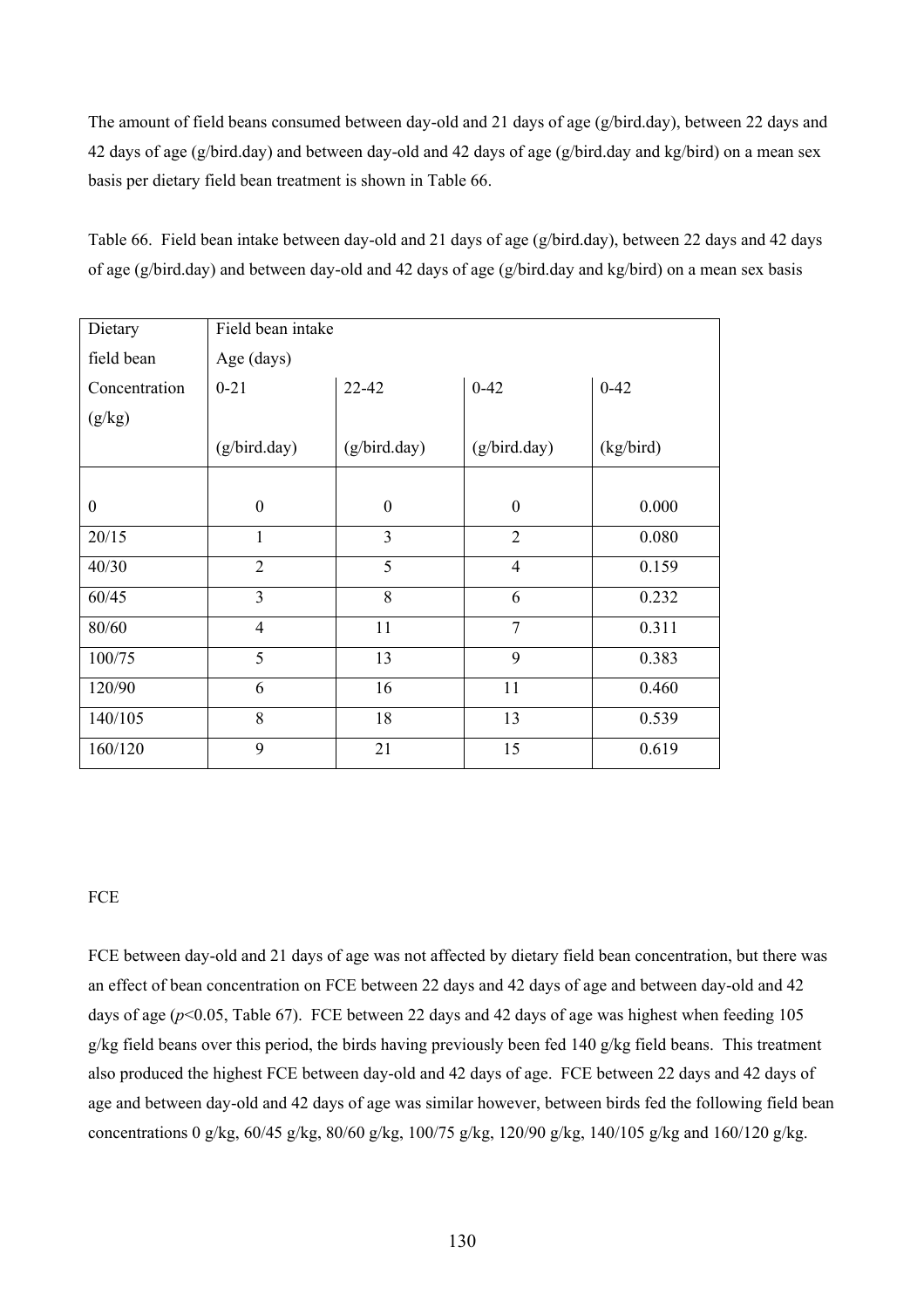The amount of field beans consumed between day-old and 21 days of age (g/bird.day), between 22 days and 42 days of age (g/bird.day) and between day-old and 42 days of age (g/bird.day and kg/bird) on a mean sex basis per dietary field bean treatment is shown in Table 66.

Table 66. Field bean intake between day-old and 21 days of age (g/bird.day), between 22 days and 42 days of age (g/bird.day) and between day-old and 42 days of age (g/bird.day and kg/bird) on a mean sex basis

| Dietary field bean Concentration (g/kg) | Field bean intake Age (days) | | | |
|---|---|---|---|---|
| | 0-21 | 22-42 | 0-42 | 0-42 |
| | (g/bird.day) | (g/bird.day) | (g/bird.day) | (kg/bird) |
| 0 | 0 | 0 | 0 | 0.000 |
| 20/15 | 1 | 3 | 2 | 0.080 |
| 40/30 | 2 | 5 | 4 | 0.159 |
| 60/45 | 3 | 8 | 6 | 0.232 |
| 80/60 | 4 | 11 | 7 | 0.311 |
| 100/75 | 5 | 13 | 9 | 0.383 |
| 120/90 | 6 | 16 | 11 | 0.460 |
| 140/105 | 8 | 18 | 13 | 0.539 |
| 160/120 | 9 | 21 | 15 | 0.619 |

FCE

FCE between day-old and 21 days of age was not affected by dietary field bean concentration, but there was an effect of bean concentration on FCE between 22 days and 42 days of age and between day-old and 42 days of age ($p$<0.05, Table 67). FCE between 22 days and 42 days of age was highest when feeding 105 g/kg field beans over this period, the birds having previously been fed 140 g/kg field beans. This treatment also produced the highest FCE between day-old and 42 days of age. FCE between 22 days and 42 days of age and between day-old and 42 days of age was similar however, between birds fed the following field bean concentrations 0 g/kg, 60/45 g/kg, 80/60 g/kg, 100/75 g/kg, 120/90 g/kg, 140/105 g/kg and 160/120 g/kg.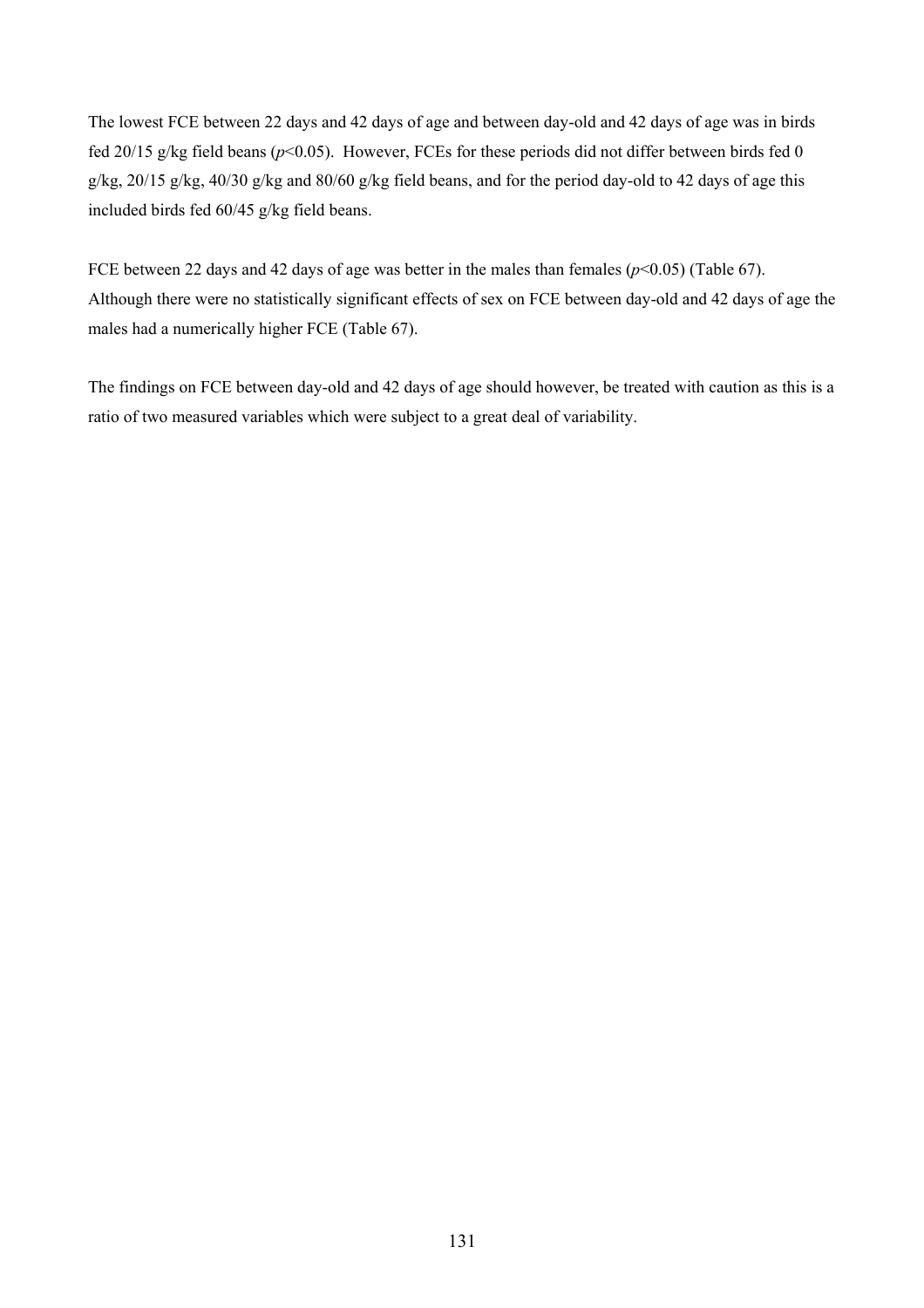The lowest FCE between 22 days and 42 days of age and between day-old and 42 days of age was in birds fed 20/15 g/kg field beans ($p<0.05$). However, FCEs for these periods did not differ between birds fed 0 g/kg, 20/15 g/kg, 40/30 g/kg and 80/60 g/kg field beans, and for the period day-old to 42 days of age this included birds fed 60/45 g/kg field beans.

FCE between 22 days and 42 days of age was better in the males than females ($p<0.05$) (Table 67). Although there were no statistically significant effects of sex on FCE between day-old and 42 days of age the males had a numerically higher FCE (Table 67).

The findings on FCE between day-old and 42 days of age should however, be treated with caution as this is a ratio of two measured variables which were subject to a great deal of variability.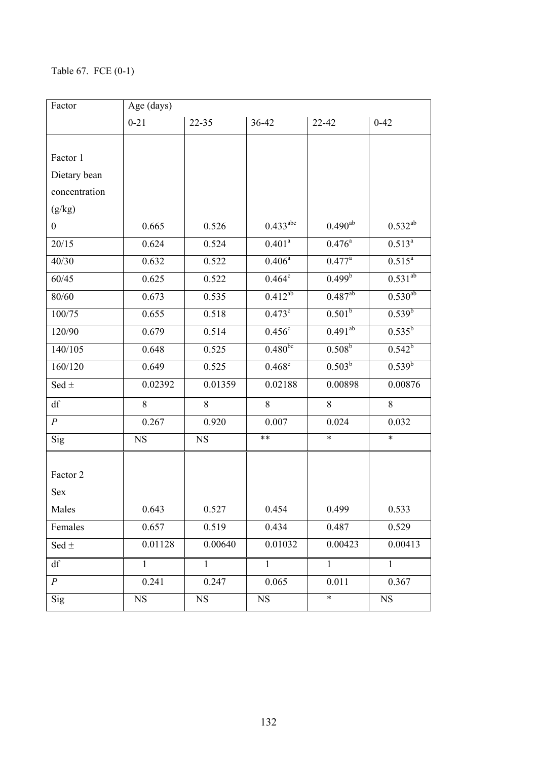Table 67. FCE (0-1)

| Factor | Age (days) | | | | |
|---|---|---|---|---|---|
| | 0-21 | 22-35 | 36-42 | 22-42 | 0-42 |
| Factor 1 Dietary bean concentration (g/kg) | | | | | |
| 0 | 0.665 | 0.526 | $0.433^{abc}$ | $0.490^{ab}$ | $0.532^{ab}$ |
| 20/15 | 0.624 | 0.524 | $0.401^{a}$ | $0.476^{a}$ | $0.513^{a}$ |
| 40/30 | 0.632 | 0.522 | $0.406^{a}$ | $0.477^{a}$ | $0.515^{a}$ |
| 60/45 | 0.625 | 0.522 | $0.464^{c}$ | $0.499^{b}$ | $0.531^{ab}$ |
| 80/60 | 0.673 | 0.535 | $0.412^{ab}$ | $0.487^{ab}$ | $0.530^{ab}$ |
| 100/75 | 0.655 | 0.518 | $0.473^{c}$ | $0.501^{b}$ | $0.539^{b}$ |
| 120/90 | 0.679 | 0.514 | $0.456^{c}$ | $0.491^{ab}$ | $0.535^{b}$ |
| 140/105 | 0.648 | 0.525 | $0.480^{bc}$ | $0.508^{b}$ | $0.542^{b}$ |
| 160/120 | 0.649 | 0.525 | $0.468^{c}$ | $0.503^{b}$ | $0.539^{b}$ |
| Sed ± | 0.02392 | 0.01359 | 0.02188 | 0.00898 | 0.00876 |
| df | 8 | 8 | 8 | 8 | 8 |
| *P* | 0.267 | 0.920 | 0.007 | 0.024 | 0.032 |
| Sig | NS | NS | ** | * | * |
| Factor 2 Sex | | | | | |
| Males | 0.643 | 0.527 | 0.454 | 0.499 | 0.533 |
| Females | 0.657 | 0.519 | 0.434 | 0.487 | 0.529 |
| Sed ± | 0.01128 | 0.00640 | 0.01032 | 0.00423 | 0.00413 |
| df | 1 | 1 | 1 | 1 | 1 |
| *P* | 0.241 | 0.247 | 0.065 | 0.011 | 0.367 |
| Sig | NS | NS | NS | * | NS |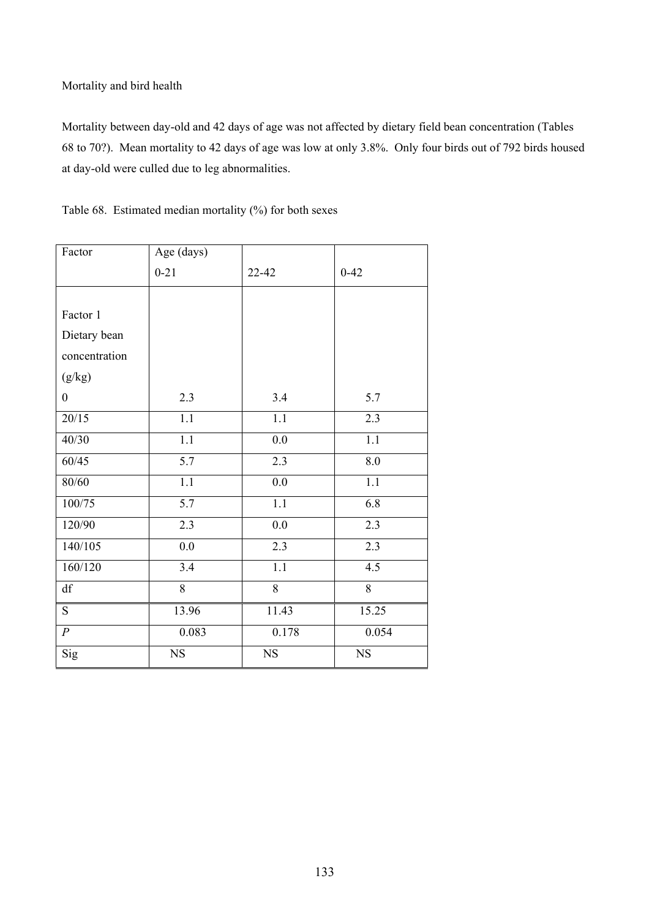Mortality and bird health

Mortality between day-old and 42 days of age was not affected by dietary field bean concentration (Tables 68 to 70?). Mean mortality to 42 days of age was low at only 3.8%. Only four birds out of 792 birds housed at day-old were culled due to leg abnormalities.

Table 68. Estimated median mortality (%) for both sexes

| Factor | Age (days) | | |
|---|---|---|---|
| | 0-21 | 22-42 | 0-42 |
| Factor 1 Dietary bean concentration (g/kg) | | | |
| 0 | 2.3 | 3.4 | 5.7 |
| 20/15 | 1.1 | 1.1 | 2.3 |
| 40/30 | 1.1 | 0.0 | 1.1 |
| 60/45 | 5.7 | 2.3 | 8.0 |
| 80/60 | 1.1 | 0.0 | 1.1 |
| 100/75 | 5.7 | 1.1 | 6.8 |
| 120/90 | 2.3 | 0.0 | 2.3 |
| 140/105 | 0.0 | 2.3 | 2.3 |
| 160/120 | 3.4 | 1.1 | 4.5 |
| df | 8 | 8 | 8 |
| S | 13.96 | 11.43 | 15.25 |
| *P* | 0.083 | 0.178 | 0.054 |
| Sig | NS | NS | NS |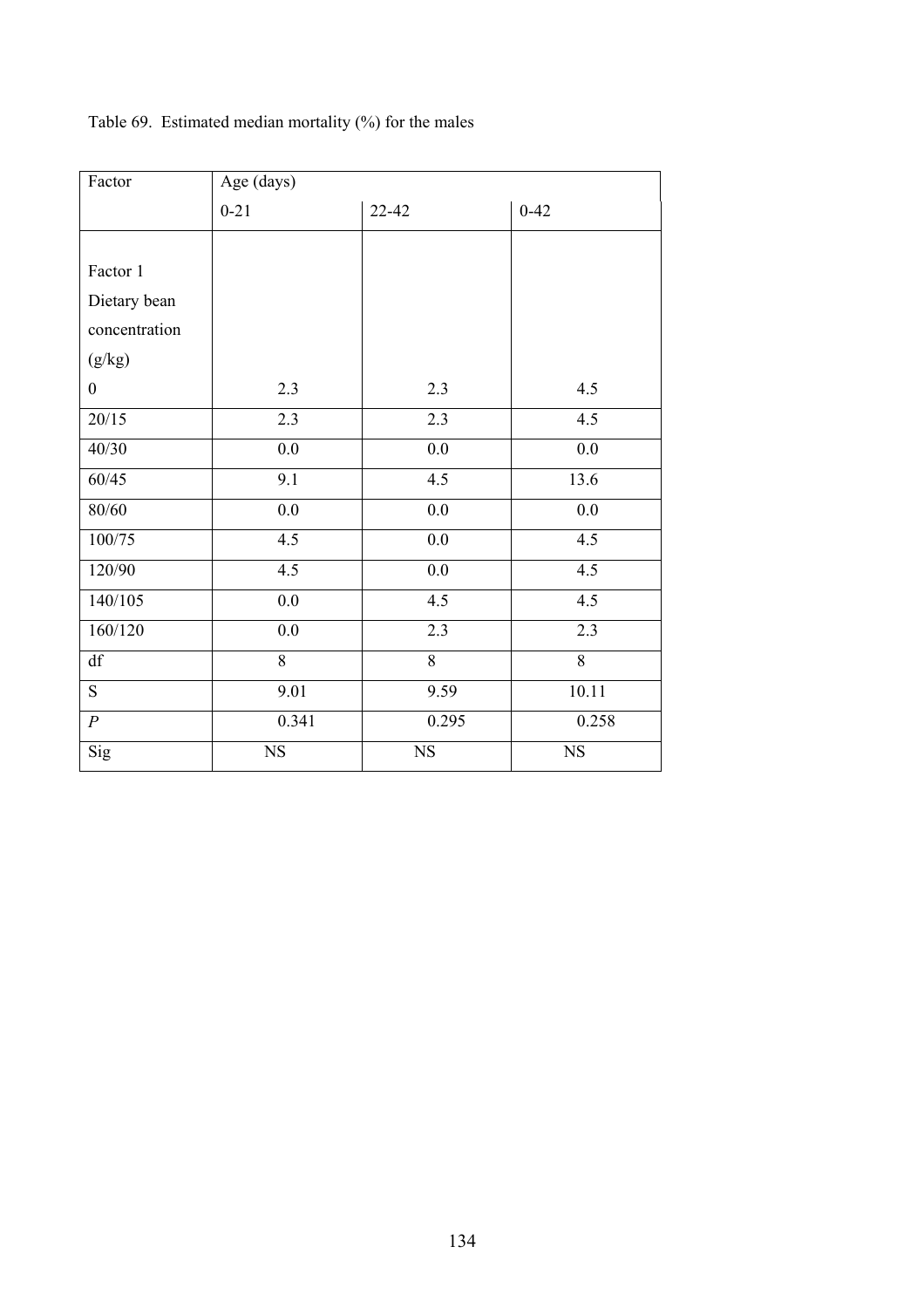Table 69. Estimated median mortality (%) for the males

| Factor | Age (days) | | |
|---|---|---|---|
| | 0-21 | 22-42 | 0-42 |
| Factor 1 Dietary bean concentration (g/kg) | | | |
| 0 | 2.3 | 2.3 | 4.5 |
| 20/15 | 2.3 | 2.3 | 4.5 |
| 40/30 | 0.0 | 0.0 | 0.0 |
| 60/45 | 9.1 | 4.5 | 13.6 |
| 80/60 | 0.0 | 0.0 | 0.0 |
| 100/75 | 4.5 | 0.0 | 4.5 |
| 120/90 | 4.5 | 0.0 | 4.5 |
| 140/105 | 0.0 | 4.5 | 4.5 |
| 160/120 | 0.0 | 2.3 | 2.3 |
| df | 8 | 8 | 8 |
| S | 9.01 | 9.59 | 10.11 |
| *P* | 0.341 | 0.295 | 0.258 |
| Sig | NS | NS | NS |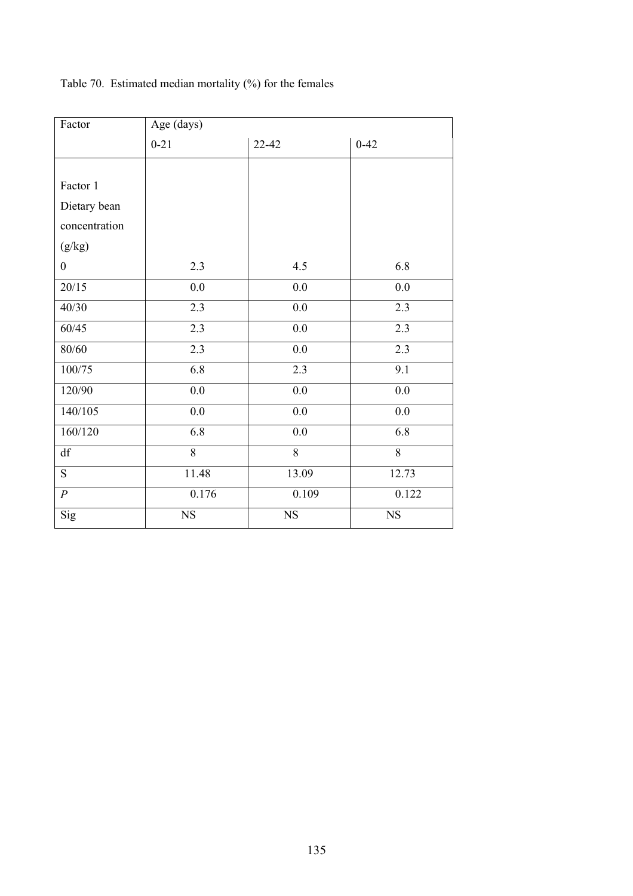Table 70. Estimated median mortality (%) for the females

| Factor | Age (days) | | |
|---|---|---|---|
| | 0-21 | 22-42 | 0-42 |
| Factor 1 Dietary bean concentration (g/kg) | | | |
| 0 | 2.3 | 4.5 | 6.8 |
| 20/15 | 0.0 | 0.0 | 0.0 |
| 40/30 | 2.3 | 0.0 | 2.3 |
| 60/45 | 2.3 | 0.0 | 2.3 |
| 80/60 | 2.3 | 0.0 | 2.3 |
| 100/75 | 6.8 | 2.3 | 9.1 |
| 120/90 | 0.0 | 0.0 | 0.0 |
| 140/105 | 0.0 | 0.0 | 0.0 |
| 160/120 | 6.8 | 0.0 | 6.8 |
| df | 8 | 8 | 8 |
| S | 11.48 | 13.09 | 12.73 |
| *P* | 0.176 | 0.109 | 0.122 |
| Sig | NS | NS | NS |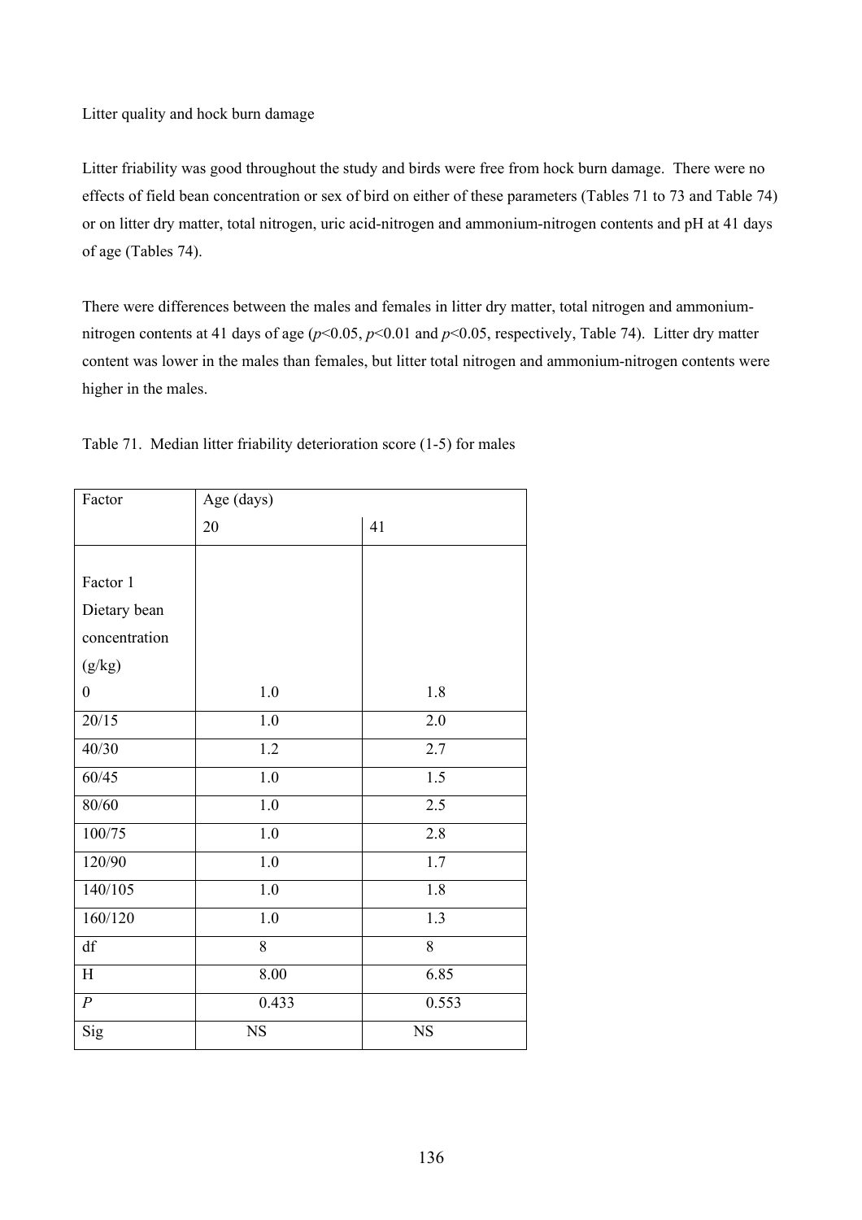Litter quality and hock burn damage

Litter friability was good throughout the study and birds were free from hock burn damage. There were no effects of field bean concentration or sex of bird on either of these parameters (Tables 71 to 73 and Table 74) or on litter dry matter, total nitrogen, uric acid-nitrogen and ammonium-nitrogen contents and pH at 41 days of age (Tables 74).

There were differences between the males and females in litter dry matter, total nitrogen and ammonium-nitrogen contents at 41 days of age ($p$<0.05, $p$<0.01 and $p$<0.05, respectively, Table 74). Litter dry matter content was lower in the males than females, but litter total nitrogen and ammonium-nitrogen contents were higher in the males.

Table 71. Median litter friability deterioration score (1-5) for males

| Factor | Age (days) | |
|---|---|---|
| | 20 | 41 |
| Factor 1 Dietary bean concentration (g/kg) | | |
| 0 | 1.0 | 1.8 |
| 20/15 | 1.0 | 2.0 |
| 40/30 | 1.2 | 2.7 |
| 60/45 | 1.0 | 1.5 |
| 80/60 | 1.0 | 2.5 |
| 100/75 | 1.0 | 2.8 |
| 120/90 | 1.0 | 1.7 |
| 140/105 | 1.0 | 1.8 |
| 160/120 | 1.0 | 1.3 |
| df | 8 | 8 |
| H | 8.00 | 6.85 |
| *P* | 0.433 | 0.553 |
| Sig | NS | NS |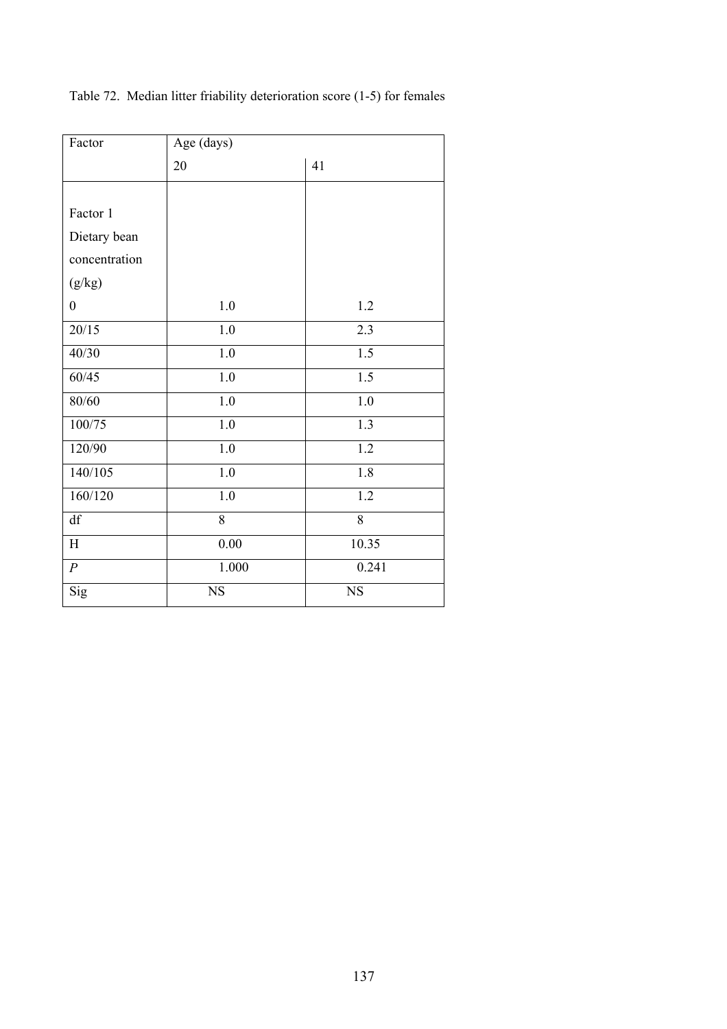Table 72. Median litter friability deterioration score (1-5) for females

| Factor | Age (days) | |
|---|---|---|
| | 20 | 41 |
| Factor 1 Dietary bean concentration (g/kg) | | |
| 0 | 1.0 | 1.2 |
| 20/15 | 1.0 | 2.3 |
| 40/30 | 1.0 | 1.5 |
| 60/45 | 1.0 | 1.5 |
| 80/60 | 1.0 | 1.0 |
| 100/75 | 1.0 | 1.3 |
| 120/90 | 1.0 | 1.2 |
| 140/105 | 1.0 | 1.8 |
| 160/120 | 1.0 | 1.2 |
| df | 8 | 8 |
| H | 0.00 | 10.35 |
| *P* | 1.000 | 0.241 |
| Sig | NS | NS |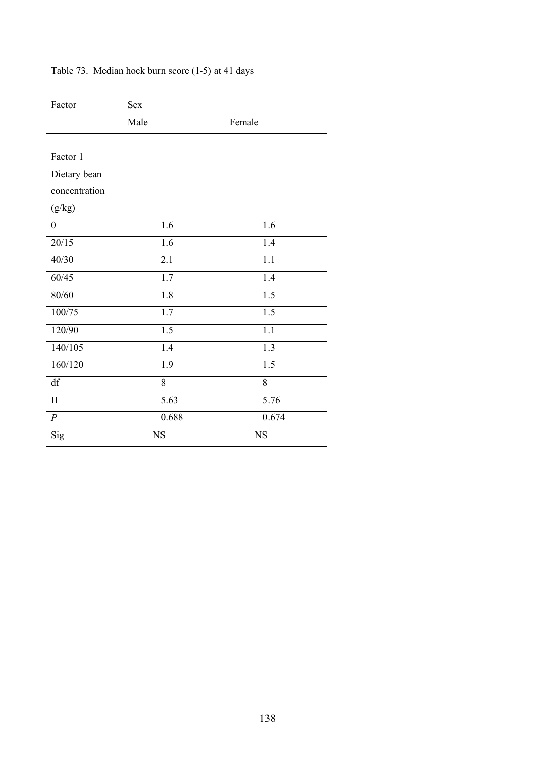Table 73. Median hock burn score (1-5) at 41 days

| Factor | Sex | |
|---|---|---|
| | Male | Female |
| Factor 1 Dietary bean concentration (g/kg) | | |
| 0 | 1.6 | 1.6 |
| 20/15 | 1.6 | 1.4 |
| 40/30 | 2.1 | 1.1 |
| 60/45 | 1.7 | 1.4 |
| 80/60 | 1.8 | 1.5 |
| 100/75 | 1.7 | 1.5 |
| 120/90 | 1.5 | 1.1 |
| 140/105 | 1.4 | 1.3 |
| 160/120 | 1.9 | 1.5 |
| df | 8 | 8 |
| H | 5.63 | 5.76 |
| $P$ | 0.688 | 0.674 |
| Sig | NS | NS |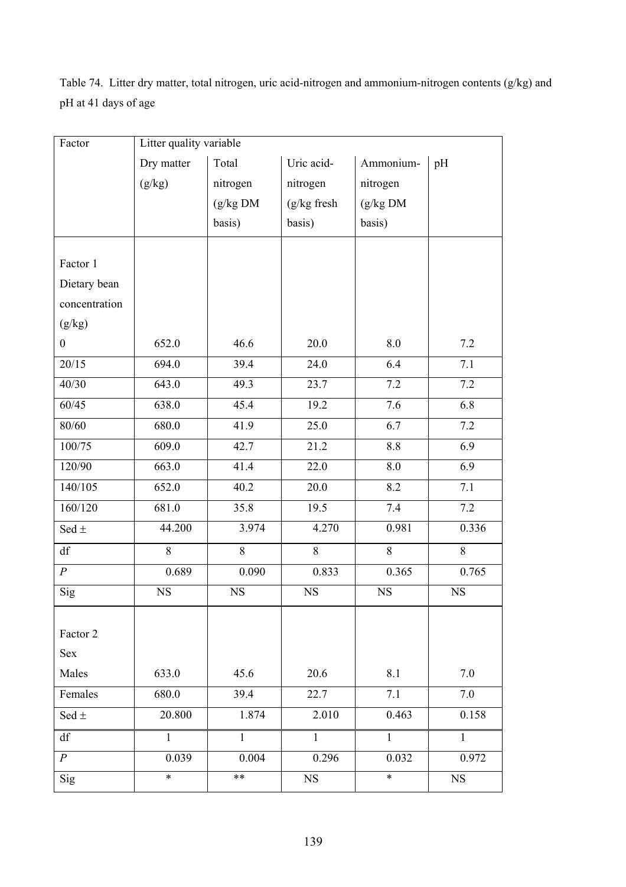Table 74. Litter dry matter, total nitrogen, uric acid-nitrogen and ammonium-nitrogen contents (g/kg) and pH at 41 days of age

| Factor | Litter quality variable | | | | |
|---|---|---|---|---|---|
| | Dry matter (g/kg) | Total nitrogen (g/kg DM basis) | Uric acid-nitrogen (g/kg fresh basis) | Ammonium-nitrogen (g/kg DM basis) | pH |
| Factor 1 Dietary bean concentration (g/kg) | | | | | |
| 0 | 652.0 | 46.6 | 20.0 | 8.0 | 7.2 |
| 20/15 | 694.0 | 39.4 | 24.0 | 6.4 | 7.1 |
| 40/30 | 643.0 | 49.3 | 23.7 | 7.2 | 7.2 |
| 60/45 | 638.0 | 45.4 | 19.2 | 7.6 | 6.8 |
| 80/60 | 680.0 | 41.9 | 25.0 | 6.7 | 7.2 |
| 100/75 | 609.0 | 42.7 | 21.2 | 8.8 | 6.9 |
| 120/90 | 663.0 | 41.4 | 22.0 | 8.0 | 6.9 |
| 140/105 | 652.0 | 40.2 | 20.0 | 8.2 | 7.1 |
| 160/120 | 681.0 | 35.8 | 19.5 | 7.4 | 7.2 |
| Sed ± | 44.200 | 3.974 | 4.270 | 0.981 | 0.336 |
| df | 8 | 8 | 8 | 8 | 8 |
| *P* | 0.689 | 0.090 | 0.833 | 0.365 | 0.765 |
| Sig | NS | NS | NS | NS | NS |
| Factor 2 Sex | | | | | |
| Males | 633.0 | 45.6 | 20.6 | 8.1 | 7.0 |
| Females | 680.0 | 39.4 | 22.7 | 7.1 | 7.0 |
| Sed ± | 20.800 | 1.874 | 2.010 | 0.463 | 0.158 |
| df | 1 | 1 | 1 | 1 | 1 |
| *P* | 0.039 | 0.004 | 0.296 | 0.032 | 0.972 |
| Sig | * | ** | NS | * | NS |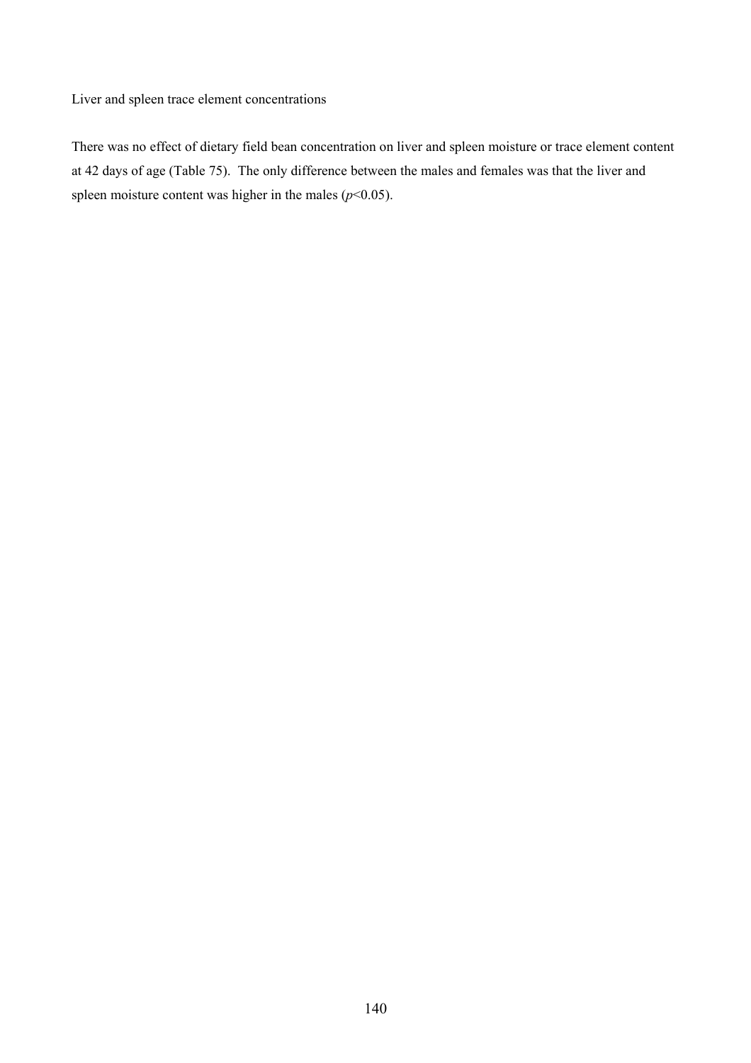Liver and spleen trace element concentrations

There was no effect of dietary field bean concentration on liver and spleen moisture or trace element content at 42 days of age (Table 75). The only difference between the males and females was that the liver and spleen moisture content was higher in the males ($p<0.05$).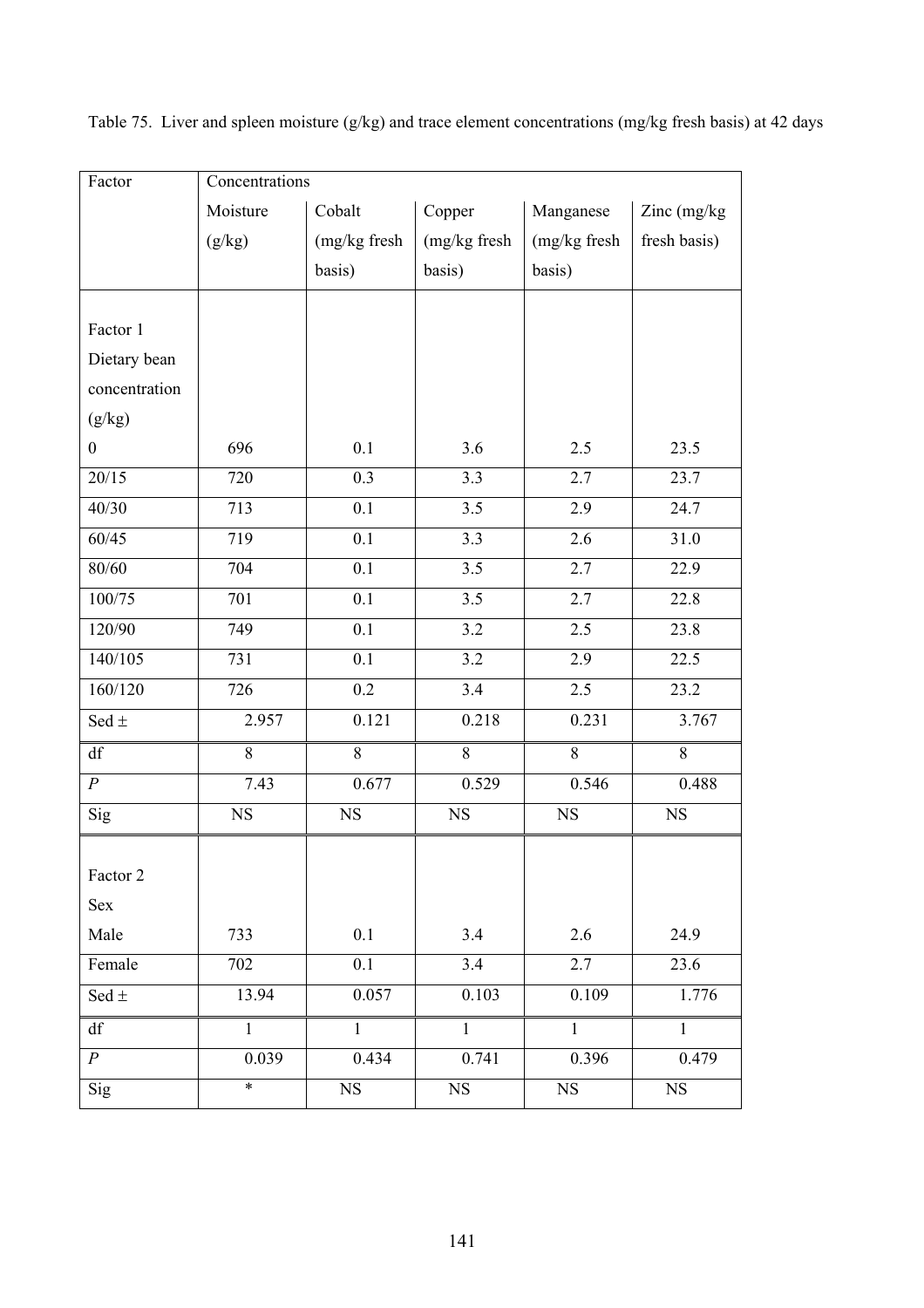Table 75. Liver and spleen moisture (g/kg) and trace element concentrations (mg/kg fresh basis) at 42 days

| Factor | Concentrations | | | | |
|---|---|---|---|---|---|
| | Moisture (g/kg) | Cobalt (mg/kg fresh basis) | Copper (mg/kg fresh basis) | Manganese (mg/kg fresh basis) | Zinc (mg/kg fresh basis) |
| Factor 1 Dietary bean concentration (g/kg) | | | | | |
| 0 | 696 | 0.1 | 3.6 | 2.5 | 23.5 |
| 20/15 | 720 | 0.3 | 3.3 | 2.7 | 23.7 |
| 40/30 | 713 | 0.1 | 3.5 | 2.9 | 24.7 |
| 60/45 | 719 | 0.1 | 3.3 | 2.6 | 31.0 |
| 80/60 | 704 | 0.1 | 3.5 | 2.7 | 22.9 |
| 100/75 | 701 | 0.1 | 3.5 | 2.7 | 22.8 |
| 120/90 | 749 | 0.1 | 3.2 | 2.5 | 23.8 |
| 140/105 | 731 | 0.1 | 3.2 | 2.9 | 22.5 |
| 160/120 | 726 | 0.2 | 3.4 | 2.5 | 23.2 |
| Sed ± | 2.957 | 0.121 | 0.218 | 0.231 | 3.767 |
| df | 8 | 8 | 8 | 8 | 8 |
| *P* | 7.43 | 0.677 | 0.529 | 0.546 | 0.488 |
| Sig | NS | NS | NS | NS | NS |
| Factor 2 Sex | | | | | |
| Male | 733 | 0.1 | 3.4 | 2.6 | 24.9 |
| Female | 702 | 0.1 | 3.4 | 2.7 | 23.6 |
| Sed ± | 13.94 | 0.057 | 0.103 | 0.109 | 1.776 |
| df | 1 | 1 | 1 | 1 | 1 |
| *P* | 0.039 | 0.434 | 0.741 | 0.396 | 0.479 |
| Sig | * | NS | NS | NS | NS |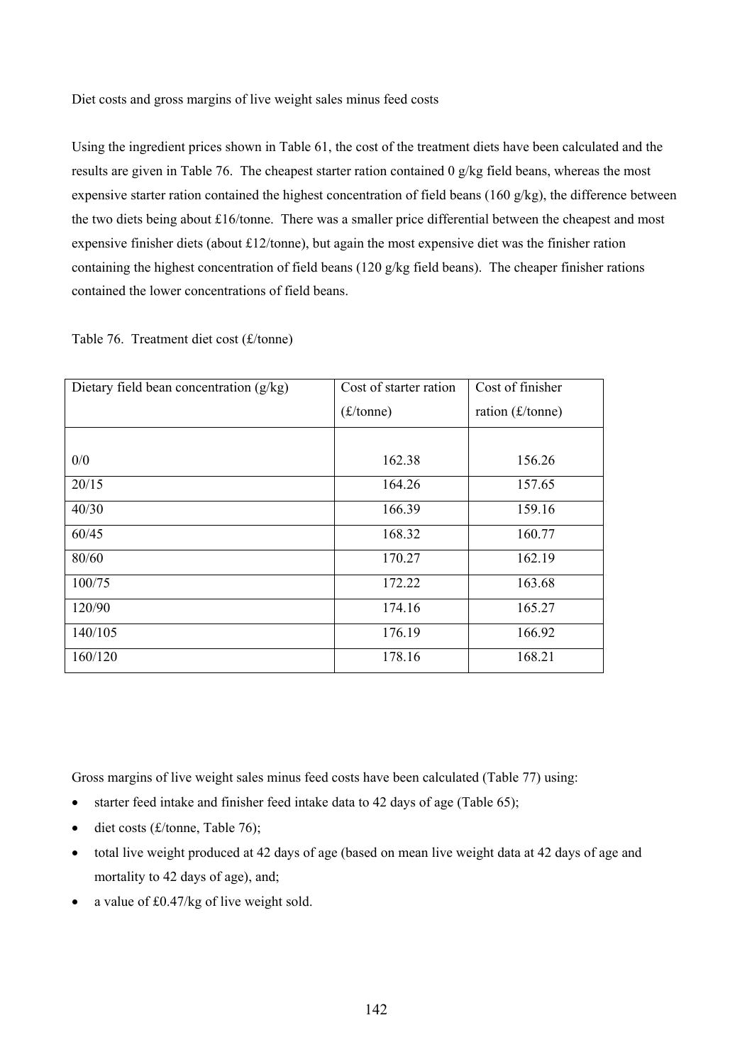Diet costs and gross margins of live weight sales minus feed costs

Using the ingredient prices shown in Table 61, the cost of the treatment diets have been calculated and the results are given in Table 76. The cheapest starter ration contained 0 g/kg field beans, whereas the most expensive starter ration contained the highest concentration of field beans (160 g/kg), the difference between the two diets being about £16/tonne. There was a smaller price differential between the cheapest and most expensive finisher diets (about £12/tonne), but again the most expensive diet was the finisher ration containing the highest concentration of field beans (120 g/kg field beans). The cheaper finisher rations contained the lower concentrations of field beans.

Table 76. Treatment diet cost (£/tonne)

| Dietary field bean concentration (g/kg) | Cost of starter ration (£/tonne) | Cost of finisher ration (£/tonne) |
|---|---|---|
| 0/0 | 162.38 | 156.26 |
| 20/15 | 164.26 | 157.65 |
| 40/30 | 166.39 | 159.16 |
| 60/45 | 168.32 | 160.77 |
| 80/60 | 170.27 | 162.19 |
| 100/75 | 172.22 | 163.68 |
| 120/90 | 174.16 | 165.27 |
| 140/105 | 176.19 | 166.92 |
| 160/120 | 178.16 | 168.21 |

Gross margins of live weight sales minus feed costs have been calculated (Table 77) using:

- starter feed intake and finisher feed intake data to 42 days of age (Table 65);
- diet costs (£/tonne, Table 76);
- total live weight produced at 42 days of age (based on mean live weight data at 42 days of age and mortality to 42 days of age), and;
- a value of £0.47/kg of live weight sold.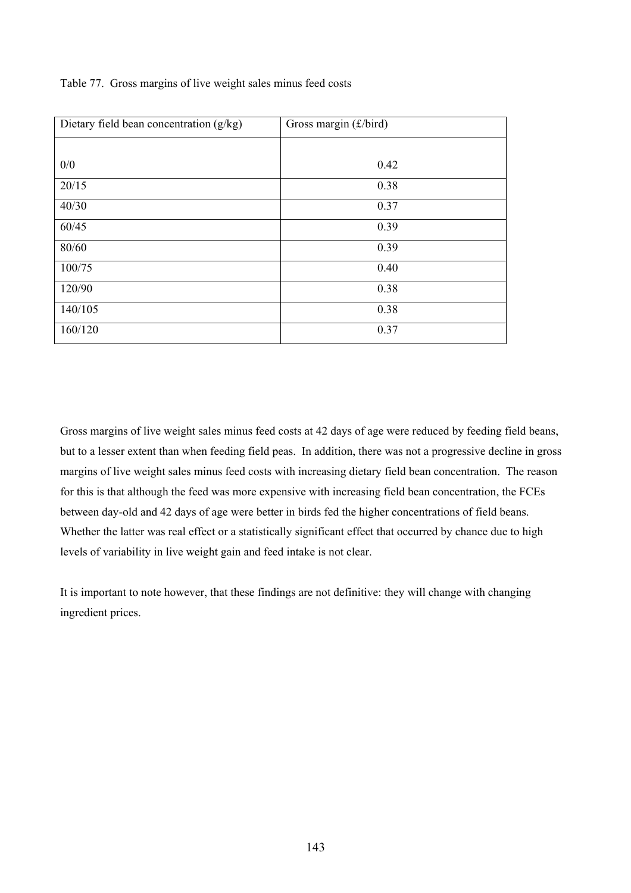Table 77. Gross margins of live weight sales minus feed costs

| Dietary field bean concentration (g/kg) | Gross margin (£/bird) |
| --- | --- |
| 0/0 | 0.42 |
| 20/15 | 0.38 |
| 40/30 | 0.37 |
| 60/45 | 0.39 |
| 80/60 | 0.39 |
| 100/75 | 0.40 |
| 120/90 | 0.38 |
| 140/105 | 0.38 |
| 160/120 | 0.37 |

Gross margins of live weight sales minus feed costs at 42 days of age were reduced by feeding field beans, but to a lesser extent than when feeding field peas. In addition, there was not a progressive decline in gross margins of live weight sales minus feed costs with increasing dietary field bean concentration. The reason for this is that although the feed was more expensive with increasing field bean concentration, the FCEs between day-old and 42 days of age were better in birds fed the higher concentrations of field beans. Whether the latter was real effect or a statistically significant effect that occurred by chance due to high levels of variability in live weight gain and feed intake is not clear.

It is important to note however, that these findings are not definitive: they will change with changing ingredient prices.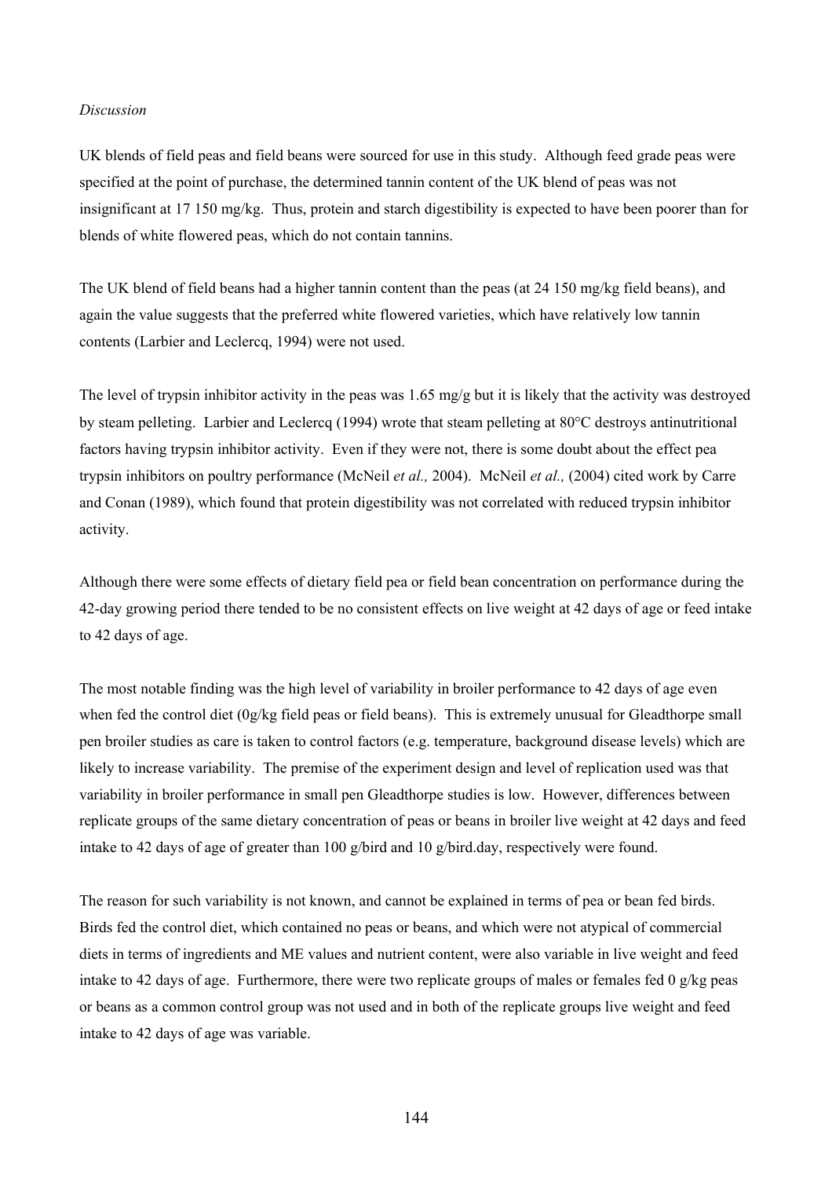*Discussion*

UK blends of field peas and field beans were sourced for use in this study. Although feed grade peas were specified at the point of purchase, the determined tannin content of the UK blend of peas was not insignificant at 17 150 mg/kg. Thus, protein and starch digestibility is expected to have been poorer than for blends of white flowered peas, which do not contain tannins.

The UK blend of field beans had a higher tannin content than the peas (at 24 150 mg/kg field beans), and again the value suggests that the preferred white flowered varieties, which have relatively low tannin contents (Larbier and Leclercq, 1994) were not used.

The level of trypsin inhibitor activity in the peas was 1.65 mg/g but it is likely that the activity was destroyed by steam pelleting. Larbier and Leclercq (1994) wrote that steam pelleting at 80°C destroys antinutritional factors having trypsin inhibitor activity. Even if they were not, there is some doubt about the effect pea trypsin inhibitors on poultry performance (McNeil *et al.,* 2004). McNeil *et al.,* (2004) cited work by Carre and Conan (1989), which found that protein digestibility was not correlated with reduced trypsin inhibitor activity.

Although there were some effects of dietary field pea or field bean concentration on performance during the 42-day growing period there tended to be no consistent effects on live weight at 42 days of age or feed intake to 42 days of age.

The most notable finding was the high level of variability in broiler performance to 42 days of age even when fed the control diet (0g/kg field peas or field beans). This is extremely unusual for Gleadthorpe small pen broiler studies as care is taken to control factors (e.g. temperature, background disease levels) which are likely to increase variability. The premise of the experiment design and level of replication used was that variability in broiler performance in small pen Gleadthorpe studies is low. However, differences between replicate groups of the same dietary concentration of peas or beans in broiler live weight at 42 days and feed intake to 42 days of age of greater than 100 g/bird and 10 g/bird.day, respectively were found.

The reason for such variability is not known, and cannot be explained in terms of pea or bean fed birds. Birds fed the control diet, which contained no peas or beans, and which were not atypical of commercial diets in terms of ingredients and ME values and nutrient content, were also variable in live weight and feed intake to 42 days of age. Furthermore, there were two replicate groups of males or females fed 0 g/kg peas or beans as a common control group was not used and in both of the replicate groups live weight and feed intake to 42 days of age was variable.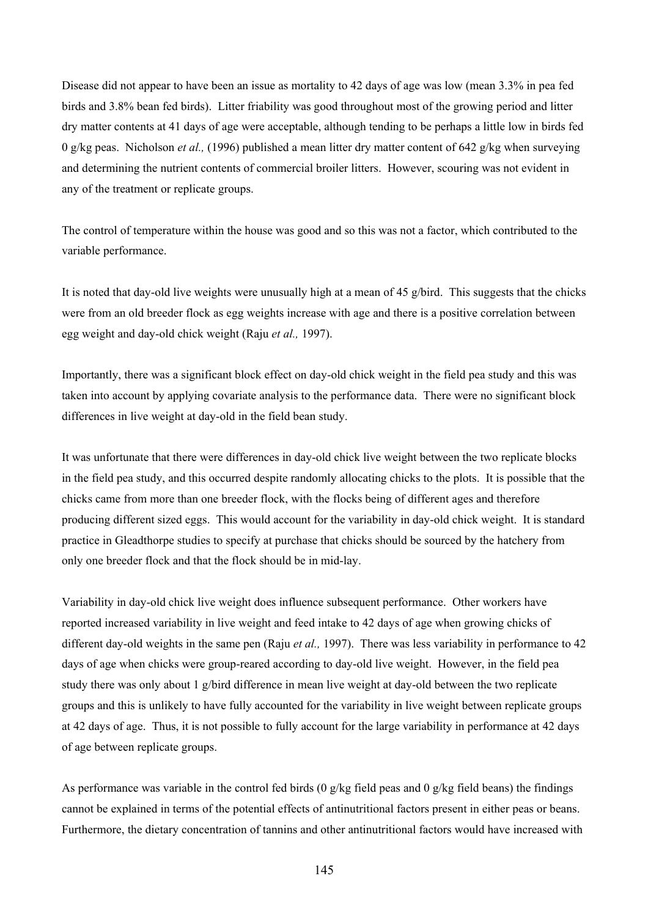Disease did not appear to have been an issue as mortality to 42 days of age was low (mean 3.3% in pea fed birds and 3.8% bean fed birds). Litter friability was good throughout most of the growing period and litter dry matter contents at 41 days of age were acceptable, although tending to be perhaps a little low in birds fed 0 g/kg peas. Nicholson *et al.,* (1996) published a mean litter dry matter content of 642 g/kg when surveying and determining the nutrient contents of commercial broiler litters. However, scouring was not evident in any of the treatment or replicate groups.

The control of temperature within the house was good and so this was not a factor, which contributed to the variable performance.

It is noted that day-old live weights were unusually high at a mean of 45 g/bird. This suggests that the chicks were from an old breeder flock as egg weights increase with age and there is a positive correlation between egg weight and day-old chick weight (Raju *et al.,* 1997).

Importantly, there was a significant block effect on day-old chick weight in the field pea study and this was taken into account by applying covariate analysis to the performance data. There were no significant block differences in live weight at day-old in the field bean study.

It was unfortunate that there were differences in day-old chick live weight between the two replicate blocks in the field pea study, and this occurred despite randomly allocating chicks to the plots. It is possible that the chicks came from more than one breeder flock, with the flocks being of different ages and therefore producing different sized eggs. This would account for the variability in day-old chick weight. It is standard practice in Gleadthorpe studies to specify at purchase that chicks should be sourced by the hatchery from only one breeder flock and that the flock should be in mid-lay.

Variability in day-old chick live weight does influence subsequent performance. Other workers have reported increased variability in live weight and feed intake to 42 days of age when growing chicks of different day-old weights in the same pen (Raju *et al.,* 1997). There was less variability in performance to 42 days of age when chicks were group-reared according to day-old live weight. However, in the field pea study there was only about 1 g/bird difference in mean live weight at day-old between the two replicate groups and this is unlikely to have fully accounted for the variability in live weight between replicate groups at 42 days of age. Thus, it is not possible to fully account for the large variability in performance at 42 days of age between replicate groups.

As performance was variable in the control fed birds (0 g/kg field peas and 0 g/kg field beans) the findings cannot be explained in terms of the potential effects of antinutritional factors present in either peas or beans. Furthermore, the dietary concentration of tannins and other antinutritional factors would have increased with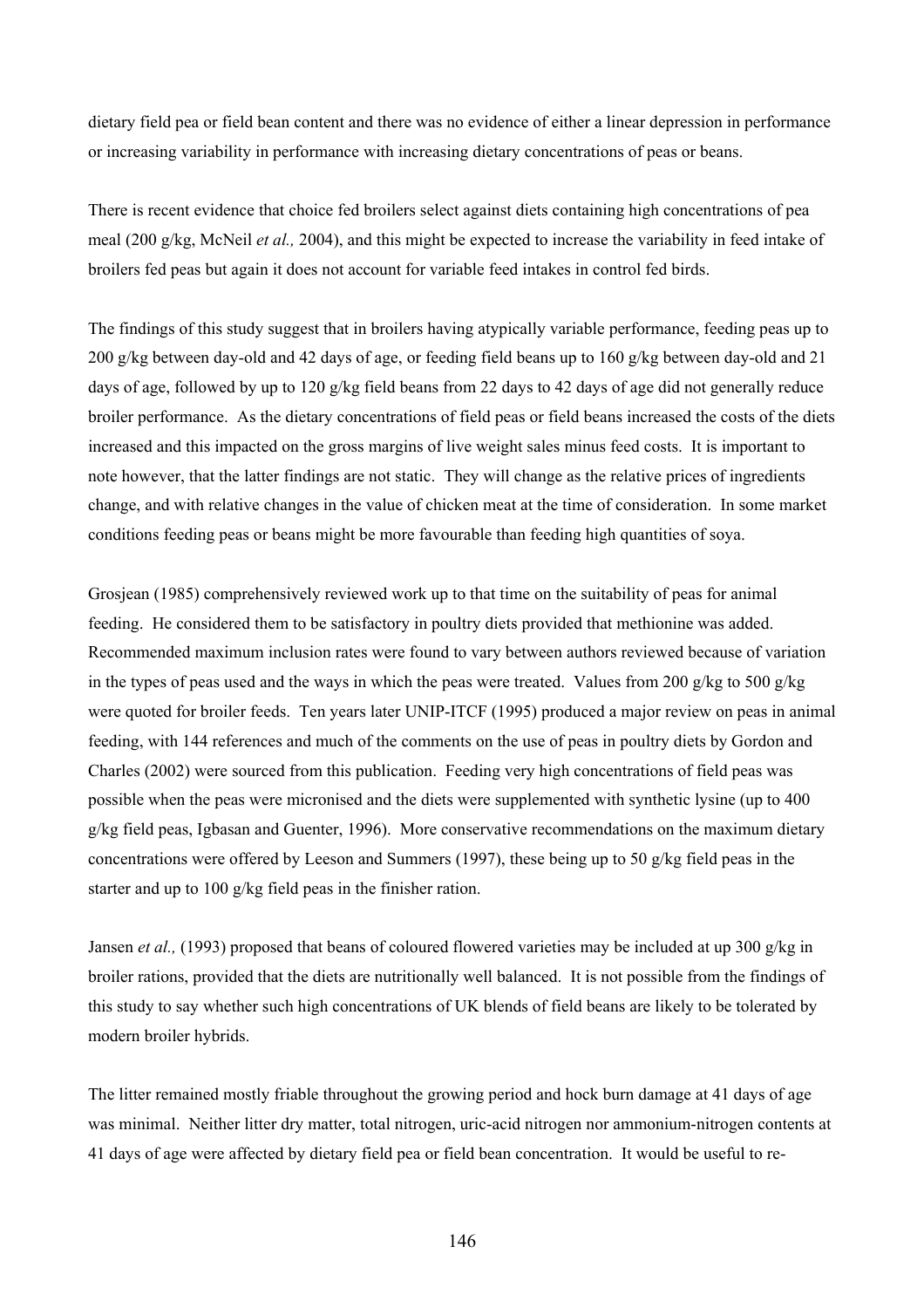dietary field pea or field bean content and there was no evidence of either a linear depression in performance or increasing variability in performance with increasing dietary concentrations of peas or beans.

There is recent evidence that choice fed broilers select against diets containing high concentrations of pea meal (200 g/kg, McNeil *et al.,* 2004), and this might be expected to increase the variability in feed intake of broilers fed peas but again it does not account for variable feed intakes in control fed birds.

The findings of this study suggest that in broilers having atypically variable performance, feeding peas up to 200 g/kg between day-old and 42 days of age, or feeding field beans up to 160 g/kg between day-old and 21 days of age, followed by up to 120 g/kg field beans from 22 days to 42 days of age did not generally reduce broiler performance. As the dietary concentrations of field peas or field beans increased the costs of the diets increased and this impacted on the gross margins of live weight sales minus feed costs. It is important to note however, that the latter findings are not static. They will change as the relative prices of ingredients change, and with relative changes in the value of chicken meat at the time of consideration. In some market conditions feeding peas or beans might be more favourable than feeding high quantities of soya.

Grosjean (1985) comprehensively reviewed work up to that time on the suitability of peas for animal feeding. He considered them to be satisfactory in poultry diets provided that methionine was added. Recommended maximum inclusion rates were found to vary between authors reviewed because of variation in the types of peas used and the ways in which the peas were treated. Values from 200 g/kg to 500 g/kg were quoted for broiler feeds. Ten years later UNIP-ITCF (1995) produced a major review on peas in animal feeding, with 144 references and much of the comments on the use of peas in poultry diets by Gordon and Charles (2002) were sourced from this publication. Feeding very high concentrations of field peas was possible when the peas were micronised and the diets were supplemented with synthetic lysine (up to 400 g/kg field peas, Igbasan and Guenter, 1996). More conservative recommendations on the maximum dietary concentrations were offered by Leeson and Summers (1997), these being up to 50 g/kg field peas in the starter and up to 100 g/kg field peas in the finisher ration.

Jansen *et al.,* (1993) proposed that beans of coloured flowered varieties may be included at up 300 g/kg in broiler rations, provided that the diets are nutritionally well balanced. It is not possible from the findings of this study to say whether such high concentrations of UK blends of field beans are likely to be tolerated by modern broiler hybrids.

The litter remained mostly friable throughout the growing period and hock burn damage at 41 days of age was minimal. Neither litter dry matter, total nitrogen, uric-acid nitrogen nor ammonium-nitrogen contents at 41 days of age were affected by dietary field pea or field bean concentration. It would be useful to re-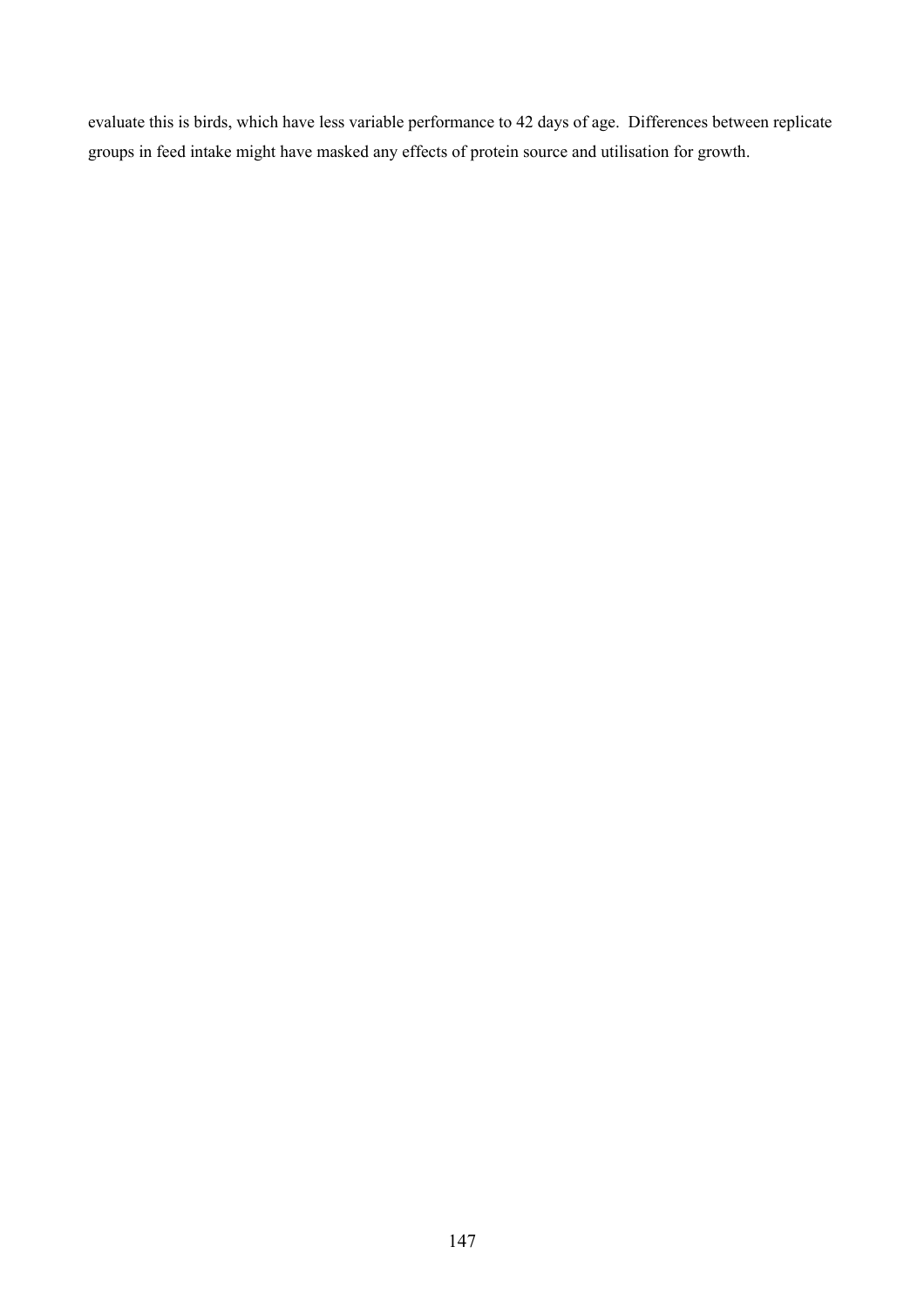evaluate this is birds, which have less variable performance to 42 days of age. Differences between replicate groups in feed intake might have masked any effects of protein source and utilisation for growth.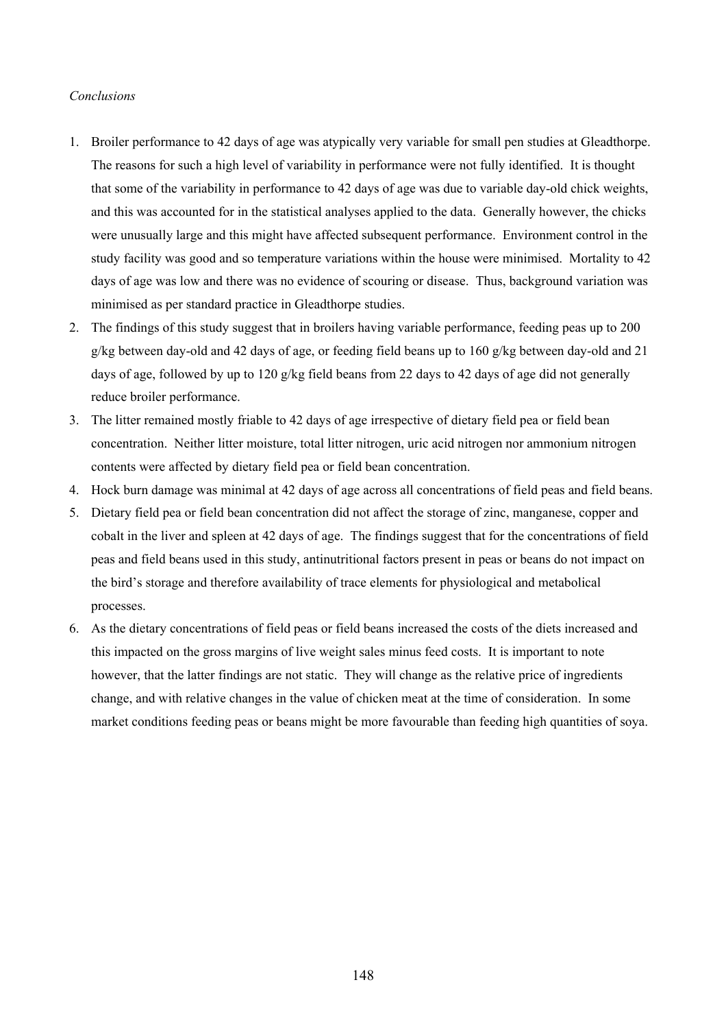*Conclusions*

1. Broiler performance to 42 days of age was atypically very variable for small pen studies at Gleadthorpe. The reasons for such a high level of variability in performance were not fully identified. It is thought that some of the variability in performance to 42 days of age was due to variable day-old chick weights, and this was accounted for in the statistical analyses applied to the data. Generally however, the chicks were unusually large and this might have affected subsequent performance. Environment control in the study facility was good and so temperature variations within the house were minimised. Mortality to 42 days of age was low and there was no evidence of scouring or disease. Thus, background variation was minimised as per standard practice in Gleadthorpe studies.
2. The findings of this study suggest that in broilers having variable performance, feeding peas up to 200 g/kg between day-old and 42 days of age, or feeding field beans up to 160 g/kg between day-old and 21 days of age, followed by up to 120 g/kg field beans from 22 days to 42 days of age did not generally reduce broiler performance.
3. The litter remained mostly friable to 42 days of age irrespective of dietary field pea or field bean concentration. Neither litter moisture, total litter nitrogen, uric acid nitrogen nor ammonium nitrogen contents were affected by dietary field pea or field bean concentration.
4. Hock burn damage was minimal at 42 days of age across all concentrations of field peas and field beans.
5. Dietary field pea or field bean concentration did not affect the storage of zinc, manganese, copper and cobalt in the liver and spleen at 42 days of age. The findings suggest that for the concentrations of field peas and field beans used in this study, antinutritional factors present in peas or beans do not impact on the bird's storage and therefore availability of trace elements for physiological and metabolical processes.
6. As the dietary concentrations of field peas or field beans increased the costs of the diets increased and this impacted on the gross margins of live weight sales minus feed costs. It is important to note however, that the latter findings are not static. They will change as the relative price of ingredients change, and with relative changes in the value of chicken meat at the time of consideration. In some market conditions feeding peas or beans might be more favourable than feeding high quantities of soya.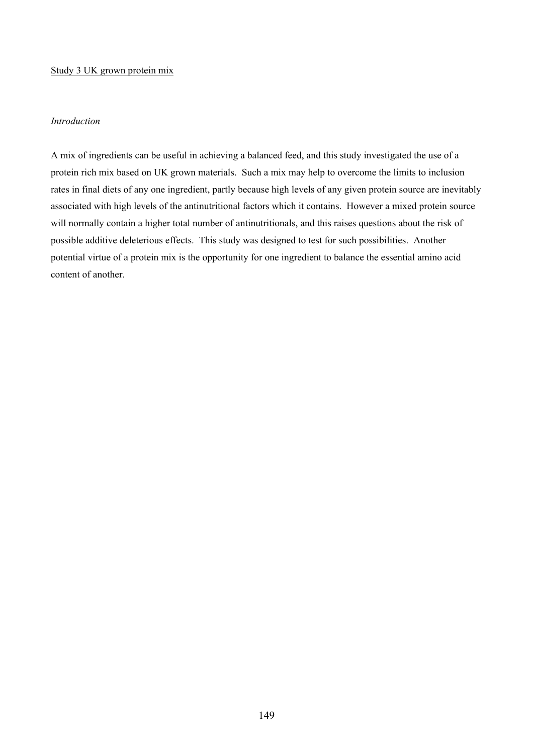## Study 3 UK grown protein mix

### *Introduction*

A mix of ingredients can be useful in achieving a balanced feed, and this study investigated the use of a protein rich mix based on UK grown materials. Such a mix may help to overcome the limits to inclusion rates in final diets of any one ingredient, partly because high levels of any given protein source are inevitably associated with high levels of the antinutritional factors which it contains. However a mixed protein source will normally contain a higher total number of antinutritionals, and this raises questions about the risk of possible additive deleterious effects. This study was designed to test for such possibilities. Another potential virtue of a protein mix is the opportunity for one ingredient to balance the essential amino acid content of another.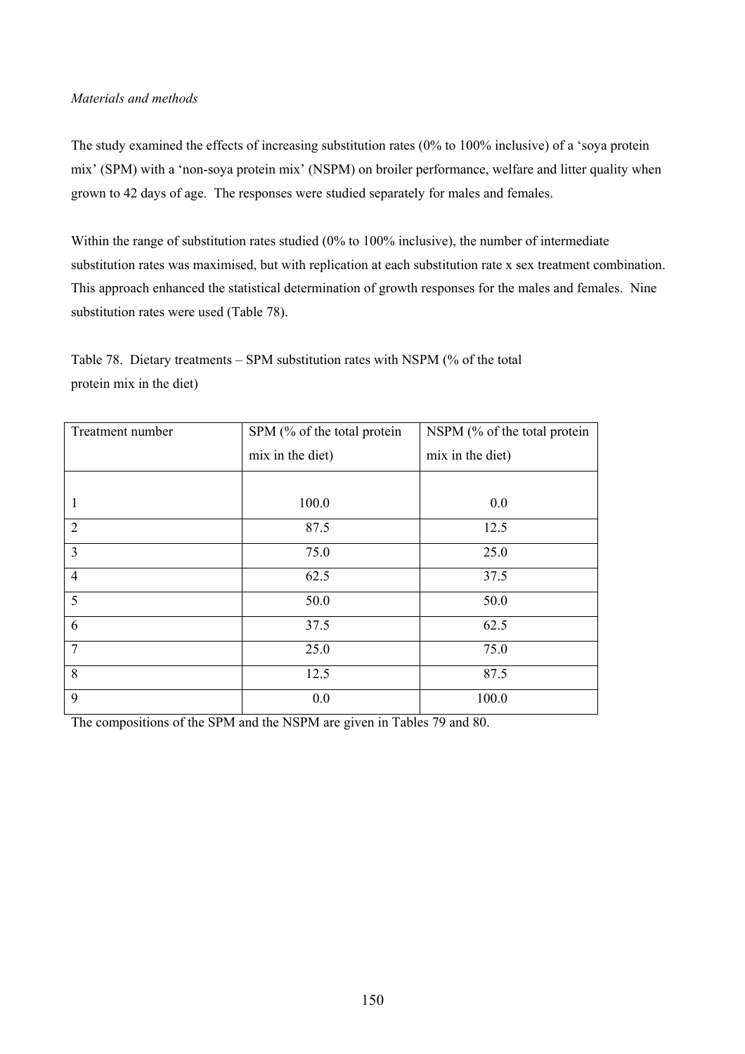*Materials and methods*

The study examined the effects of increasing substitution rates (0% to 100% inclusive) of a 'soya protein mix' (SPM) with a 'non-soya protein mix' (NSPM) on broiler performance, welfare and litter quality when grown to 42 days of age. The responses were studied separately for males and females.

Within the range of substitution rates studied (0% to 100% inclusive), the number of intermediate substitution rates was maximised, but with replication at each substitution rate x sex treatment combination. This approach enhanced the statistical determination of growth responses for the males and females. Nine substitution rates were used (Table 78).

Table 78. Dietary treatments – SPM substitution rates with NSPM (% of the total protein mix in the diet)

| Treatment number | SPM (% of the total protein mix in the diet) | NSPM (% of the total protein mix in the diet) |
|---|---|---|
| 1 | 100.0 | 0.0 |
| 2 | 87.5 | 12.5 |
| 3 | 75.0 | 25.0 |
| 4 | 62.5 | 37.5 |
| 5 | 50.0 | 50.0 |
| 6 | 37.5 | 62.5 |
| 7 | 25.0 | 75.0 |
| 8 | 12.5 | 87.5 |
| 9 | 0.0 | 100.0 |

The compositions of the SPM and the NSPM are given in Tables 79 and 80.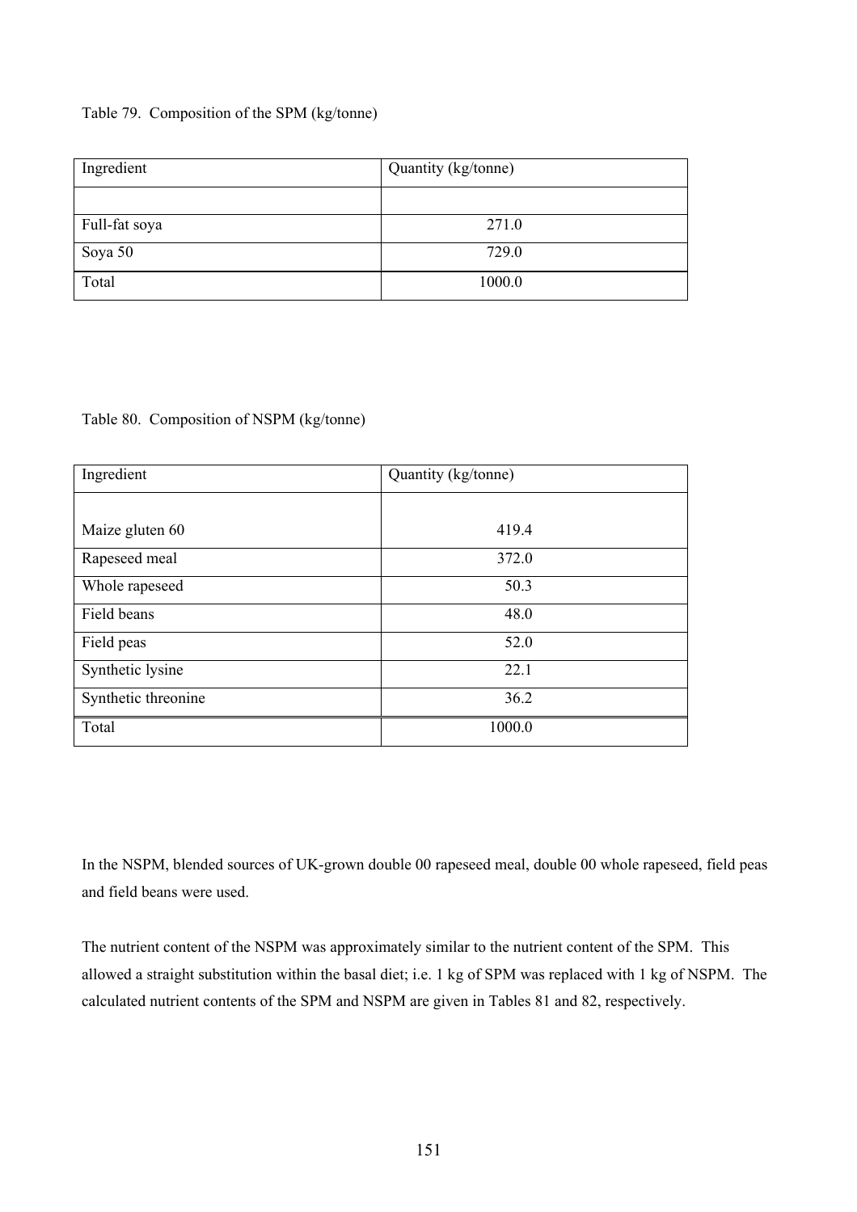Table 79. Composition of the SPM (kg/tonne)

| Ingredient | Quantity (kg/tonne) |
|---|---|
| | |
| Full-fat soya | 271.0 |
| Soya 50 | 729.0 |
| Total | 1000.0 |

Table 80. Composition of NSPM (kg/tonne)

| Ingredient | Quantity (kg/tonne) |
|---|---|
| Maize gluten 60 | 419.4 |
| Rapeseed meal | 372.0 |
| Whole rapeseed | 50.3 |
| Field beans | 48.0 |
| Field peas | 52.0 |
| Synthetic lysine | 22.1 |
| Synthetic threonine | 36.2 |
| Total | 1000.0 |

In the NSPM, blended sources of UK-grown double 00 rapeseed meal, double 00 whole rapeseed, field peas and field beans were used.

The nutrient content of the NSPM was approximately similar to the nutrient content of the SPM. This allowed a straight substitution within the basal diet; i.e. 1 kg of SPM was replaced with 1 kg of NSPM. The calculated nutrient contents of the SPM and NSPM are given in Tables 81 and 82, respectively.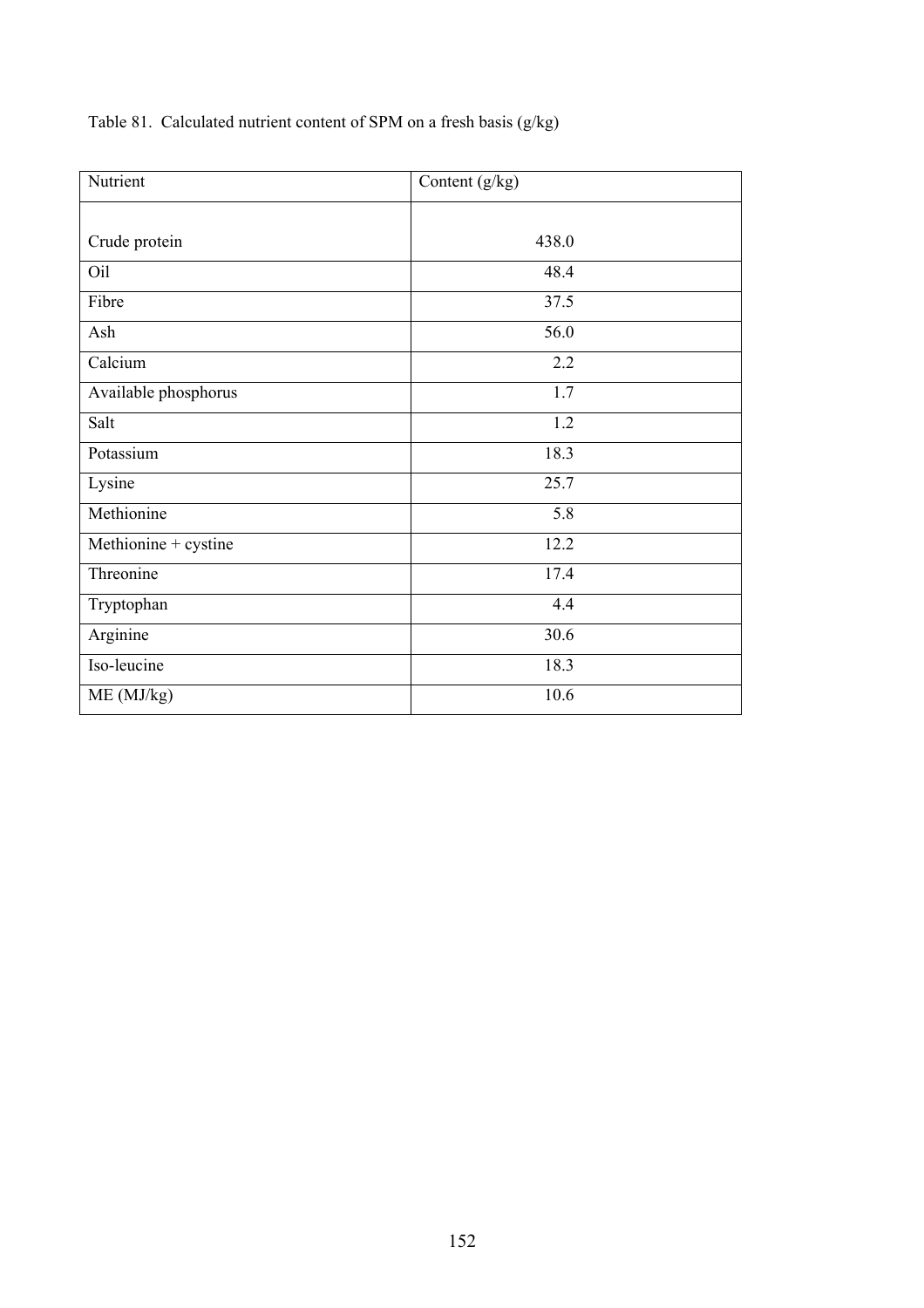Table 81. Calculated nutrient content of SPM on a fresh basis (g/kg)

| Nutrient | Content (g/kg) |
|---|---|
| Crude protein | 438.0 |
| Oil | 48.4 |
| Fibre | 37.5 |
| Ash | 56.0 |
| Calcium | 2.2 |
| Available phosphorus | 1.7 |
| Salt | 1.2 |
| Potassium | 18.3 |
| Lysine | 25.7 |
| Methionine | 5.8 |
| Methionine + cystine | 12.2 |
| Threonine | 17.4 |
| Tryptophan | 4.4 |
| Arginine | 30.6 |
| Iso-leucine | 18.3 |
| ME (MJ/kg) | 10.6 |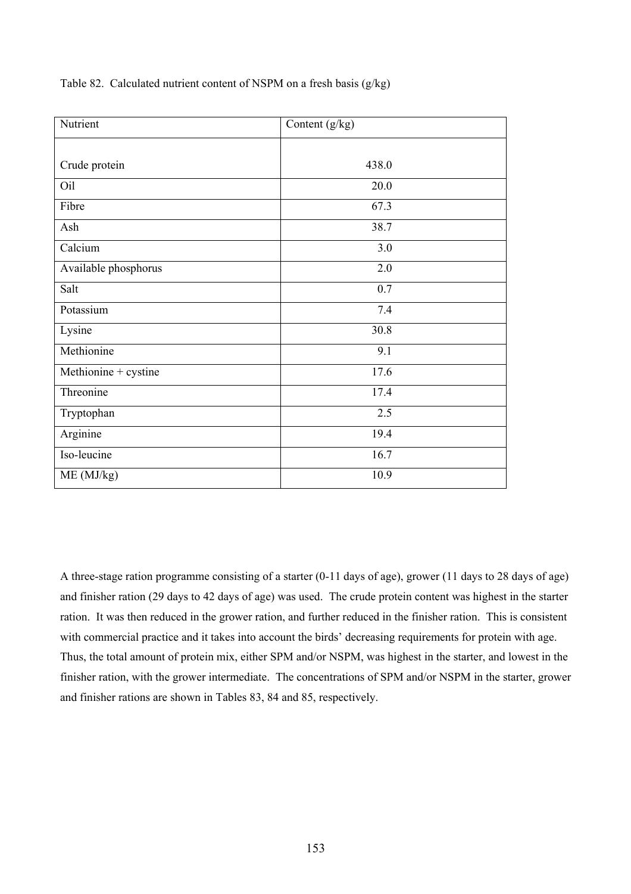Table 82. Calculated nutrient content of NSPM on a fresh basis (g/kg)

| Nutrient | Content (g/kg) |
| --- | --- |
| Crude protein | 438.0 |
| Oil | 20.0 |
| Fibre | 67.3 |
| Ash | 38.7 |
| Calcium | 3.0 |
| Available phosphorus | 2.0 |
| Salt | 0.7 |
| Potassium | 7.4 |
| Lysine | 30.8 |
| Methionine | 9.1 |
| Methionine + cystine | 17.6 |
| Threonine | 17.4 |
| Tryptophan | 2.5 |
| Arginine | 19.4 |
| Iso-leucine | 16.7 |
| ME (MJ/kg) | 10.9 |

A three-stage ration programme consisting of a starter (0-11 days of age), grower (11 days to 28 days of age) and finisher ration (29 days to 42 days of age) was used. The crude protein content was highest in the starter ration. It was then reduced in the grower ration, and further reduced in the finisher ration. This is consistent with commercial practice and it takes into account the birds' decreasing requirements for protein with age. Thus, the total amount of protein mix, either SPM and/or NSPM, was highest in the starter, and lowest in the finisher ration, with the grower intermediate. The concentrations of SPM and/or NSPM in the starter, grower and finisher rations are shown in Tables 83, 84 and 85, respectively.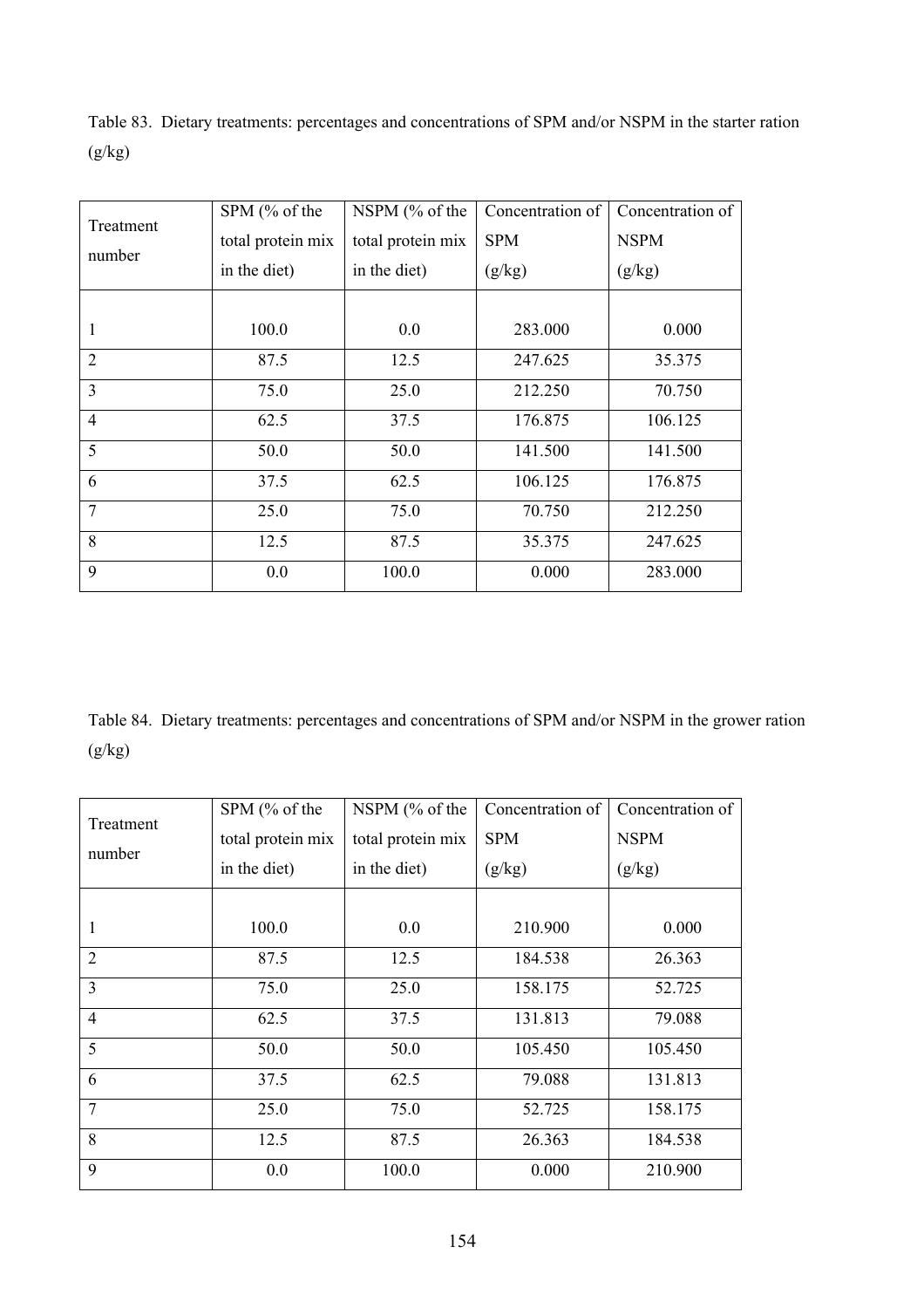Table 83. Dietary treatments: percentages and concentrations of SPM and/or NSPM in the starter ration (g/kg)

| Treatment number | SPM (% of the total protein mix in the diet) | NSPM (% of the total protein mix in the diet) | Concentration of SPM (g/kg) | Concentration of NSPM (g/kg) |
|---|---|---|---|---|
| 1 | 100.0 | 0.0 | 283.000 | 0.000 |
| 2 | 87.5 | 12.5 | 247.625 | 35.375 |
| 3 | 75.0 | 25.0 | 212.250 | 70.750 |
| 4 | 62.5 | 37.5 | 176.875 | 106.125 |
| 5 | 50.0 | 50.0 | 141.500 | 141.500 |
| 6 | 37.5 | 62.5 | 106.125 | 176.875 |
| 7 | 25.0 | 75.0 | 70.750 | 212.250 |
| 8 | 12.5 | 87.5 | 35.375 | 247.625 |
| 9 | 0.0 | 100.0 | 0.000 | 283.000 |

Table 84. Dietary treatments: percentages and concentrations of SPM and/or NSPM in the grower ration (g/kg)

| Treatment number | SPM (% of the total protein mix in the diet) | NSPM (% of the total protein mix in the diet) | Concentration of SPM (g/kg) | Concentration of NSPM (g/kg) |
|---|---|---|---|---|
| 1 | 100.0 | 0.0 | 210.900 | 0.000 |
| 2 | 87.5 | 12.5 | 184.538 | 26.363 |
| 3 | 75.0 | 25.0 | 158.175 | 52.725 |
| 4 | 62.5 | 37.5 | 131.813 | 79.088 |
| 5 | 50.0 | 50.0 | 105.450 | 105.450 |
| 6 | 37.5 | 62.5 | 79.088 | 131.813 |
| 7 | 25.0 | 75.0 | 52.725 | 158.175 |
| 8 | 12.5 | 87.5 | 26.363 | 184.538 |
| 9 | 0.0 | 100.0 | 0.000 | 210.900 |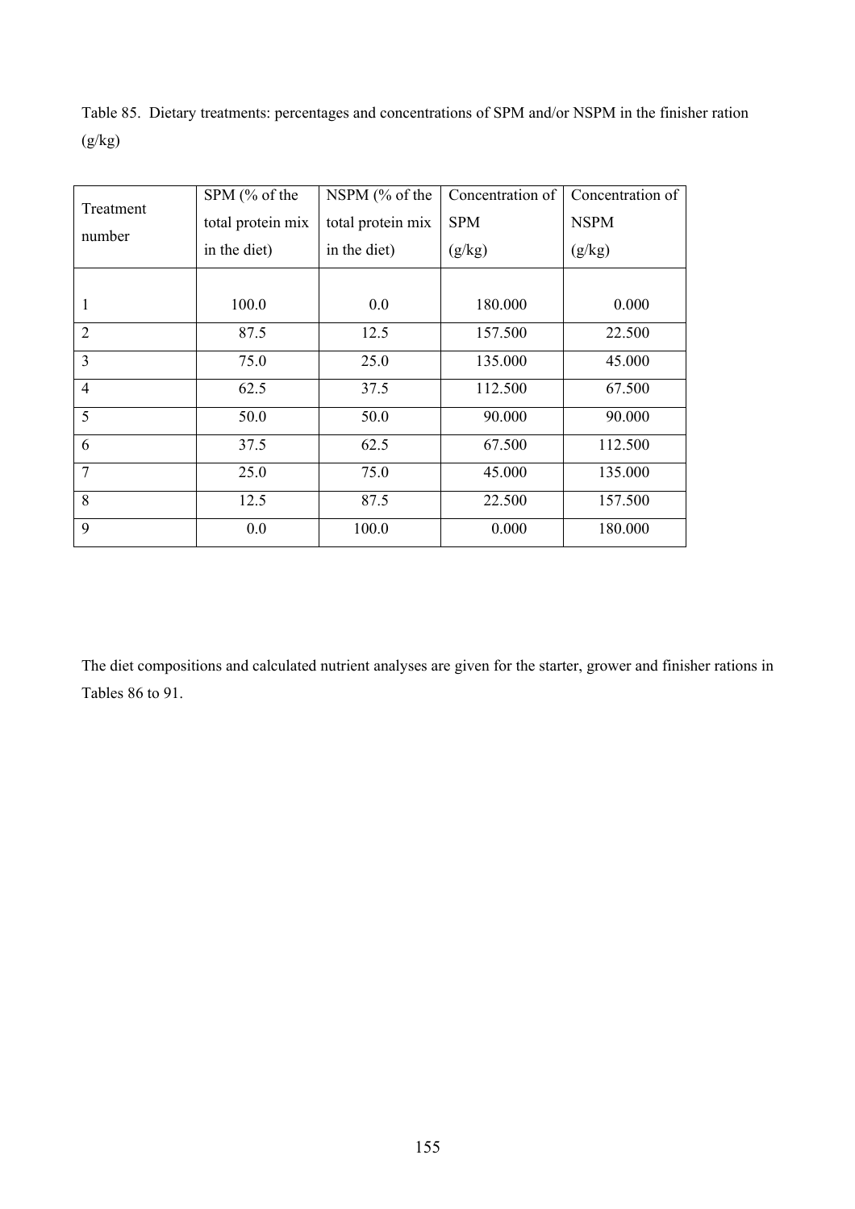Table 85. Dietary treatments: percentages and concentrations of SPM and/or NSPM in the finisher ration (g/kg)

| Treatment number | SPM (% of the total protein mix in the diet) | NSPM (% of the total protein mix in the diet) | Concentration of SPM (g/kg) | Concentration of NSPM (g/kg) |
|---|---|---|---|---|
| 1 | 100.0 | 0.0 | 180.000 | 0.000 |
| 2 | 87.5 | 12.5 | 157.500 | 22.500 |
| 3 | 75.0 | 25.0 | 135.000 | 45.000 |
| 4 | 62.5 | 37.5 | 112.500 | 67.500 |
| 5 | 50.0 | 50.0 | 90.000 | 90.000 |
| 6 | 37.5 | 62.5 | 67.500 | 112.500 |
| 7 | 25.0 | 75.0 | 45.000 | 135.000 |
| 8 | 12.5 | 87.5 | 22.500 | 157.500 |
| 9 | 0.0 | 100.0 | 0.000 | 180.000 |

The diet compositions and calculated nutrient analyses are given for the starter, grower and finisher rations in Tables 86 to 91.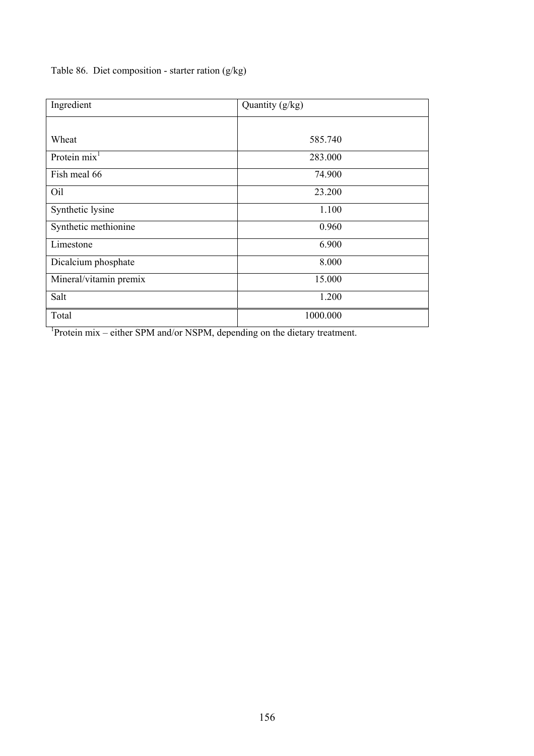Table 86. Diet composition - starter ration (g/kg)

| Ingredient | Quantity (g/kg) |
|---|---|
| Wheat | 585.740 |
| Protein mix[1] | 283.000 |
| Fish meal 66 | 74.900 |
| Oil | 23.200 |
| Synthetic lysine | 1.100 |
| Synthetic methionine | 0.960 |
| Limestone | 6.900 |
| Dicalcium phosphate | 8.000 |
| Mineral/vitamin premix | 15.000 |
| Salt | 1.200 |
| Total | 1000.000 |

[1]Protein mix – either SPM and/or NSPM, depending on the dietary treatment.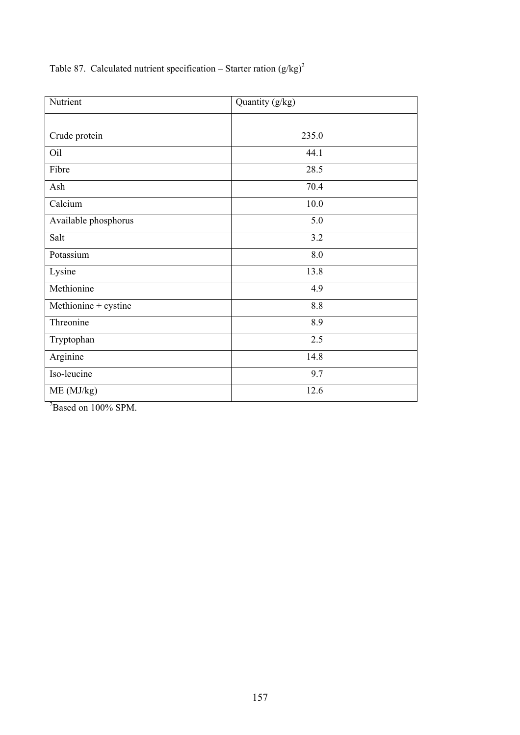Table 87. Calculated nutrient specification – Starter ration (g/kg)[2]

| Nutrient | Quantity (g/kg) |
|---|---|
| Crude protein | 235.0 |
| Oil | 44.1 |
| Fibre | 28.5 |
| Ash | 70.4 |
| Calcium | 10.0 |
| Available phosphorus | 5.0 |
| Salt | 3.2 |
| Potassium | 8.0 |
| Lysine | 13.8 |
| Methionine | 4.9 |
| Methionine + cystine | 8.8 |
| Threonine | 8.9 |
| Tryptophan | 2.5 |
| Arginine | 14.8 |
| Iso-leucine | 9.7 |
| ME (MJ/kg) | 12.6 |

[2]Based on 100% SPM.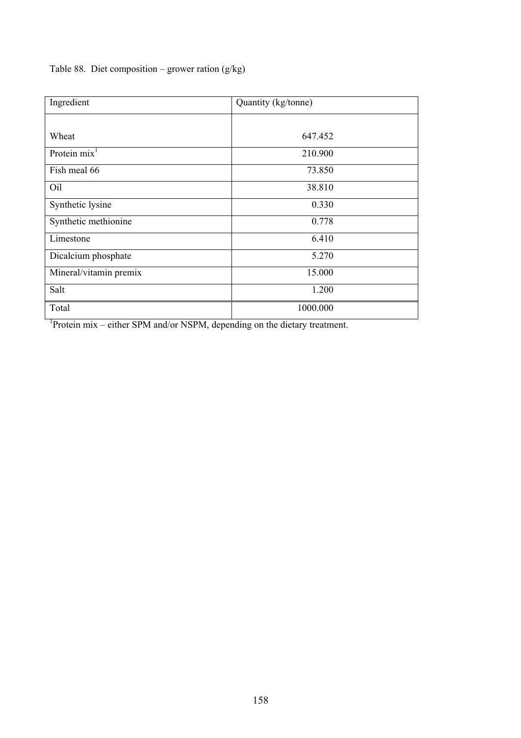Table 88. Diet composition – grower ration (g/kg)

| Ingredient | Quantity (kg/tonne) |
|---|---|
| Wheat | 647.452 |
| Protein mix[1] | 210.900 |
| Fish meal 66 | 73.850 |
| Oil | 38.810 |
| Synthetic lysine | 0.330 |
| Synthetic methionine | 0.778 |
| Limestone | 6.410 |
| Dicalcium phosphate | 5.270 |
| Mineral/vitamin premix | 15.000 |
| Salt | 1.200 |
| Total | 1000.000 |

[1]Protein mix – either SPM and/or NSPM, depending on the dietary treatment.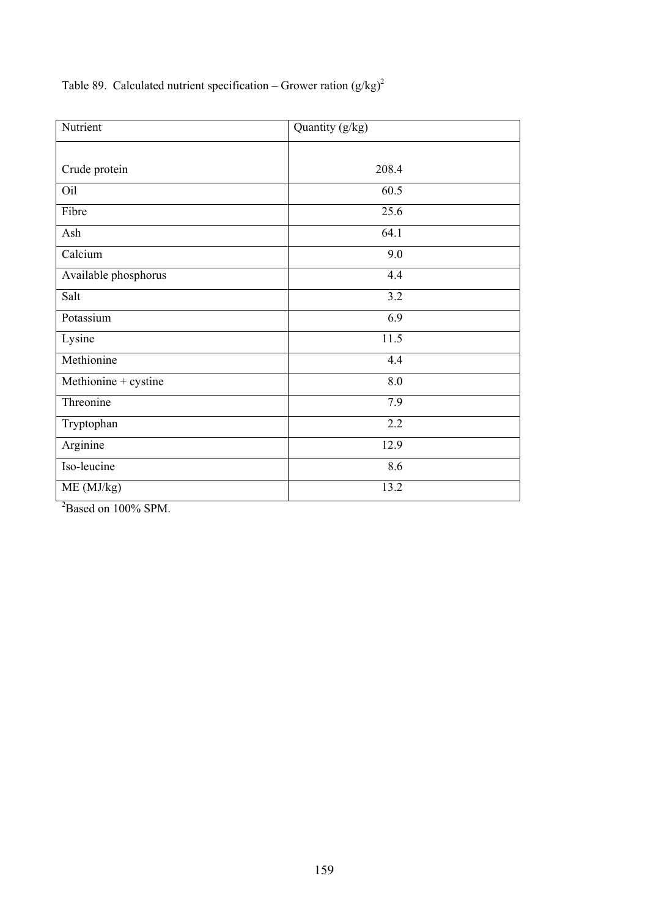Table 89. Calculated nutrient specification – Grower ration (g/kg)[2]

| Nutrient | Quantity (g/kg) |
| --- | --- |
| Crude protein | 208.4 |
| Oil | 60.5 |
| Fibre | 25.6 |
| Ash | 64.1 |
| Calcium | 9.0 |
| Available phosphorus | 4.4 |
| Salt | 3.2 |
| Potassium | 6.9 |
| Lysine | 11.5 |
| Methionine | 4.4 |
| Methionine + cystine | 8.0 |
| Threonine | 7.9 |
| Tryptophan | 2.2 |
| Arginine | 12.9 |
| Iso-leucine | 8.6 |
| ME (MJ/kg) | 13.2 |

[2]Based on 100% SPM.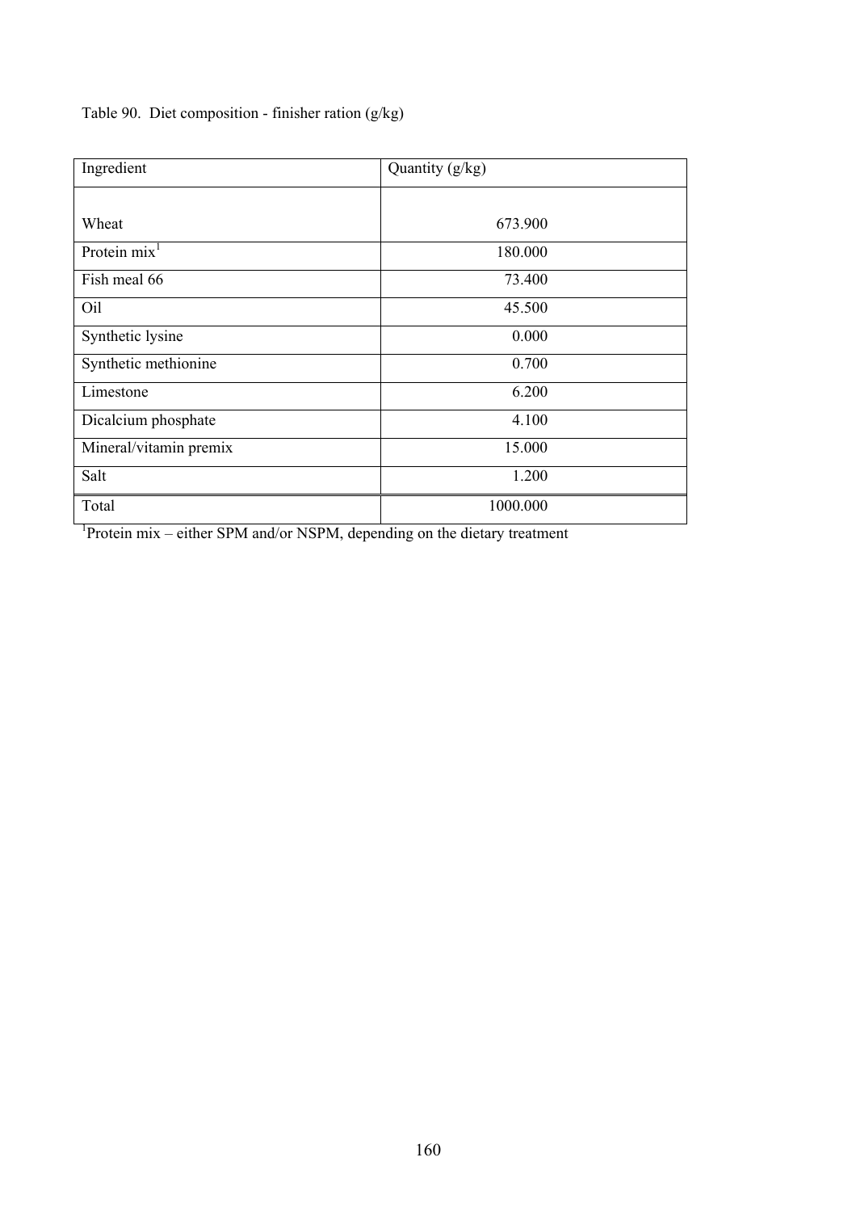Table 90. Diet composition - finisher ration (g/kg)

| Ingredient | Quantity (g/kg) |
|---|---|
| Wheat | 673.900 |
| Protein mix[1] | 180.000 |
| Fish meal 66 | 73.400 |
| Oil | 45.500 |
| Synthetic lysine | 0.000 |
| Synthetic methionine | 0.700 |
| Limestone | 6.200 |
| Dicalcium phosphate | 4.100 |
| Mineral/vitamin premix | 15.000 |
| Salt | 1.200 |
| Total | 1000.000 |

[1]Protein mix – either SPM and/or NSPM, depending on the dietary treatment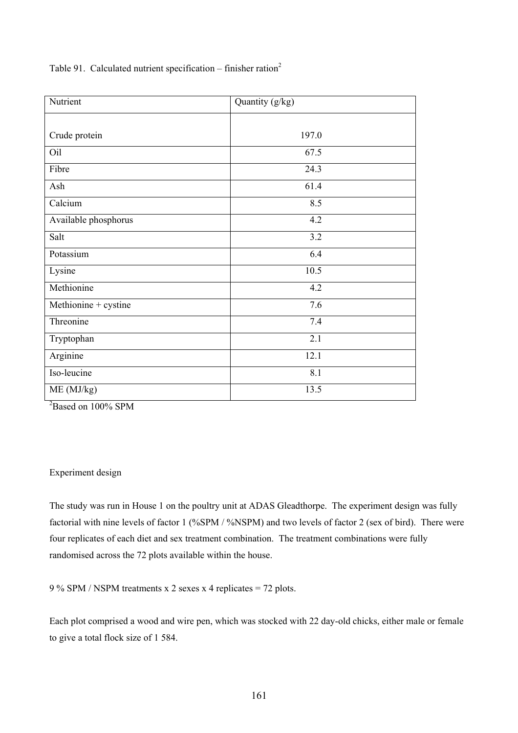Table 91. Calculated nutrient specification – finisher ration[2]

| Nutrient | Quantity (g/kg) |
|---|---|
| Crude protein | 197.0 |
| Oil | 67.5 |
| Fibre | 24.3 |
| Ash | 61.4 |
| Calcium | 8.5 |
| Available phosphorus | 4.2 |
| Salt | 3.2 |
| Potassium | 6.4 |
| Lysine | 10.5 |
| Methionine | 4.2 |
| Methionine + cystine | 7.6 |
| Threonine | 7.4 |
| Tryptophan | 2.1 |
| Arginine | 12.1 |
| Iso-leucine | 8.1 |
| ME (MJ/kg) | 13.5 |

[2]Based on 100% SPM

Experiment design

The study was run in House 1 on the poultry unit at ADAS Gleadthorpe. The experiment design was fully factorial with nine levels of factor 1 (%SPM / %NSPM) and two levels of factor 2 (sex of bird). There were four replicates of each diet and sex treatment combination. The treatment combinations were fully randomised across the 72 plots available within the house.

9 % SPM / NSPM treatments x 2 sexes x 4 replicates = 72 plots.

Each plot comprised a wood and wire pen, which was stocked with 22 day-old chicks, either male or female to give a total flock size of 1 584.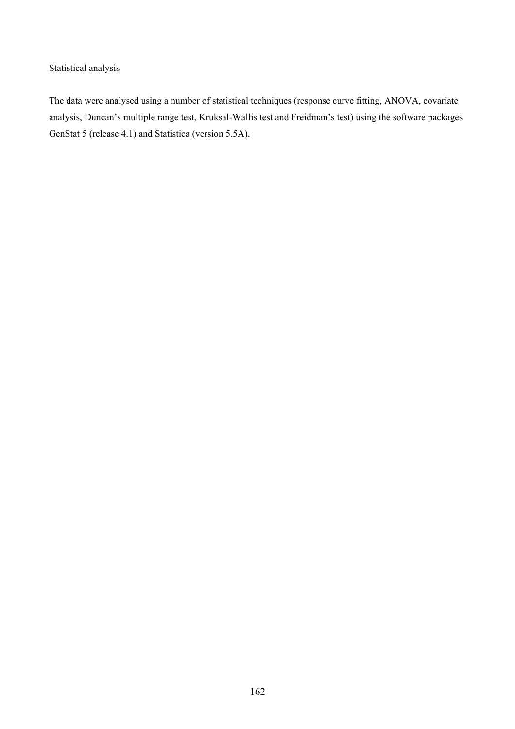Statistical analysis

The data were analysed using a number of statistical techniques (response curve fitting, ANOVA, covariate analysis, Duncan's multiple range test, Kruksal-Wallis test and Freidman's test) using the software packages GenStat 5 (release 4.1) and Statistica (version 5.5A).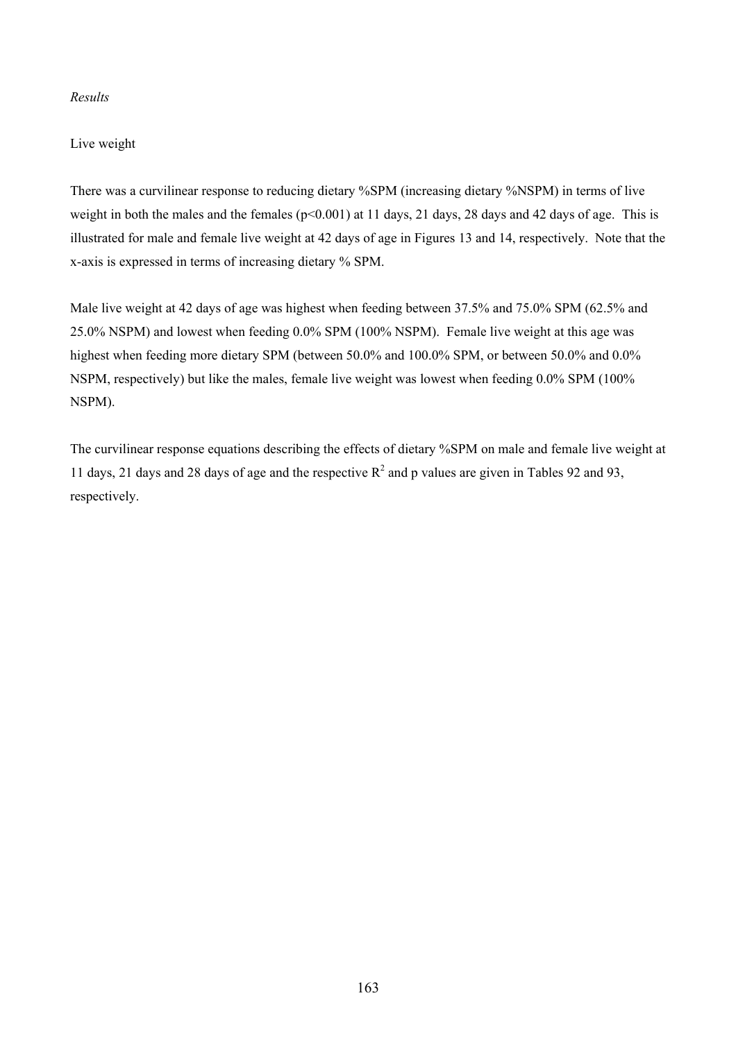*Results*

Live weight

There was a curvilinear response to reducing dietary %SPM (increasing dietary %NSPM) in terms of live weight in both the males and the females ($p<0.001$) at 11 days, 21 days, 28 days and 42 days of age. This is illustrated for male and female live weight at 42 days of age in Figures 13 and 14, respectively. Note that the x-axis is expressed in terms of increasing dietary % SPM.

Male live weight at 42 days of age was highest when feeding between 37.5% and 75.0% SPM (62.5% and 25.0% NSPM) and lowest when feeding 0.0% SPM (100% NSPM). Female live weight at this age was highest when feeding more dietary SPM (between 50.0% and 100.0% SPM, or between 50.0% and 0.0% NSPM, respectively) but like the males, female live weight was lowest when feeding 0.0% SPM (100% NSPM).

The curvilinear response equations describing the effects of dietary %SPM on male and female live weight at 11 days, 21 days and 28 days of age and the respective $R^2$ and p values are given in Tables 92 and 93, respectively.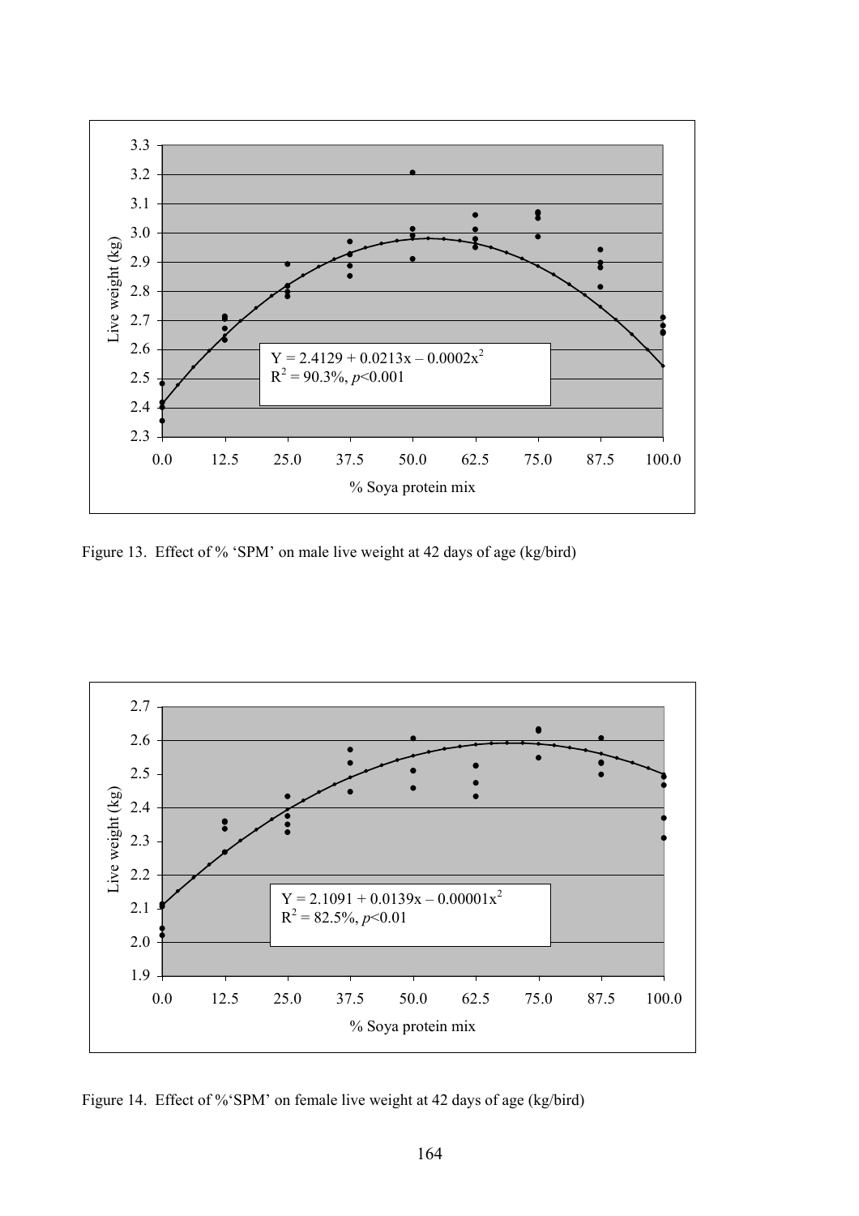3.3
3.2
3.1
3.0
2.9
2.8
2.7
2.6
2.5
2.4
2.3

Live weight (kg)

0.0 12.5 25.0 37.5 50.0 62.5 75.0 87.5 100.0

% Soya protein mix

$Y = 2.4129 + 0.0213x – 0.0002x^2$

$R^2 = 90.3\%$, $p<0.001$

Figure 13. Effect of % 'SPM' on male live weight at 42 days of age (kg/bird)

2.7
2.6
2.5
2.4
2.3
2.2
2.1
2.0
1.9

Live weight (kg)

0.0 12.5 25.0 37.5 50.0 62.5 75.0 87.5 100.0

% Soya protein mix

$Y = 2.1091 + 0.0139x – 0.00001x^2$

$R^2 = 82.5\%$, $p<0.01$

Figure 14. Effect of %'SPM' on female live weight at 42 days of age (kg/bird)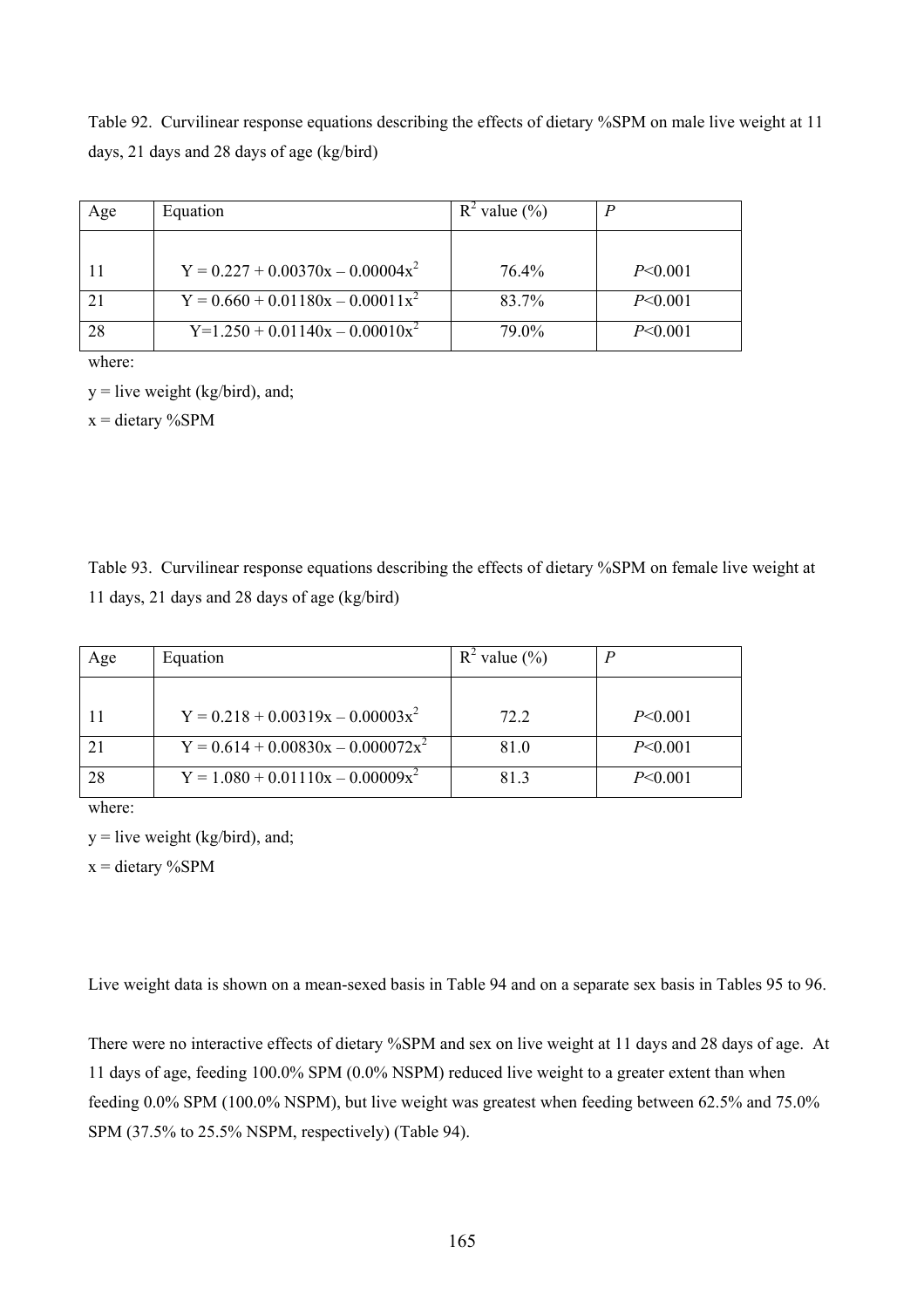Table 92. Curvilinear response equations describing the effects of dietary %SPM on male live weight at 11 days, 21 days and 28 days of age (kg/bird)

| Age | Equation | $R^2$ value (%) | *P* |
|---|---|---|---|
| 11 | $Y = 0.227 + 0.00370x - 0.00004x^2$ | 76.4% | *P*<0.001 |
| 21 | $Y = 0.660 + 0.01180x - 0.00011x^2$ | 83.7% | *P*<0.001 |
| 28 | $Y=1.250 + 0.01140x - 0.00010x^2$ | 79.0% | *P*<0.001 |

where:

y = live weight (kg/bird), and;

x = dietary %SPM

Table 93. Curvilinear response equations describing the effects of dietary %SPM on female live weight at 11 days, 21 days and 28 days of age (kg/bird)

| Age | Equation | $R^2$ value (%) | *P* |
|---|---|---|---|
| 11 | $Y = 0.218 + 0.00319x - 0.00003x^2$ | 72.2 | *P*<0.001 |
| 21 | $Y = 0.614 + 0.00830x - 0.000072x^2$ | 81.0 | *P*<0.001 |
| 28 | $Y = 1.080 + 0.01110x - 0.00009x^2$ | 81.3 | *P*<0.001 |

where:

y = live weight (kg/bird), and;

x = dietary %SPM

Live weight data is shown on a mean-sexed basis in Table 94 and on a separate sex basis in Tables 95 to 96.

There were no interactive effects of dietary %SPM and sex on live weight at 11 days and 28 days of age. At 11 days of age, feeding 100.0% SPM (0.0% NSPM) reduced live weight to a greater extent than when feeding 0.0% SPM (100.0% NSPM), but live weight was greatest when feeding between 62.5% and 75.0% SPM (37.5% to 25.5% NSPM, respectively) (Table 94).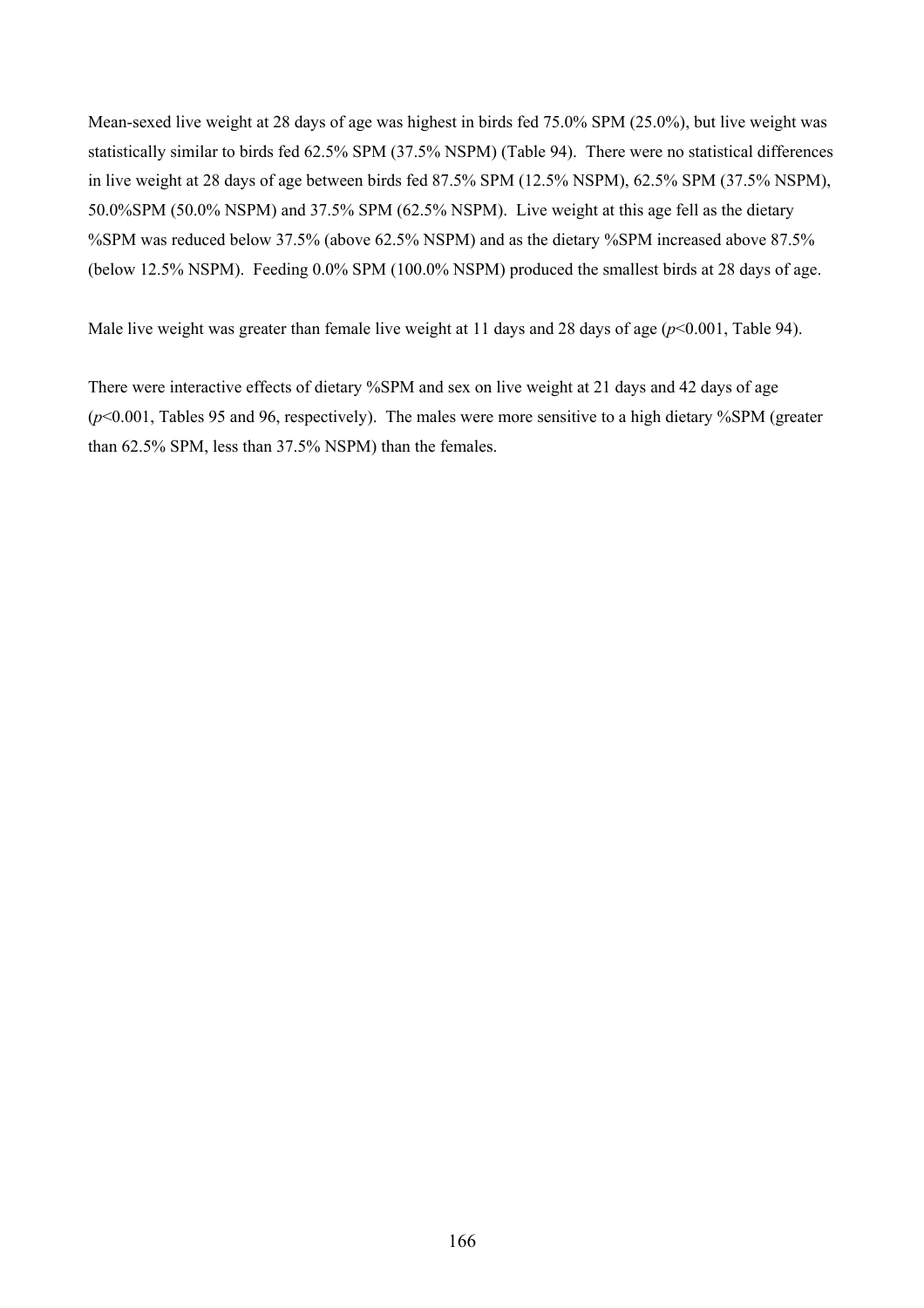Mean-sexed live weight at 28 days of age was highest in birds fed 75.0% SPM (25.0%), but live weight was statistically similar to birds fed 62.5% SPM (37.5% NSPM) (Table 94). There were no statistical differences in live weight at 28 days of age between birds fed 87.5% SPM (12.5% NSPM), 62.5% SPM (37.5% NSPM), 50.0%SPM (50.0% NSPM) and 37.5% SPM (62.5% NSPM). Live weight at this age fell as the dietary %SPM was reduced below 37.5% (above 62.5% NSPM) and as the dietary %SPM increased above 87.5% (below 12.5% NSPM). Feeding 0.0% SPM (100.0% NSPM) produced the smallest birds at 28 days of age.

Male live weight was greater than female live weight at 11 days and 28 days of age ($p<0.001$, Table 94).

There were interactive effects of dietary %SPM and sex on live weight at 21 days and 42 days of age ($p<0.001$, Tables 95 and 96, respectively). The males were more sensitive to a high dietary %SPM (greater than 62.5% SPM, less than 37.5% NSPM) than the females.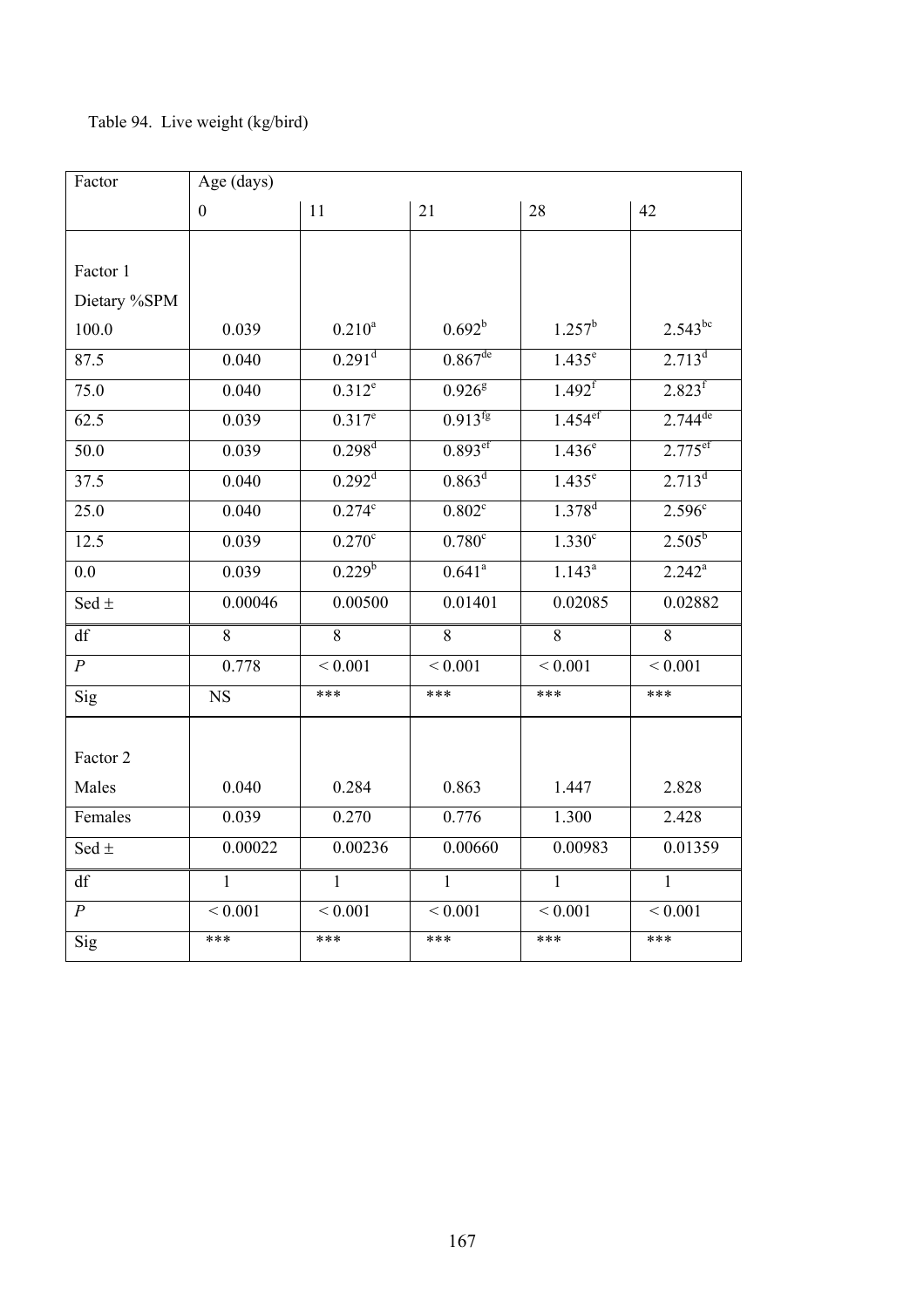Table 94. Live weight (kg/bird)

| Factor | Age (days) | | | | |
|---|---|---|---|---|---|
| | 0 | 11 | 21 | 28 | 42 |
| Factor 1 | | | | | |
| Dietary %SPM | | | | | |
| 100.0 | 0.039 | 0.210[a] | 0.692[b] | 1.257[b] | 2.543[bc] |
| 87.5 | 0.040 | 0.291[d] | 0.867[de] | 1.435[e] | 2.713[d] |
| 75.0 | 0.040 | 0.312[e] | 0.926[g] | 1.492[f] | 2.823[f] |
| 62.5 | 0.039 | 0.317[e] | 0.913[fg] | 1.454[ef] | 2.744[de] |
| 50.0 | 0.039 | 0.298[d] | 0.893[ef] | 1.436[e] | 2.775[ef] |
| 37.5 | 0.040 | 0.292[d] | 0.863[d] | 1.435[e] | 2.713[d] |
| 25.0 | 0.040 | 0.274[c] | 0.802[c] | 1.378[d] | 2.596[c] |
| 12.5 | 0.039 | 0.270[c] | 0.780[c] | 1.330[c] | 2.505[b] |
| 0.0 | 0.039 | 0.229[b] | 0.641[a] | 1.143[a] | 2.242[a] |
| Sed ± | 0.00046 | 0.00500 | 0.01401 | 0.02085 | 0.02882 |
| df | 8 | 8 | 8 | 8 | 8 |
| *P* | 0.778 | < 0.001 | < 0.001 | < 0.001 | < 0.001 |
| Sig | NS | *** | *** | *** | *** |
| Factor 2 | | | | | |
| Males | 0.040 | 0.284 | 0.863 | 1.447 | 2.828 |
| Females | 0.039 | 0.270 | 0.776 | 1.300 | 2.428 |
| Sed ± | 0.00022 | 0.00236 | 0.00660 | 0.00983 | 0.01359 |
| df | 1 | 1 | 1 | 1 | 1 |
| *P* | < 0.001 | < 0.001 | < 0.001 | < 0.001 | < 0.001 |
| Sig | *** | *** | *** | *** | *** |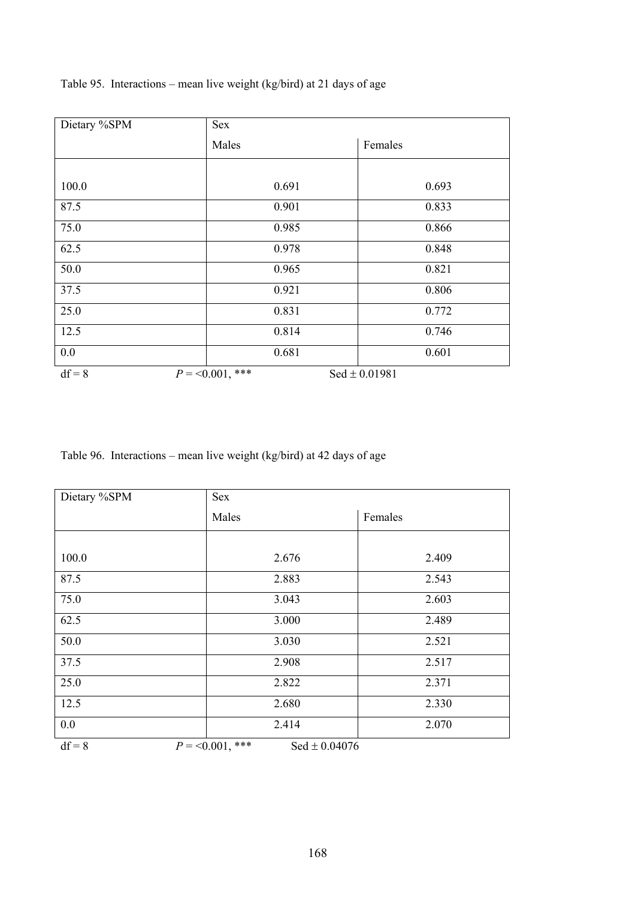Table 95. Interactions – mean live weight (kg/bird) at 21 days of age

| Dietary %SPM | Sex | |
|---|---|---|
| | Males | Females |
| 100.0 | 0.691 | 0.693 |
| 87.5 | 0.901 | 0.833 |
| 75.0 | 0.985 | 0.866 |
| 62.5 | 0.978 | 0.848 |
| 50.0 | 0.965 | 0.821 |
| 37.5 | 0.921 | 0.806 |
| 25.0 | 0.831 | 0.772 |
| 12.5 | 0.814 | 0.746 |
| 0.0 | 0.681 | 0.601 |

df = 8 $P$ = <0.001, *** Sed ± 0.01981

Table 96. Interactions – mean live weight (kg/bird) at 42 days of age

| Dietary %SPM | Sex | |
|---|---|---|
| | Males | Females |
| 100.0 | 2.676 | 2.409 |
| 87.5 | 2.883 | 2.543 |
| 75.0 | 3.043 | 2.603 |
| 62.5 | 3.000 | 2.489 |
| 50.0 | 3.030 | 2.521 |
| 37.5 | 2.908 | 2.517 |
| 25.0 | 2.822 | 2.371 |
| 12.5 | 2.680 | 2.330 |
| 0.0 | 2.414 | 2.070 |

df = 8 $P$ = <0.001, *** Sed ± 0.04076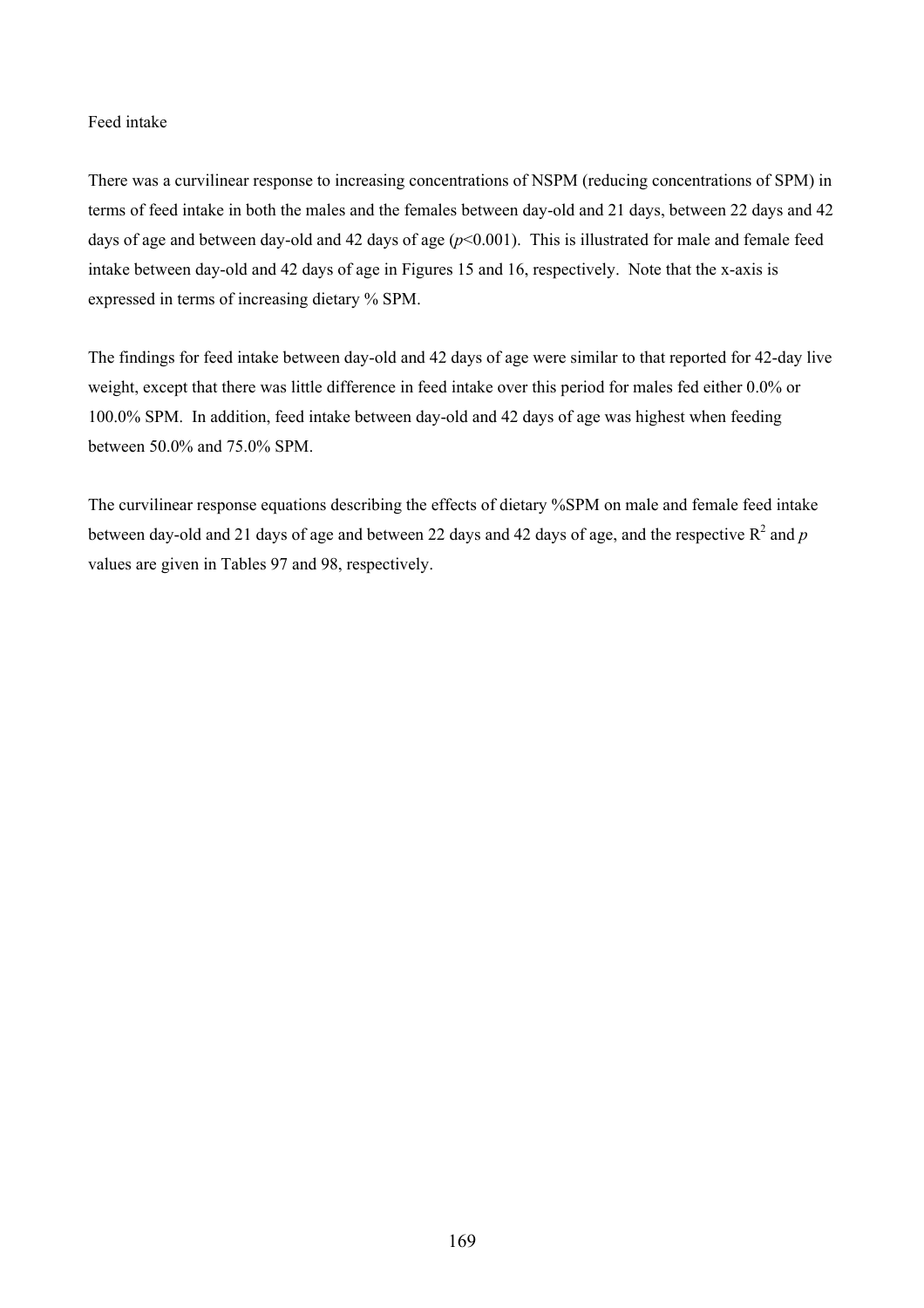Feed intake

There was a curvilinear response to increasing concentrations of NSPM (reducing concentrations of SPM) in terms of feed intake in both the males and the females between day-old and 21 days, between 22 days and 42 days of age and between day-old and 42 days of age ($p$<0.001). This is illustrated for male and female feed intake between day-old and 42 days of age in Figures 15 and 16, respectively. Note that the x-axis is expressed in terms of increasing dietary % SPM.

The findings for feed intake between day-old and 42 days of age were similar to that reported for 42-day live weight, except that there was little difference in feed intake over this period for males fed either 0.0% or 100.0% SPM. In addition, feed intake between day-old and 42 days of age was highest when feeding between 50.0% and 75.0% SPM.

The curvilinear response equations describing the effects of dietary %SPM on male and female feed intake between day-old and 21 days of age and between 22 days and 42 days of age, and the respective $R^2$ and $p$ values are given in Tables 97 and 98, respectively.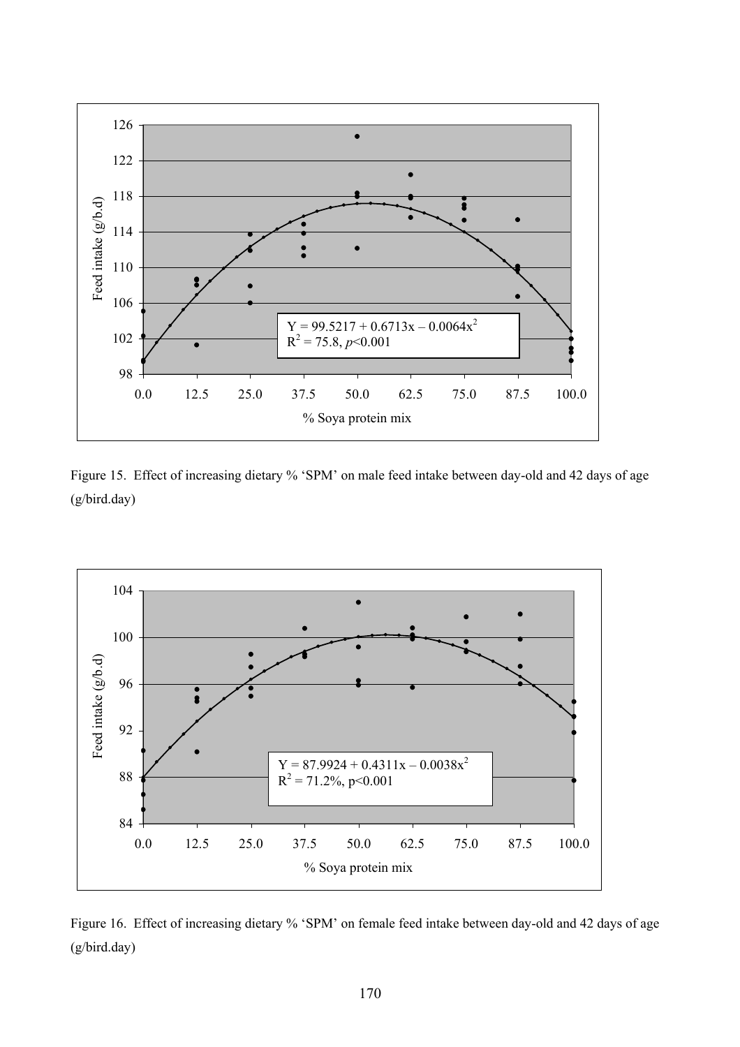Feed intake (g/b.d)

126
122
118
114
110
106
102
98

$Y = 99.5217 + 0.6713x – 0.0064x^2$
$R^2 = 75.8$, $p<0.001$

0.0 12.5 25.0 37.5 50.0 62.5 75.0 87.5 100.0

% Soya protein mix

Figure 15. Effect of increasing dietary % 'SPM' on male feed intake between day-old and 42 days of age (g/bird.day)

Feed intake (g/b.d)

104
100
96
92
88
84

$Y = 87.9924 + 0.4311x – 0.0038x^2$
$R^2 = 71.2\%$, $p<0.001$

0.0 12.5 25.0 37.5 50.0 62.5 75.0 87.5 100.0

% Soya protein mix

Figure 16. Effect of increasing dietary % 'SPM' on female feed intake between day-old and 42 days of age (g/bird.day)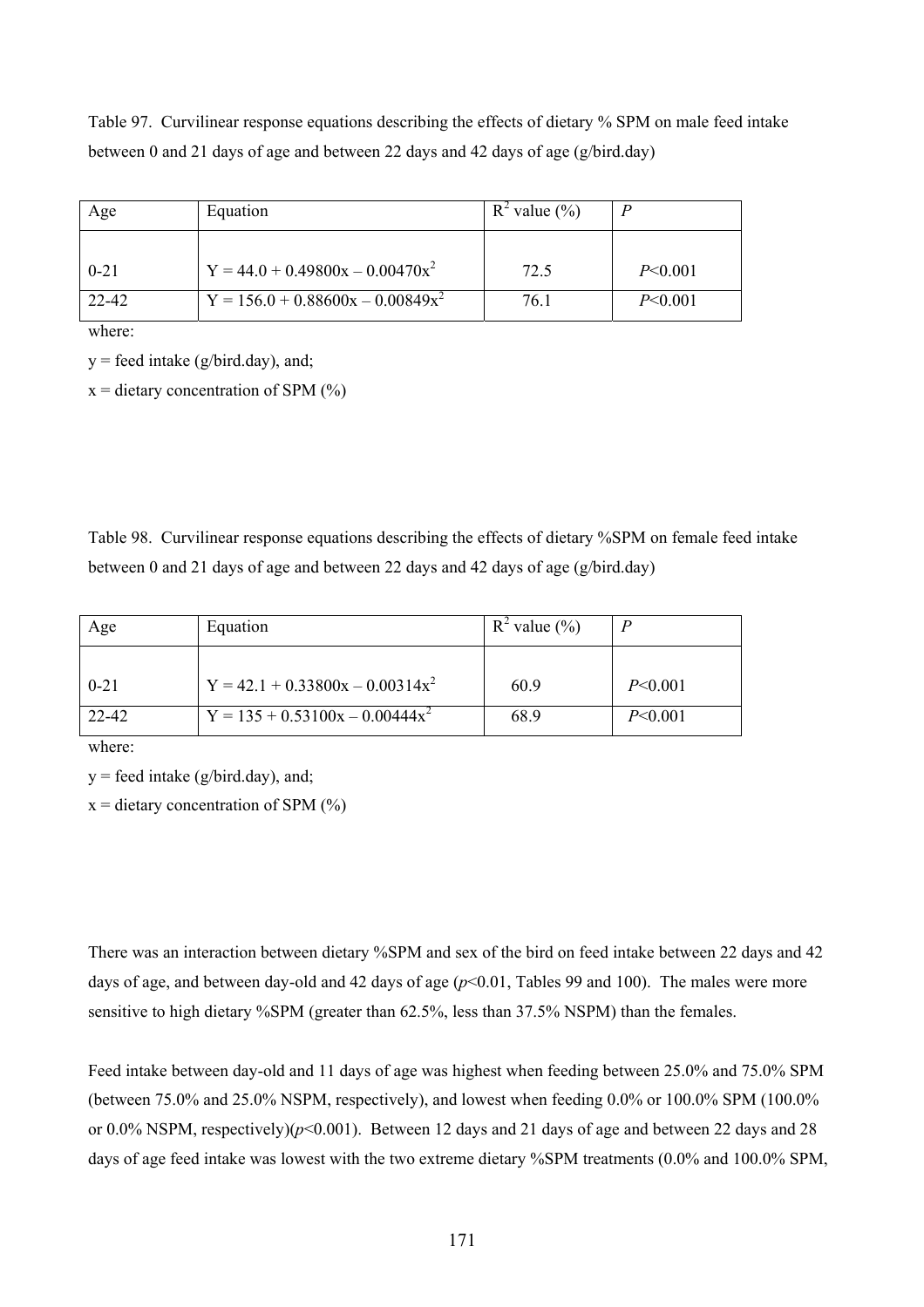Table 97. Curvilinear response equations describing the effects of dietary % SPM on male feed intake between 0 and 21 days of age and between 22 days and 42 days of age (g/bird.day)

| Age | Equation | $R^2$ value (%) | *P* |
|---|---|---|---|
| 0-21 | $Y = 44.0 + 0.49800x – 0.00470x^2$ | 72.5 | *P*<0.001 |
| 22-42 | $Y = 156.0 + 0.88600x – 0.00849x^2$ | 76.1 | *P*<0.001 |

where:

y = feed intake (g/bird.day), and;

x = dietary concentration of SPM (%)

Table 98. Curvilinear response equations describing the effects of dietary %SPM on female feed intake between 0 and 21 days of age and between 22 days and 42 days of age (g/bird.day)

| Age | Equation | $R^2$ value (%) | *P* |
|---|---|---|---|
| 0-21 | $Y = 42.1 + 0.33800x – 0.00314x^2$ | 60.9 | *P*<0.001 |
| 22-42 | $Y = 135 + 0.53100x – 0.00444x^2$ | 68.9 | *P*<0.001 |

where:

y = feed intake (g/bird.day), and;

x = dietary concentration of SPM (%)

There was an interaction between dietary %SPM and sex of the bird on feed intake between 22 days and 42 days of age, and between day-old and 42 days of age ($p$<0.01, Tables 99 and 100). The males were more sensitive to high dietary %SPM (greater than 62.5%, less than 37.5% NSPM) than the females.

Feed intake between day-old and 11 days of age was highest when feeding between 25.0% and 75.0% SPM (between 75.0% and 25.0% NSPM, respectively), and lowest when feeding 0.0% or 100.0% SPM (100.0% or 0.0% NSPM, respectively)($p$<0.001). Between 12 days and 21 days of age and between 22 days and 28 days of age feed intake was lowest with the two extreme dietary %SPM treatments (0.0% and 100.0% SPM,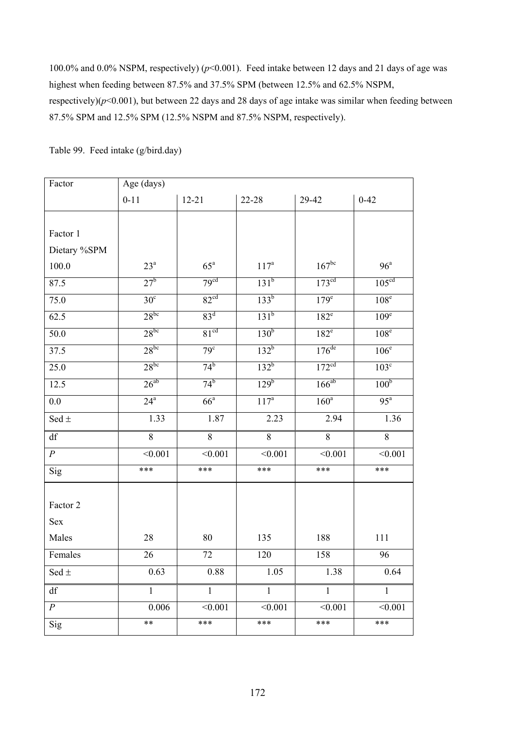100.0% and 0.0% NSPM, respectively) ($p$<0.001). Feed intake between 12 days and 21 days of age was highest when feeding between 87.5% and 37.5% SPM (between 12.5% and 62.5% NSPM, respectively)($p$<0.001), but between 22 days and 28 days of age intake was similar when feeding between 87.5% SPM and 12.5% SPM (12.5% NSPM and 87.5% NSPM, respectively).

Table 99. Feed intake (g/bird.day)

| Factor | Age (days) | | | | |
|---|---|---|---|---|---|
| | 0-11 | 12-21 | 22-28 | 29-42 | 0-42 |
| Factor 1 | | | | | |
| Dietary %SPM | | | | | |
| 100.0 | $23^{a}$ | $65^{a}$ | $117^{a}$ | $167^{bc}$ | $96^{a}$ |
| 87.5 | $27^{b}$ | $79^{cd}$ | $131^{b}$ | $173^{cd}$ | $105^{cd}$ |
| 75.0 | $30^{c}$ | $82^{cd}$ | $133^{b}$ | $179^{e}$ | $108^{e}$ |
| 62.5 | $28^{bc}$ | $83^{d}$ | $131^{b}$ | $182^{e}$ | $109^{e}$ |
| 50.0 | $28^{bc}$ | $81^{cd}$ | $130^{b}$ | $182^{e}$ | $108^{e}$ |
| 37.5 | $28^{bc}$ | $79^{c}$ | $132^{b}$ | $176^{de}$ | $106^{e}$ |
| 25.0 | $28^{bc}$ | $74^{b}$ | $132^{b}$ | $172^{cd}$ | $103^{c}$ |
| 12.5 | $26^{ab}$ | $74^{b}$ | $129^{b}$ | $166^{ab}$ | $100^{b}$ |
| 0.0 | $24^{a}$ | $66^{a}$ | $117^{a}$ | $160^{a}$ | $95^{a}$ |
| Sed ± | 1.33 | 1.87 | 2.23 | 2.94 | 1.36 |
| df | 8 | 8 | 8 | 8 | 8 |
| *P* | <0.001 | <0.001 | <0.001 | <0.001 | <0.001 |
| Sig | *** | *** | *** | *** | *** |
| Factor 2 | | | | | |
| Sex | | | | | |
| Males | 28 | 80 | 135 | 188 | 111 |
| Females | 26 | 72 | 120 | 158 | 96 |
| Sed ± | 0.63 | 0.88 | 1.05 | 1.38 | 0.64 |
| df | 1 | 1 | 1 | 1 | 1 |
| *P* | 0.006 | <0.001 | <0.001 | <0.001 | <0.001 |
| Sig | ** | *** | *** | *** | *** |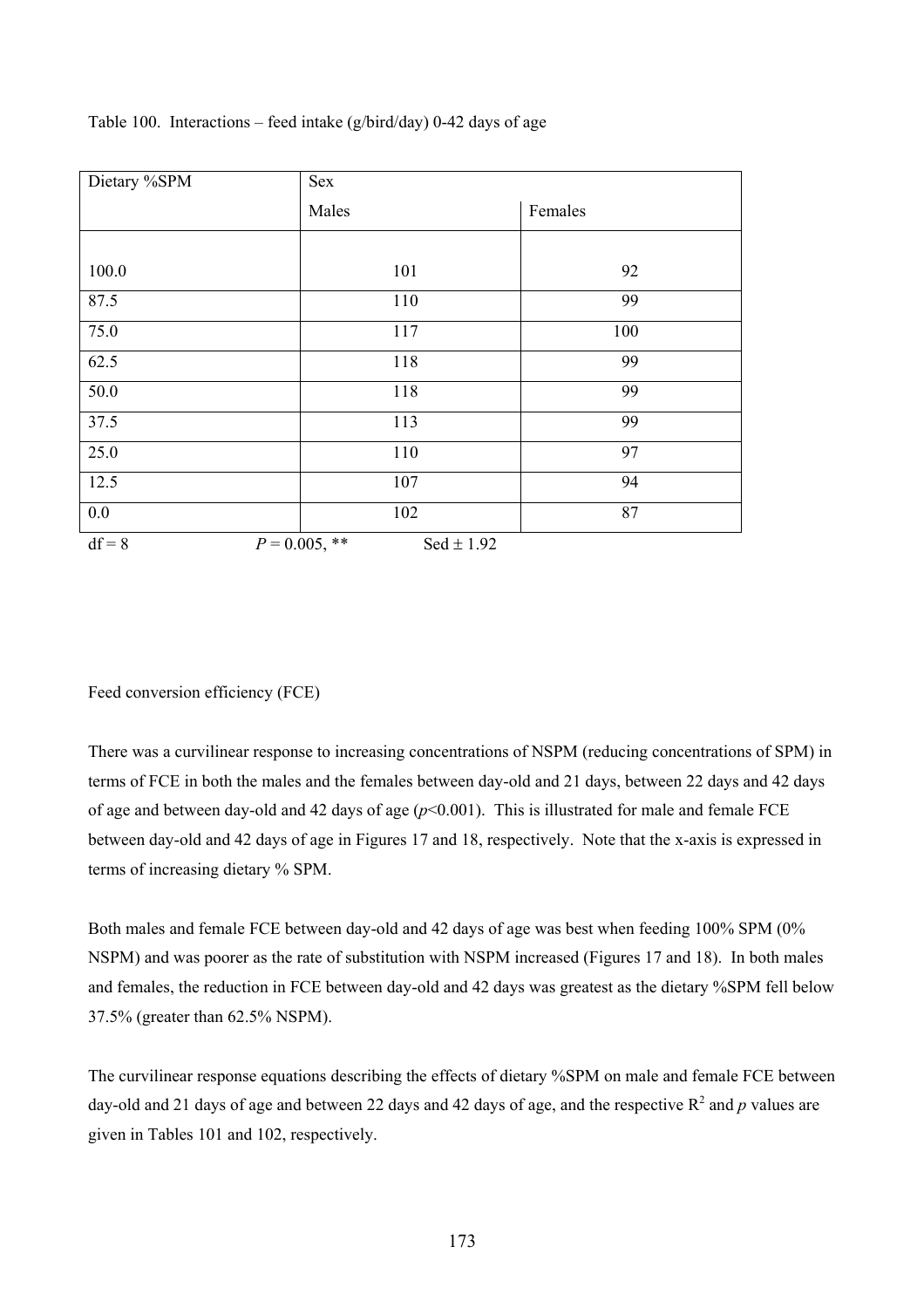Table 100. Interactions – feed intake (g/bird/day) 0-42 days of age

| Dietary %SPM | Sex | |
|---|---|---|
| | Males | Females |
| 100.0 | 101 | 92 |
| 87.5 | 110 | 99 |
| 75.0 | 117 | 100 |
| 62.5 | 118 | 99 |
| 50.0 | 118 | 99 |
| 37.5 | 113 | 99 |
| 25.0 | 110 | 97 |
| 12.5 | 107 | 94 |
| 0.0 | 102 | 87 |

df = 8 $P = 0.005$, ** Sed ± 1.92

Feed conversion efficiency (FCE)

There was a curvilinear response to increasing concentrations of NSPM (reducing concentrations of SPM) in terms of FCE in both the males and the females between day-old and 21 days, between 22 days and 42 days of age and between day-old and 42 days of age ($p<0.001$). This is illustrated for male and female FCE between day-old and 42 days of age in Figures 17 and 18, respectively. Note that the x-axis is expressed in terms of increasing dietary % SPM.

Both males and female FCE between day-old and 42 days of age was best when feeding 100% SPM (0% NSPM) and was poorer as the rate of substitution with NSPM increased (Figures 17 and 18). In both males and females, the reduction in FCE between day-old and 42 days was greatest as the dietary %SPM fell below 37.5% (greater than 62.5% NSPM).

The curvilinear response equations describing the effects of dietary %SPM on male and female FCE between day-old and 21 days of age and between 22 days and 42 days of age, and the respective $R^2$ and *p* values are given in Tables 101 and 102, respectively.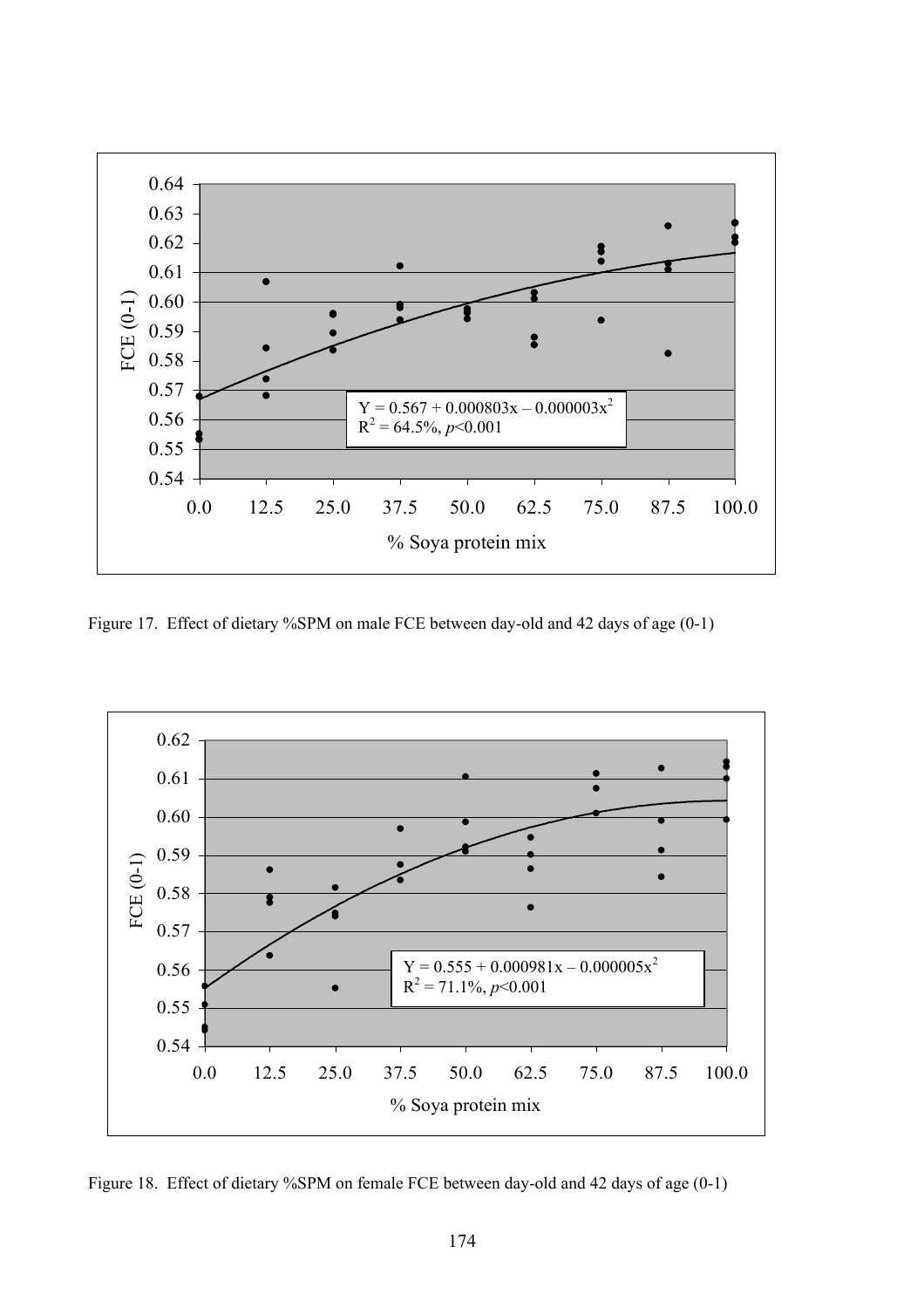0.64
0.63
0.62
0.61
0.60
0.59
0.58
0.57
0.56
0.55
0.54

FCE (0-1)

0.0 12.5 25.0 37.5 50.0 62.5 75.0 87.5 100.0

% Soya protein mix

$Y = 0.567 + 0.000803x – 0.000003x^2$
$R^2 = 64.5\%$, $p<0.001$

Figure 17. Effect of dietary %SPM on male FCE between day-old and 42 days of age (0-1)

0.62
0.61
0.60
0.59
0.58
0.57
0.56
0.55
0.54

FCE (0-1)

0.0 12.5 25.0 37.5 50.0 62.5 75.0 87.5 100.0

% Soya protein mix

$Y = 0.555 + 0.000981x – 0.000005x^2$
$R^2 = 71.1\%$, $p<0.001$

Figure 18. Effect of dietary %SPM on female FCE between day-old and 42 days of age (0-1)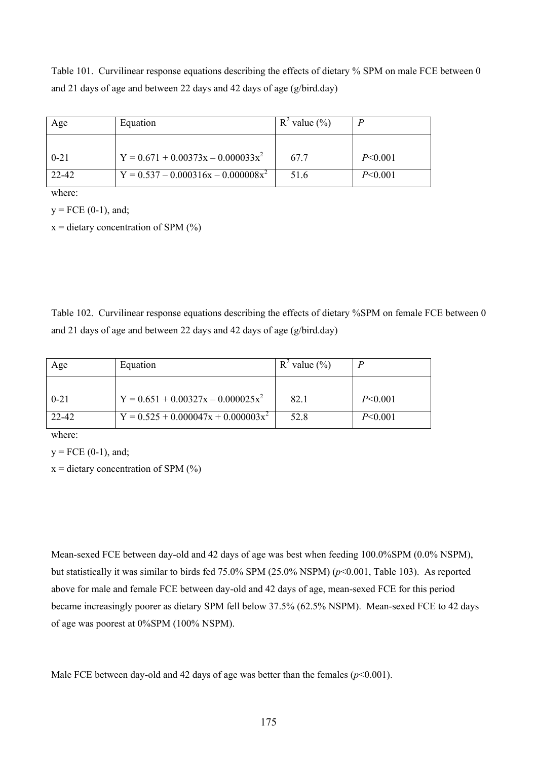Table 101. Curvilinear response equations describing the effects of dietary % SPM on male FCE between 0 and 21 days of age and between 22 days and 42 days of age (g/bird.day)

| Age | Equation | $R^2$ value (%) | $P$ |
|---|---|---|---|
| 0-21 | $Y = 0.671 + 0.00373x – 0.000033x^2$ | 67.7 | $P<0.001$ |
| 22-42 | $Y = 0.537 – 0.000316x – 0.000008x^2$ | 51.6 | $P<0.001$ |

where:

y = FCE (0-1), and;

x = dietary concentration of SPM (%)

Table 102. Curvilinear response equations describing the effects of dietary %SPM on female FCE between 0 and 21 days of age and between 22 days and 42 days of age (g/bird.day)

| Age | Equation | $R^2$ value (%) | $P$ |
|---|---|---|---|
| 0-21 | $Y = 0.651 + 0.00327x – 0.000025x^2$ | 82.1 | $P<0.001$ |
| 22-42 | $Y = 0.525 + 0.000047x + 0.000003x^2$ | 52.8 | $P<0.001$ |

where:

y = FCE (0-1), and;

x = dietary concentration of SPM (%)

Mean-sexed FCE between day-old and 42 days of age was best when feeding 100.0%SPM (0.0% NSPM), but statistically it was similar to birds fed 75.0% SPM (25.0% NSPM) ($p<0.001$, Table 103). As reported above for male and female FCE between day-old and 42 days of age, mean-sexed FCE for this period became increasingly poorer as dietary SPM fell below 37.5% (62.5% NSPM). Mean-sexed FCE to 42 days of age was poorest at 0%SPM (100% NSPM).

Male FCE between day-old and 42 days of age was better than the females ($p<0.001$).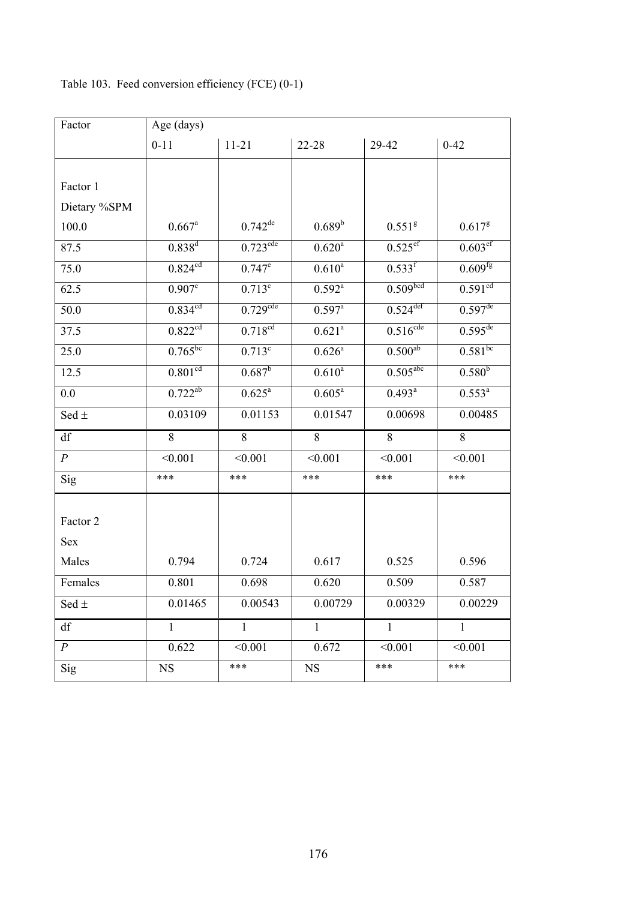Table 103. Feed conversion efficiency (FCE) (0-1)

| Factor | Age (days) | | | | |
|---|---|---|---|---|---|
| | 0-11 | 11-21 | 22-28 | 29-42 | 0-42 |
| Factor 1 | | | | | |
| Dietary %SPM | | | | | |
| 100.0 | $0.667^{a}$ | $0.742^{de}$ | $0.689^{b}$ | $0.551^{g}$ | $0.617^{g}$ |
| 87.5 | $0.838^{d}$ | $0.723^{cde}$ | $0.620^{a}$ | $0.525^{ef}$ | $0.603^{ef}$ |
| 75.0 | $0.824^{cd}$ | $0.747^{e}$ | $0.610^{a}$ | $0.533^{f}$ | $0.609^{fg}$ |
| 62.5 | $0.907^{e}$ | $0.713^{c}$ | $0.592^{a}$ | $0.509^{bcd}$ | $0.591^{cd}$ |
| 50.0 | $0.834^{cd}$ | $0.729^{cde}$ | $0.597^{a}$ | $0.524^{def}$ | $0.597^{de}$ |
| 37.5 | $0.822^{cd}$ | $0.718^{cd}$ | $0.621^{a}$ | $0.516^{cde}$ | $0.595^{de}$ |
| 25.0 | $0.765^{bc}$ | $0.713^{c}$ | $0.626^{a}$ | $0.500^{ab}$ | $0.581^{bc}$ |
| 12.5 | $0.801^{cd}$ | $0.687^{b}$ | $0.610^{a}$ | $0.505^{abc}$ | $0.580^{b}$ |
| 0.0 | $0.722^{ab}$ | $0.625^{a}$ | $0.605^{a}$ | $0.493^{a}$ | $0.553^{a}$ |
| Sed ± | 0.03109 | 0.01153 | 0.01547 | 0.00698 | 0.00485 |
| df | 8 | 8 | 8 | 8 | 8 |
| *P* | <0.001 | <0.001 | <0.001 | <0.001 | <0.001 |
| Sig | *** | *** | *** | *** | *** |
| Factor 2 | | | | | |
| Sex | | | | | |
| Males | 0.794 | 0.724 | 0.617 | 0.525 | 0.596 |
| Females | 0.801 | 0.698 | 0.620 | 0.509 | 0.587 |
| Sed ± | 0.01465 | 0.00543 | 0.00729 | 0.00329 | 0.00229 |
| df | 1 | 1 | 1 | 1 | 1 |
| *P* | 0.622 | <0.001 | 0.672 | <0.001 | <0.001 |
| Sig | NS | *** | NS | *** | *** |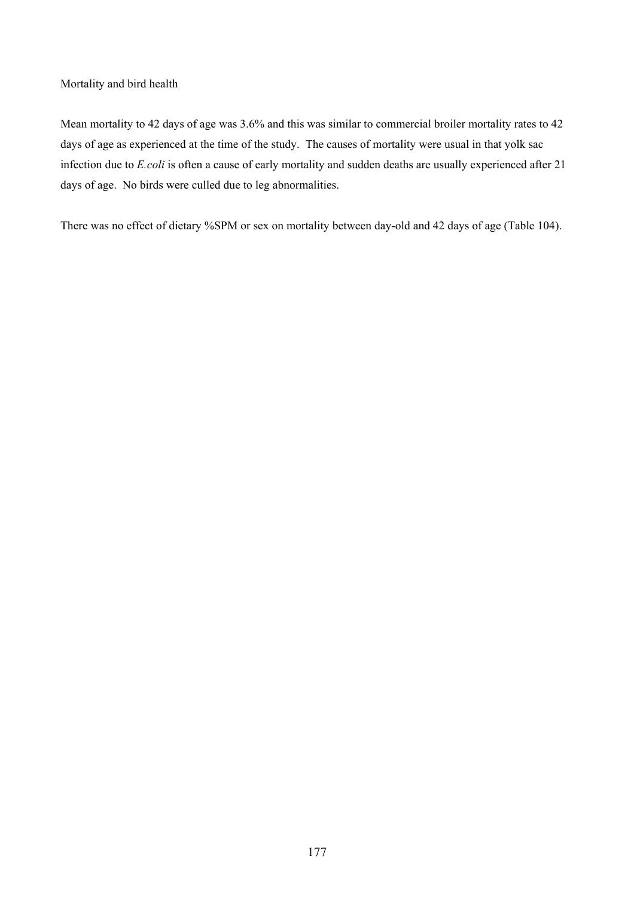Mortality and bird health

Mean mortality to 42 days of age was 3.6% and this was similar to commercial broiler mortality rates to 42 days of age as experienced at the time of the study. The causes of mortality were usual in that yolk sac infection due to *E.coli* is often a cause of early mortality and sudden deaths are usually experienced after 21 days of age. No birds were culled due to leg abnormalities.

There was no effect of dietary %SPM or sex on mortality between day-old and 42 days of age (Table 104).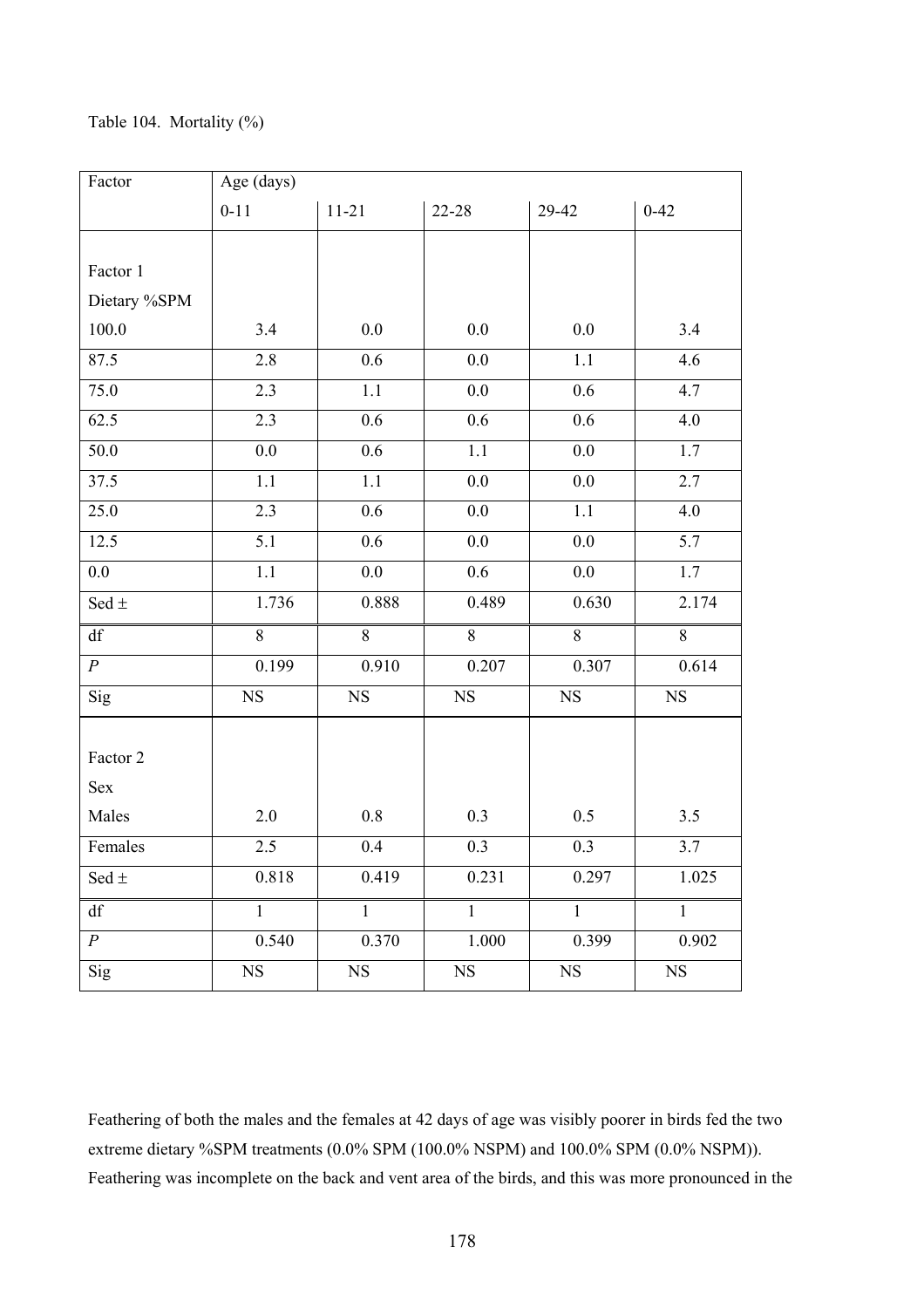Table 104. Mortality (%)

| Factor | Age (days) | | | | |
|---|---|---|---|---|---|
| | 0-11 | 11-21 | 22-28 | 29-42 | 0-42 |
| Factor 1 | | | | | |
| Dietary %SPM | | | | | |
| 100.0 | 3.4 | 0.0 | 0.0 | 0.0 | 3.4 |
| 87.5 | 2.8 | 0.6 | 0.0 | 1.1 | 4.6 |
| 75.0 | 2.3 | 1.1 | 0.0 | 0.6 | 4.7 |
| 62.5 | 2.3 | 0.6 | 0.6 | 0.6 | 4.0 |
| 50.0 | 0.0 | 0.6 | 1.1 | 0.0 | 1.7 |
| 37.5 | 1.1 | 1.1 | 0.0 | 0.0 | 2.7 |
| 25.0 | 2.3 | 0.6 | 0.0 | 1.1 | 4.0 |
| 12.5 | 5.1 | 0.6 | 0.0 | 0.0 | 5.7 |
| 0.0 | 1.1 | 0.0 | 0.6 | 0.0 | 1.7 |
| Sed ± | 1.736 | 0.888 | 0.489 | 0.630 | 2.174 |
| df | 8 | 8 | 8 | 8 | 8 |
| *P* | 0.199 | 0.910 | 0.207 | 0.307 | 0.614 |
| Sig | NS | NS | NS | NS | NS |
| Factor 2 | | | | | |
| Sex | | | | | |
| Males | 2.0 | 0.8 | 0.3 | 0.5 | 3.5 |
| Females | 2.5 | 0.4 | 0.3 | 0.3 | 3.7 |
| Sed ± | 0.818 | 0.419 | 0.231 | 0.297 | 1.025 |
| df | 1 | 1 | 1 | 1 | 1 |
| *P* | 0.540 | 0.370 | 1.000 | 0.399 | 0.902 |
| Sig | NS | NS | NS | NS | NS |

Feathering of both the males and the females at 42 days of age was visibly poorer in birds fed the two extreme dietary %SPM treatments (0.0% SPM (100.0% NSPM) and 100.0% SPM (0.0% NSPM)). Feathering was incomplete on the back and vent area of the birds, and this was more pronounced in the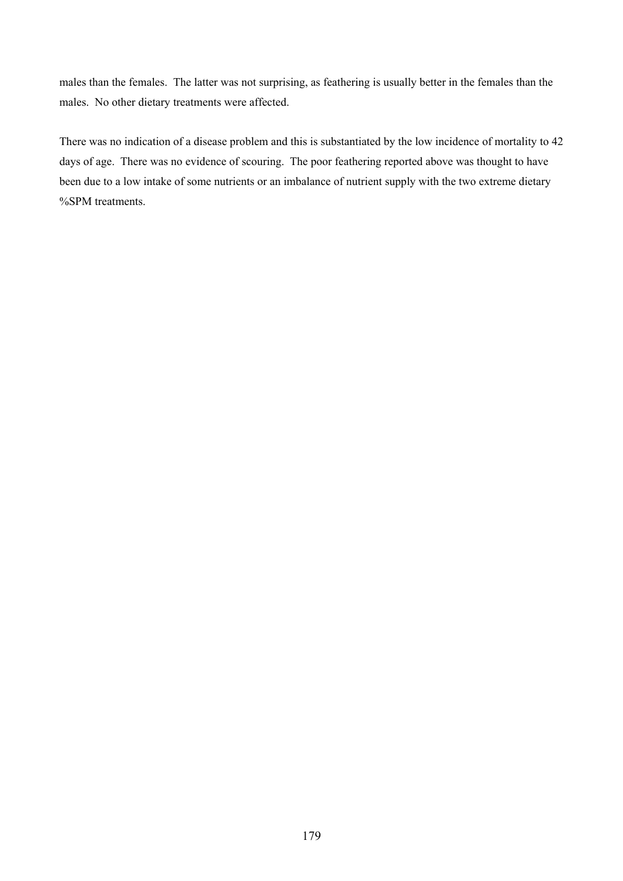males than the females. The latter was not surprising, as feathering is usually better in the females than the males. No other dietary treatments were affected.

There was no indication of a disease problem and this is substantiated by the low incidence of mortality to 42 days of age. There was no evidence of scouring. The poor feathering reported above was thought to have been due to a low intake of some nutrients or an imbalance of nutrient supply with the two extreme dietary %SPM treatments.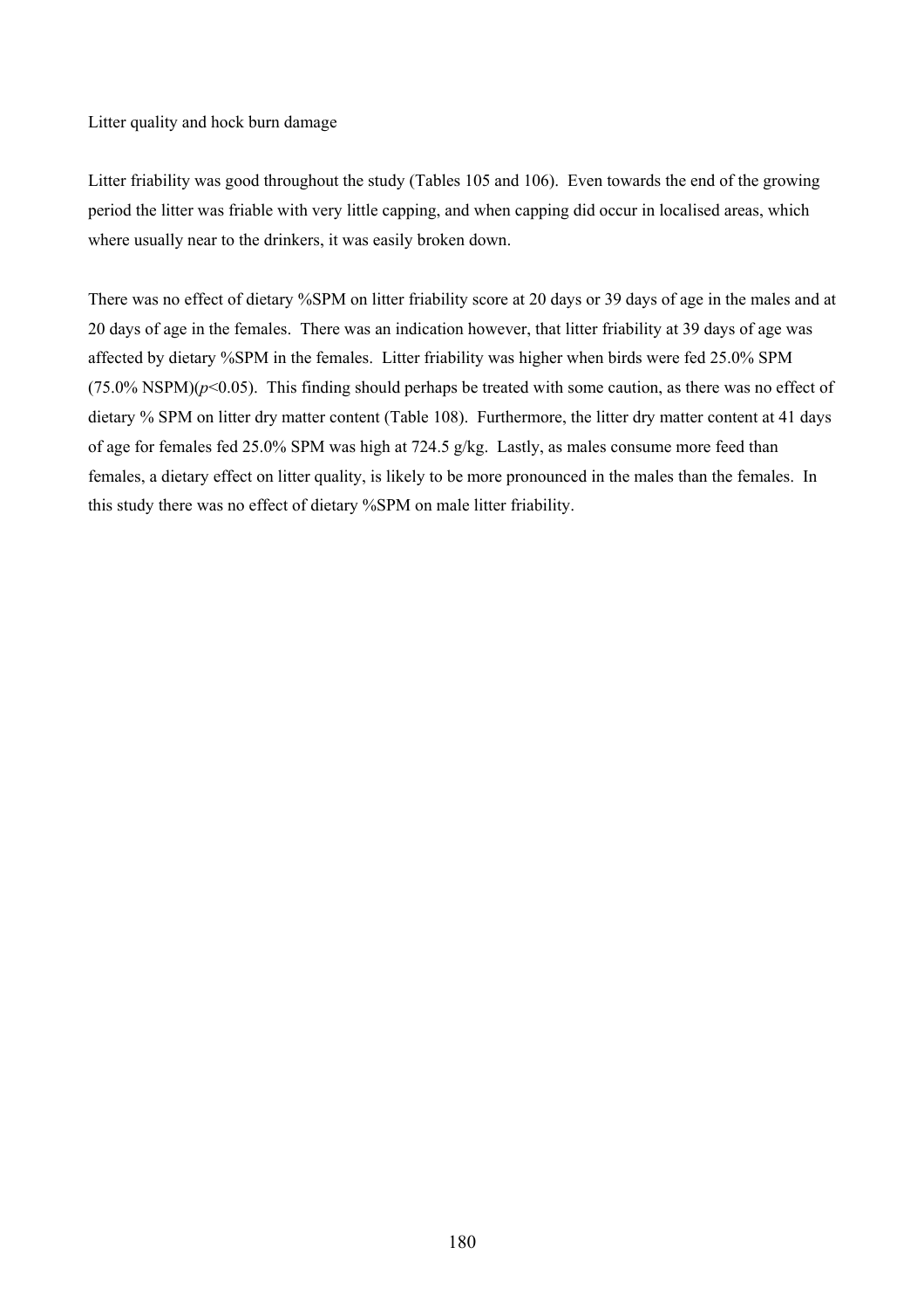Litter quality and hock burn damage

Litter friability was good throughout the study (Tables 105 and 106). Even towards the end of the growing period the litter was friable with very little capping, and when capping did occur in localised areas, which where usually near to the drinkers, it was easily broken down.

There was no effect of dietary %SPM on litter friability score at 20 days or 39 days of age in the males and at 20 days of age in the females. There was an indication however, that litter friability at 39 days of age was affected by dietary %SPM in the females. Litter friability was higher when birds were fed 25.0% SPM (75.0% NSPM)($p<0.05$). This finding should perhaps be treated with some caution, as there was no effect of dietary % SPM on litter dry matter content (Table 108). Furthermore, the litter dry matter content at 41 days of age for females fed 25.0% SPM was high at 724.5 g/kg. Lastly, as males consume more feed than females, a dietary effect on litter quality, is likely to be more pronounced in the males than the females. In this study there was no effect of dietary %SPM on male litter friability.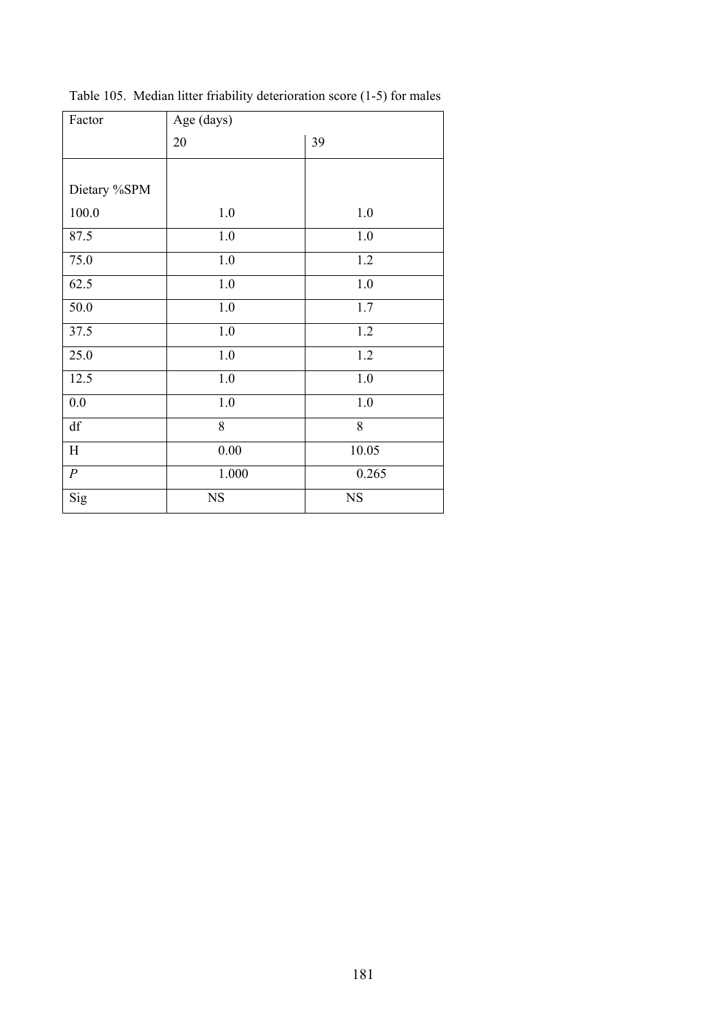Table 105. Median litter friability deterioration score (1-5) for males

| Factor | Age (days) | |
|---|---|---|
| | 20 | 39 |
| Dietary %SPM | | |
| 100.0 | 1.0 | 1.0 |
| 87.5 | 1.0 | 1.0 |
| 75.0 | 1.0 | 1.2 |
| 62.5 | 1.0 | 1.0 |
| 50.0 | 1.0 | 1.7 |
| 37.5 | 1.0 | 1.2 |
| 25.0 | 1.0 | 1.2 |
| 12.5 | 1.0 | 1.0 |
| 0.0 | 1.0 | 1.0 |
| df | 8 | 8 |
| H | 0.00 | 10.05 |
| *P* | 1.000 | 0.265 |
| Sig | NS | NS |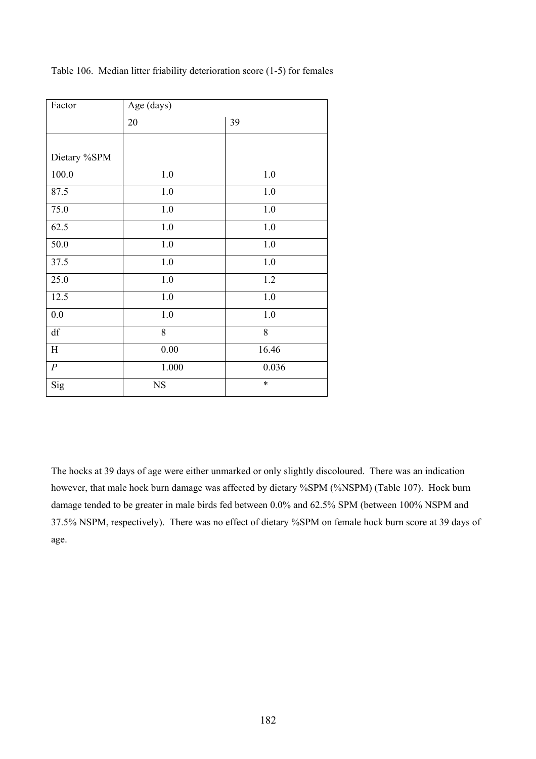Table 106. Median litter friability deterioration score (1-5) for females

| Factor | Age (days) | |
|---|---|---|
| | 20 | 39 |
| Dietary %SPM | | |
| 100.0 | 1.0 | 1.0 |
| 87.5 | 1.0 | 1.0 |
| 75.0 | 1.0 | 1.0 |
| 62.5 | 1.0 | 1.0 |
| 50.0 | 1.0 | 1.0 |
| 37.5 | 1.0 | 1.0 |
| 25.0 | 1.0 | 1.2 |
| 12.5 | 1.0 | 1.0 |
| 0.0 | 1.0 | 1.0 |
| df | 8 | 8 |
| H | 0.00 | 16.46 |
| *P* | 1.000 | 0.036 |
| Sig | NS | * |

The hocks at 39 days of age were either unmarked or only slightly discoloured. There was an indication however, that male hock burn damage was affected by dietary %SPM (%NSPM) (Table 107). Hock burn damage tended to be greater in male birds fed between 0.0% and 62.5% SPM (between 100% NSPM and 37.5% NSPM, respectively). There was no effect of dietary %SPM on female hock burn score at 39 days of age.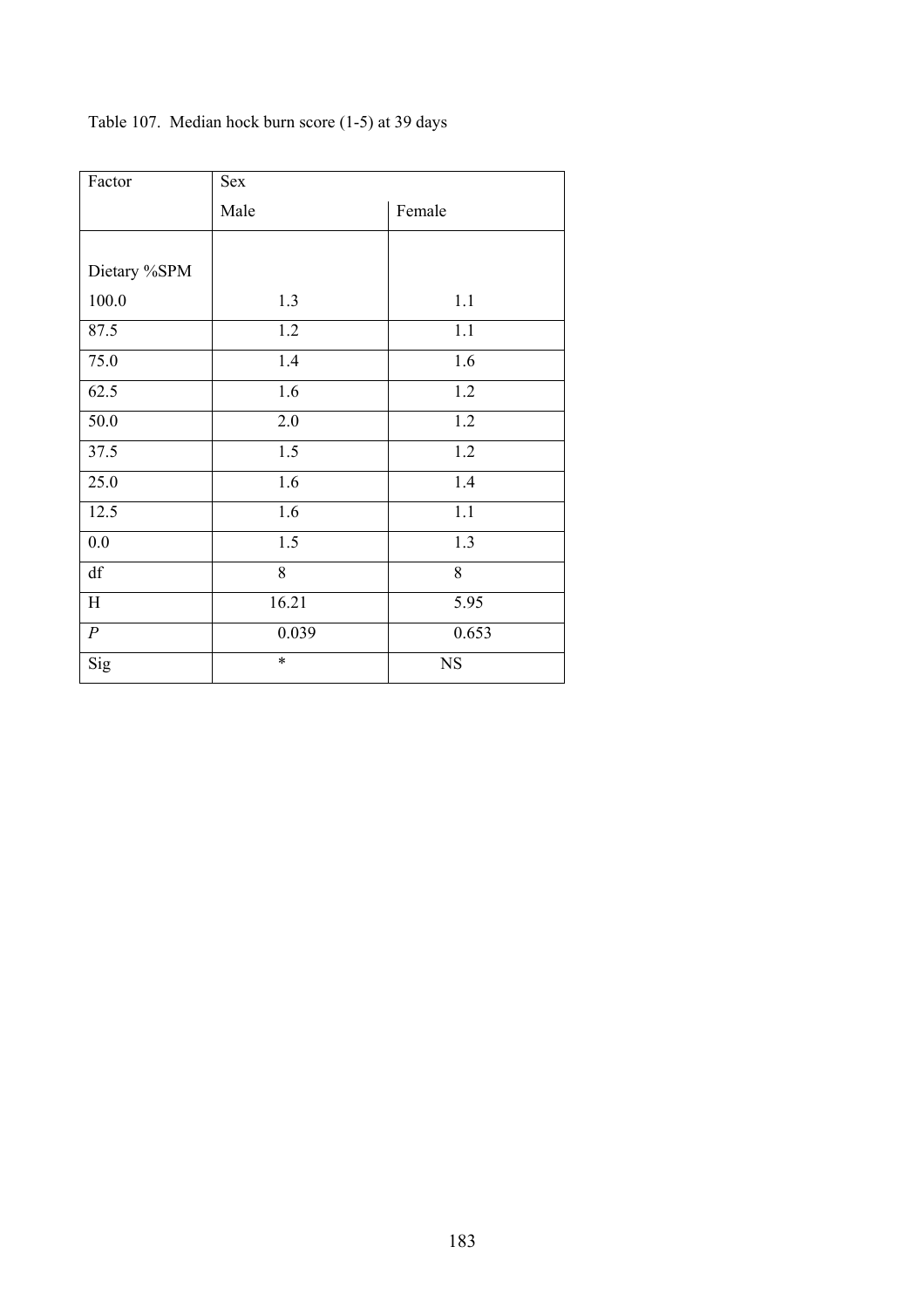Table 107. Median hock burn score (1-5) at 39 days

| Factor | Sex | |
|---|---|---|
| | Male | Female |
| Dietary %SPM | | |
| 100.0 | 1.3 | 1.1 |
| 87.5 | 1.2 | 1.1 |
| 75.0 | 1.4 | 1.6 |
| 62.5 | 1.6 | 1.2 |
| 50.0 | 2.0 | 1.2 |
| 37.5 | 1.5 | 1.2 |
| 25.0 | 1.6 | 1.4 |
| 12.5 | 1.6 | 1.1 |
| 0.0 | 1.5 | 1.3 |
| df | 8 | 8 |
| H | 16.21 | 5.95 |
| *P* | 0.039 | 0.653 |
| Sig | * | NS |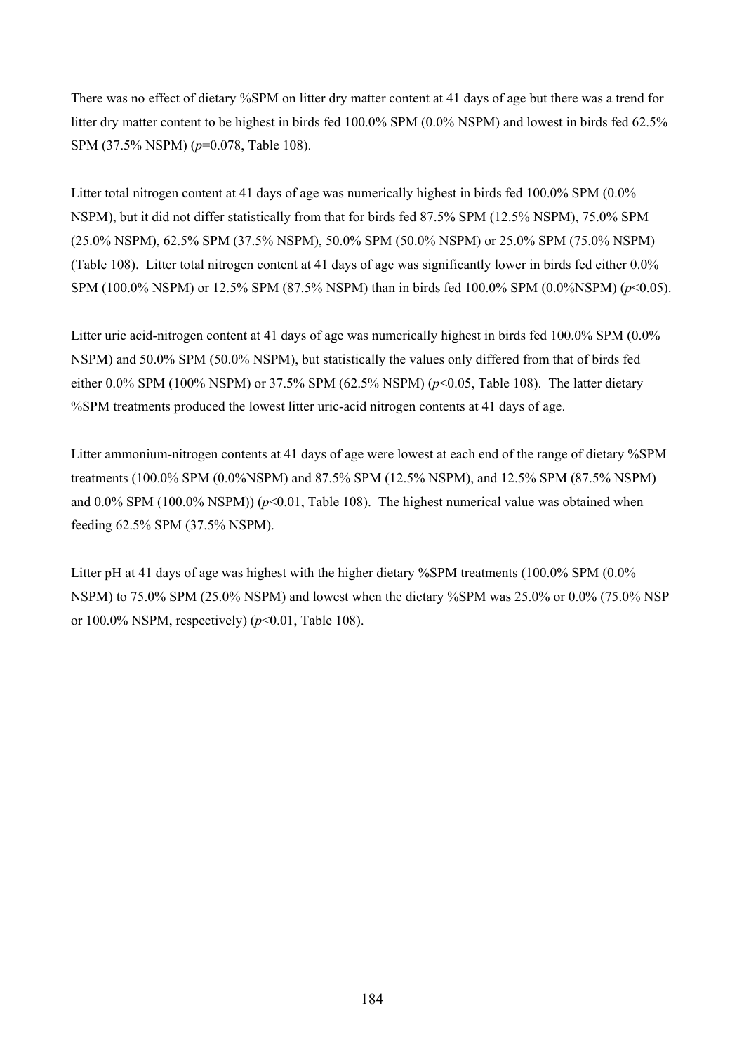There was no effect of dietary %SPM on litter dry matter content at 41 days of age but there was a trend for litter dry matter content to be highest in birds fed 100.0% SPM (0.0% NSPM) and lowest in birds fed 62.5% SPM (37.5% NSPM) (*p*=0.078, Table 108).

Litter total nitrogen content at 41 days of age was numerically highest in birds fed 100.0% SPM (0.0% NSPM), but it did not differ statistically from that for birds fed 87.5% SPM (12.5% NSPM), 75.0% SPM (25.0% NSPM), 62.5% SPM (37.5% NSPM), 50.0% SPM (50.0% NSPM) or 25.0% SPM (75.0% NSPM) (Table 108). Litter total nitrogen content at 41 days of age was significantly lower in birds fed either 0.0% SPM (100.0% NSPM) or 12.5% SPM (87.5% NSPM) than in birds fed 100.0% SPM (0.0%NSPM) (*p*<0.05).

Litter uric acid-nitrogen content at 41 days of age was numerically highest in birds fed 100.0% SPM (0.0% NSPM) and 50.0% SPM (50.0% NSPM), but statistically the values only differed from that of birds fed either 0.0% SPM (100% NSPM) or 37.5% SPM (62.5% NSPM) (*p*<0.05, Table 108). The latter dietary %SPM treatments produced the lowest litter uric-acid nitrogen contents at 41 days of age.

Litter ammonium-nitrogen contents at 41 days of age were lowest at each end of the range of dietary %SPM treatments (100.0% SPM (0.0%NSPM) and 87.5% SPM (12.5% NSPM), and 12.5% SPM (87.5% NSPM) and 0.0% SPM (100.0% NSPM)) (*p*<0.01, Table 108). The highest numerical value was obtained when feeding 62.5% SPM (37.5% NSPM).

Litter pH at 41 days of age was highest with the higher dietary %SPM treatments (100.0% SPM (0.0% NSPM) to 75.0% SPM (25.0% NSPM) and lowest when the dietary %SPM was 25.0% or 0.0% (75.0% NSP or 100.0% NSPM, respectively) (*p*<0.01, Table 108).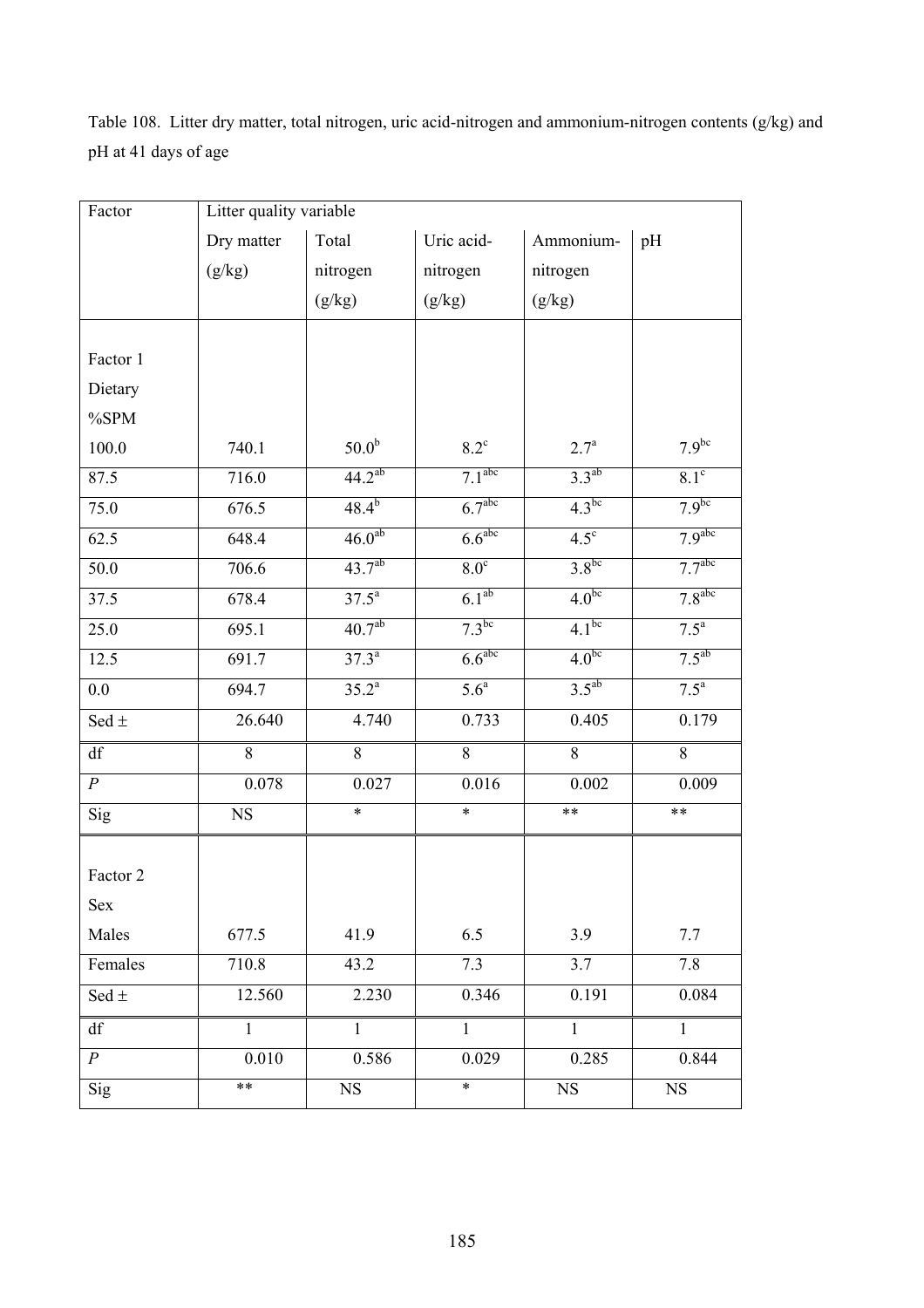Table 108. Litter dry matter, total nitrogen, uric acid-nitrogen and ammonium-nitrogen contents (g/kg) and pH at 41 days of age

| Factor | Litter quality variable | | | | |
|---|---|---|---|---|---|
| | Dry matter (g/kg) | Total nitrogen (g/kg) | Uric acid-nitrogen (g/kg) | Ammonium-nitrogen (g/kg) | pH |
| Factor 1 Dietary %SPM | | | | | |
| 100.0 | 740.1 | $50.0^{b}$ | $8.2^{c}$ | $2.7^{a}$ | $7.9^{bc}$ |
| 87.5 | 716.0 | $44.2^{ab}$ | $7.1^{abc}$ | $3.3^{ab}$ | $8.1^{c}$ |
| 75.0 | 676.5 | $48.4^{b}$ | $6.7^{abc}$ | $4.3^{bc}$ | $7.9^{bc}$ |
| 62.5 | 648.4 | $46.0^{ab}$ | $6.6^{abc}$ | $4.5^{c}$ | $7.9^{abc}$ |
| 50.0 | 706.6 | $43.7^{ab}$ | $8.0^{c}$ | $3.8^{bc}$ | $7.7^{abc}$ |
| 37.5 | 678.4 | $37.5^{a}$ | $6.1^{ab}$ | $4.0^{bc}$ | $7.8^{abc}$ |
| 25.0 | 695.1 | $40.7^{ab}$ | $7.3^{bc}$ | $4.1^{bc}$ | $7.5^{a}$ |
| 12.5 | 691.7 | $37.3^{a}$ | $6.6^{abc}$ | $4.0^{bc}$ | $7.5^{ab}$ |
| 0.0 | 694.7 | $35.2^{a}$ | $5.6^{a}$ | $3.5^{ab}$ | $7.5^{a}$ |
| Sed ± | 26.640 | 4.740 | 0.733 | 0.405 | 0.179 |
| df | 8 | 8 | 8 | 8 | 8 |
| *P* | 0.078 | 0.027 | 0.016 | 0.002 | 0.009 |
| Sig | NS | * | * | ** | ** |
| Factor 2 Sex | | | | | |
| Males | 677.5 | 41.9 | 6.5 | 3.9 | 7.7 |
| Females | 710.8 | 43.2 | 7.3 | 3.7 | 7.8 |
| Sed ± | 12.560 | 2.230 | 0.346 | 0.191 | 0.084 |
| df | 1 | 1 | 1 | 1 | 1 |
| *P* | 0.010 | 0.586 | 0.029 | 0.285 | 0.844 |
| Sig | ** | NS | * | NS | NS |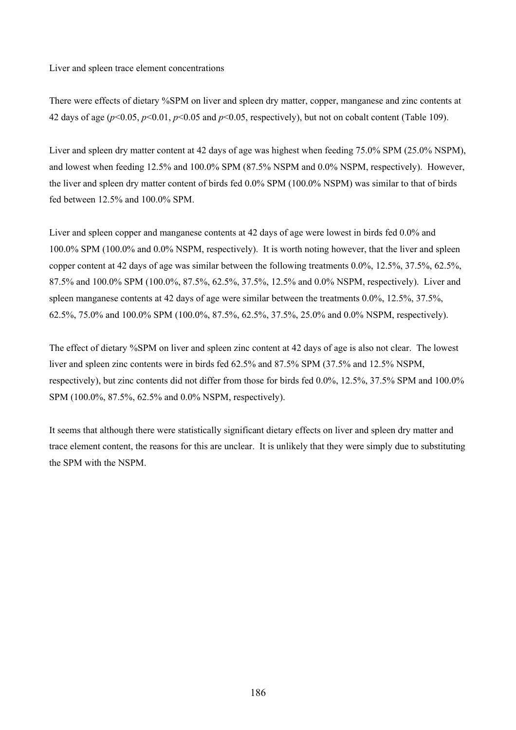Liver and spleen trace element concentrations

There were effects of dietary %SPM on liver and spleen dry matter, copper, manganese and zinc contents at 42 days of age ($p$<0.05, $p$<0.01, $p$<0.05 and $p$<0.05, respectively), but not on cobalt content (Table 109).

Liver and spleen dry matter content at 42 days of age was highest when feeding 75.0% SPM (25.0% NSPM), and lowest when feeding 12.5% and 100.0% SPM (87.5% NSPM and 0.0% NSPM, respectively). However, the liver and spleen dry matter content of birds fed 0.0% SPM (100.0% NSPM) was similar to that of birds fed between 12.5% and 100.0% SPM.

Liver and spleen copper and manganese contents at 42 days of age were lowest in birds fed 0.0% and 100.0% SPM (100.0% and 0.0% NSPM, respectively). It is worth noting however, that the liver and spleen copper content at 42 days of age was similar between the following treatments 0.0%, 12.5%, 37.5%, 62.5%, 87.5% and 100.0% SPM (100.0%, 87.5%, 62.5%, 37.5%, 12.5% and 0.0% NSPM, respectively). Liver and spleen manganese contents at 42 days of age were similar between the treatments 0.0%, 12.5%, 37.5%, 62.5%, 75.0% and 100.0% SPM (100.0%, 87.5%, 62.5%, 37.5%, 25.0% and 0.0% NSPM, respectively).

The effect of dietary %SPM on liver and spleen zinc content at 42 days of age is also not clear. The lowest liver and spleen zinc contents were in birds fed 62.5% and 87.5% SPM (37.5% and 12.5% NSPM, respectively), but zinc contents did not differ from those for birds fed 0.0%, 12.5%, 37.5% SPM and 100.0% SPM (100.0%, 87.5%, 62.5% and 0.0% NSPM, respectively).

It seems that although there were statistically significant dietary effects on liver and spleen dry matter and trace element content, the reasons for this are unclear. It is unlikely that they were simply due to substituting the SPM with the NSPM.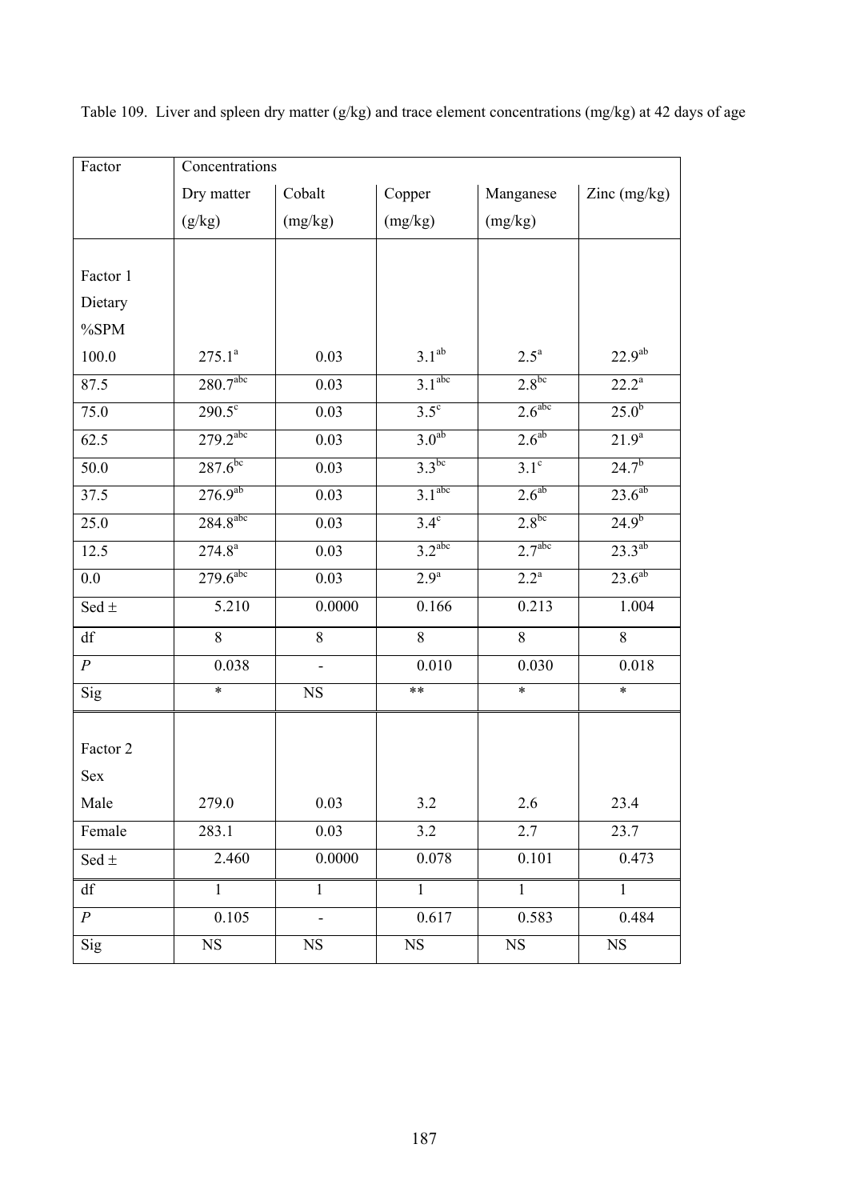Table 109. Liver and spleen dry matter (g/kg) and trace element concentrations (mg/kg) at 42 days of age

| Factor | Concentrations | | | | |
|---|---|---|---|---|---|
| | Dry matter (g/kg) | Cobalt (mg/kg) | Copper (mg/kg) | Manganese (mg/kg) | Zinc (mg/kg) |
| Factor 1 Dietary %SPM | | | | | |
| 100.0 | $275.1^{a}$ | 0.03 | $3.1^{ab}$ | $2.5^{a}$ | $22.9^{ab}$ |
| 87.5 | $280.7^{abc}$ | 0.03 | $3.1^{abc}$ | $2.8^{bc}$ | $22.2^{a}$ |
| 75.0 | $290.5^{c}$ | 0.03 | $3.5^{c}$ | $2.6^{abc}$ | $25.0^{b}$ |
| 62.5 | $279.2^{abc}$ | 0.03 | $3.0^{ab}$ | $2.6^{ab}$ | $21.9^{a}$ |
| 50.0 | $287.6^{bc}$ | 0.03 | $3.3^{bc}$ | $3.1^{c}$ | $24.7^{b}$ |
| 37.5 | $276.9^{ab}$ | 0.03 | $3.1^{abc}$ | $2.6^{ab}$ | $23.6^{ab}$ |
| 25.0 | $284.8^{abc}$ | 0.03 | $3.4^{c}$ | $2.8^{bc}$ | $24.9^{b}$ |
| 12.5 | $274.8^{a}$ | 0.03 | $3.2^{abc}$ | $2.7^{abc}$ | $23.3^{ab}$ |
| 0.0 | $279.6^{abc}$ | 0.03 | $2.9^{a}$ | $2.2^{a}$ | $23.6^{ab}$ |
| Sed ± | 5.210 | 0.0000 | 0.166 | 0.213 | 1.004 |
| df | 8 | 8 | 8 | 8 | 8 |
| *P* | 0.038 | - | 0.010 | 0.030 | 0.018 |
| Sig | * | NS | ** | * | * |
| Factor 2 Sex | | | | | |
| Male | 279.0 | 0.03 | 3.2 | 2.6 | 23.4 |
| Female | 283.1 | 0.03 | 3.2 | 2.7 | 23.7 |
| Sed ± | 2.460 | 0.0000 | 0.078 | 0.101 | 0.473 |
| df | 1 | 1 | 1 | 1 | 1 |
| *P* | 0.105 | - | 0.617 | 0.583 | 0.484 |
| Sig | NS | NS | NS | NS | NS |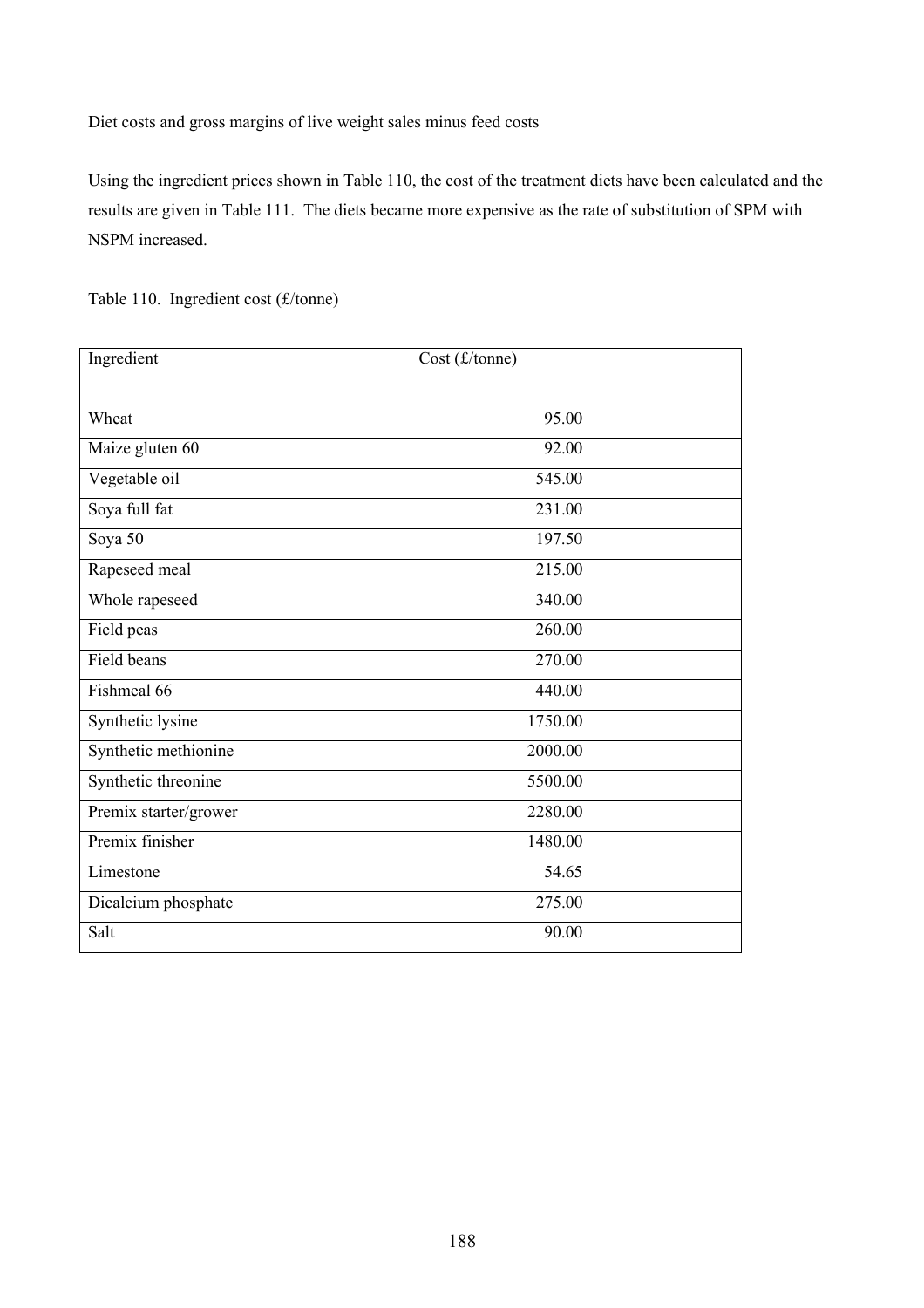Diet costs and gross margins of live weight sales minus feed costs

Using the ingredient prices shown in Table 110, the cost of the treatment diets have been calculated and the results are given in Table 111. The diets became more expensive as the rate of substitution of SPM with NSPM increased.

Table 110. Ingredient cost (£/tonne)

| Ingredient | Cost (£/tonne) |
|---|---|
| Wheat | 95.00 |
| Maize gluten 60 | 92.00 |
| Vegetable oil | 545.00 |
| Soya full fat | 231.00 |
| Soya 50 | 197.50 |
| Rapeseed meal | 215.00 |
| Whole rapeseed | 340.00 |
| Field peas | 260.00 |
| Field beans | 270.00 |
| Fishmeal 66 | 440.00 |
| Synthetic lysine | 1750.00 |
| Synthetic methionine | 2000.00 |
| Synthetic threonine | 5500.00 |
| Premix starter/grower | 2280.00 |
| Premix finisher | 1480.00 |
| Limestone | 54.65 |
| Dicalcium phosphate | 275.00 |
| Salt | 90.00 |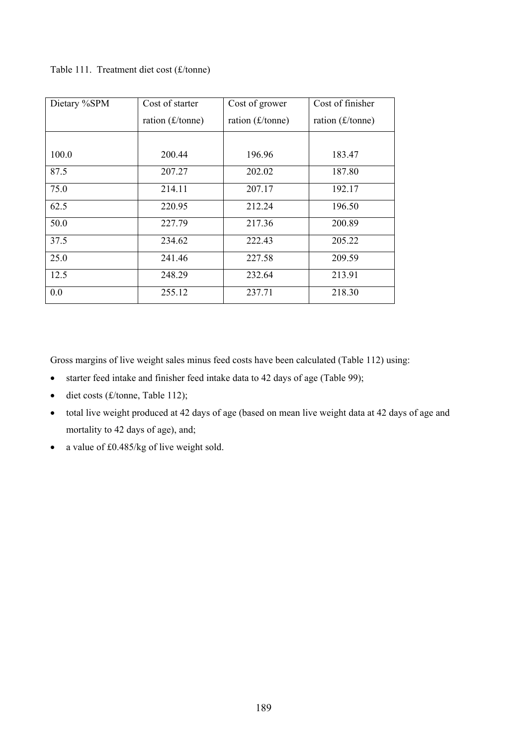Table 111. Treatment diet cost (£/tonne)

| Dietary %SPM | Cost of starter ration (£/tonne) | Cost of grower ration (£/tonne) | Cost of finisher ration (£/tonne) |
|---|---|---|---|
| 100.0 | 200.44 | 196.96 | 183.47 |
| 87.5 | 207.27 | 202.02 | 187.80 |
| 75.0 | 214.11 | 207.17 | 192.17 |
| 62.5 | 220.95 | 212.24 | 196.50 |
| 50.0 | 227.79 | 217.36 | 200.89 |
| 37.5 | 234.62 | 222.43 | 205.22 |
| 25.0 | 241.46 | 227.58 | 209.59 |
| 12.5 | 248.29 | 232.64 | 213.91 |
| 0.0 | 255.12 | 237.71 | 218.30 |

Gross margins of live weight sales minus feed costs have been calculated (Table 112) using:

- starter feed intake and finisher feed intake data to 42 days of age (Table 99);
- diet costs (£/tonne, Table 112);
- total live weight produced at 42 days of age (based on mean live weight data at 42 days of age and mortality to 42 days of age), and;
- a value of £0.485/kg of live weight sold.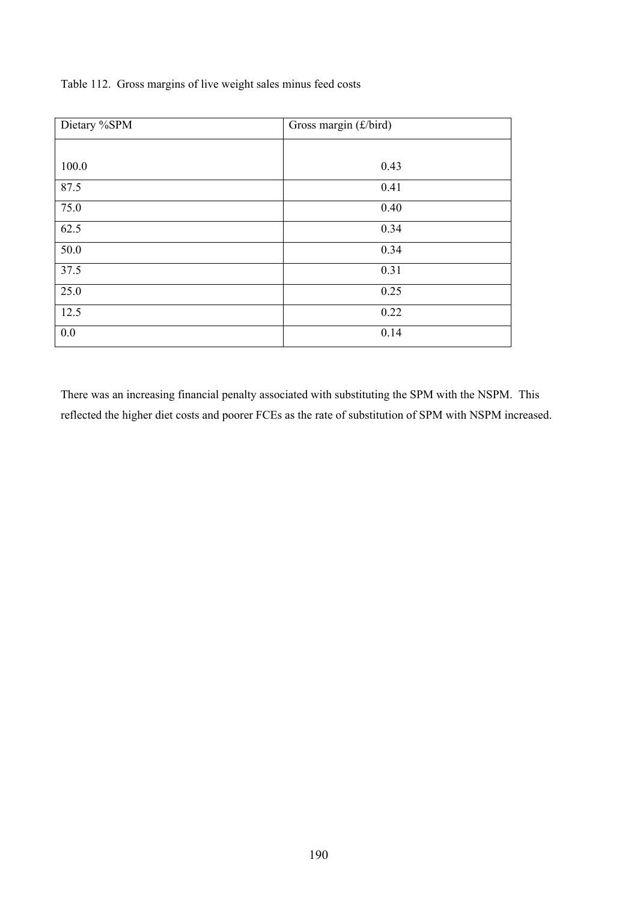Table 112. Gross margins of live weight sales minus feed costs

| Dietary %SPM | Gross margin (£/bird) |
|---|---|
| 100.0 | 0.43 |
| 87.5 | 0.41 |
| 75.0 | 0.40 |
| 62.5 | 0.34 |
| 50.0 | 0.34 |
| 37.5 | 0.31 |
| 25.0 | 0.25 |
| 12.5 | 0.22 |
| 0.0 | 0.14 |

There was an increasing financial penalty associated with substituting the SPM with the NSPM. This reflected the higher diet costs and poorer FCEs as the rate of substitution of SPM with NSPM increased.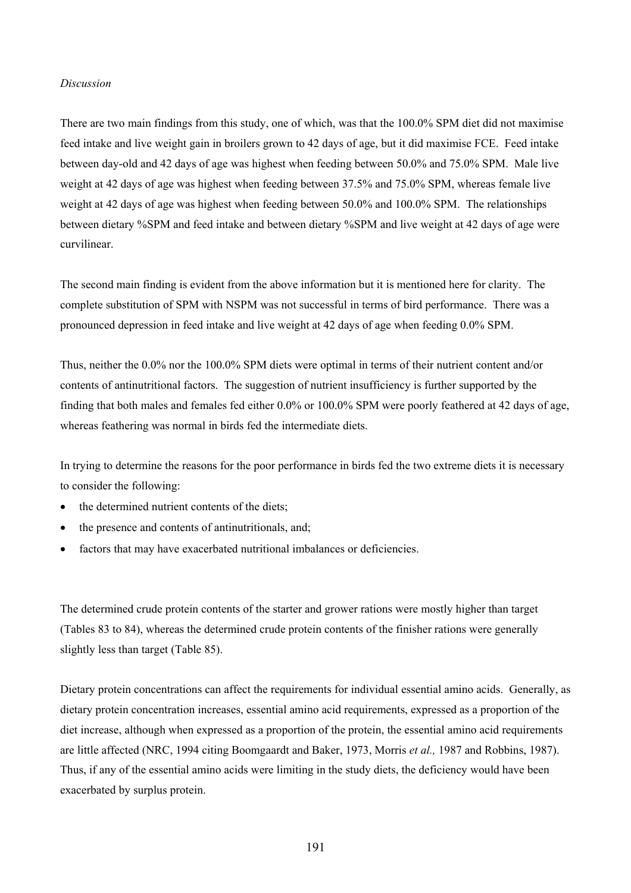*Discussion*

There are two main findings from this study, one of which, was that the 100.0% SPM diet did not maximise feed intake and live weight gain in broilers grown to 42 days of age, but it did maximise FCE. Feed intake between day-old and 42 days of age was highest when feeding between 50.0% and 75.0% SPM. Male live weight at 42 days of age was highest when feeding between 37.5% and 75.0% SPM, whereas female live weight at 42 days of age was highest when feeding between 50.0% and 100.0% SPM. The relationships between dietary %SPM and feed intake and between dietary %SPM and live weight at 42 days of age were curvilinear.

The second main finding is evident from the above information but it is mentioned here for clarity. The complete substitution of SPM with NSPM was not successful in terms of bird performance. There was a pronounced depression in feed intake and live weight at 42 days of age when feeding 0.0% SPM.

Thus, neither the 0.0% nor the 100.0% SPM diets were optimal in terms of their nutrient content and/or contents of antinutritional factors. The suggestion of nutrient insufficiency is further supported by the finding that both males and females fed either 0.0% or 100.0% SPM were poorly feathered at 42 days of age, whereas feathering was normal in birds fed the intermediate diets.

In trying to determine the reasons for the poor performance in birds fed the two extreme diets it is necessary to consider the following:

- the determined nutrient contents of the diets;
- the presence and contents of antinutritionals, and;
- factors that may have exacerbated nutritional imbalances or deficiencies.

The determined crude protein contents of the starter and grower rations were mostly higher than target (Tables 83 to 84), whereas the determined crude protein contents of the finisher rations were generally slightly less than target (Table 85).

Dietary protein concentrations can affect the requirements for individual essential amino acids. Generally, as dietary protein concentration increases, essential amino acid requirements, expressed as a proportion of the diet increase, although when expressed as a proportion of the protein, the essential amino acid requirements are little affected (NRC, 1994 citing Boomgaardt and Baker, 1973, Morris *et al.,* 1987 and Robbins, 1987). Thus, if any of the essential amino acids were limiting in the study diets, the deficiency would have been exacerbated by surplus protein.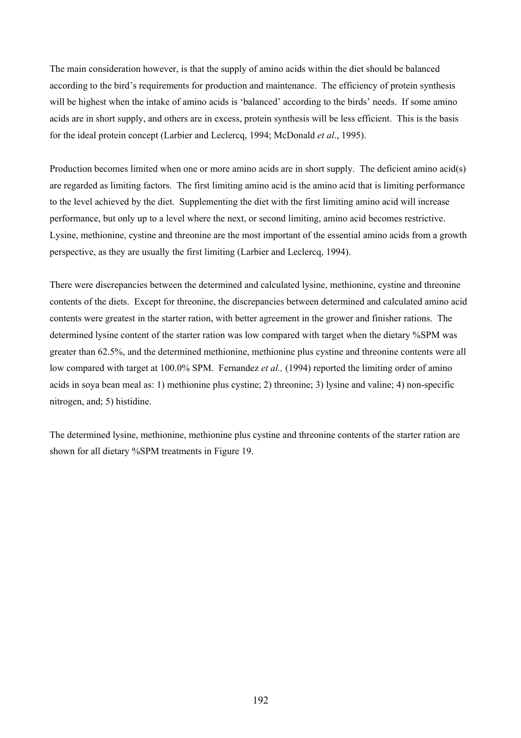The main consideration however, is that the supply of amino acids within the diet should be balanced according to the bird's requirements for production and maintenance. The efficiency of protein synthesis will be highest when the intake of amino acids is 'balanced' according to the birds' needs. If some amino acids are in short supply, and others are in excess, protein synthesis will be less efficient. This is the basis for the ideal protein concept (Larbier and Leclercq, 1994; McDonald *et al*., 1995).

Production becomes limited when one or more amino acids are in short supply. The deficient amino acid(s) are regarded as limiting factors. The first limiting amino acid is the amino acid that is limiting performance to the level achieved by the diet. Supplementing the diet with the first limiting amino acid will increase performance, but only up to a level where the next, or second limiting, amino acid becomes restrictive. Lysine, methionine, cystine and threonine are the most important of the essential amino acids from a growth perspective, as they are usually the first limiting (Larbier and Leclercq, 1994).

There were discrepancies between the determined and calculated lysine, methionine, cystine and threonine contents of the diets. Except for threonine, the discrepancies between determined and calculated amino acid contents were greatest in the starter ration, with better agreement in the grower and finisher rations. The determined lysine content of the starter ration was low compared with target when the dietary %SPM was greater than 62.5%, and the determined methionine, methionine plus cystine and threonine contents were all low compared with target at 100.0% SPM. Fernandez *et al.,* (1994) reported the limiting order of amino acids in soya bean meal as: 1) methionine plus cystine; 2) threonine; 3) lysine and valine; 4) non-specific nitrogen, and; 5) histidine.

The determined lysine, methionine, methionine plus cystine and threonine contents of the starter ration are shown for all dietary %SPM treatments in Figure 19.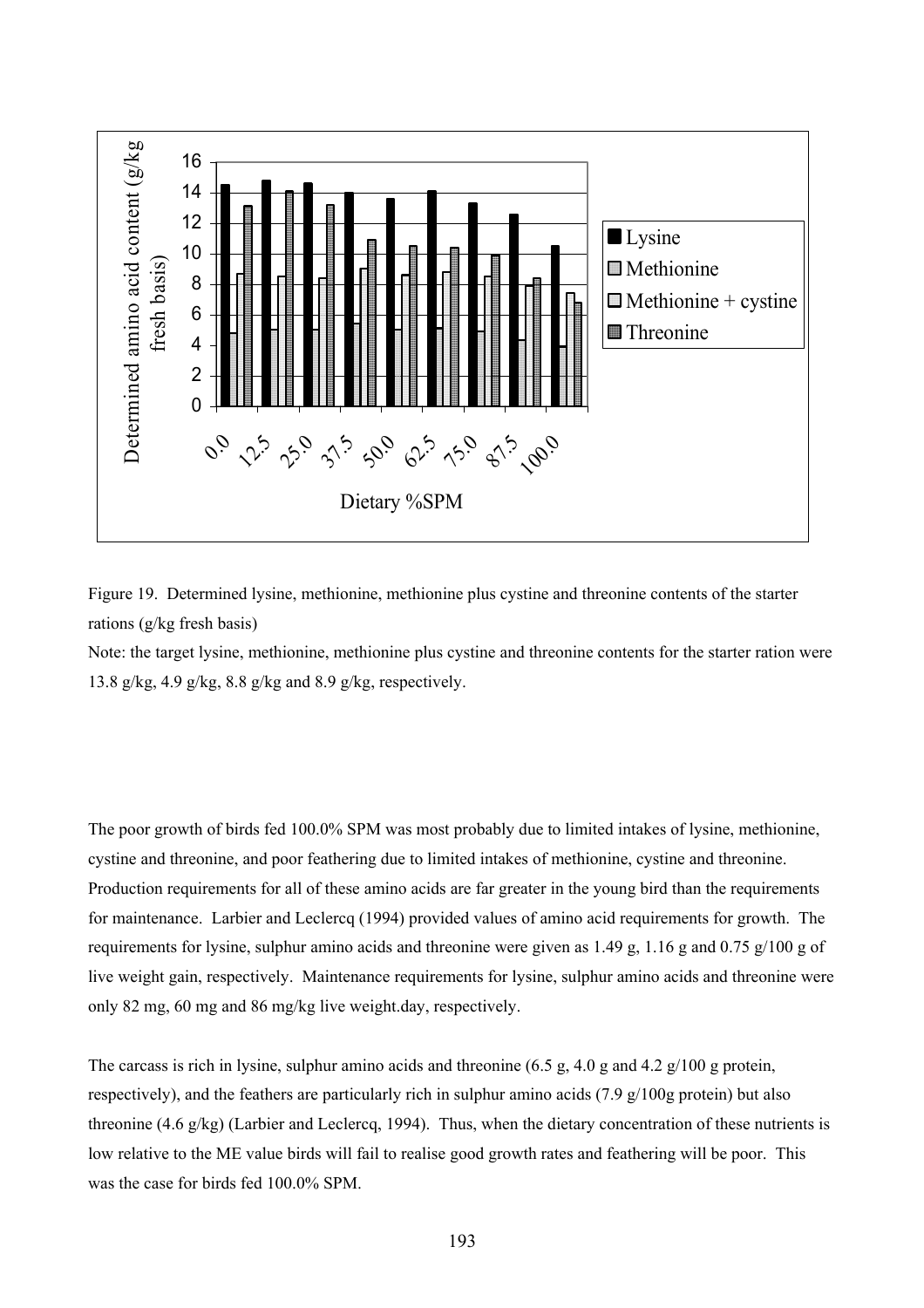Determined amino acid content (g/kg fresh basis)

16
14
12
10
8
6
4
2
0

0.0
12.5
25.0
37.5
50.0
62.5
75.0
87.5
100.0

Dietary %SPM

Lysine
Methionine
Methionine + cystine
Threonine

Figure 19. Determined lysine, methionine, methionine plus cystine and threonine contents of the starter rations (g/kg fresh basis)

Note: the target lysine, methionine, methionine plus cystine and threonine contents for the starter ration were 13.8 g/kg, 4.9 g/kg, 8.8 g/kg and 8.9 g/kg, respectively.

The poor growth of birds fed 100.0% SPM was most probably due to limited intakes of lysine, methionine, cystine and threonine, and poor feathering due to limited intakes of methionine, cystine and threonine. Production requirements for all of these amino acids are far greater in the young bird than the requirements for maintenance. Larbier and Leclercq (1994) provided values of amino acid requirements for growth. The requirements for lysine, sulphur amino acids and threonine were given as 1.49 g, 1.16 g and 0.75 g/100 g of live weight gain, respectively. Maintenance requirements for lysine, sulphur amino acids and threonine were only 82 mg, 60 mg and 86 mg/kg live weight.day, respectively.

The carcass is rich in lysine, sulphur amino acids and threonine (6.5 g, 4.0 g and 4.2 g/100 g protein, respectively), and the feathers are particularly rich in sulphur amino acids (7.9 g/100g protein) but also threonine (4.6 g/kg) (Larbier and Leclercq, 1994). Thus, when the dietary concentration of these nutrients is low relative to the ME value birds will fail to realise good growth rates and feathering will be poor. This was the case for birds fed 100.0% SPM.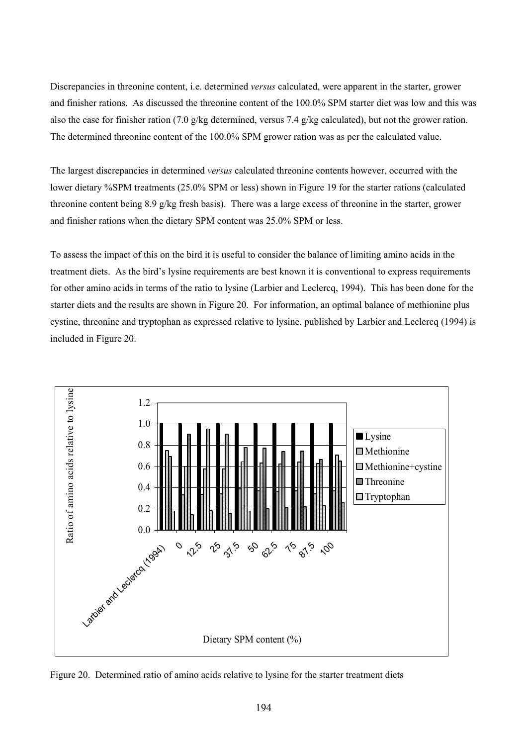Discrepancies in threonine content, i.e. determined *versus* calculated, were apparent in the starter, grower and finisher rations. As discussed the threonine content of the 100.0% SPM starter diet was low and this was also the case for finisher ration (7.0 g/kg determined, versus 7.4 g/kg calculated), but not the grower ration. The determined threonine content of the 100.0% SPM grower ration was as per the calculated value.

The largest discrepancies in determined *versus* calculated threonine contents however, occurred with the lower dietary %SPM treatments (25.0% SPM or less) shown in Figure 19 for the starter rations (calculated threonine content being 8.9 g/kg fresh basis). There was a large excess of threonine in the starter, grower and finisher rations when the dietary SPM content was 25.0% SPM or less.

To assess the impact of this on the bird it is useful to consider the balance of limiting amino acids in the treatment diets. As the bird's lysine requirements are best known it is conventional to express requirements for other amino acids in terms of the ratio to lysine (Larbier and Leclercq, 1994). This has been done for the starter diets and the results are shown in Figure 20. For information, an optimal balance of methionine plus cystine, threonine and tryptophan as expressed relative to lysine, published by Larbier and Leclercq (1994) is included in Figure 20.

Figure 20. Determined ratio of amino acids relative to lysine for the starter treatment diets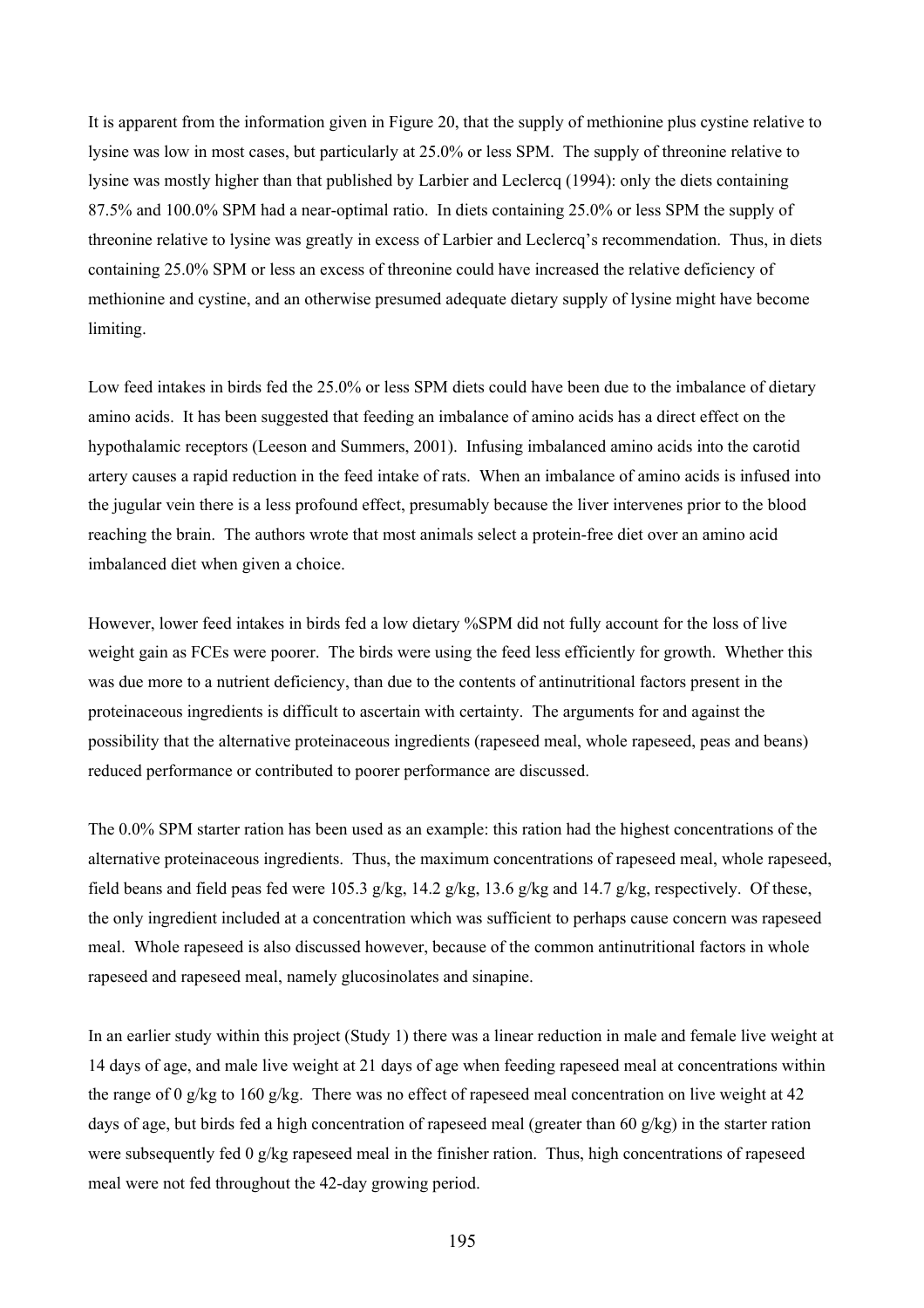It is apparent from the information given in Figure 20, that the supply of methionine plus cystine relative to lysine was low in most cases, but particularly at 25.0% or less SPM. The supply of threonine relative to lysine was mostly higher than that published by Larbier and Leclercq (1994): only the diets containing 87.5% and 100.0% SPM had a near-optimal ratio. In diets containing 25.0% or less SPM the supply of threonine relative to lysine was greatly in excess of Larbier and Leclercq's recommendation. Thus, in diets containing 25.0% SPM or less an excess of threonine could have increased the relative deficiency of methionine and cystine, and an otherwise presumed adequate dietary supply of lysine might have become limiting.

Low feed intakes in birds fed the 25.0% or less SPM diets could have been due to the imbalance of dietary amino acids. It has been suggested that feeding an imbalance of amino acids has a direct effect on the hypothalamic receptors (Leeson and Summers, 2001). Infusing imbalanced amino acids into the carotid artery causes a rapid reduction in the feed intake of rats. When an imbalance of amino acids is infused into the jugular vein there is a less profound effect, presumably because the liver intervenes prior to the blood reaching the brain. The authors wrote that most animals select a protein-free diet over an amino acid imbalanced diet when given a choice.

However, lower feed intakes in birds fed a low dietary %SPM did not fully account for the loss of live weight gain as FCEs were poorer. The birds were using the feed less efficiently for growth. Whether this was due more to a nutrient deficiency, than due to the contents of antinutritional factors present in the proteinaceous ingredients is difficult to ascertain with certainty. The arguments for and against the possibility that the alternative proteinaceous ingredients (rapeseed meal, whole rapeseed, peas and beans) reduced performance or contributed to poorer performance are discussed.

The 0.0% SPM starter ration has been used as an example: this ration had the highest concentrations of the alternative proteinaceous ingredients. Thus, the maximum concentrations of rapeseed meal, whole rapeseed, field beans and field peas fed were 105.3 g/kg, 14.2 g/kg, 13.6 g/kg and 14.7 g/kg, respectively. Of these, the only ingredient included at a concentration which was sufficient to perhaps cause concern was rapeseed meal. Whole rapeseed is also discussed however, because of the common antinutritional factors in whole rapeseed and rapeseed meal, namely glucosinolates and sinapine.

In an earlier study within this project (Study 1) there was a linear reduction in male and female live weight at 14 days of age, and male live weight at 21 days of age when feeding rapeseed meal at concentrations within the range of 0 g/kg to 160 g/kg. There was no effect of rapeseed meal concentration on live weight at 42 days of age, but birds fed a high concentration of rapeseed meal (greater than 60 g/kg) in the starter ration were subsequently fed 0 g/kg rapeseed meal in the finisher ration. Thus, high concentrations of rapeseed meal were not fed throughout the 42-day growing period.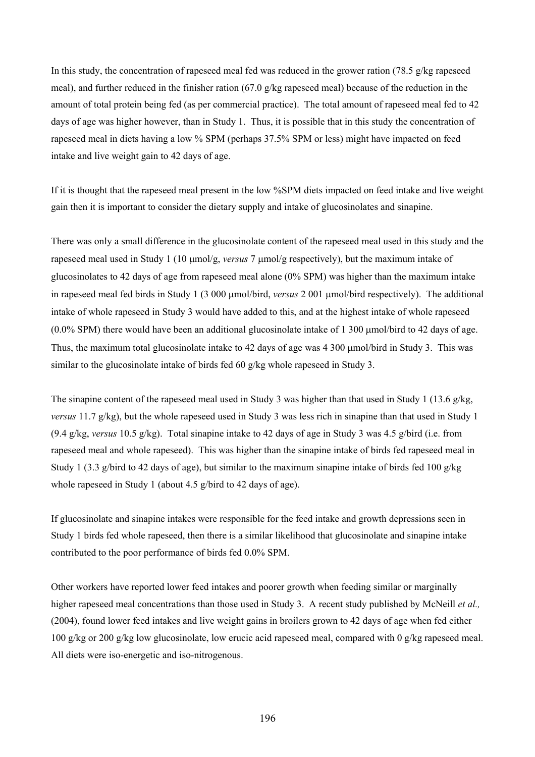In this study, the concentration of rapeseed meal fed was reduced in the grower ration (78.5 g/kg rapeseed meal), and further reduced in the finisher ration (67.0 g/kg rapeseed meal) because of the reduction in the amount of total protein being fed (as per commercial practice). The total amount of rapeseed meal fed to 42 days of age was higher however, than in Study 1. Thus, it is possible that in this study the concentration of rapeseed meal in diets having a low % SPM (perhaps 37.5% SPM or less) might have impacted on feed intake and live weight gain to 42 days of age.

If it is thought that the rapeseed meal present in the low %SPM diets impacted on feed intake and live weight gain then it is important to consider the dietary supply and intake of glucosinolates and sinapine.

There was only a small difference in the glucosinolate content of the rapeseed meal used in this study and the rapeseed meal used in Study 1 (10 μmol/g, *versus* 7 μmol/g respectively), but the maximum intake of glucosinolates to 42 days of age from rapeseed meal alone (0% SPM) was higher than the maximum intake in rapeseed meal fed birds in Study 1 (3 000 μmol/bird, *versus* 2 001 μmol/bird respectively). The additional intake of whole rapeseed in Study 3 would have added to this, and at the highest intake of whole rapeseed (0.0% SPM) there would have been an additional glucosinolate intake of 1 300 μmol/bird to 42 days of age. Thus, the maximum total glucosinolate intake to 42 days of age was 4 300 μmol/bird in Study 3. This was similar to the glucosinolate intake of birds fed 60 g/kg whole rapeseed in Study 3.

The sinapine content of the rapeseed meal used in Study 3 was higher than that used in Study 1 (13.6 g/kg, *versus* 11.7 g/kg), but the whole rapeseed used in Study 3 was less rich in sinapine than that used in Study 1 (9.4 g/kg, *versus* 10.5 g/kg). Total sinapine intake to 42 days of age in Study 3 was 4.5 g/bird (i.e. from rapeseed meal and whole rapeseed). This was higher than the sinapine intake of birds fed rapeseed meal in Study 1 (3.3 g/bird to 42 days of age), but similar to the maximum sinapine intake of birds fed 100 g/kg whole rapeseed in Study 1 (about 4.5 g/bird to 42 days of age).

If glucosinolate and sinapine intakes were responsible for the feed intake and growth depressions seen in Study 1 birds fed whole rapeseed, then there is a similar likelihood that glucosinolate and sinapine intake contributed to the poor performance of birds fed 0.0% SPM.

Other workers have reported lower feed intakes and poorer growth when feeding similar or marginally higher rapeseed meal concentrations than those used in Study 3. A recent study published by McNeill *et al.,* (2004), found lower feed intakes and live weight gains in broilers grown to 42 days of age when fed either 100 g/kg or 200 g/kg low glucosinolate, low erucic acid rapeseed meal, compared with 0 g/kg rapeseed meal. All diets were iso-energetic and iso-nitrogenous.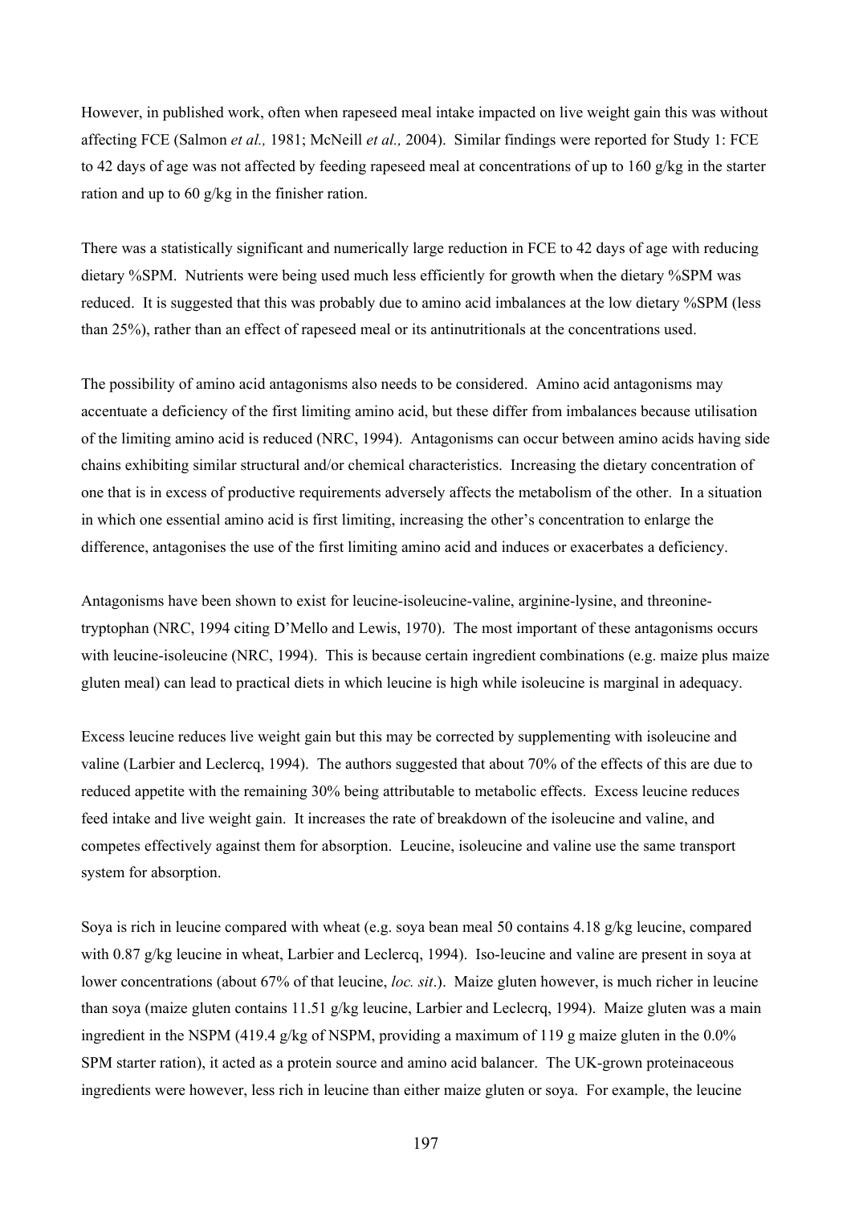However, in published work, often when rapeseed meal intake impacted on live weight gain this was without affecting FCE (Salmon *et al.,* 1981; McNeill *et al.,* 2004). Similar findings were reported for Study 1: FCE to 42 days of age was not affected by feeding rapeseed meal at concentrations of up to 160 g/kg in the starter ration and up to 60 g/kg in the finisher ration.

There was a statistically significant and numerically large reduction in FCE to 42 days of age with reducing dietary %SPM. Nutrients were being used much less efficiently for growth when the dietary %SPM was reduced. It is suggested that this was probably due to amino acid imbalances at the low dietary %SPM (less than 25%), rather than an effect of rapeseed meal or its antinutritionals at the concentrations used.

The possibility of amino acid antagonisms also needs to be considered. Amino acid antagonisms may accentuate a deficiency of the first limiting amino acid, but these differ from imbalances because utilisation of the limiting amino acid is reduced (NRC, 1994). Antagonisms can occur between amino acids having side chains exhibiting similar structural and/or chemical characteristics. Increasing the dietary concentration of one that is in excess of productive requirements adversely affects the metabolism of the other. In a situation in which one essential amino acid is first limiting, increasing the other's concentration to enlarge the difference, antagonises the use of the first limiting amino acid and induces or exacerbates a deficiency.

Antagonisms have been shown to exist for leucine-isoleucine-valine, arginine-lysine, and threonine-tryptophan (NRC, 1994 citing D'Mello and Lewis, 1970). The most important of these antagonisms occurs with leucine-isoleucine (NRC, 1994). This is because certain ingredient combinations (e.g. maize plus maize gluten meal) can lead to practical diets in which leucine is high while isoleucine is marginal in adequacy.

Excess leucine reduces live weight gain but this may be corrected by supplementing with isoleucine and valine (Larbier and Leclercq, 1994). The authors suggested that about 70% of the effects of this are due to reduced appetite with the remaining 30% being attributable to metabolic effects. Excess leucine reduces feed intake and live weight gain. It increases the rate of breakdown of the isoleucine and valine, and competes effectively against them for absorption. Leucine, isoleucine and valine use the same transport system for absorption.

Soya is rich in leucine compared with wheat (e.g. soya bean meal 50 contains 4.18 g/kg leucine, compared with 0.87 g/kg leucine in wheat, Larbier and Leclercq, 1994). Iso-leucine and valine are present in soya at lower concentrations (about 67% of that leucine, *loc. sit*.). Maize gluten however, is much richer in leucine than soya (maize gluten contains 11.51 g/kg leucine, Larbier and Leclecrq, 1994). Maize gluten was a main ingredient in the NSPM (419.4 g/kg of NSPM, providing a maximum of 119 g maize gluten in the 0.0% SPM starter ration), it acted as a protein source and amino acid balancer. The UK-grown proteinaceous ingredients were however, less rich in leucine than either maize gluten or soya. For example, the leucine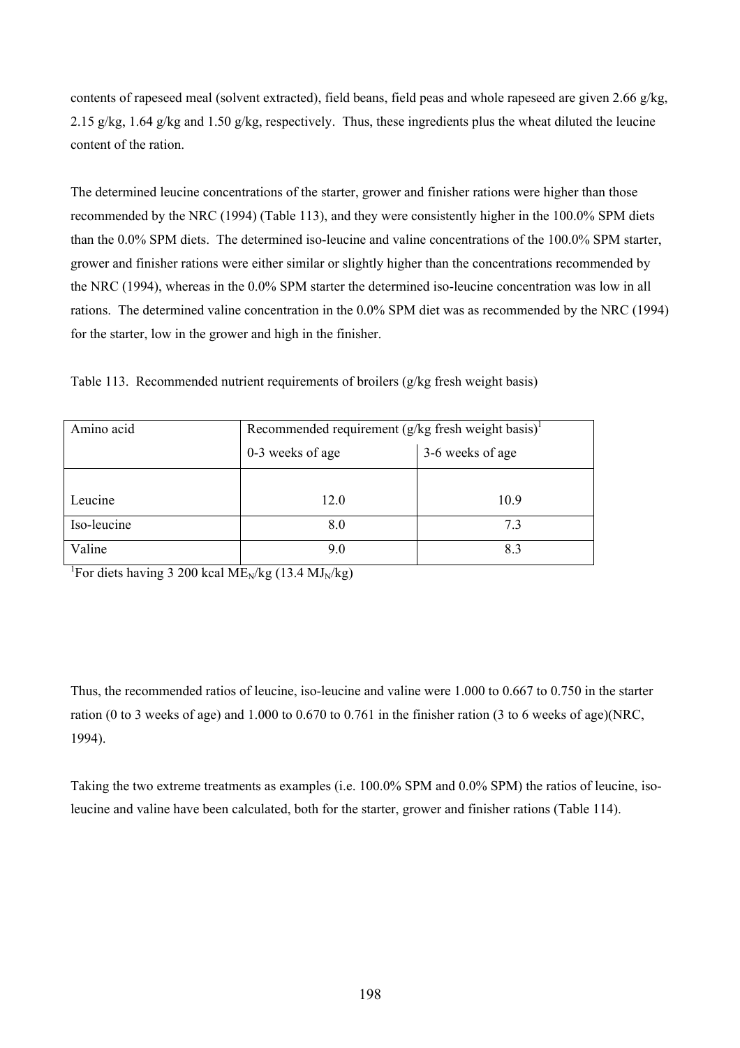contents of rapeseed meal (solvent extracted), field beans, field peas and whole rapeseed are given 2.66 g/kg, 2.15 g/kg, 1.64 g/kg and 1.50 g/kg, respectively. Thus, these ingredients plus the wheat diluted the leucine content of the ration.

The determined leucine concentrations of the starter, grower and finisher rations were higher than those recommended by the NRC (1994) (Table 113), and they were consistently higher in the 100.0% SPM diets than the 0.0% SPM diets. The determined iso-leucine and valine concentrations of the 100.0% SPM starter, grower and finisher rations were either similar or slightly higher than the concentrations recommended by the NRC (1994), whereas in the 0.0% SPM starter the determined iso-leucine concentration was low in all rations. The determined valine concentration in the 0.0% SPM diet was as recommended by the NRC (1994) for the starter, low in the grower and high in the finisher.

Table 113. Recommended nutrient requirements of broilers (g/kg fresh weight basis)

| Amino acid | Recommended requirement (g/kg fresh weight basis)[1] | |
|---|---|---|
| | 0-3 weeks of age | 3-6 weeks of age |
| Leucine | 12.0 | 10.9 |
| Iso-leucine | 8.0 | 7.3 |
| Valine | 9.0 | 8.3 |

[1]For diets having 3 200 kcal $ME_N$/kg (13.4 $MJ_N$/kg)

Thus, the recommended ratios of leucine, iso-leucine and valine were 1.000 to 0.667 to 0.750 in the starter ration (0 to 3 weeks of age) and 1.000 to 0.670 to 0.761 in the finisher ration (3 to 6 weeks of age)(NRC, 1994).

Taking the two extreme treatments as examples (i.e. 100.0% SPM and 0.0% SPM) the ratios of leucine, iso-leucine and valine have been calculated, both for the starter, grower and finisher rations (Table 114).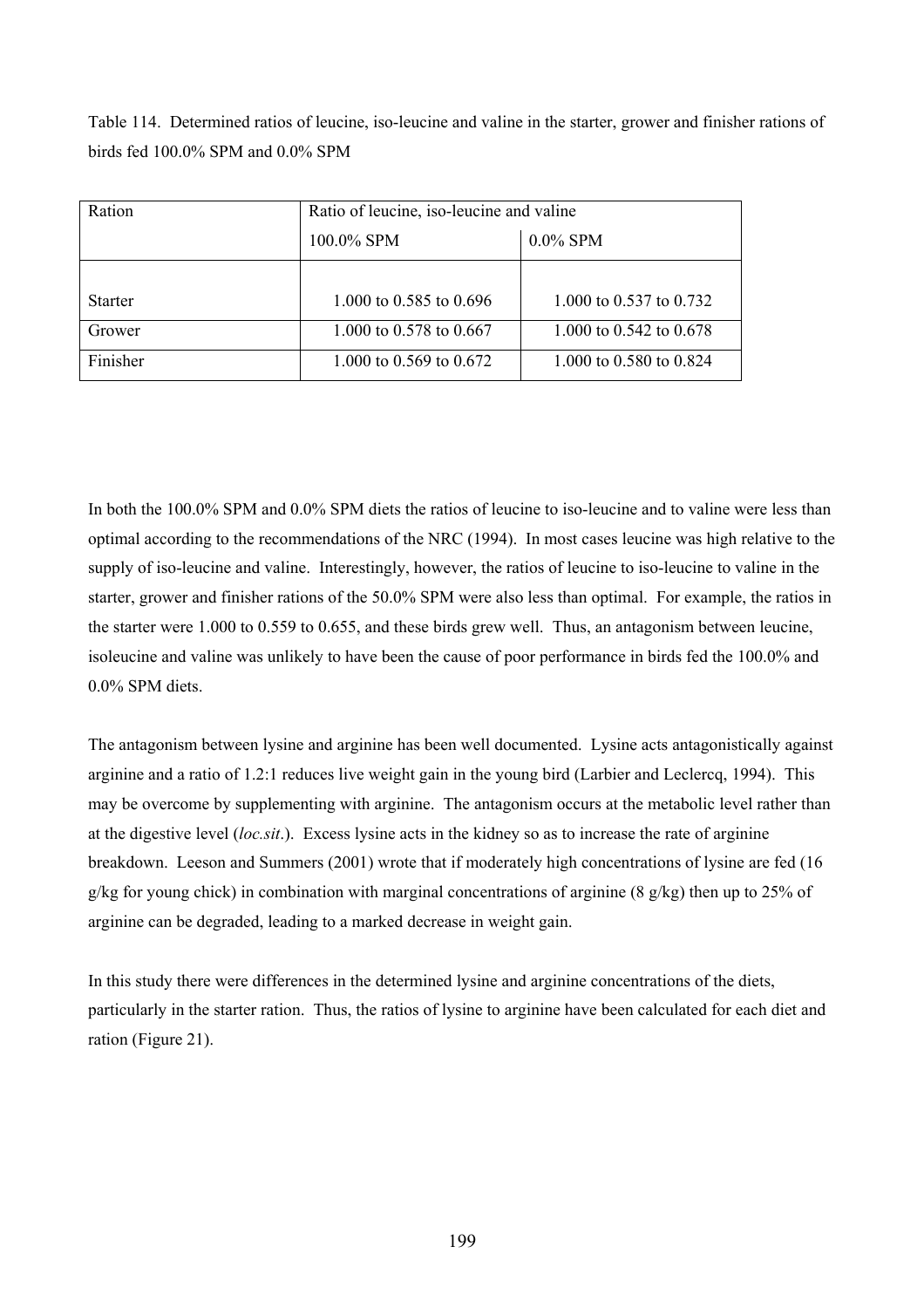Table 114. Determined ratios of leucine, iso-leucine and valine in the starter, grower and finisher rations of birds fed 100.0% SPM and 0.0% SPM

| Ration | Ratio of leucine, iso-leucine and valine | |
|---|---|---|
| | 100.0% SPM | 0.0% SPM |
| Starter | 1.000 to 0.585 to 0.696 | 1.000 to 0.537 to 0.732 |
| Grower | 1.000 to 0.578 to 0.667 | 1.000 to 0.542 to 0.678 |
| Finisher | 1.000 to 0.569 to 0.672 | 1.000 to 0.580 to 0.824 |

In both the 100.0% SPM and 0.0% SPM diets the ratios of leucine to iso-leucine and to valine were less than optimal according to the recommendations of the NRC (1994). In most cases leucine was high relative to the supply of iso-leucine and valine. Interestingly, however, the ratios of leucine to iso-leucine to valine in the starter, grower and finisher rations of the 50.0% SPM were also less than optimal. For example, the ratios in the starter were 1.000 to 0.559 to 0.655, and these birds grew well. Thus, an antagonism between leucine, isoleucine and valine was unlikely to have been the cause of poor performance in birds fed the 100.0% and 0.0% SPM diets.

The antagonism between lysine and arginine has been well documented. Lysine acts antagonistically against arginine and a ratio of 1.2:1 reduces live weight gain in the young bird (Larbier and Leclercq, 1994). This may be overcome by supplementing with arginine. The antagonism occurs at the metabolic level rather than at the digestive level (*loc.sit*.). Excess lysine acts in the kidney so as to increase the rate of arginine breakdown. Leeson and Summers (2001) wrote that if moderately high concentrations of lysine are fed (16 g/kg for young chick) in combination with marginal concentrations of arginine (8 g/kg) then up to 25% of arginine can be degraded, leading to a marked decrease in weight gain.

In this study there were differences in the determined lysine and arginine concentrations of the diets, particularly in the starter ration. Thus, the ratios of lysine to arginine have been calculated for each diet and ration (Figure 21).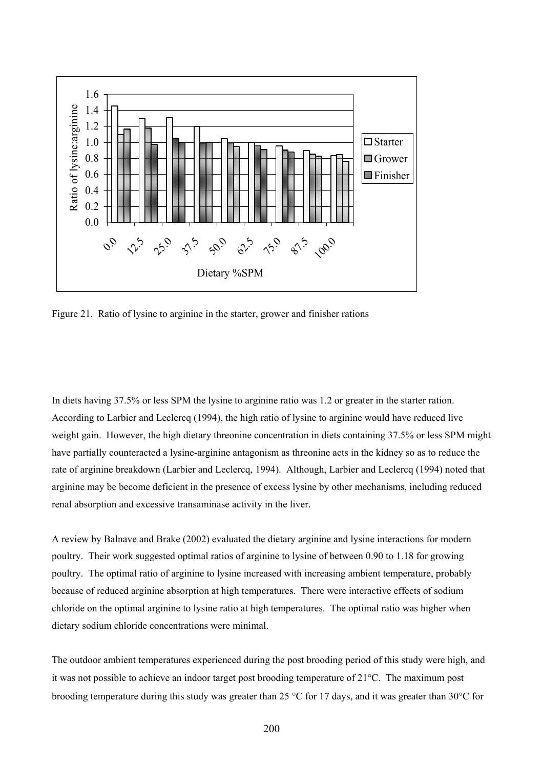1.6
1.4
1.2
1.0
0.8
0.6
0.4
0.2
0.0

Ratio of lysine:arginine

0.0 12.5 25.0 37.5 50.0 62.5 75.0 87.5 100.0

Dietary %SPM

Starter
Grower
Finisher

Figure 21. Ratio of lysine to arginine in the starter, grower and finisher rations

In diets having 37.5% or less SPM the lysine to arginine ratio was 1.2 or greater in the starter ration. According to Larbier and Leclercq (1994), the high ratio of lysine to arginine would have reduced live weight gain. However, the high dietary threonine concentration in diets containing 37.5% or less SPM might have partially counteracted a lysine-arginine antagonism as threonine acts in the kidney so as to reduce the rate of arginine breakdown (Larbier and Leclercq, 1994). Although, Larbier and Leclercq (1994) noted that arginine may be become deficient in the presence of excess lysine by other mechanisms, including reduced renal absorption and excessive transaminase activity in the liver.

A review by Balnave and Brake (2002) evaluated the dietary arginine and lysine interactions for modern poultry. Their work suggested optimal ratios of arginine to lysine of between 0.90 to 1.18 for growing poultry. The optimal ratio of arginine to lysine increased with increasing ambient temperature, probably because of reduced arginine absorption at high temperatures. There were interactive effects of sodium chloride on the optimal arginine to lysine ratio at high temperatures. The optimal ratio was higher when dietary sodium chloride concentrations were minimal.

The outdoor ambient temperatures experienced during the post brooding period of this study were high, and it was not possible to achieve an indoor target post brooding temperature of 21°C. The maximum post brooding temperature during this study was greater than 25 °C for 17 days, and it was greater than 30°C for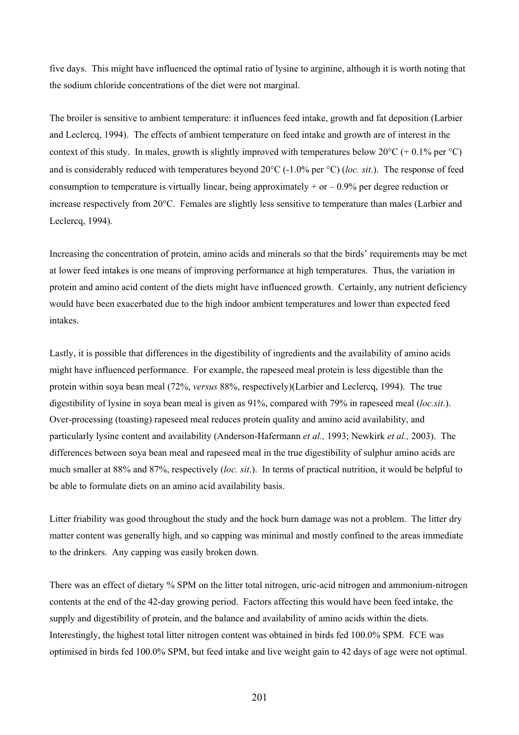five days. This might have influenced the optimal ratio of lysine to arginine, although it is worth noting that the sodium chloride concentrations of the diet were not marginal.

The broiler is sensitive to ambient temperature: it influences feed intake, growth and fat deposition (Larbier and Leclercq, 1994). The effects of ambient temperature on feed intake and growth are of interest in the context of this study. In males, growth is slightly improved with temperatures below 20°C (+ 0.1% per °C) and is considerably reduced with temperatures beyond 20°C (-1.0% per °C) (*loc. sit*.). The response of feed consumption to temperature is virtually linear, being approximately + or – 0.9% per degree reduction or increase respectively from 20°C. Females are slightly less sensitive to temperature than males (Larbier and Leclercq, 1994).

Increasing the concentration of protein, amino acids and minerals so that the birds' requirements may be met at lower feed intakes is one means of improving performance at high temperatures. Thus, the variation in protein and amino acid content of the diets might have influenced growth. Certainly, any nutrient deficiency would have been exacerbated due to the high indoor ambient temperatures and lower than expected feed intakes.

Lastly, it is possible that differences in the digestibility of ingredients and the availability of amino acids might have influenced performance. For example, the rapeseed meal protein is less digestible than the protein within soya bean meal (72%, *versus* 88%, respectively)(Larbier and Leclercq, 1994). The true digestibility of lysine in soya bean meal is given as 91%, compared with 79% in rapeseed meal (*loc.sit*.). Over-processing (toasting) rapeseed meal reduces protein quality and amino acid availability, and particularly lysine content and availability (Anderson-Hafermann *et al.,* 1993; Newkirk *et al.,* 2003). The differences between soya bean meal and rapeseed meal in the true digestibility of sulphur amino acids are much smaller at 88% and 87%, respectively (*loc. sit*.). In terms of practical nutrition, it would be helpful to be able to formulate diets on an amino acid availability basis.

Litter friability was good throughout the study and the hock burn damage was not a problem. The litter dry matter content was generally high, and so capping was minimal and mostly confined to the areas immediate to the drinkers. Any capping was easily broken down.

There was an effect of dietary % SPM on the litter total nitrogen, uric-acid nitrogen and ammonium-nitrogen contents at the end of the 42-day growing period. Factors affecting this would have been feed intake, the supply and digestibility of protein, and the balance and availability of amino acids within the diets. Interestingly, the highest total litter nitrogen content was obtained in birds fed 100.0% SPM. FCE was optimised in birds fed 100.0% SPM, but feed intake and live weight gain to 42 days of age were not optimal.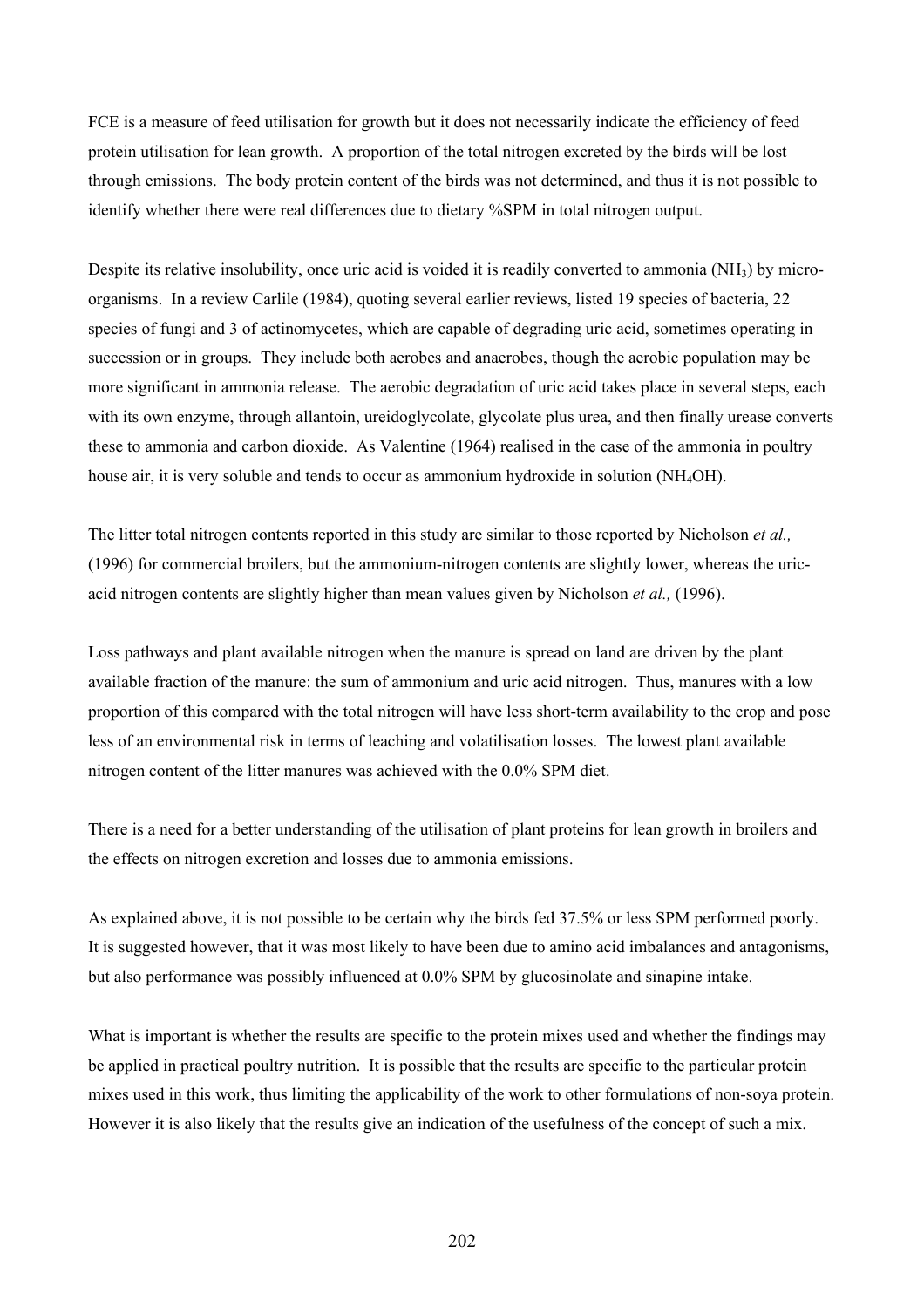FCE is a measure of feed utilisation for growth but it does not necessarily indicate the efficiency of feed protein utilisation for lean growth. A proportion of the total nitrogen excreted by the birds will be lost through emissions. The body protein content of the birds was not determined, and thus it is not possible to identify whether there were real differences due to dietary %SPM in total nitrogen output.

Despite its relative insolubility, once uric acid is voided it is readily converted to ammonia ($NH_3$) by micro-organisms. In a review Carlile (1984), quoting several earlier reviews, listed 19 species of bacteria, 22 species of fungi and 3 of actinomycetes, which are capable of degrading uric acid, sometimes operating in succession or in groups. They include both aerobes and anaerobes, though the aerobic population may be more significant in ammonia release. The aerobic degradation of uric acid takes place in several steps, each with its own enzyme, through allantoin, ureidoglycolate, glycolate plus urea, and then finally urease converts these to ammonia and carbon dioxide. As Valentine (1964) realised in the case of the ammonia in poultry house air, it is very soluble and tends to occur as ammonium hydroxide in solution ($NH_4OH$).

The litter total nitrogen contents reported in this study are similar to those reported by Nicholson *et al.,* (1996) for commercial broilers, but the ammonium-nitrogen contents are slightly lower, whereas the uric-acid nitrogen contents are slightly higher than mean values given by Nicholson *et al.,* (1996).

Loss pathways and plant available nitrogen when the manure is spread on land are driven by the plant available fraction of the manure: the sum of ammonium and uric acid nitrogen. Thus, manures with a low proportion of this compared with the total nitrogen will have less short-term availability to the crop and pose less of an environmental risk in terms of leaching and volatilisation losses. The lowest plant available nitrogen content of the litter manures was achieved with the 0.0% SPM diet.

There is a need for a better understanding of the utilisation of plant proteins for lean growth in broilers and the effects on nitrogen excretion and losses due to ammonia emissions.

As explained above, it is not possible to be certain why the birds fed 37.5% or less SPM performed poorly. It is suggested however, that it was most likely to have been due to amino acid imbalances and antagonisms, but also performance was possibly influenced at 0.0% SPM by glucosinolate and sinapine intake.

What is important is whether the results are specific to the protein mixes used and whether the findings may be applied in practical poultry nutrition. It is possible that the results are specific to the particular protein mixes used in this work, thus limiting the applicability of the work to other formulations of non-soya protein. However it is also likely that the results give an indication of the usefulness of the concept of such a mix.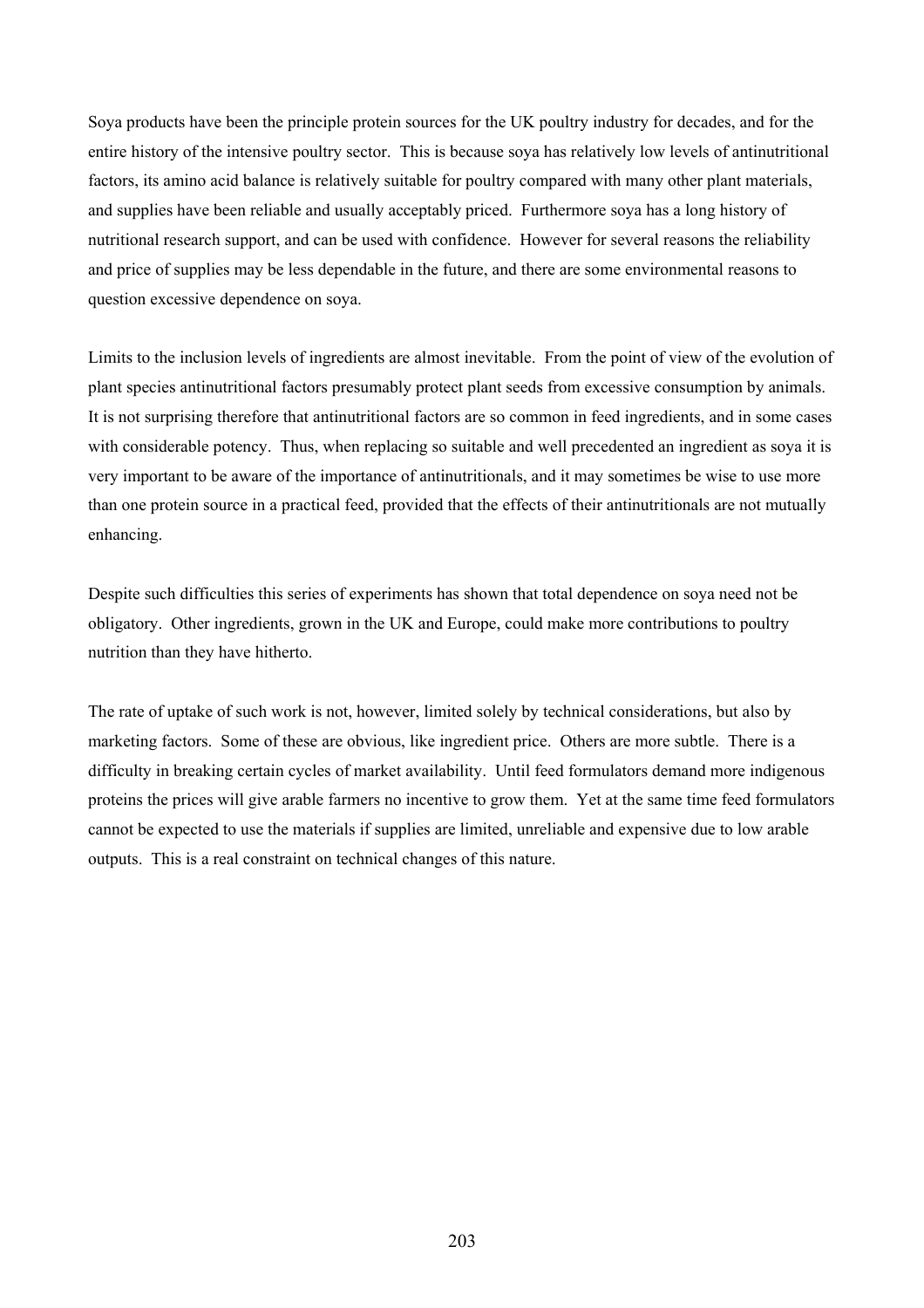Soya products have been the principle protein sources for the UK poultry industry for decades, and for the entire history of the intensive poultry sector. This is because soya has relatively low levels of antinutritional factors, its amino acid balance is relatively suitable for poultry compared with many other plant materials, and supplies have been reliable and usually acceptably priced. Furthermore soya has a long history of nutritional research support, and can be used with confidence. However for several reasons the reliability and price of supplies may be less dependable in the future, and there are some environmental reasons to question excessive dependence on soya.

Limits to the inclusion levels of ingredients are almost inevitable. From the point of view of the evolution of plant species antinutritional factors presumably protect plant seeds from excessive consumption by animals. It is not surprising therefore that antinutritional factors are so common in feed ingredients, and in some cases with considerable potency. Thus, when replacing so suitable and well precedented an ingredient as soya it is very important to be aware of the importance of antinutritionals, and it may sometimes be wise to use more than one protein source in a practical feed, provided that the effects of their antinutritionals are not mutually enhancing.

Despite such difficulties this series of experiments has shown that total dependence on soya need not be obligatory. Other ingredients, grown in the UK and Europe, could make more contributions to poultry nutrition than they have hitherto.

The rate of uptake of such work is not, however, limited solely by technical considerations, but also by marketing factors. Some of these are obvious, like ingredient price. Others are more subtle. There is a difficulty in breaking certain cycles of market availability. Until feed formulators demand more indigenous proteins the prices will give arable farmers no incentive to grow them. Yet at the same time feed formulators cannot be expected to use the materials if supplies are limited, unreliable and expensive due to low arable outputs. This is a real constraint on technical changes of this nature.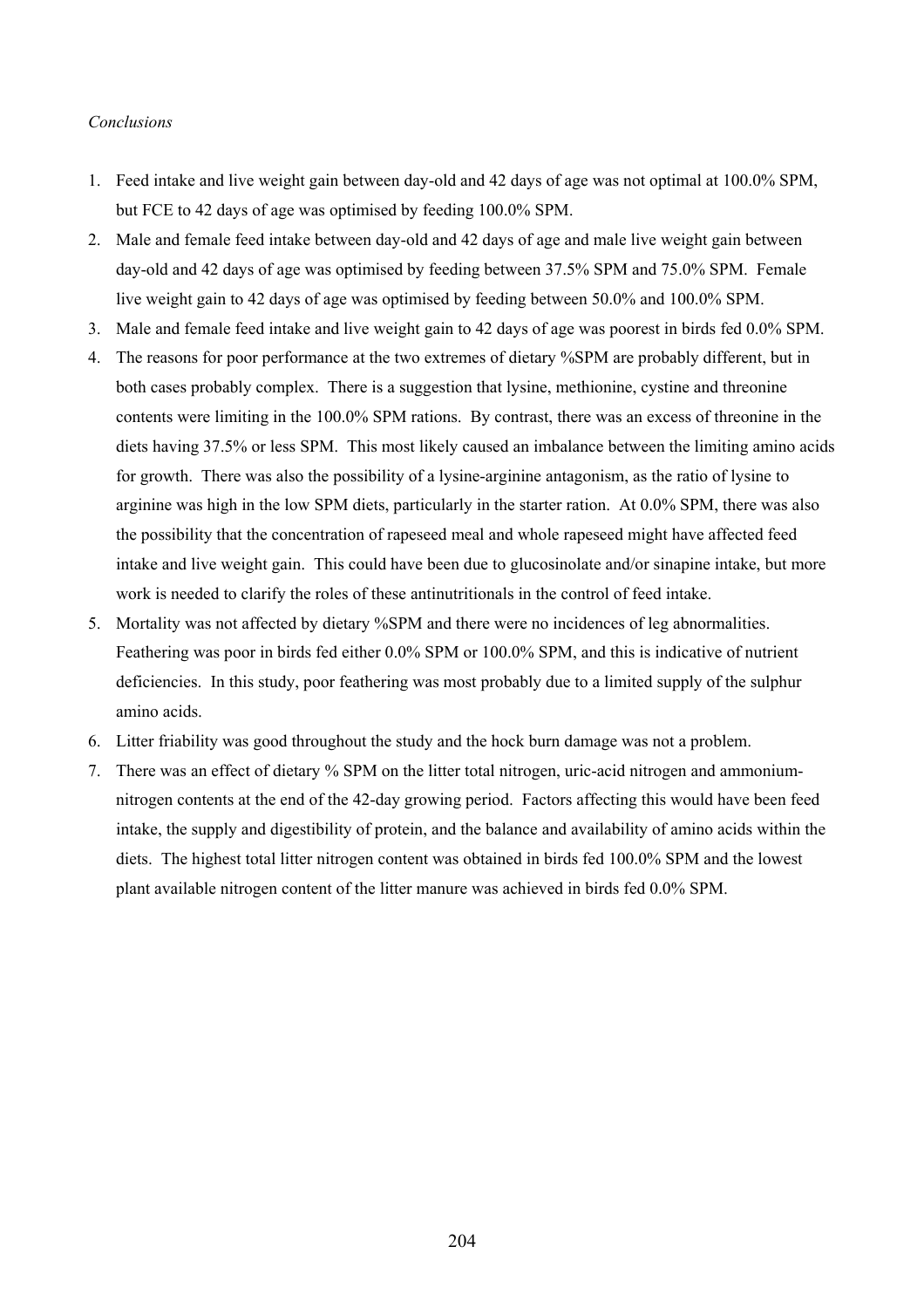*Conclusions*

1. Feed intake and live weight gain between day-old and 42 days of age was not optimal at 100.0% SPM, but FCE to 42 days of age was optimised by feeding 100.0% SPM.
2. Male and female feed intake between day-old and 42 days of age and male live weight gain between day-old and 42 days of age was optimised by feeding between 37.5% SPM and 75.0% SPM. Female live weight gain to 42 days of age was optimised by feeding between 50.0% and 100.0% SPM.
3. Male and female feed intake and live weight gain to 42 days of age was poorest in birds fed 0.0% SPM.
4. The reasons for poor performance at the two extremes of dietary %SPM are probably different, but in both cases probably complex. There is a suggestion that lysine, methionine, cystine and threonine contents were limiting in the 100.0% SPM rations. By contrast, there was an excess of threonine in the diets having 37.5% or less SPM. This most likely caused an imbalance between the limiting amino acids for growth. There was also the possibility of a lysine-arginine antagonism, as the ratio of lysine to arginine was high in the low SPM diets, particularly in the starter ration. At 0.0% SPM, there was also the possibility that the concentration of rapeseed meal and whole rapeseed might have affected feed intake and live weight gain. This could have been due to glucosinolate and/or sinapine intake, but more work is needed to clarify the roles of these antinutritionals in the control of feed intake.
5. Mortality was not affected by dietary %SPM and there were no incidences of leg abnormalities. Feathering was poor in birds fed either 0.0% SPM or 100.0% SPM, and this is indicative of nutrient deficiencies. In this study, poor feathering was most probably due to a limited supply of the sulphur amino acids.
6. Litter friability was good throughout the study and the hock burn damage was not a problem.
7. There was an effect of dietary % SPM on the litter total nitrogen, uric-acid nitrogen and ammonium-nitrogen contents at the end of the 42-day growing period. Factors affecting this would have been feed intake, the supply and digestibility of protein, and the balance and availability of amino acids within the diets. The highest total litter nitrogen content was obtained in birds fed 100.0% SPM and the lowest plant available nitrogen content of the litter manure was achieved in birds fed 0.0% SPM.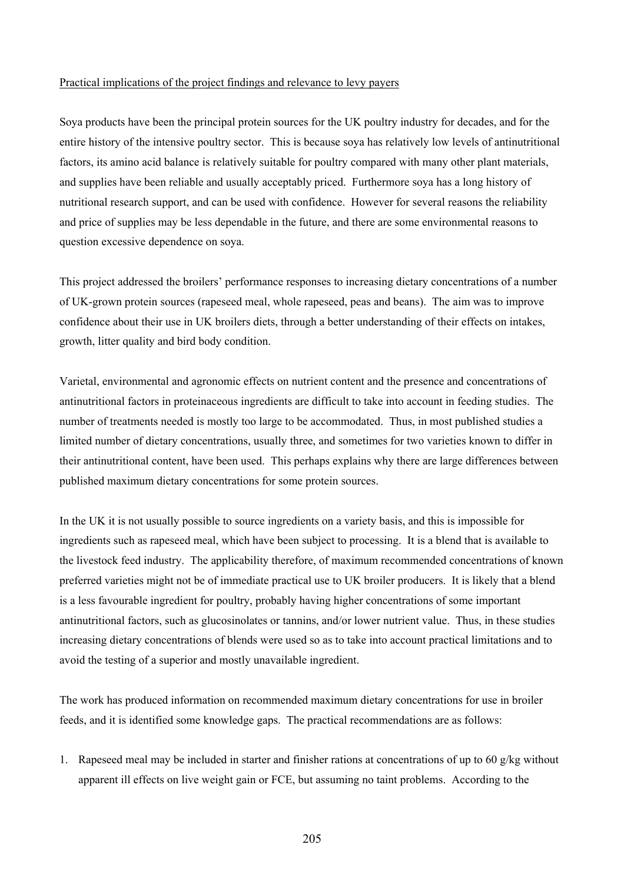Practical implications of the project findings and relevance to levy payers

Soya products have been the principal protein sources for the UK poultry industry for decades, and for the entire history of the intensive poultry sector. This is because soya has relatively low levels of antinutritional factors, its amino acid balance is relatively suitable for poultry compared with many other plant materials, and supplies have been reliable and usually acceptably priced. Furthermore soya has a long history of nutritional research support, and can be used with confidence. However for several reasons the reliability and price of supplies may be less dependable in the future, and there are some environmental reasons to question excessive dependence on soya.

This project addressed the broilers' performance responses to increasing dietary concentrations of a number of UK-grown protein sources (rapeseed meal, whole rapeseed, peas and beans). The aim was to improve confidence about their use in UK broilers diets, through a better understanding of their effects on intakes, growth, litter quality and bird body condition.

Varietal, environmental and agronomic effects on nutrient content and the presence and concentrations of antinutritional factors in proteinaceous ingredients are difficult to take into account in feeding studies. The number of treatments needed is mostly too large to be accommodated. Thus, in most published studies a limited number of dietary concentrations, usually three, and sometimes for two varieties known to differ in their antinutritional content, have been used. This perhaps explains why there are large differences between published maximum dietary concentrations for some protein sources.

In the UK it is not usually possible to source ingredients on a variety basis, and this is impossible for ingredients such as rapeseed meal, which have been subject to processing. It is a blend that is available to the livestock feed industry. The applicability therefore, of maximum recommended concentrations of known preferred varieties might not be of immediate practical use to UK broiler producers. It is likely that a blend is a less favourable ingredient for poultry, probably having higher concentrations of some important antinutritional factors, such as glucosinolates or tannins, and/or lower nutrient value. Thus, in these studies increasing dietary concentrations of blends were used so as to take into account practical limitations and to avoid the testing of a superior and mostly unavailable ingredient.

The work has produced information on recommended maximum dietary concentrations for use in broiler feeds, and it is identified some knowledge gaps. The practical recommendations are as follows:

1. Rapeseed meal may be included in starter and finisher rations at concentrations of up to 60 g/kg without apparent ill effects on live weight gain or FCE, but assuming no taint problems. According to the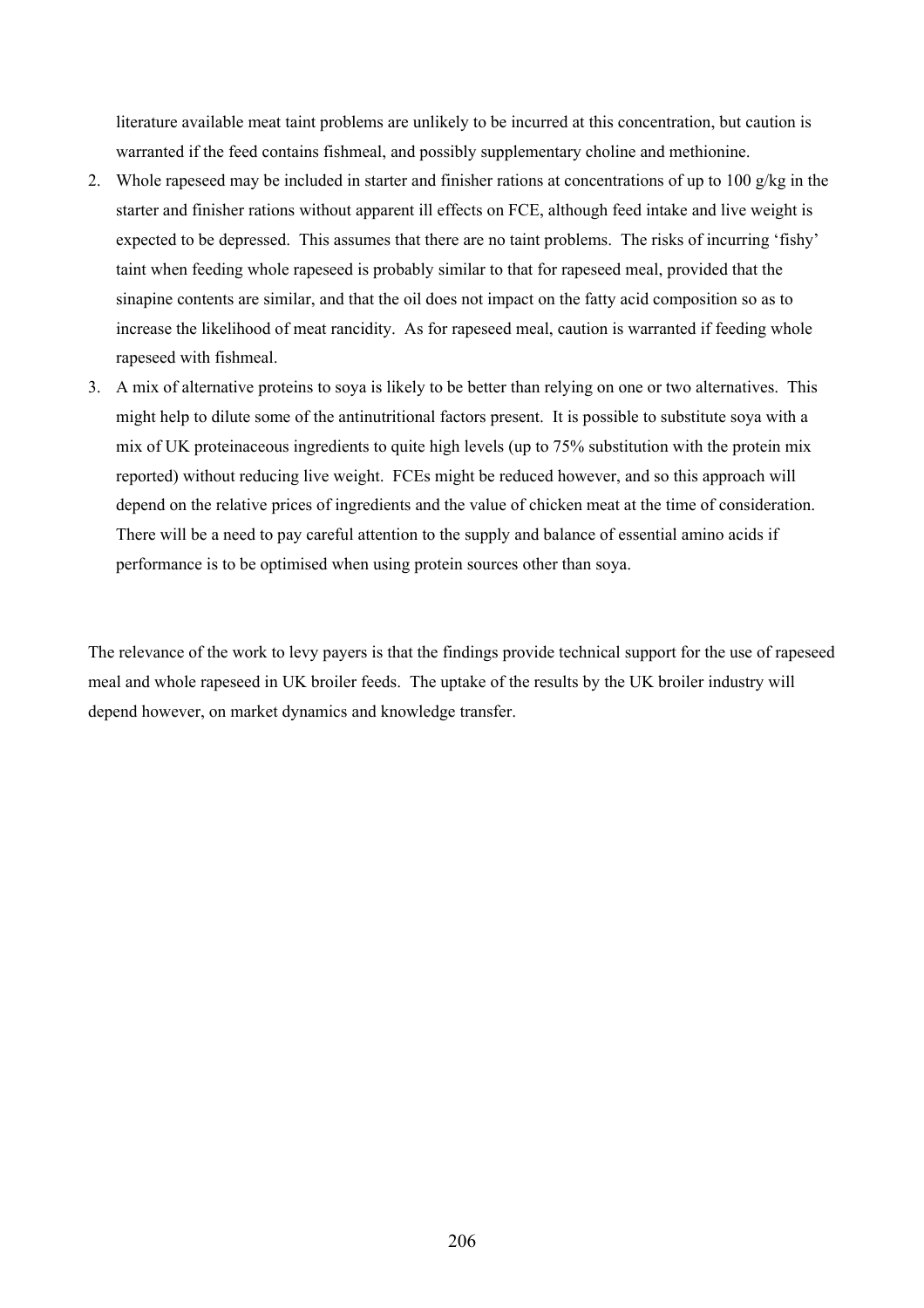literature available meat taint problems are unlikely to be incurred at this concentration, but caution is warranted if the feed contains fishmeal, and possibly supplementary choline and methionine.

2. Whole rapeseed may be included in starter and finisher rations at concentrations of up to 100 g/kg in the starter and finisher rations without apparent ill effects on FCE, although feed intake and live weight is expected to be depressed. This assumes that there are no taint problems. The risks of incurring 'fishy' taint when feeding whole rapeseed is probably similar to that for rapeseed meal, provided that the sinapine contents are similar, and that the oil does not impact on the fatty acid composition so as to increase the likelihood of meat rancidity. As for rapeseed meal, caution is warranted if feeding whole rapeseed with fishmeal.
3. A mix of alternative proteins to soya is likely to be better than relying on one or two alternatives. This might help to dilute some of the antinutritional factors present. It is possible to substitute soya with a mix of UK proteinaceous ingredients to quite high levels (up to 75% substitution with the protein mix reported) without reducing live weight. FCEs might be reduced however, and so this approach will depend on the relative prices of ingredients and the value of chicken meat at the time of consideration. There will be a need to pay careful attention to the supply and balance of essential amino acids if performance is to be optimised when using protein sources other than soya.

The relevance of the work to levy payers is that the findings provide technical support for the use of rapeseed meal and whole rapeseed in UK broiler feeds. The uptake of the results by the UK broiler industry will depend however, on market dynamics and knowledge transfer.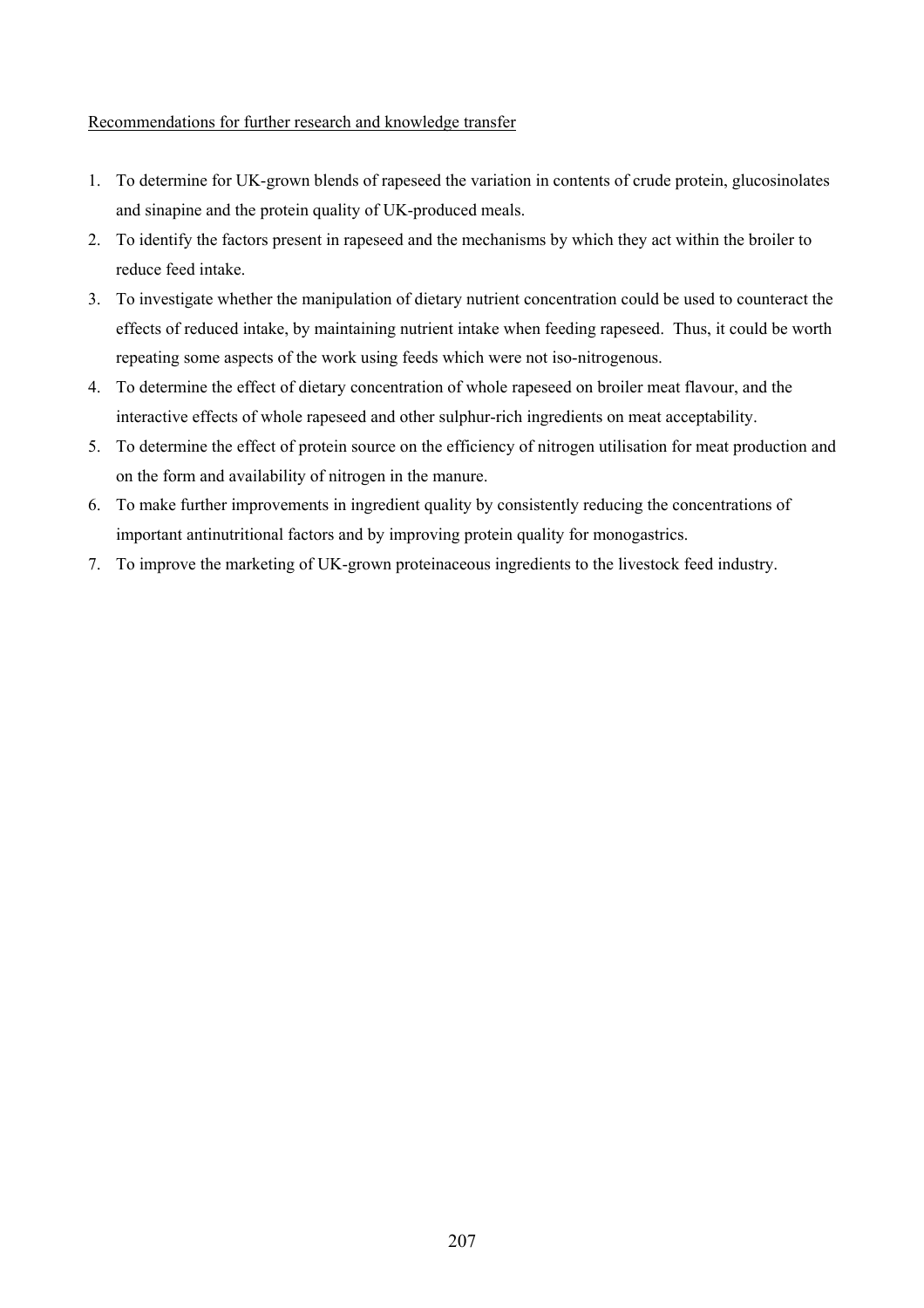Recommendations for further research and knowledge transfer

1. To determine for UK-grown blends of rapeseed the variation in contents of crude protein, glucosinolates and sinapine and the protein quality of UK-produced meals.
2. To identify the factors present in rapeseed and the mechanisms by which they act within the broiler to reduce feed intake.
3. To investigate whether the manipulation of dietary nutrient concentration could be used to counteract the effects of reduced intake, by maintaining nutrient intake when feeding rapeseed. Thus, it could be worth repeating some aspects of the work using feeds which were not iso-nitrogenous.
4. To determine the effect of dietary concentration of whole rapeseed on broiler meat flavour, and the interactive effects of whole rapeseed and other sulphur-rich ingredients on meat acceptability.
5. To determine the effect of protein source on the efficiency of nitrogen utilisation for meat production and on the form and availability of nitrogen in the manure.
6. To make further improvements in ingredient quality by consistently reducing the concentrations of important antinutritional factors and by improving protein quality for monogastrics.
7. To improve the marketing of UK-grown proteinaceous ingredients to the livestock feed industry.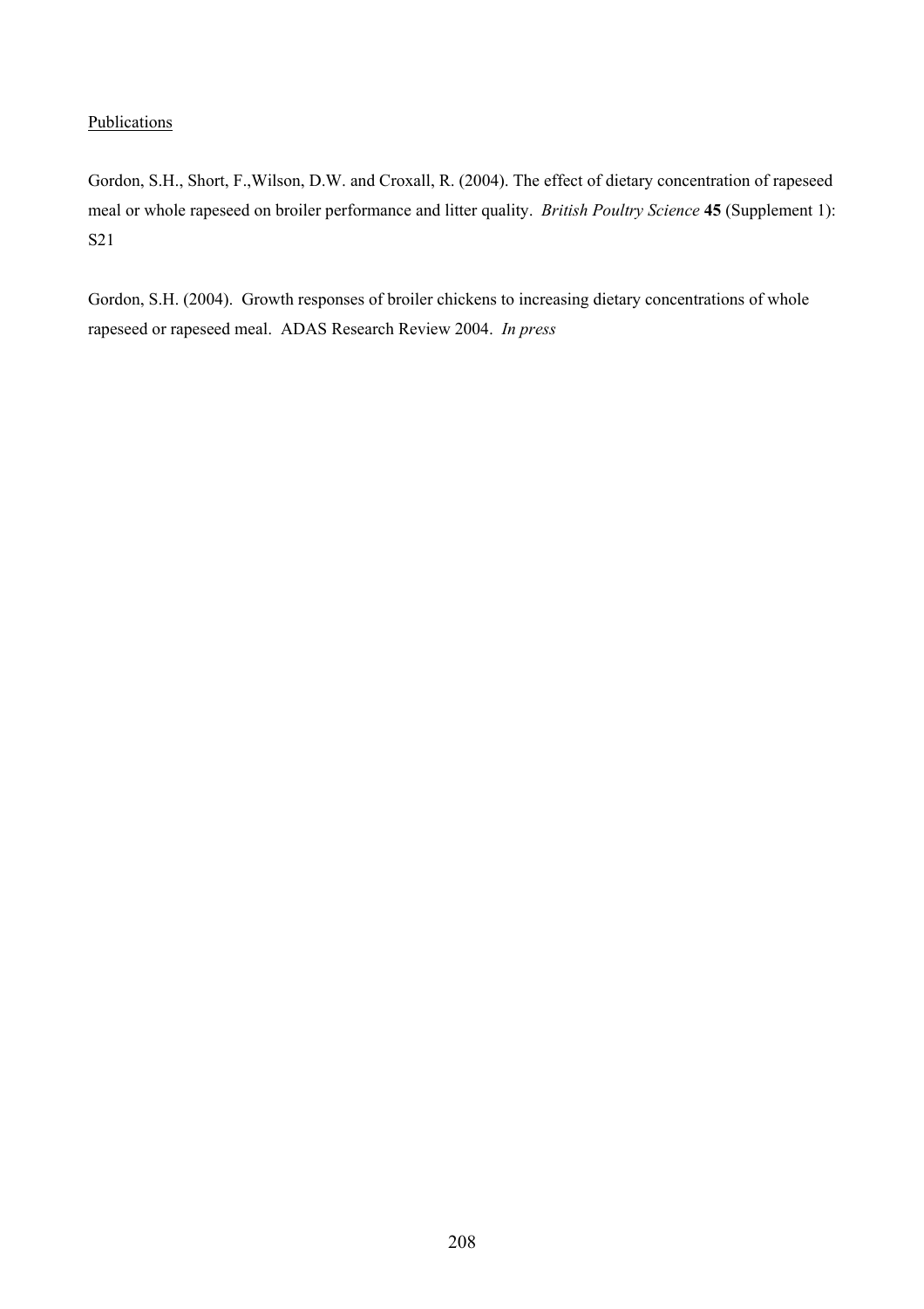<u>Publications</u>

Gordon, S.H., Short, F.,Wilson, D.W. and Croxall, R. (2004). The effect of dietary concentration of rapeseed meal or whole rapeseed on broiler performance and litter quality. *British Poultry Science* **45** (Supplement 1): S21

Gordon, S.H. (2004). Growth responses of broiler chickens to increasing dietary concentrations of whole rapeseed or rapeseed meal. ADAS Research Review 2004. *In press*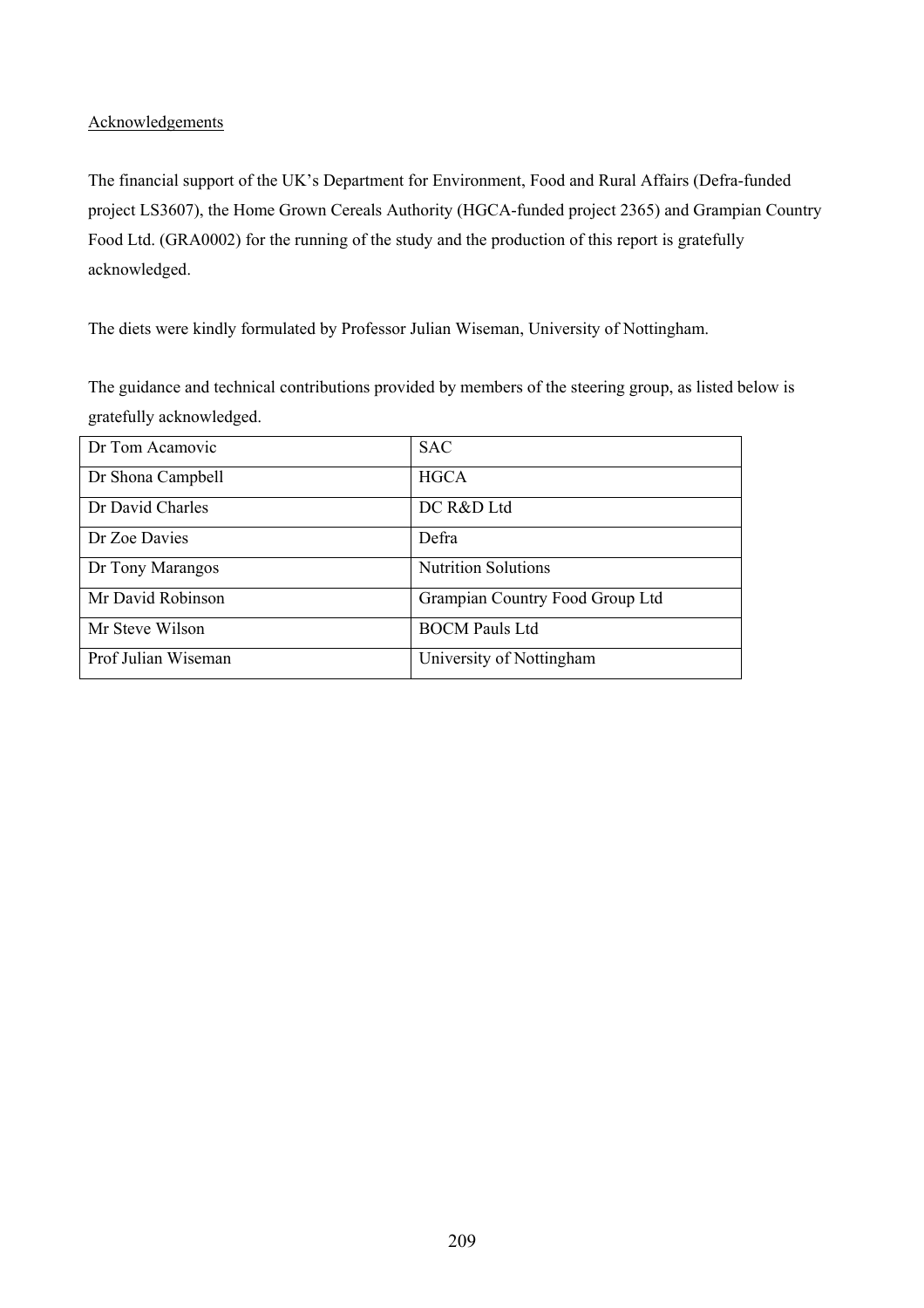## Acknowledgements

The financial support of the UK's Department for Environment, Food and Rural Affairs (Defra-funded project LS3607), the Home Grown Cereals Authority (HGCA-funded project 2365) and Grampian Country Food Ltd. (GRA0002) for the running of the study and the production of this report is gratefully acknowledged.

The diets were kindly formulated by Professor Julian Wiseman, University of Nottingham.

The guidance and technical contributions provided by members of the steering group, as listed below is gratefully acknowledged.

| | |
|---|---|
| Dr Tom Acamovic | SAC |
| Dr Shona Campbell | HGCA |
| Dr David Charles | DC R&D Ltd |
| Dr Zoe Davies | Defra |
| Dr Tony Marangos | Nutrition Solutions |
| Mr David Robinson | Grampian Country Food Group Ltd |
| Mr Steve Wilson | BOCM Pauls Ltd |
| Prof Julian Wiseman | University of Nottingham |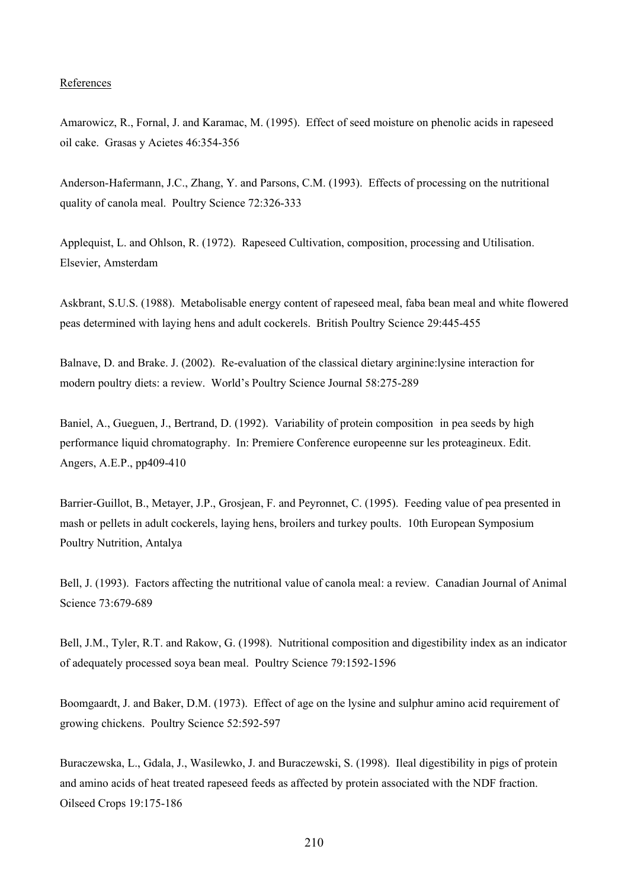References

Amarowicz, R., Fornal, J. and Karamac, M. (1995). Effect of seed moisture on phenolic acids in rapeseed oil cake. Grasas y Acietes 46:354-356

Anderson-Hafermann, J.C., Zhang, Y. and Parsons, C.M. (1993). Effects of processing on the nutritional quality of canola meal. Poultry Science 72:326-333

Applequist, L. and Ohlson, R. (1972). Rapeseed Cultivation, composition, processing and Utilisation. Elsevier, Amsterdam

Askbrant, S.U.S. (1988). Metabolisable energy content of rapeseed meal, faba bean meal and white flowered peas determined with laying hens and adult cockerels. British Poultry Science 29:445-455

Balnave, D. and Brake. J. (2002). Re-evaluation of the classical dietary arginine:lysine interaction for modern poultry diets: a review. World's Poultry Science Journal 58:275-289

Baniel, A., Gueguen, J., Bertrand, D. (1992). Variability of protein composition in pea seeds by high performance liquid chromatography. In: Premiere Conference europeenne sur les proteagineux. Edit. Angers, A.E.P., pp409-410

Barrier-Guillot, B., Metayer, J.P., Grosjean, F. and Peyronnet, C. (1995). Feeding value of pea presented in mash or pellets in adult cockerels, laying hens, broilers and turkey poults. 10th European Symposium Poultry Nutrition, Antalya

Bell, J. (1993). Factors affecting the nutritional value of canola meal: a review. Canadian Journal of Animal Science 73:679-689

Bell, J.M., Tyler, R.T. and Rakow, G. (1998). Nutritional composition and digestibility index as an indicator of adequately processed soya bean meal. Poultry Science 79:1592-1596

Boomgaardt, J. and Baker, D.M. (1973). Effect of age on the lysine and sulphur amino acid requirement of growing chickens. Poultry Science 52:592-597

Buraczewska, L., Gdala, J., Wasilewko, J. and Buraczewski, S. (1998). Ileal digestibility in pigs of protein and amino acids of heat treated rapeseed feeds as affected by protein associated with the NDF fraction. Oilseed Crops 19:175-186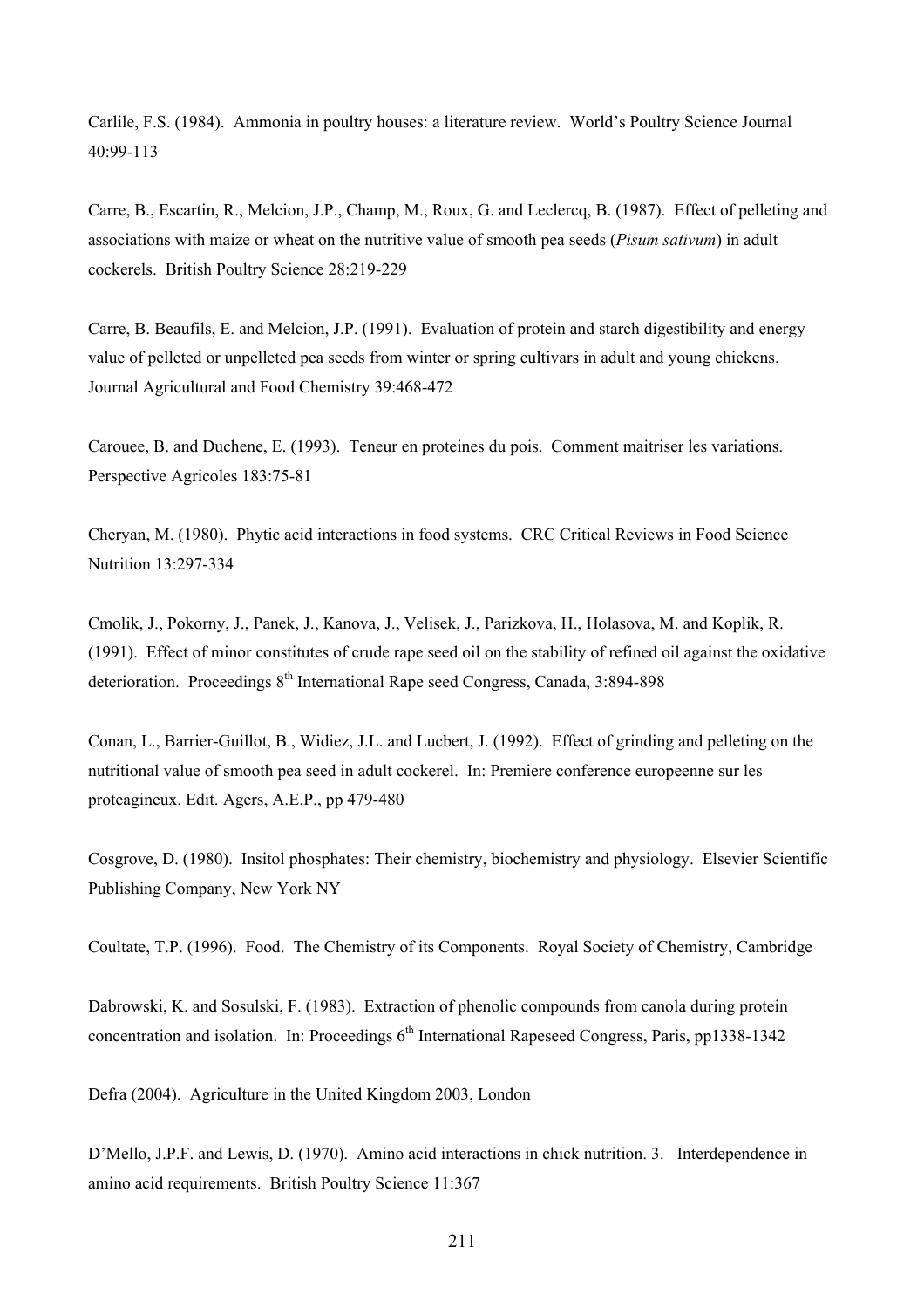Carlile, F.S. (1984). Ammonia in poultry houses: a literature review. World's Poultry Science Journal 40:99-113

Carre, B., Escartin, R., Melcion, J.P., Champ, M., Roux, G. and Leclercq, B. (1987). Effect of pelleting and associations with maize or wheat on the nutritive value of smooth pea seeds (*Pisum sativum*) in adult cockerels. British Poultry Science 28:219-229

Carre, B. Beaufils, E. and Melcion, J.P. (1991). Evaluation of protein and starch digestibility and energy value of pelleted or unpelleted pea seeds from winter or spring cultivars in adult and young chickens. Journal Agricultural and Food Chemistry 39:468-472

Carouee, B. and Duchene, E. (1993). Teneur en proteines du pois. Comment maitriser les variations. Perspective Agricoles 183:75-81

Cheryan, M. (1980). Phytic acid interactions in food systems. CRC Critical Reviews in Food Science Nutrition 13:297-334

Cmolik, J., Pokorny, J., Panek, J., Kanova, J., Velisek, J., Parizkova, H., Holasova, M. and Koplik, R. (1991). Effect of minor constitutes of crude rape seed oil on the stability of refined oil against the oxidative deterioration. Proceedings 8th International Rape seed Congress, Canada, 3:894-898

Conan, L., Barrier-Guillot, B., Widiez, J.L. and Lucbert, J. (1992). Effect of grinding and pelleting on the nutritional value of smooth pea seed in adult cockerel. In: Premiere conference europeenne sur les proteagineux. Edit. Agers, A.E.P., pp 479-480

Cosgrove, D. (1980). Insitol phosphates: Their chemistry, biochemistry and physiology. Elsevier Scientific Publishing Company, New York NY

Coultate, T.P. (1996). Food. The Chemistry of its Components. Royal Society of Chemistry, Cambridge

Dabrowski, K. and Sosulski, F. (1983). Extraction of phenolic compounds from canola during protein concentration and isolation. In: Proceedings 6th International Rapeseed Congress, Paris, pp1338-1342

Defra (2004). Agriculture in the United Kingdom 2003, London

D'Mello, J.P.F. and Lewis, D. (1970). Amino acid interactions in chick nutrition. 3. Interdependence in amino acid requirements. British Poultry Science 11:367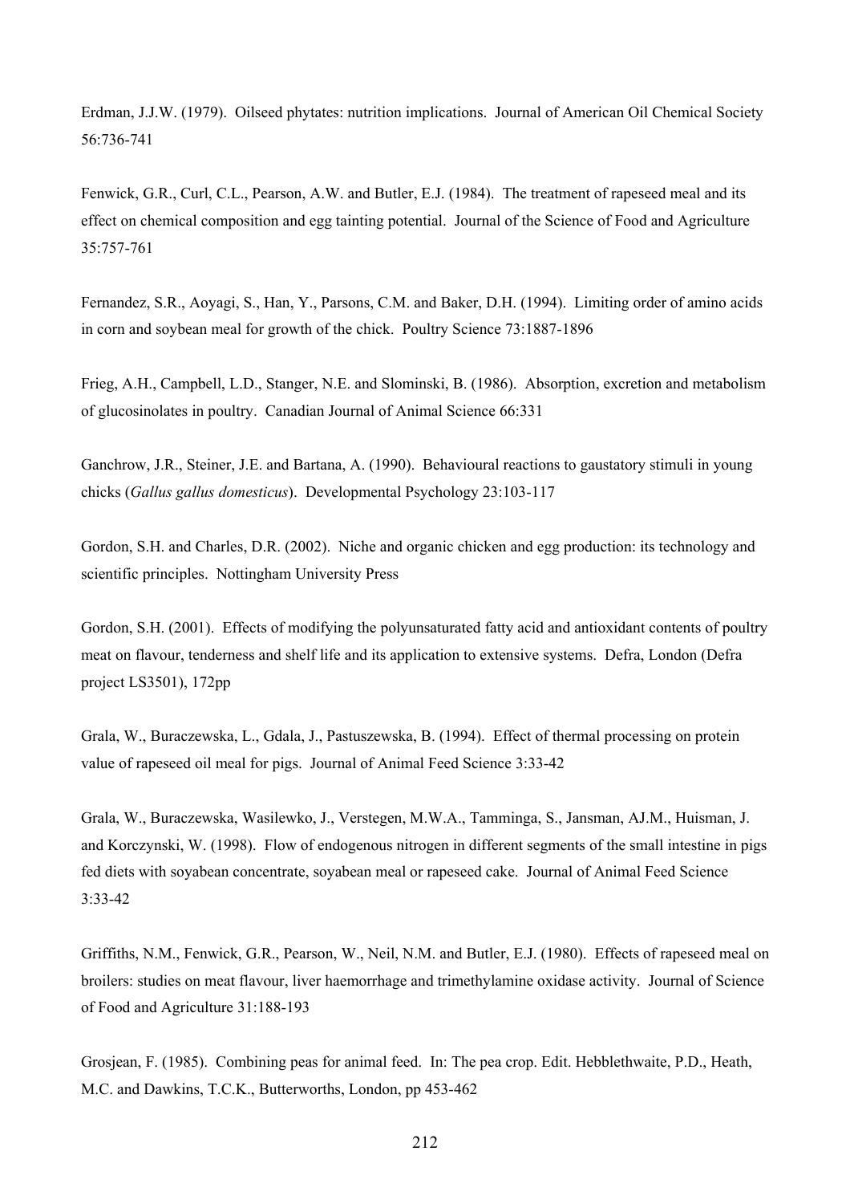Erdman, J.J.W. (1979). Oilseed phytates: nutrition implications. Journal of American Oil Chemical Society 56:736-741

Fenwick, G.R., Curl, C.L., Pearson, A.W. and Butler, E.J. (1984). The treatment of rapeseed meal and its effect on chemical composition and egg tainting potential. Journal of the Science of Food and Agriculture 35:757-761

Fernandez, S.R., Aoyagi, S., Han, Y., Parsons, C.M. and Baker, D.H. (1994). Limiting order of amino acids in corn and soybean meal for growth of the chick. Poultry Science 73:1887-1896

Frieg, A.H., Campbell, L.D., Stanger, N.E. and Slominski, B. (1986). Absorption, excretion and metabolism of glucosinolates in poultry. Canadian Journal of Animal Science 66:331

Ganchrow, J.R., Steiner, J.E. and Bartana, A. (1990). Behavioural reactions to gaustatory stimuli in young chicks (*Gallus gallus domesticus*). Developmental Psychology 23:103-117

Gordon, S.H. and Charles, D.R. (2002). Niche and organic chicken and egg production: its technology and scientific principles. Nottingham University Press

Gordon, S.H. (2001). Effects of modifying the polyunsaturated fatty acid and antioxidant contents of poultry meat on flavour, tenderness and shelf life and its application to extensive systems. Defra, London (Defra project LS3501), 172pp

Grala, W., Buraczewska, L., Gdala, J., Pastuszewska, B. (1994). Effect of thermal processing on protein value of rapeseed oil meal for pigs. Journal of Animal Feed Science 3:33-42

Grala, W., Buraczewska, Wasilewko, J., Verstegen, M.W.A., Tamminga, S., Jansman, AJ.M., Huisman, J. and Korczynski, W. (1998). Flow of endogenous nitrogen in different segments of the small intestine in pigs fed diets with soyabean concentrate, soyabean meal or rapeseed cake. Journal of Animal Feed Science 3:33-42

Griffiths, N.M., Fenwick, G.R., Pearson, W., Neil, N.M. and Butler, E.J. (1980). Effects of rapeseed meal on broilers: studies on meat flavour, liver haemorrhage and trimethylamine oxidase activity. Journal of Science of Food and Agriculture 31:188-193

Grosjean, F. (1985). Combining peas for animal feed. In: The pea crop. Edit. Hebblethwaite, P.D., Heath, M.C. and Dawkins, T.C.K., Butterworths, London, pp 453-462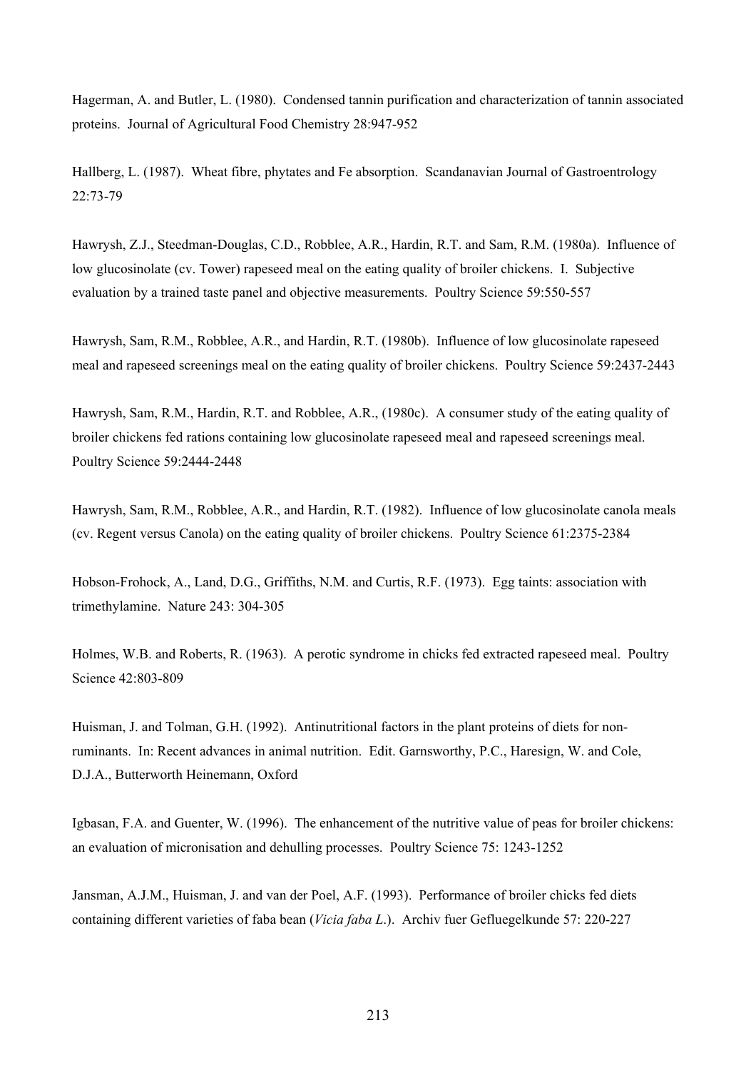Hagerman, A. and Butler, L. (1980). Condensed tannin purification and characterization of tannin associated proteins. Journal of Agricultural Food Chemistry 28:947-952

Hallberg, L. (1987). Wheat fibre, phytates and Fe absorption. Scandanavian Journal of Gastroentrology 22:73-79

Hawrysh, Z.J., Steedman-Douglas, C.D., Robblee, A.R., Hardin, R.T. and Sam, R.M. (1980a). Influence of low glucosinolate (cv. Tower) rapeseed meal on the eating quality of broiler chickens. I. Subjective evaluation by a trained taste panel and objective measurements. Poultry Science 59:550-557

Hawrysh, Sam, R.M., Robblee, A.R., and Hardin, R.T. (1980b). Influence of low glucosinolate rapeseed meal and rapeseed screenings meal on the eating quality of broiler chickens. Poultry Science 59:2437-2443

Hawrysh, Sam, R.M., Hardin, R.T. and Robblee, A.R., (1980c). A consumer study of the eating quality of broiler chickens fed rations containing low glucosinolate rapeseed meal and rapeseed screenings meal. Poultry Science 59:2444-2448

Hawrysh, Sam, R.M., Robblee, A.R., and Hardin, R.T. (1982). Influence of low glucosinolate canola meals (cv. Regent versus Canola) on the eating quality of broiler chickens. Poultry Science 61:2375-2384

Hobson-Frohock, A., Land, D.G., Griffiths, N.M. and Curtis, R.F. (1973). Egg taints: association with trimethylamine. Nature 243: 304-305

Holmes, W.B. and Roberts, R. (1963). A perotic syndrome in chicks fed extracted rapeseed meal. Poultry Science 42:803-809

Huisman, J. and Tolman, G.H. (1992). Antinutritional factors in the plant proteins of diets for non-ruminants. In: Recent advances in animal nutrition. Edit. Garnsworthy, P.C., Haresign, W. and Cole, D.J.A., Butterworth Heinemann, Oxford

Igbasan, F.A. and Guenter, W. (1996). The enhancement of the nutritive value of peas for broiler chickens: an evaluation of micronisation and dehulling processes. Poultry Science 75: 1243-1252

Jansman, A.J.M., Huisman, J. and van der Poel, A.F. (1993). Performance of broiler chicks fed diets containing different varieties of faba bean (*Vicia faba L*.). Archiv fuer Gefluegelkunde 57: 220-227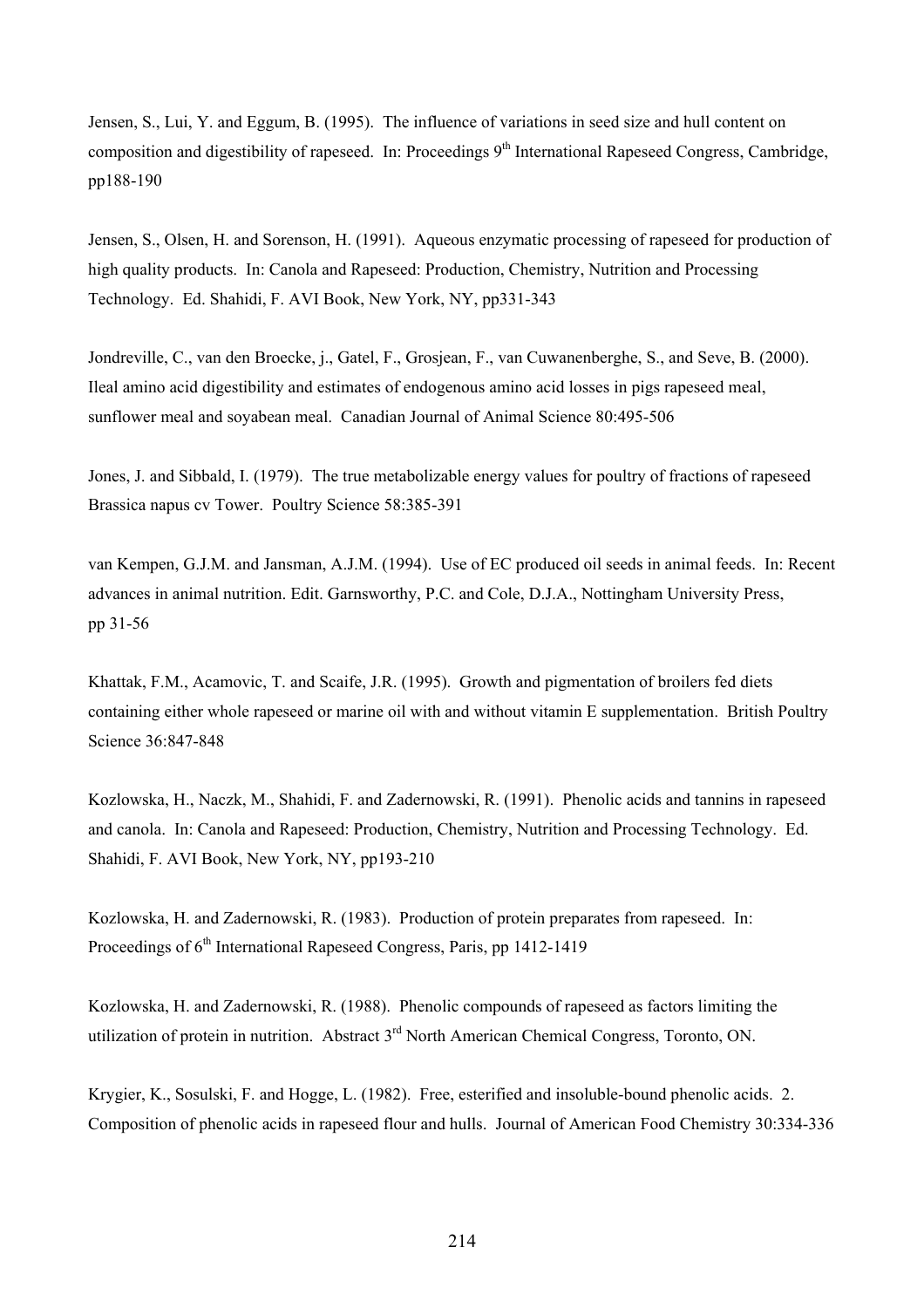Jensen, S., Lui, Y. and Eggum, B. (1995). The influence of variations in seed size and hull content on composition and digestibility of rapeseed. In: Proceedings 9th International Rapeseed Congress, Cambridge, pp188-190

Jensen, S., Olsen, H. and Sorenson, H. (1991). Aqueous enzymatic processing of rapeseed for production of high quality products. In: Canola and Rapeseed: Production, Chemistry, Nutrition and Processing Technology. Ed. Shahidi, F. AVI Book, New York, NY, pp331-343

Jondreville, C., van den Broecke, j., Gatel, F., Grosjean, F., van Cuwanenberghe, S., and Seve, B. (2000). Ileal amino acid digestibility and estimates of endogenous amino acid losses in pigs rapeseed meal, sunflower meal and soyabean meal. Canadian Journal of Animal Science 80:495-506

Jones, J. and Sibbald, I. (1979). The true metabolizable energy values for poultry of fractions of rapeseed Brassica napus cv Tower. Poultry Science 58:385-391

van Kempen, G.J.M. and Jansman, A.J.M. (1994). Use of EC produced oil seeds in animal feeds. In: Recent advances in animal nutrition. Edit. Garnsworthy, P.C. and Cole, D.J.A., Nottingham University Press, pp 31-56

Khattak, F.M., Acamovic, T. and Scaife, J.R. (1995). Growth and pigmentation of broilers fed diets containing either whole rapeseed or marine oil with and without vitamin E supplementation. British Poultry Science 36:847-848

Kozlowska, H., Naczk, M., Shahidi, F. and Zadernowski, R. (1991). Phenolic acids and tannins in rapeseed and canola. In: Canola and Rapeseed: Production, Chemistry, Nutrition and Processing Technology. Ed. Shahidi, F. AVI Book, New York, NY, pp193-210

Kozlowska, H. and Zadernowski, R. (1983). Production of protein preparates from rapeseed. In: Proceedings of 6th International Rapeseed Congress, Paris, pp 1412-1419

Kozlowska, H. and Zadernowski, R. (1988). Phenolic compounds of rapeseed as factors limiting the utilization of protein in nutrition. Abstract 3rd North American Chemical Congress, Toronto, ON.

Krygier, K., Sosulski, F. and Hogge, L. (1982). Free, esterified and insoluble-bound phenolic acids. 2. Composition of phenolic acids in rapeseed flour and hulls. Journal of American Food Chemistry 30:334-336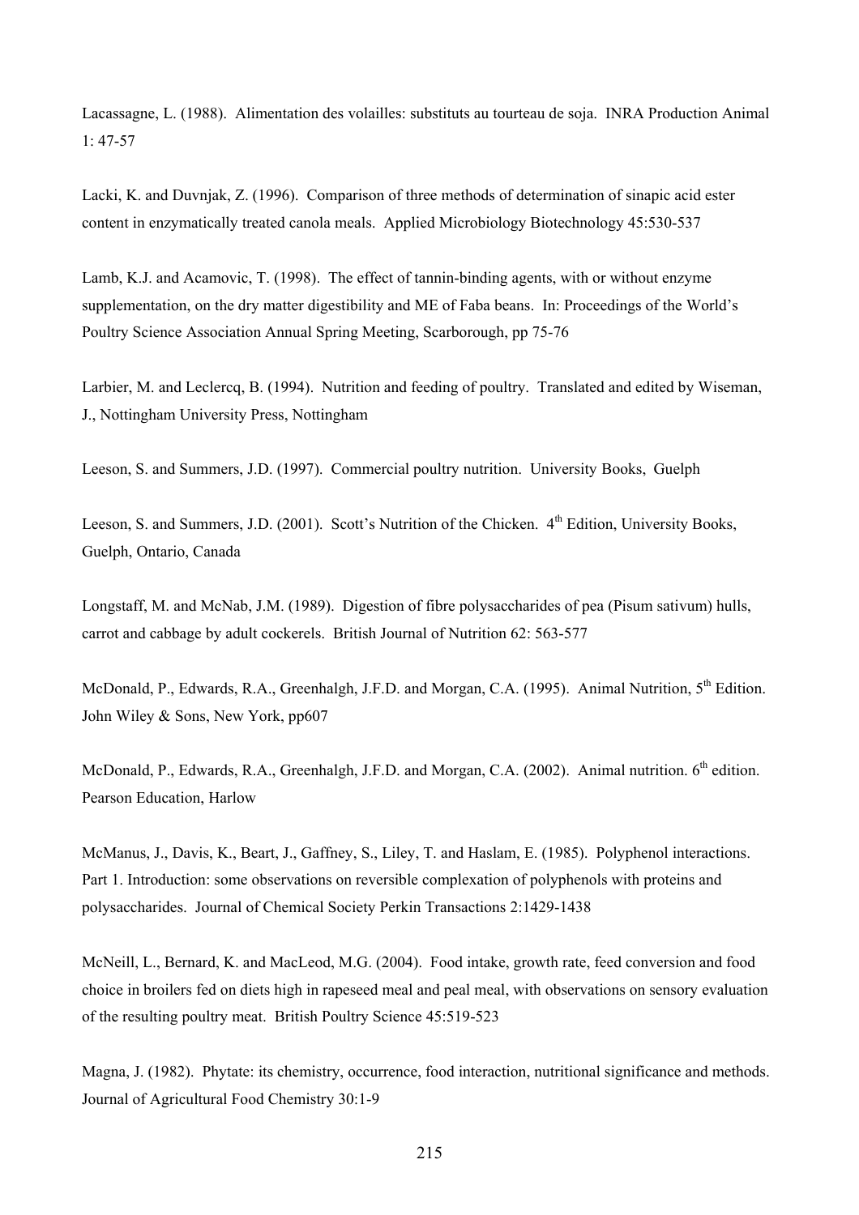Lacassagne, L. (1988). Alimentation des volailles: substituts au tourteau de soja. INRA Production Animal 1: 47-57

Lacki, K. and Duvnjak, Z. (1996). Comparison of three methods of determination of sinapic acid ester content in enzymatically treated canola meals. Applied Microbiology Biotechnology 45:530-537

Lamb, K.J. and Acamovic, T. (1998). The effect of tannin-binding agents, with or without enzyme supplementation, on the dry matter digestibility and ME of Faba beans. In: Proceedings of the World's Poultry Science Association Annual Spring Meeting, Scarborough, pp 75-76

Larbier, M. and Leclercq, B. (1994). Nutrition and feeding of poultry. Translated and edited by Wiseman, J., Nottingham University Press, Nottingham

Leeson, S. and Summers, J.D. (1997). Commercial poultry nutrition. University Books, Guelph

Leeson, S. and Summers, J.D. (2001). Scott's Nutrition of the Chicken. 4th Edition, University Books, Guelph, Ontario, Canada

Longstaff, M. and McNab, J.M. (1989). Digestion of fibre polysaccharides of pea (Pisum sativum) hulls, carrot and cabbage by adult cockerels. British Journal of Nutrition 62: 563-577

McDonald, P., Edwards, R.A., Greenhalgh, J.F.D. and Morgan, C.A. (1995). Animal Nutrition, 5th Edition. John Wiley & Sons, New York, pp607

McDonald, P., Edwards, R.A., Greenhalgh, J.F.D. and Morgan, C.A. (2002). Animal nutrition. 6th edition. Pearson Education, Harlow

McManus, J., Davis, K., Beart, J., Gaffney, S., Liley, T. and Haslam, E. (1985). Polyphenol interactions. Part 1. Introduction: some observations on reversible complexation of polyphenols with proteins and polysaccharides. Journal of Chemical Society Perkin Transactions 2:1429-1438

McNeill, L., Bernard, K. and MacLeod, M.G. (2004). Food intake, growth rate, feed conversion and food choice in broilers fed on diets high in rapeseed meal and peal meal, with observations on sensory evaluation of the resulting poultry meat. British Poultry Science 45:519-523

Magna, J. (1982). Phytate: its chemistry, occurrence, food interaction, nutritional significance and methods. Journal of Agricultural Food Chemistry 30:1-9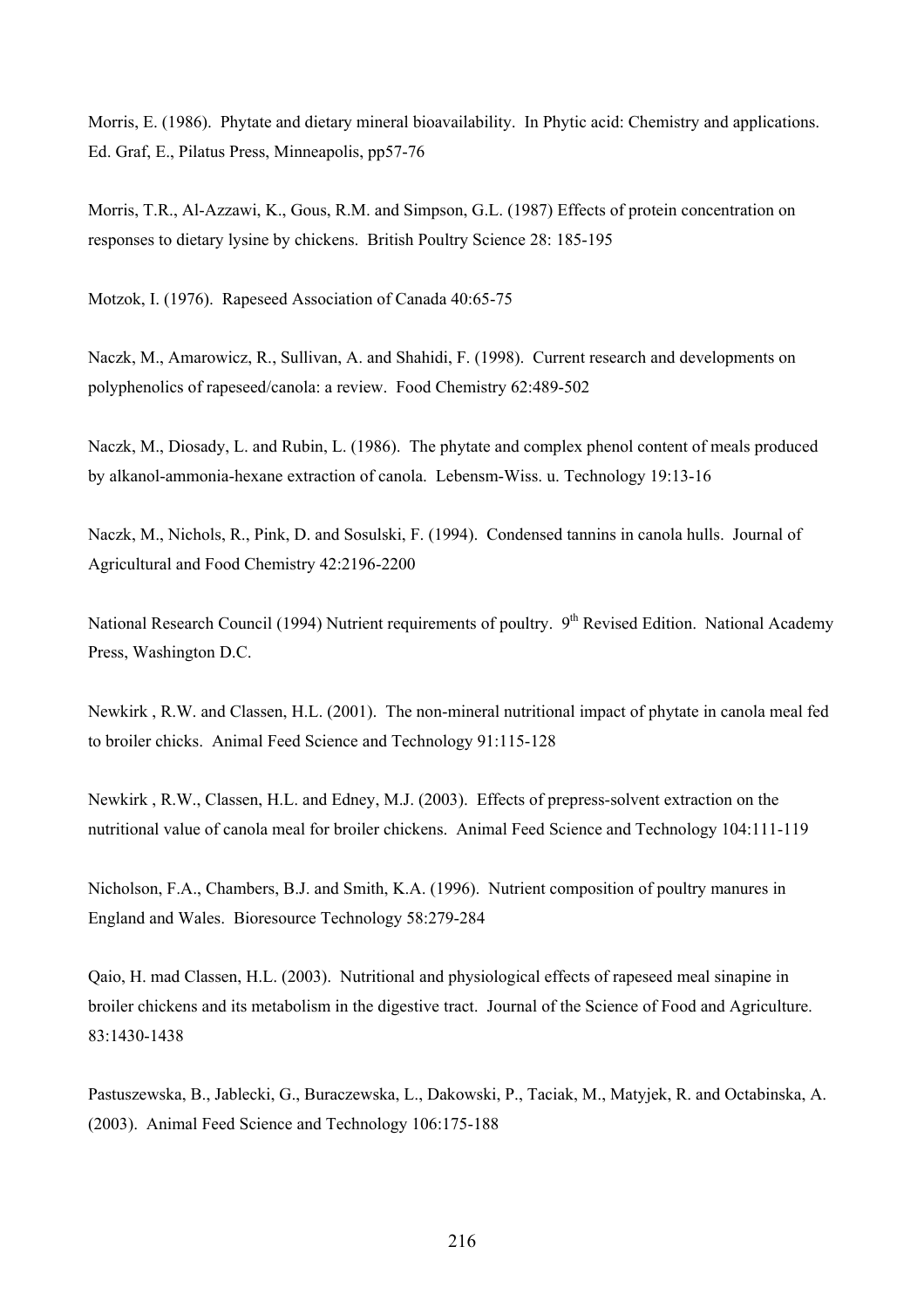Morris, E. (1986). Phytate and dietary mineral bioavailability. In Phytic acid: Chemistry and applications. Ed. Graf, E., Pilatus Press, Minneapolis, pp57-76

Morris, T.R., Al-Azzawi, K., Gous, R.M. and Simpson, G.L. (1987) Effects of protein concentration on responses to dietary lysine by chickens. British Poultry Science 28: 185-195

Motzok, I. (1976). Rapeseed Association of Canada 40:65-75

Naczk, M., Amarowicz, R., Sullivan, A. and Shahidi, F. (1998). Current research and developments on polyphenolics of rapeseed/canola: a review. Food Chemistry 62:489-502

Naczk, M., Diosady, L. and Rubin, L. (1986). The phytate and complex phenol content of meals produced by alkanol-ammonia-hexane extraction of canola. Lebensm-Wiss. u. Technology 19:13-16

Naczk, M., Nichols, R., Pink, D. and Sosulski, F. (1994). Condensed tannins in canola hulls. Journal of Agricultural and Food Chemistry 42:2196-2200

National Research Council (1994) Nutrient requirements of poultry. 9th Revised Edition. National Academy Press, Washington D.C.

Newkirk , R.W. and Classen, H.L. (2001). The non-mineral nutritional impact of phytate in canola meal fed to broiler chicks. Animal Feed Science and Technology 91:115-128

Newkirk , R.W., Classen, H.L. and Edney, M.J. (2003). Effects of prepress-solvent extraction on the nutritional value of canola meal for broiler chickens. Animal Feed Science and Technology 104:111-119

Nicholson, F.A., Chambers, B.J. and Smith, K.A. (1996). Nutrient composition of poultry manures in England and Wales. Bioresource Technology 58:279-284

Qaio, H. mad Classen, H.L. (2003). Nutritional and physiological effects of rapeseed meal sinapine in broiler chickens and its metabolism in the digestive tract. Journal of the Science of Food and Agriculture. 83:1430-1438

Pastuszewska, B., Jablecki, G., Buraczewska, L., Dakowski, P., Taciak, M., Matyjek, R. and Octabinska, A. (2003). Animal Feed Science and Technology 106:175-188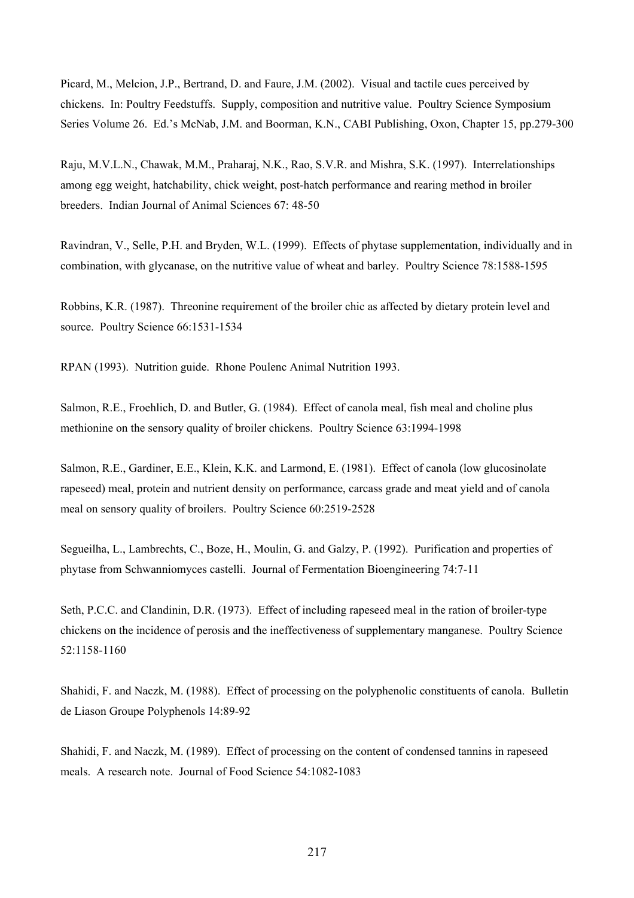Picard, M., Melcion, J.P., Bertrand, D. and Faure, J.M. (2002). Visual and tactile cues perceived by chickens. In: Poultry Feedstuffs. Supply, composition and nutritive value. Poultry Science Symposium Series Volume 26. Ed.'s McNab, J.M. and Boorman, K.N., CABI Publishing, Oxon, Chapter 15, pp.279-300

Raju, M.V.L.N., Chawak, M.M., Praharaj, N.K., Rao, S.V.R. and Mishra, S.K. (1997). Interrelationships among egg weight, hatchability, chick weight, post-hatch performance and rearing method in broiler breeders. Indian Journal of Animal Sciences 67: 48-50

Ravindran, V., Selle, P.H. and Bryden, W.L. (1999). Effects of phytase supplementation, individually and in combination, with glycanase, on the nutritive value of wheat and barley. Poultry Science 78:1588-1595

Robbins, K.R. (1987). Threonine requirement of the broiler chic as affected by dietary protein level and source. Poultry Science 66:1531-1534

RPAN (1993). Nutrition guide. Rhone Poulenc Animal Nutrition 1993.

Salmon, R.E., Froehlich, D. and Butler, G. (1984). Effect of canola meal, fish meal and choline plus methionine on the sensory quality of broiler chickens. Poultry Science 63:1994-1998

Salmon, R.E., Gardiner, E.E., Klein, K.K. and Larmond, E. (1981). Effect of canola (low glucosinolate rapeseed) meal, protein and nutrient density on performance, carcass grade and meat yield and of canola meal on sensory quality of broilers. Poultry Science 60:2519-2528

Segueilha, L., Lambrechts, C., Boze, H., Moulin, G. and Galzy, P. (1992). Purification and properties of phytase from Schwanniomyces castelli. Journal of Fermentation Bioengineering 74:7-11

Seth, P.C.C. and Clandinin, D.R. (1973). Effect of including rapeseed meal in the ration of broiler-type chickens on the incidence of perosis and the ineffectiveness of supplementary manganese. Poultry Science 52:1158-1160

Shahidi, F. and Naczk, M. (1988). Effect of processing on the polyphenolic constituents of canola. Bulletin de Liason Groupe Polyphenols 14:89-92

Shahidi, F. and Naczk, M. (1989). Effect of processing on the content of condensed tannins in rapeseed meals. A research note. Journal of Food Science 54:1082-1083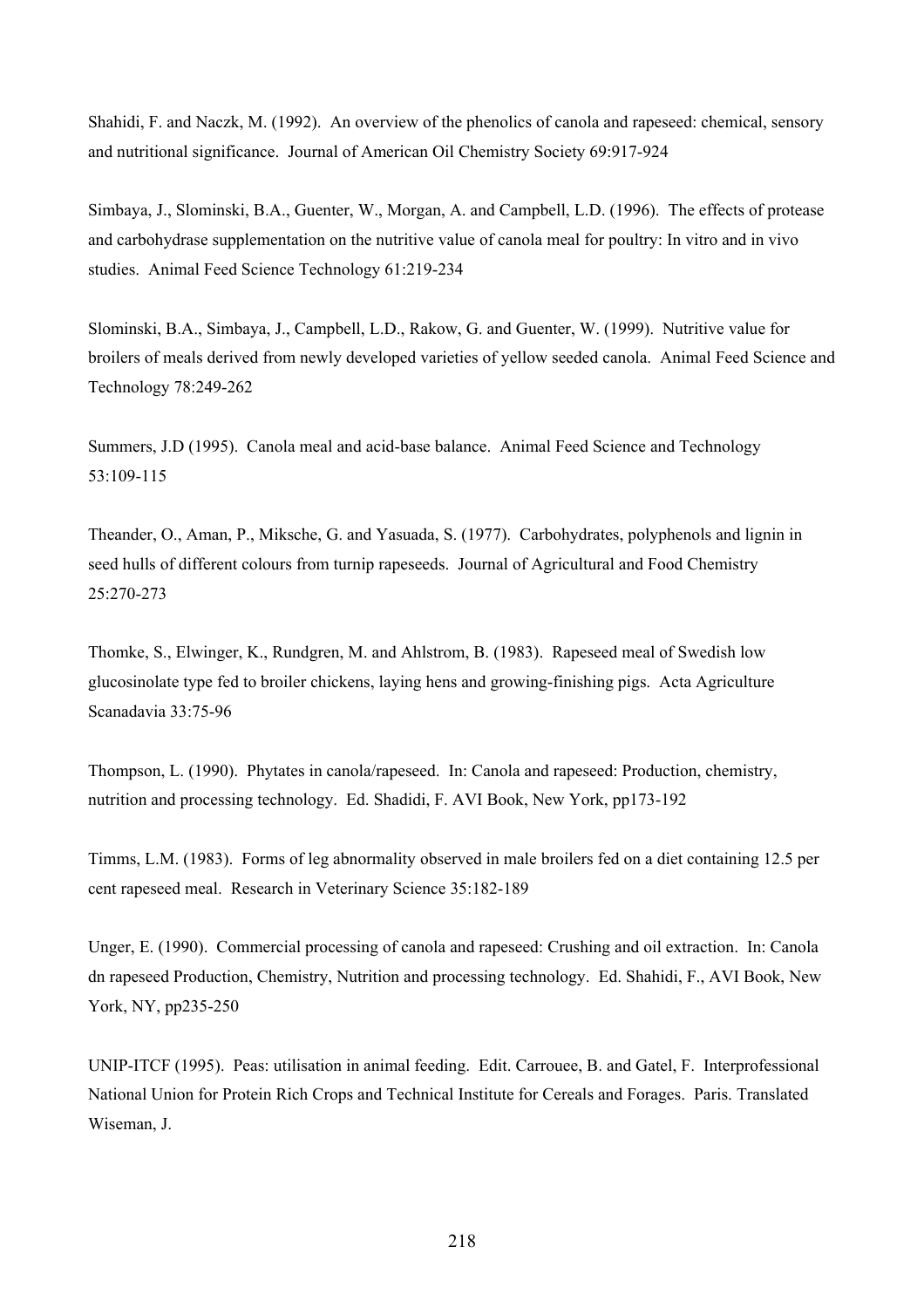Shahidi, F. and Naczk, M. (1992). An overview of the phenolics of canola and rapeseed: chemical, sensory and nutritional significance. Journal of American Oil Chemistry Society 69:917-924

Simbaya, J., Slominski, B.A., Guenter, W., Morgan, A. and Campbell, L.D. (1996). The effects of protease and carbohydrase supplementation on the nutritive value of canola meal for poultry: In vitro and in vivo studies. Animal Feed Science Technology 61:219-234

Slominski, B.A., Simbaya, J., Campbell, L.D., Rakow, G. and Guenter, W. (1999). Nutritive value for broilers of meals derived from newly developed varieties of yellow seeded canola. Animal Feed Science and Technology 78:249-262

Summers, J.D (1995). Canola meal and acid-base balance. Animal Feed Science and Technology 53:109-115

Theander, O., Aman, P., Miksche, G. and Yasuada, S. (1977). Carbohydrates, polyphenols and lignin in seed hulls of different colours from turnip rapeseeds. Journal of Agricultural and Food Chemistry 25:270-273

Thomke, S., Elwinger, K., Rundgren, M. and Ahlstrom, B. (1983). Rapeseed meal of Swedish low glucosinolate type fed to broiler chickens, laying hens and growing-finishing pigs. Acta Agriculture Scanadavia 33:75-96

Thompson, L. (1990). Phytates in canola/rapeseed. In: Canola and rapeseed: Production, chemistry, nutrition and processing technology. Ed. Shadidi, F. AVI Book, New York, pp173-192

Timms, L.M. (1983). Forms of leg abnormality observed in male broilers fed on a diet containing 12.5 per cent rapeseed meal. Research in Veterinary Science 35:182-189

Unger, E. (1990). Commercial processing of canola and rapeseed: Crushing and oil extraction. In: Canola dn rapeseed Production, Chemistry, Nutrition and processing technology. Ed. Shahidi, F., AVI Book, New York, NY, pp235-250

UNIP-ITCF (1995). Peas: utilisation in animal feeding. Edit. Carrouee, B. and Gatel, F. Interprofessional National Union for Protein Rich Crops and Technical Institute for Cereals and Forages. Paris. Translated Wiseman, J.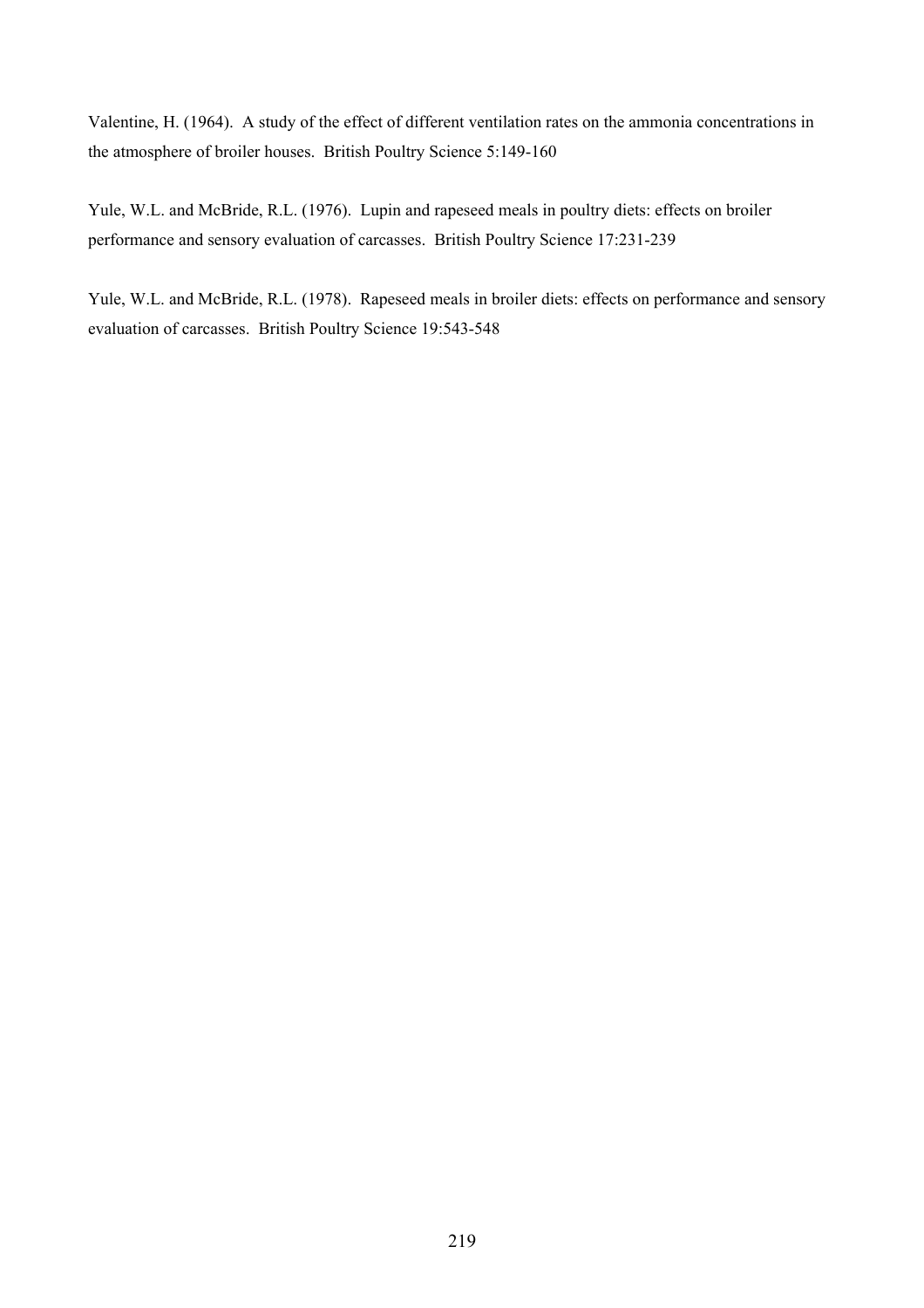Valentine, H. (1964). A study of the effect of different ventilation rates on the ammonia concentrations in the atmosphere of broiler houses. British Poultry Science 5:149-160

Yule, W.L. and McBride, R.L. (1976). Lupin and rapeseed meals in poultry diets: effects on broiler performance and sensory evaluation of carcasses. British Poultry Science 17:231-239

Yule, W.L. and McBride, R.L. (1978). Rapeseed meals in broiler diets: effects on performance and sensory evaluation of carcasses. British Poultry Science 19:543-548